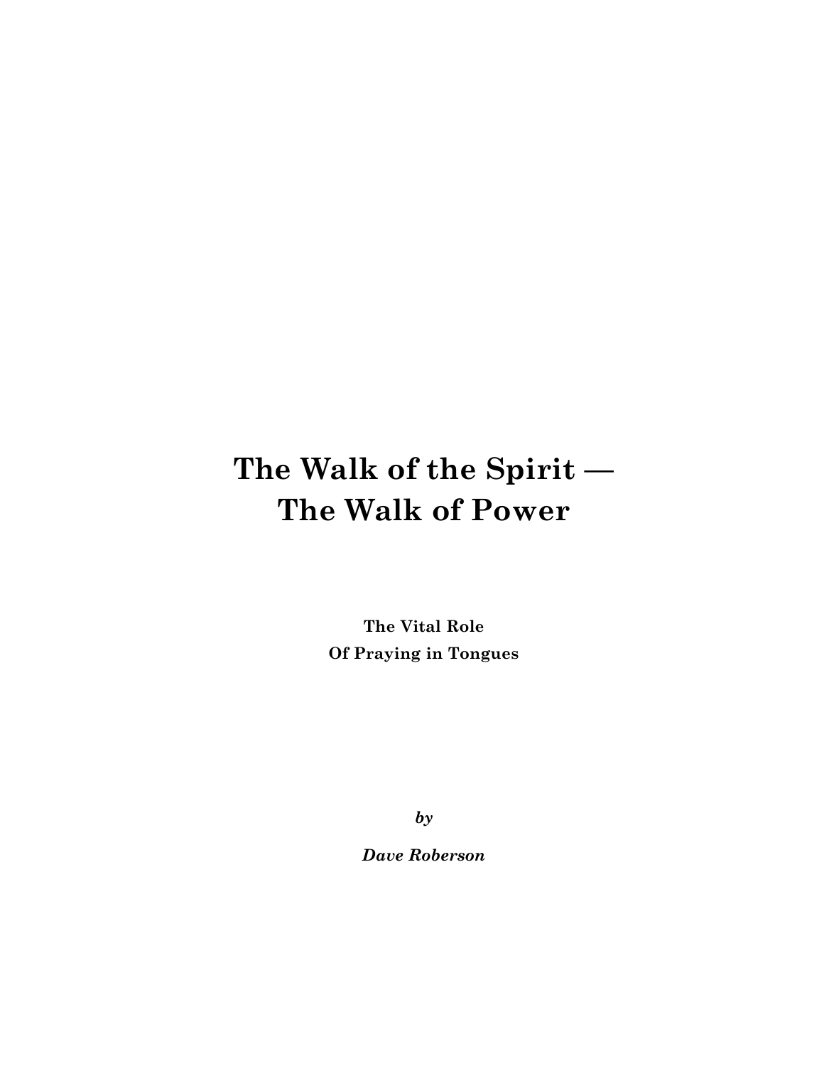# The Walk of the Spirit — The Walk of Power

**The Vital Role**
**Of Praying in Tongues**

***by***

***Dave Roberson***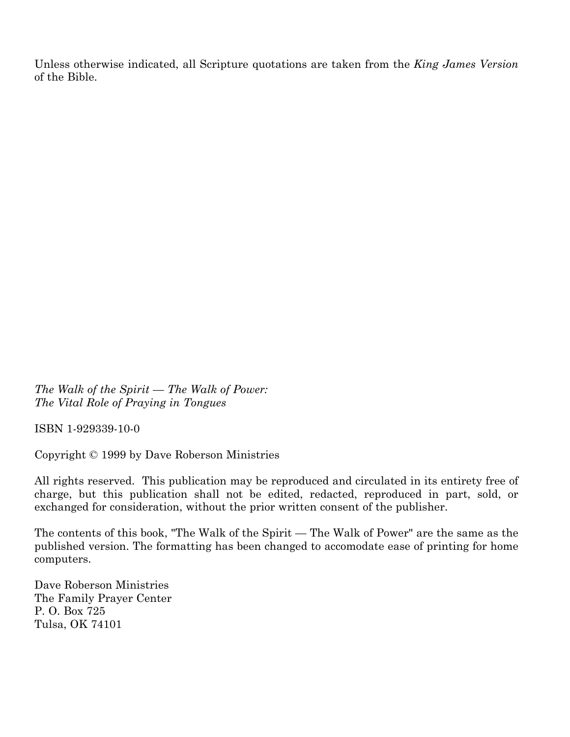Unless otherwise indicated, all Scripture quotations are taken from the *King James Version* of the Bible.

*The Walk of the Spirit — The Walk of Power:*
*The Vital Role of Praying in Tongues*

ISBN 1-929339-10-0

Copyright © 1999 by Dave Roberson Ministries

All rights reserved. This publication may be reproduced and circulated in its entirety free of charge, but this publication shall not be edited, redacted, reproduced in part, sold, or exchanged for consideration, without the prior written consent of the publisher.

The contents of this book, "The Walk of the Spirit — The Walk of Power" are the same as the published version. The formatting has been changed to accomodate ease of printing for home computers.

Dave Roberson Ministries
The Family Prayer Center
P. O. Box 725
Tulsa, OK 74101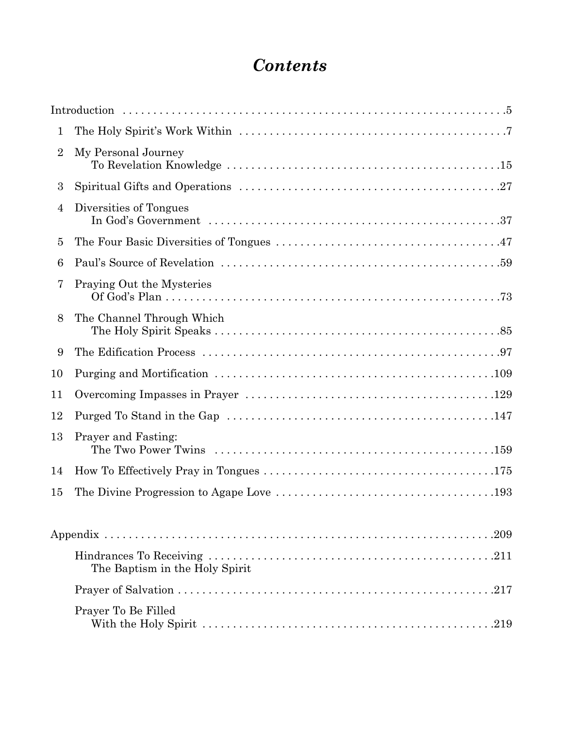# *Contents*

Introduction .5

1 The Holy Spirit's Work Within .7

2 My Personal Journey To Revelation Knowledge .15

3 Spiritual Gifts and Operations .27

4 Diversities of Tongues In God's Government .37

5 The Four Basic Diversities of Tongues .47

6 Paul's Source of Revelation .59

7 Praying Out the Mysteries Of God's Plan .73

8 The Channel Through Which The Holy Spirit Speaks .85

9 The Edification Process .97

10 Purging and Mortification .109

11 Overcoming Impasses in Prayer .129

12 Purged To Stand in the Gap .147

13 Prayer and Fasting: The Two Power Twins .159

14 How To Effectively Pray in Tongues .175

15 The Divine Progression to Agape Love .193

Appendix .209

Hindrances To Receiving The Baptism in the Holy Spirit .211

Prayer of Salvation .217

Prayer To Be Filled With the Holy Spirit .219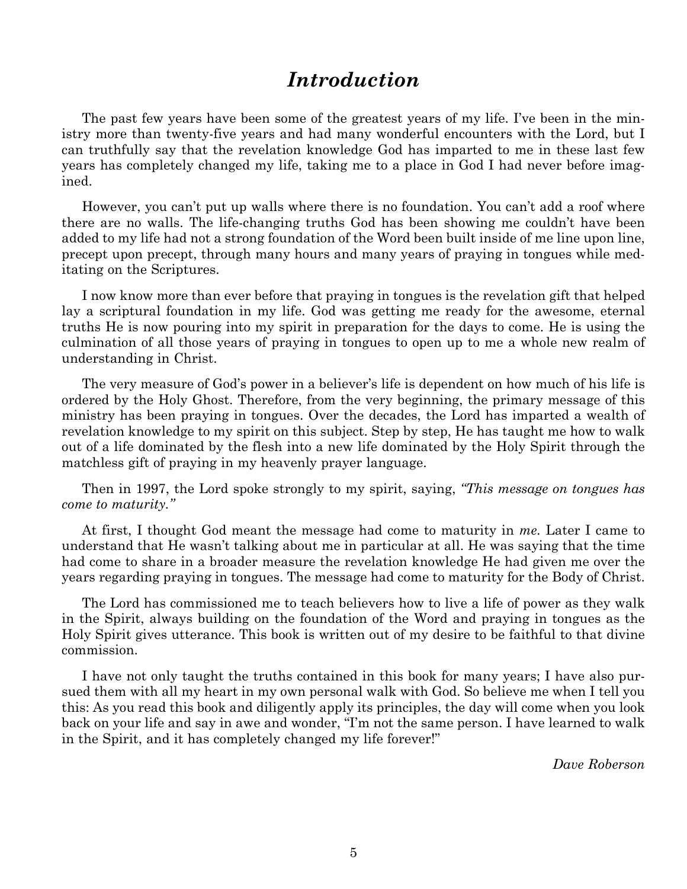# *Introduction*

The past few years have been some of the greatest years of my life. I've been in the ministry more than twenty-five years and had many wonderful encounters with the Lord, but I can truthfully say that the revelation knowledge God has imparted to me in these last few years has completely changed my life, taking me to a place in God I had never before imagined.

However, you can't put up walls where there is no foundation. You can't add a roof where there are no walls. The life-changing truths God has been showing me couldn't have been added to my life had not a strong foundation of the Word been built inside of me line upon line, precept upon precept, through many hours and many years of praying in tongues while meditating on the Scriptures.

I now know more than ever before that praying in tongues is the revelation gift that helped lay a scriptural foundation in my life. God was getting me ready for the awesome, eternal truths He is now pouring into my spirit in preparation for the days to come. He is using the culmination of all those years of praying in tongues to open up to me a whole new realm of understanding in Christ.

The very measure of God's power in a believer's life is dependent on how much of his life is ordered by the Holy Ghost. Therefore, from the very beginning, the primary message of this ministry has been praying in tongues. Over the decades, the Lord has imparted a wealth of revelation knowledge to my spirit on this subject. Step by step, He has taught me how to walk out of a life dominated by the flesh into a new life dominated by the Holy Spirit through the matchless gift of praying in my heavenly prayer language.

Then in 1997, the Lord spoke strongly to my spirit, saying, *"This message on tongues has come to maturity."*

At first, I thought God meant the message had come to maturity in *me*. Later I came to understand that He wasn't talking about me in particular at all. He was saying that the time had come to share in a broader measure the revelation knowledge He had given me over the years regarding praying in tongues. The message had come to maturity for the Body of Christ.

The Lord has commissioned me to teach believers how to live a life of power as they walk in the Spirit, always building on the foundation of the Word and praying in tongues as the Holy Spirit gives utterance. This book is written out of my desire to be faithful to that divine commission.

I have not only taught the truths contained in this book for many years; I have also pursued them with all my heart in my own personal walk with God. So believe me when I tell you this: As you read this book and diligently apply its principles, the day will come when you look back on your life and say in awe and wonder, "I'm not the same person. I have learned to walk in the Spirit, and it has completely changed my life forever!"

*Dave Roberson*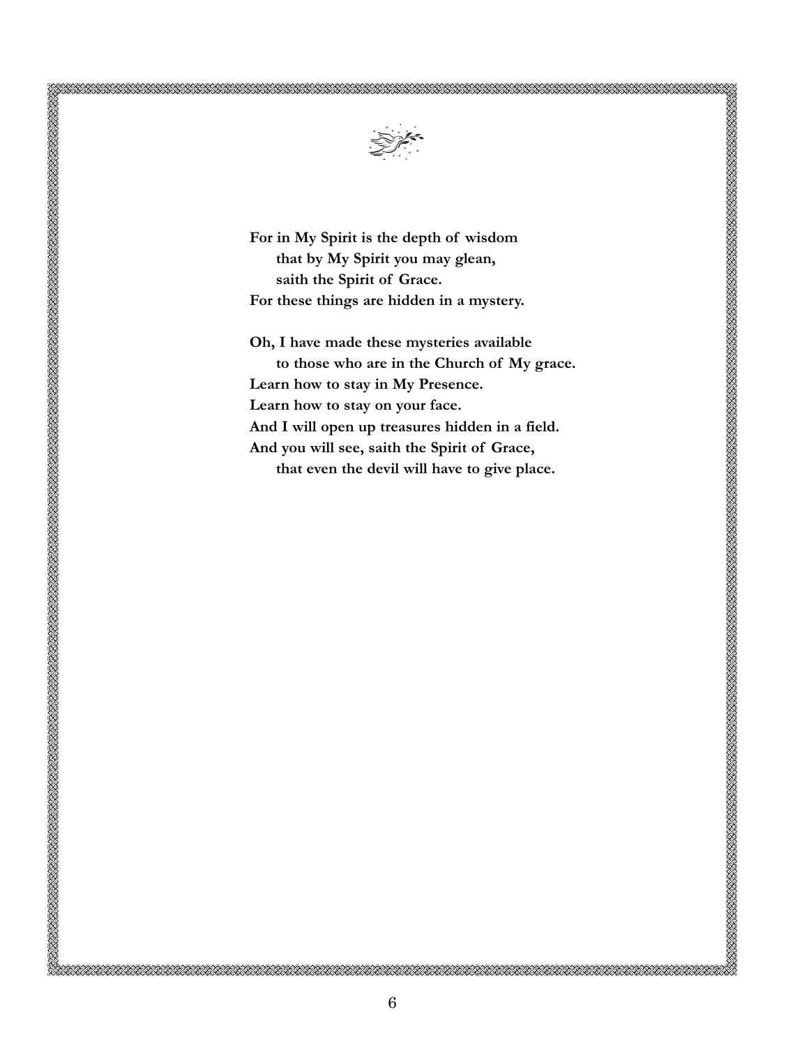**For in My Spirit is the depth of wisdom**
**that by My Spirit you may glean,**
**saith the Spirit of Grace.**
**For these things are hidden in a mystery.**

**Oh, I have made these mysteries available**
**to those who are in the Church of My grace.**
**Learn how to stay in My Presence.**
**Learn how to stay on your face.**
**And I will open up treasures hidden in a field.**
**And you will see, saith the Spirit of Grace,**
**that even the devil will have to give place.**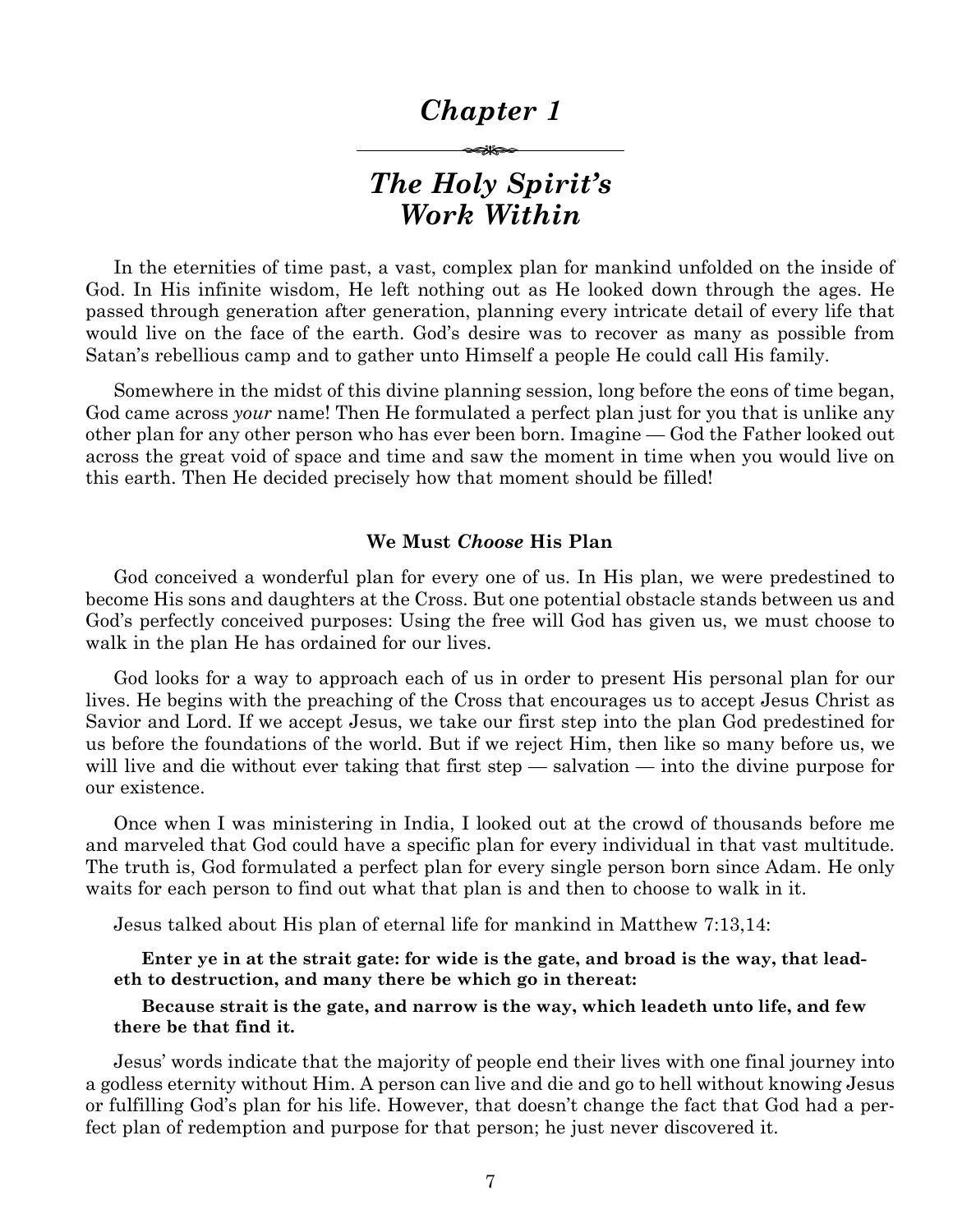# *Chapter 1*

# *The Holy Spirit's Work Within*

In the eternities of time past, a vast, complex plan for mankind unfolded on the inside of God. In His infinite wisdom, He left nothing out as He looked down through the ages. He passed through generation after generation, planning every intricate detail of every life that would live on the face of the earth. God's desire was to recover as many as possible from Satan's rebellious camp and to gather unto Himself a people He could call His family.

Somewhere in the midst of this divine planning session, long before the eons of time began, God came across *your* name! Then He formulated a perfect plan just for you that is unlike any other plan for any other person who has ever been born. Imagine — God the Father looked out across the great void of space and time and saw the moment in time when you would live on this earth. Then He decided precisely how that moment should be filled!

### We Must *Choose* His Plan

God conceived a wonderful plan for every one of us. In His plan, we were predestined to become His sons and daughters at the Cross. But one potential obstacle stands between us and God's perfectly conceived purposes: Using the free will God has given us, we must choose to walk in the plan He has ordained for our lives.

God looks for a way to approach each of us in order to present His personal plan for our lives. He begins with the preaching of the Cross that encourages us to accept Jesus Christ as Savior and Lord. If we accept Jesus, we take our first step into the plan God predestined for us before the foundations of the world. But if we reject Him, then like so many before us, we will live and die without ever taking that first step — salvation — into the divine purpose for our existence.

Once when I was ministering in India, I looked out at the crowd of thousands before me and marveled that God could have a specific plan for every individual in that vast multitude. The truth is, God formulated a perfect plan for every single person born since Adam. He only waits for each person to find out what that plan is and then to choose to walk in it.

Jesus talked about His plan of eternal life for mankind in Matthew 7:13,14:

> **Enter ye in at the strait gate: for wide is the gate, and broad is the way, that leadeth to destruction, and many there be which go in thereat:**
>
> **Because strait is the gate, and narrow is the way, which leadeth unto life, and few there be that find it.**

Jesus' words indicate that the majority of people end their lives with one final journey into a godless eternity without Him. A person can live and die and go to hell without knowing Jesus or fulfilling God's plan for his life. However, that doesn't change the fact that God had a perfect plan of redemption and purpose for that person; he just never discovered it.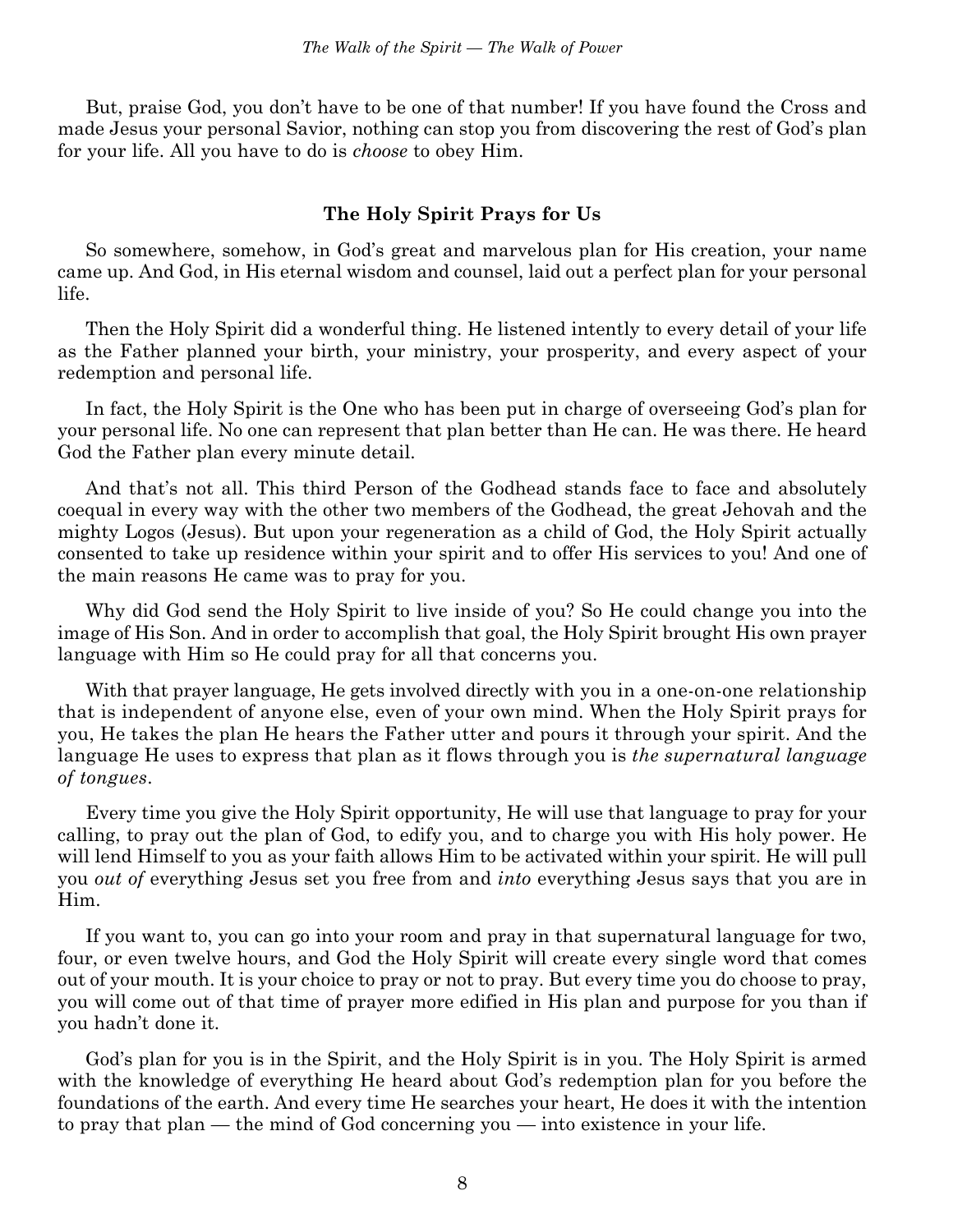But, praise God, you don't have to be one of that number! If you have found the Cross and made Jesus your personal Savior, nothing can stop you from discovering the rest of God's plan for your life. All you have to do is *choose* to obey Him.

### The Holy Spirit Prays for Us

So somewhere, somehow, in God's great and marvelous plan for His creation, your name came up. And God, in His eternal wisdom and counsel, laid out a perfect plan for your personal life.

Then the Holy Spirit did a wonderful thing. He listened intently to every detail of your life as the Father planned your birth, your ministry, your prosperity, and every aspect of your redemption and personal life.

In fact, the Holy Spirit is the One who has been put in charge of overseeing God's plan for your personal life. No one can represent that plan better than He can. He was there. He heard God the Father plan every minute detail.

And that's not all. This third Person of the Godhead stands face to face and absolutely coequal in every way with the other two members of the Godhead, the great Jehovah and the mighty Logos (Jesus). But upon your regeneration as a child of God, the Holy Spirit actually consented to take up residence within your spirit and to offer His services to you! And one of the main reasons He came was to pray for you.

Why did God send the Holy Spirit to live inside of you? So He could change you into the image of His Son. And in order to accomplish that goal, the Holy Spirit brought His own prayer language with Him so He could pray for all that concerns you.

With that prayer language, He gets involved directly with you in a one-on-one relationship that is independent of anyone else, even of your own mind. When the Holy Spirit prays for you, He takes the plan He hears the Father utter and pours it through your spirit. And the language He uses to express that plan as it flows through you is *the supernatural language of tongues*.

Every time you give the Holy Spirit opportunity, He will use that language to pray for your calling, to pray out the plan of God, to edify you, and to charge you with His holy power. He will lend Himself to you as your faith allows Him to be activated within your spirit. He will pull you *out of* everything Jesus set you free from and *into* everything Jesus says that you are in Him.

If you want to, you can go into your room and pray in that supernatural language for two, four, or even twelve hours, and God the Holy Spirit will create every single word that comes out of your mouth. It is your choice to pray or not to pray. But every time you do choose to pray, you will come out of that time of prayer more edified in His plan and purpose for you than if you hadn't done it.

God's plan for you is in the Spirit, and the Holy Spirit is in you. The Holy Spirit is armed with the knowledge of everything He heard about God's redemption plan for you before the foundations of the earth. And every time He searches your heart, He does it with the intention to pray that plan — the mind of God concerning you — into existence in your life.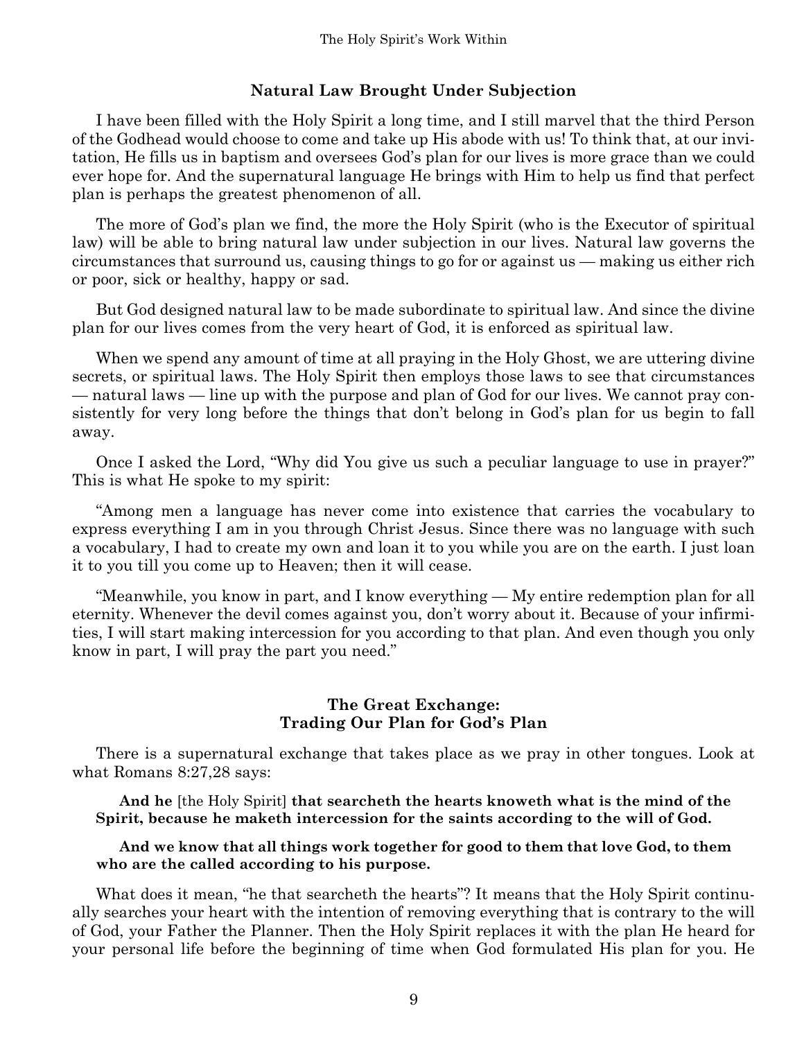## Natural Law Brought Under Subjection

I have been filled with the Holy Spirit a long time, and I still marvel that the third Person of the Godhead would choose to come and take up His abode with us! To think that, at our invitation, He fills us in baptism and oversees God's plan for our lives is more grace than we could ever hope for. And the supernatural language He brings with Him to help us find that perfect plan is perhaps the greatest phenomenon of all.

The more of God's plan we find, the more the Holy Spirit (who is the Executor of spiritual law) will be able to bring natural law under subjection in our lives. Natural law governs the circumstances that surround us, causing things to go for or against us — making us either rich or poor, sick or healthy, happy or sad.

But God designed natural law to be made subordinate to spiritual law. And since the divine plan for our lives comes from the very heart of God, it is enforced as spiritual law.

When we spend any amount of time at all praying in the Holy Ghost, we are uttering divine secrets, or spiritual laws. The Holy Spirit then employs those laws to see that circumstances — natural laws — line up with the purpose and plan of God for our lives. We cannot pray consistently for very long before the things that don't belong in God's plan for us begin to fall away.

Once I asked the Lord, "Why did You give us such a peculiar language to use in prayer?" This is what He spoke to my spirit:

"Among men a language has never come into existence that carries the vocabulary to express everything I am in you through Christ Jesus. Since there was no language with such a vocabulary, I had to create my own and loan it to you while you are on the earth. I just loan it to you till you come up to Heaven; then it will cease.

"Meanwhile, you know in part, and I know everything — My entire redemption plan for all eternity. Whenever the devil comes against you, don't worry about it. Because of your infirmities, I will start making intercession for you according to that plan. And even though you only know in part, I will pray the part you need."

## The Great Exchange: Trading Our Plan for God's Plan

There is a supernatural exchange that takes place as we pray in other tongues. Look at what Romans 8:27,28 says:

> **And he** [the Holy Spirit] **that searcheth the hearts knoweth what is the mind of the Spirit, because he maketh intercession for the saints according to the will of God.**
>
> **And we know that all things work together for good to them that love God, to them who are the called according to his purpose.**

What does it mean, "he that searcheth the hearts"? It means that the Holy Spirit continually searches your heart with the intention of removing everything that is contrary to the will of God, your Father the Planner. Then the Holy Spirit replaces it with the plan He heard for your personal life before the beginning of time when God formulated His plan for you. He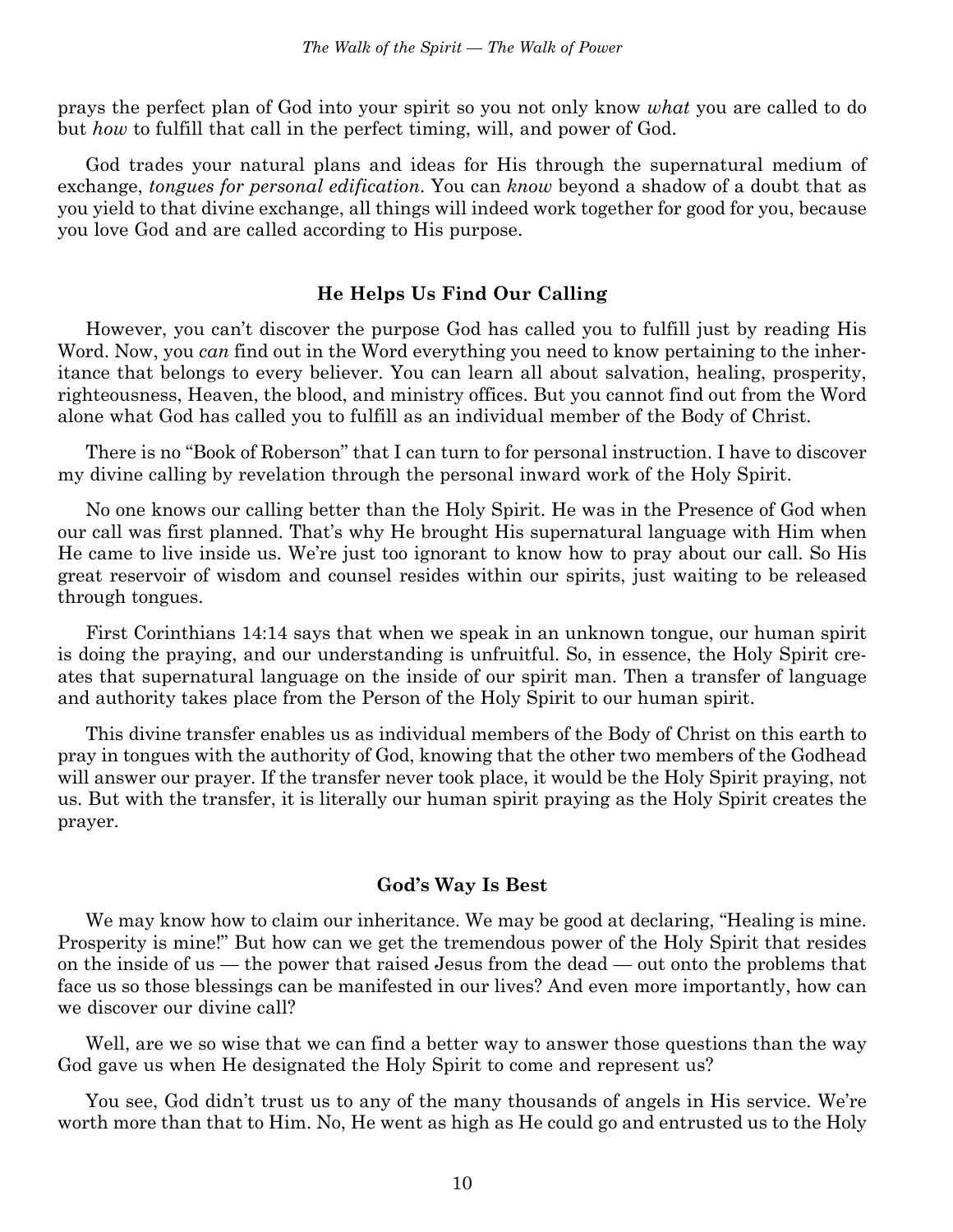prays the perfect plan of God into your spirit so you not only know *what* you are called to do but *how* to fulfill that call in the perfect timing, will, and power of God.

God trades your natural plans and ideas for His through the supernatural medium of exchange, *tongues for personal edification*. You can *know* beyond a shadow of a doubt that as you yield to that divine exchange, all things will indeed work together for good for you, because you love God and are called according to His purpose.

### He Helps Us Find Our Calling

However, you can't discover the purpose God has called you to fulfill just by reading His Word. Now, you *can* find out in the Word everything you need to know pertaining to the inheritance that belongs to every believer. You can learn all about salvation, healing, prosperity, righteousness, Heaven, the blood, and ministry offices. But you cannot find out from the Word alone what God has called you to fulfill as an individual member of the Body of Christ.

There is no "Book of Roberson" that I can turn to for personal instruction. I have to discover my divine calling by revelation through the personal inward work of the Holy Spirit.

No one knows our calling better than the Holy Spirit. He was in the Presence of God when our call was first planned. That's why He brought His supernatural language with Him when He came to live inside us. We're just too ignorant to know how to pray about our call. So His great reservoir of wisdom and counsel resides within our spirits, just waiting to be released through tongues.

First Corinthians 14:14 says that when we speak in an unknown tongue, our human spirit is doing the praying, and our understanding is unfruitful. So, in essence, the Holy Spirit creates that supernatural language on the inside of our spirit man. Then a transfer of language and authority takes place from the Person of the Holy Spirit to our human spirit.

This divine transfer enables us as individual members of the Body of Christ on this earth to pray in tongues with the authority of God, knowing that the other two members of the Godhead will answer our prayer. If the transfer never took place, it would be the Holy Spirit praying, not us. But with the transfer, it is literally our human spirit praying as the Holy Spirit creates the prayer.

### God's Way Is Best

We may know how to claim our inheritance. We may be good at declaring, "Healing is mine. Prosperity is mine!" But how can we get the tremendous power of the Holy Spirit that resides on the inside of us — the power that raised Jesus from the dead — out onto the problems that face us so those blessings can be manifested in our lives? And even more importantly, how can we discover our divine call?

Well, are we so wise that we can find a better way to answer those questions than the way God gave us when He designated the Holy Spirit to come and represent us?

You see, God didn't trust us to any of the many thousands of angels in His service. We're worth more than that to Him. No, He went as high as He could go and entrusted us to the Holy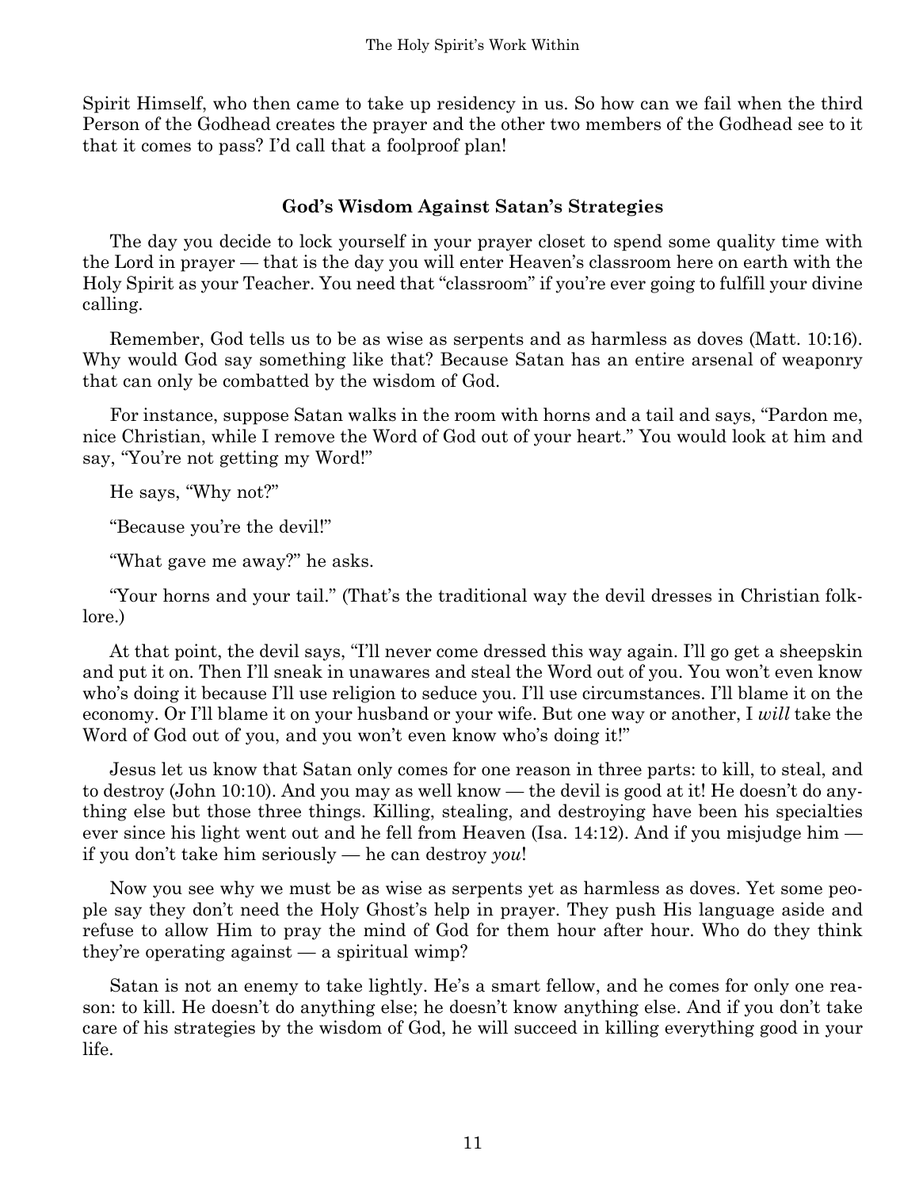Spirit Himself, who then came to take up residency in us. So how can we fail when the third Person of the Godhead creates the prayer and the other two members of the Godhead see to it that it comes to pass? I'd call that a foolproof plan!

### God's Wisdom Against Satan's Strategies

The day you decide to lock yourself in your prayer closet to spend some quality time with the Lord in prayer — that is the day you will enter Heaven's classroom here on earth with the Holy Spirit as your Teacher. You need that "classroom" if you're ever going to fulfill your divine calling.

Remember, God tells us to be as wise as serpents and as harmless as doves (Matt. 10:16). Why would God say something like that? Because Satan has an entire arsenal of weaponry that can only be combatted by the wisdom of God.

For instance, suppose Satan walks in the room with horns and a tail and says, "Pardon me, nice Christian, while I remove the Word of God out of your heart." You would look at him and say, "You're not getting my Word!"

He says, "Why not?"

"Because you're the devil!"

"What gave me away?" he asks.

"Your horns and your tail." (That's the traditional way the devil dresses in Christian folklore.)

At that point, the devil says, "I'll never come dressed this way again. I'll go get a sheepskin and put it on. Then I'll sneak in unawares and steal the Word out of you. You won't even know who's doing it because I'll use religion to seduce you. I'll use circumstances. I'll blame it on the economy. Or I'll blame it on your husband or your wife. But one way or another, I *will* take the Word of God out of you, and you won't even know who's doing it!"

Jesus let us know that Satan only comes for one reason in three parts: to kill, to steal, and to destroy (John 10:10). And you may as well know — the devil is good at it! He doesn't do anything else but those three things. Killing, stealing, and destroying have been his specialties ever since his light went out and he fell from Heaven (Isa. 14:12). And if you misjudge him — if you don't take him seriously — he can destroy *you*!

Now you see why we must be as wise as serpents yet as harmless as doves. Yet some people say they don't need the Holy Ghost's help in prayer. They push His language aside and refuse to allow Him to pray the mind of God for them hour after hour. Who do they think they're operating against — a spiritual wimp?

Satan is not an enemy to take lightly. He's a smart fellow, and he comes for only one reason: to kill. He doesn't do anything else; he doesn't know anything else. And if you don't take care of his strategies by the wisdom of God, he will succeed in killing everything good in your life.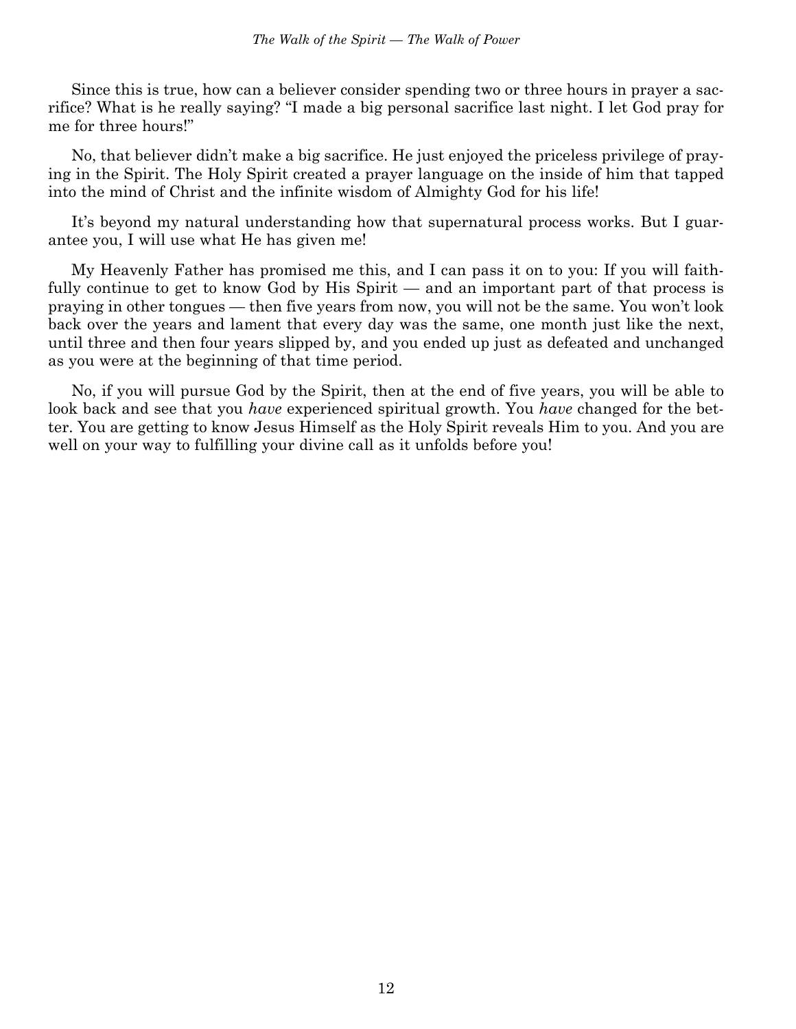Since this is true, how can a believer consider spending two or three hours in prayer a sacrifice? What is he really saying? "I made a big personal sacrifice last night. I let God pray for me for three hours!"

No, that believer didn't make a big sacrifice. He just enjoyed the priceless privilege of praying in the Spirit. The Holy Spirit created a prayer language on the inside of him that tapped into the mind of Christ and the infinite wisdom of Almighty God for his life!

It's beyond my natural understanding how that supernatural process works. But I guarantee you, I will use what He has given me!

My Heavenly Father has promised me this, and I can pass it on to you: If you will faithfully continue to get to know God by His Spirit — and an important part of that process is praying in other tongues — then five years from now, you will not be the same. You won't look back over the years and lament that every day was the same, one month just like the next, until three and then four years slipped by, and you ended up just as defeated and unchanged as you were at the beginning of that time period.

No, if you will pursue God by the Spirit, then at the end of five years, you will be able to look back and see that you *have* experienced spiritual growth. You *have* changed for the better. You are getting to know Jesus Himself as the Holy Spirit reveals Him to you. And you are well on your way to fulfilling your divine call as it unfolds before you!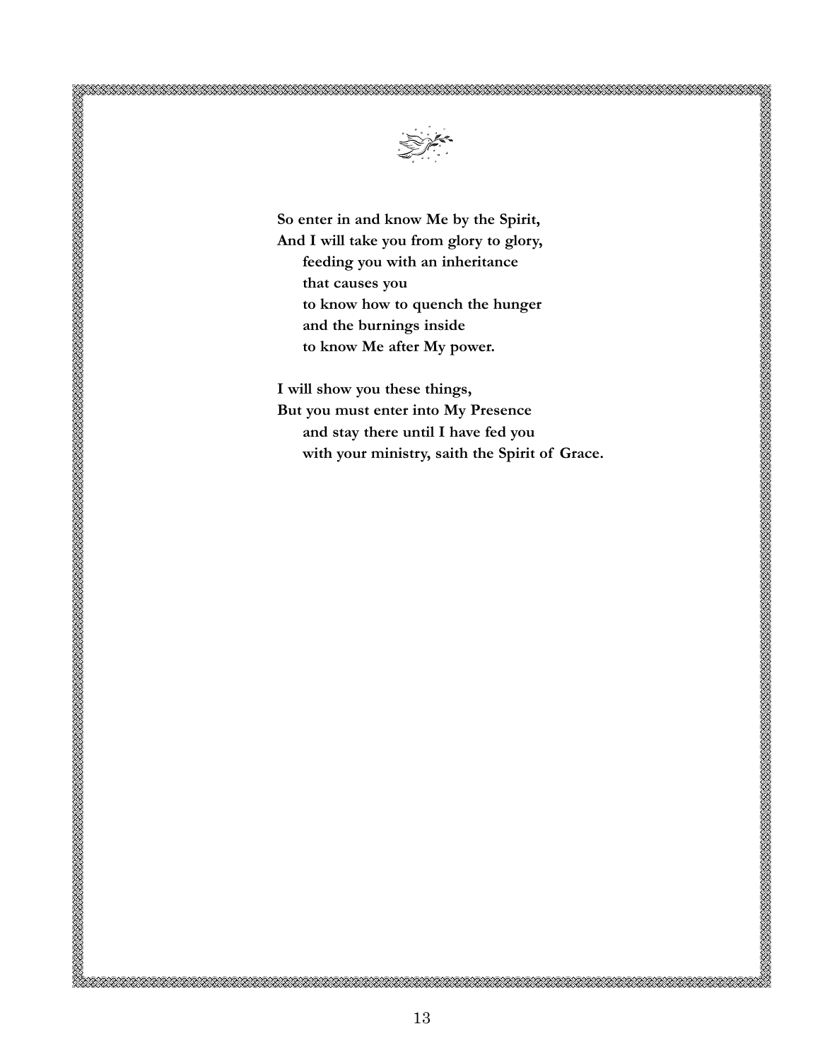**So enter in and know Me by the Spirit,**
**And I will take you from glory to glory,**
**feeding you with an inheritance**
**that causes you**
**to know how to quench the hunger**
**and the burnings inside**
**to know Me after My power.**

**I will show you these things,**
**But you must enter into My Presence**
**and stay there until I have fed you**
**with your ministry, saith the Spirit of Grace.**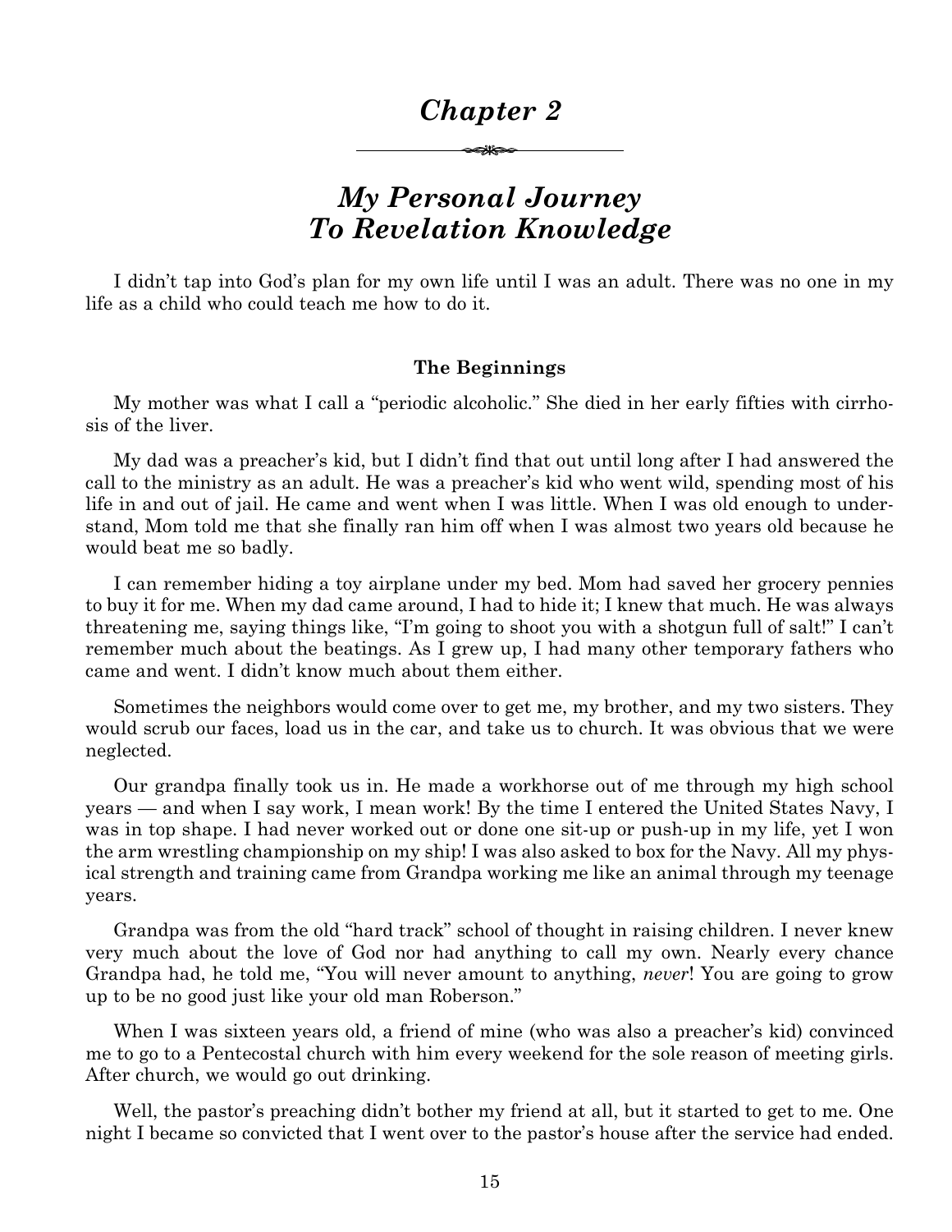# *Chapter 2*

## *My Personal Journey To Revelation Knowledge*

I didn't tap into God's plan for my own life until I was an adult. There was no one in my life as a child who could teach me how to do it.

### The Beginnings

My mother was what I call a "periodic alcoholic." She died in her early fifties with cirrhosis of the liver.

My dad was a preacher's kid, but I didn't find that out until long after I had answered the call to the ministry as an adult. He was a preacher's kid who went wild, spending most of his life in and out of jail. He came and went when I was little. When I was old enough to understand, Mom told me that she finally ran him off when I was almost two years old because he would beat me so badly.

I can remember hiding a toy airplane under my bed. Mom had saved her grocery pennies to buy it for me. When my dad came around, I had to hide it; I knew that much. He was always threatening me, saying things like, "I'm going to shoot you with a shotgun full of salt!" I can't remember much about the beatings. As I grew up, I had many other temporary fathers who came and went. I didn't know much about them either.

Sometimes the neighbors would come over to get me, my brother, and my two sisters. They would scrub our faces, load us in the car, and take us to church. It was obvious that we were neglected.

Our grandpa finally took us in. He made a workhorse out of me through my high school years — and when I say work, I mean work! By the time I entered the United States Navy, I was in top shape. I had never worked out or done one sit-up or push-up in my life, yet I won the arm wrestling championship on my ship! I was also asked to box for the Navy. All my physical strength and training came from Grandpa working me like an animal through my teenage years.

Grandpa was from the old "hard track" school of thought in raising children. I never knew very much about the love of God nor had anything to call my own. Nearly every chance Grandpa had, he told me, "You will never amount to anything, *never*! You are going to grow up to be no good just like your old man Roberson."

When I was sixteen years old, a friend of mine (who was also a preacher's kid) convinced me to go to a Pentecostal church with him every weekend for the sole reason of meeting girls. After church, we would go out drinking.

Well, the pastor's preaching didn't bother my friend at all, but it started to get to me. One night I became so convicted that I went over to the pastor's house after the service had ended.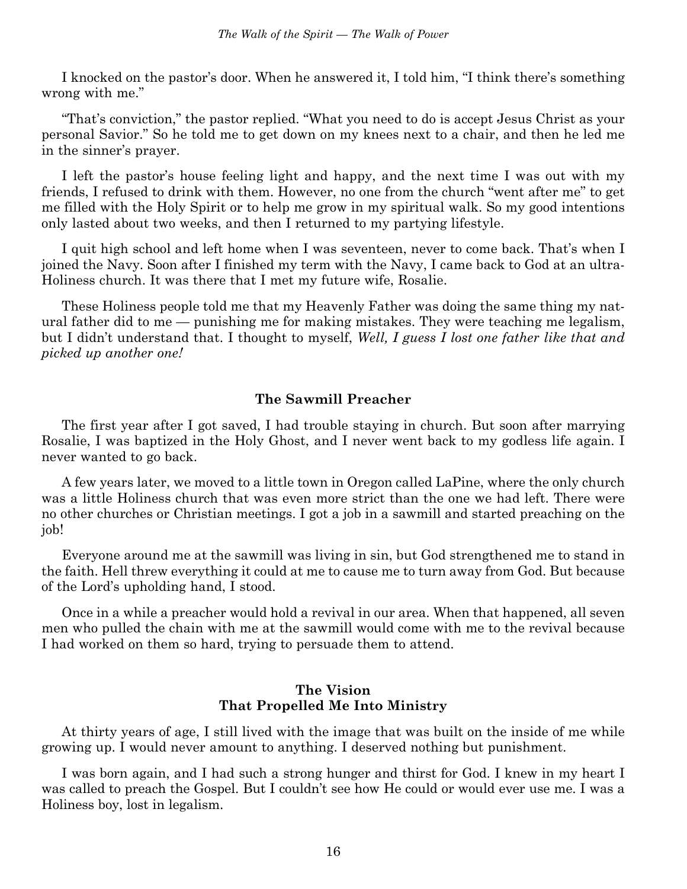I knocked on the pastor's door. When he answered it, I told him, "I think there's something wrong with me."

"That's conviction," the pastor replied. "What you need to do is accept Jesus Christ as your personal Savior." So he told me to get down on my knees next to a chair, and then he led me in the sinner's prayer.

I left the pastor's house feeling light and happy, and the next time I was out with my friends, I refused to drink with them. However, no one from the church "went after me" to get me filled with the Holy Spirit or to help me grow in my spiritual walk. So my good intentions only lasted about two weeks, and then I returned to my partying lifestyle.

I quit high school and left home when I was seventeen, never to come back. That's when I joined the Navy. Soon after I finished my term with the Navy, I came back to God at an ultra-Holiness church. It was there that I met my future wife, Rosalie.

These Holiness people told me that my Heavenly Father was doing the same thing my natural father did to me — punishing me for making mistakes. They were teaching me legalism, but I didn't understand that. I thought to myself, *Well, I guess I lost one father like that and picked up another one!*

### The Sawmill Preacher

The first year after I got saved, I had trouble staying in church. But soon after marrying Rosalie, I was baptized in the Holy Ghost, and I never went back to my godless life again. I never wanted to go back.

A few years later, we moved to a little town in Oregon called LaPine, where the only church was a little Holiness church that was even more strict than the one we had left. There were no other churches or Christian meetings. I got a job in a sawmill and started preaching on the job!

Everyone around me at the sawmill was living in sin, but God strengthened me to stand in the faith. Hell threw everything it could at me to cause me to turn away from God. But because of the Lord's upholding hand, I stood.

Once in a while a preacher would hold a revival in our area. When that happened, all seven men who pulled the chain with me at the sawmill would come with me to the revival because I had worked on them so hard, trying to persuade them to attend.

### The Vision That Propelled Me Into Ministry

At thirty years of age, I still lived with the image that was built on the inside of me while growing up. I would never amount to anything. I deserved nothing but punishment.

I was born again, and I had such a strong hunger and thirst for God. I knew in my heart I was called to preach the Gospel. But I couldn't see how He could or would ever use me. I was a Holiness boy, lost in legalism.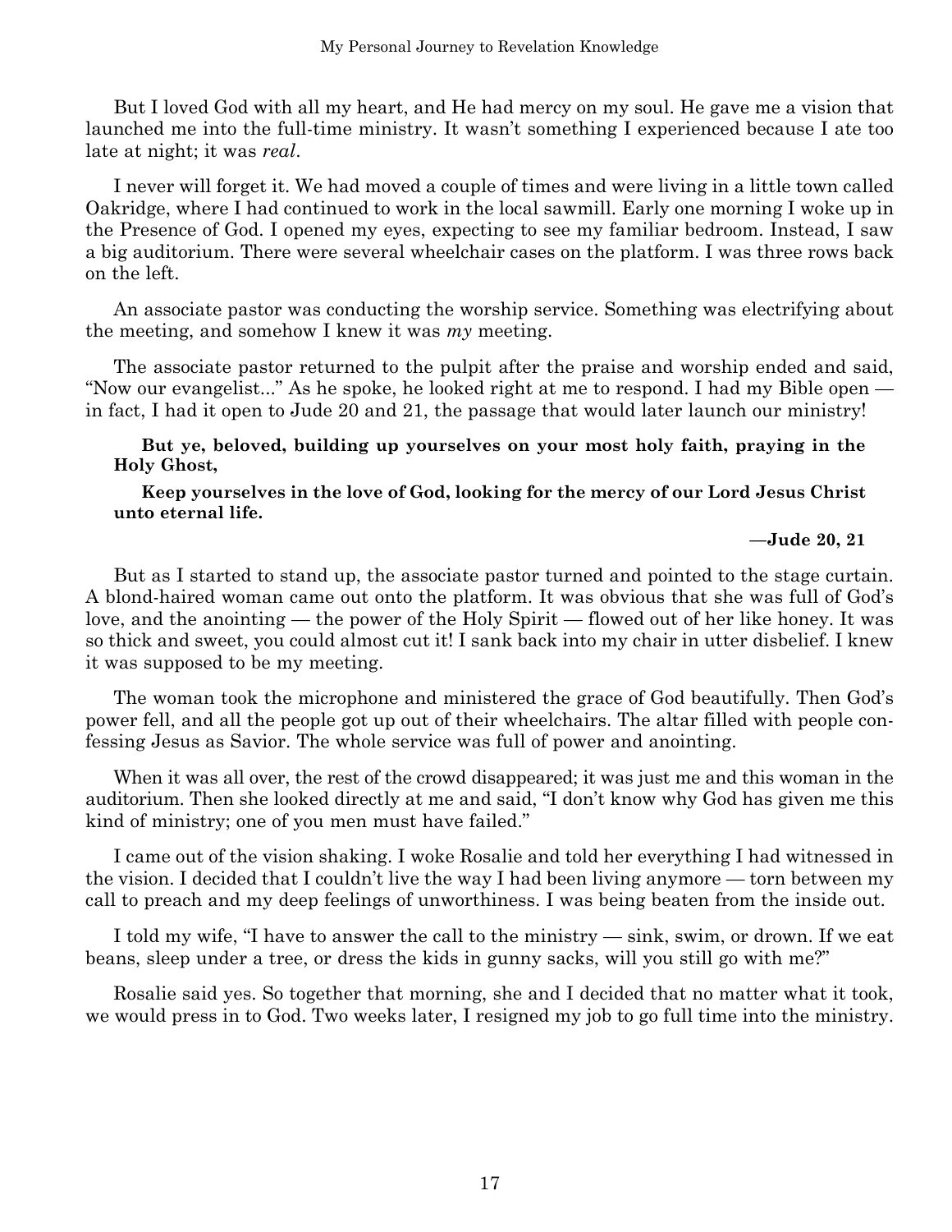But I loved God with all my heart, and He had mercy on my soul. He gave me a vision that launched me into the full-time ministry. It wasn't something I experienced because I ate too late at night; it was *real*.

I never will forget it. We had moved a couple of times and were living in a little town called Oakridge, where I had continued to work in the local sawmill. Early one morning I woke up in the Presence of God. I opened my eyes, expecting to see my familiar bedroom. Instead, I saw a big auditorium. There were several wheelchair cases on the platform. I was three rows back on the left.

An associate pastor was conducting the worship service. Something was electrifying about the meeting, and somehow I knew it was *my* meeting.

The associate pastor returned to the pulpit after the praise and worship ended and said, "Now our evangelist..." As he spoke, he looked right at me to respond. I had my Bible open — in fact, I had it open to Jude 20 and 21, the passage that would later launch our ministry!

> **But ye, beloved, building up yourselves on your most holy faith, praying in the Holy Ghost,**
>
> **Keep yourselves in the love of God, looking for the mercy of our Lord Jesus Christ unto eternal life.**
>
> **—Jude 20, 21**

But as I started to stand up, the associate pastor turned and pointed to the stage curtain. A blond-haired woman came out onto the platform. It was obvious that she was full of God's love, and the anointing — the power of the Holy Spirit — flowed out of her like honey. It was so thick and sweet, you could almost cut it! I sank back into my chair in utter disbelief. I knew it was supposed to be my meeting.

The woman took the microphone and ministered the grace of God beautifully. Then God's power fell, and all the people got up out of their wheelchairs. The altar filled with people confessing Jesus as Savior. The whole service was full of power and anointing.

When it was all over, the rest of the crowd disappeared; it was just me and this woman in the auditorium. Then she looked directly at me and said, "I don't know why God has given me this kind of ministry; one of you men must have failed."

I came out of the vision shaking. I woke Rosalie and told her everything I had witnessed in the vision. I decided that I couldn't live the way I had been living anymore — torn between my call to preach and my deep feelings of unworthiness. I was being beaten from the inside out.

I told my wife, "I have to answer the call to the ministry — sink, swim, or drown. If we eat beans, sleep under a tree, or dress the kids in gunny sacks, will you still go with me?"

Rosalie said yes. So together that morning, she and I decided that no matter what it took, we would press in to God. Two weeks later, I resigned my job to go full time into the ministry.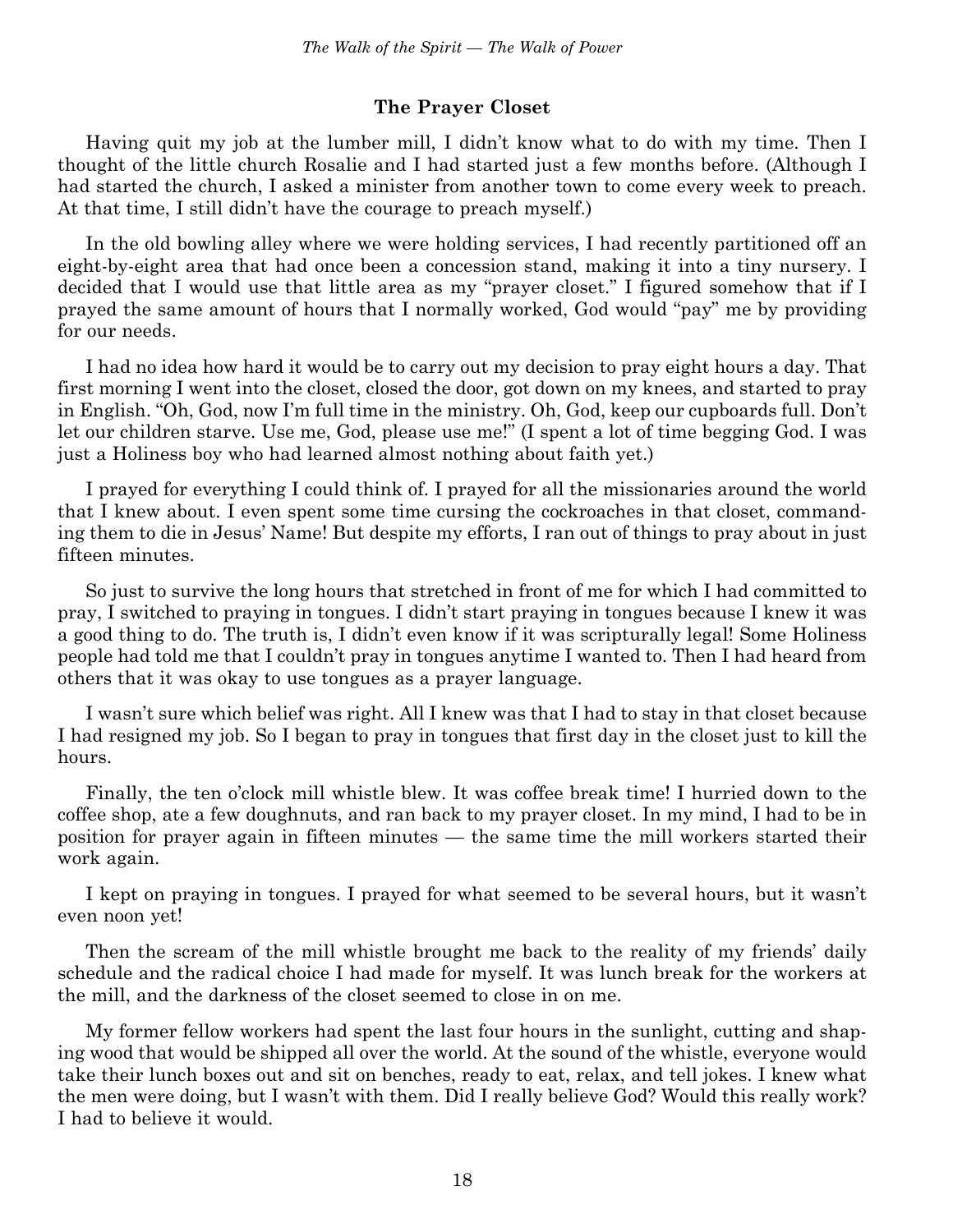### The Prayer Closet

Having quit my job at the lumber mill, I didn't know what to do with my time. Then I thought of the little church Rosalie and I had started just a few months before. (Although I had started the church, I asked a minister from another town to come every week to preach. At that time, I still didn't have the courage to preach myself.)

In the old bowling alley where we were holding services, I had recently partitioned off an eight-by-eight area that had once been a concession stand, making it into a tiny nursery. I decided that I would use that little area as my "prayer closet." I figured somehow that if I prayed the same amount of hours that I normally worked, God would "pay" me by providing for our needs.

I had no idea how hard it would be to carry out my decision to pray eight hours a day. That first morning I went into the closet, closed the door, got down on my knees, and started to pray in English. "Oh, God, now I'm full time in the ministry. Oh, God, keep our cupboards full. Don't let our children starve. Use me, God, please use me!" (I spent a lot of time begging God. I was just a Holiness boy who had learned almost nothing about faith yet.)

I prayed for everything I could think of. I prayed for all the missionaries around the world that I knew about. I even spent some time cursing the cockroaches in that closet, commanding them to die in Jesus' Name! But despite my efforts, I ran out of things to pray about in just fifteen minutes.

So just to survive the long hours that stretched in front of me for which I had committed to pray, I switched to praying in tongues. I didn't start praying in tongues because I knew it was a good thing to do. The truth is, I didn't even know if it was scripturally legal! Some Holiness people had told me that I couldn't pray in tongues anytime I wanted to. Then I had heard from others that it was okay to use tongues as a prayer language.

I wasn't sure which belief was right. All I knew was that I had to stay in that closet because I had resigned my job. So I began to pray in tongues that first day in the closet just to kill the hours.

Finally, the ten o'clock mill whistle blew. It was coffee break time! I hurried down to the coffee shop, ate a few doughnuts, and ran back to my prayer closet. In my mind, I had to be in position for prayer again in fifteen minutes — the same time the mill workers started their work again.

I kept on praying in tongues. I prayed for what seemed to be several hours, but it wasn't even noon yet!

Then the scream of the mill whistle brought me back to the reality of my friends' daily schedule and the radical choice I had made for myself. It was lunch break for the workers at the mill, and the darkness of the closet seemed to close in on me.

My former fellow workers had spent the last four hours in the sunlight, cutting and shaping wood that would be shipped all over the world. At the sound of the whistle, everyone would take their lunch boxes out and sit on benches, ready to eat, relax, and tell jokes. I knew what the men were doing, but I wasn't with them. Did I really believe God? Would this really work? I had to believe it would.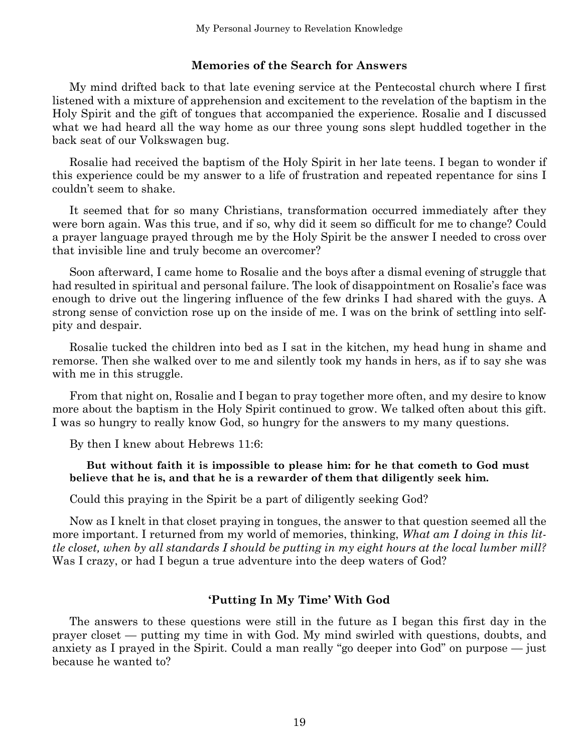## Memories of the Search for Answers

My mind drifted back to that late evening service at the Pentecostal church where I first listened with a mixture of apprehension and excitement to the revelation of the baptism in the Holy Spirit and the gift of tongues that accompanied the experience. Rosalie and I discussed what we had heard all the way home as our three young sons slept huddled together in the back seat of our Volkswagen bug.

Rosalie had received the baptism of the Holy Spirit in her late teens. I began to wonder if this experience could be my answer to a life of frustration and repeated repentance for sins I couldn't seem to shake.

It seemed that for so many Christians, transformation occurred immediately after they were born again. Was this true, and if so, why did it seem so difficult for me to change? Could a prayer language prayed through me by the Holy Spirit be the answer I needed to cross over that invisible line and truly become an overcomer?

Soon afterward, I came home to Rosalie and the boys after a dismal evening of struggle that had resulted in spiritual and personal failure. The look of disappointment on Rosalie's face was enough to drive out the lingering influence of the few drinks I had shared with the guys. A strong sense of conviction rose up on the inside of me. I was on the brink of settling into self-pity and despair.

Rosalie tucked the children into bed as I sat in the kitchen, my head hung in shame and remorse. Then she walked over to me and silently took my hands in hers, as if to say she was with me in this struggle.

From that night on, Rosalie and I began to pray together more often, and my desire to know more about the baptism in the Holy Spirit continued to grow. We talked often about this gift. I was so hungry to really know God, so hungry for the answers to my many questions.

By then I knew about Hebrews 11:6:

> **But without faith it is impossible to please him: for he that cometh to God must believe that he is, and that he is a rewarder of them that diligently seek him.**

Could this praying in the Spirit be a part of diligently seeking God?

Now as I knelt in that closet praying in tongues, the answer to that question seemed all the more important. I returned from my world of memories, thinking, *What am I doing in this little closet, when by all standards I should be putting in my eight hours at the local lumber mill?* Was I crazy, or had I begun a true adventure into the deep waters of God?

## 'Putting In My Time' With God

The answers to these questions were still in the future as I began this first day in the prayer closet — putting my time in with God. My mind swirled with questions, doubts, and anxiety as I prayed in the Spirit. Could a man really "go deeper into God" on purpose — just because he wanted to?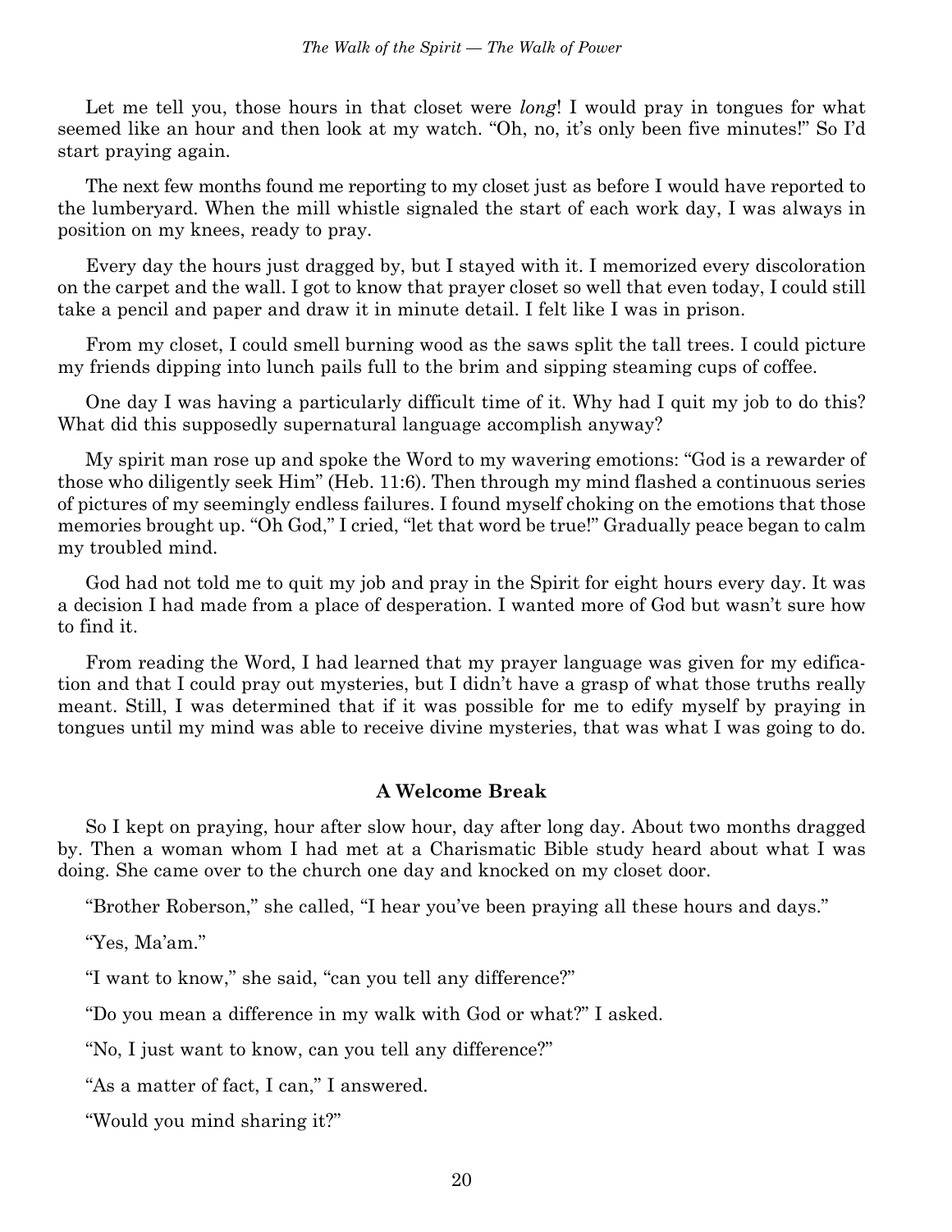Let me tell you, those hours in that closet were *long*! I would pray in tongues for what seemed like an hour and then look at my watch. "Oh, no, it's only been five minutes!" So I'd start praying again.

The next few months found me reporting to my closet just as before I would have reported to the lumberyard. When the mill whistle signaled the start of each work day, I was always in position on my knees, ready to pray.

Every day the hours just dragged by, but I stayed with it. I memorized every discoloration on the carpet and the wall. I got to know that prayer closet so well that even today, I could still take a pencil and paper and draw it in minute detail. I felt like I was in prison.

From my closet, I could smell burning wood as the saws split the tall trees. I could picture my friends dipping into lunch pails full to the brim and sipping steaming cups of coffee.

One day I was having a particularly difficult time of it. Why had I quit my job to do this? What did this supposedly supernatural language accomplish anyway?

My spirit man rose up and spoke the Word to my wavering emotions: "God is a rewarder of those who diligently seek Him" (Heb. 11:6). Then through my mind flashed a continuous series of pictures of my seemingly endless failures. I found myself choking on the emotions that those memories brought up. "Oh God," I cried, "let that word be true!" Gradually peace began to calm my troubled mind.

God had not told me to quit my job and pray in the Spirit for eight hours every day. It was a decision I had made from a place of desperation. I wanted more of God but wasn't sure how to find it.

From reading the Word, I had learned that my prayer language was given for my edification and that I could pray out mysteries, but I didn't have a grasp of what those truths really meant. Still, I was determined that if it was possible for me to edify myself by praying in tongues until my mind was able to receive divine mysteries, that was what I was going to do.

### A Welcome Break

So I kept on praying, hour after slow hour, day after long day. About two months dragged by. Then a woman whom I had met at a Charismatic Bible study heard about what I was doing. She came over to the church one day and knocked on my closet door.

"Brother Roberson," she called, "I hear you've been praying all these hours and days."

"Yes, Ma'am."

"I want to know," she said, "can you tell any difference?"

"Do you mean a difference in my walk with God or what?" I asked.

"No, I just want to know, can you tell any difference?"

"As a matter of fact, I can," I answered.

"Would you mind sharing it?"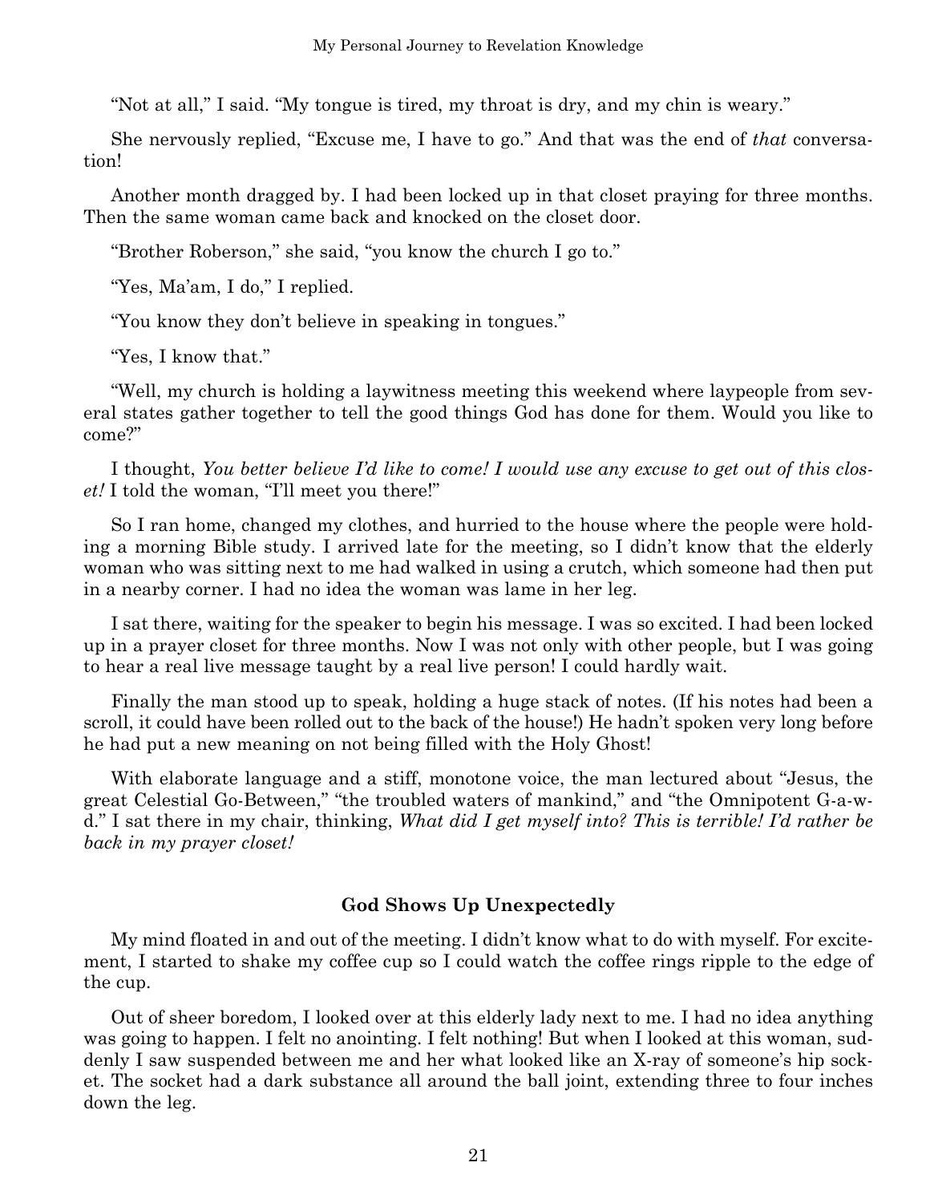"Not at all," I said. "My tongue is tired, my throat is dry, and my chin is weary."

She nervously replied, "Excuse me, I have to go." And that was the end of *that* conversation!

Another month dragged by. I had been locked up in that closet praying for three months. Then the same woman came back and knocked on the closet door.

"Brother Roberson," she said, "you know the church I go to."

"Yes, Ma'am, I do," I replied.

"You know they don't believe in speaking in tongues."

"Yes, I know that."

"Well, my church is holding a laywitness meeting this weekend where laypeople from several states gather together to tell the good things God has done for them. Would you like to come?"

I thought, *You better believe I'd like to come! I would use any excuse to get out of this closet!* I told the woman, "I'll meet you there!"

So I ran home, changed my clothes, and hurried to the house where the people were holding a morning Bible study. I arrived late for the meeting, so I didn't know that the elderly woman who was sitting next to me had walked in using a crutch, which someone had then put in a nearby corner. I had no idea the woman was lame in her leg.

I sat there, waiting for the speaker to begin his message. I was so excited. I had been locked up in a prayer closet for three months. Now I was not only with other people, but I was going to hear a real live message taught by a real live person! I could hardly wait.

Finally the man stood up to speak, holding a huge stack of notes. (If his notes had been a scroll, it could have been rolled out to the back of the house!) He hadn't spoken very long before he had put a new meaning on not being filled with the Holy Ghost!

With elaborate language and a stiff, monotone voice, the man lectured about "Jesus, the great Celestial Go-Between," "the troubled waters of mankind," and "the Omnipotent G-a-w-d." I sat there in my chair, thinking, *What did I get myself into? This is terrible! I'd rather be back in my prayer closet!*

### God Shows Up Unexpectedly

My mind floated in and out of the meeting. I didn't know what to do with myself. For excitement, I started to shake my coffee cup so I could watch the coffee rings ripple to the edge of the cup.

Out of sheer boredom, I looked over at this elderly lady next to me. I had no idea anything was going to happen. I felt no anointing. I felt nothing! But when I looked at this woman, suddenly I saw suspended between me and her what looked like an X-ray of someone's hip socket. The socket had a dark substance all around the ball joint, extending three to four inches down the leg.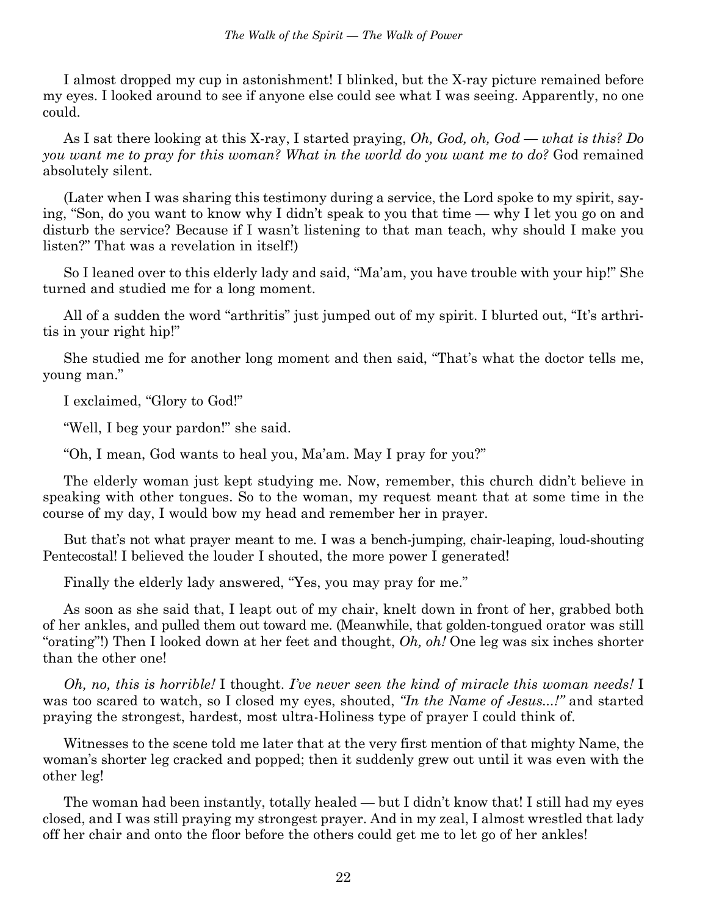I almost dropped my cup in astonishment! I blinked, but the X-ray picture remained before my eyes. I looked around to see if anyone else could see what I was seeing. Apparently, no one could.

As I sat there looking at this X-ray, I started praying, *Oh, God, oh, God — what is this? Do you want me to pray for this woman? What in the world do you want me to do?* God remained absolutely silent.

(Later when I was sharing this testimony during a service, the Lord spoke to my spirit, saying, "Son, do you want to know why I didn't speak to you that time — why I let you go on and disturb the service? Because if I wasn't listening to that man teach, why should I make you listen?" That was a revelation in itself!)

So I leaned over to this elderly lady and said, "Ma'am, you have trouble with your hip!" She turned and studied me for a long moment.

All of a sudden the word "arthritis" just jumped out of my spirit. I blurted out, "It's arthritis in your right hip!"

She studied me for another long moment and then said, "That's what the doctor tells me, young man."

I exclaimed, "Glory to God!"

"Well, I beg your pardon!" she said.

"Oh, I mean, God wants to heal you, Ma'am. May I pray for you?"

The elderly woman just kept studying me. Now, remember, this church didn't believe in speaking with other tongues. So to the woman, my request meant that at some time in the course of my day, I would bow my head and remember her in prayer.

But that's not what prayer meant to me. I was a bench-jumping, chair-leaping, loud-shouting Pentecostal! I believed the louder I shouted, the more power I generated!

Finally the elderly lady answered, "Yes, you may pray for me."

As soon as she said that, I leapt out of my chair, knelt down in front of her, grabbed both of her ankles, and pulled them out toward me. (Meanwhile, that golden-tongued orator was still "orating"!) Then I looked down at her feet and thought, *Oh, oh!* One leg was six inches shorter than the other one!

*Oh, no, this is horrible!* I thought. *I've never seen the kind of miracle this woman needs!* I was too scared to watch, so I closed my eyes, shouted, *"In the Name of Jesus...!"* and started praying the strongest, hardest, most ultra-Holiness type of prayer I could think of.

Witnesses to the scene told me later that at the very first mention of that mighty Name, the woman's shorter leg cracked and popped; then it suddenly grew out until it was even with the other leg!

The woman had been instantly, totally healed — but I didn't know that! I still had my eyes closed, and I was still praying my strongest prayer. And in my zeal, I almost wrestled that lady off her chair and onto the floor before the others could get me to let go of her ankles!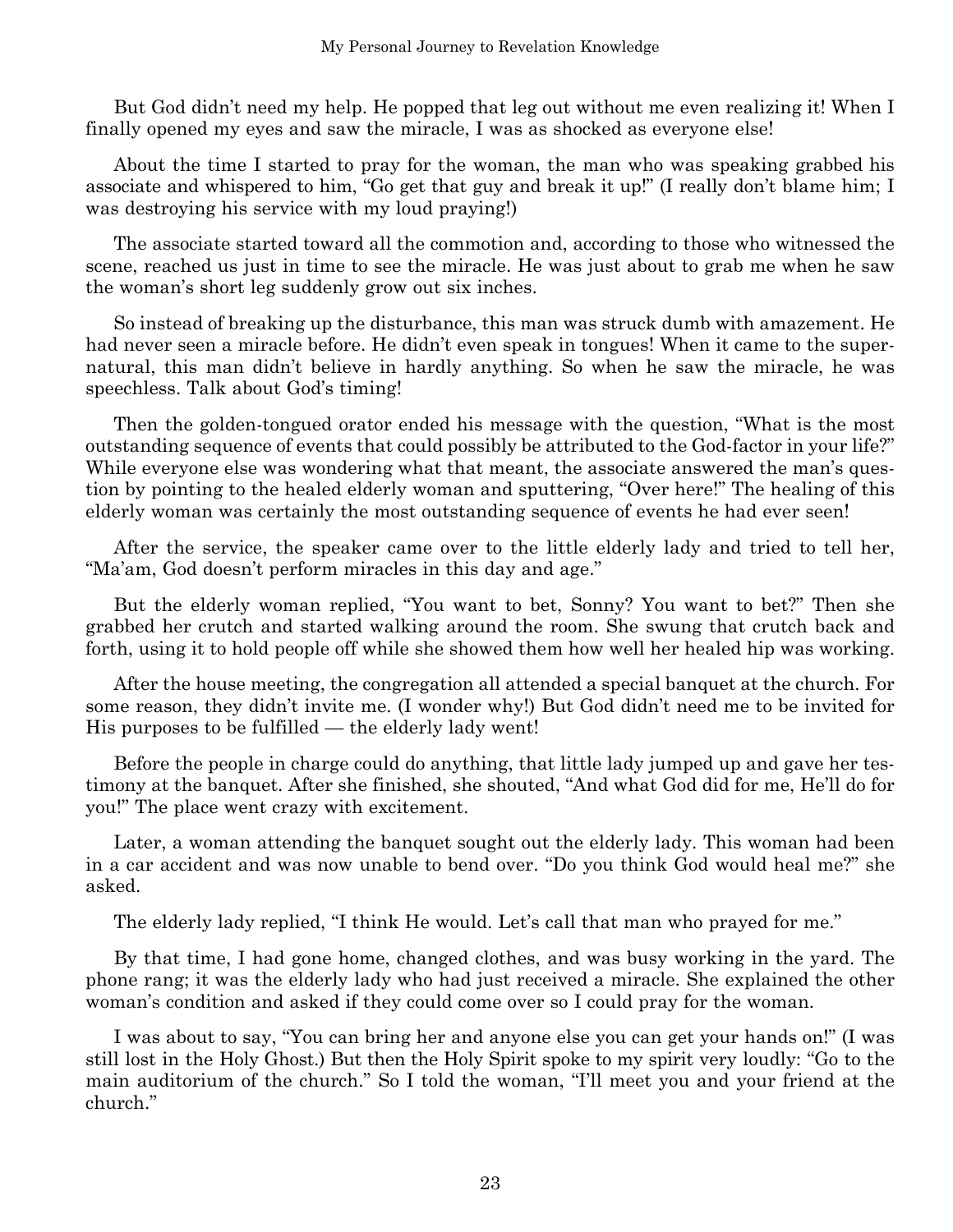But God didn't need my help. He popped that leg out without me even realizing it! When I finally opened my eyes and saw the miracle, I was as shocked as everyone else!

About the time I started to pray for the woman, the man who was speaking grabbed his associate and whispered to him, "Go get that guy and break it up!" (I really don't blame him; I was destroying his service with my loud praying!)

The associate started toward all the commotion and, according to those who witnessed the scene, reached us just in time to see the miracle. He was just about to grab me when he saw the woman's short leg suddenly grow out six inches.

So instead of breaking up the disturbance, this man was struck dumb with amazement. He had never seen a miracle before. He didn't even speak in tongues! When it came to the supernatural, this man didn't believe in hardly anything. So when he saw the miracle, he was speechless. Talk about God's timing!

Then the golden-tongued orator ended his message with the question, "What is the most outstanding sequence of events that could possibly be attributed to the God-factor in your life?" While everyone else was wondering what that meant, the associate answered the man's question by pointing to the healed elderly woman and sputtering, "Over here!" The healing of this elderly woman was certainly the most outstanding sequence of events he had ever seen!

After the service, the speaker came over to the little elderly lady and tried to tell her, "Ma'am, God doesn't perform miracles in this day and age."

But the elderly woman replied, "You want to bet, Sonny? You want to bet?" Then she grabbed her crutch and started walking around the room. She swung that crutch back and forth, using it to hold people off while she showed them how well her healed hip was working.

After the house meeting, the congregation all attended a special banquet at the church. For some reason, they didn't invite me. (I wonder why!) But God didn't need me to be invited for His purposes to be fulfilled — the elderly lady went!

Before the people in charge could do anything, that little lady jumped up and gave her testimony at the banquet. After she finished, she shouted, "And what God did for me, He'll do for you!" The place went crazy with excitement.

Later, a woman attending the banquet sought out the elderly lady. This woman had been in a car accident and was now unable to bend over. "Do you think God would heal me?" she asked.

The elderly lady replied, "I think He would. Let's call that man who prayed for me."

By that time, I had gone home, changed clothes, and was busy working in the yard. The phone rang; it was the elderly lady who had just received a miracle. She explained the other woman's condition and asked if they could come over so I could pray for the woman.

I was about to say, "You can bring her and anyone else you can get your hands on!" (I was still lost in the Holy Ghost.) But then the Holy Spirit spoke to my spirit very loudly: "Go to the main auditorium of the church." So I told the woman, "I'll meet you and your friend at the church."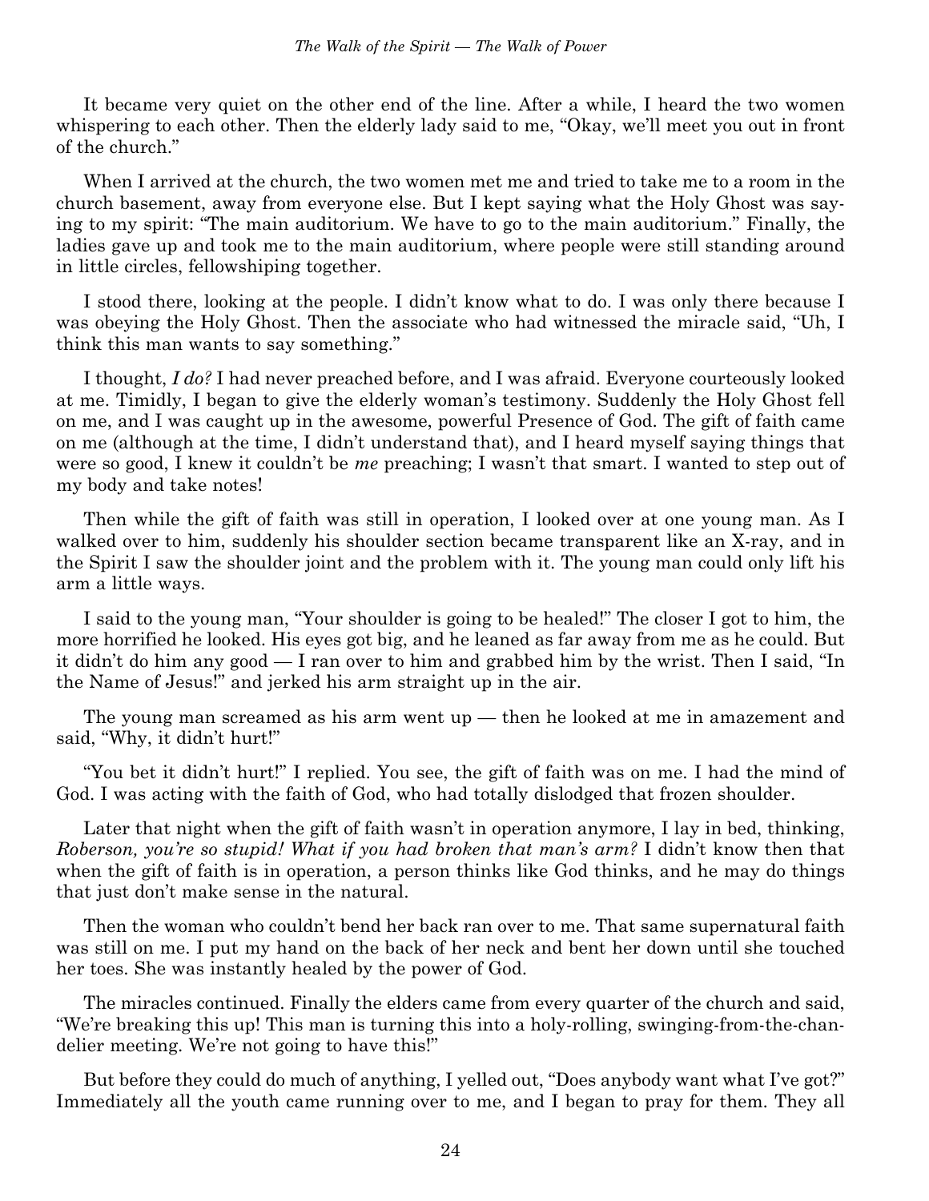It became very quiet on the other end of the line. After a while, I heard the two women whispering to each other. Then the elderly lady said to me, "Okay, we'll meet you out in front of the church."

When I arrived at the church, the two women met me and tried to take me to a room in the church basement, away from everyone else. But I kept saying what the Holy Ghost was saying to my spirit: "The main auditorium. We have to go to the main auditorium." Finally, the ladies gave up and took me to the main auditorium, where people were still standing around in little circles, fellowshiping together.

I stood there, looking at the people. I didn't know what to do. I was only there because I was obeying the Holy Ghost. Then the associate who had witnessed the miracle said, "Uh, I think this man wants to say something."

I thought, *I do?* I had never preached before, and I was afraid. Everyone courteously looked at me. Timidly, I began to give the elderly woman's testimony. Suddenly the Holy Ghost fell on me, and I was caught up in the awesome, powerful Presence of God. The gift of faith came on me (although at the time, I didn't understand that), and I heard myself saying things that were so good, I knew it couldn't be *me* preaching; I wasn't that smart. I wanted to step out of my body and take notes!

Then while the gift of faith was still in operation, I looked over at one young man. As I walked over to him, suddenly his shoulder section became transparent like an X-ray, and in the Spirit I saw the shoulder joint and the problem with it. The young man could only lift his arm a little ways.

I said to the young man, "Your shoulder is going to be healed!" The closer I got to him, the more horrified he looked. His eyes got big, and he leaned as far away from me as he could. But it didn't do him any good — I ran over to him and grabbed him by the wrist. Then I said, "In the Name of Jesus!" and jerked his arm straight up in the air.

The young man screamed as his arm went up — then he looked at me in amazement and said, "Why, it didn't hurt!"

"You bet it didn't hurt!" I replied. You see, the gift of faith was on me. I had the mind of God. I was acting with the faith of God, who had totally dislodged that frozen shoulder.

Later that night when the gift of faith wasn't in operation anymore, I lay in bed, thinking, *Roberson, you're so stupid! What if you had broken that man's arm?* I didn't know then that when the gift of faith is in operation, a person thinks like God thinks, and he may do things that just don't make sense in the natural.

Then the woman who couldn't bend her back ran over to me. That same supernatural faith was still on me. I put my hand on the back of her neck and bent her down until she touched her toes. She was instantly healed by the power of God.

The miracles continued. Finally the elders came from every quarter of the church and said, "We're breaking this up! This man is turning this into a holy-rolling, swinging-from-the-chandelier meeting. We're not going to have this!"

But before they could do much of anything, I yelled out, "Does anybody want what I've got?" Immediately all the youth came running over to me, and I began to pray for them. They all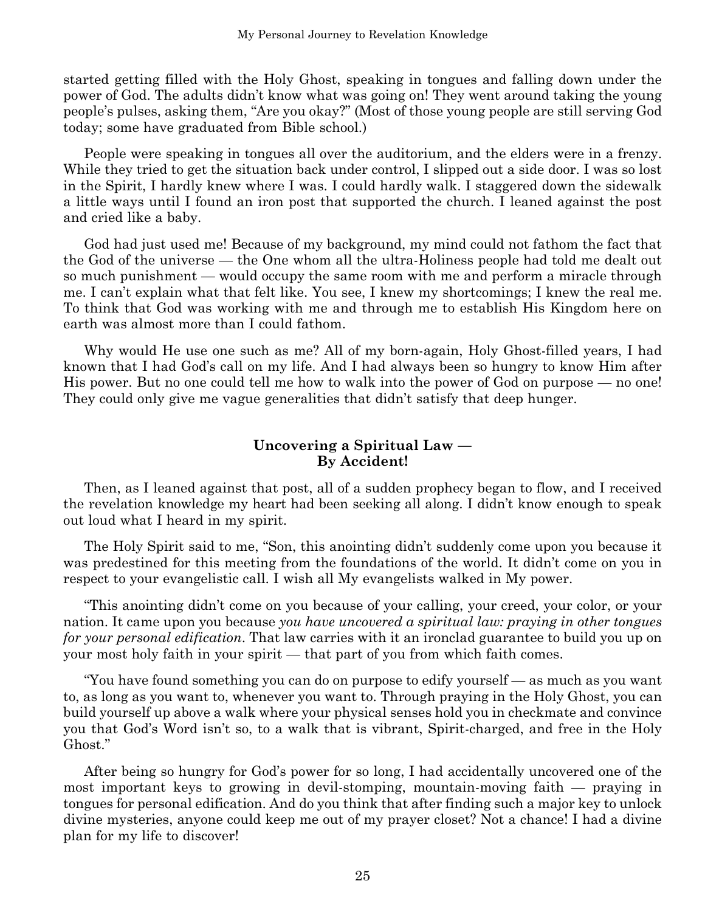started getting filled with the Holy Ghost, speaking in tongues and falling down under the power of God. The adults didn't know what was going on! They went around taking the young people's pulses, asking them, "Are you okay?" (Most of those young people are still serving God today; some have graduated from Bible school.)

People were speaking in tongues all over the auditorium, and the elders were in a frenzy. While they tried to get the situation back under control, I slipped out a side door. I was so lost in the Spirit, I hardly knew where I was. I could hardly walk. I staggered down the sidewalk a little ways until I found an iron post that supported the church. I leaned against the post and cried like a baby.

God had just used me! Because of my background, my mind could not fathom the fact that the God of the universe — the One whom all the ultra-Holiness people had told me dealt out so much punishment — would occupy the same room with me and perform a miracle through me. I can't explain what that felt like. You see, I knew my shortcomings; I knew the real me. To think that God was working with me and through me to establish His Kingdom here on earth was almost more than I could fathom.

Why would He use one such as me? All of my born-again, Holy Ghost-filled years, I had known that I had God's call on my life. And I had always been so hungry to know Him after His power. But no one could tell me how to walk into the power of God on purpose — no one! They could only give me vague generalities that didn't satisfy that deep hunger.

### Uncovering a Spiritual Law — By Accident!

Then, as I leaned against that post, all of a sudden prophecy began to flow, and I received the revelation knowledge my heart had been seeking all along. I didn't know enough to speak out loud what I heard in my spirit.

The Holy Spirit said to me, "Son, this anointing didn't suddenly come upon you because it was predestined for this meeting from the foundations of the world. It didn't come on you in respect to your evangelistic call. I wish all My evangelists walked in My power.

"This anointing didn't come on you because of your calling, your creed, your color, or your nation. It came upon you because *you have uncovered a spiritual law: praying in other tongues for your personal edification*. That law carries with it an ironclad guarantee to build you up on your most holy faith in your spirit — that part of you from which faith comes.

"You have found something you can do on purpose to edify yourself — as much as you want to, as long as you want to, whenever you want to. Through praying in the Holy Ghost, you can build yourself up above a walk where your physical senses hold you in checkmate and convince you that God's Word isn't so, to a walk that is vibrant, Spirit-charged, and free in the Holy Ghost."

After being so hungry for God's power for so long, I had accidentally uncovered one of the most important keys to growing in devil-stomping, mountain-moving faith — praying in tongues for personal edification. And do you think that after finding such a major key to unlock divine mysteries, anyone could keep me out of my prayer closet? Not a chance! I had a divine plan for my life to discover!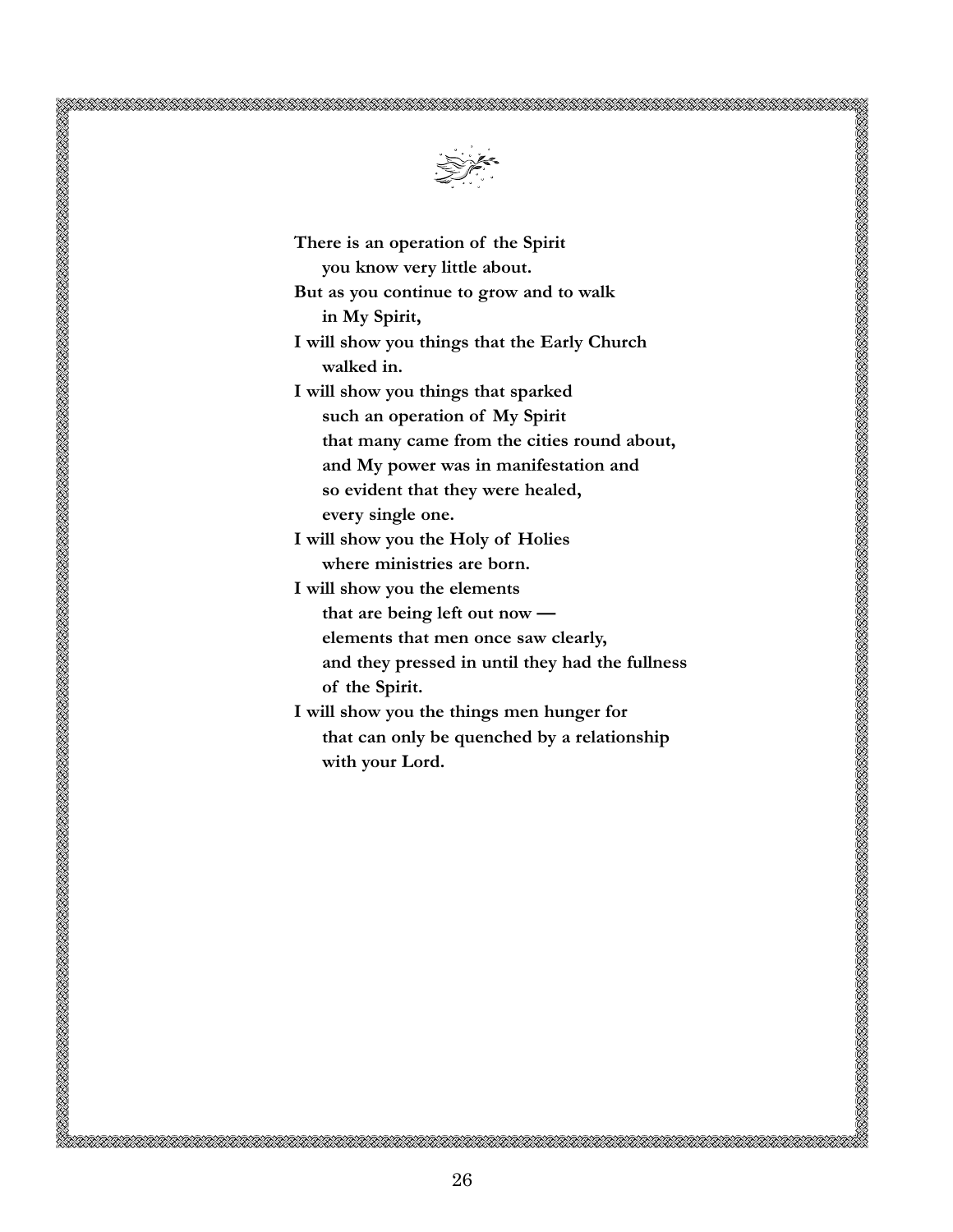**There is an operation of the Spirit**
**you know very little about.**
**But as you continue to grow and to walk**
**in My Spirit,**
**I will show you things that the Early Church**
**walked in.**
**I will show you things that sparked**
**such an operation of My Spirit**
**that many came from the cities round about,**
**and My power was in manifestation and**
**so evident that they were healed,**
**every single one.**
**I will show you the Holy of Holies**
**where ministries are born.**
**I will show you the elements**
**that are being left out now —**
**elements that men once saw clearly,**
**and they pressed in until they had the fullness**
**of the Spirit.**
**I will show you the things men hunger for**
**that can only be quenched by a relationship**
**with your Lord.**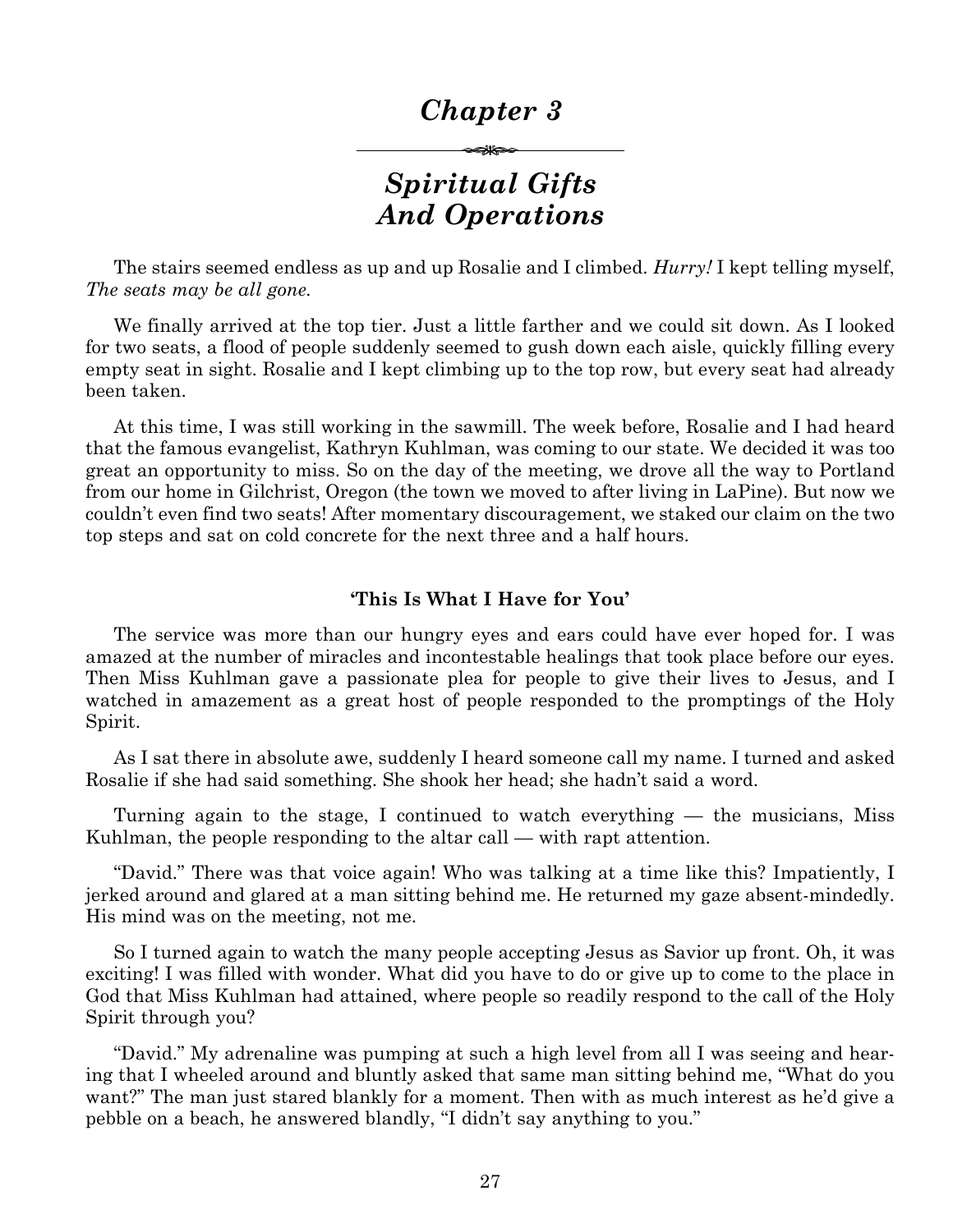# *Chapter 3*

## *Spiritual Gifts And Operations*

The stairs seemed endless as up and up Rosalie and I climbed. *Hurry!* I kept telling myself, *The seats may be all gone.*

We finally arrived at the top tier. Just a little farther and we could sit down. As I looked for two seats, a flood of people suddenly seemed to gush down each aisle, quickly filling every empty seat in sight. Rosalie and I kept climbing up to the top row, but every seat had already been taken.

At this time, I was still working in the sawmill. The week before, Rosalie and I had heard that the famous evangelist, Kathryn Kuhlman, was coming to our state. We decided it was too great an opportunity to miss. So on the day of the meeting, we drove all the way to Portland from our home in Gilchrist, Oregon (the town we moved to after living in LaPine). But now we couldn't even find two seats! After momentary discouragement, we staked our claim on the two top steps and sat on cold concrete for the next three and a half hours.

### 'This Is What I Have for You'

The service was more than our hungry eyes and ears could have ever hoped for. I was amazed at the number of miracles and incontestable healings that took place before our eyes. Then Miss Kuhlman gave a passionate plea for people to give their lives to Jesus, and I watched in amazement as a great host of people responded to the promptings of the Holy Spirit.

As I sat there in absolute awe, suddenly I heard someone call my name. I turned and asked Rosalie if she had said something. She shook her head; she hadn't said a word.

Turning again to the stage, I continued to watch everything — the musicians, Miss Kuhlman, the people responding to the altar call — with rapt attention.

"David." There was that voice again! Who was talking at a time like this? Impatiently, I jerked around and glared at a man sitting behind me. He returned my gaze absent-mindedly. His mind was on the meeting, not me.

So I turned again to watch the many people accepting Jesus as Savior up front. Oh, it was exciting! I was filled with wonder. What did you have to do or give up to come to the place in God that Miss Kuhlman had attained, where people so readily respond to the call of the Holy Spirit through you?

"David." My adrenaline was pumping at such a high level from all I was seeing and hearing that I wheeled around and bluntly asked that same man sitting behind me, "What do you want?" The man just stared blankly for a moment. Then with as much interest as he'd give a pebble on a beach, he answered blandly, "I didn't say anything to you."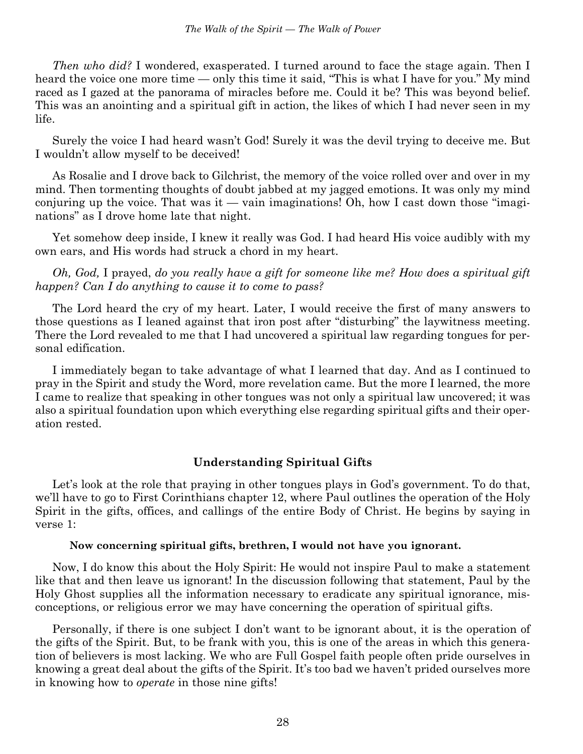*Then who did?* I wondered, exasperated. I turned around to face the stage again. Then I heard the voice one more time — only this time it said, "This is what I have for you." My mind raced as I gazed at the panorama of miracles before me. Could it be? This was beyond belief. This was an anointing and a spiritual gift in action, the likes of which I had never seen in my life.

Surely the voice I had heard wasn't God! Surely it was the devil trying to deceive me. But I wouldn't allow myself to be deceived!

As Rosalie and I drove back to Gilchrist, the memory of the voice rolled over and over in my mind. Then tormenting thoughts of doubt jabbed at my jagged emotions. It was only my mind conjuring up the voice. That was it — vain imaginations! Oh, how I cast down those "imaginations" as I drove home late that night.

Yet somehow deep inside, I knew it really was God. I had heard His voice audibly with my own ears, and His words had struck a chord in my heart.

*Oh, God,* I prayed, *do you really have a gift for someone like me? How does a spiritual gift happen? Can I do anything to cause it to come to pass?*

The Lord heard the cry of my heart. Later, I would receive the first of many answers to those questions as I leaned against that iron post after "disturbing" the laywitness meeting. There the Lord revealed to me that I had uncovered a spiritual law regarding tongues for personal edification.

I immediately began to take advantage of what I learned that day. And as I continued to pray in the Spirit and study the Word, more revelation came. But the more I learned, the more I came to realize that speaking in other tongues was not only a spiritual law uncovered; it was also a spiritual foundation upon which everything else regarding spiritual gifts and their operation rested.

### Understanding Spiritual Gifts

Let's look at the role that praying in other tongues plays in God's government. To do that, we'll have to go to First Corinthians chapter 12, where Paul outlines the operation of the Holy Spirit in the gifts, offices, and callings of the entire Body of Christ. He begins by saying in verse 1:

> **Now concerning spiritual gifts, brethren, I would not have you ignorant.**

Now, I do know this about the Holy Spirit: He would not inspire Paul to make a statement like that and then leave us ignorant! In the discussion following that statement, Paul by the Holy Ghost supplies all the information necessary to eradicate any spiritual ignorance, misconceptions, or religious error we may have concerning the operation of spiritual gifts.

Personally, if there is one subject I don't want to be ignorant about, it is the operation of the gifts of the Spirit. But, to be frank with you, this is one of the areas in which this generation of believers is most lacking. We who are Full Gospel faith people often pride ourselves in knowing a great deal about the gifts of the Spirit. It's too bad we haven't prided ourselves more in knowing how to *operate* in those nine gifts!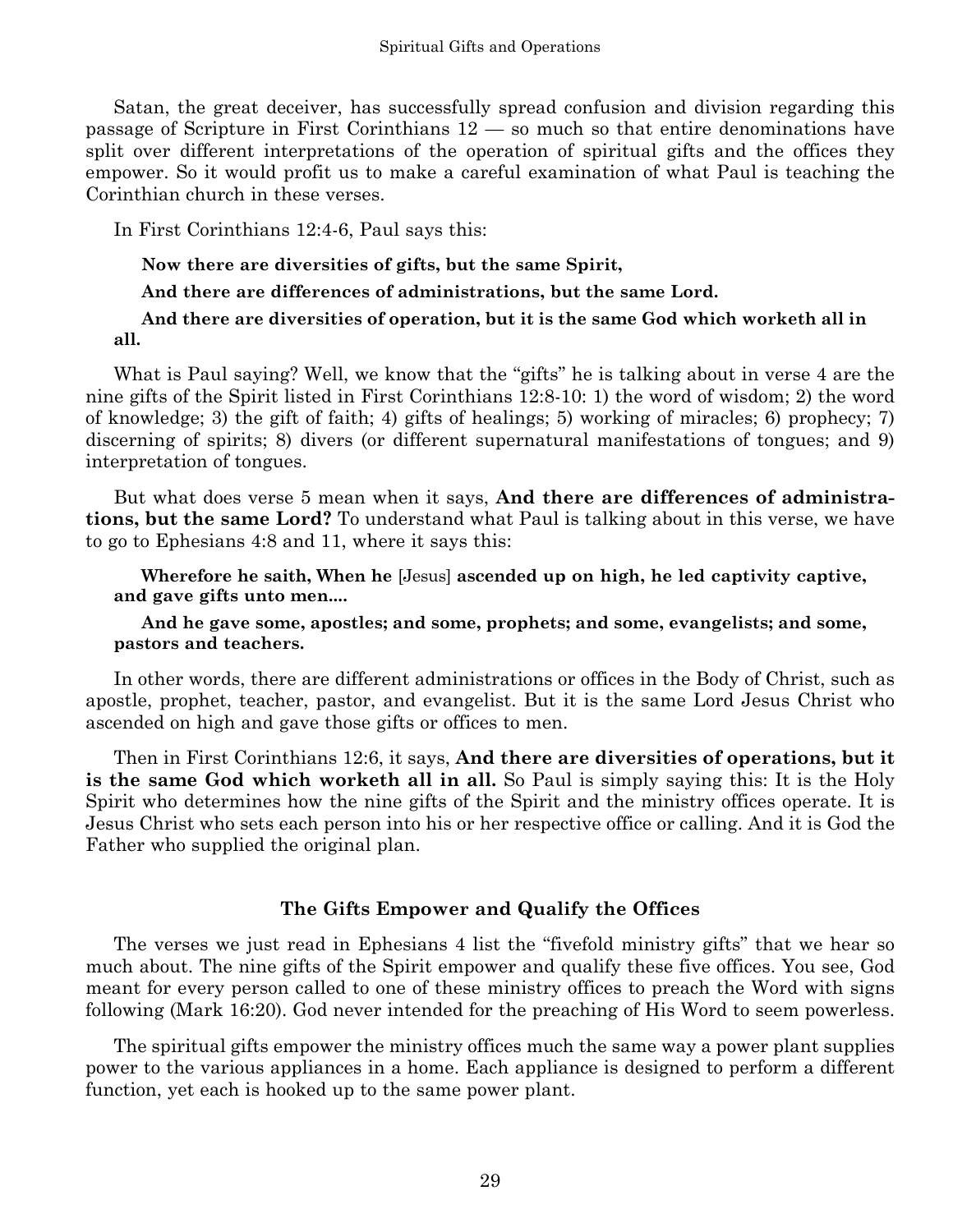Satan, the great deceiver, has successfully spread confusion and division regarding this passage of Scripture in First Corinthians 12 — so much so that entire denominations have split over different interpretations of the operation of spiritual gifts and the offices they empower. So it would profit us to make a careful examination of what Paul is teaching the Corinthian church in these verses.

In First Corinthians 12:4-6, Paul says this:

> **Now there are diversities of gifts, but the same Spirit,**
>
> **And there are differences of administrations, but the same Lord.**
>
> **And there are diversities of operation, but it is the same God which worketh all in all.**

What is Paul saying? Well, we know that the "gifts" he is talking about in verse 4 are the nine gifts of the Spirit listed in First Corinthians 12:8-10: 1) the word of wisdom; 2) the word of knowledge; 3) the gift of faith; 4) gifts of healings; 5) working of miracles; 6) prophecy; 7) discerning of spirits; 8) divers (or different supernatural manifestations of tongues; and 9) interpretation of tongues.

But what does verse 5 mean when it says, **And there are differences of administrations, but the same Lord?** To understand what Paul is talking about in this verse, we have to go to Ephesians 4:8 and 11, where it says this:

> **Wherefore he saith, When he** [Jesus] **ascended up on high, he led captivity captive, and gave gifts unto men....**
>
> **And he gave some, apostles; and some, prophets; and some, evangelists; and some, pastors and teachers.**

In other words, there are different administrations or offices in the Body of Christ, such as apostle, prophet, teacher, pastor, and evangelist. But it is the same Lord Jesus Christ who ascended on high and gave those gifts or offices to men.

Then in First Corinthians 12:6, it says, **And there are diversities of operations, but it is the same God which worketh all in all.** So Paul is simply saying this: It is the Holy Spirit who determines how the nine gifts of the Spirit and the ministry offices operate. It is Jesus Christ who sets each person into his or her respective office or calling. And it is God the Father who supplied the original plan.

### The Gifts Empower and Qualify the Offices

The verses we just read in Ephesians 4 list the "fivefold ministry gifts" that we hear so much about. The nine gifts of the Spirit empower and qualify these five offices. You see, God meant for every person called to one of these ministry offices to preach the Word with signs following (Mark 16:20). God never intended for the preaching of His Word to seem powerless.

The spiritual gifts empower the ministry offices much the same way a power plant supplies power to the various appliances in a home. Each appliance is designed to perform a different function, yet each is hooked up to the same power plant.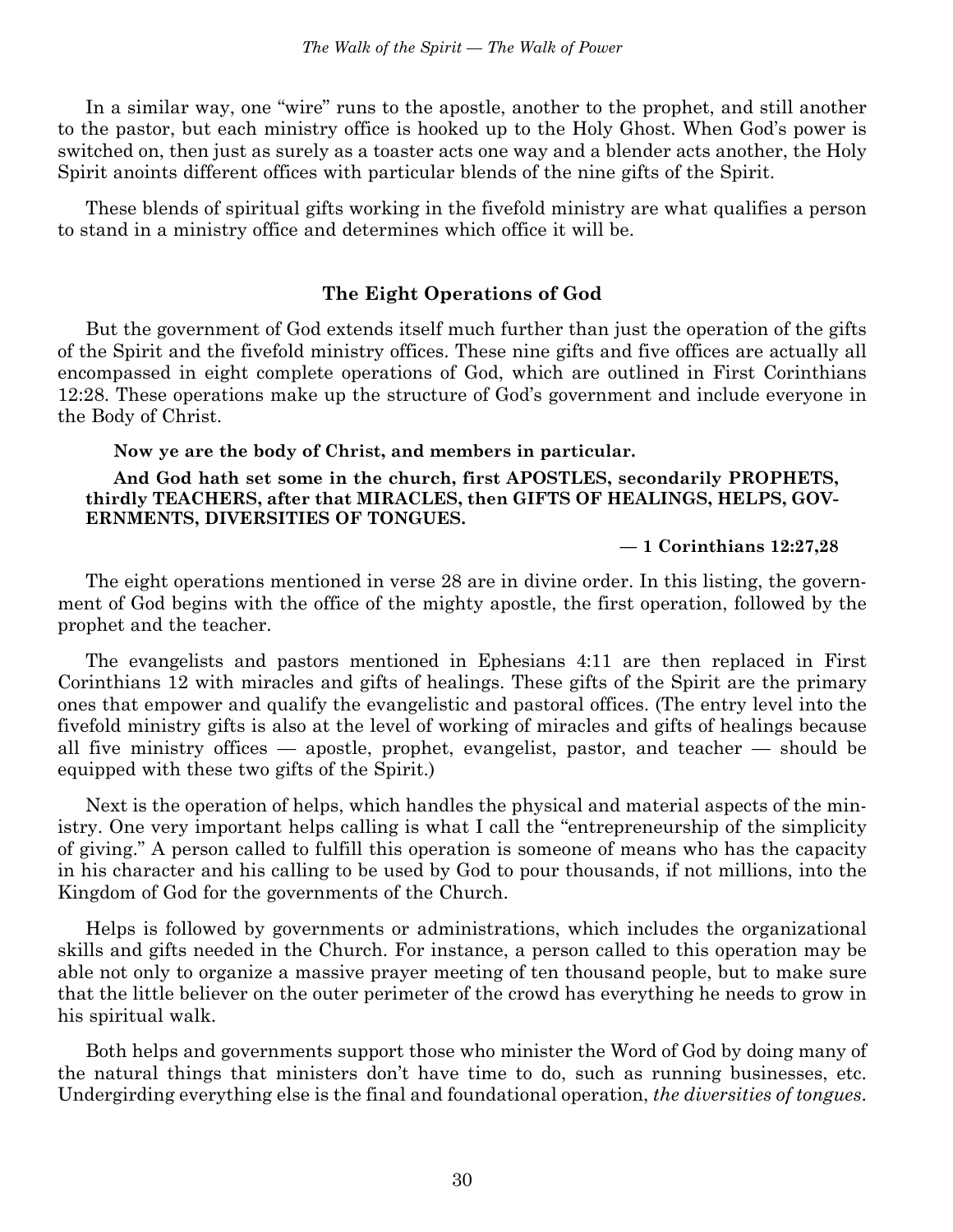In a similar way, one "wire" runs to the apostle, another to the prophet, and still another to the pastor, but each ministry office is hooked up to the Holy Ghost. When God's power is switched on, then just as surely as a toaster acts one way and a blender acts another, the Holy Spirit anoints different offices with particular blends of the nine gifts of the Spirit.

These blends of spiritual gifts working in the fivefold ministry are what qualifies a person to stand in a ministry office and determines which office it will be.

### The Eight Operations of God

But the government of God extends itself much further than just the operation of the gifts of the Spirit and the fivefold ministry offices. These nine gifts and five offices are actually all encompassed in eight complete operations of God, which are outlined in First Corinthians 12:28. These operations make up the structure of God's government and include everyone in the Body of Christ.

> **Now ye are the body of Christ, and members in particular.**
>
> **And God hath set some in the church, first APOSTLES, secondarily PROPHETS, thirdly TEACHERS, after that MIRACLES, then GIFTS OF HEALINGS, HELPS, GOVERNMENTS, DIVERSITIES OF TONGUES.**
>
> **— 1 Corinthians 12:27,28**

The eight operations mentioned in verse 28 are in divine order. In this listing, the government of God begins with the office of the mighty apostle, the first operation, followed by the prophet and the teacher.

The evangelists and pastors mentioned in Ephesians 4:11 are then replaced in First Corinthians 12 with miracles and gifts of healings. These gifts of the Spirit are the primary ones that empower and qualify the evangelistic and pastoral offices. (The entry level into the fivefold ministry gifts is also at the level of working of miracles and gifts of healings because all five ministry offices — apostle, prophet, evangelist, pastor, and teacher — should be equipped with these two gifts of the Spirit.)

Next is the operation of helps, which handles the physical and material aspects of the ministry. One very important helps calling is what I call the "entrepreneurship of the simplicity of giving." A person called to fulfill this operation is someone of means who has the capacity in his character and his calling to be used by God to pour thousands, if not millions, into the Kingdom of God for the governments of the Church.

Helps is followed by governments or administrations, which includes the organizational skills and gifts needed in the Church. For instance, a person called to this operation may be able not only to organize a massive prayer meeting of ten thousand people, but to make sure that the little believer on the outer perimeter of the crowd has everything he needs to grow in his spiritual walk.

Both helps and governments support those who minister the Word of God by doing many of the natural things that ministers don't have time to do, such as running businesses, etc. Undergirding everything else is the final and foundational operation, *the diversities of tongues*.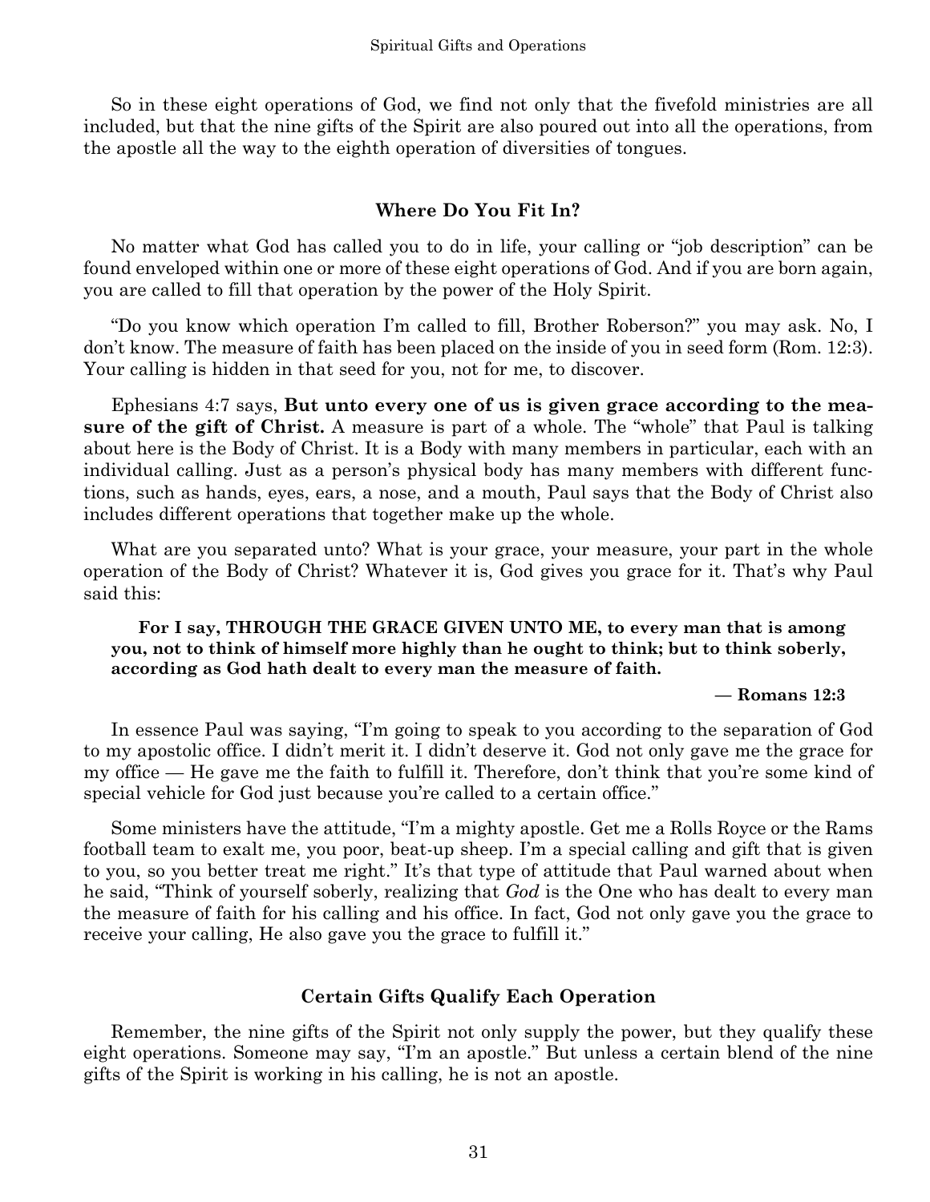So in these eight operations of God, we find not only that the fivefold ministries are all included, but that the nine gifts of the Spirit are also poured out into all the operations, from the apostle all the way to the eighth operation of diversities of tongues.

### Where Do You Fit In?

No matter what God has called you to do in life, your calling or "job description" can be found enveloped within one or more of these eight operations of God. And if you are born again, you are called to fill that operation by the power of the Holy Spirit.

"Do you know which operation I'm called to fill, Brother Roberson?" you may ask. No, I don't know. The measure of faith has been placed on the inside of you in seed form (Rom. 12:3). Your calling is hidden in that seed for you, not for me, to discover.

Ephesians 4:7 says, **But unto every one of us is given grace according to the measure of the gift of Christ.** A measure is part of a whole. The "whole" that Paul is talking about here is the Body of Christ. It is a Body with many members in particular, each with an individual calling. Just as a person's physical body has many members with different functions, such as hands, eyes, ears, a nose, and a mouth, Paul says that the Body of Christ also includes different operations that together make up the whole.

What are you separated unto? What is your grace, your measure, your part in the whole operation of the Body of Christ? Whatever it is, God gives you grace for it. That's why Paul said this:

> **For I say, THROUGH THE GRACE GIVEN UNTO ME, to every man that is among you, not to think of himself more highly than he ought to think; but to think soberly, according as God hath dealt to every man the measure of faith.**
>
> **— Romans 12:3**

In essence Paul was saying, "I'm going to speak to you according to the separation of God to my apostolic office. I didn't merit it. I didn't deserve it. God not only gave me the grace for my office — He gave me the faith to fulfill it. Therefore, don't think that you're some kind of special vehicle for God just because you're called to a certain office."

Some ministers have the attitude, "I'm a mighty apostle. Get me a Rolls Royce or the Rams football team to exalt me, you poor, beat-up sheep. I'm a special calling and gift that is given to you, so you better treat me right." It's that type of attitude that Paul warned about when he said, "Think of yourself soberly, realizing that *God* is the One who has dealt to every man the measure of faith for his calling and his office. In fact, God not only gave you the grace to receive your calling, He also gave you the grace to fulfill it."

### Certain Gifts Qualify Each Operation

Remember, the nine gifts of the Spirit not only supply the power, but they qualify these eight operations. Someone may say, "I'm an apostle." But unless a certain blend of the nine gifts of the Spirit is working in his calling, he is not an apostle.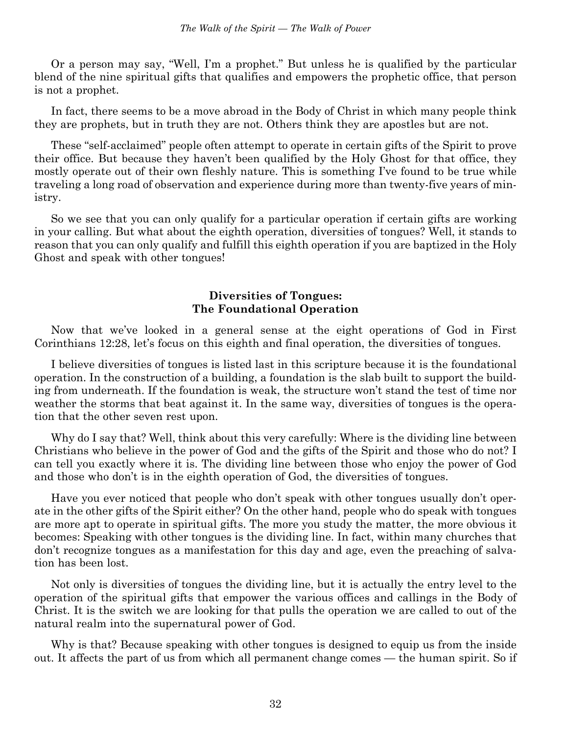Or a person may say, "Well, I'm a prophet." But unless he is qualified by the particular blend of the nine spiritual gifts that qualifies and empowers the prophetic office, that person is not a prophet.

In fact, there seems to be a move abroad in the Body of Christ in which many people think they are prophets, but in truth they are not. Others think they are apostles but are not.

These "self-acclaimed" people often attempt to operate in certain gifts of the Spirit to prove their office. But because they haven't been qualified by the Holy Ghost for that office, they mostly operate out of their own fleshly nature. This is something I've found to be true while traveling a long road of observation and experience during more than twenty-five years of ministry.

So we see that you can only qualify for a particular operation if certain gifts are working in your calling. But what about the eighth operation, diversities of tongues? Well, it stands to reason that you can only qualify and fulfill this eighth operation if you are baptized in the Holy Ghost and speak with other tongues!

## Diversities of Tongues: The Foundational Operation

Now that we've looked in a general sense at the eight operations of God in First Corinthians 12:28, let's focus on this eighth and final operation, the diversities of tongues.

I believe diversities of tongues is listed last in this scripture because it is the foundational operation. In the construction of a building, a foundation is the slab built to support the building from underneath. If the foundation is weak, the structure won't stand the test of time nor weather the storms that beat against it. In the same way, diversities of tongues is the operation that the other seven rest upon.

Why do I say that? Well, think about this very carefully: Where is the dividing line between Christians who believe in the power of God and the gifts of the Spirit and those who do not? I can tell you exactly where it is. The dividing line between those who enjoy the power of God and those who don't is in the eighth operation of God, the diversities of tongues.

Have you ever noticed that people who don't speak with other tongues usually don't operate in the other gifts of the Spirit either? On the other hand, people who do speak with tongues are more apt to operate in spiritual gifts. The more you study the matter, the more obvious it becomes: Speaking with other tongues is the dividing line. In fact, within many churches that don't recognize tongues as a manifestation for this day and age, even the preaching of salvation has been lost.

Not only is diversities of tongues the dividing line, but it is actually the entry level to the operation of the spiritual gifts that empower the various offices and callings in the Body of Christ. It is the switch we are looking for that pulls the operation we are called to out of the natural realm into the supernatural power of God.

Why is that? Because speaking with other tongues is designed to equip us from the inside out. It affects the part of us from which all permanent change comes — the human spirit. So if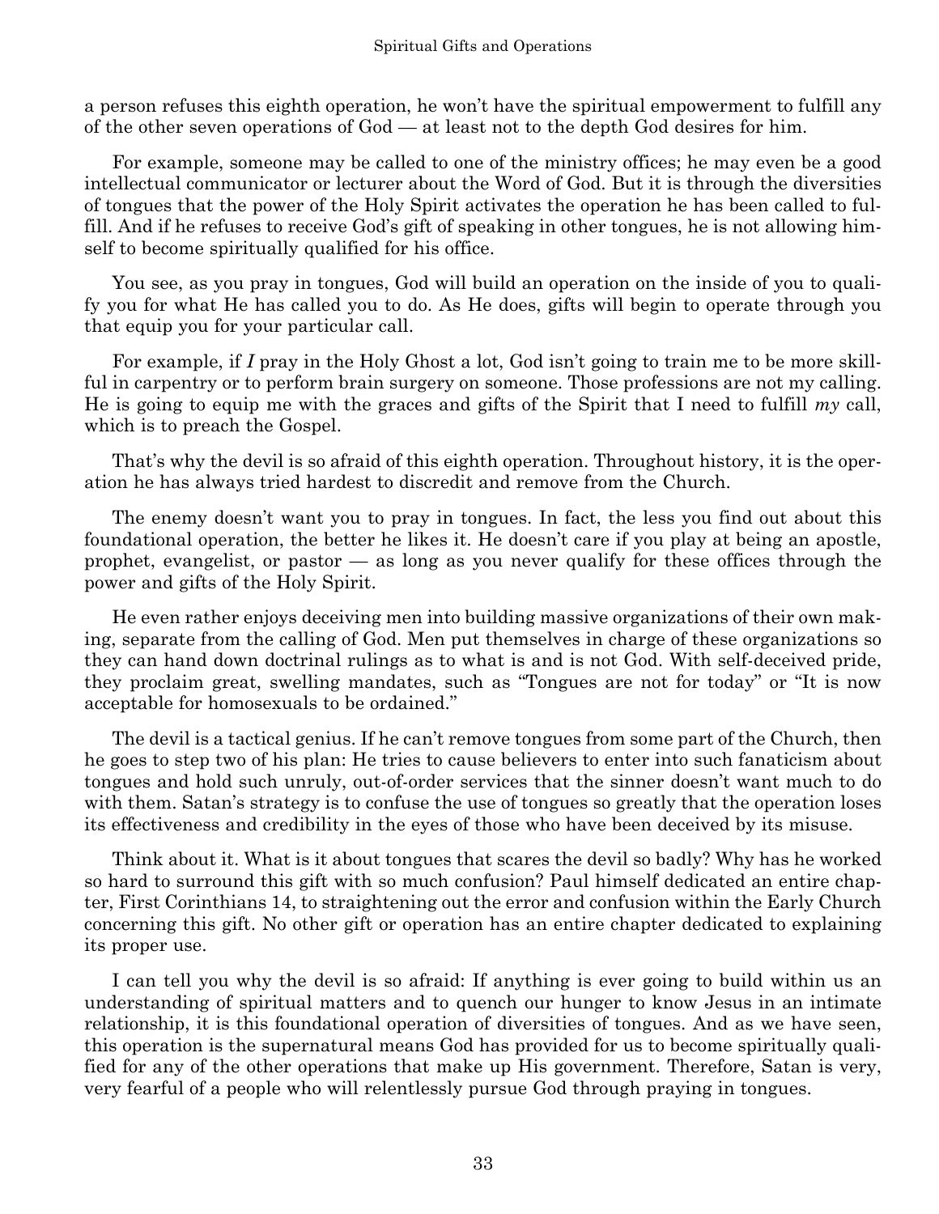a person refuses this eighth operation, he won't have the spiritual empowerment to fulfill any of the other seven operations of God — at least not to the depth God desires for him.

For example, someone may be called to one of the ministry offices; he may even be a good intellectual communicator or lecturer about the Word of God. But it is through the diversities of tongues that the power of the Holy Spirit activates the operation he has been called to fulfill. And if he refuses to receive God's gift of speaking in other tongues, he is not allowing himself to become spiritually qualified for his office.

You see, as you pray in tongues, God will build an operation on the inside of you to qualify you for what He has called you to do. As He does, gifts will begin to operate through you that equip you for your particular call.

For example, if *I* pray in the Holy Ghost a lot, God isn't going to train me to be more skillful in carpentry or to perform brain surgery on someone. Those professions are not my calling. He is going to equip me with the graces and gifts of the Spirit that I need to fulfill *my* call, which is to preach the Gospel.

That's why the devil is so afraid of this eighth operation. Throughout history, it is the operation he has always tried hardest to discredit and remove from the Church.

The enemy doesn't want you to pray in tongues. In fact, the less you find out about this foundational operation, the better he likes it. He doesn't care if you play at being an apostle, prophet, evangelist, or pastor — as long as you never qualify for these offices through the power and gifts of the Holy Spirit.

He even rather enjoys deceiving men into building massive organizations of their own making, separate from the calling of God. Men put themselves in charge of these organizations so they can hand down doctrinal rulings as to what is and is not God. With self-deceived pride, they proclaim great, swelling mandates, such as "Tongues are not for today" or "It is now acceptable for homosexuals to be ordained."

The devil is a tactical genius. If he can't remove tongues from some part of the Church, then he goes to step two of his plan: He tries to cause believers to enter into such fanaticism about tongues and hold such unruly, out-of-order services that the sinner doesn't want much to do with them. Satan's strategy is to confuse the use of tongues so greatly that the operation loses its effectiveness and credibility in the eyes of those who have been deceived by its misuse.

Think about it. What is it about tongues that scares the devil so badly? Why has he worked so hard to surround this gift with so much confusion? Paul himself dedicated an entire chapter, First Corinthians 14, to straightening out the error and confusion within the Early Church concerning this gift. No other gift or operation has an entire chapter dedicated to explaining its proper use.

I can tell you why the devil is so afraid: If anything is ever going to build within us an understanding of spiritual matters and to quench our hunger to know Jesus in an intimate relationship, it is this foundational operation of diversities of tongues. And as we have seen, this operation is the supernatural means God has provided for us to become spiritually qualified for any of the other operations that make up His government. Therefore, Satan is very, very fearful of a people who will relentlessly pursue God through praying in tongues.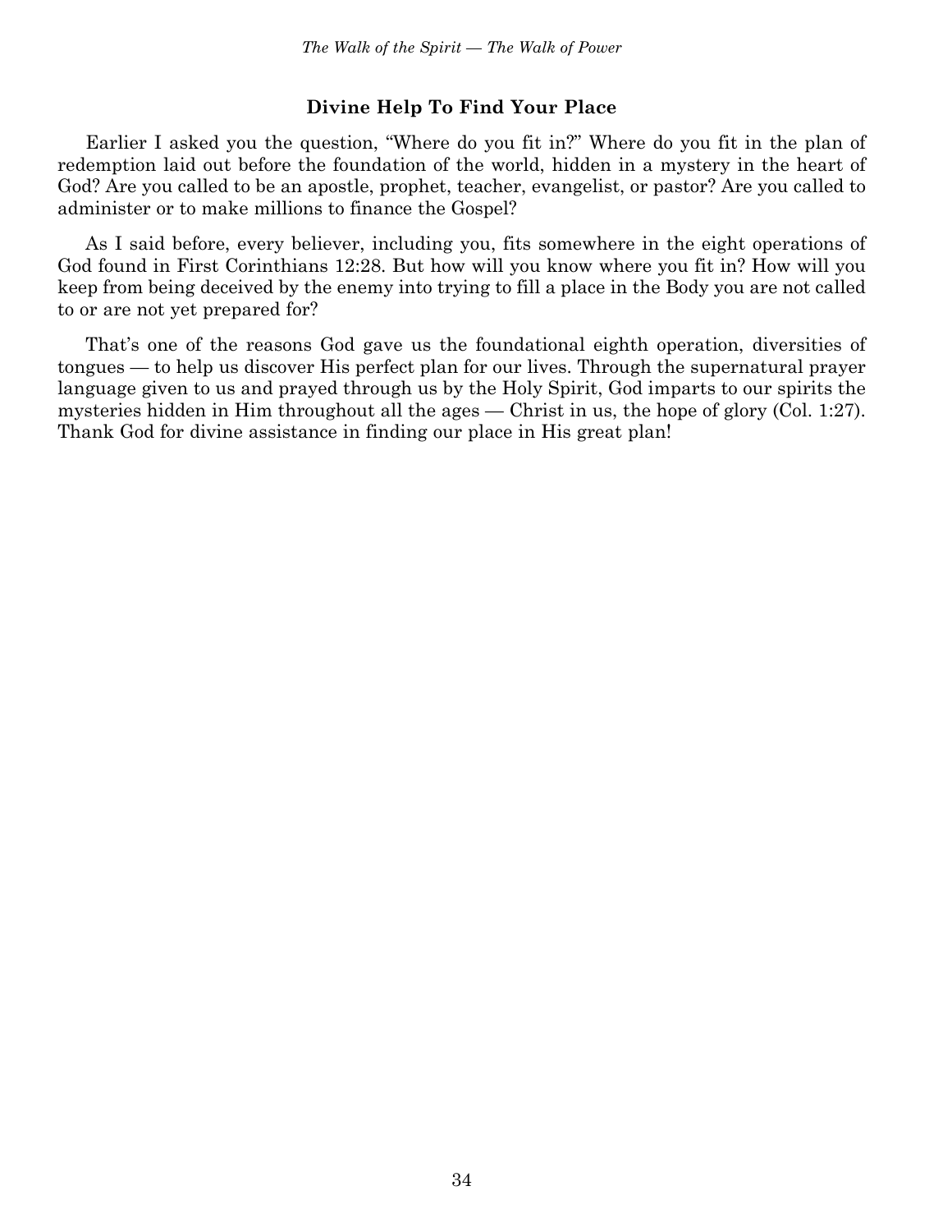### Divine Help To Find Your Place

Earlier I asked you the question, "Where do you fit in?" Where do you fit in the plan of redemption laid out before the foundation of the world, hidden in a mystery in the heart of God? Are you called to be an apostle, prophet, teacher, evangelist, or pastor? Are you called to administer or to make millions to finance the Gospel?

As I said before, every believer, including you, fits somewhere in the eight operations of God found in First Corinthians 12:28. But how will you know where you fit in? How will you keep from being deceived by the enemy into trying to fill a place in the Body you are not called to or are not yet prepared for?

That's one of the reasons God gave us the foundational eighth operation, diversities of tongues — to help us discover His perfect plan for our lives. Through the supernatural prayer language given to us and prayed through us by the Holy Spirit, God imparts to our spirits the mysteries hidden in Him throughout all the ages — Christ in us, the hope of glory (Col. 1:27). Thank God for divine assistance in finding our place in His great plan!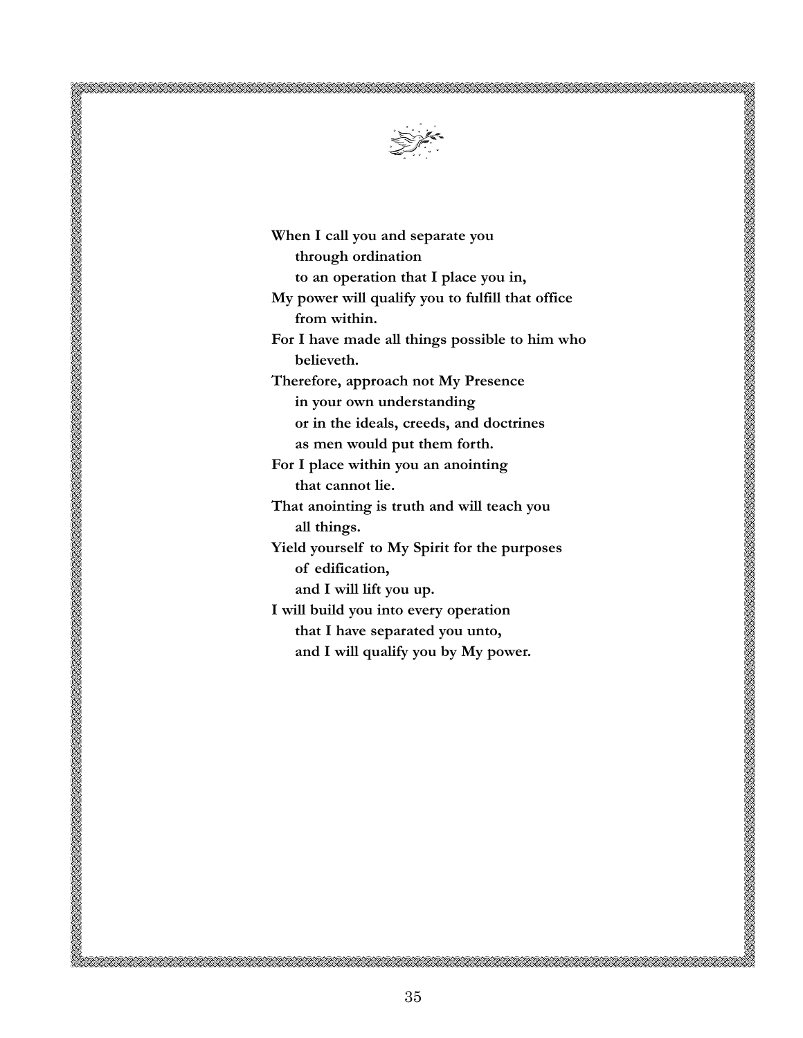**When I call you and separate you**
**through ordination**
**to an operation that I place you in,**
**My power will qualify you to fulfill that office**
**from within.**
**For I have made all things possible to him who**
**believeth.**
**Therefore, approach not My Presence**
**in your own understanding**
**or in the ideals, creeds, and doctrines**
**as men would put them forth.**
**For I place within you an anointing**
**that cannot lie.**
**That anointing is truth and will teach you**
**all things.**
**Yield yourself to My Spirit for the purposes**
**of edification,**
**and I will lift you up.**
**I will build you into every operation**
**that I have separated you unto,**
**and I will qualify you by My power.**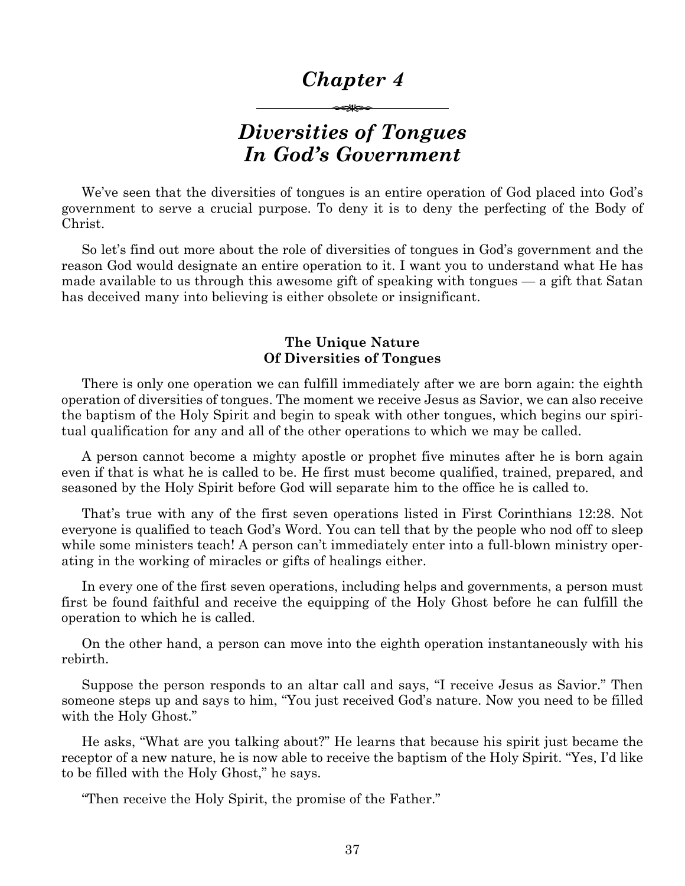# *Chapter 4*

## *Diversities of Tongues In God's Government*

We've seen that the diversities of tongues is an entire operation of God placed into God's government to serve a crucial purpose. To deny it is to deny the perfecting of the Body of Christ.

So let's find out more about the role of diversities of tongues in God's government and the reason God would designate an entire operation to it. I want you to understand what He has made available to us through this awesome gift of speaking with tongues — a gift that Satan has deceived many into believing is either obsolete or insignificant.

### The Unique Nature Of Diversities of Tongues

There is only one operation we can fulfill immediately after we are born again: the eighth operation of diversities of tongues. The moment we receive Jesus as Savior, we can also receive the baptism of the Holy Spirit and begin to speak with other tongues, which begins our spiritual qualification for any and all of the other operations to which we may be called.

A person cannot become a mighty apostle or prophet five minutes after he is born again even if that is what he is called to be. He first must become qualified, trained, prepared, and seasoned by the Holy Spirit before God will separate him to the office he is called to.

That's true with any of the first seven operations listed in First Corinthians 12:28. Not everyone is qualified to teach God's Word. You can tell that by the people who nod off to sleep while some ministers teach! A person can't immediately enter into a full-blown ministry operating in the working of miracles or gifts of healings either.

In every one of the first seven operations, including helps and governments, a person must first be found faithful and receive the equipping of the Holy Ghost before he can fulfill the operation to which he is called.

On the other hand, a person can move into the eighth operation instantaneously with his rebirth.

Suppose the person responds to an altar call and says, "I receive Jesus as Savior." Then someone steps up and says to him, "You just received God's nature. Now you need to be filled with the Holy Ghost."

He asks, "What are you talking about?" He learns that because his spirit just became the receptor of a new nature, he is now able to receive the baptism of the Holy Spirit. "Yes, I'd like to be filled with the Holy Ghost," he says.

"Then receive the Holy Spirit, the promise of the Father."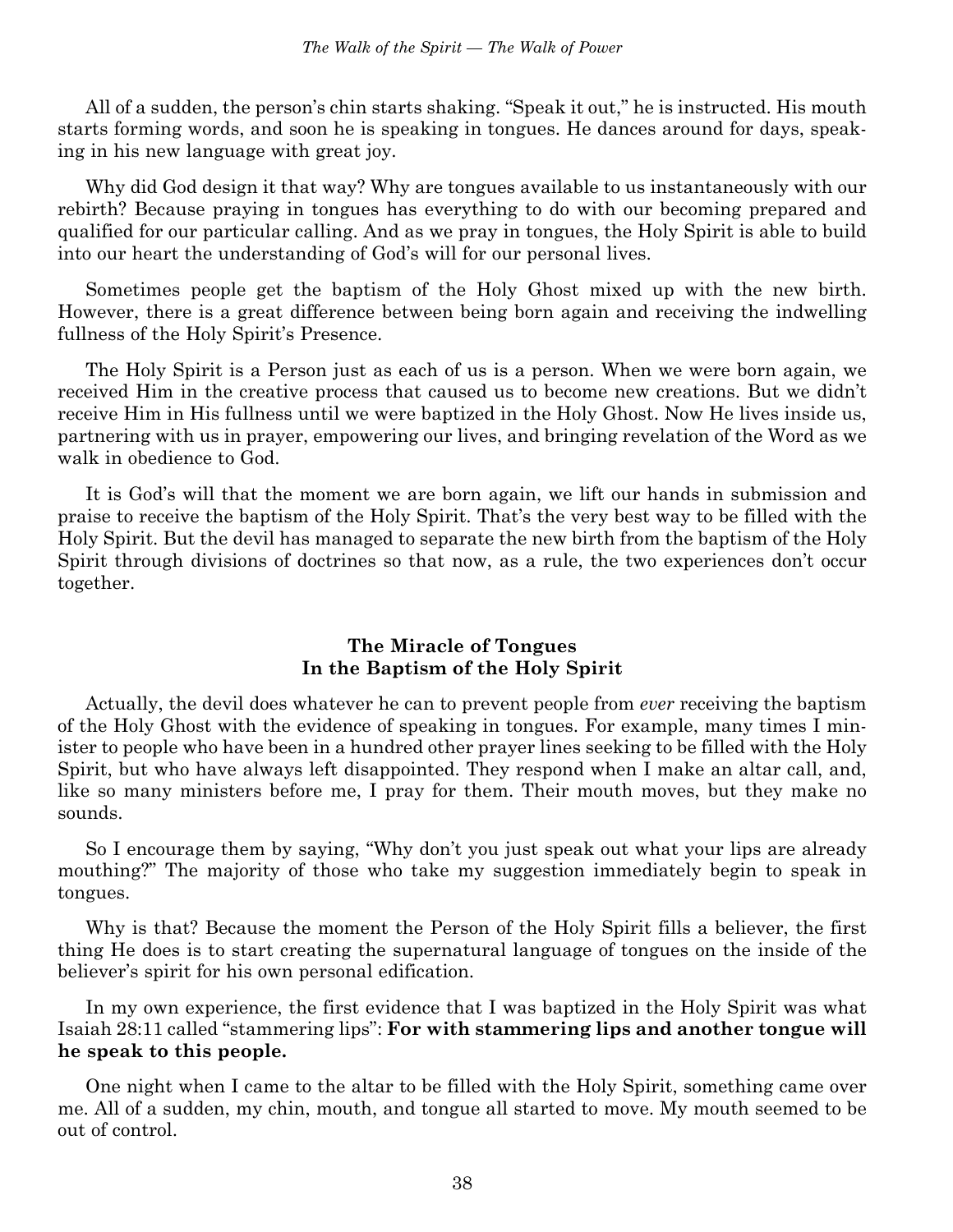All of a sudden, the person's chin starts shaking. "Speak it out," he is instructed. His mouth starts forming words, and soon he is speaking in tongues. He dances around for days, speaking in his new language with great joy.

Why did God design it that way? Why are tongues available to us instantaneously with our rebirth? Because praying in tongues has everything to do with our becoming prepared and qualified for our particular calling. And as we pray in tongues, the Holy Spirit is able to build into our heart the understanding of God's will for our personal lives.

Sometimes people get the baptism of the Holy Ghost mixed up with the new birth. However, there is a great difference between being born again and receiving the indwelling fullness of the Holy Spirit's Presence.

The Holy Spirit is a Person just as each of us is a person. When we were born again, we received Him in the creative process that caused us to become new creations. But we didn't receive Him in His fullness until we were baptized in the Holy Ghost. Now He lives inside us, partnering with us in prayer, empowering our lives, and bringing revelation of the Word as we walk in obedience to God.

It is God's will that the moment we are born again, we lift our hands in submission and praise to receive the baptism of the Holy Spirit. That's the very best way to be filled with the Holy Spirit. But the devil has managed to separate the new birth from the baptism of the Holy Spirit through divisions of doctrines so that now, as a rule, the two experiences don't occur together.

### The Miracle of Tongues In the Baptism of the Holy Spirit

Actually, the devil does whatever he can to prevent people from *ever* receiving the baptism of the Holy Ghost with the evidence of speaking in tongues. For example, many times I minister to people who have been in a hundred other prayer lines seeking to be filled with the Holy Spirit, but who have always left disappointed. They respond when I make an altar call, and, like so many ministers before me, I pray for them. Their mouth moves, but they make no sounds.

So I encourage them by saying, "Why don't you just speak out what your lips are already mouthing?" The majority of those who take my suggestion immediately begin to speak in tongues.

Why is that? Because the moment the Person of the Holy Spirit fills a believer, the first thing He does is to start creating the supernatural language of tongues on the inside of the believer's spirit for his own personal edification.

In my own experience, the first evidence that I was baptized in the Holy Spirit was what Isaiah 28:11 called "stammering lips": **For with stammering lips and another tongue will he speak to this people.**

One night when I came to the altar to be filled with the Holy Spirit, something came over me. All of a sudden, my chin, mouth, and tongue all started to move. My mouth seemed to be out of control.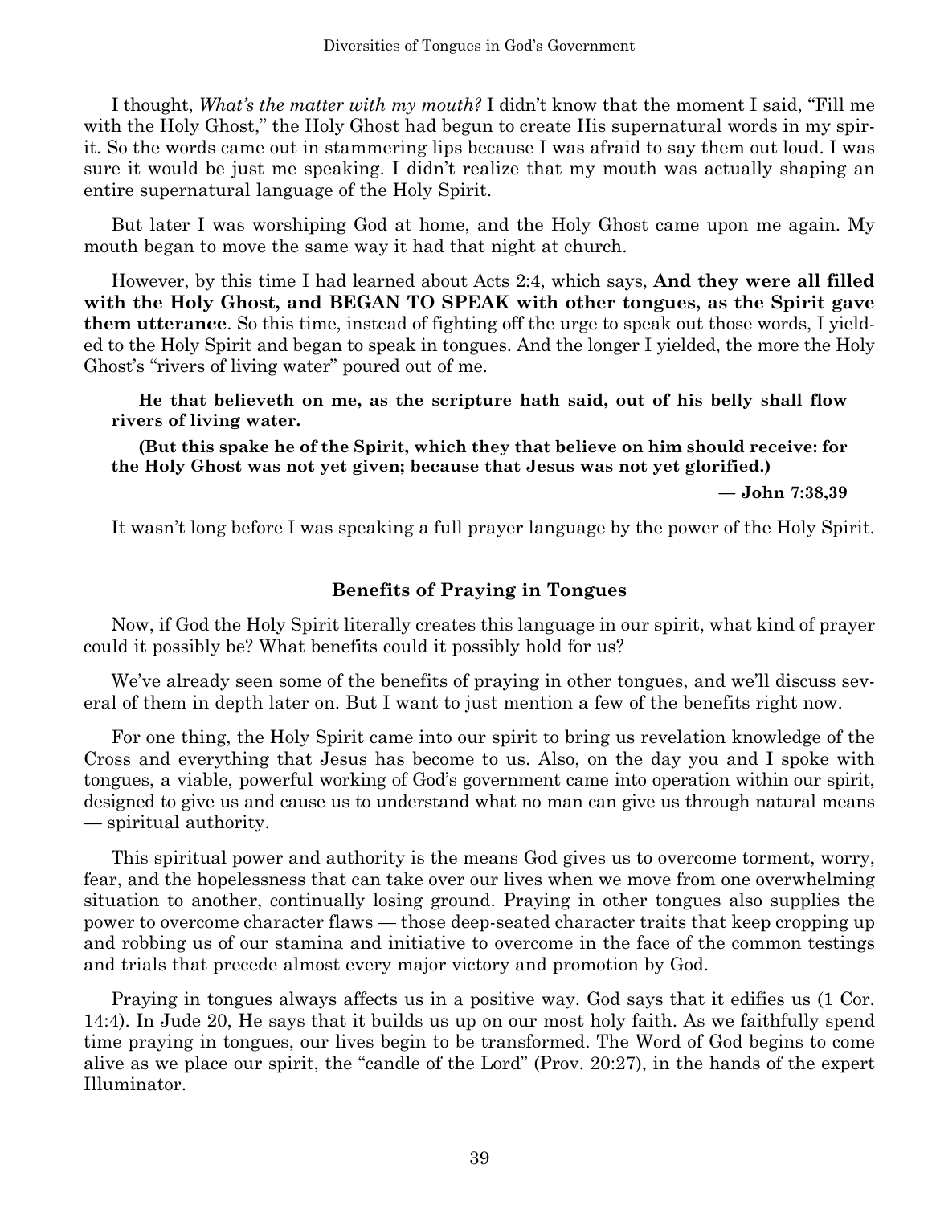I thought, *What's the matter with my mouth?* I didn't know that the moment I said, "Fill me with the Holy Ghost," the Holy Ghost had begun to create His supernatural words in my spirit. So the words came out in stammering lips because I was afraid to say them out loud. I was sure it would be just me speaking. I didn't realize that my mouth was actually shaping an entire supernatural language of the Holy Spirit.

But later I was worshiping God at home, and the Holy Ghost came upon me again. My mouth began to move the same way it had that night at church.

However, by this time I had learned about Acts 2:4, which says, **And they were all filled with the Holy Ghost, and BEGAN TO SPEAK with other tongues, as the Spirit gave them utterance**. So this time, instead of fighting off the urge to speak out those words, I yielded to the Holy Spirit and began to speak in tongues. And the longer I yielded, the more the Holy Ghost's "rivers of living water" poured out of me.

> **He that believeth on me, as the scripture hath said, out of his belly shall flow rivers of living water.**
>
> **(But this spake he of the Spirit, which they that believe on him should receive: for the Holy Ghost was not yet given; because that Jesus was not yet glorified.)**
>
> **— John 7:38,39**

It wasn't long before I was speaking a full prayer language by the power of the Holy Spirit.

### Benefits of Praying in Tongues

Now, if God the Holy Spirit literally creates this language in our spirit, what kind of prayer could it possibly be? What benefits could it possibly hold for us?

We've already seen some of the benefits of praying in other tongues, and we'll discuss several of them in depth later on. But I want to just mention a few of the benefits right now.

For one thing, the Holy Spirit came into our spirit to bring us revelation knowledge of the Cross and everything that Jesus has become to us. Also, on the day you and I spoke with tongues, a viable, powerful working of God's government came into operation within our spirit, designed to give us and cause us to understand what no man can give us through natural means — spiritual authority.

This spiritual power and authority is the means God gives us to overcome torment, worry, fear, and the hopelessness that can take over our lives when we move from one overwhelming situation to another, continually losing ground. Praying in other tongues also supplies the power to overcome character flaws — those deep-seated character traits that keep cropping up and robbing us of our stamina and initiative to overcome in the face of the common testings and trials that precede almost every major victory and promotion by God.

Praying in tongues always affects us in a positive way. God says that it edifies us (1 Cor. 14:4). In Jude 20, He says that it builds us up on our most holy faith. As we faithfully spend time praying in tongues, our lives begin to be transformed. The Word of God begins to come alive as we place our spirit, the "candle of the Lord" (Prov. 20:27), in the hands of the expert Illuminator.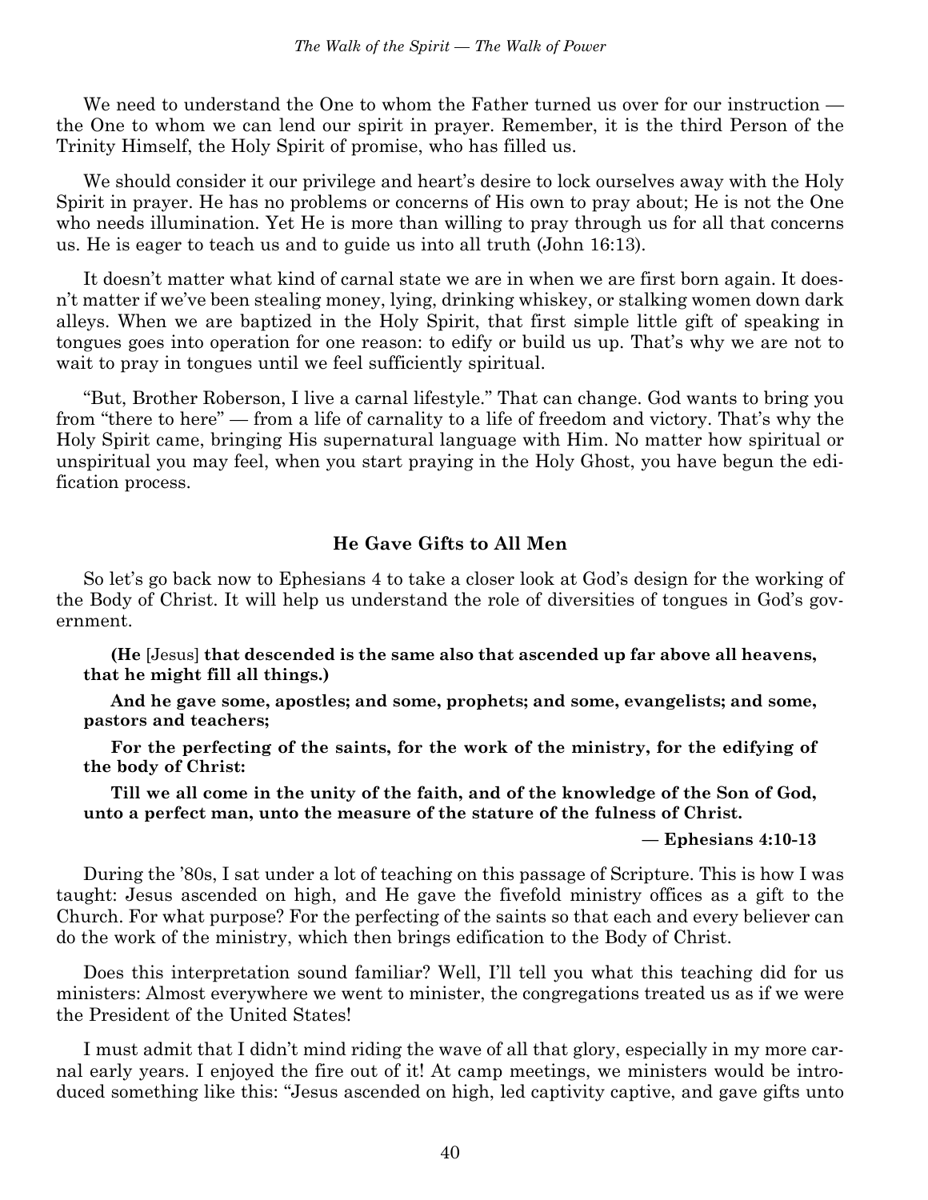We need to understand the One to whom the Father turned us over for our instruction — the One to whom we can lend our spirit in prayer. Remember, it is the third Person of the Trinity Himself, the Holy Spirit of promise, who has filled us.

We should consider it our privilege and heart's desire to lock ourselves away with the Holy Spirit in prayer. He has no problems or concerns of His own to pray about; He is not the One who needs illumination. Yet He is more than willing to pray through us for all that concerns us. He is eager to teach us and to guide us into all truth (John 16:13).

It doesn't matter what kind of carnal state we are in when we are first born again. It doesn't matter if we've been stealing money, lying, drinking whiskey, or stalking women down dark alleys. When we are baptized in the Holy Spirit, that first simple little gift of speaking in tongues goes into operation for one reason: to edify or build us up. That's why we are not to wait to pray in tongues until we feel sufficiently spiritual.

"But, Brother Roberson, I live a carnal lifestyle." That can change. God wants to bring you from "there to here" — from a life of carnality to a life of freedom and victory. That's why the Holy Spirit came, bringing His supernatural language with Him. No matter how spiritual or unspiritual you may feel, when you start praying in the Holy Ghost, you have begun the edification process.

### He Gave Gifts to All Men

So let's go back now to Ephesians 4 to take a closer look at God's design for the working of the Body of Christ. It will help us understand the role of diversities of tongues in God's government.

> **(He** [Jesus] **that descended is the same also that ascended up far above all heavens, that he might fill all things.)**
>
> **And he gave some, apostles; and some, prophets; and some, evangelists; and some, pastors and teachers;**
>
> **For the perfecting of the saints, for the work of the ministry, for the edifying of the body of Christ:**
>
> **Till we all come in the unity of the faith, and of the knowledge of the Son of God, unto a perfect man, unto the measure of the stature of the fulness of Christ.**
>
> **— Ephesians 4:10-13**

During the '80s, I sat under a lot of teaching on this passage of Scripture. This is how I was taught: Jesus ascended on high, and He gave the fivefold ministry offices as a gift to the Church. For what purpose? For the perfecting of the saints so that each and every believer can do the work of the ministry, which then brings edification to the Body of Christ.

Does this interpretation sound familiar? Well, I'll tell you what this teaching did for us ministers: Almost everywhere we went to minister, the congregations treated us as if we were the President of the United States!

I must admit that I didn't mind riding the wave of all that glory, especially in my more carnal early years. I enjoyed the fire out of it! At camp meetings, we ministers would be introduced something like this: "Jesus ascended on high, led captivity captive, and gave gifts unto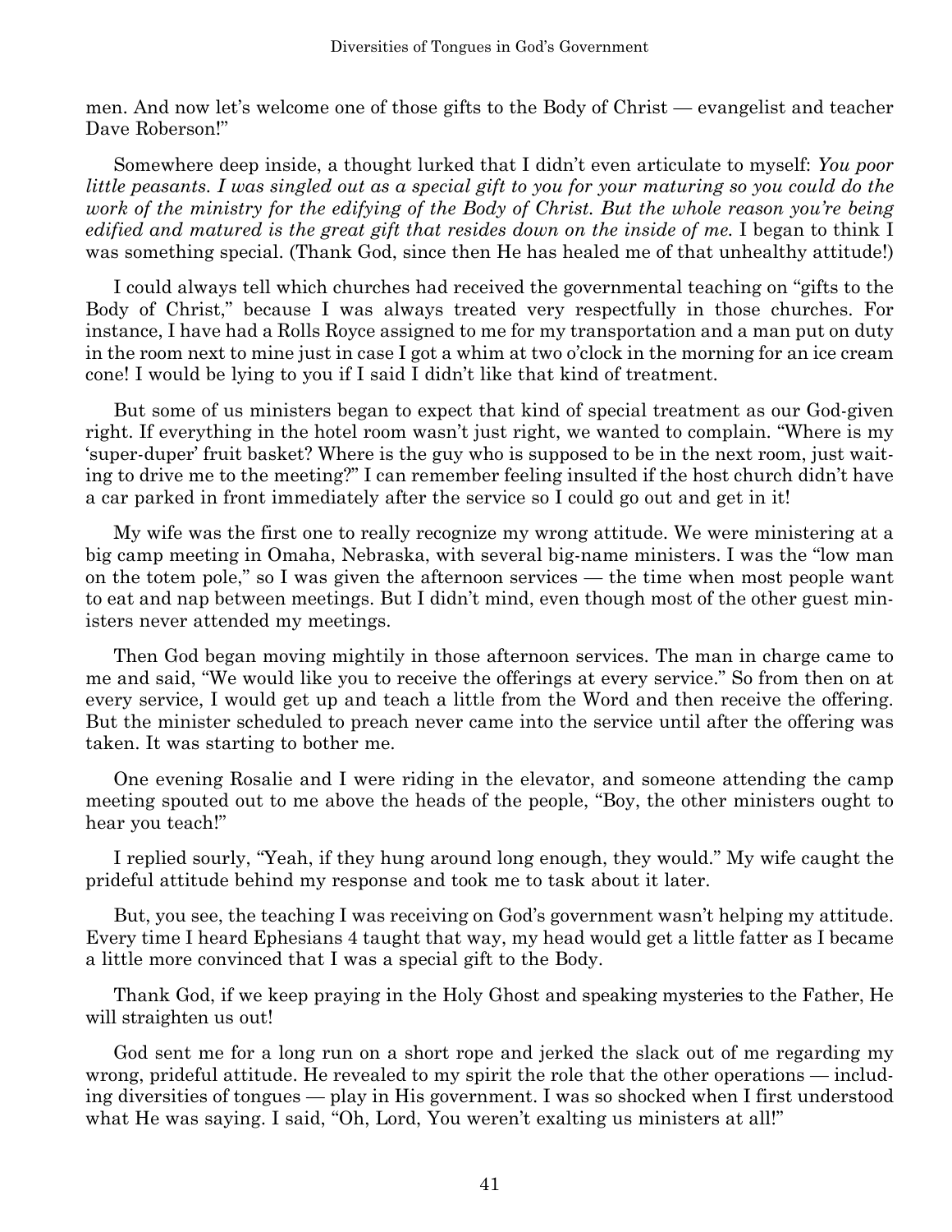men. And now let's welcome one of those gifts to the Body of Christ — evangelist and teacher Dave Roberson!"

Somewhere deep inside, a thought lurked that I didn't even articulate to myself: *You poor little peasants. I was singled out as a special gift to you for your maturing so you could do the work of the ministry for the edifying of the Body of Christ. But the whole reason you're being edified and matured is the great gift that resides down on the inside of me.* I began to think I was something special. (Thank God, since then He has healed me of that unhealthy attitude!)

I could always tell which churches had received the governmental teaching on "gifts to the Body of Christ," because I was always treated very respectfully in those churches. For instance, I have had a Rolls Royce assigned to me for my transportation and a man put on duty in the room next to mine just in case I got a whim at two o'clock in the morning for an ice cream cone! I would be lying to you if I said I didn't like that kind of treatment.

But some of us ministers began to expect that kind of special treatment as our God-given right. If everything in the hotel room wasn't just right, we wanted to complain. "Where is my 'super-duper' fruit basket? Where is the guy who is supposed to be in the next room, just waiting to drive me to the meeting?" I can remember feeling insulted if the host church didn't have a car parked in front immediately after the service so I could go out and get in it!

My wife was the first one to really recognize my wrong attitude. We were ministering at a big camp meeting in Omaha, Nebraska, with several big-name ministers. I was the "low man on the totem pole," so I was given the afternoon services — the time when most people want to eat and nap between meetings. But I didn't mind, even though most of the other guest ministers never attended my meetings.

Then God began moving mightily in those afternoon services. The man in charge came to me and said, "We would like you to receive the offerings at every service." So from then on at every service, I would get up and teach a little from the Word and then receive the offering. But the minister scheduled to preach never came into the service until after the offering was taken. It was starting to bother me.

One evening Rosalie and I were riding in the elevator, and someone attending the camp meeting spouted out to me above the heads of the people, "Boy, the other ministers ought to hear you teach!"

I replied sourly, "Yeah, if they hung around long enough, they would." My wife caught the prideful attitude behind my response and took me to task about it later.

But, you see, the teaching I was receiving on God's government wasn't helping my attitude. Every time I heard Ephesians 4 taught that way, my head would get a little fatter as I became a little more convinced that I was a special gift to the Body.

Thank God, if we keep praying in the Holy Ghost and speaking mysteries to the Father, He will straighten us out!

God sent me for a long run on a short rope and jerked the slack out of me regarding my wrong, prideful attitude. He revealed to my spirit the role that the other operations — including diversities of tongues — play in His government. I was so shocked when I first understood what He was saying. I said, "Oh, Lord, You weren't exalting us ministers at all!"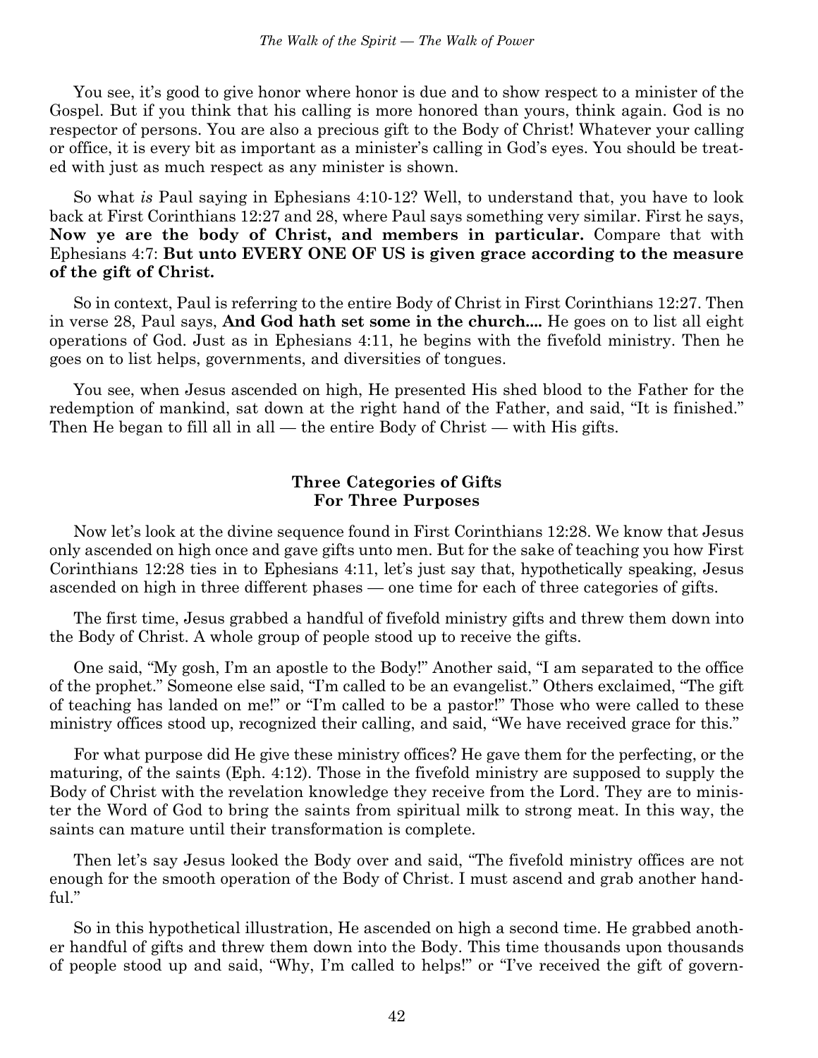You see, it's good to give honor where honor is due and to show respect to a minister of the Gospel. But if you think that his calling is more honored than yours, think again. God is no respecter of persons. You are also a precious gift to the Body of Christ! Whatever your calling or office, it is every bit as important as a minister's calling in God's eyes. You should be treated with just as much respect as any minister is shown.

So what *is* Paul saying in Ephesians 4:10-12? Well, to understand that, you have to look back at First Corinthians 12:27 and 28, where Paul says something very similar. First he says, **Now ye are the body of Christ, and members in particular.** Compare that with Ephesians 4:7: **But unto EVERY ONE OF US is given grace according to the measure of the gift of Christ.**

So in context, Paul is referring to the entire Body of Christ in First Corinthians 12:27. Then in verse 28, Paul says, **And God hath set some in the church....** He goes on to list all eight operations of God. Just as in Ephesians 4:11, he begins with the fivefold ministry. Then he goes on to list helps, governments, and diversities of tongues.

You see, when Jesus ascended on high, He presented His shed blood to the Father for the redemption of mankind, sat down at the right hand of the Father, and said, "It is finished." Then He began to fill all in all — the entire Body of Christ — with His gifts.

## Three Categories of Gifts For Three Purposes

Now let's look at the divine sequence found in First Corinthians 12:28. We know that Jesus only ascended on high once and gave gifts unto men. But for the sake of teaching you how First Corinthians 12:28 ties in to Ephesians 4:11, let's just say that, hypothetically speaking, Jesus ascended on high in three different phases — one time for each of three categories of gifts.

The first time, Jesus grabbed a handful of fivefold ministry gifts and threw them down into the Body of Christ. A whole group of people stood up to receive the gifts.

One said, "My gosh, I'm an apostle to the Body!" Another said, "I am separated to the office of the prophet." Someone else said, "I'm called to be an evangelist." Others exclaimed, "The gift of teaching has landed on me!" or "I'm called to be a pastor!" Those who were called to these ministry offices stood up, recognized their calling, and said, "We have received grace for this."

For what purpose did He give these ministry offices? He gave them for the perfecting, or the maturing, of the saints (Eph. 4:12). Those in the fivefold ministry are supposed to supply the Body of Christ with the revelation knowledge they receive from the Lord. They are to minister the Word of God to bring the saints from spiritual milk to strong meat. In this way, the saints can mature until their transformation is complete.

Then let's say Jesus looked the Body over and said, "The fivefold ministry offices are not enough for the smooth operation of the Body of Christ. I must ascend and grab another handful."

So in this hypothetical illustration, He ascended on high a second time. He grabbed another handful of gifts and threw them down into the Body. This time thousands upon thousands of people stood up and said, "Why, I'm called to helps!" or "I've received the gift of govern-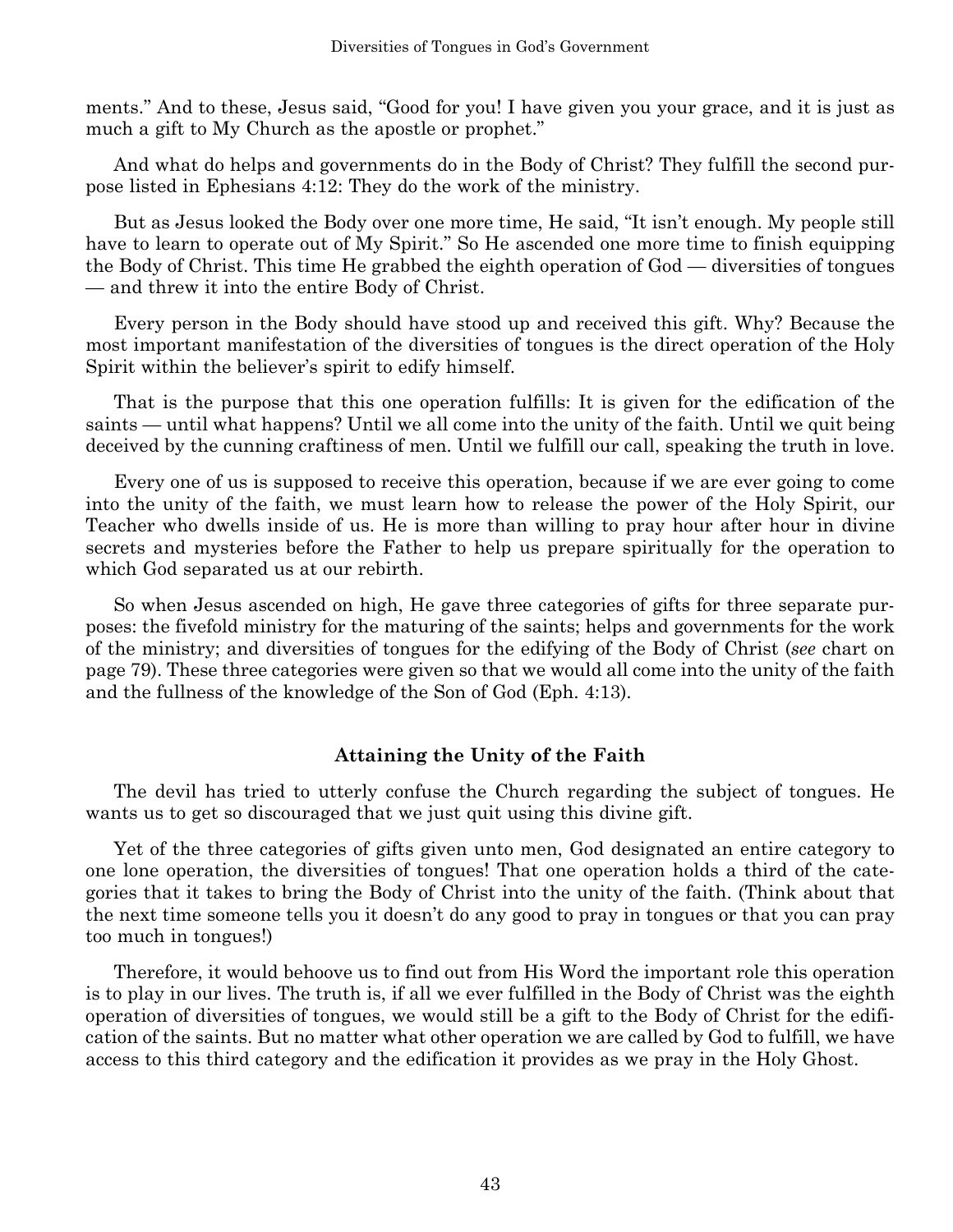ments." And to these, Jesus said, "Good for you! I have given you your grace, and it is just as much a gift to My Church as the apostle or prophet."

And what do helps and governments do in the Body of Christ? They fulfill the second purpose listed in Ephesians 4:12: They do the work of the ministry.

But as Jesus looked the Body over one more time, He said, "It isn't enough. My people still have to learn to operate out of My Spirit." So He ascended one more time to finish equipping the Body of Christ. This time He grabbed the eighth operation of God — diversities of tongues — and threw it into the entire Body of Christ.

Every person in the Body should have stood up and received this gift. Why? Because the most important manifestation of the diversities of tongues is the direct operation of the Holy Spirit within the believer's spirit to edify himself.

That is the purpose that this one operation fulfills: It is given for the edification of the saints — until what happens? Until we all come into the unity of the faith. Until we quit being deceived by the cunning craftiness of men. Until we fulfill our call, speaking the truth in love.

Every one of us is supposed to receive this operation, because if we are ever going to come into the unity of the faith, we must learn how to release the power of the Holy Spirit, our Teacher who dwells inside of us. He is more than willing to pray hour after hour in divine secrets and mysteries before the Father to help us prepare spiritually for the operation to which God separated us at our rebirth.

So when Jesus ascended on high, He gave three categories of gifts for three separate purposes: the fivefold ministry for the maturing of the saints; helps and governments for the work of the ministry; and diversities of tongues for the edifying of the Body of Christ (*see* chart on page 79). These three categories were given so that we would all come into the unity of the faith and the fullness of the knowledge of the Son of God (Eph. 4:13).

## Attaining the Unity of the Faith

The devil has tried to utterly confuse the Church regarding the subject of tongues. He wants us to get so discouraged that we just quit using this divine gift.

Yet of the three categories of gifts given unto men, God designated an entire category to one lone operation, the diversities of tongues! That one operation holds a third of the categories that it takes to bring the Body of Christ into the unity of the faith. (Think about that the next time someone tells you it doesn't do any good to pray in tongues or that you can pray too much in tongues!)

Therefore, it would behoove us to find out from His Word the important role this operation is to play in our lives. The truth is, if all we ever fulfilled in the Body of Christ was the eighth operation of diversities of tongues, we would still be a gift to the Body of Christ for the edification of the saints. But no matter what other operation we are called by God to fulfill, we have access to this third category and the edification it provides as we pray in the Holy Ghost.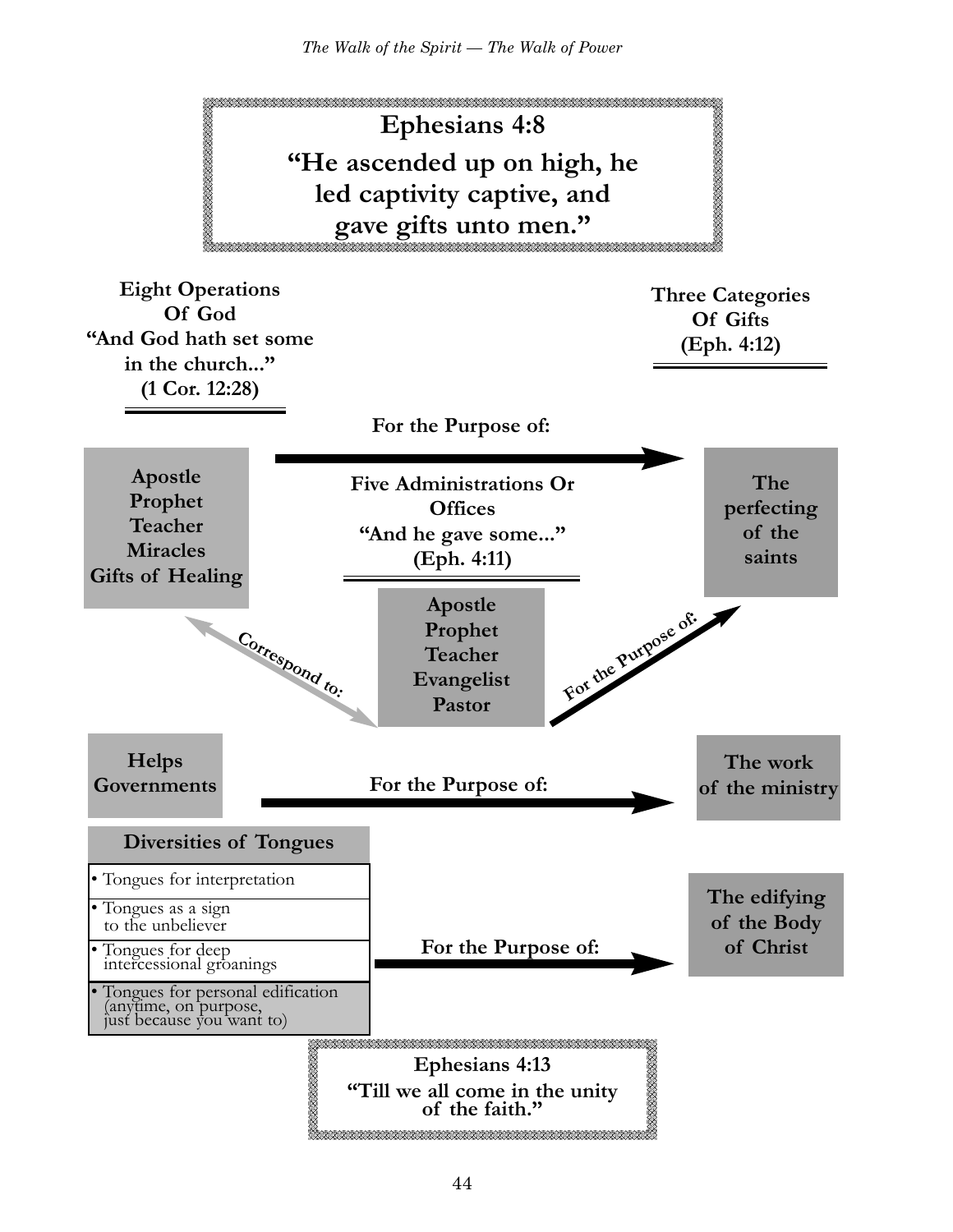**Ephesians 4:8**

**"He ascended up on high, he led captivity captive, and gave gifts unto men."**

**Eight Operations Of God**
**"And God hath set some in the church..." (1 Cor. 12:28)**

**Three Categories Of Gifts (Eph. 4:12)**

**For the Purpose of:**

**Apostle**
**Prophet**
**Teacher**
**Miracles**
**Gifts of Healing**

**Five Administrations Or Offices**
**"And he gave some..." (Eph. 4:11)**

**Apostle**
**Prophet**
**Teacher**
**Evangelist**
**Pastor**

**The perfecting of the saints**

**Correspond to:**

**For the Purpose of:**

**Helps**
**Governments**

**For the Purpose of:**

**The work of the ministry**

**Diversities of Tongues**

- Tongues for interpretation
- Tongues as a sign to the unbeliever
- Tongues for deep intercessional groanings
- Tongues for personal edification (anytime, on purpose, just because you want to)

**For the Purpose of:**

**The edifying of the Body of Christ**

**Ephesians 4:13**

**"Till we all come in the unity of the faith."**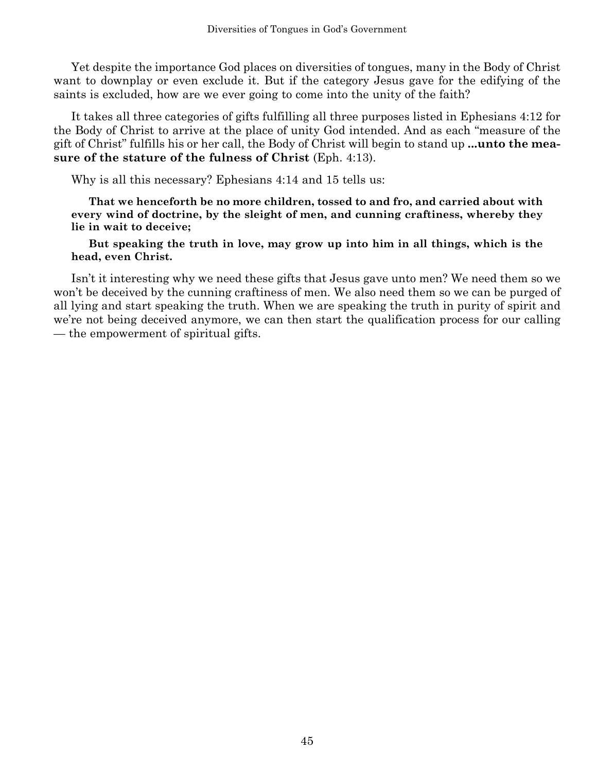Yet despite the importance God places on diversities of tongues, many in the Body of Christ want to downplay or even exclude it. But if the category Jesus gave for the edifying of the saints is excluded, how are we ever going to come into the unity of the faith?

It takes all three categories of gifts fulfilling all three purposes listed in Ephesians 4:12 for the Body of Christ to arrive at the place of unity God intended. And as each "measure of the gift of Christ" fulfills his or her call, the Body of Christ will begin to stand up **...unto the measure of the stature of the fulness of Christ** (Eph. 4:13).

Why is all this necessary? Ephesians 4:14 and 15 tells us:

> **That we henceforth be no more children, tossed to and fro, and carried about with every wind of doctrine, by the sleight of men, and cunning craftiness, whereby they lie in wait to deceive;**
>
> **But speaking the truth in love, may grow up into him in all things, which is the head, even Christ.**

Isn't it interesting why we need these gifts that Jesus gave unto men? We need them so we won't be deceived by the cunning craftiness of men. We also need them so we can be purged of all lying and start speaking the truth. When we are speaking the truth in purity of spirit and we're not being deceived anymore, we can then start the qualification process for our calling — the empowerment of spiritual gifts.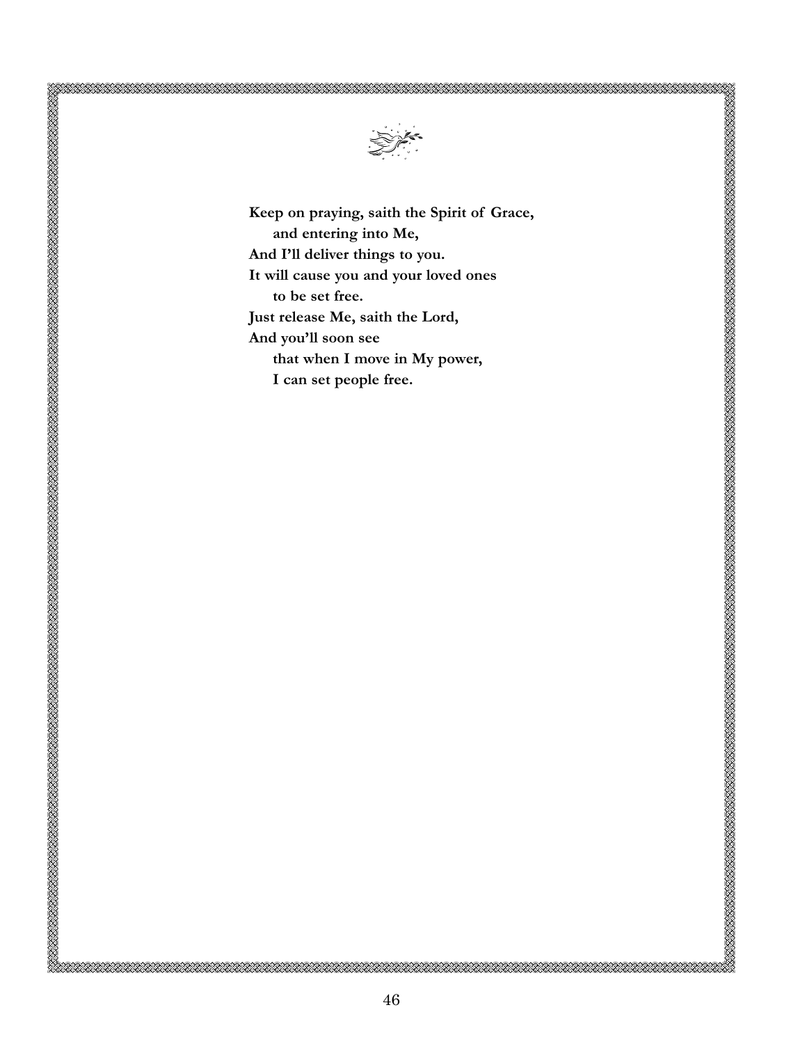**Keep on praying, saith the Spirit of Grace,**
**and entering into Me,**
**And I'll deliver things to you.**
**It will cause you and your loved ones**
**to be set free.**
**Just release Me, saith the Lord,**
**And you'll soon see**
**that when I move in My power,**
**I can set people free.**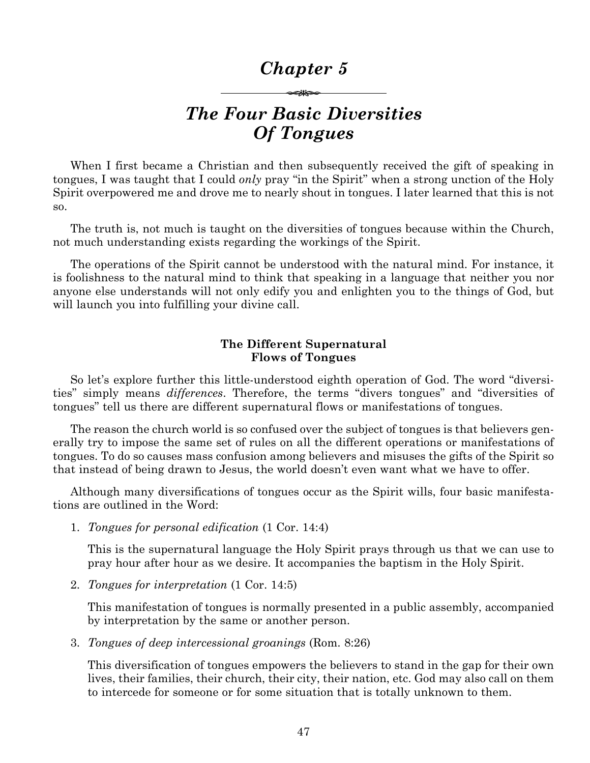# Chapter 5

## The Four Basic Diversities Of Tongues

When I first became a Christian and then subsequently received the gift of speaking in tongues, I was taught that I could *only* pray "in the Spirit" when a strong unction of the Holy Spirit overpowered me and drove me to nearly shout in tongues. I later learned that this is not so.

The truth is, not much is taught on the diversities of tongues because within the Church, not much understanding exists regarding the workings of the Spirit.

The operations of the Spirit cannot be understood with the natural mind. For instance, it is foolishness to the natural mind to think that speaking in a language that neither you nor anyone else understands will not only edify you and enlighten you to the things of God, but will launch you into fulfilling your divine call.

### The Different Supernatural Flows of Tongues

So let's explore further this little-understood eighth operation of God. The word "diversities" simply means *differences*. Therefore, the terms "divers tongues" and "diversities of tongues" tell us there are different supernatural flows or manifestations of tongues.

The reason the church world is so confused over the subject of tongues is that believers generally try to impose the same set of rules on all the different operations or manifestations of tongues. To do so causes mass confusion among believers and misuses the gifts of the Spirit so that instead of being drawn to Jesus, the world doesn't even want what we have to offer.

Although many diversifications of tongues occur as the Spirit wills, four basic manifestations are outlined in the Word:

1. *Tongues for personal edification* (1 Cor. 14:4)

   This is the supernatural language the Holy Spirit prays through us that we can use to pray hour after hour as we desire. It accompanies the baptism in the Holy Spirit.

2. *Tongues for interpretation* (1 Cor. 14:5)

   This manifestation of tongues is normally presented in a public assembly, accompanied by interpretation by the same or another person.

3. *Tongues of deep intercessional groanings* (Rom. 8:26)

   This diversification of tongues empowers the believers to stand in the gap for their own lives, their families, their church, their city, their nation, etc. God may also call on them to intercede for someone or for some situation that is totally unknown to them.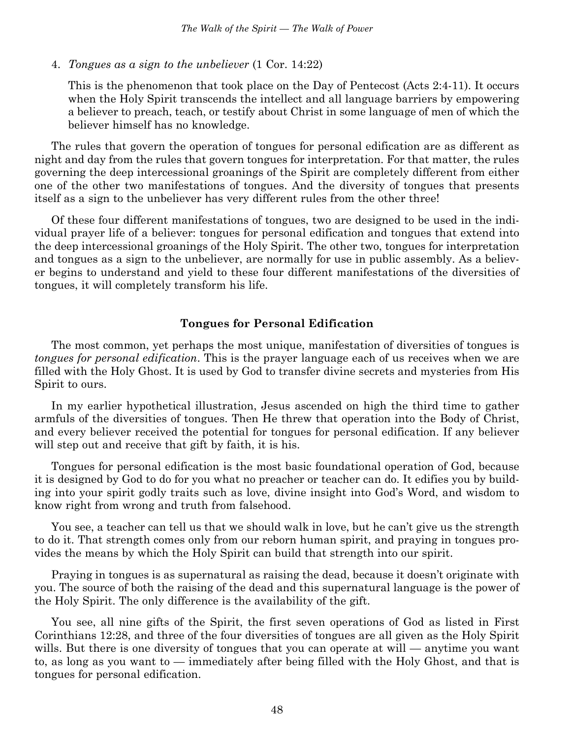4. *Tongues as a sign to the unbeliever* (1 Cor. 14:22)

   This is the phenomenon that took place on the Day of Pentecost (Acts 2:4-11). It occurs when the Holy Spirit transcends the intellect and all language barriers by empowering a believer to preach, teach, or testify about Christ in some language of men of which the believer himself has no knowledge.

The rules that govern the operation of tongues for personal edification are as different as night and day from the rules that govern tongues for interpretation. For that matter, the rules governing the deep intercessional groanings of the Spirit are completely different from either one of the other two manifestations of tongues. And the diversity of tongues that presents itself as a sign to the unbeliever has very different rules from the other three!

Of these four different manifestations of tongues, two are designed to be used in the individual prayer life of a believer: tongues for personal edification and tongues that extend into the deep intercessional groanings of the Holy Spirit. The other two, tongues for interpretation and tongues as a sign to the unbeliever, are normally for use in public assembly. As a believer begins to understand and yield to these four different manifestations of the diversities of tongues, it will completely transform his life.

### Tongues for Personal Edification

The most common, yet perhaps the most unique, manifestation of diversities of tongues is *tongues for personal edification*. This is the prayer language each of us receives when we are filled with the Holy Ghost. It is used by God to transfer divine secrets and mysteries from His Spirit to ours.

In my earlier hypothetical illustration, Jesus ascended on high the third time to gather armfuls of the diversities of tongues. Then He threw that operation into the Body of Christ, and every believer received the potential for tongues for personal edification. If any believer will step out and receive that gift by faith, it is his.

Tongues for personal edification is the most basic foundational operation of God, because it is designed by God to do for you what no preacher or teacher can do. It edifies you by building into your spirit godly traits such as love, divine insight into God's Word, and wisdom to know right from wrong and truth from falsehood.

You see, a teacher can tell us that we should walk in love, but he can't give us the strength to do it. That strength comes only from our reborn human spirit, and praying in tongues provides the means by which the Holy Spirit can build that strength into our spirit.

Praying in tongues is as supernatural as raising the dead, because it doesn't originate with you. The source of both the raising of the dead and this supernatural language is the power of the Holy Spirit. The only difference is the availability of the gift.

You see, all nine gifts of the Spirit, the first seven operations of God as listed in First Corinthians 12:28, and three of the four diversities of tongues are all given as the Holy Spirit wills. But there is one diversity of tongues that you can operate at will — anytime you want to, as long as you want to — immediately after being filled with the Holy Ghost, and that is tongues for personal edification.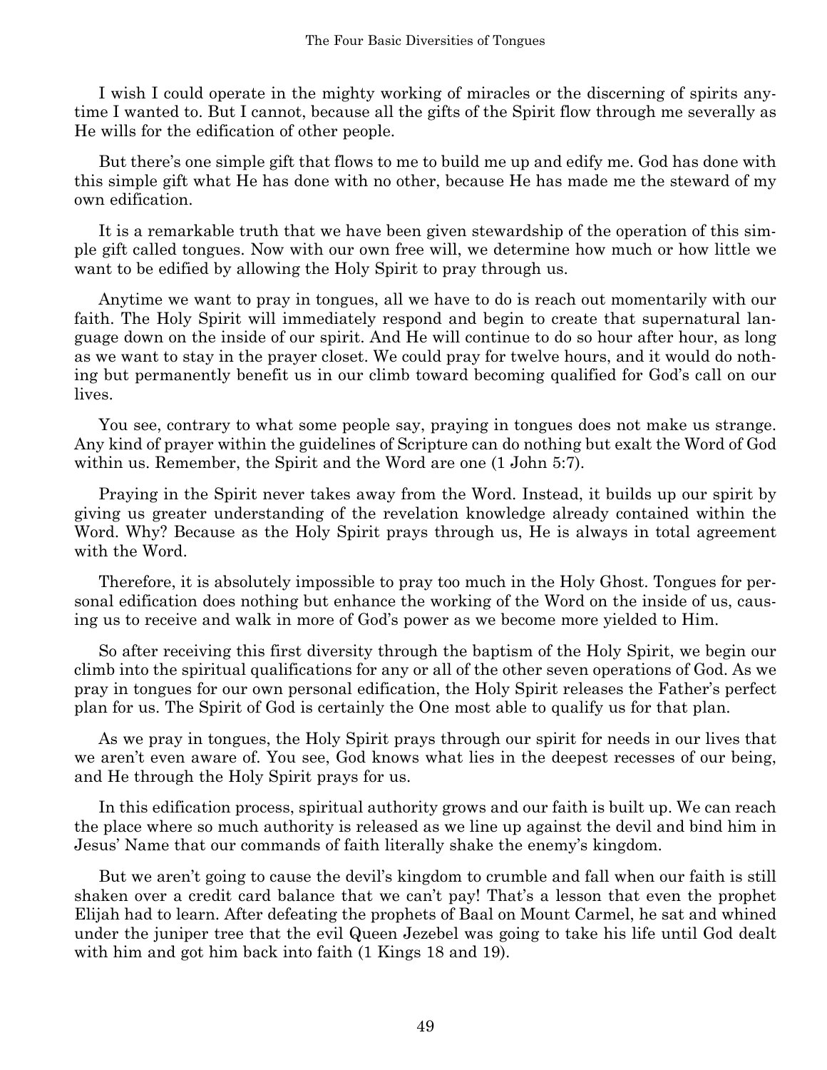I wish I could operate in the mighty working of miracles or the discerning of spirits anytime I wanted to. But I cannot, because all the gifts of the Spirit flow through me severally as He wills for the edification of other people.

But there's one simple gift that flows to me to build me up and edify me. God has done with this simple gift what He has done with no other, because He has made me the steward of my own edification.

It is a remarkable truth that we have been given stewardship of the operation of this simple gift called tongues. Now with our own free will, we determine how much or how little we want to be edified by allowing the Holy Spirit to pray through us.

Anytime we want to pray in tongues, all we have to do is reach out momentarily with our faith. The Holy Spirit will immediately respond and begin to create that supernatural language down on the inside of our spirit. And He will continue to do so hour after hour, as long as we want to stay in the prayer closet. We could pray for twelve hours, and it would do nothing but permanently benefit us in our climb toward becoming qualified for God's call on our lives.

You see, contrary to what some people say, praying in tongues does not make us strange. Any kind of prayer within the guidelines of Scripture can do nothing but exalt the Word of God within us. Remember, the Spirit and the Word are one (1 John 5:7).

Praying in the Spirit never takes away from the Word. Instead, it builds up our spirit by giving us greater understanding of the revelation knowledge already contained within the Word. Why? Because as the Holy Spirit prays through us, He is always in total agreement with the Word.

Therefore, it is absolutely impossible to pray too much in the Holy Ghost. Tongues for personal edification does nothing but enhance the working of the Word on the inside of us, causing us to receive and walk in more of God's power as we become more yielded to Him.

So after receiving this first diversity through the baptism of the Holy Spirit, we begin our climb into the spiritual qualifications for any or all of the other seven operations of God. As we pray in tongues for our own personal edification, the Holy Spirit releases the Father's perfect plan for us. The Spirit of God is certainly the One most able to qualify us for that plan.

As we pray in tongues, the Holy Spirit prays through our spirit for needs in our lives that we aren't even aware of. You see, God knows what lies in the deepest recesses of our being, and He through the Holy Spirit prays for us.

In this edification process, spiritual authority grows and our faith is built up. We can reach the place where so much authority is released as we line up against the devil and bind him in Jesus' Name that our commands of faith literally shake the enemy's kingdom.

But we aren't going to cause the devil's kingdom to crumble and fall when our faith is still shaken over a credit card balance that we can't pay! That's a lesson that even the prophet Elijah had to learn. After defeating the prophets of Baal on Mount Carmel, he sat and whined under the juniper tree that the evil Queen Jezebel was going to take his life until God dealt with him and got him back into faith (1 Kings 18 and 19).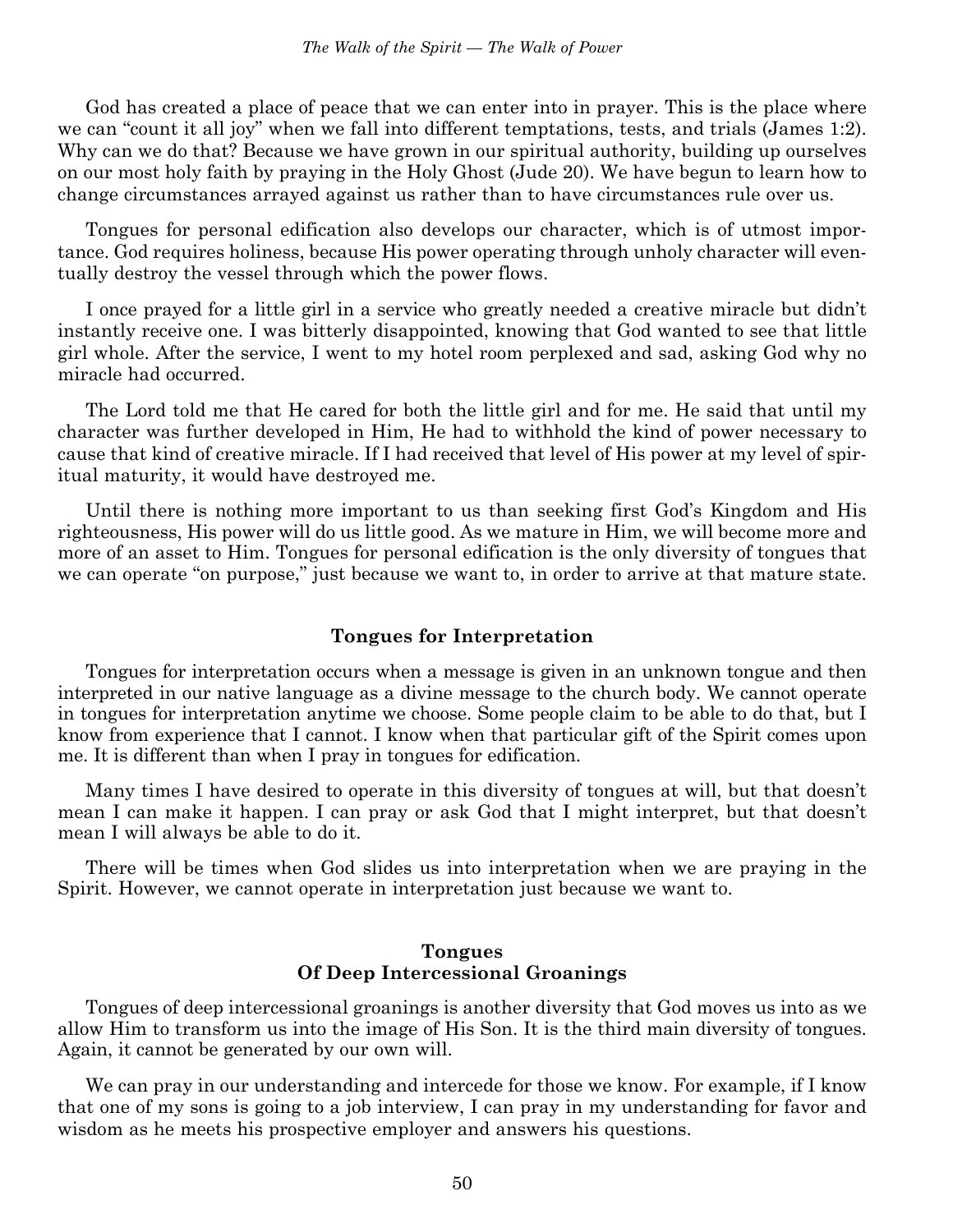God has created a place of peace that we can enter into in prayer. This is the place where we can "count it all joy" when we fall into different temptations, tests, and trials (James 1:2). Why can we do that? Because we have grown in our spiritual authority, building up ourselves on our most holy faith by praying in the Holy Ghost (Jude 20). We have begun to learn how to change circumstances arrayed against us rather than to have circumstances rule over us.

Tongues for personal edification also develops our character, which is of utmost importance. God requires holiness, because His power operating through unholy character will eventually destroy the vessel through which the power flows.

I once prayed for a little girl in a service who greatly needed a creative miracle but didn't instantly receive one. I was bitterly disappointed, knowing that God wanted to see that little girl whole. After the service, I went to my hotel room perplexed and sad, asking God why no miracle had occurred.

The Lord told me that He cared for both the little girl and for me. He said that until my character was further developed in Him, He had to withhold the kind of power necessary to cause that kind of creative miracle. If I had received that level of His power at my level of spiritual maturity, it would have destroyed me.

Until there is nothing more important to us than seeking first God's Kingdom and His righteousness, His power will do us little good. As we mature in Him, we will become more and more of an asset to Him. Tongues for personal edification is the only diversity of tongues that we can operate "on purpose," just because we want to, in order to arrive at that mature state.

### Tongues for Interpretation

Tongues for interpretation occurs when a message is given in an unknown tongue and then interpreted in our native language as a divine message to the church body. We cannot operate in tongues for interpretation anytime we choose. Some people claim to be able to do that, but I know from experience that I cannot. I know when that particular gift of the Spirit comes upon me. It is different than when I pray in tongues for edification.

Many times I have desired to operate in this diversity of tongues at will, but that doesn't mean I can make it happen. I can pray or ask God that I might interpret, but that doesn't mean I will always be able to do it.

There will be times when God slides us into interpretation when we are praying in the Spirit. However, we cannot operate in interpretation just because we want to.

### Tongues Of Deep Intercessional Groanings

Tongues of deep intercessional groanings is another diversity that God moves us into as we allow Him to transform us into the image of His Son. It is the third main diversity of tongues. Again, it cannot be generated by our own will.

We can pray in our understanding and intercede for those we know. For example, if I know that one of my sons is going to a job interview, I can pray in my understanding for favor and wisdom as he meets his prospective employer and answers his questions.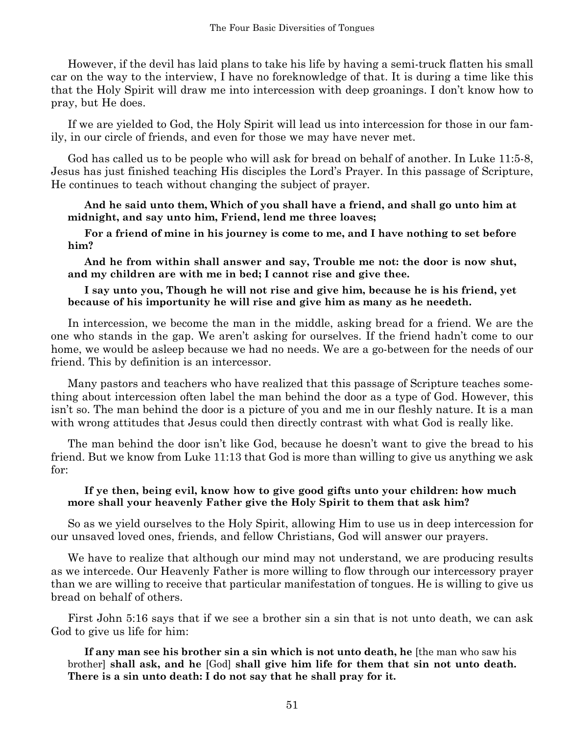However, if the devil has laid plans to take his life by having a semi-truck flatten his small car on the way to the interview, I have no foreknowledge of that. It is during a time like this that the Holy Spirit will draw me into intercession with deep groanings. I don't know how to pray, but He does.

If we are yielded to God, the Holy Spirit will lead us into intercession for those in our family, in our circle of friends, and even for those we may have never met.

God has called us to be people who will ask for bread on behalf of another. In Luke 11:5-8, Jesus has just finished teaching His disciples the Lord's Prayer. In this passage of Scripture, He continues to teach without changing the subject of prayer.

> **And he said unto them, Which of you shall have a friend, and shall go unto him at midnight, and say unto him, Friend, lend me three loaves;**
>
> **For a friend of mine in his journey is come to me, and I have nothing to set before him?**
>
> **And he from within shall answer and say, Trouble me not: the door is now shut, and my children are with me in bed; I cannot rise and give thee.**
>
> **I say unto you, Though he will not rise and give him, because he is his friend, yet because of his importunity he will rise and give him as many as he needeth.**

In intercession, we become the man in the middle, asking bread for a friend. We are the one who stands in the gap. We aren't asking for ourselves. If the friend hadn't come to our home, we would be asleep because we had no needs. We are a go-between for the needs of our friend. This by definition is an intercessor.

Many pastors and teachers who have realized that this passage of Scripture teaches something about intercession often label the man behind the door as a type of God. However, this isn't so. The man behind the door is a picture of you and me in our fleshly nature. It is a man with wrong attitudes that Jesus could then directly contrast with what God is really like.

The man behind the door isn't like God, because he doesn't want to give the bread to his friend. But we know from Luke 11:13 that God is more than willing to give us anything we ask for:

> **If ye then, being evil, know how to give good gifts unto your children: how much more shall your heavenly Father give the Holy Spirit to them that ask him?**

So as we yield ourselves to the Holy Spirit, allowing Him to use us in deep intercession for our unsaved loved ones, friends, and fellow Christians, God will answer our prayers.

We have to realize that although our mind may not understand, we are producing results as we intercede. Our Heavenly Father is more willing to flow through our intercessory prayer than we are willing to receive that particular manifestation of tongues. He is willing to give us bread on behalf of others.

First John 5:16 says that if we see a brother sin a sin that is not unto death, we can ask God to give us life for him:

> **If any man see his brother sin a sin which is not unto death, he** [the man who saw his brother] **shall ask, and he** [God] **shall give him life for them that sin not unto death. There is a sin unto death: I do not say that he shall pray for it.**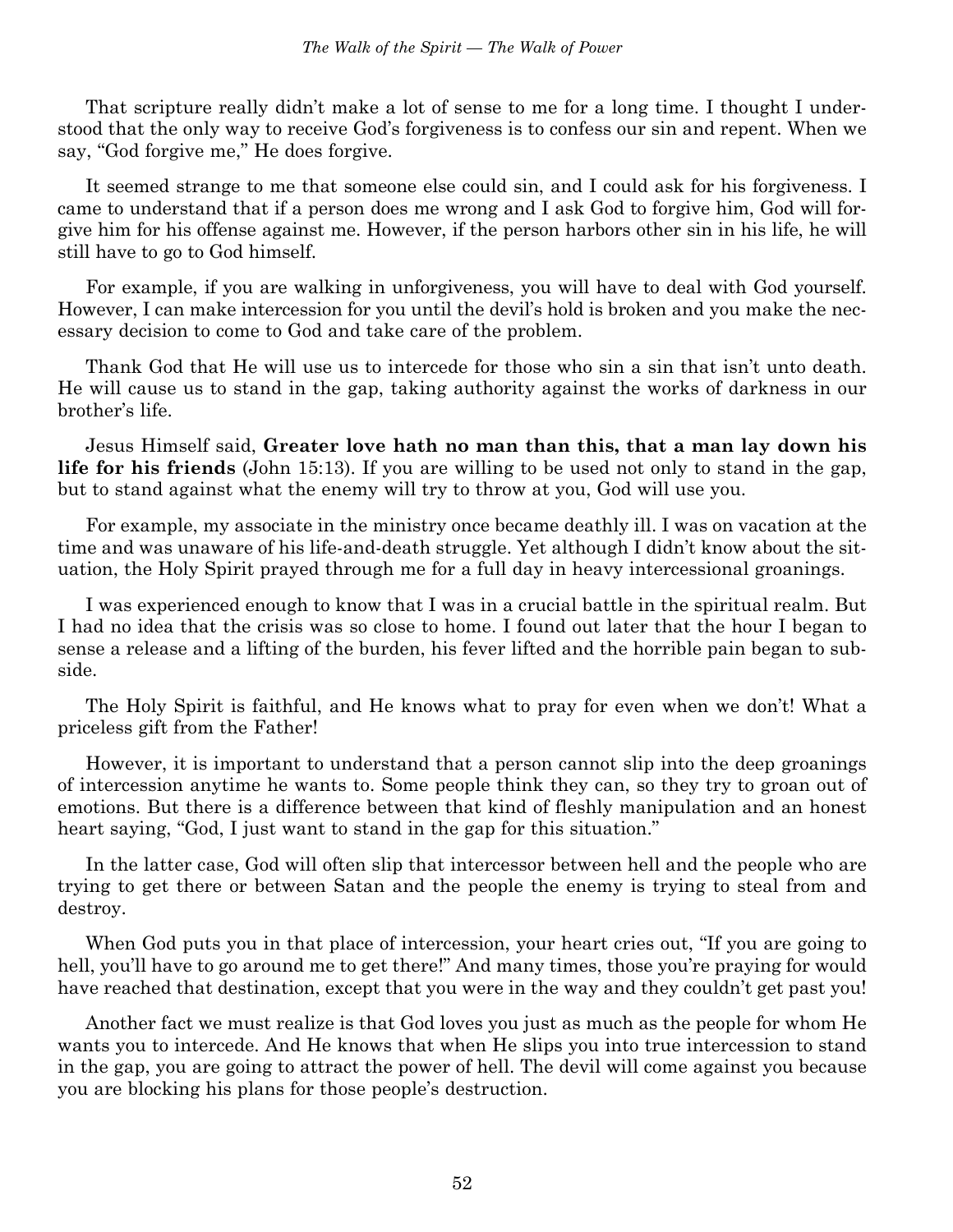That scripture really didn't make a lot of sense to me for a long time. I thought I understood that the only way to receive God's forgiveness is to confess our sin and repent. When we say, "God forgive me," He does forgive.

It seemed strange to me that someone else could sin, and I could ask for his forgiveness. I came to understand that if a person does me wrong and I ask God to forgive him, God will forgive him for his offense against me. However, if the person harbors other sin in his life, he will still have to go to God himself.

For example, if you are walking in unforgiveness, you will have to deal with God yourself. However, I can make intercession for you until the devil's hold is broken and you make the necessary decision to come to God and take care of the problem.

Thank God that He will use us to intercede for those who sin a sin that isn't unto death. He will cause us to stand in the gap, taking authority against the works of darkness in our brother's life.

Jesus Himself said, **Greater love hath no man than this, that a man lay down his life for his friends** (John 15:13). If you are willing to be used not only to stand in the gap, but to stand against what the enemy will try to throw at you, God will use you.

For example, my associate in the ministry once became deathly ill. I was on vacation at the time and was unaware of his life-and-death struggle. Yet although I didn't know about the situation, the Holy Spirit prayed through me for a full day in heavy intercessional groanings.

I was experienced enough to know that I was in a crucial battle in the spiritual realm. But I had no idea that the crisis was so close to home. I found out later that the hour I began to sense a release and a lifting of the burden, his fever lifted and the horrible pain began to subside.

The Holy Spirit is faithful, and He knows what to pray for even when we don't! What a priceless gift from the Father!

However, it is important to understand that a person cannot slip into the deep groanings of intercession anytime he wants to. Some people think they can, so they try to groan out of emotions. But there is a difference between that kind of fleshly manipulation and an honest heart saying, "God, I just want to stand in the gap for this situation."

In the latter case, God will often slip that intercessor between hell and the people who are trying to get there or between Satan and the people the enemy is trying to steal from and destroy.

When God puts you in that place of intercession, your heart cries out, "If you are going to hell, you'll have to go around me to get there!" And many times, those you're praying for would have reached that destination, except that you were in the way and they couldn't get past you!

Another fact we must realize is that God loves you just as much as the people for whom He wants you to intercede. And He knows that when He slips you into true intercession to stand in the gap, you are going to attract the power of hell. The devil will come against you because you are blocking his plans for those people's destruction.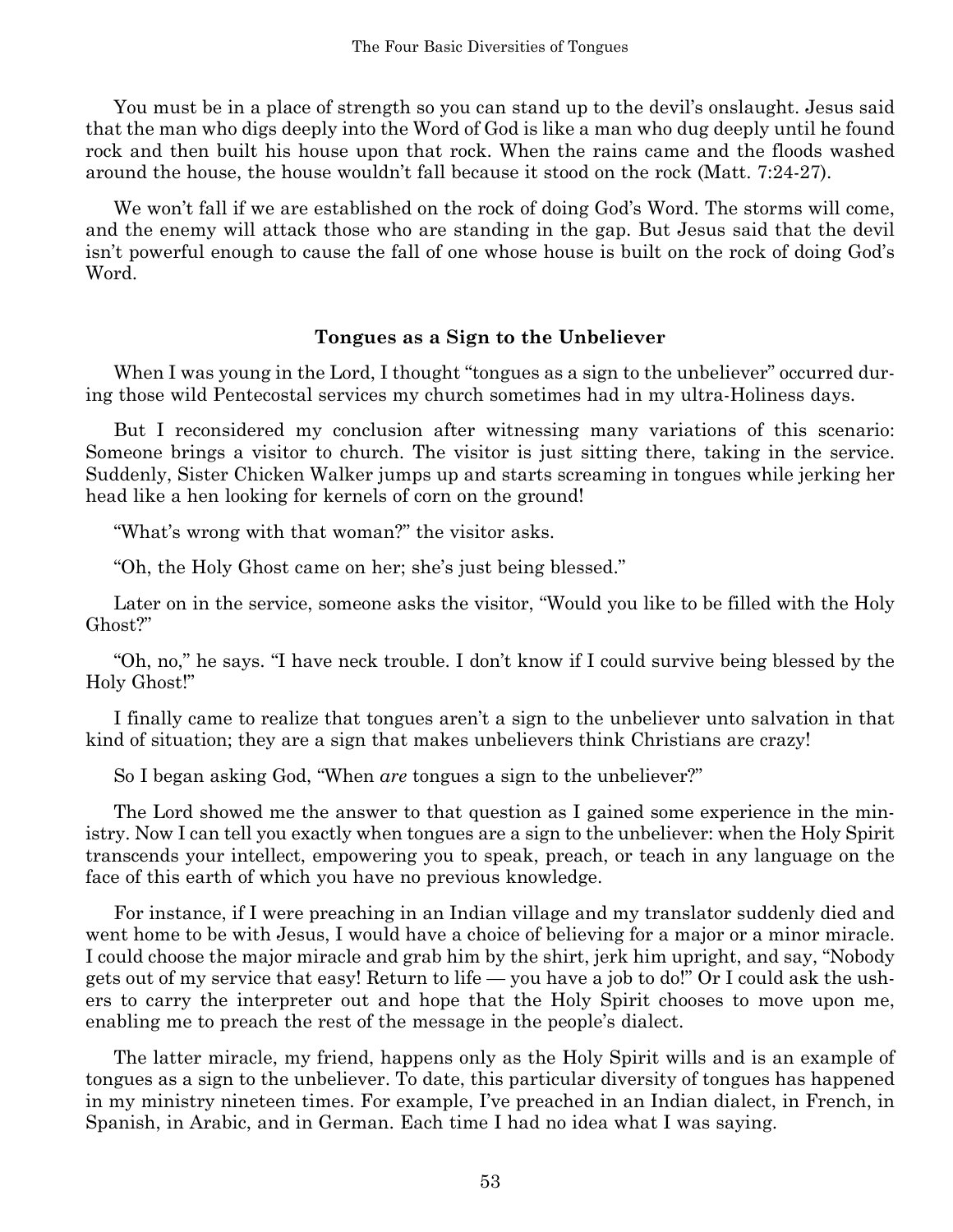You must be in a place of strength so you can stand up to the devil's onslaught. Jesus said that the man who digs deeply into the Word of God is like a man who dug deeply until he found rock and then built his house upon that rock. When the rains came and the floods washed around the house, the house wouldn't fall because it stood on the rock (Matt. 7:24-27).

We won't fall if we are established on the rock of doing God's Word. The storms will come, and the enemy will attack those who are standing in the gap. But Jesus said that the devil isn't powerful enough to cause the fall of one whose house is built on the rock of doing God's Word.

### Tongues as a Sign to the Unbeliever

When I was young in the Lord, I thought "tongues as a sign to the unbeliever" occurred during those wild Pentecostal services my church sometimes had in my ultra-Holiness days.

But I reconsidered my conclusion after witnessing many variations of this scenario: Someone brings a visitor to church. The visitor is just sitting there, taking in the service. Suddenly, Sister Chicken Walker jumps up and starts screaming in tongues while jerking her head like a hen looking for kernels of corn on the ground!

"What's wrong with that woman?" the visitor asks.

"Oh, the Holy Ghost came on her; she's just being blessed."

Later on in the service, someone asks the visitor, "Would you like to be filled with the Holy Ghost?"

"Oh, no," he says. "I have neck trouble. I don't know if I could survive being blessed by the Holy Ghost!"

I finally came to realize that tongues aren't a sign to the unbeliever unto salvation in that kind of situation; they are a sign that makes unbelievers think Christians are crazy!

So I began asking God, "When *are* tongues a sign to the unbeliever?"

The Lord showed me the answer to that question as I gained some experience in the ministry. Now I can tell you exactly when tongues are a sign to the unbeliever: when the Holy Spirit transcends your intellect, empowering you to speak, preach, or teach in any language on the face of this earth of which you have no previous knowledge.

For instance, if I were preaching in an Indian village and my translator suddenly died and went home to be with Jesus, I would have a choice of believing for a major or a minor miracle. I could choose the major miracle and grab him by the shirt, jerk him upright, and say, "Nobody gets out of my service that easy! Return to life — you have a job to do!" Or I could ask the ushers to carry the interpreter out and hope that the Holy Spirit chooses to move upon me, enabling me to preach the rest of the message in the people's dialect.

The latter miracle, my friend, happens only as the Holy Spirit wills and is an example of tongues as a sign to the unbeliever. To date, this particular diversity of tongues has happened in my ministry nineteen times. For example, I've preached in an Indian dialect, in French, in Spanish, in Arabic, and in German. Each time I had no idea what I was saying.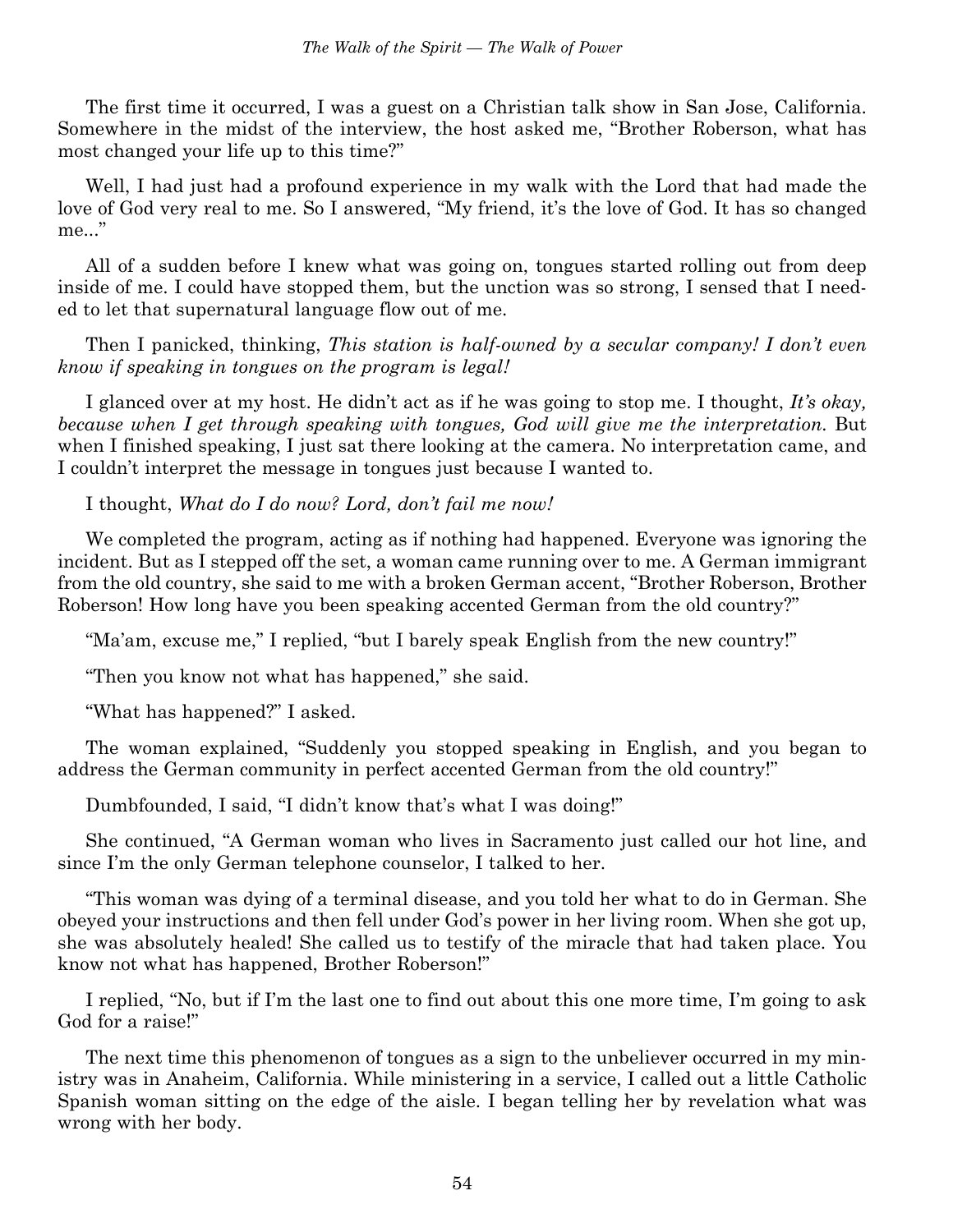The first time it occurred, I was a guest on a Christian talk show in San Jose, California. Somewhere in the midst of the interview, the host asked me, "Brother Roberson, what has most changed your life up to this time?"

Well, I had just had a profound experience in my walk with the Lord that had made the love of God very real to me. So I answered, "My friend, it's the love of God. It has so changed me..."

All of a sudden before I knew what was going on, tongues started rolling out from deep inside of me. I could have stopped them, but the unction was so strong, I sensed that I needed to let that supernatural language flow out of me.

Then I panicked, thinking, *This station is half-owned by a secular company! I don't even know if speaking in tongues on the program is legal!*

I glanced over at my host. He didn't act as if he was going to stop me. I thought, *It's okay, because when I get through speaking with tongues, God will give me the interpretation.* But when I finished speaking, I just sat there looking at the camera. No interpretation came, and I couldn't interpret the message in tongues just because I wanted to.

I thought, *What do I do now? Lord, don't fail me now!*

We completed the program, acting as if nothing had happened. Everyone was ignoring the incident. But as I stepped off the set, a woman came running over to me. A German immigrant from the old country, she said to me with a broken German accent, "Brother Roberson, Brother Roberson! How long have you been speaking accented German from the old country?"

"Ma'am, excuse me," I replied, "but I barely speak English from the new country!"

"Then you know not what has happened," she said.

"What has happened?" I asked.

The woman explained, "Suddenly you stopped speaking in English, and you began to address the German community in perfect accented German from the old country!"

Dumbfounded, I said, "I didn't know that's what I was doing!"

She continued, "A German woman who lives in Sacramento just called our hot line, and since I'm the only German telephone counselor, I talked to her.

"This woman was dying of a terminal disease, and you told her what to do in German. She obeyed your instructions and then fell under God's power in her living room. When she got up, she was absolutely healed! She called us to testify of the miracle that had taken place. You know not what has happened, Brother Roberson!"

I replied, "No, but if I'm the last one to find out about this one more time, I'm going to ask God for a raise!"

The next time this phenomenon of tongues as a sign to the unbeliever occurred in my ministry was in Anaheim, California. While ministering in a service, I called out a little Catholic Spanish woman sitting on the edge of the aisle. I began telling her by revelation what was wrong with her body.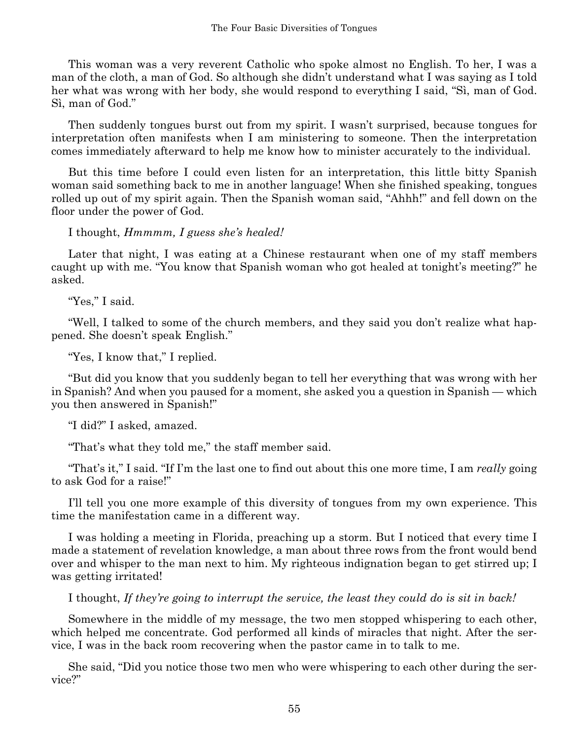This woman was a very reverent Catholic who spoke almost no English. To her, I was a man of the cloth, a man of God. So although she didn't understand what I was saying as I told her what was wrong with her body, she would respond to everything I said, "Sì, man of God. Sì, man of God."

Then suddenly tongues burst out from my spirit. I wasn't surprised, because tongues for interpretation often manifests when I am ministering to someone. Then the interpretation comes immediately afterward to help me know how to minister accurately to the individual.

But this time before I could even listen for an interpretation, this little bitty Spanish woman said something back to me in another language! When she finished speaking, tongues rolled up out of my spirit again. Then the Spanish woman said, "Ahhh!" and fell down on the floor under the power of God.

I thought, *Hmmmm, I guess she's healed!*

Later that night, I was eating at a Chinese restaurant when one of my staff members caught up with me. "You know that Spanish woman who got healed at tonight's meeting?" he asked.

"Yes," I said.

"Well, I talked to some of the church members, and they said you don't realize what happened. She doesn't speak English."

"Yes, I know that," I replied.

"But did you know that you suddenly began to tell her everything that was wrong with her in Spanish? And when you paused for a moment, she asked you a question in Spanish — which you then answered in Spanish!"

"I did?" I asked, amazed.

"That's what they told me," the staff member said.

"That's it," I said. "If I'm the last one to find out about this one more time, I am *really* going to ask God for a raise!"

I'll tell you one more example of this diversity of tongues from my own experience. This time the manifestation came in a different way.

I was holding a meeting in Florida, preaching up a storm. But I noticed that every time I made a statement of revelation knowledge, a man about three rows from the front would bend over and whisper to the man next to him. My righteous indignation began to get stirred up; I was getting irritated!

I thought, *If they're going to interrupt the service, the least they could do is sit in back!*

Somewhere in the middle of my message, the two men stopped whispering to each other, which helped me concentrate. God performed all kinds of miracles that night. After the service, I was in the back room recovering when the pastor came in to talk to me.

She said, "Did you notice those two men who were whispering to each other during the service?"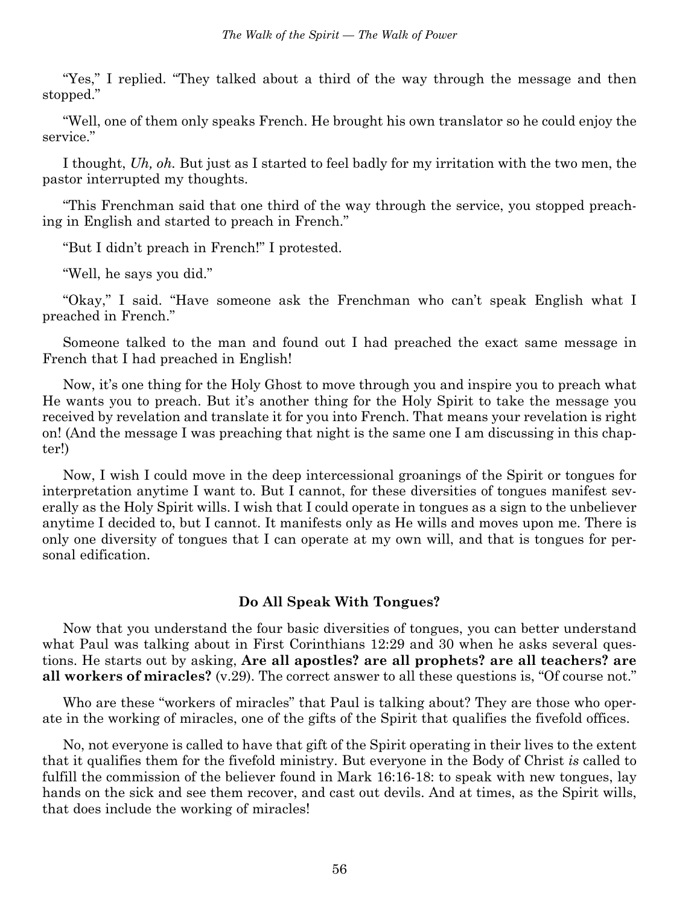"Yes," I replied. "They talked about a third of the way through the message and then stopped."

"Well, one of them only speaks French. He brought his own translator so he could enjoy the service."

I thought, *Uh, oh.* But just as I started to feel badly for my irritation with the two men, the pastor interrupted my thoughts.

"This Frenchman said that one third of the way through the service, you stopped preaching in English and started to preach in French."

"But I didn't preach in French!" I protested.

"Well, he says you did."

"Okay," I said. "Have someone ask the Frenchman who can't speak English what I preached in French."

Someone talked to the man and found out I had preached the exact same message in French that I had preached in English!

Now, it's one thing for the Holy Ghost to move through you and inspire you to preach what He wants you to preach. But it's another thing for the Holy Spirit to take the message you received by revelation and translate it for you into French. That means your revelation is right on! (And the message I was preaching that night is the same one I am discussing in this chapter!)

Now, I wish I could move in the deep intercessional groanings of the Spirit or tongues for interpretation anytime I want to. But I cannot, for these diversities of tongues manifest severally as the Holy Spirit wills. I wish that I could operate in tongues as a sign to the unbeliever anytime I decided to, but I cannot. It manifests only as He wills and moves upon me. There is only one diversity of tongues that I can operate at my own will, and that is tongues for personal edification.

### Do All Speak With Tongues?

Now that you understand the four basic diversities of tongues, you can better understand what Paul was talking about in First Corinthians 12:29 and 30 when he asks several questions. He starts out by asking, **Are all apostles? are all prophets? are all teachers? are all workers of miracles?** (v.29). The correct answer to all these questions is, "Of course not."

Who are these "workers of miracles" that Paul is talking about? They are those who operate in the working of miracles, one of the gifts of the Spirit that qualifies the fivefold offices.

No, not everyone is called to have that gift of the Spirit operating in their lives to the extent that it qualifies them for the fivefold ministry. But everyone in the Body of Christ *is* called to fulfill the commission of the believer found in Mark 16:16-18: to speak with new tongues, lay hands on the sick and see them recover, and cast out devils. And at times, as the Spirit wills, that does include the working of miracles!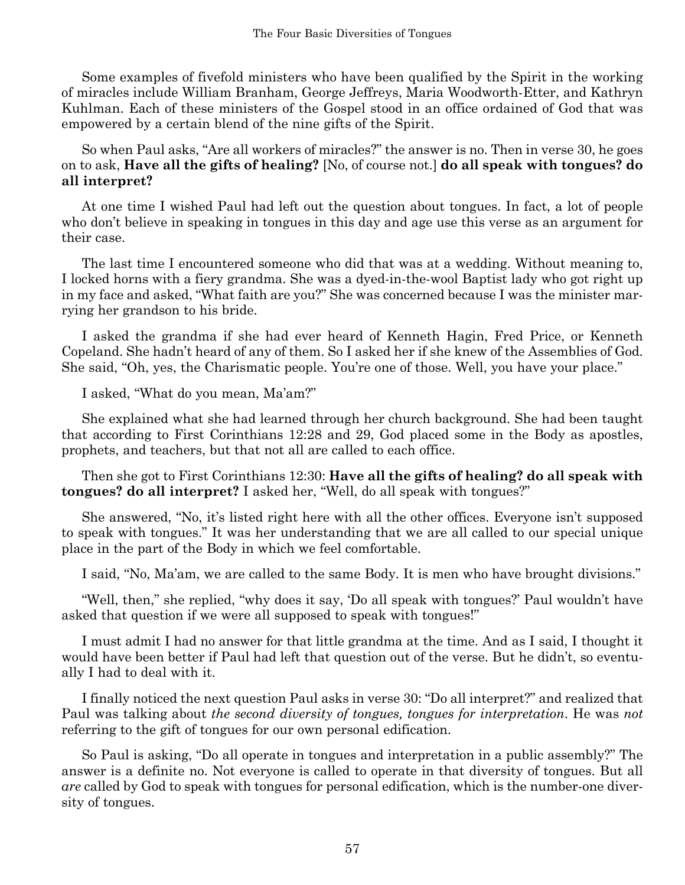Some examples of fivefold ministers who have been qualified by the Spirit in the working of miracles include William Branham, George Jeffreys, Maria Woodworth-Etter, and Kathryn Kuhlman. Each of these ministers of the Gospel stood in an office ordained of God that was empowered by a certain blend of the nine gifts of the Spirit.

So when Paul asks, "Are all workers of miracles?" the answer is no. Then in verse 30, he goes on to ask, **Have all the gifts of healing?** [No, of course not.] **do all speak with tongues? do all interpret?**

At one time I wished Paul had left out the question about tongues. In fact, a lot of people who don't believe in speaking in tongues in this day and age use this verse as an argument for their case.

The last time I encountered someone who did that was at a wedding. Without meaning to, I locked horns with a fiery grandma. She was a dyed-in-the-wool Baptist lady who got right up in my face and asked, "What faith are you?" She was concerned because I was the minister marrying her grandson to his bride.

I asked the grandma if she had ever heard of Kenneth Hagin, Fred Price, or Kenneth Copeland. She hadn't heard of any of them. So I asked her if she knew of the Assemblies of God. She said, "Oh, yes, the Charismatic people. You're one of those. Well, you have your place."

I asked, "What do you mean, Ma'am?"

She explained what she had learned through her church background. She had been taught that according to First Corinthians 12:28 and 29, God placed some in the Body as apostles, prophets, and teachers, but that not all are called to each office.

Then she got to First Corinthians 12:30: **Have all the gifts of healing? do all speak with tongues? do all interpret?** I asked her, "Well, do all speak with tongues?"

She answered, "No, it's listed right here with all the other offices. Everyone isn't supposed to speak with tongues." It was her understanding that we are all called to our special unique place in the part of the Body in which we feel comfortable.

I said, "No, Ma'am, we are called to the same Body. It is men who have brought divisions."

"Well, then," she replied, "why does it say, 'Do all speak with tongues?' Paul wouldn't have asked that question if we were all supposed to speak with tongues!"

I must admit I had no answer for that little grandma at the time. And as I said, I thought it would have been better if Paul had left that question out of the verse. But he didn't, so eventually I had to deal with it.

I finally noticed the next question Paul asks in verse 30: "Do all interpret?" and realized that Paul was talking about *the second diversity of tongues, tongues for interpretation*. He was *not* referring to the gift of tongues for our own personal edification.

So Paul is asking, "Do all operate in tongues and interpretation in a public assembly?" The answer is a definite no. Not everyone is called to operate in that diversity of tongues. But all *are* called by God to speak with tongues for personal edification, which is the number-one diversity of tongues.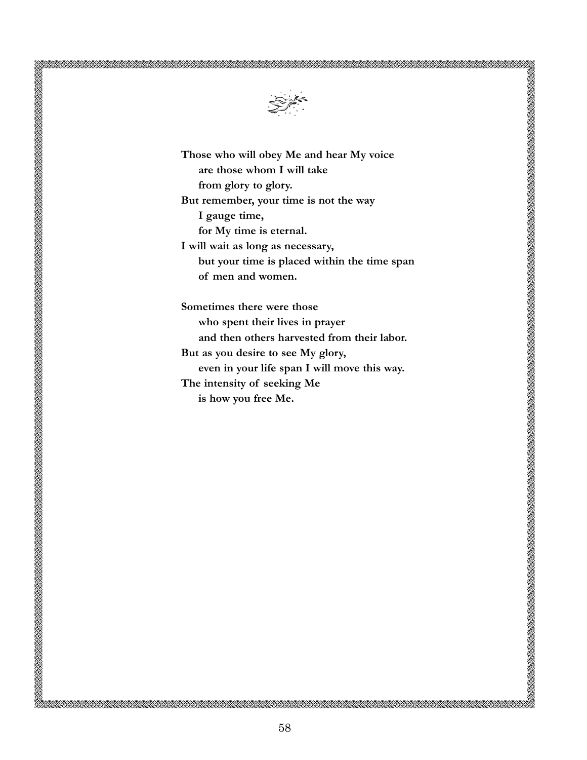**Those who will obey Me and hear My voice**
**are those whom I will take**
**from glory to glory.**
**But remember, your time is not the way**
**I gauge time,**
**for My time is eternal.**
**I will wait as long as necessary,**
**but your time is placed within the time span**
**of men and women.**

**Sometimes there were those**
**who spent their lives in prayer**
**and then others harvested from their labor.**
**But as you desire to see My glory,**
**even in your life span I will move this way.**
**The intensity of seeking Me**
**is how you free Me.**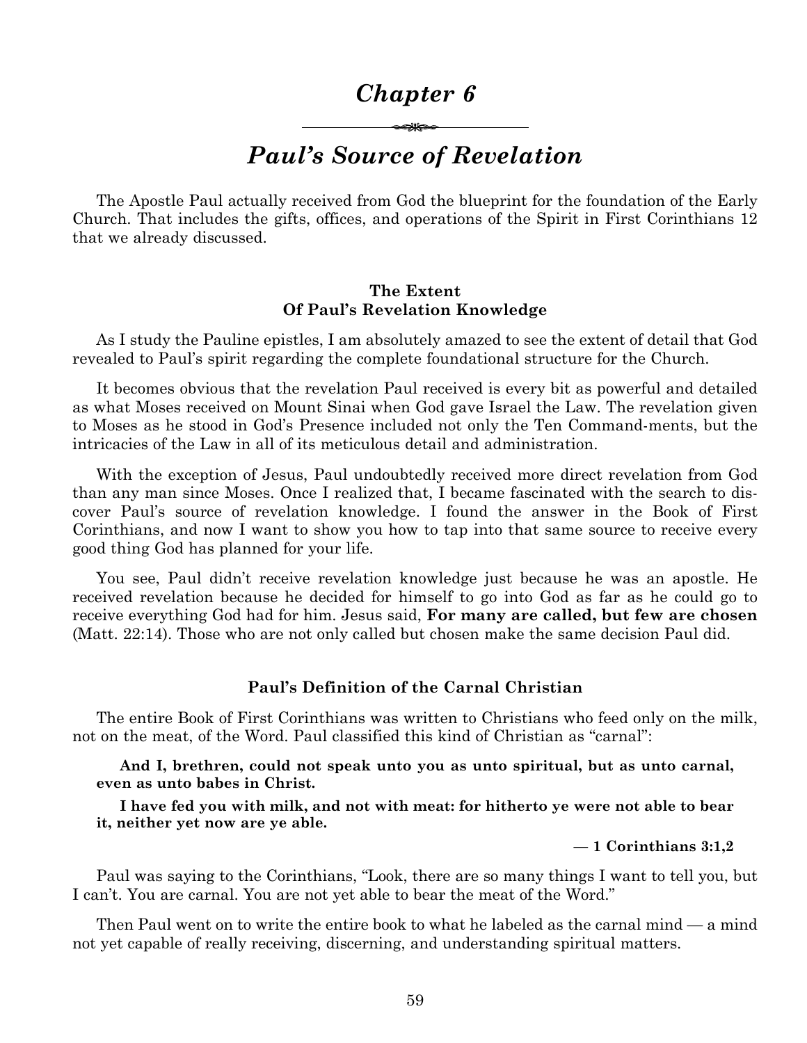# *Chapter 6*

## *Paul's Source of Revelation*

The Apostle Paul actually received from God the blueprint for the foundation of the Early Church. That includes the gifts, offices, and operations of the Spirit in First Corinthians 12 that we already discussed.

### The Extent Of Paul's Revelation Knowledge

As I study the Pauline epistles, I am absolutely amazed to see the extent of detail that God revealed to Paul's spirit regarding the complete foundational structure for the Church.

It becomes obvious that the revelation Paul received is every bit as powerful and detailed as what Moses received on Mount Sinai when God gave Israel the Law. The revelation given to Moses as he stood in God's Presence included not only the Ten Command-ments, but the intricacies of the Law in all of its meticulous detail and administration.

With the exception of Jesus, Paul undoubtedly received more direct revelation from God than any man since Moses. Once I realized that, I became fascinated with the search to discover Paul's source of revelation knowledge. I found the answer in the Book of First Corinthians, and now I want to show you how to tap into that same source to receive every good thing God has planned for your life.

You see, Paul didn't receive revelation knowledge just because he was an apostle. He received revelation because he decided for himself to go into God as far as he could go to receive everything God had for him. Jesus said, **For many are called, but few are chosen** (Matt. 22:14). Those who are not only called but chosen make the same decision Paul did.

### Paul's Definition of the Carnal Christian

The entire Book of First Corinthians was written to Christians who feed only on the milk, not on the meat, of the Word. Paul classified this kind of Christian as "carnal":

> **And I, brethren, could not speak unto you as unto spiritual, but as unto carnal, even as unto babes in Christ.**
>
> **I have fed you with milk, and not with meat: for hitherto ye were not able to bear it, neither yet now are ye able.**
>
> **— 1 Corinthians 3:1,2**

Paul was saying to the Corinthians, "Look, there are so many things I want to tell you, but I can't. You are carnal. You are not yet able to bear the meat of the Word."

Then Paul went on to write the entire book to what he labeled as the carnal mind — a mind not yet capable of really receiving, discerning, and understanding spiritual matters.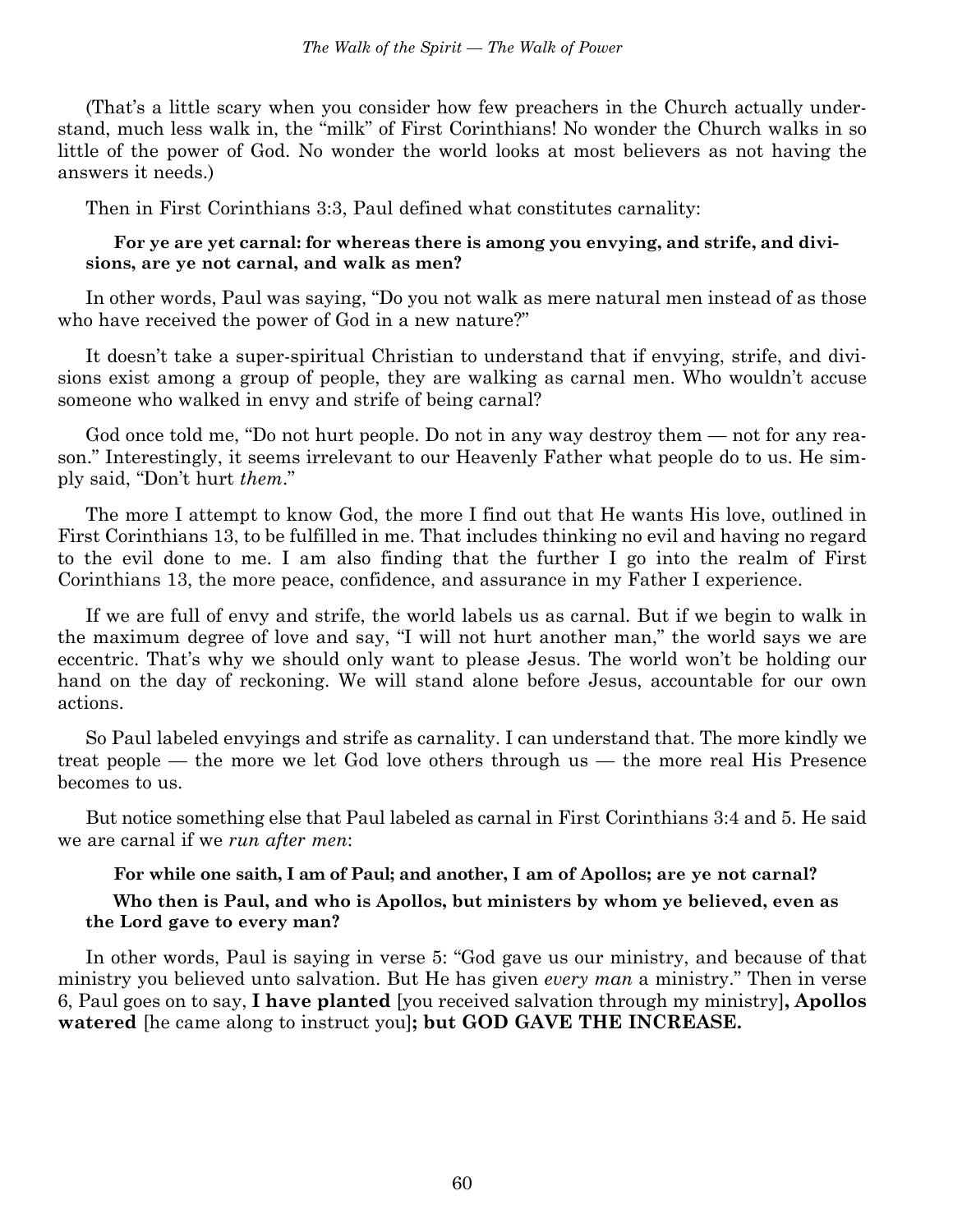(That's a little scary when you consider how few preachers in the Church actually understand, much less walk in, the "milk" of First Corinthians! No wonder the Church walks in so little of the power of God. No wonder the world looks at most believers as not having the answers it needs.)

Then in First Corinthians 3:3, Paul defined what constitutes carnality:

> **For ye are yet carnal: for whereas there is among you envying, and strife, and divisions, are ye not carnal, and walk as men?**

In other words, Paul was saying, "Do you not walk as mere natural men instead of as those who have received the power of God in a new nature?"

It doesn't take a super-spiritual Christian to understand that if envying, strife, and divisions exist among a group of people, they are walking as carnal men. Who wouldn't accuse someone who walked in envy and strife of being carnal?

God once told me, "Do not hurt people. Do not in any way destroy them — not for any reason." Interestingly, it seems irrelevant to our Heavenly Father what people do to us. He simply said, "Don't hurt *them*."

The more I attempt to know God, the more I find out that He wants His love, outlined in First Corinthians 13, to be fulfilled in me. That includes thinking no evil and having no regard to the evil done to me. I am also finding that the further I go into the realm of First Corinthians 13, the more peace, confidence, and assurance in my Father I experience.

If we are full of envy and strife, the world labels us as carnal. But if we begin to walk in the maximum degree of love and say, "I will not hurt another man," the world says we are eccentric. That's why we should only want to please Jesus. The world won't be holding our hand on the day of reckoning. We will stand alone before Jesus, accountable for our own actions.

So Paul labeled envyings and strife as carnality. I can understand that. The more kindly we treat people — the more we let God love others through us — the more real His Presence becomes to us.

But notice something else that Paul labeled as carnal in First Corinthians 3:4 and 5. He said we are carnal if we *run after men*:

> **For while one saith, I am of Paul; and another, I am of Apollos; are ye not carnal?**
>
> **Who then is Paul, and who is Apollos, but ministers by whom ye believed, even as the Lord gave to every man?**

In other words, Paul is saying in verse 5: "God gave us our ministry, and because of that ministry you believed unto salvation. But He has given *every man* a ministry." Then in verse 6, Paul goes on to say, **I have planted** [you received salvation through my ministry]**, Apollos watered** [he came along to instruct you]**; but GOD GAVE THE INCREASE.**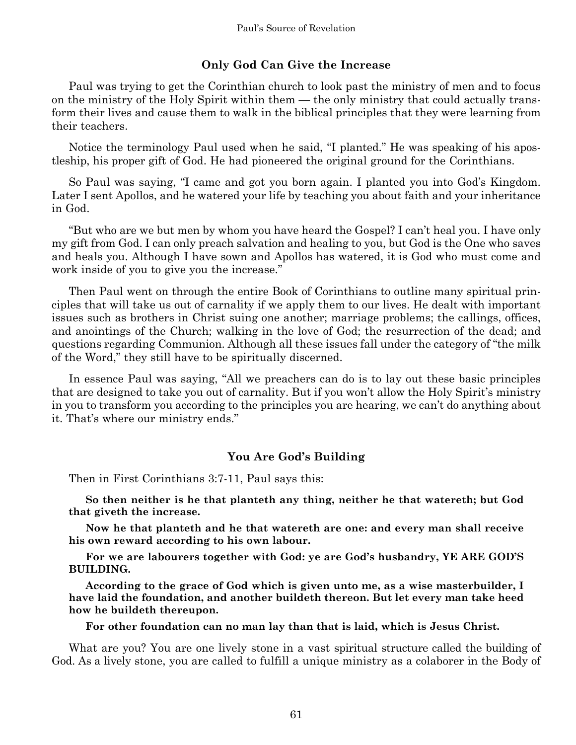### Only God Can Give the Increase

Paul was trying to get the Corinthian church to look past the ministry of men and to focus on the ministry of the Holy Spirit within them — the only ministry that could actually transform their lives and cause them to walk in the biblical principles that they were learning from their teachers.

Notice the terminology Paul used when he said, "I planted." He was speaking of his apostleship, his proper gift of God. He had pioneered the original ground for the Corinthians.

So Paul was saying, "I came and got you born again. I planted you into God's Kingdom. Later I sent Apollos, and he watered your life by teaching you about faith and your inheritance in God.

"But who are we but men by whom you have heard the Gospel? I can't heal you. I have only my gift from God. I can only preach salvation and healing to you, but God is the One who saves and heals you. Although I have sown and Apollos has watered, it is God who must come and work inside of you to give you the increase."

Then Paul went on through the entire Book of Corinthians to outline many spiritual principles that will take us out of carnality if we apply them to our lives. He dealt with important issues such as brothers in Christ suing one another; marriage problems; the callings, offices, and anointings of the Church; walking in the love of God; the resurrection of the dead; and questions regarding Communion. Although all these issues fall under the category of "the milk of the Word," they still have to be spiritually discerned.

In essence Paul was saying, "All we preachers can do is to lay out these basic principles that are designed to take you out of carnality. But if you won't allow the Holy Spirit's ministry in you to transform you according to the principles you are hearing, we can't do anything about it. That's where our ministry ends."

### You Are God's Building

Then in First Corinthians 3:7-11, Paul says this:

> **So then neither is he that planteth any thing, neither he that watereth; but God that giveth the increase.**
>
> **Now he that planteth and he that watereth are one: and every man shall receive his own reward according to his own labour.**
>
> **For we are labourers together with God: ye are God's husbandry, YE ARE GOD'S BUILDING.**
>
> **According to the grace of God which is given unto me, as a wise masterbuilder, I have laid the foundation, and another buildeth thereon. But let every man take heed how he buildeth thereupon.**
>
> **For other foundation can no man lay than that is laid, which is Jesus Christ.**

What are you? You are one lively stone in a vast spiritual structure called the building of God. As a lively stone, you are called to fulfill a unique ministry as a colaborer in the Body of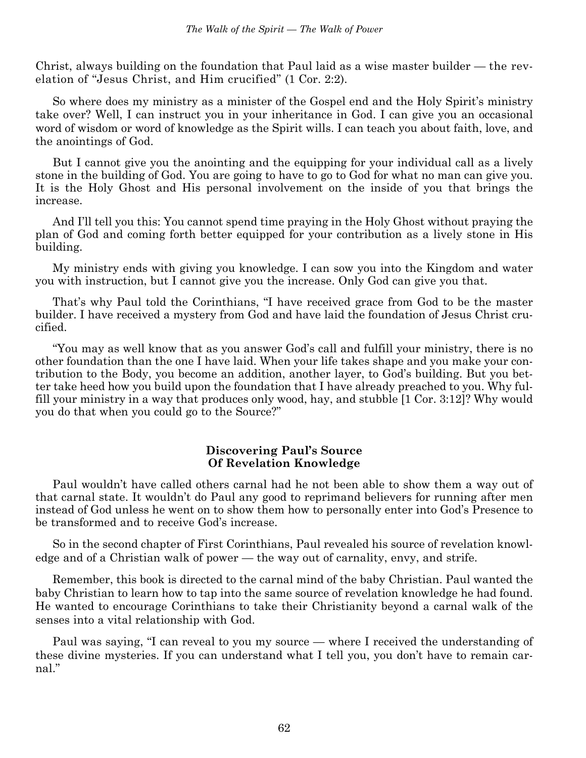Christ, always building on the foundation that Paul laid as a wise master builder — the revelation of "Jesus Christ, and Him crucified" (1 Cor. 2:2).

So where does my ministry as a minister of the Gospel end and the Holy Spirit's ministry take over? Well, I can instruct you in your inheritance in God. I can give you an occasional word of wisdom or word of knowledge as the Spirit wills. I can teach you about faith, love, and the anointings of God.

But I cannot give you the anointing and the equipping for your individual call as a lively stone in the building of God. You are going to have to go to God for what no man can give you. It is the Holy Ghost and His personal involvement on the inside of you that brings the increase.

And I'll tell you this: You cannot spend time praying in the Holy Ghost without praying the plan of God and coming forth better equipped for your contribution as a lively stone in His building.

My ministry ends with giving you knowledge. I can sow you into the Kingdom and water you with instruction, but I cannot give you the increase. Only God can give you that.

That's why Paul told the Corinthians, "I have received grace from God to be the master builder. I have received a mystery from God and have laid the foundation of Jesus Christ crucified.

"You may as well know that as you answer God's call and fulfill your ministry, there is no other foundation than the one I have laid. When your life takes shape and you make your contribution to the Body, you become an addition, another layer, to God's building. But you better take heed how you build upon the foundation that I have already preached to you. Why fulfill your ministry in a way that produces only wood, hay, and stubble [1 Cor. 3:12]? Why would you do that when you could go to the Source?"

### Discovering Paul's Source Of Revelation Knowledge

Paul wouldn't have called others carnal had he not been able to show them a way out of that carnal state. It wouldn't do Paul any good to reprimand believers for running after men instead of God unless he went on to show them how to personally enter into God's Presence to be transformed and to receive God's increase.

So in the second chapter of First Corinthians, Paul revealed his source of revelation knowledge and of a Christian walk of power — the way out of carnality, envy, and strife.

Remember, this book is directed to the carnal mind of the baby Christian. Paul wanted the baby Christian to learn how to tap into the same source of revelation knowledge he had found. He wanted to encourage Corinthians to take their Christianity beyond a carnal walk of the senses into a vital relationship with God.

Paul was saying, "I can reveal to you my source — where I received the understanding of these divine mysteries. If you can understand what I tell you, you don't have to remain carnal."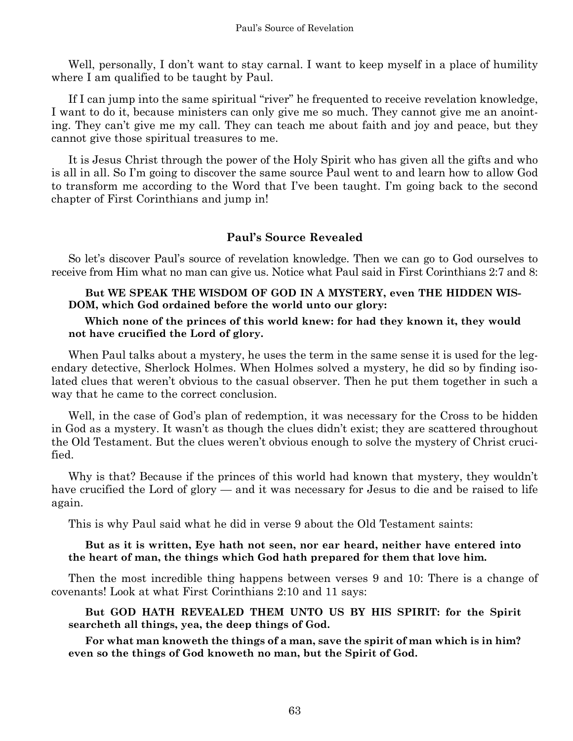Well, personally, I don't want to stay carnal. I want to keep myself in a place of humility where I am qualified to be taught by Paul.

If I can jump into the same spiritual "river" he frequented to receive revelation knowledge, I want to do it, because ministers can only give me so much. They cannot give me an anointing. They can't give me my call. They can teach me about faith and joy and peace, but they cannot give those spiritual treasures to me.

It is Jesus Christ through the power of the Holy Spirit who has given all the gifts and who is all in all. So I'm going to discover the same source Paul went to and learn how to allow God to transform me according to the Word that I've been taught. I'm going back to the second chapter of First Corinthians and jump in!

### Paul's Source Revealed

So let's discover Paul's source of revelation knowledge. Then we can go to God ourselves to receive from Him what no man can give us. Notice what Paul said in First Corinthians 2:7 and 8:

> **But WE SPEAK THE WISDOM OF GOD IN A MYSTERY, even THE HIDDEN WISDOM, which God ordained before the world unto our glory:**
>
> **Which none of the princes of this world knew: for had they known it, they would not have crucified the Lord of glory.**

When Paul talks about a mystery, he uses the term in the same sense it is used for the legendary detective, Sherlock Holmes. When Holmes solved a mystery, he did so by finding isolated clues that weren't obvious to the casual observer. Then he put them together in such a way that he came to the correct conclusion.

Well, in the case of God's plan of redemption, it was necessary for the Cross to be hidden in God as a mystery. It wasn't as though the clues didn't exist; they are scattered throughout the Old Testament. But the clues weren't obvious enough to solve the mystery of Christ crucified.

Why is that? Because if the princes of this world had known that mystery, they wouldn't have crucified the Lord of glory — and it was necessary for Jesus to die and be raised to life again.

This is why Paul said what he did in verse 9 about the Old Testament saints:

> **But as it is written, Eye hath not seen, nor ear heard, neither have entered into the heart of man, the things which God hath prepared for them that love him.**

Then the most incredible thing happens between verses 9 and 10: There is a change of covenants! Look at what First Corinthians 2:10 and 11 says:

> **But GOD HATH REVEALED THEM UNTO US BY HIS SPIRIT: for the Spirit searcheth all things, yea, the deep things of God.**
>
> **For what man knoweth the things of a man, save the spirit of man which is in him? even so the things of God knoweth no man, but the Spirit of God.**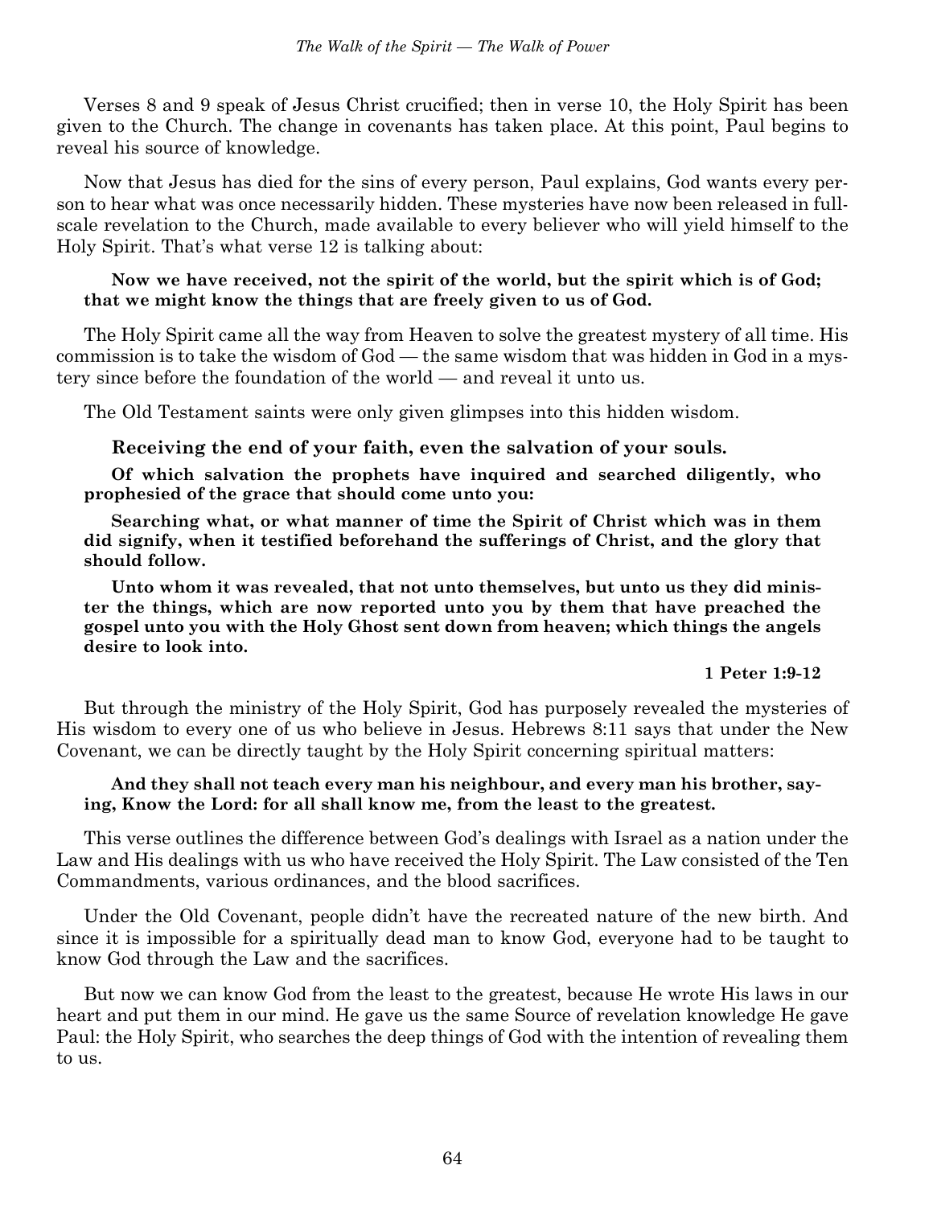Verses 8 and 9 speak of Jesus Christ crucified; then in verse 10, the Holy Spirit has been given to the Church. The change in covenants has taken place. At this point, Paul begins to reveal his source of knowledge.

Now that Jesus has died for the sins of every person, Paul explains, God wants every person to hear what was once necessarily hidden. These mysteries have now been released in full-scale revelation to the Church, made available to every believer who will yield himself to the Holy Spirit. That's what verse 12 is talking about:

> **Now we have received, not the spirit of the world, but the spirit which is of God; that we might know the things that are freely given to us of God.**

The Holy Spirit came all the way from Heaven to solve the greatest mystery of all time. His commission is to take the wisdom of God — the same wisdom that was hidden in God in a mystery since before the foundation of the world — and reveal it unto us.

The Old Testament saints were only given glimpses into this hidden wisdom.

> **Receiving the end of your faith, even the salvation of your souls.**
>
> **Of which salvation the prophets have inquired and searched diligently, who prophesied of the grace that should come unto you:**
>
> **Searching what, or what manner of time the Spirit of Christ which was in them did signify, when it testified beforehand the sufferings of Christ, and the glory that should follow.**
>
> **Unto whom it was revealed, that not unto themselves, but unto us they did minister the things, which are now reported unto you by them that have preached the gospel unto you with the Holy Ghost sent down from heaven; which things the angels desire to look into.**
>
> **1 Peter 1:9-12**

But through the ministry of the Holy Spirit, God has purposely revealed the mysteries of His wisdom to every one of us who believe in Jesus. Hebrews 8:11 says that under the New Covenant, we can be directly taught by the Holy Spirit concerning spiritual matters:

> **And they shall not teach every man his neighbour, and every man his brother, saying, Know the Lord: for all shall know me, from the least to the greatest.**

This verse outlines the difference between God's dealings with Israel as a nation under the Law and His dealings with us who have received the Holy Spirit. The Law consisted of the Ten Commandments, various ordinances, and the blood sacrifices.

Under the Old Covenant, people didn't have the recreated nature of the new birth. And since it is impossible for a spiritually dead man to know God, everyone had to be taught to know God through the Law and the sacrifices.

But now we can know God from the least to the greatest, because He wrote His laws in our heart and put them in our mind. He gave us the same Source of revelation knowledge He gave Paul: the Holy Spirit, who searches the deep things of God with the intention of revealing them to us.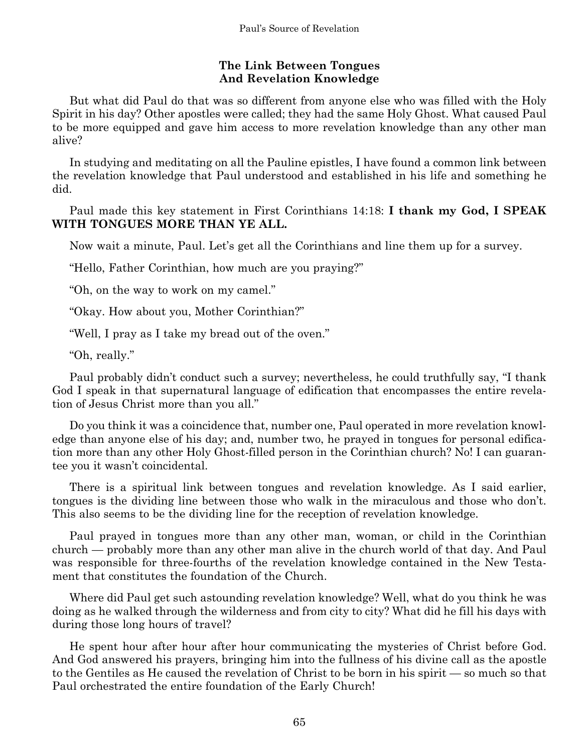### The Link Between Tongues And Revelation Knowledge

But what did Paul do that was so different from anyone else who was filled with the Holy Spirit in his day? Other apostles were called; they had the same Holy Ghost. What caused Paul to be more equipped and gave him access to more revelation knowledge than any other man alive?

In studying and meditating on all the Pauline epistles, I have found a common link between the revelation knowledge that Paul understood and established in his life and something he did.

Paul made this key statement in First Corinthians 14:18: **I thank my God, I SPEAK WITH TONGUES MORE THAN YE ALL.**

Now wait a minute, Paul. Let's get all the Corinthians and line them up for a survey.

"Hello, Father Corinthian, how much are you praying?"

"Oh, on the way to work on my camel."

"Okay. How about you, Mother Corinthian?"

"Well, I pray as I take my bread out of the oven."

"Oh, really."

Paul probably didn't conduct such a survey; nevertheless, he could truthfully say, "I thank God I speak in that supernatural language of edification that encompasses the entire revelation of Jesus Christ more than you all."

Do you think it was a coincidence that, number one, Paul operated in more revelation knowledge than anyone else of his day; and, number two, he prayed in tongues for personal edification more than any other Holy Ghost-filled person in the Corinthian church? No! I can guarantee you it wasn't coincidental.

There is a spiritual link between tongues and revelation knowledge. As I said earlier, tongues is the dividing line between those who walk in the miraculous and those who don't. This also seems to be the dividing line for the reception of revelation knowledge.

Paul prayed in tongues more than any other man, woman, or child in the Corinthian church — probably more than any other man alive in the church world of that day. And Paul was responsible for three-fourths of the revelation knowledge contained in the New Testament that constitutes the foundation of the Church.

Where did Paul get such astounding revelation knowledge? Well, what do you think he was doing as he walked through the wilderness and from city to city? What did he fill his days with during those long hours of travel?

He spent hour after hour after hour communicating the mysteries of Christ before God. And God answered his prayers, bringing him into the fullness of his divine call as the apostle to the Gentiles as He caused the revelation of Christ to be born in his spirit — so much so that Paul orchestrated the entire foundation of the Early Church!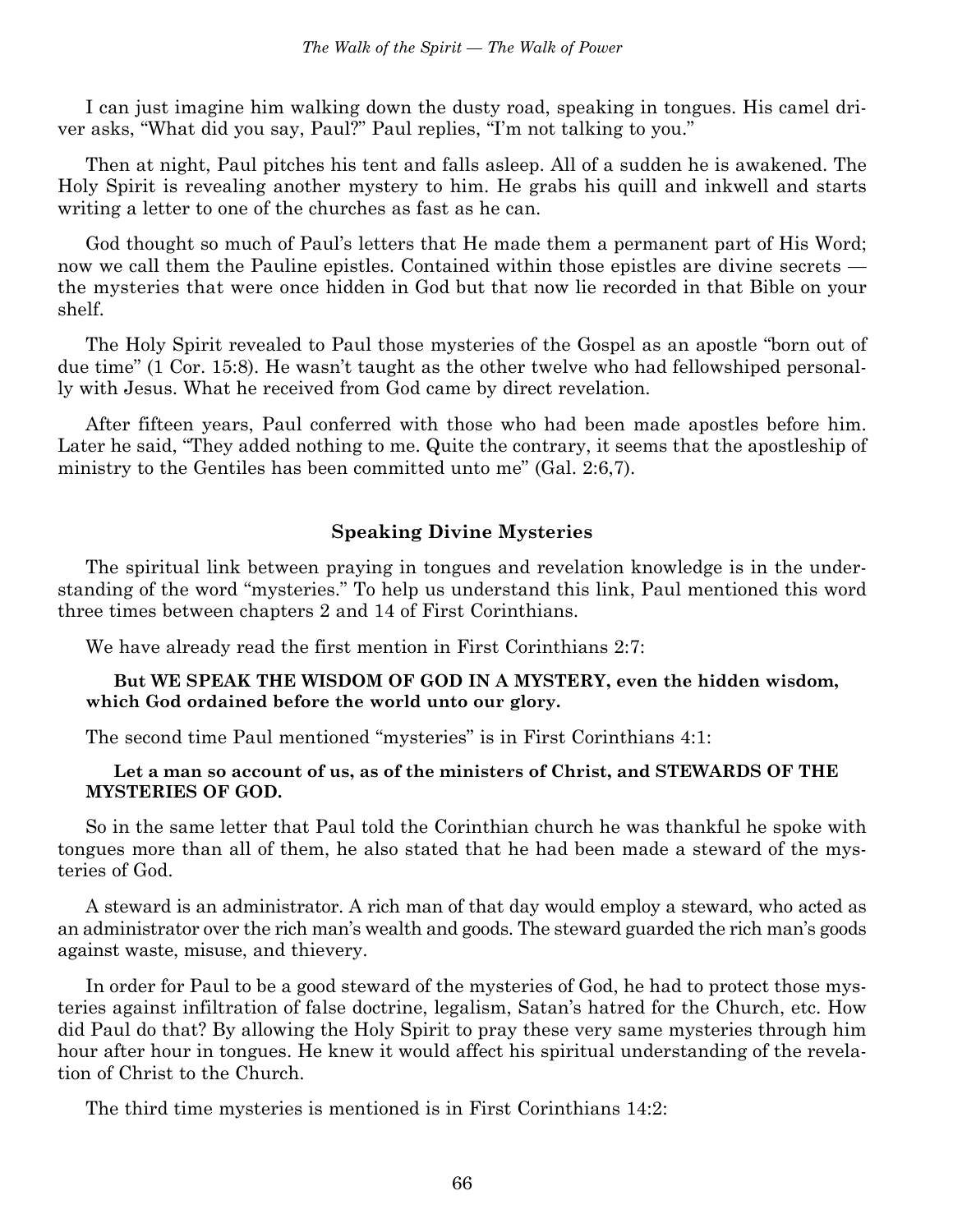I can just imagine him walking down the dusty road, speaking in tongues. His camel driver asks, "What did you say, Paul?" Paul replies, "I'm not talking to you."

Then at night, Paul pitches his tent and falls asleep. All of a sudden he is awakened. The Holy Spirit is revealing another mystery to him. He grabs his quill and inkwell and starts writing a letter to one of the churches as fast as he can.

God thought so much of Paul's letters that He made them a permanent part of His Word; now we call them the Pauline epistles. Contained within those epistles are divine secrets — the mysteries that were once hidden in God but that now lie recorded in that Bible on your shelf.

The Holy Spirit revealed to Paul those mysteries of the Gospel as an apostle "born out of due time" (1 Cor. 15:8). He wasn't taught as the other twelve who had fellowshiped personally with Jesus. What he received from God came by direct revelation.

After fifteen years, Paul conferred with those who had been made apostles before him. Later he said, "They added nothing to me. Quite the contrary, it seems that the apostleship of ministry to the Gentiles has been committed unto me" (Gal. 2:6,7).

### Speaking Divine Mysteries

The spiritual link between praying in tongues and revelation knowledge is in the understanding of the word "mysteries." To help us understand this link, Paul mentioned this word three times between chapters 2 and 14 of First Corinthians.

We have already read the first mention in First Corinthians 2:7:

> **But WE SPEAK THE WISDOM OF GOD IN A MYSTERY, even the hidden wisdom, which God ordained before the world unto our glory.**

The second time Paul mentioned "mysteries" is in First Corinthians 4:1:

> **Let a man so account of us, as of the ministers of Christ, and STEWARDS OF THE MYSTERIES OF GOD.**

So in the same letter that Paul told the Corinthian church he was thankful he spoke with tongues more than all of them, he also stated that he had been made a steward of the mysteries of God.

A steward is an administrator. A rich man of that day would employ a steward, who acted as an administrator over the rich man's wealth and goods. The steward guarded the rich man's goods against waste, misuse, and thievery.

In order for Paul to be a good steward of the mysteries of God, he had to protect those mysteries against infiltration of false doctrine, legalism, Satan's hatred for the Church, etc. How did Paul do that? By allowing the Holy Spirit to pray these very same mysteries through him hour after hour in tongues. He knew it would affect his spiritual understanding of the revelation of Christ to the Church.

The third time mysteries is mentioned is in First Corinthians 14:2: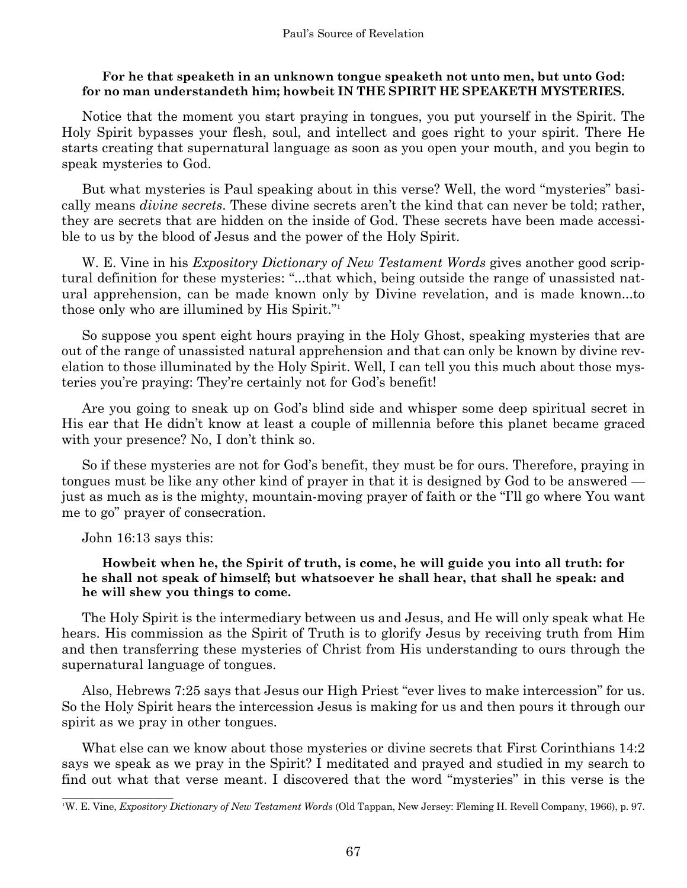**For he that speaketh in an unknown tongue speaketh not unto men, but unto God: for no man understandeth him; howbeit IN THE SPIRIT HE SPEAKETH MYSTERIES.**

Notice that the moment you start praying in tongues, you put yourself in the Spirit. The Holy Spirit bypasses your flesh, soul, and intellect and goes right to your spirit. There He starts creating that supernatural language as soon as you open your mouth, and you begin to speak mysteries to God.

But what mysteries is Paul speaking about in this verse? Well, the word "mysteries" basically means *divine secrets*. These divine secrets aren't the kind that can never be told; rather, they are secrets that are hidden on the inside of God. These secrets have been made accessible to us by the blood of Jesus and the power of the Holy Spirit.

W. E. Vine in his *Expository Dictionary of New Testament Words* gives another good scriptural definition for these mysteries: "...that which, being outside the range of unassisted natural apprehension, can be made known only by Divine revelation, and is made known...to those only who are illumined by His Spirit."[1]

So suppose you spent eight hours praying in the Holy Ghost, speaking mysteries that are out of the range of unassisted natural apprehension and that can only be known by divine revelation to those illuminated by the Holy Spirit. Well, I can tell you this much about those mysteries you're praying: They're certainly not for God's benefit!

Are you going to sneak up on God's blind side and whisper some deep spiritual secret in His ear that He didn't know at least a couple of millennia before this planet became graced with your presence? No, I don't think so.

So if these mysteries are not for God's benefit, they must be for ours. Therefore, praying in tongues must be like any other kind of prayer in that it is designed by God to be answered — just as much as is the mighty, mountain-moving prayer of faith or the "I'll go where You want me to go" prayer of consecration.

John 16:13 says this:

**Howbeit when he, the Spirit of truth, is come, he will guide you into all truth: for he shall not speak of himself; but whatsoever he shall hear, that shall he speak: and he will shew you things to come.**

The Holy Spirit is the intermediary between us and Jesus, and He will only speak what He hears. His commission as the Spirit of Truth is to glorify Jesus by receiving truth from Him and then transferring these mysteries of Christ from His understanding to ours through the supernatural language of tongues.

Also, Hebrews 7:25 says that Jesus our High Priest "ever lives to make intercession" for us. So the Holy Spirit hears the intercession Jesus is making for us and then pours it through our spirit as we pray in other tongues.

What else can we know about those mysteries or divine secrets that First Corinthians 14:2 says we speak as we pray in the Spirit? I meditated and prayed and studied in my search to find out what that verse meant. I discovered that the word "mysteries" in this verse is the

---

[1] W. E. Vine, *Expository Dictionary of New Testament Words* (Old Tappan, New Jersey: Fleming H. Revell Company, 1966), p. 97.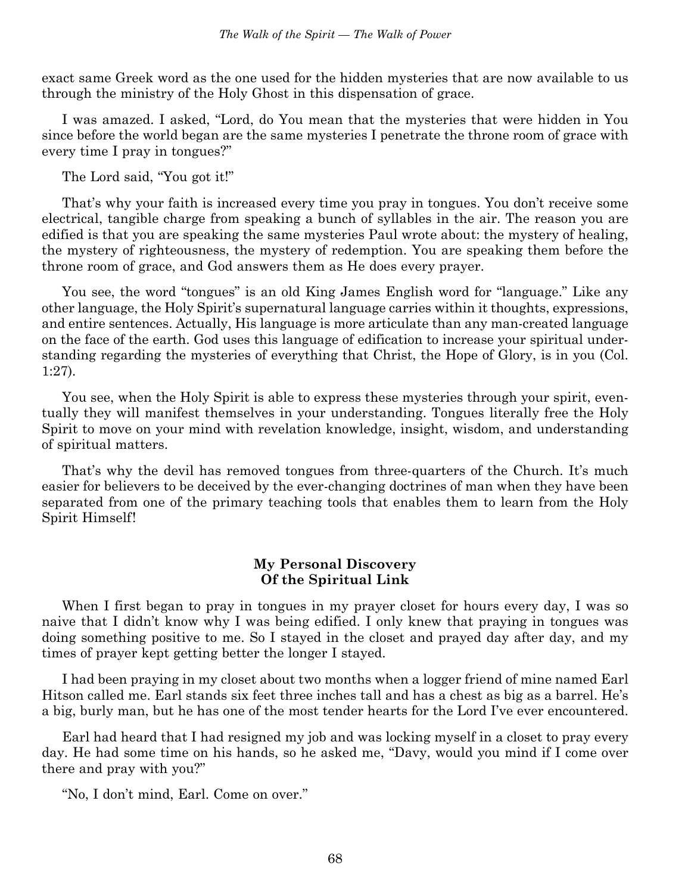exact same Greek word as the one used for the hidden mysteries that are now available to us through the ministry of the Holy Ghost in this dispensation of grace.

I was amazed. I asked, "Lord, do You mean that the mysteries that were hidden in You since before the world began are the same mysteries I penetrate the throne room of grace with every time I pray in tongues?"

The Lord said, "You got it!"

That's why your faith is increased every time you pray in tongues. You don't receive some electrical, tangible charge from speaking a bunch of syllables in the air. The reason you are edified is that you are speaking the same mysteries Paul wrote about: the mystery of healing, the mystery of righteousness, the mystery of redemption. You are speaking them before the throne room of grace, and God answers them as He does every prayer.

You see, the word "tongues" is an old King James English word for "language." Like any other language, the Holy Spirit's supernatural language carries within it thoughts, expressions, and entire sentences. Actually, His language is more articulate than any man-created language on the face of the earth. God uses this language of edification to increase your spiritual understanding regarding the mysteries of everything that Christ, the Hope of Glory, is in you (Col. 1:27).

You see, when the Holy Spirit is able to express these mysteries through your spirit, eventually they will manifest themselves in your understanding. Tongues literally free the Holy Spirit to move on your mind with revelation knowledge, insight, wisdom, and understanding of spiritual matters.

That's why the devil has removed tongues from three-quarters of the Church. It's much easier for believers to be deceived by the ever-changing doctrines of man when they have been separated from one of the primary teaching tools that enables them to learn from the Holy Spirit Himself!

### My Personal Discovery Of the Spiritual Link

When I first began to pray in tongues in my prayer closet for hours every day, I was so naive that I didn't know why I was being edified. I only knew that praying in tongues was doing something positive to me. So I stayed in the closet and prayed day after day, and my times of prayer kept getting better the longer I stayed.

I had been praying in my closet about two months when a logger friend of mine named Earl Hitson called me. Earl stands six feet three inches tall and has a chest as big as a barrel. He's a big, burly man, but he has one of the most tender hearts for the Lord I've ever encountered.

Earl had heard that I had resigned my job and was locking myself in a closet to pray every day. He had some time on his hands, so he asked me, "Davy, would you mind if I come over there and pray with you?"

"No, I don't mind, Earl. Come on over."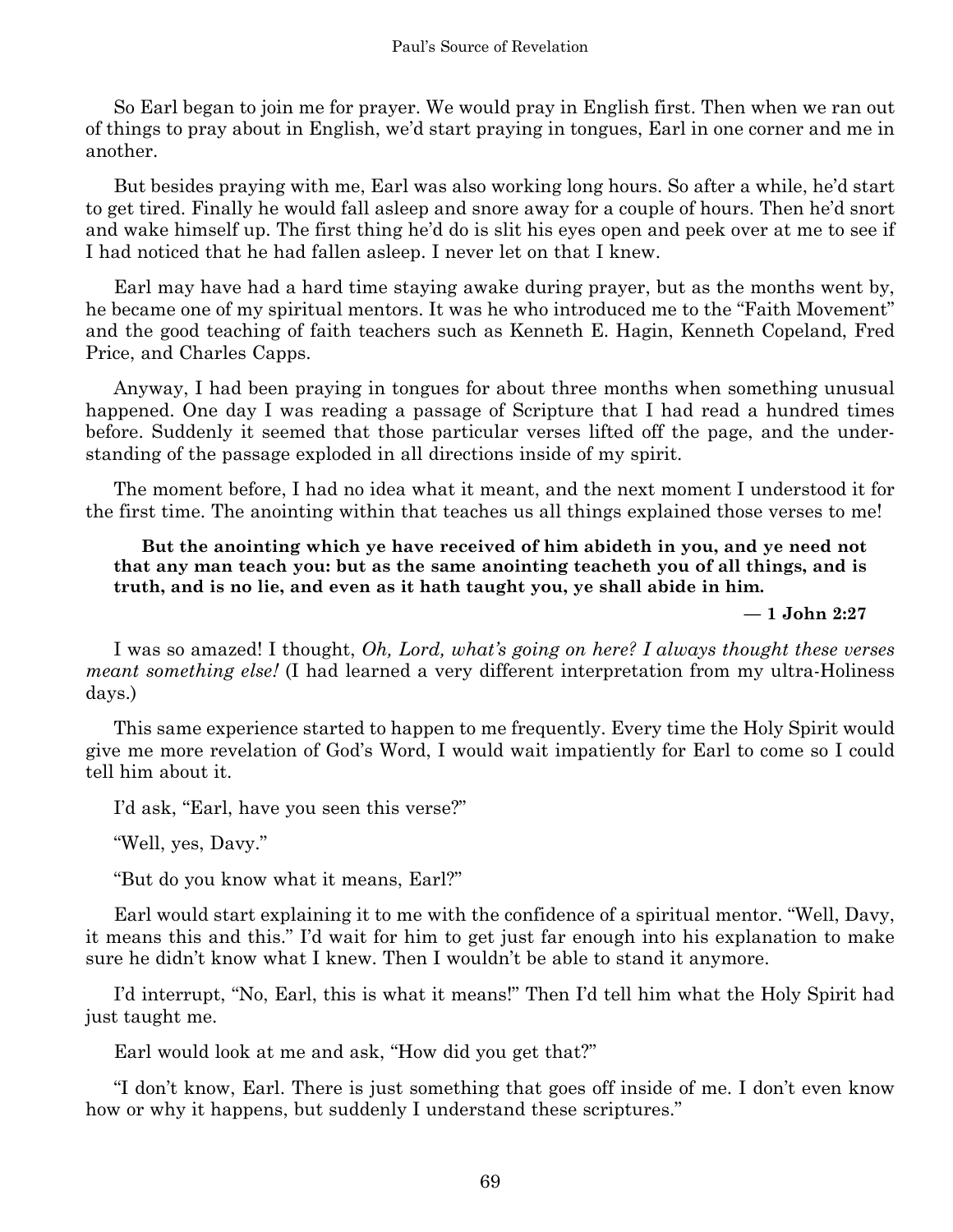So Earl began to join me for prayer. We would pray in English first. Then when we ran out of things to pray about in English, we'd start praying in tongues, Earl in one corner and me in another.

But besides praying with me, Earl was also working long hours. So after a while, he'd start to get tired. Finally he would fall asleep and snore away for a couple of hours. Then he'd snort and wake himself up. The first thing he'd do is slit his eyes open and peek over at me to see if I had noticed that he had fallen asleep. I never let on that I knew.

Earl may have had a hard time staying awake during prayer, but as the months went by, he became one of my spiritual mentors. It was he who introduced me to the "Faith Movement" and the good teaching of faith teachers such as Kenneth E. Hagin, Kenneth Copeland, Fred Price, and Charles Capps.

Anyway, I had been praying in tongues for about three months when something unusual happened. One day I was reading a passage of Scripture that I had read a hundred times before. Suddenly it seemed that those particular verses lifted off the page, and the understanding of the passage exploded in all directions inside of my spirit.

The moment before, I had no idea what it meant, and the next moment I understood it for the first time. The anointing within that teaches us all things explained those verses to me!

> **But the anointing which ye have received of him abideth in you, and ye need not that any man teach you: but as the same anointing teacheth you of all things, and is truth, and is no lie, and even as it hath taught you, ye shall abide in him.**
>
> **— 1 John 2:27**

I was so amazed! I thought, *Oh, Lord, what's going on here? I always thought these verses meant something else!* (I had learned a very different interpretation from my ultra-Holiness days.)

This same experience started to happen to me frequently. Every time the Holy Spirit would give me more revelation of God's Word, I would wait impatiently for Earl to come so I could tell him about it.

I'd ask, "Earl, have you seen this verse?"

"Well, yes, Davy."

"But do you know what it means, Earl?"

Earl would start explaining it to me with the confidence of a spiritual mentor. "Well, Davy, it means this and this." I'd wait for him to get just far enough into his explanation to make sure he didn't know what I knew. Then I wouldn't be able to stand it anymore.

I'd interrupt, "No, Earl, this is what it means!" Then I'd tell him what the Holy Spirit had just taught me.

Earl would look at me and ask, "How did you get that?"

"I don't know, Earl. There is just something that goes off inside of me. I don't even know how or why it happens, but suddenly I understand these scriptures."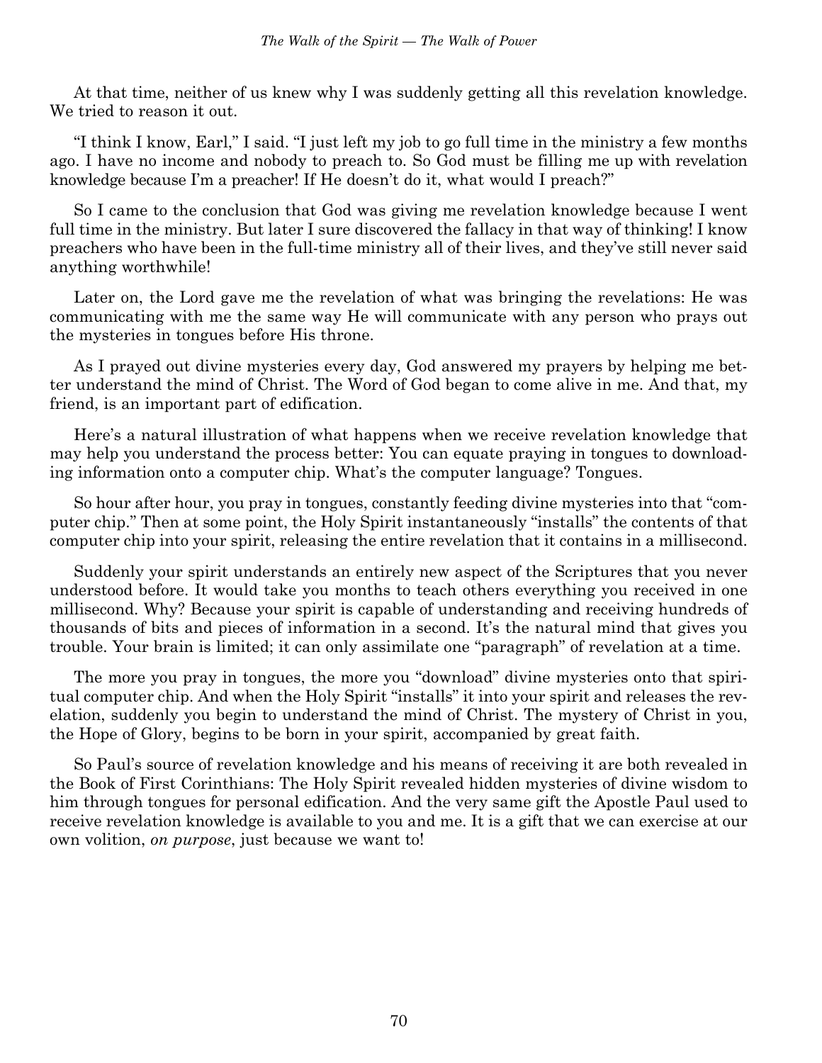At that time, neither of us knew why I was suddenly getting all this revelation knowledge. We tried to reason it out.

"I think I know, Earl," I said. "I just left my job to go full time in the ministry a few months ago. I have no income and nobody to preach to. So God must be filling me up with revelation knowledge because I'm a preacher! If He doesn't do it, what would I preach?"

So I came to the conclusion that God was giving me revelation knowledge because I went full time in the ministry. But later I sure discovered the fallacy in that way of thinking! I know preachers who have been in the full-time ministry all of their lives, and they've still never said anything worthwhile!

Later on, the Lord gave me the revelation of what was bringing the revelations: He was communicating with me the same way He will communicate with any person who prays out the mysteries in tongues before His throne.

As I prayed out divine mysteries every day, God answered my prayers by helping me better understand the mind of Christ. The Word of God began to come alive in me. And that, my friend, is an important part of edification.

Here's a natural illustration of what happens when we receive revelation knowledge that may help you understand the process better: You can equate praying in tongues to downloading information onto a computer chip. What's the computer language? Tongues.

So hour after hour, you pray in tongues, constantly feeding divine mysteries into that "computer chip." Then at some point, the Holy Spirit instantaneously "installs" the contents of that computer chip into your spirit, releasing the entire revelation that it contains in a millisecond.

Suddenly your spirit understands an entirely new aspect of the Scriptures that you never understood before. It would take you months to teach others everything you received in one millisecond. Why? Because your spirit is capable of understanding and receiving hundreds of thousands of bits and pieces of information in a second. It's the natural mind that gives you trouble. Your brain is limited; it can only assimilate one "paragraph" of revelation at a time.

The more you pray in tongues, the more you "download" divine mysteries onto that spiritual computer chip. And when the Holy Spirit "installs" it into your spirit and releases the revelation, suddenly you begin to understand the mind of Christ. The mystery of Christ in you, the Hope of Glory, begins to be born in your spirit, accompanied by great faith.

So Paul's source of revelation knowledge and his means of receiving it are both revealed in the Book of First Corinthians: The Holy Spirit revealed hidden mysteries of divine wisdom to him through tongues for personal edification. And the very same gift the Apostle Paul used to receive revelation knowledge is available to you and me. It is a gift that we can exercise at our own volition, *on purpose*, just because we want to!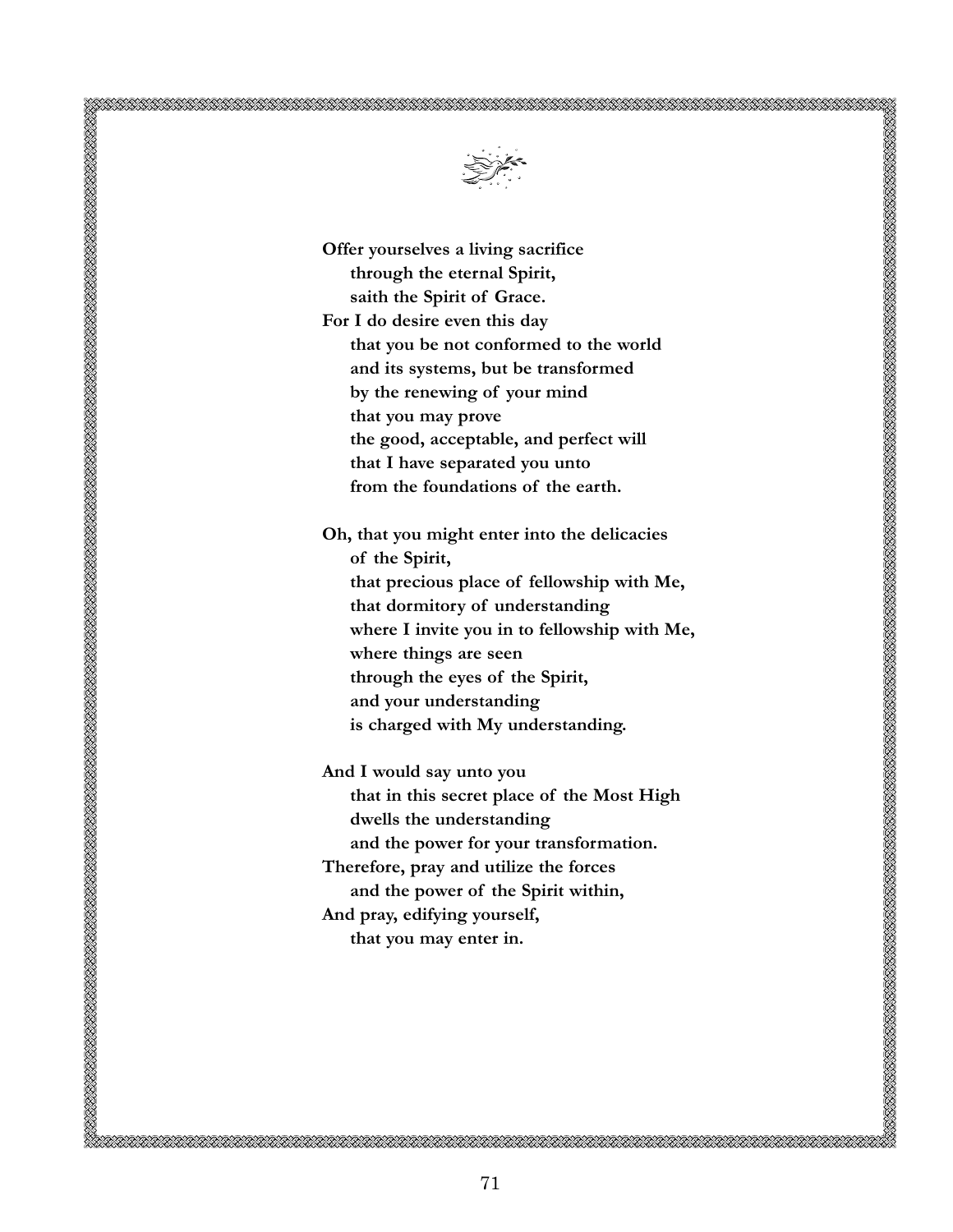**Offer yourselves a living sacrifice**
**through the eternal Spirit,**
**saith the Spirit of Grace.**
**For I do desire even this day**
**that you be not conformed to the world**
**and its systems, but be transformed**
**by the renewing of your mind**
**that you may prove**
**the good, acceptable, and perfect will**
**that I have separated you unto**
**from the foundations of the earth.**

**Oh, that you might enter into the delicacies**
**of the Spirit,**
**that precious place of fellowship with Me,**
**that dormitory of understanding**
**where I invite you in to fellowship with Me,**
**where things are seen**
**through the eyes of the Spirit,**
**and your understanding**
**is charged with My understanding.**

**And I would say unto you**
**that in this secret place of the Most High**
**dwells the understanding**
**and the power for your transformation.**
**Therefore, pray and utilize the forces**
**and the power of the Spirit within,**
**And pray, edifying yourself,**
**that you may enter in.**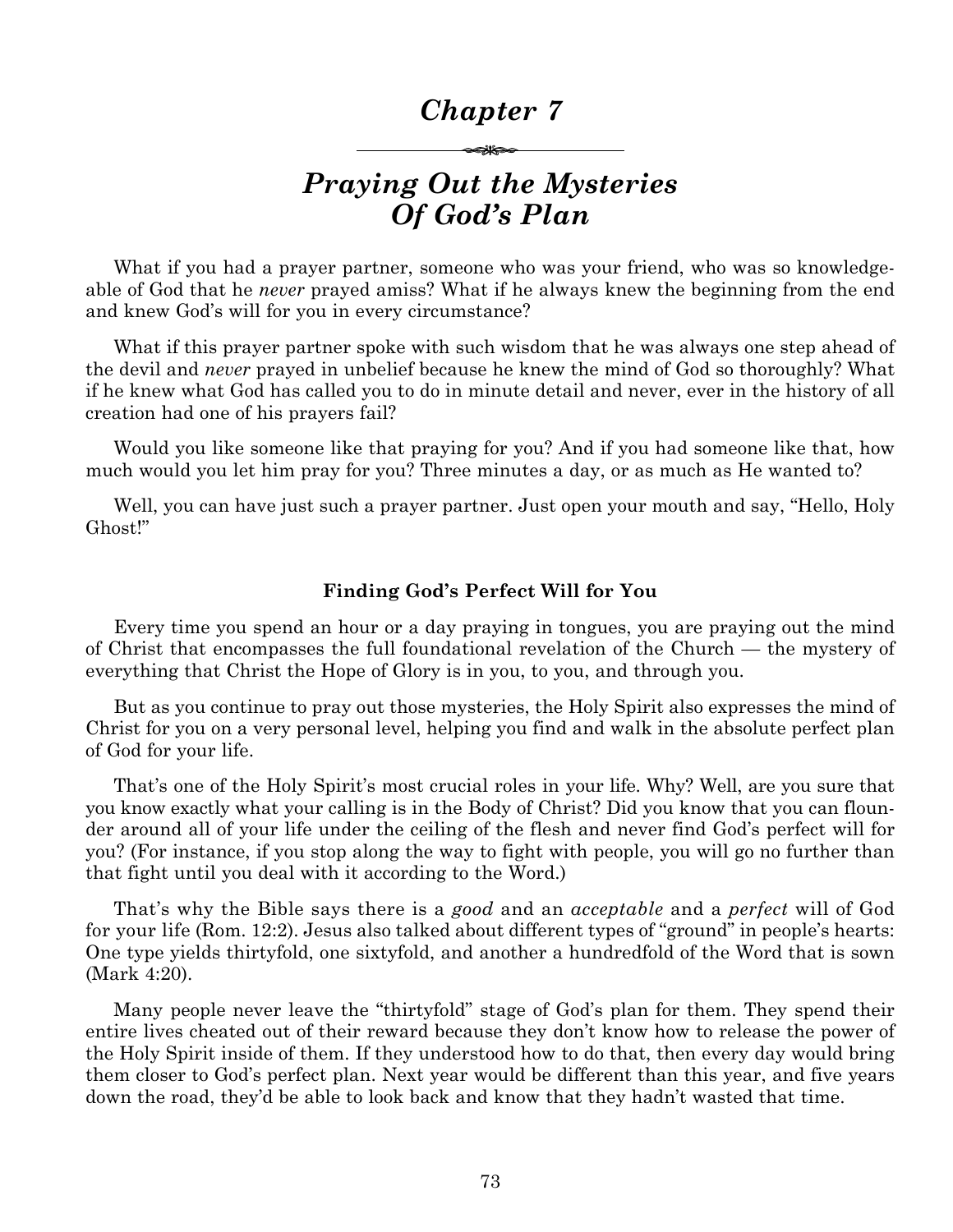# Chapter 7

## Praying Out the Mysteries Of God's Plan

What if you had a prayer partner, someone who was your friend, who was so knowledgeable of God that he *never* prayed amiss? What if he always knew the beginning from the end and knew God's will for you in every circumstance?

What if this prayer partner spoke with such wisdom that he was always one step ahead of the devil and *never* prayed in unbelief because he knew the mind of God so thoroughly? What if he knew what God has called you to do in minute detail and never, ever in the history of all creation had one of his prayers fail?

Would you like someone like that praying for you? And if you had someone like that, how much would you let him pray for you? Three minutes a day, or as much as He wanted to?

Well, you can have just such a prayer partner. Just open your mouth and say, "Hello, Holy Ghost!"

### Finding God's Perfect Will for You

Every time you spend an hour or a day praying in tongues, you are praying out the mind of Christ that encompasses the full foundational revelation of the Church — the mystery of everything that Christ the Hope of Glory is in you, to you, and through you.

But as you continue to pray out those mysteries, the Holy Spirit also expresses the mind of Christ for you on a very personal level, helping you find and walk in the absolute perfect plan of God for your life.

That's one of the Holy Spirit's most crucial roles in your life. Why? Well, are you sure that you know exactly what your calling is in the Body of Christ? Did you know that you can flounder around all of your life under the ceiling of the flesh and never find God's perfect will for you? (For instance, if you stop along the way to fight with people, you will go no further than that fight until you deal with it according to the Word.)

That's why the Bible says there is a *good* and an *acceptable* and a *perfect* will of God for your life (Rom. 12:2). Jesus also talked about different types of "ground" in people's hearts: One type yields thirtyfold, one sixtyfold, and another a hundredfold of the Word that is sown (Mark 4:20).

Many people never leave the "thirtyfold" stage of God's plan for them. They spend their entire lives cheated out of their reward because they don't know how to release the power of the Holy Spirit inside of them. If they understood how to do that, then every day would bring them closer to God's perfect plan. Next year would be different than this year, and five years down the road, they'd be able to look back and know that they hadn't wasted that time.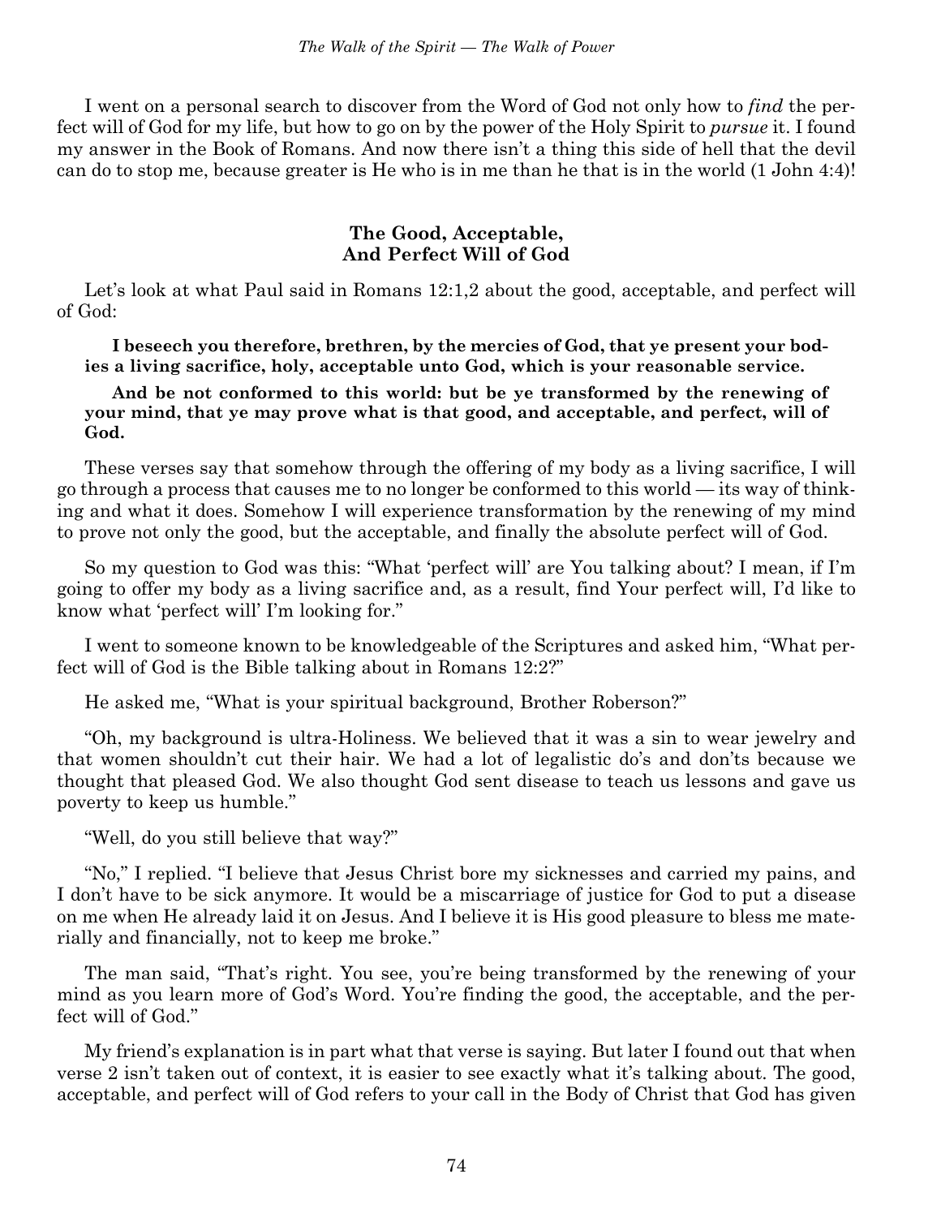I went on a personal search to discover from the Word of God not only how to *find* the perfect will of God for my life, but how to go on by the power of the Holy Spirit to *pursue* it. I found my answer in the Book of Romans. And now there isn't a thing this side of hell that the devil can do to stop me, because greater is He who is in me than he that is in the world (1 John 4:4)!

## The Good, Acceptable, And Perfect Will of God

Let's look at what Paul said in Romans 12:1,2 about the good, acceptable, and perfect will of God:

> **I beseech you therefore, brethren, by the mercies of God, that ye present your bodies a living sacrifice, holy, acceptable unto God, which is your reasonable service.**
>
> **And be not conformed to this world: but be ye transformed by the renewing of your mind, that ye may prove what is that good, and acceptable, and perfect, will of God.**

These verses say that somehow through the offering of my body as a living sacrifice, I will go through a process that causes me to no longer be conformed to this world — its way of thinking and what it does. Somehow I will experience transformation by the renewing of my mind to prove not only the good, but the acceptable, and finally the absolute perfect will of God.

So my question to God was this: "What 'perfect will' are You talking about? I mean, if I'm going to offer my body as a living sacrifice and, as a result, find Your perfect will, I'd like to know what 'perfect will' I'm looking for."

I went to someone known to be knowledgeable of the Scriptures and asked him, "What perfect will of God is the Bible talking about in Romans 12:2?"

He asked me, "What is your spiritual background, Brother Roberson?"

"Oh, my background is ultra-Holiness. We believed that it was a sin to wear jewelry and that women shouldn't cut their hair. We had a lot of legalistic do's and don'ts because we thought that pleased God. We also thought God sent disease to teach us lessons and gave us poverty to keep us humble."

"Well, do you still believe that way?"

"No," I replied. "I believe that Jesus Christ bore my sicknesses and carried my pains, and I don't have to be sick anymore. It would be a miscarriage of justice for God to put a disease on me when He already laid it on Jesus. And I believe it is His good pleasure to bless me materially and financially, not to keep me broke."

The man said, "That's right. You see, you're being transformed by the renewing of your mind as you learn more of God's Word. You're finding the good, the acceptable, and the perfect will of God."

My friend's explanation is in part what that verse is saying. But later I found out that when verse 2 isn't taken out of context, it is easier to see exactly what it's talking about. The good, acceptable, and perfect will of God refers to your call in the Body of Christ that God has given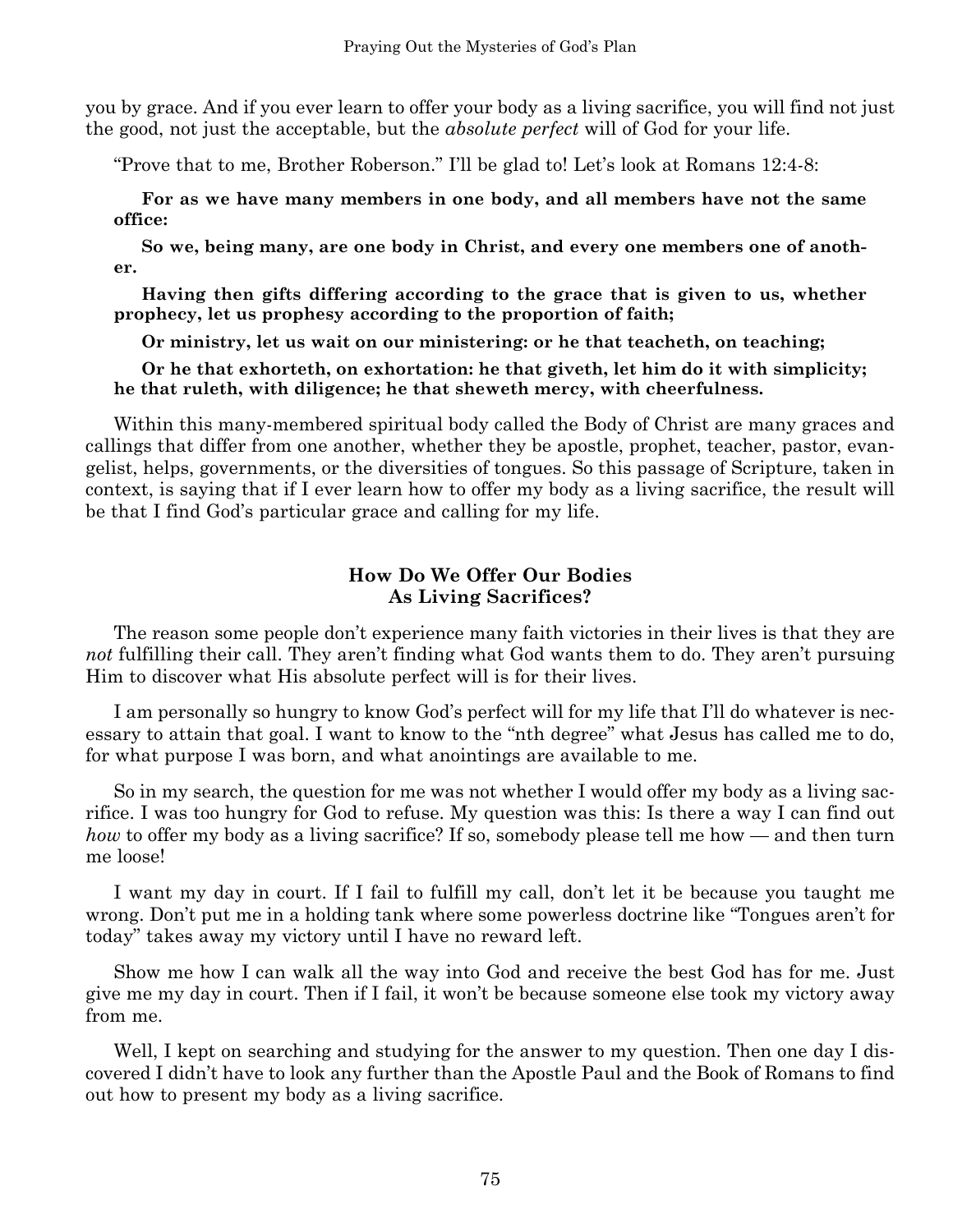you by grace. And if you ever learn to offer your body as a living sacrifice, you will find not just the good, not just the acceptable, but the *absolute perfect* will of God for your life.

"Prove that to me, Brother Roberson." I'll be glad to! Let's look at Romans 12:4-8:

> **For as we have many members in one body, and all members have not the same office:**
>
> **So we, being many, are one body in Christ, and every one members one of another.**
>
> **Having then gifts differing according to the grace that is given to us, whether prophecy, let us prophesy according to the proportion of faith;**
>
> **Or ministry, let us wait on our ministering: or he that teacheth, on teaching;**
>
> **Or he that exhorteth, on exhortation: he that giveth, let him do it with simplicity; he that ruleth, with diligence; he that sheweth mercy, with cheerfulness.**

Within this many-membered spiritual body called the Body of Christ are many graces and callings that differ from one another, whether they be apostle, prophet, teacher, pastor, evangelist, helps, governments, or the diversities of tongues. So this passage of Scripture, taken in context, is saying that if I ever learn how to offer my body as a living sacrifice, the result will be that I find God's particular grace and calling for my life.

### How Do We Offer Our Bodies As Living Sacrifices?

The reason some people don't experience many faith victories in their lives is that they are *not* fulfilling their call. They aren't finding what God wants them to do. They aren't pursuing Him to discover what His absolute perfect will is for their lives.

I am personally so hungry to know God's perfect will for my life that I'll do whatever is necessary to attain that goal. I want to know to the "nth degree" what Jesus has called me to do, for what purpose I was born, and what anointings are available to me.

So in my search, the question for me was not whether I would offer my body as a living sacrifice. I was too hungry for God to refuse. My question was this: Is there a way I can find out *how* to offer my body as a living sacrifice? If so, somebody please tell me how — and then turn me loose!

I want my day in court. If I fail to fulfill my call, don't let it be because you taught me wrong. Don't put me in a holding tank where some powerless doctrine like "Tongues aren't for today" takes away my victory until I have no reward left.

Show me how I can walk all the way into God and receive the best God has for me. Just give me my day in court. Then if I fail, it won't be because someone else took my victory away from me.

Well, I kept on searching and studying for the answer to my question. Then one day I discovered I didn't have to look any further than the Apostle Paul and the Book of Romans to find out how to present my body as a living sacrifice.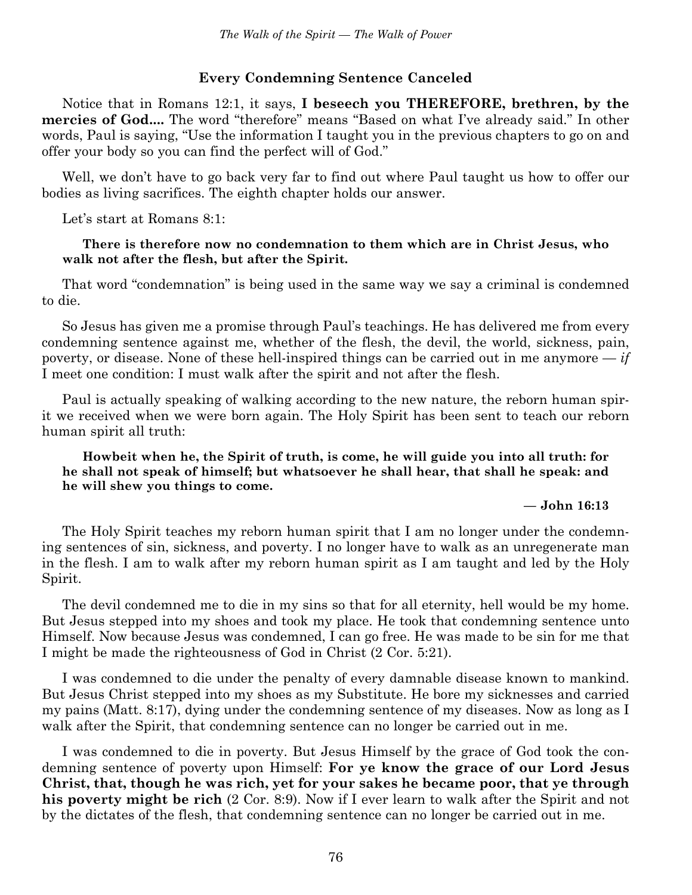### Every Condemning Sentence Canceled

Notice that in Romans 12:1, it says, **I beseech you THEREFORE, brethren, by the mercies of God....** The word "therefore" means "Based on what I've already said." In other words, Paul is saying, "Use the information I taught you in the previous chapters to go on and offer your body so you can find the perfect will of God."

Well, we don't have to go back very far to find out where Paul taught us how to offer our bodies as living sacrifices. The eighth chapter holds our answer.

Let's start at Romans 8:1:

> **There is therefore now no condemnation to them which are in Christ Jesus, who walk not after the flesh, but after the Spirit.**

That word "condemnation" is being used in the same way we say a criminal is condemned to die.

So Jesus has given me a promise through Paul's teachings. He has delivered me from every condemning sentence against me, whether of the flesh, the devil, the world, sickness, pain, poverty, or disease. None of these hell-inspired things can be carried out in me anymore — *if* I meet one condition: I must walk after the spirit and not after the flesh.

Paul is actually speaking of walking according to the new nature, the reborn human spirit we received when we were born again. The Holy Spirit has been sent to teach our reborn human spirit all truth:

> **Howbeit when he, the Spirit of truth, is come, he will guide you into all truth: for he shall not speak of himself; but whatsoever he shall hear, that shall he speak: and he will shew you things to come.**
>
> **— John 16:13**

The Holy Spirit teaches my reborn human spirit that I am no longer under the condemning sentences of sin, sickness, and poverty. I no longer have to walk as an unregenerate man in the flesh. I am to walk after my reborn human spirit as I am taught and led by the Holy Spirit.

The devil condemned me to die in my sins so that for all eternity, hell would be my home. But Jesus stepped into my shoes and took my place. He took that condemning sentence unto Himself. Now because Jesus was condemned, I can go free. He was made to be sin for me that I might be made the righteousness of God in Christ (2 Cor. 5:21).

I was condemned to die under the penalty of every damnable disease known to mankind. But Jesus Christ stepped into my shoes as my Substitute. He bore my sicknesses and carried my pains (Matt. 8:17), dying under the condemning sentence of my diseases. Now as long as I walk after the Spirit, that condemning sentence can no longer be carried out in me.

I was condemned to die in poverty. But Jesus Himself by the grace of God took the condemning sentence of poverty upon Himself: **For ye know the grace of our Lord Jesus Christ, that, though he was rich, yet for your sakes he became poor, that ye through his poverty might be rich** (2 Cor. 8:9). Now if I ever learn to walk after the Spirit and not by the dictates of the flesh, that condemning sentence can no longer be carried out in me.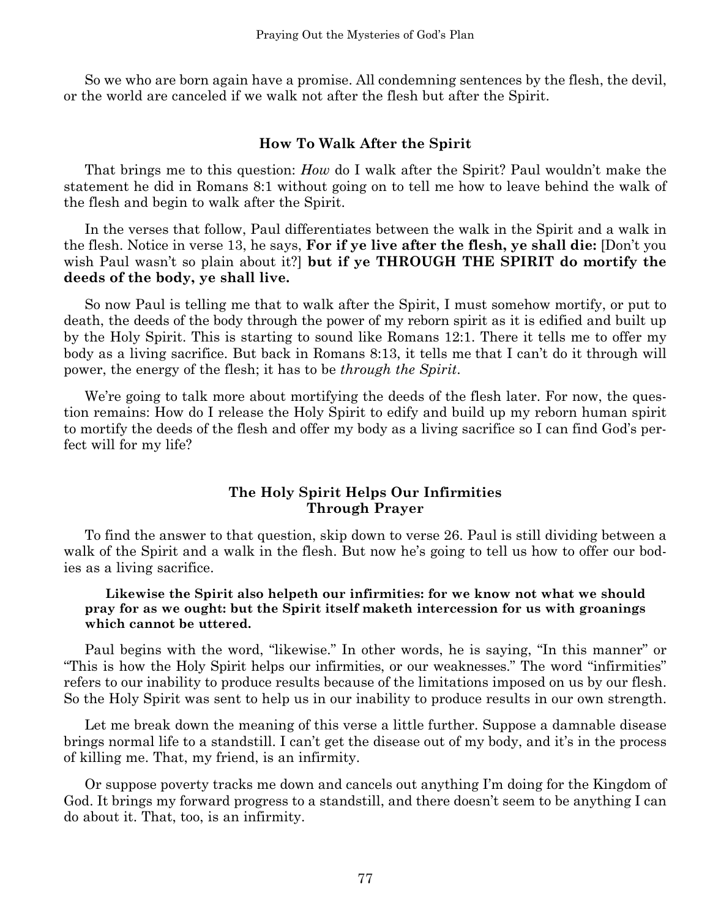So we who are born again have a promise. All condemning sentences by the flesh, the devil, or the world are canceled if we walk not after the flesh but after the Spirit.

### How To Walk After the Spirit

That brings me to this question: *How* do I walk after the Spirit? Paul wouldn't make the statement he did in Romans 8:1 without going on to tell me how to leave behind the walk of the flesh and begin to walk after the Spirit.

In the verses that follow, Paul differentiates between the walk in the Spirit and a walk in the flesh. Notice in verse 13, he says, **For if ye live after the flesh, ye shall die:** [Don't you wish Paul wasn't so plain about it?] **but if ye THROUGH THE SPIRIT do mortify the deeds of the body, ye shall live.**

So now Paul is telling me that to walk after the Spirit, I must somehow mortify, or put to death, the deeds of the body through the power of my reborn spirit as it is edified and built up by the Holy Spirit. This is starting to sound like Romans 12:1. There it tells me to offer my body as a living sacrifice. But back in Romans 8:13, it tells me that I can't do it through will power, the energy of the flesh; it has to be *through the Spirit*.

We're going to talk more about mortifying the deeds of the flesh later. For now, the question remains: How do I release the Holy Spirit to edify and build up my reborn human spirit to mortify the deeds of the flesh and offer my body as a living sacrifice so I can find God's perfect will for my life?

### The Holy Spirit Helps Our Infirmities Through Prayer

To find the answer to that question, skip down to verse 26. Paul is still dividing between a walk of the Spirit and a walk in the flesh. But now he's going to tell us how to offer our bodies as a living sacrifice.

> **Likewise the Spirit also helpeth our infirmities: for we know not what we should pray for as we ought: but the Spirit itself maketh intercession for us with groanings which cannot be uttered.**

Paul begins with the word, "likewise." In other words, he is saying, "In this manner" or "This is how the Holy Spirit helps our infirmities, or our weaknesses." The word "infirmities" refers to our inability to produce results because of the limitations imposed on us by our flesh. So the Holy Spirit was sent to help us in our inability to produce results in our own strength.

Let me break down the meaning of this verse a little further. Suppose a damnable disease brings normal life to a standstill. I can't get the disease out of my body, and it's in the process of killing me. That, my friend, is an infirmity.

Or suppose poverty tracks me down and cancels out anything I'm doing for the Kingdom of God. It brings my forward progress to a standstill, and there doesn't seem to be anything I can do about it. That, too, is an infirmity.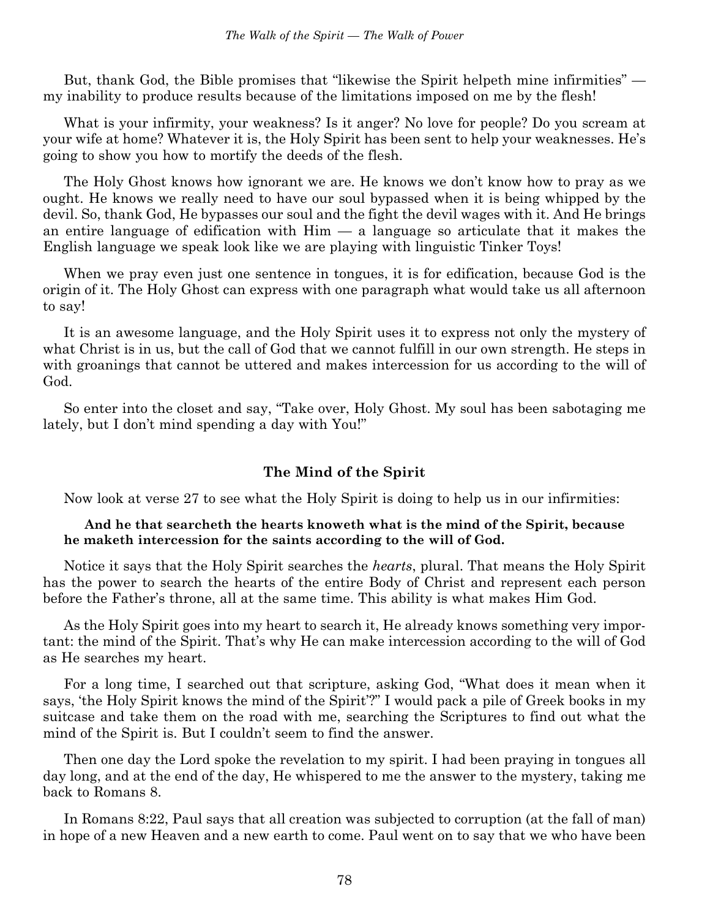But, thank God, the Bible promises that "likewise the Spirit helpeth mine infirmities" — my inability to produce results because of the limitations imposed on me by the flesh!

What is your infirmity, your weakness? Is it anger? No love for people? Do you scream at your wife at home? Whatever it is, the Holy Spirit has been sent to help your weaknesses. He's going to show you how to mortify the deeds of the flesh.

The Holy Ghost knows how ignorant we are. He knows we don't know how to pray as we ought. He knows we really need to have our soul bypassed when it is being whipped by the devil. So, thank God, He bypasses our soul and the fight the devil wages with it. And He brings an entire language of edification with Him — a language so articulate that it makes the English language we speak look like we are playing with linguistic Tinker Toys!

When we pray even just one sentence in tongues, it is for edification, because God is the origin of it. The Holy Ghost can express with one paragraph what would take us all afternoon to say!

It is an awesome language, and the Holy Spirit uses it to express not only the mystery of what Christ is in us, but the call of God that we cannot fulfill in our own strength. He steps in with groanings that cannot be uttered and makes intercession for us according to the will of God.

So enter into the closet and say, "Take over, Holy Ghost. My soul has been sabotaging me lately, but I don't mind spending a day with You!"

### The Mind of the Spirit

Now look at verse 27 to see what the Holy Spirit is doing to help us in our infirmities:

> **And he that searcheth the hearts knoweth what is the mind of the Spirit, because he maketh intercession for the saints according to the will of God.**

Notice it says that the Holy Spirit searches the *hearts*, plural. That means the Holy Spirit has the power to search the hearts of the entire Body of Christ and represent each person before the Father's throne, all at the same time. This ability is what makes Him God.

As the Holy Spirit goes into my heart to search it, He already knows something very important: the mind of the Spirit. That's why He can make intercession according to the will of God as He searches my heart.

For a long time, I searched out that scripture, asking God, "What does it mean when it says, 'the Holy Spirit knows the mind of the Spirit'?" I would pack a pile of Greek books in my suitcase and take them on the road with me, searching the Scriptures to find out what the mind of the Spirit is. But I couldn't seem to find the answer.

Then one day the Lord spoke the revelation to my spirit. I had been praying in tongues all day long, and at the end of the day, He whispered to me the answer to the mystery, taking me back to Romans 8.

In Romans 8:22, Paul says that all creation was subjected to corruption (at the fall of man) in hope of a new Heaven and a new earth to come. Paul went on to say that we who have been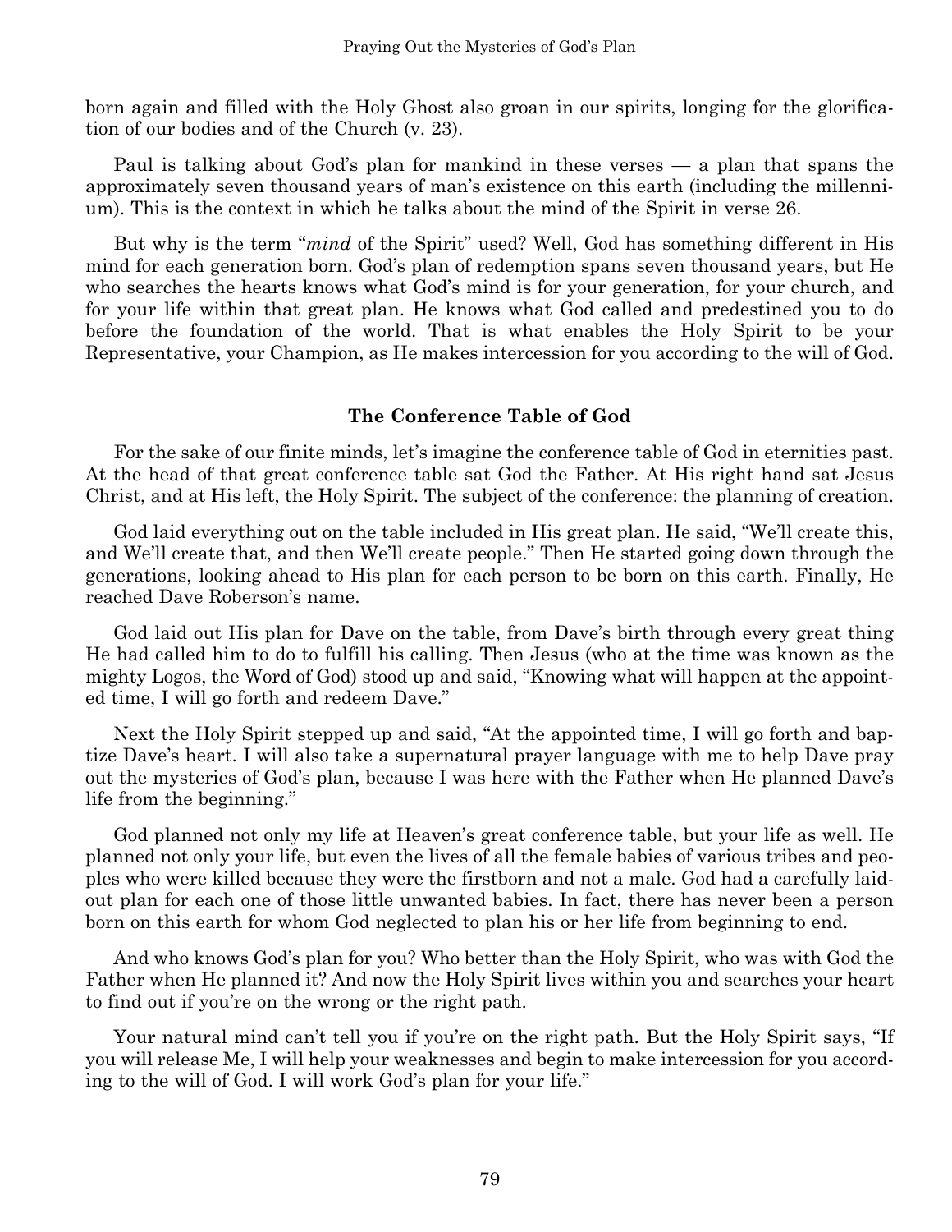born again and filled with the Holy Ghost also groan in our spirits, longing for the glorification of our bodies and of the Church (v. 23).

Paul is talking about God's plan for mankind in these verses — a plan that spans the approximately seven thousand years of man's existence on this earth (including the millennium). This is the context in which he talks about the mind of the Spirit in verse 26.

But why is the term "*mind* of the Spirit" used? Well, God has something different in His mind for each generation born. God's plan of redemption spans seven thousand years, but He who searches the hearts knows what God's mind is for your generation, for your church, and for your life within that great plan. He knows what God called and predestined you to do before the foundation of the world. That is what enables the Holy Spirit to be your Representative, your Champion, as He makes intercession for you according to the will of God.

### The Conference Table of God

For the sake of our finite minds, let's imagine the conference table of God in eternities past. At the head of that great conference table sat God the Father. At His right hand sat Jesus Christ, and at His left, the Holy Spirit. The subject of the conference: the planning of creation.

God laid everything out on the table included in His great plan. He said, "We'll create this, and We'll create that, and then We'll create people." Then He started going down through the generations, looking ahead to His plan for each person to be born on this earth. Finally, He reached Dave Roberson's name.

God laid out His plan for Dave on the table, from Dave's birth through every great thing He had called him to do to fulfill his calling. Then Jesus (who at the time was known as the mighty Logos, the Word of God) stood up and said, "Knowing what will happen at the appointed time, I will go forth and redeem Dave."

Next the Holy Spirit stepped up and said, "At the appointed time, I will go forth and baptize Dave's heart. I will also take a supernatural prayer language with me to help Dave pray out the mysteries of God's plan, because I was here with the Father when He planned Dave's life from the beginning."

God planned not only my life at Heaven's great conference table, but your life as well. He planned not only your life, but even the lives of all the female babies of various tribes and peoples who were killed because they were the firstborn and not a male. God had a carefully laid-out plan for each one of those little unwanted babies. In fact, there has never been a person born on this earth for whom God neglected to plan his or her life from beginning to end.

And who knows God's plan for you? Who better than the Holy Spirit, who was with God the Father when He planned it? And now the Holy Spirit lives within you and searches your heart to find out if you're on the wrong or the right path.

Your natural mind can't tell you if you're on the right path. But the Holy Spirit says, "If you will release Me, I will help your weaknesses and begin to make intercession for you according to the will of God. I will work God's plan for your life."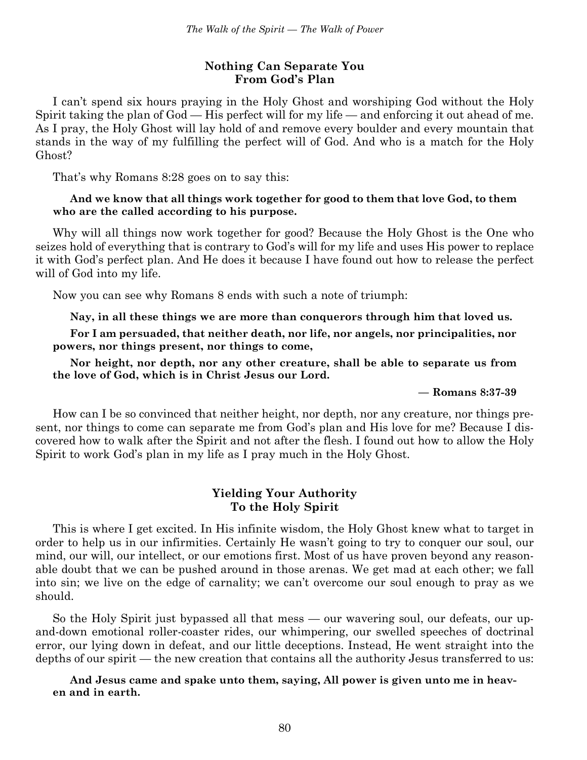## Nothing Can Separate You From God's Plan

I can't spend six hours praying in the Holy Ghost and worshiping God without the Holy Spirit taking the plan of God — His perfect will for my life — and enforcing it out ahead of me. As I pray, the Holy Ghost will lay hold of and remove every boulder and every mountain that stands in the way of my fulfilling the perfect will of God. And who is a match for the Holy Ghost?

That's why Romans 8:28 goes on to say this:

> **And we know that all things work together for good to them that love God, to them who are the called according to his purpose.**

Why will all things now work together for good? Because the Holy Ghost is the One who seizes hold of everything that is contrary to God's will for my life and uses His power to replace it with God's perfect plan. And He does it because I have found out how to release the perfect will of God into my life.

Now you can see why Romans 8 ends with such a note of triumph:

> **Nay, in all these things we are more than conquerors through him that loved us.**
>
> **For I am persuaded, that neither death, nor life, nor angels, nor principalities, nor powers, nor things present, nor things to come,**
>
> **Nor height, nor depth, nor any other creature, shall be able to separate us from the love of God, which is in Christ Jesus our Lord.**
>
> **— Romans 8:37-39**

How can I be so convinced that neither height, nor depth, nor any creature, nor things present, nor things to come can separate me from God's plan and His love for me? Because I discovered how to walk after the Spirit and not after the flesh. I found out how to allow the Holy Spirit to work God's plan in my life as I pray much in the Holy Ghost.

## Yielding Your Authority To the Holy Spirit

This is where I get excited. In His infinite wisdom, the Holy Ghost knew what to target in order to help us in our infirmities. Certainly He wasn't going to try to conquer our soul, our mind, our will, our intellect, or our emotions first. Most of us have proven beyond any reasonable doubt that we can be pushed around in those arenas. We get mad at each other; we fall into sin; we live on the edge of carnality; we can't overcome our soul enough to pray as we should.

So the Holy Spirit just bypassed all that mess — our wavering soul, our defeats, our up-and-down emotional roller-coaster rides, our whimpering, our swelled speeches of doctrinal error, our lying down in defeat, and our little deceptions. Instead, He went straight into the depths of our spirit — the new creation that contains all the authority Jesus transferred to us:

> **And Jesus came and spake unto them, saying, All power is given unto me in heaven and in earth.**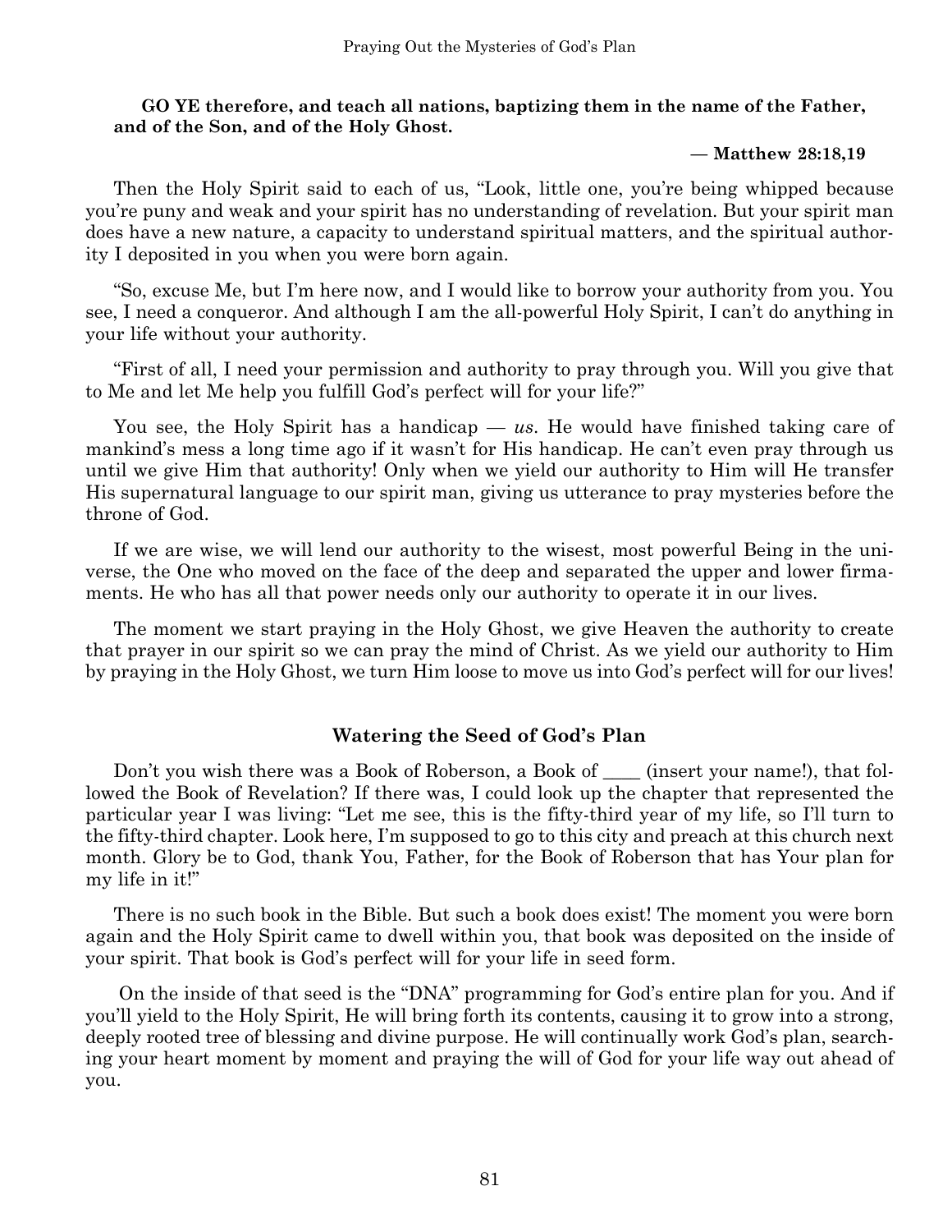**GO YE therefore, and teach all nations, baptizing them in the name of the Father, and of the Son, and of the Holy Ghost.**

**— Matthew 28:18,19**

Then the Holy Spirit said to each of us, "Look, little one, you're being whipped because you're puny and weak and your spirit has no understanding of revelation. But your spirit man does have a new nature, a capacity to understand spiritual matters, and the spiritual authority I deposited in you when you were born again.

"So, excuse Me, but I'm here now, and I would like to borrow your authority from you. You see, I need a conqueror. And although I am the all-powerful Holy Spirit, I can't do anything in your life without your authority.

"First of all, I need your permission and authority to pray through you. Will you give that to Me and let Me help you fulfill God's perfect will for your life?"

You see, the Holy Spirit has a handicap — *us*. He would have finished taking care of mankind's mess a long time ago if it wasn't for His handicap. He can't even pray through us until we give Him that authority! Only when we yield our authority to Him will He transfer His supernatural language to our spirit man, giving us utterance to pray mysteries before the throne of God.

If we are wise, we will lend our authority to the wisest, most powerful Being in the universe, the One who moved on the face of the deep and separated the upper and lower firmaments. He who has all that power needs only our authority to operate it in our lives.

The moment we start praying in the Holy Ghost, we give Heaven the authority to create that prayer in our spirit so we can pray the mind of Christ. As we yield our authority to Him by praying in the Holy Ghost, we turn Him loose to move us into God's perfect will for our lives!

### Watering the Seed of God's Plan

Don't you wish there was a Book of Roberson, a Book of ____ (insert your name!), that followed the Book of Revelation? If there was, I could look up the chapter that represented the particular year I was living: "Let me see, this is the fifty-third year of my life, so I'll turn to the fifty-third chapter. Look here, I'm supposed to go to this city and preach at this church next month. Glory be to God, thank You, Father, for the Book of Roberson that has Your plan for my life in it!"

There is no such book in the Bible. But such a book does exist! The moment you were born again and the Holy Spirit came to dwell within you, that book was deposited on the inside of your spirit. That book is God's perfect will for your life in seed form.

On the inside of that seed is the "DNA" programming for God's entire plan for you. And if you'll yield to the Holy Spirit, He will bring forth its contents, causing it to grow into a strong, deeply rooted tree of blessing and divine purpose. He will continually work God's plan, searching your heart moment by moment and praying the will of God for your life way out ahead of you.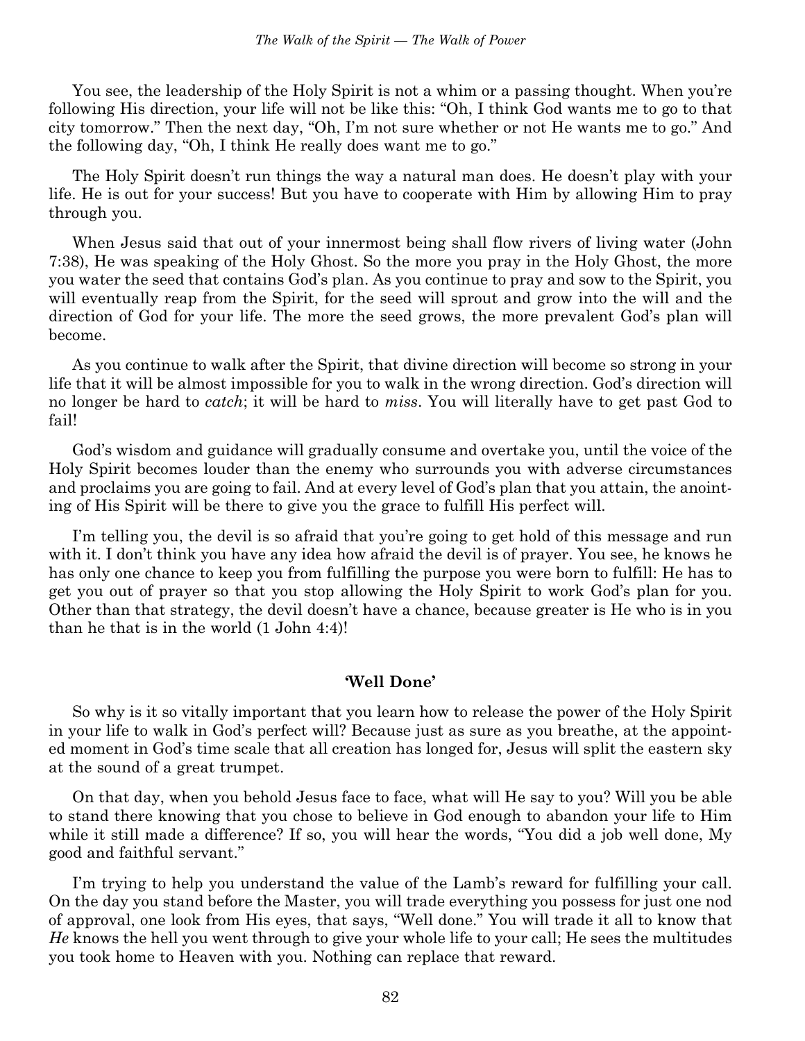You see, the leadership of the Holy Spirit is not a whim or a passing thought. When you're following His direction, your life will not be like this: "Oh, I think God wants me to go to that city tomorrow." Then the next day, "Oh, I'm not sure whether or not He wants me to go." And the following day, "Oh, I think He really does want me to go."

The Holy Spirit doesn't run things the way a natural man does. He doesn't play with your life. He is out for your success! But you have to cooperate with Him by allowing Him to pray through you.

When Jesus said that out of your innermost being shall flow rivers of living water (John 7:38), He was speaking of the Holy Ghost. So the more you pray in the Holy Ghost, the more you water the seed that contains God's plan. As you continue to pray and sow to the Spirit, you will eventually reap from the Spirit, for the seed will sprout and grow into the will and the direction of God for your life. The more the seed grows, the more prevalent God's plan will become.

As you continue to walk after the Spirit, that divine direction will become so strong in your life that it will be almost impossible for you to walk in the wrong direction. God's direction will no longer be hard to *catch*; it will be hard to *miss*. You will literally have to get past God to fail!

God's wisdom and guidance will gradually consume and overtake you, until the voice of the Holy Spirit becomes louder than the enemy who surrounds you with adverse circumstances and proclaims you are going to fail. And at every level of God's plan that you attain, the anointing of His Spirit will be there to give you the grace to fulfill His perfect will.

I'm telling you, the devil is so afraid that you're going to get hold of this message and run with it. I don't think you have any idea how afraid the devil is of prayer. You see, he knows he has only one chance to keep you from fulfilling the purpose you were born to fulfill: He has to get you out of prayer so that you stop allowing the Holy Spirit to work God's plan for you. Other than that strategy, the devil doesn't have a chance, because greater is He who is in you than he that is in the world (1 John 4:4)!

### 'Well Done'

So why is it so vitally important that you learn how to release the power of the Holy Spirit in your life to walk in God's perfect will? Because just as sure as you breathe, at the appointed moment in God's time scale that all creation has longed for, Jesus will split the eastern sky at the sound of a great trumpet.

On that day, when you behold Jesus face to face, what will He say to you? Will you be able to stand there knowing that you chose to believe in God enough to abandon your life to Him while it still made a difference? If so, you will hear the words, "You did a job well done, My good and faithful servant."

I'm trying to help you understand the value of the Lamb's reward for fulfilling your call. On the day you stand before the Master, you will trade everything you possess for just one nod of approval, one look from His eyes, that says, "Well done." You will trade it all to know that *He* knows the hell you went through to give your whole life to your call; He sees the multitudes you took home to Heaven with you. Nothing can replace that reward.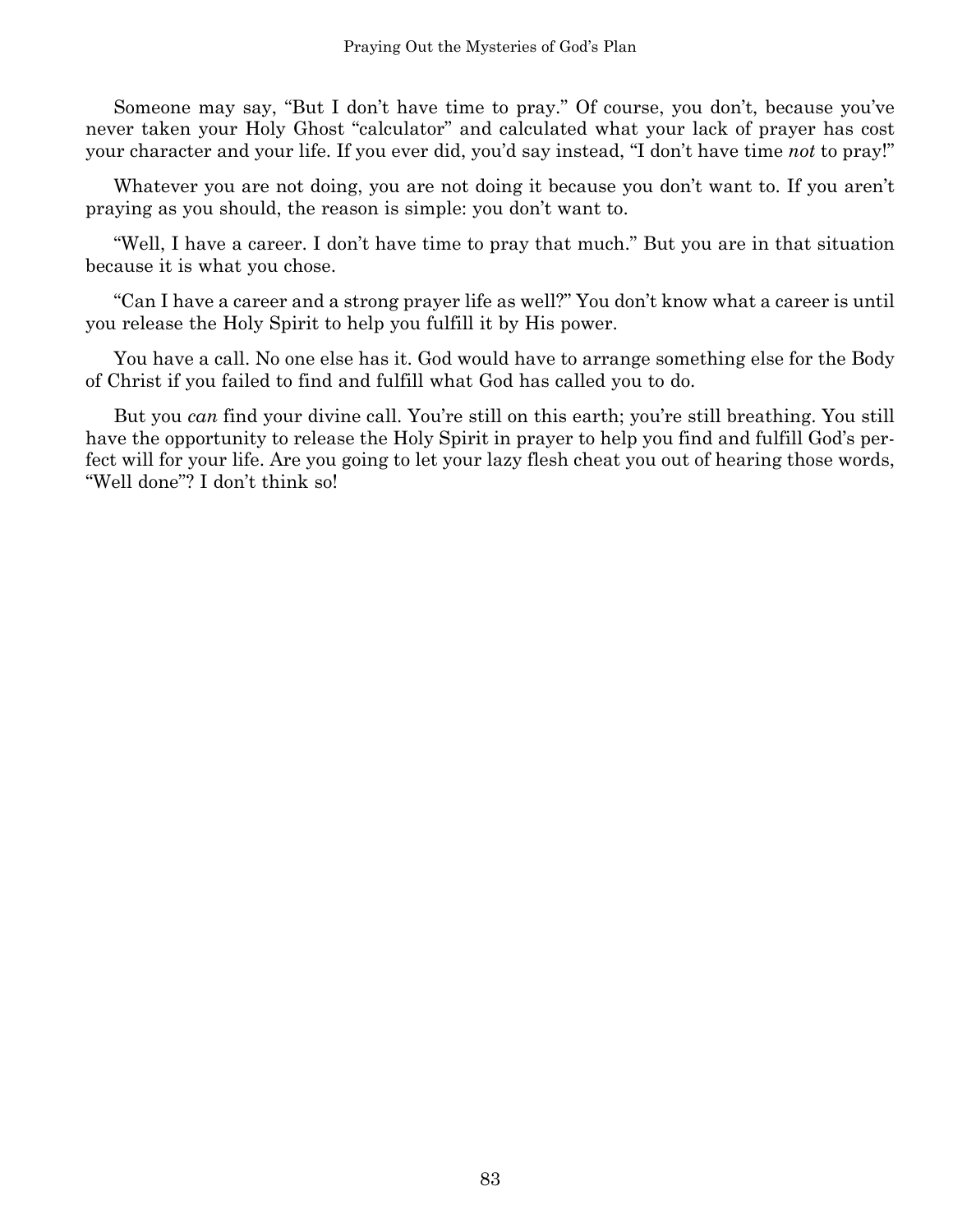Someone may say, "But I don't have time to pray." Of course, you don't, because you've never taken your Holy Ghost "calculator" and calculated what your lack of prayer has cost your character and your life. If you ever did, you'd say instead, "I don't have time *not* to pray!"

Whatever you are not doing, you are not doing it because you don't want to. If you aren't praying as you should, the reason is simple: you don't want to.

"Well, I have a career. I don't have time to pray that much." But you are in that situation because it is what you chose.

"Can I have a career and a strong prayer life as well?" You don't know what a career is until you release the Holy Spirit to help you fulfill it by His power.

You have a call. No one else has it. God would have to arrange something else for the Body of Christ if you failed to find and fulfill what God has called you to do.

But you *can* find your divine call. You're still on this earth; you're still breathing. You still have the opportunity to release the Holy Spirit in prayer to help you find and fulfill God's perfect will for your life. Are you going to let your lazy flesh cheat you out of hearing those words, "Well done"? I don't think so!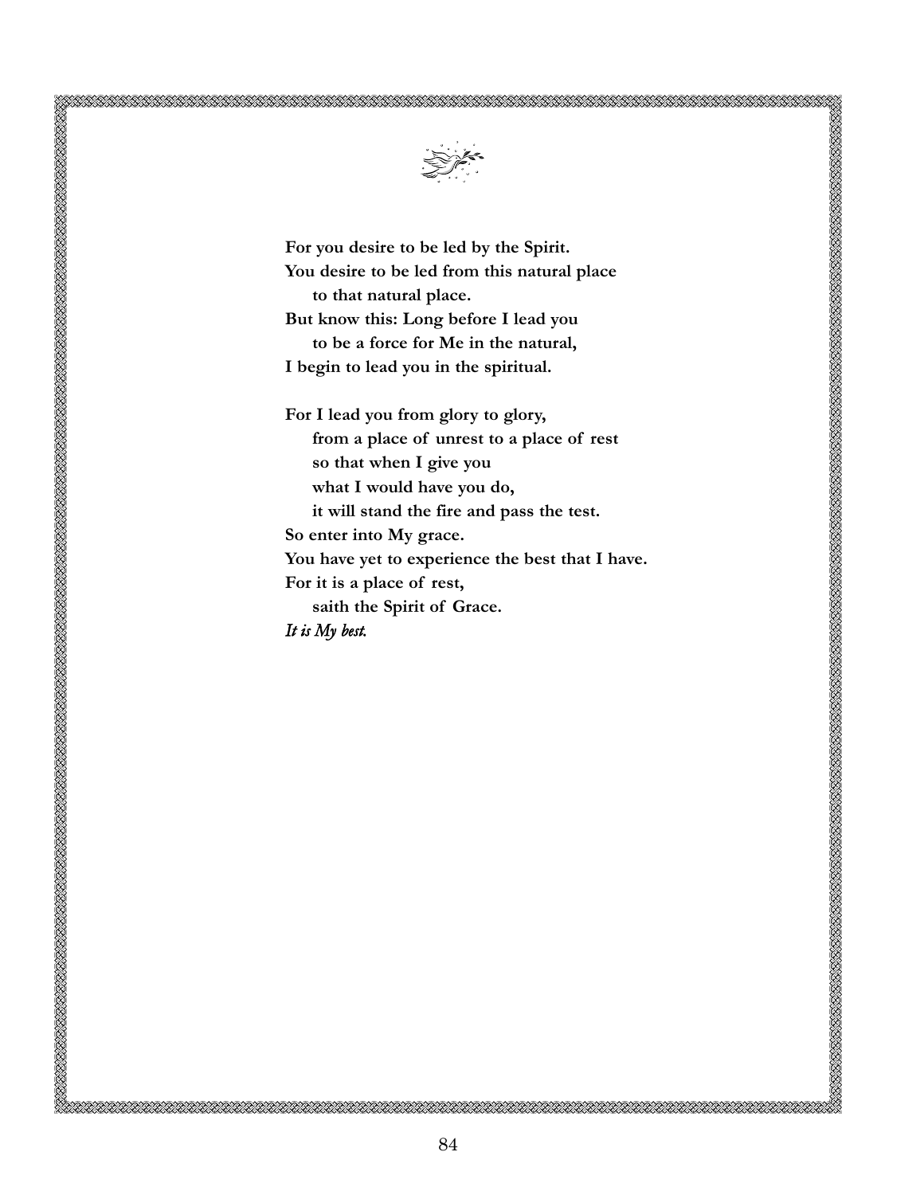**For you desire to be led by the Spirit.**
**You desire to be led from this natural place**
**to that natural place.**
**But know this: Long before I lead you**
**to be a force for Me in the natural,**
**I begin to lead you in the spiritual.**

**For I lead you from glory to glory,**
**from a place of unrest to a place of rest**
**so that when I give you**
**what I would have you do,**
**it will stand the fire and pass the test.**
**So enter into My grace.**
**You have yet to experience the best that I have.**
**For it is a place of rest,**
**saith the Spirit of Grace.**
*It is My best.*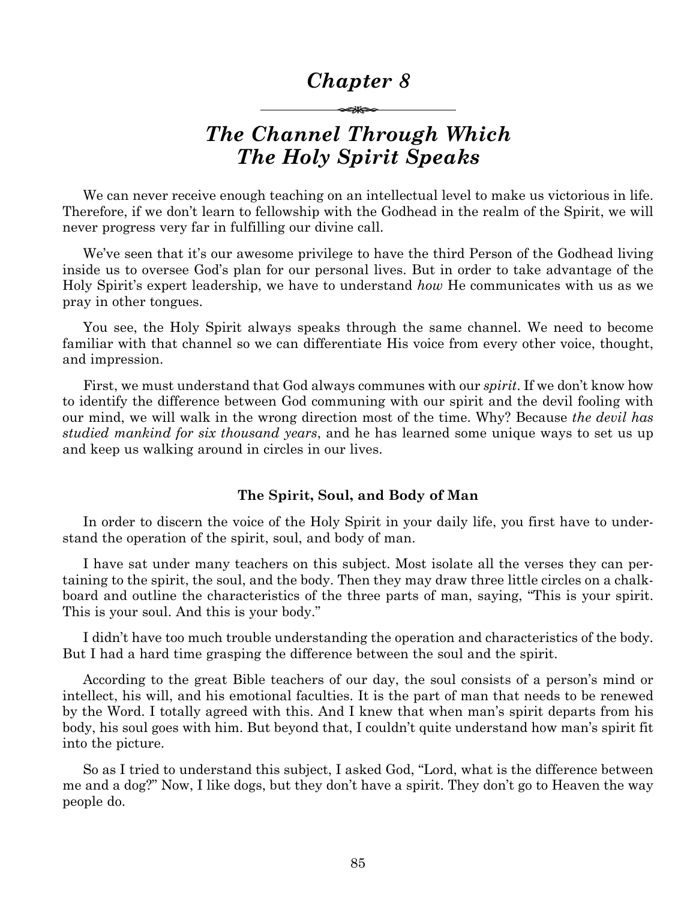# *Chapter 8*

## *The Channel Through Which The Holy Spirit Speaks*

We can never receive enough teaching on an intellectual level to make us victorious in life. Therefore, if we don't learn to fellowship with the Godhead in the realm of the Spirit, we will never progress very far in fulfilling our divine call.

We've seen that it's our awesome privilege to have the third Person of the Godhead living inside us to oversee God's plan for our personal lives. But in order to take advantage of the Holy Spirit's expert leadership, we have to understand *how* He communicates with us as we pray in other tongues.

You see, the Holy Spirit always speaks through the same channel. We need to become familiar with that channel so we can differentiate His voice from every other voice, thought, and impression.

First, we must understand that God always communes with our *spirit*. If we don't know how to identify the difference between God communing with our spirit and the devil fooling with our mind, we will walk in the wrong direction most of the time. Why? Because *the devil has studied mankind for six thousand years*, and he has learned some unique ways to set us up and keep us walking around in circles in our lives.

### The Spirit, Soul, and Body of Man

In order to discern the voice of the Holy Spirit in your daily life, you first have to understand the operation of the spirit, soul, and body of man.

I have sat under many teachers on this subject. Most isolate all the verses they can pertaining to the spirit, the soul, and the body. Then they may draw three little circles on a chalkboard and outline the characteristics of the three parts of man, saying, "This is your spirit. This is your soul. And this is your body."

I didn't have too much trouble understanding the operation and characteristics of the body. But I had a hard time grasping the difference between the soul and the spirit.

According to the great Bible teachers of our day, the soul consists of a person's mind or intellect, his will, and his emotional faculties. It is the part of man that needs to be renewed by the Word. I totally agreed with this. And I knew that when man's spirit departs from his body, his soul goes with him. But beyond that, I couldn't quite understand how man's spirit fit into the picture.

So as I tried to understand this subject, I asked God, "Lord, what is the difference between me and a dog?" Now, I like dogs, but they don't have a spirit. They don't go to Heaven the way people do.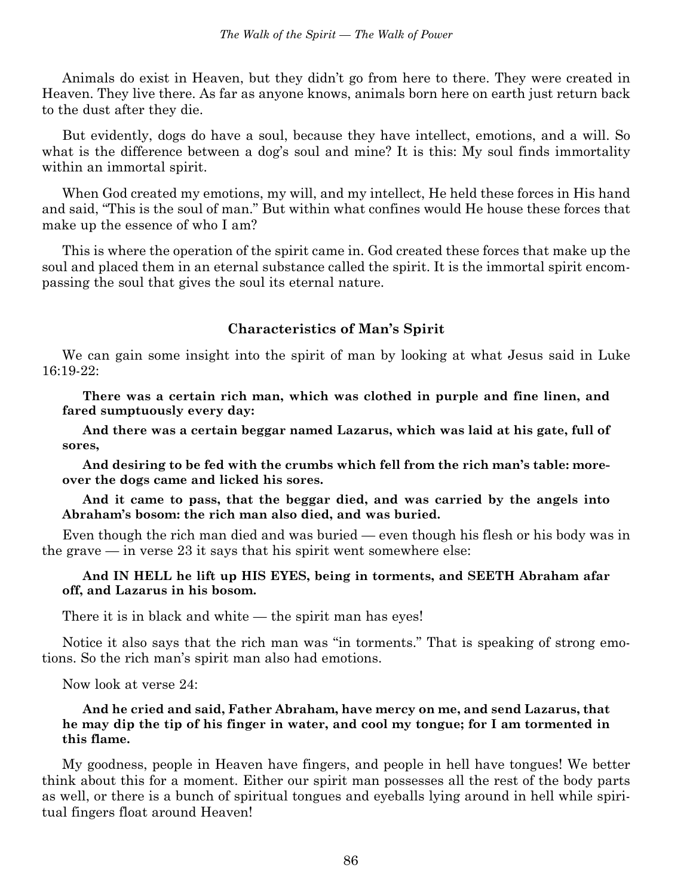Animals do exist in Heaven, but they didn't go from here to there. They were created in Heaven. They live there. As far as anyone knows, animals born here on earth just return back to the dust after they die.

But evidently, dogs do have a soul, because they have intellect, emotions, and a will. So what is the difference between a dog's soul and mine? It is this: My soul finds immortality within an immortal spirit.

When God created my emotions, my will, and my intellect, He held these forces in His hand and said, "This is the soul of man." But within what confines would He house these forces that make up the essence of who I am?

This is where the operation of the spirit came in. God created these forces that make up the soul and placed them in an eternal substance called the spirit. It is the immortal spirit encompassing the soul that gives the soul its eternal nature.

### Characteristics of Man's Spirit

We can gain some insight into the spirit of man by looking at what Jesus said in Luke 16:19-22:

> **There was a certain rich man, which was clothed in purple and fine linen, and fared sumptuously every day:**
>
> **And there was a certain beggar named Lazarus, which was laid at his gate, full of sores,**
>
> **And desiring to be fed with the crumbs which fell from the rich man's table: moreover the dogs came and licked his sores.**
>
> **And it came to pass, that the beggar died, and was carried by the angels into Abraham's bosom: the rich man also died, and was buried.**

Even though the rich man died and was buried — even though his flesh or his body was in the grave — in verse 23 it says that his spirit went somewhere else:

> **And IN HELL he lift up HIS EYES, being in torments, and SEETH Abraham afar off, and Lazarus in his bosom.**

There it is in black and white — the spirit man has eyes!

Notice it also says that the rich man was "in torments." That is speaking of strong emotions. So the rich man's spirit man also had emotions.

Now look at verse 24:

> **And he cried and said, Father Abraham, have mercy on me, and send Lazarus, that he may dip the tip of his finger in water, and cool my tongue; for I am tormented in this flame.**

My goodness, people in Heaven have fingers, and people in hell have tongues! We better think about this for a moment. Either our spirit man possesses all the rest of the body parts as well, or there is a bunch of spiritual tongues and eyeballs lying around in hell while spiritual fingers float around Heaven!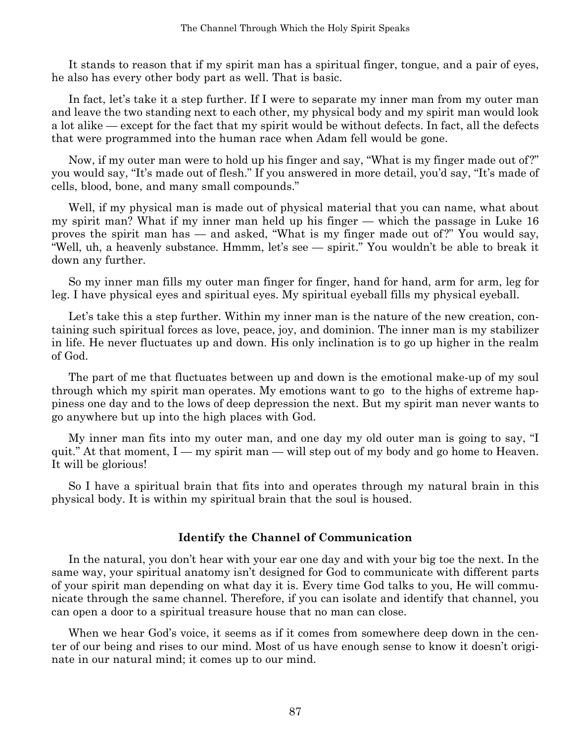It stands to reason that if my spirit man has a spiritual finger, tongue, and a pair of eyes, he also has every other body part as well. That is basic.

In fact, let's take it a step further. If I were to separate my inner man from my outer man and leave the two standing next to each other, my physical body and my spirit man would look a lot alike — except for the fact that my spirit would be without defects. In fact, all the defects that were programmed into the human race when Adam fell would be gone.

Now, if my outer man were to hold up his finger and say, "What is my finger made out of?" you would say, "It's made out of flesh." If you answered in more detail, you'd say, "It's made of cells, blood, bone, and many small compounds."

Well, if my physical man is made out of physical material that you can name, what about my spirit man? What if my inner man held up his finger — which the passage in Luke 16 proves the spirit man has — and asked, "What is my finger made out of?" You would say, "Well, uh, a heavenly substance. Hmmm, let's see — spirit." You wouldn't be able to break it down any further.

So my inner man fills my outer man finger for finger, hand for hand, arm for arm, leg for leg. I have physical eyes and spiritual eyes. My spiritual eyeball fills my physical eyeball.

Let's take this a step further. Within my inner man is the nature of the new creation, containing such spiritual forces as love, peace, joy, and dominion. The inner man is my stabilizer in life. He never fluctuates up and down. His only inclination is to go up higher in the realm of God.

The part of me that fluctuates between up and down is the emotional make-up of my soul through which my spirit man operates. My emotions want to go to the highs of extreme happiness one day and to the lows of deep depression the next. But my spirit man never wants to go anywhere but up into the high places with God.

My inner man fits into my outer man, and one day my old outer man is going to say, "I quit." At that moment, I — my spirit man — will step out of my body and go home to Heaven. It will be glorious!

So I have a spiritual brain that fits into and operates through my natural brain in this physical body. It is within my spiritual brain that the soul is housed.

### Identify the Channel of Communication

In the natural, you don't hear with your ear one day and with your big toe the next. In the same way, your spiritual anatomy isn't designed for God to communicate with different parts of your spirit man depending on what day it is. Every time God talks to you, He will communicate through the same channel. Therefore, if you can isolate and identify that channel, you can open a door to a spiritual treasure house that no man can close.

When we hear God's voice, it seems as if it comes from somewhere deep down in the center of our being and rises to our mind. Most of us have enough sense to know it doesn't originate in our natural mind; it comes up to our mind.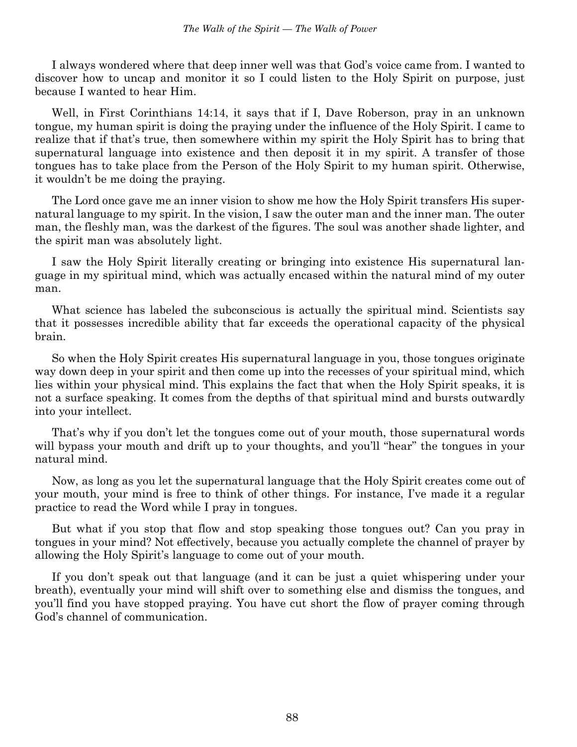I always wondered where that deep inner well was that God's voice came from. I wanted to discover how to uncap and monitor it so I could listen to the Holy Spirit on purpose, just because I wanted to hear Him.

Well, in First Corinthians 14:14, it says that if I, Dave Roberson, pray in an unknown tongue, my human spirit is doing the praying under the influence of the Holy Spirit. I came to realize that if that's true, then somewhere within my spirit the Holy Spirit has to bring that supernatural language into existence and then deposit it in my spirit. A transfer of those tongues has to take place from the Person of the Holy Spirit to my human spirit. Otherwise, it wouldn't be me doing the praying.

The Lord once gave me an inner vision to show me how the Holy Spirit transfers His supernatural language to my spirit. In the vision, I saw the outer man and the inner man. The outer man, the fleshly man, was the darkest of the figures. The soul was another shade lighter, and the spirit man was absolutely light.

I saw the Holy Spirit literally creating or bringing into existence His supernatural language in my spiritual mind, which was actually encased within the natural mind of my outer man.

What science has labeled the subconscious is actually the spiritual mind. Scientists say that it possesses incredible ability that far exceeds the operational capacity of the physical brain.

So when the Holy Spirit creates His supernatural language in you, those tongues originate way down deep in your spirit and then come up into the recesses of your spiritual mind, which lies within your physical mind. This explains the fact that when the Holy Spirit speaks, it is not a surface speaking. It comes from the depths of that spiritual mind and bursts outwardly into your intellect.

That's why if you don't let the tongues come out of your mouth, those supernatural words will bypass your mouth and drift up to your thoughts, and you'll "hear" the tongues in your natural mind.

Now, as long as you let the supernatural language that the Holy Spirit creates come out of your mouth, your mind is free to think of other things. For instance, I've made it a regular practice to read the Word while I pray in tongues.

But what if you stop that flow and stop speaking those tongues out? Can you pray in tongues in your mind? Not effectively, because you actually complete the channel of prayer by allowing the Holy Spirit's language to come out of your mouth.

If you don't speak out that language (and it can be just a quiet whispering under your breath), eventually your mind will shift over to something else and dismiss the tongues, and you'll find you have stopped praying. You have cut short the flow of prayer coming through God's channel of communication.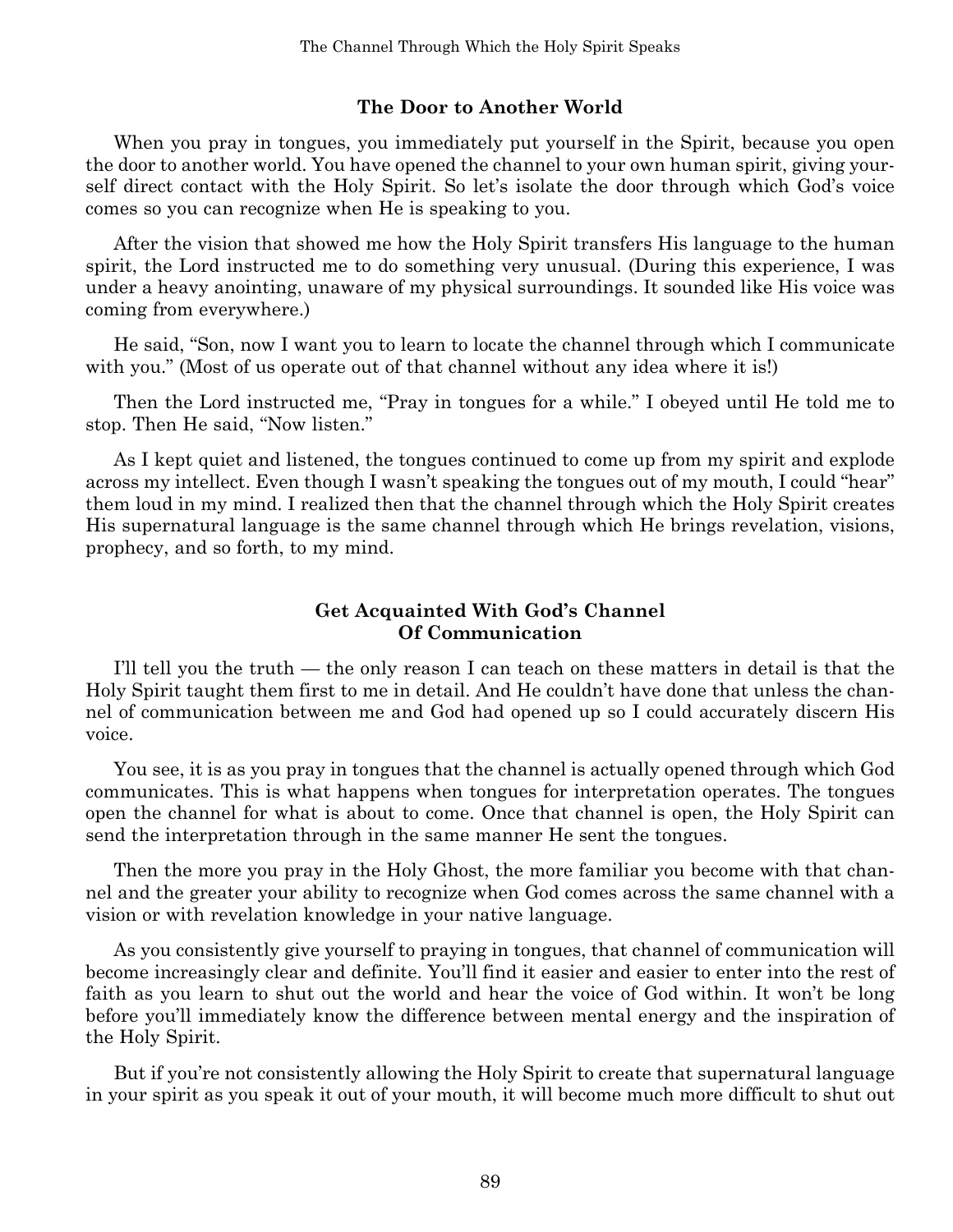### The Door to Another World

When you pray in tongues, you immediately put yourself in the Spirit, because you open the door to another world. You have opened the channel to your own human spirit, giving yourself direct contact with the Holy Spirit. So let's isolate the door through which God's voice comes so you can recognize when He is speaking to you.

After the vision that showed me how the Holy Spirit transfers His language to the human spirit, the Lord instructed me to do something very unusual. (During this experience, I was under a heavy anointing, unaware of my physical surroundings. It sounded like His voice was coming from everywhere.)

He said, "Son, now I want you to learn to locate the channel through which I communicate with you." (Most of us operate out of that channel without any idea where it is!)

Then the Lord instructed me, "Pray in tongues for a while." I obeyed until He told me to stop. Then He said, "Now listen."

As I kept quiet and listened, the tongues continued to come up from my spirit and explode across my intellect. Even though I wasn't speaking the tongues out of my mouth, I could "hear" them loud in my mind. I realized then that the channel through which the Holy Spirit creates His supernatural language is the same channel through which He brings revelation, visions, prophecy, and so forth, to my mind.

### Get Acquainted With God's Channel Of Communication

I'll tell you the truth — the only reason I can teach on these matters in detail is that the Holy Spirit taught them first to me in detail. And He couldn't have done that unless the channel of communication between me and God had opened up so I could accurately discern His voice.

You see, it is as you pray in tongues that the channel is actually opened through which God communicates. This is what happens when tongues for interpretation operates. The tongues open the channel for what is about to come. Once that channel is open, the Holy Spirit can send the interpretation through in the same manner He sent the tongues.

Then the more you pray in the Holy Ghost, the more familiar you become with that channel and the greater your ability to recognize when God comes across the same channel with a vision or with revelation knowledge in your native language.

As you consistently give yourself to praying in tongues, that channel of communication will become increasingly clear and definite. You'll find it easier and easier to enter into the rest of faith as you learn to shut out the world and hear the voice of God within. It won't be long before you'll immediately know the difference between mental energy and the inspiration of the Holy Spirit.

But if you're not consistently allowing the Holy Spirit to create that supernatural language in your spirit as you speak it out of your mouth, it will become much more difficult to shut out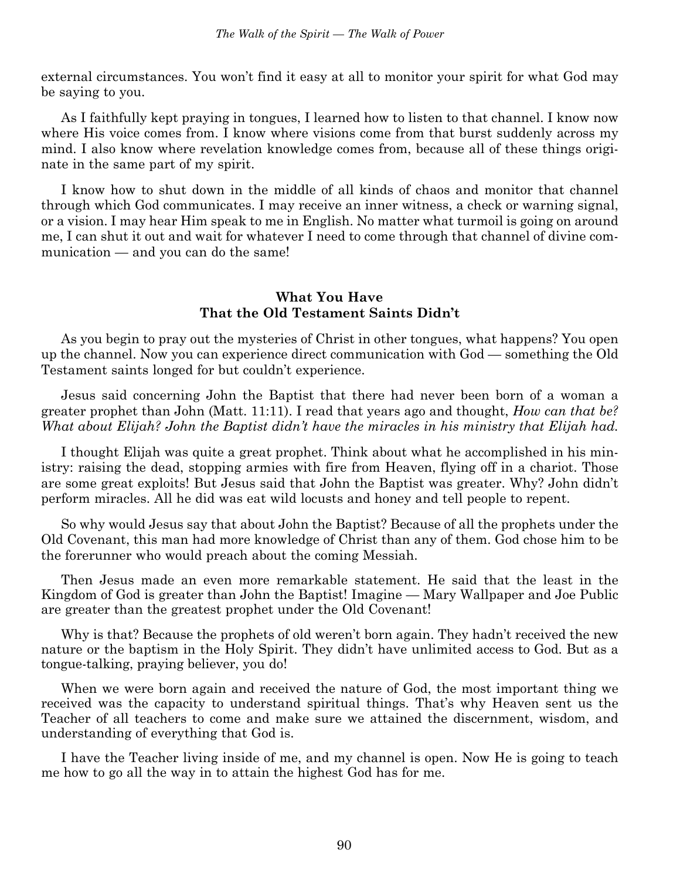external circumstances. You won't find it easy at all to monitor your spirit for what God may be saying to you.

As I faithfully kept praying in tongues, I learned how to listen to that channel. I know now where His voice comes from. I know where visions come from that burst suddenly across my mind. I also know where revelation knowledge comes from, because all of these things originate in the same part of my spirit.

I know how to shut down in the middle of all kinds of chaos and monitor that channel through which God communicates. I may receive an inner witness, a check or warning signal, or a vision. I may hear Him speak to me in English. No matter what turmoil is going on around me, I can shut it out and wait for whatever I need to come through that channel of divine communication — and you can do the same!

## What You Have That the Old Testament Saints Didn't

As you begin to pray out the mysteries of Christ in other tongues, what happens? You open up the channel. Now you can experience direct communication with God — something the Old Testament saints longed for but couldn't experience.

Jesus said concerning John the Baptist that there had never been born of a woman a greater prophet than John (Matt. 11:11). I read that years ago and thought, *How can that be? What about Elijah? John the Baptist didn't have the miracles in his ministry that Elijah had.*

I thought Elijah was quite a great prophet. Think about what he accomplished in his ministry: raising the dead, stopping armies with fire from Heaven, flying off in a chariot. Those are some great exploits! But Jesus said that John the Baptist was greater. Why? John didn't perform miracles. All he did was eat wild locusts and honey and tell people to repent.

So why would Jesus say that about John the Baptist? Because of all the prophets under the Old Covenant, this man had more knowledge of Christ than any of them. God chose him to be the forerunner who would preach about the coming Messiah.

Then Jesus made an even more remarkable statement. He said that the least in the Kingdom of God is greater than John the Baptist! Imagine — Mary Wallpaper and Joe Public are greater than the greatest prophet under the Old Covenant!

Why is that? Because the prophets of old weren't born again. They hadn't received the new nature or the baptism in the Holy Spirit. They didn't have unlimited access to God. But as a tongue-talking, praying believer, you do!

When we were born again and received the nature of God, the most important thing we received was the capacity to understand spiritual things. That's why Heaven sent us the Teacher of all teachers to come and make sure we attained the discernment, wisdom, and understanding of everything that God is.

I have the Teacher living inside of me, and my channel is open. Now He is going to teach me how to go all the way in to attain the highest God has for me.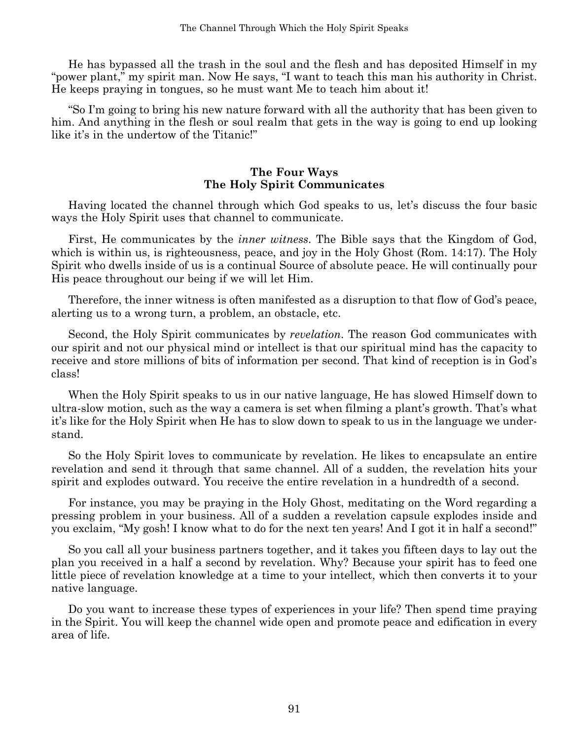He has bypassed all the trash in the soul and the flesh and has deposited Himself in my "power plant," my spirit man. Now He says, "I want to teach this man his authority in Christ. He keeps praying in tongues, so he must want Me to teach him about it!

"So I'm going to bring his new nature forward with all the authority that has been given to him. And anything in the flesh or soul realm that gets in the way is going to end up looking like it's in the undertow of the Titanic!"

### The Four Ways The Holy Spirit Communicates

Having located the channel through which God speaks to us, let's discuss the four basic ways the Holy Spirit uses that channel to communicate.

First, He communicates by the *inner witness*. The Bible says that the Kingdom of God, which is within us, is righteousness, peace, and joy in the Holy Ghost (Rom. 14:17). The Holy Spirit who dwells inside of us is a continual Source of absolute peace. He will continually pour His peace throughout our being if we will let Him.

Therefore, the inner witness is often manifested as a disruption to that flow of God's peace, alerting us to a wrong turn, a problem, an obstacle, etc.

Second, the Holy Spirit communicates by *revelation*. The reason God communicates with our spirit and not our physical mind or intellect is that our spiritual mind has the capacity to receive and store millions of bits of information per second. That kind of reception is in God's class!

When the Holy Spirit speaks to us in our native language, He has slowed Himself down to ultra-slow motion, such as the way a camera is set when filming a plant's growth. That's what it's like for the Holy Spirit when He has to slow down to speak to us in the language we understand.

So the Holy Spirit loves to communicate by revelation. He likes to encapsulate an entire revelation and send it through that same channel. All of a sudden, the revelation hits your spirit and explodes outward. You receive the entire revelation in a hundredth of a second.

For instance, you may be praying in the Holy Ghost, meditating on the Word regarding a pressing problem in your business. All of a sudden a revelation capsule explodes inside and you exclaim, "My gosh! I know what to do for the next ten years! And I got it in half a second!"

So you call all your business partners together, and it takes you fifteen days to lay out the plan you received in a half a second by revelation. Why? Because your spirit has to feed one little piece of revelation knowledge at a time to your intellect, which then converts it to your native language.

Do you want to increase these types of experiences in your life? Then spend time praying in the Spirit. You will keep the channel wide open and promote peace and edification in every area of life.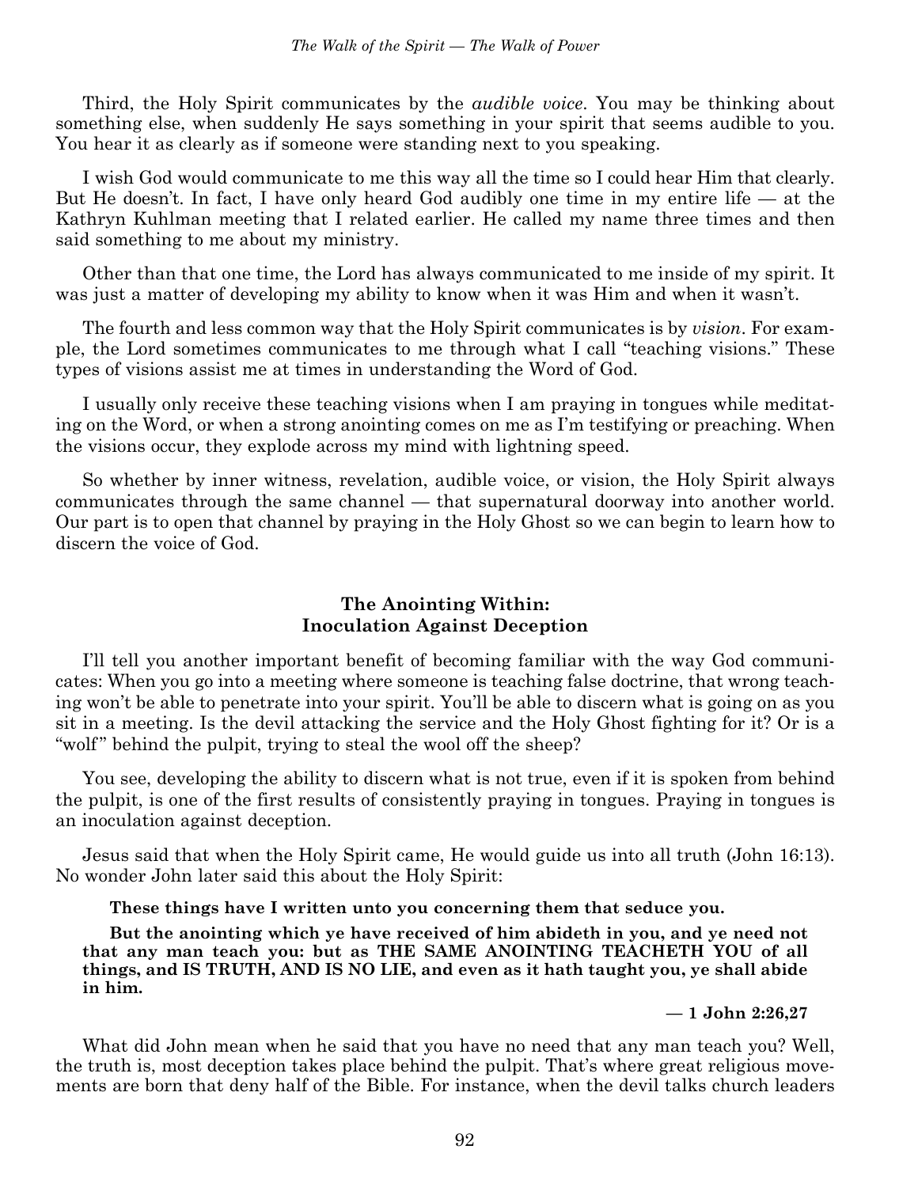Third, the Holy Spirit communicates by the *audible voice*. You may be thinking about something else, when suddenly He says something in your spirit that seems audible to you. You hear it as clearly as if someone were standing next to you speaking.

I wish God would communicate to me this way all the time so I could hear Him that clearly. But He doesn't. In fact, I have only heard God audibly one time in my entire life — at the Kathryn Kuhlman meeting that I related earlier. He called my name three times and then said something to me about my ministry.

Other than that one time, the Lord has always communicated to me inside of my spirit. It was just a matter of developing my ability to know when it was Him and when it wasn't.

The fourth and less common way that the Holy Spirit communicates is by *vision*. For example, the Lord sometimes communicates to me through what I call "teaching visions." These types of visions assist me at times in understanding the Word of God.

I usually only receive these teaching visions when I am praying in tongues while meditating on the Word, or when a strong anointing comes on me as I'm testifying or preaching. When the visions occur, they explode across my mind with lightning speed.

So whether by inner witness, revelation, audible voice, or vision, the Holy Spirit always communicates through the same channel — that supernatural doorway into another world. Our part is to open that channel by praying in the Holy Ghost so we can begin to learn how to discern the voice of God.

### The Anointing Within: Inoculation Against Deception

I'll tell you another important benefit of becoming familiar with the way God communicates: When you go into a meeting where someone is teaching false doctrine, that wrong teaching won't be able to penetrate into your spirit. You'll be able to discern what is going on as you sit in a meeting. Is the devil attacking the service and the Holy Ghost fighting for it? Or is a "wolf" behind the pulpit, trying to steal the wool off the sheep?

You see, developing the ability to discern what is not true, even if it is spoken from behind the pulpit, is one of the first results of consistently praying in tongues. Praying in tongues is an inoculation against deception.

Jesus said that when the Holy Spirit came, He would guide us into all truth (John 16:13). No wonder John later said this about the Holy Spirit:

> **These things have I written unto you concerning them that seduce you.**
>
> **But the anointing which ye have received of him abideth in you, and ye need not that any man teach you: but as THE SAME ANOINTING TEACHETH YOU of all things, and IS TRUTH, AND IS NO LIE, and even as it hath taught you, ye shall abide in him.**
>
> **— 1 John 2:26,27**

What did John mean when he said that you have no need that any man teach you? Well, the truth is, most deception takes place behind the pulpit. That's where great religious movements are born that deny half of the Bible. For instance, when the devil talks church leaders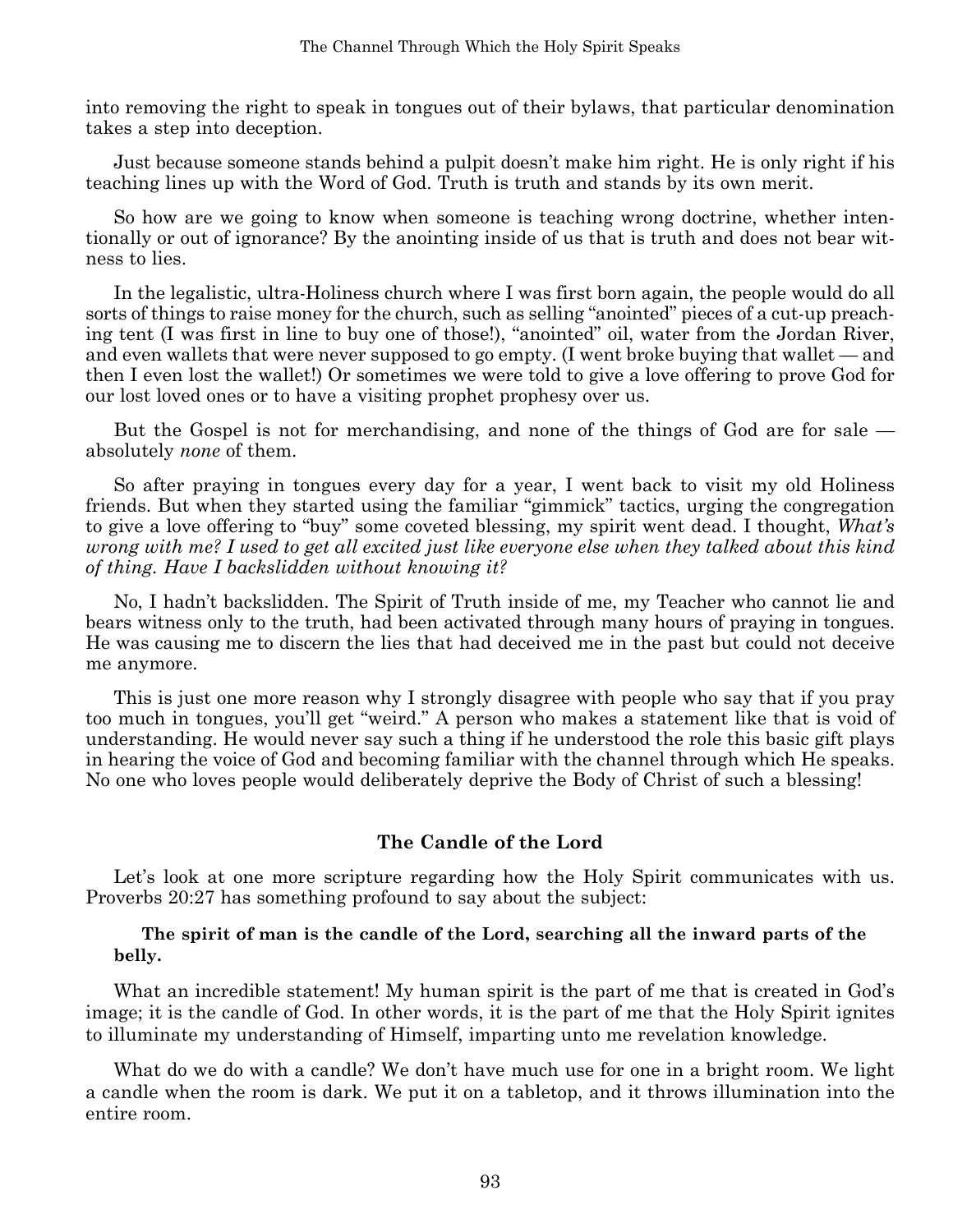into removing the right to speak in tongues out of their bylaws, that particular denomination takes a step into deception.

Just because someone stands behind a pulpit doesn't make him right. He is only right if his teaching lines up with the Word of God. Truth is truth and stands by its own merit.

So how are we going to know when someone is teaching wrong doctrine, whether intentionally or out of ignorance? By the anointing inside of us that is truth and does not bear witness to lies.

In the legalistic, ultra-Holiness church where I was first born again, the people would do all sorts of things to raise money for the church, such as selling "anointed" pieces of a cut-up preaching tent (I was first in line to buy one of those!), "anointed" oil, water from the Jordan River, and even wallets that were never supposed to go empty. (I went broke buying that wallet — and then I even lost the wallet!) Or sometimes we were told to give a love offering to prove God for our lost loved ones or to have a visiting prophet prophesy over us.

But the Gospel is not for merchandising, and none of the things of God are for sale — absolutely *none* of them.

So after praying in tongues every day for a year, I went back to visit my old Holiness friends. But when they started using the familiar "gimmick" tactics, urging the congregation to give a love offering to "buy" some coveted blessing, my spirit went dead. I thought, *What's wrong with me? I used to get all excited just like everyone else when they talked about this kind of thing. Have I backslidden without knowing it?*

No, I hadn't backslidden. The Spirit of Truth inside of me, my Teacher who cannot lie and bears witness only to the truth, had been activated through many hours of praying in tongues. He was causing me to discern the lies that had deceived me in the past but could not deceive me anymore.

This is just one more reason why I strongly disagree with people who say that if you pray too much in tongues, you'll get "weird." A person who makes a statement like that is void of understanding. He would never say such a thing if he understood the role this basic gift plays in hearing the voice of God and becoming familiar with the channel through which He speaks. No one who loves people would deliberately deprive the Body of Christ of such a blessing!

### The Candle of the Lord

Let's look at one more scripture regarding how the Holy Spirit communicates with us. Proverbs 20:27 has something profound to say about the subject:

> **The spirit of man is the candle of the Lord, searching all the inward parts of the belly.**

What an incredible statement! My human spirit is the part of me that is created in God's image; it is the candle of God. In other words, it is the part of me that the Holy Spirit ignites to illuminate my understanding of Himself, imparting unto me revelation knowledge.

What do we do with a candle? We don't have much use for one in a bright room. We light a candle when the room is dark. We put it on a tabletop, and it throws illumination into the entire room.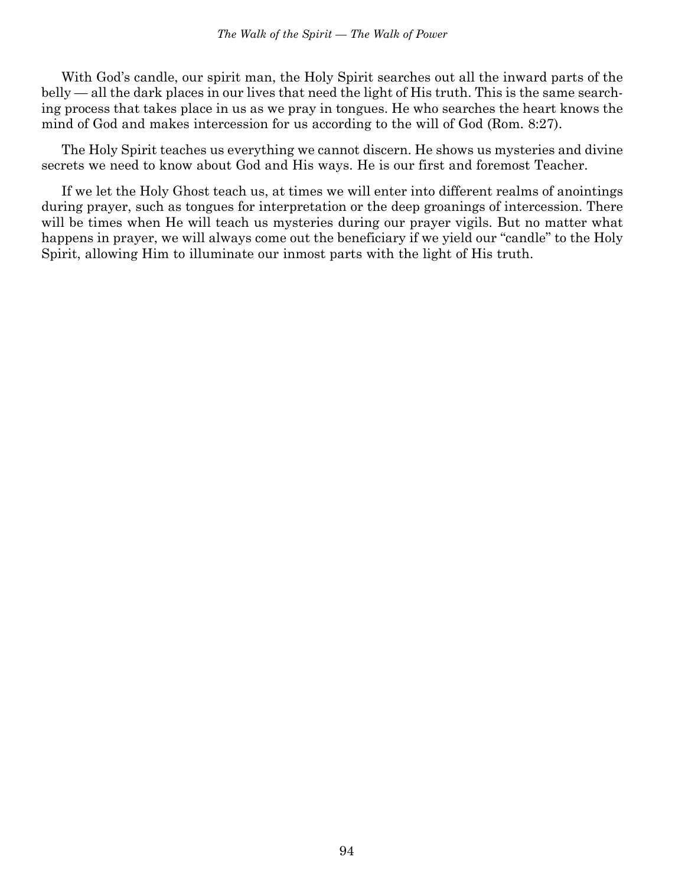With God's candle, our spirit man, the Holy Spirit searches out all the inward parts of the belly — all the dark places in our lives that need the light of His truth. This is the same searching process that takes place in us as we pray in tongues. He who searches the heart knows the mind of God and makes intercession for us according to the will of God (Rom. 8:27).

The Holy Spirit teaches us everything we cannot discern. He shows us mysteries and divine secrets we need to know about God and His ways. He is our first and foremost Teacher.

If we let the Holy Ghost teach us, at times we will enter into different realms of anointings during prayer, such as tongues for interpretation or the deep groanings of intercession. There will be times when He will teach us mysteries during our prayer vigils. But no matter what happens in prayer, we will always come out the beneficiary if we yield our "candle" to the Holy Spirit, allowing Him to illuminate our inmost parts with the light of His truth.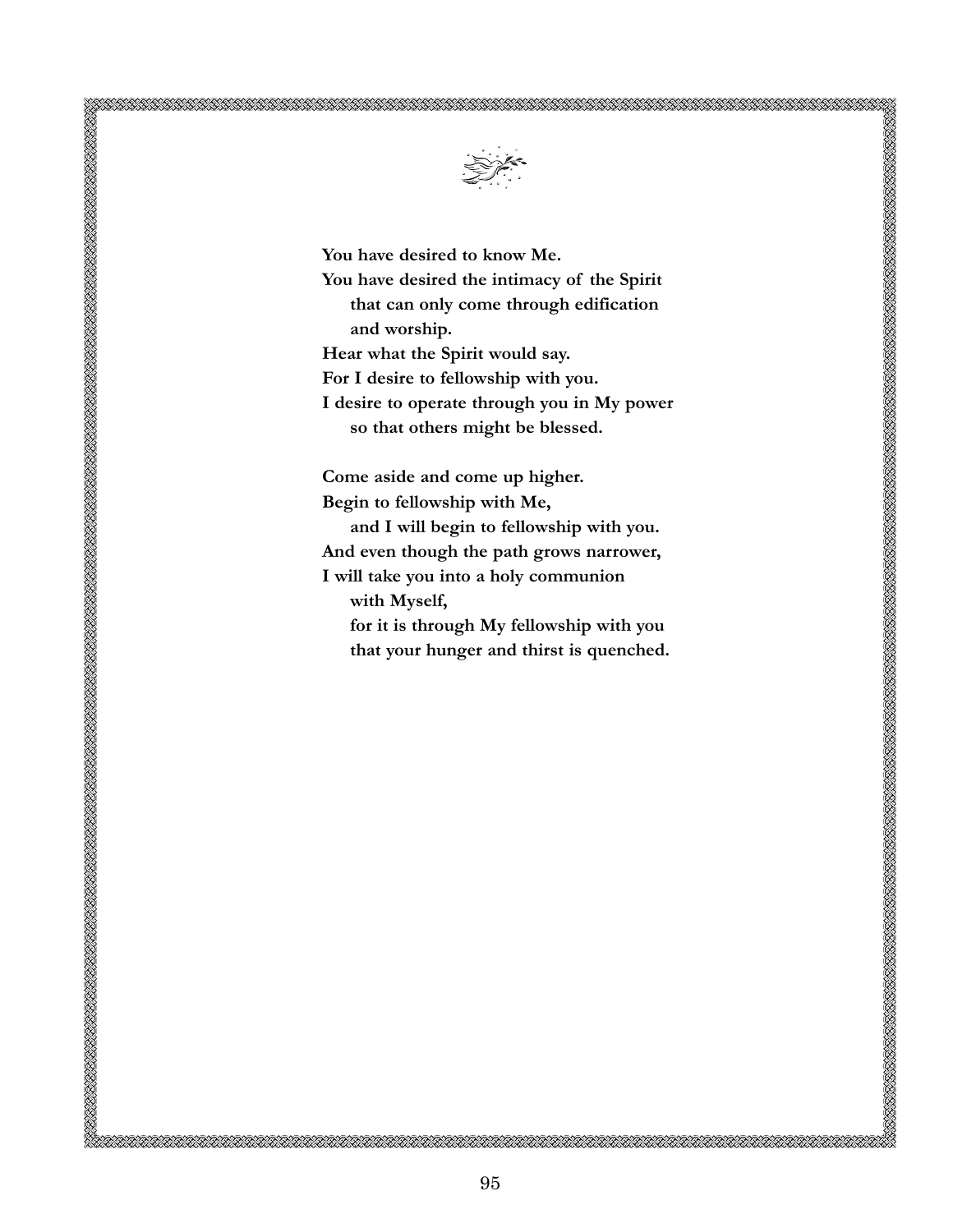**You have desired to know Me.**
**You have desired the intimacy of the Spirit**
**that can only come through edification**
**and worship.**
**Hear what the Spirit would say.**
**For I desire to fellowship with you.**
**I desire to operate through you in My power**
**so that others might be blessed.**

**Come aside and come up higher.**
**Begin to fellowship with Me,**
**and I will begin to fellowship with you.**
**And even though the path grows narrower,**
**I will take you into a holy communion**
**with Myself,**
**for it is through My fellowship with you**
**that your hunger and thirst is quenched.**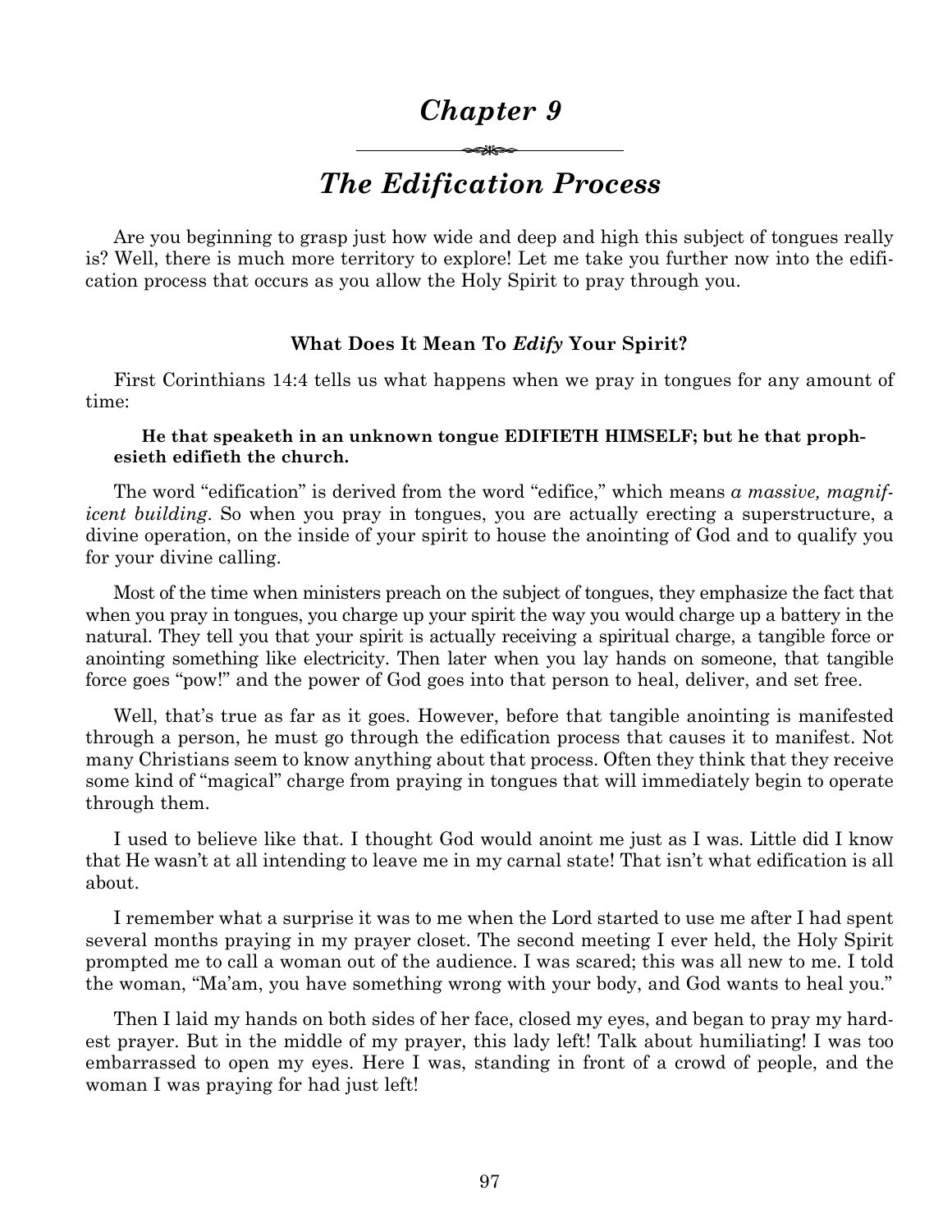# Chapter 9

## The Edification Process

Are you beginning to grasp just how wide and deep and high this subject of tongues really is? Well, there is much more territory to explore! Let me take you further now into the edification process that occurs as you allow the Holy Spirit to pray through you.

### What Does It Mean To *Edify* Your Spirit?

First Corinthians 14:4 tells us what happens when we pray in tongues for any amount of time:

> **He that speaketh in an unknown tongue EDIFIETH HIMSELF; but he that prophesieth edifieth the church.**

The word "edification" is derived from the word "edifice," which means *a massive, magnificent building*. So when you pray in tongues, you are actually erecting a superstructure, a divine operation, on the inside of your spirit to house the anointing of God and to qualify you for your divine calling.

Most of the time when ministers preach on the subject of tongues, they emphasize the fact that when you pray in tongues, you charge up your spirit the way you would charge up a battery in the natural. They tell you that your spirit is actually receiving a spiritual charge, a tangible force or anointing something like electricity. Then later when you lay hands on someone, that tangible force goes "pow!" and the power of God goes into that person to heal, deliver, and set free.

Well, that's true as far as it goes. However, before that tangible anointing is manifested through a person, he must go through the edification process that causes it to manifest. Not many Christians seem to know anything about that process. Often they think that they receive some kind of "magical" charge from praying in tongues that will immediately begin to operate through them.

I used to believe like that. I thought God would anoint me just as I was. Little did I know that He wasn't at all intending to leave me in my carnal state! That isn't what edification is all about.

I remember what a surprise it was to me when the Lord started to use me after I had spent several months praying in my prayer closet. The second meeting I ever held, the Holy Spirit prompted me to call a woman out of the audience. I was scared; this was all new to me. I told the woman, "Ma'am, you have something wrong with your body, and God wants to heal you."

Then I laid my hands on both sides of her face, closed my eyes, and began to pray my hardest prayer. But in the middle of my prayer, this lady left! Talk about humiliating! I was too embarrassed to open my eyes. Here I was, standing in front of a crowd of people, and the woman I was praying for had just left!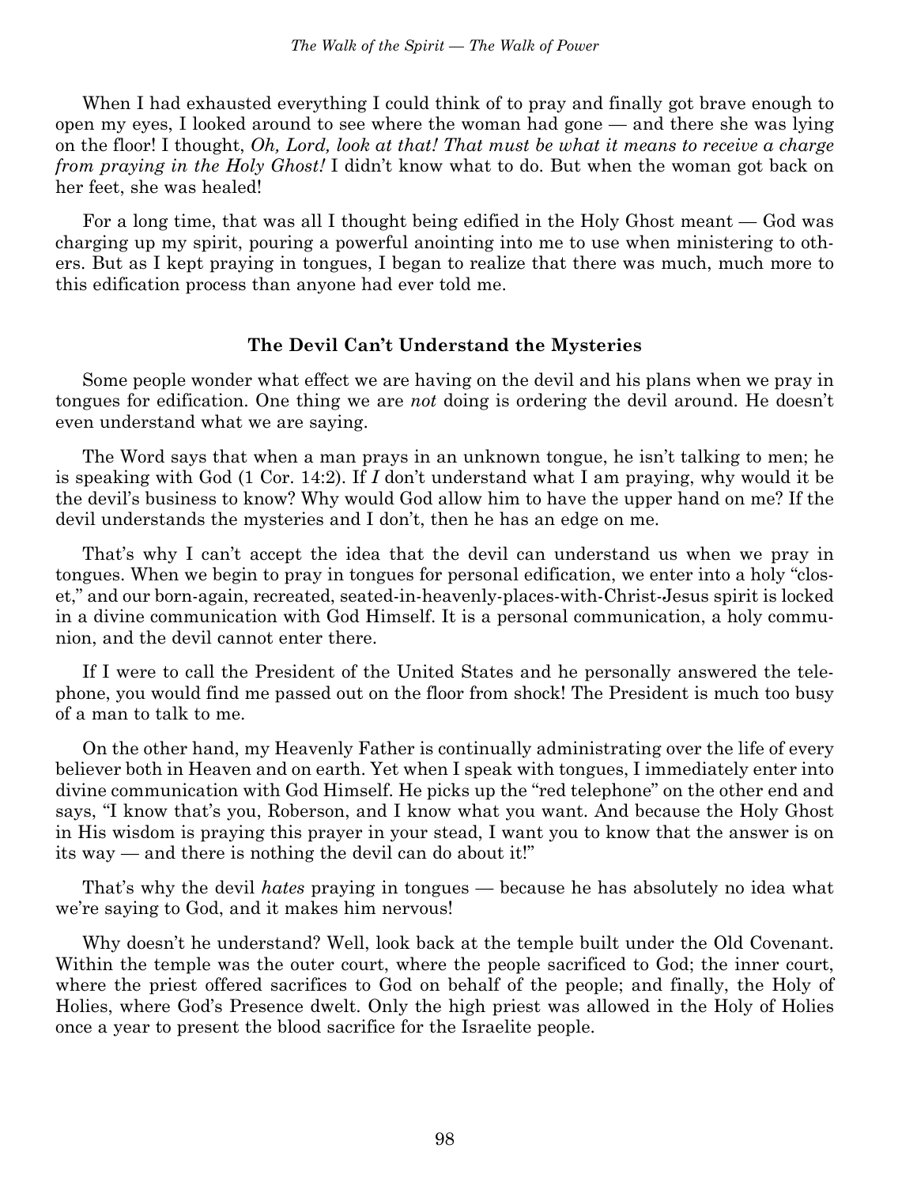When I had exhausted everything I could think of to pray and finally got brave enough to open my eyes, I looked around to see where the woman had gone — and there she was lying on the floor! I thought, *Oh, Lord, look at that! That must be what it means to receive a charge from praying in the Holy Ghost!* I didn't know what to do. But when the woman got back on her feet, she was healed!

For a long time, that was all I thought being edified in the Holy Ghost meant — God was charging up my spirit, pouring a powerful anointing into me to use when ministering to others. But as I kept praying in tongues, I began to realize that there was much, much more to this edification process than anyone had ever told me.

### The Devil Can't Understand the Mysteries

Some people wonder what effect we are having on the devil and his plans when we pray in tongues for edification. One thing we are *not* doing is ordering the devil around. He doesn't even understand what we are saying.

The Word says that when a man prays in an unknown tongue, he isn't talking to men; he is speaking with God (1 Cor. 14:2). If *I* don't understand what I am praying, why would it be the devil's business to know? Why would God allow him to have the upper hand on me? If the devil understands the mysteries and I don't, then he has an edge on me.

That's why I can't accept the idea that the devil can understand us when we pray in tongues. When we begin to pray in tongues for personal edification, we enter into a holy "closet," and our born-again, recreated, seated-in-heavenly-places-with-Christ-Jesus spirit is locked in a divine communication with God Himself. It is a personal communication, a holy communion, and the devil cannot enter there.

If I were to call the President of the United States and he personally answered the telephone, you would find me passed out on the floor from shock! The President is much too busy of a man to talk to me.

On the other hand, my Heavenly Father is continually administrating over the life of every believer both in Heaven and on earth. Yet when I speak with tongues, I immediately enter into divine communication with God Himself. He picks up the "red telephone" on the other end and says, "I know that's you, Roberson, and I know what you want. And because the Holy Ghost in His wisdom is praying this prayer in your stead, I want you to know that the answer is on its way — and there is nothing the devil can do about it!"

That's why the devil *hates* praying in tongues — because he has absolutely no idea what we're saying to God, and it makes him nervous!

Why doesn't he understand? Well, look back at the temple built under the Old Covenant. Within the temple was the outer court, where the people sacrificed to God; the inner court, where the priest offered sacrifices to God on behalf of the people; and finally, the Holy of Holies, where God's Presence dwelt. Only the high priest was allowed in the Holy of Holies once a year to present the blood sacrifice for the Israelite people.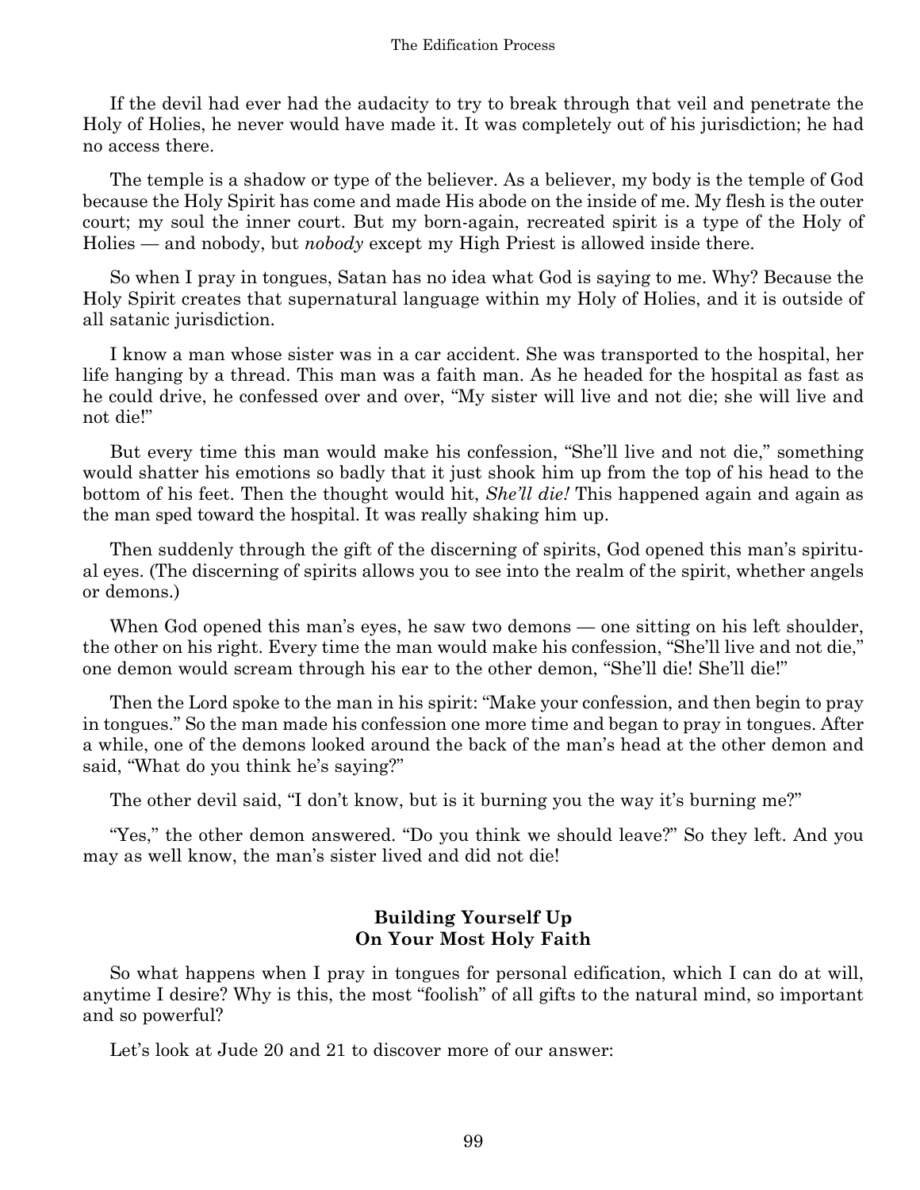If the devil had ever had the audacity to try to break through that veil and penetrate the Holy of Holies, he never would have made it. It was completely out of his jurisdiction; he had no access there.

The temple is a shadow or type of the believer. As a believer, my body is the temple of God because the Holy Spirit has come and made His abode on the inside of me. My flesh is the outer court; my soul the inner court. But my born-again, recreated spirit is a type of the Holy of Holies — and nobody, but *nobody* except my High Priest is allowed inside there.

So when I pray in tongues, Satan has no idea what God is saying to me. Why? Because the Holy Spirit creates that supernatural language within my Holy of Holies, and it is outside of all satanic jurisdiction.

I know a man whose sister was in a car accident. She was transported to the hospital, her life hanging by a thread. This man was a faith man. As he headed for the hospital as fast as he could drive, he confessed over and over, "My sister will live and not die; she will live and not die!"

But every time this man would make his confession, "She'll live and not die," something would shatter his emotions so badly that it just shook him up from the top of his head to the bottom of his feet. Then the thought would hit, *She'll die!* This happened again and again as the man sped toward the hospital. It was really shaking him up.

Then suddenly through the gift of the discerning of spirits, God opened this man's spiritual eyes. (The discerning of spirits allows you to see into the realm of the spirit, whether angels or demons.)

When God opened this man's eyes, he saw two demons — one sitting on his left shoulder, the other on his right. Every time the man would make his confession, "She'll live and not die," one demon would scream through his ear to the other demon, "She'll die! She'll die!"

Then the Lord spoke to the man in his spirit: "Make your confession, and then begin to pray in tongues." So the man made his confession one more time and began to pray in tongues. After a while, one of the demons looked around the back of the man's head at the other demon and said, "What do you think he's saying?"

The other devil said, "I don't know, but is it burning you the way it's burning me?"

"Yes," the other demon answered. "Do you think we should leave?" So they left. And you may as well know, the man's sister lived and did not die!

### Building Yourself Up On Your Most Holy Faith

So what happens when I pray in tongues for personal edification, which I can do at will, anytime I desire? Why is this, the most "foolish" of all gifts to the natural mind, so important and so powerful?

Let's look at Jude 20 and 21 to discover more of our answer: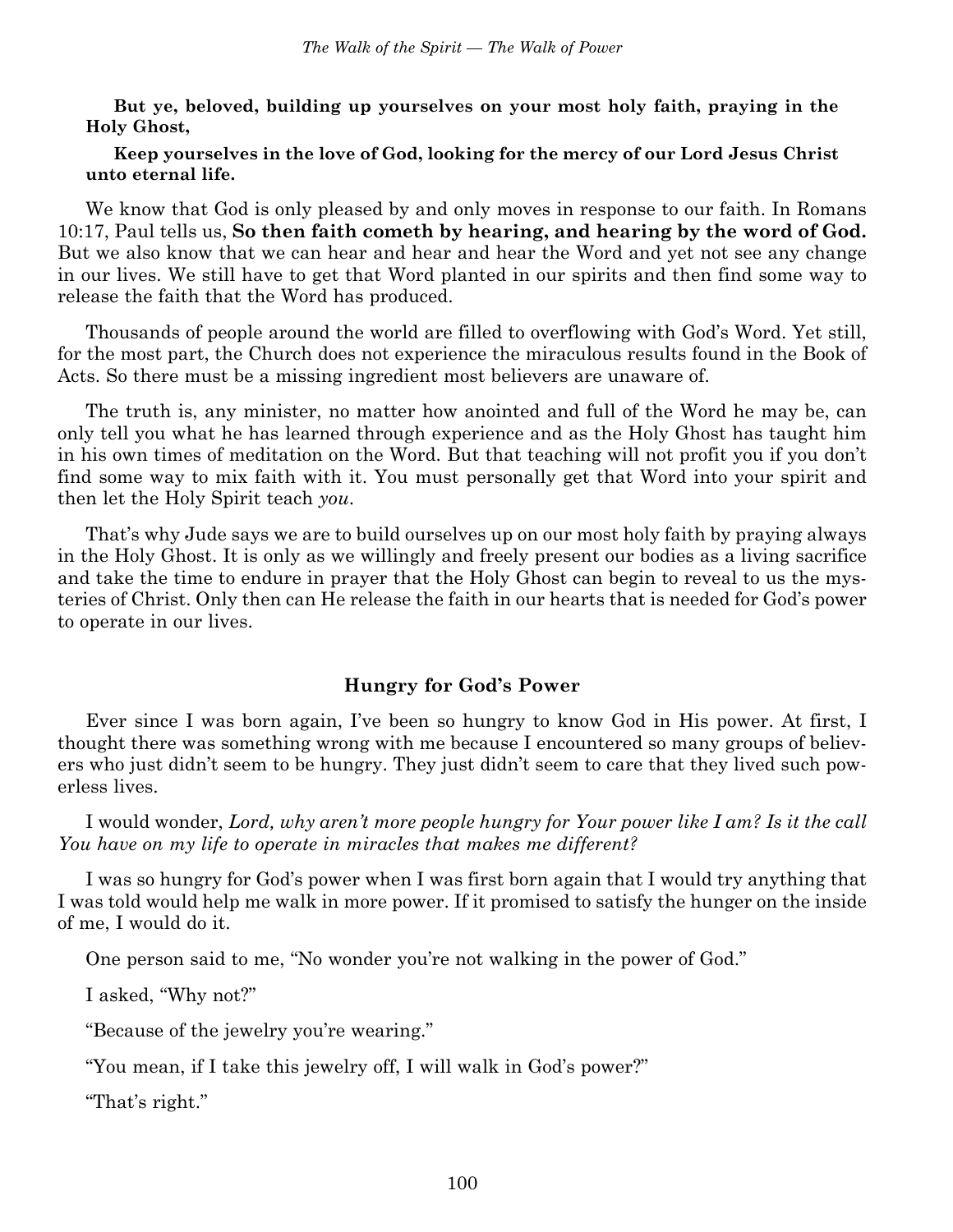**But ye, beloved, building up yourselves on your most holy faith, praying in the Holy Ghost,**

**Keep yourselves in the love of God, looking for the mercy of our Lord Jesus Christ unto eternal life.**

We know that God is only pleased by and only moves in response to our faith. In Romans 10:17, Paul tells us, **So then faith cometh by hearing, and hearing by the word of God.** But we also know that we can hear and hear and hear the Word and yet not see any change in our lives. We still have to get that Word planted in our spirits and then find some way to release the faith that the Word has produced.

Thousands of people around the world are filled to overflowing with God's Word. Yet still, for the most part, the Church does not experience the miraculous results found in the Book of Acts. So there must be a missing ingredient most believers are unaware of.

The truth is, any minister, no matter how anointed and full of the Word he may be, can only tell you what he has learned through experience and as the Holy Ghost has taught him in his own times of meditation on the Word. But that teaching will not profit you if you don't find some way to mix faith with it. You must personally get that Word into your spirit and then let the Holy Spirit teach *you*.

That's why Jude says we are to build ourselves up on our most holy faith by praying always in the Holy Ghost. It is only as we willingly and freely present our bodies as a living sacrifice and take the time to endure in prayer that the Holy Ghost can begin to reveal to us the mysteries of Christ. Only then can He release the faith in our hearts that is needed for God's power to operate in our lives.

### Hungry for God's Power

Ever since I was born again, I've been so hungry to know God in His power. At first, I thought there was something wrong with me because I encountered so many groups of believers who just didn't seem to be hungry. They just didn't seem to care that they lived such powerless lives.

I would wonder, *Lord, why aren't more people hungry for Your power like I am? Is it the call You have on my life to operate in miracles that makes me different?*

I was so hungry for God's power when I was first born again that I would try anything that I was told would help me walk in more power. If it promised to satisfy the hunger on the inside of me, I would do it.

One person said to me, "No wonder you're not walking in the power of God."

I asked, "Why not?"

"Because of the jewelry you're wearing."

"You mean, if I take this jewelry off, I will walk in God's power?"

"That's right."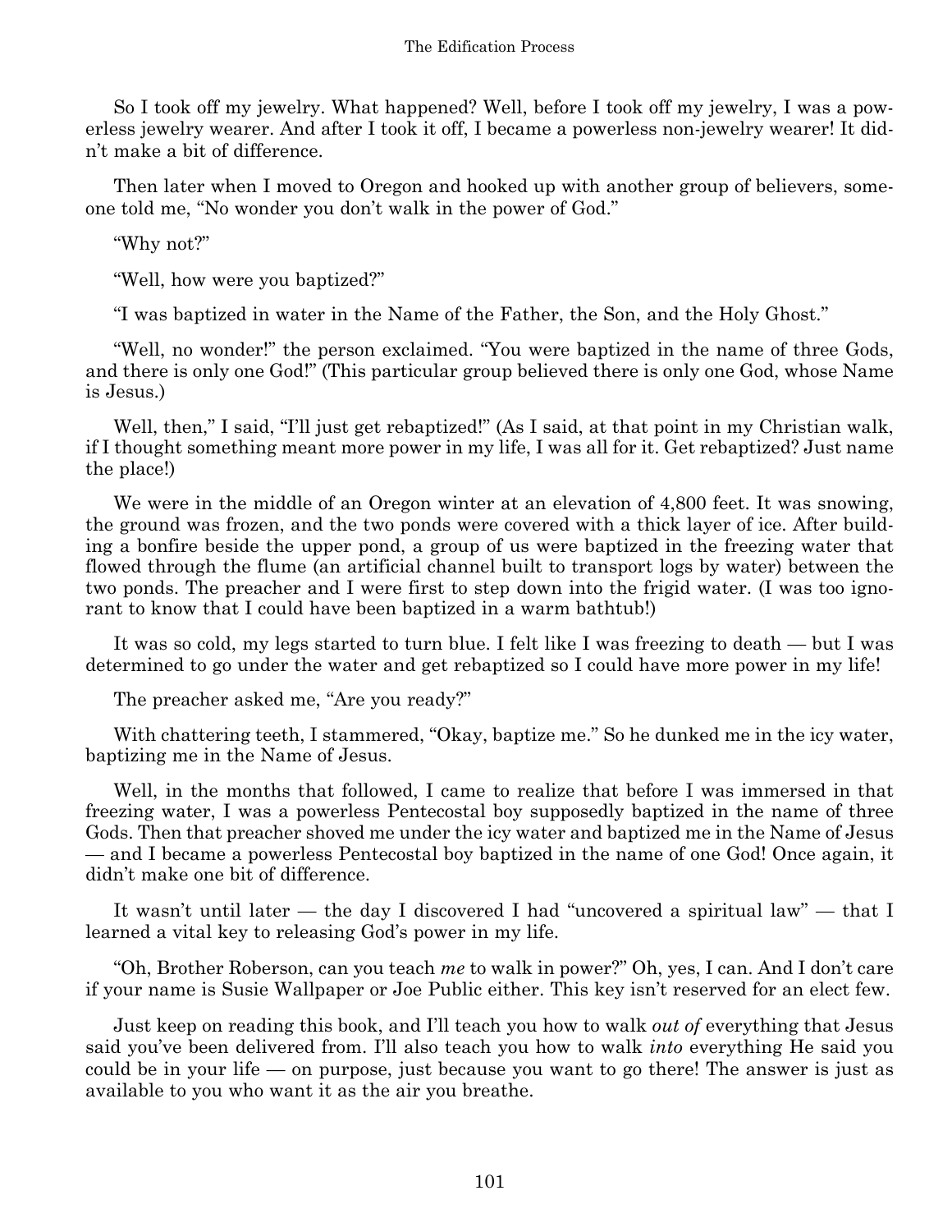So I took off my jewelry. What happened? Well, before I took off my jewelry, I was a powerless jewelry wearer. And after I took it off, I became a powerless non-jewelry wearer! It didn't make a bit of difference.

Then later when I moved to Oregon and hooked up with another group of believers, someone told me, "No wonder you don't walk in the power of God."

"Why not?"

"Well, how were you baptized?"

"I was baptized in water in the Name of the Father, the Son, and the Holy Ghost."

"Well, no wonder!" the person exclaimed. "You were baptized in the name of three Gods, and there is only one God!" (This particular group believed there is only one God, whose Name is Jesus.)

Well, then," I said, "I'll just get rebaptized!" (As I said, at that point in my Christian walk, if I thought something meant more power in my life, I was all for it. Get rebaptized? Just name the place!)

We were in the middle of an Oregon winter at an elevation of 4,800 feet. It was snowing, the ground was frozen, and the two ponds were covered with a thick layer of ice. After building a bonfire beside the upper pond, a group of us were baptized in the freezing water that flowed through the flume (an artificial channel built to transport logs by water) between the two ponds. The preacher and I were first to step down into the frigid water. (I was too ignorant to know that I could have been baptized in a warm bathtub!)

It was so cold, my legs started to turn blue. I felt like I was freezing to death — but I was determined to go under the water and get rebaptized so I could have more power in my life!

The preacher asked me, "Are you ready?"

With chattering teeth, I stammered, "Okay, baptize me." So he dunked me in the icy water, baptizing me in the Name of Jesus.

Well, in the months that followed, I came to realize that before I was immersed in that freezing water, I was a powerless Pentecostal boy supposedly baptized in the name of three Gods. Then that preacher shoved me under the icy water and baptized me in the Name of Jesus — and I became a powerless Pentecostal boy baptized in the name of one God! Once again, it didn't make one bit of difference.

It wasn't until later — the day I discovered I had "uncovered a spiritual law" — that I learned a vital key to releasing God's power in my life.

"Oh, Brother Roberson, can you teach *me* to walk in power?" Oh, yes, I can. And I don't care if your name is Susie Wallpaper or Joe Public either. This key isn't reserved for an elect few.

Just keep on reading this book, and I'll teach you how to walk *out of* everything that Jesus said you've been delivered from. I'll also teach you how to walk *into* everything He said you could be in your life — on purpose, just because you want to go there! The answer is just as available to you who want it as the air you breathe.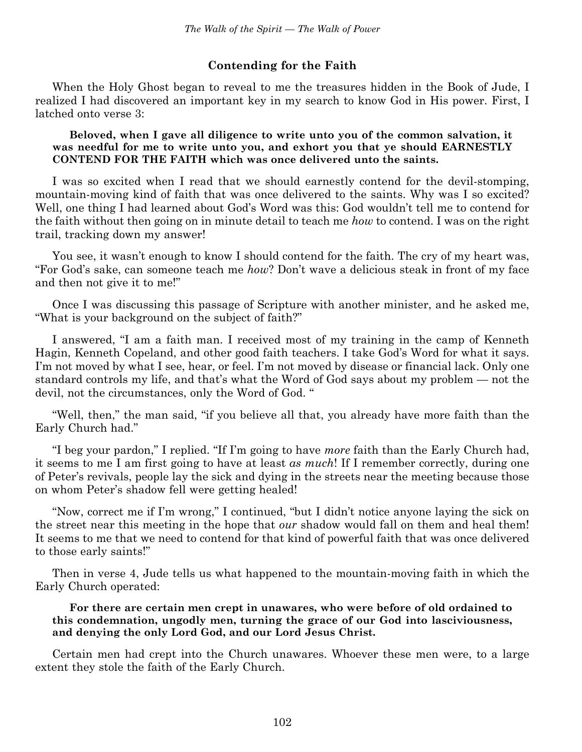### Contending for the Faith

When the Holy Ghost began to reveal to me the treasures hidden in the Book of Jude, I realized I had discovered an important key in my search to know God in His power. First, I latched onto verse 3:

> **Beloved, when I gave all diligence to write unto you of the common salvation, it was needful for me to write unto you, and exhort you that ye should EARNESTLY CONTEND FOR THE FAITH which was once delivered unto the saints.**

I was so excited when I read that we should earnestly contend for the devil-stomping, mountain-moving kind of faith that was once delivered to the saints. Why was I so excited? Well, one thing I had learned about God's Word was this: God wouldn't tell me to contend for the faith without then going on in minute detail to teach me *how* to contend. I was on the right trail, tracking down my answer!

You see, it wasn't enough to know I should contend for the faith. The cry of my heart was, "For God's sake, can someone teach me *how*? Don't wave a delicious steak in front of my face and then not give it to me!"

Once I was discussing this passage of Scripture with another minister, and he asked me, "What is your background on the subject of faith?"

I answered, "I am a faith man. I received most of my training in the camp of Kenneth Hagin, Kenneth Copeland, and other good faith teachers. I take God's Word for what it says. I'm not moved by what I see, hear, or feel. I'm not moved by disease or financial lack. Only one standard controls my life, and that's what the Word of God says about my problem — not the devil, not the circumstances, only the Word of God. "

"Well, then," the man said, "if you believe all that, you already have more faith than the Early Church had."

"I beg your pardon," I replied. "If I'm going to have *more* faith than the Early Church had, it seems to me I am first going to have at least *as much*! If I remember correctly, during one of Peter's revivals, people lay the sick and dying in the streets near the meeting because those on whom Peter's shadow fell were getting healed!

"Now, correct me if I'm wrong," I continued, "but I didn't notice anyone laying the sick on the street near this meeting in the hope that *our* shadow would fall on them and heal them! It seems to me that we need to contend for that kind of powerful faith that was once delivered to those early saints!"

Then in verse 4, Jude tells us what happened to the mountain-moving faith in which the Early Church operated:

> **For there are certain men crept in unawares, who were before of old ordained to this condemnation, ungodly men, turning the grace of our God into lasciviousness, and denying the only Lord God, and our Lord Jesus Christ.**

Certain men had crept into the Church unawares. Whoever these men were, to a large extent they stole the faith of the Early Church.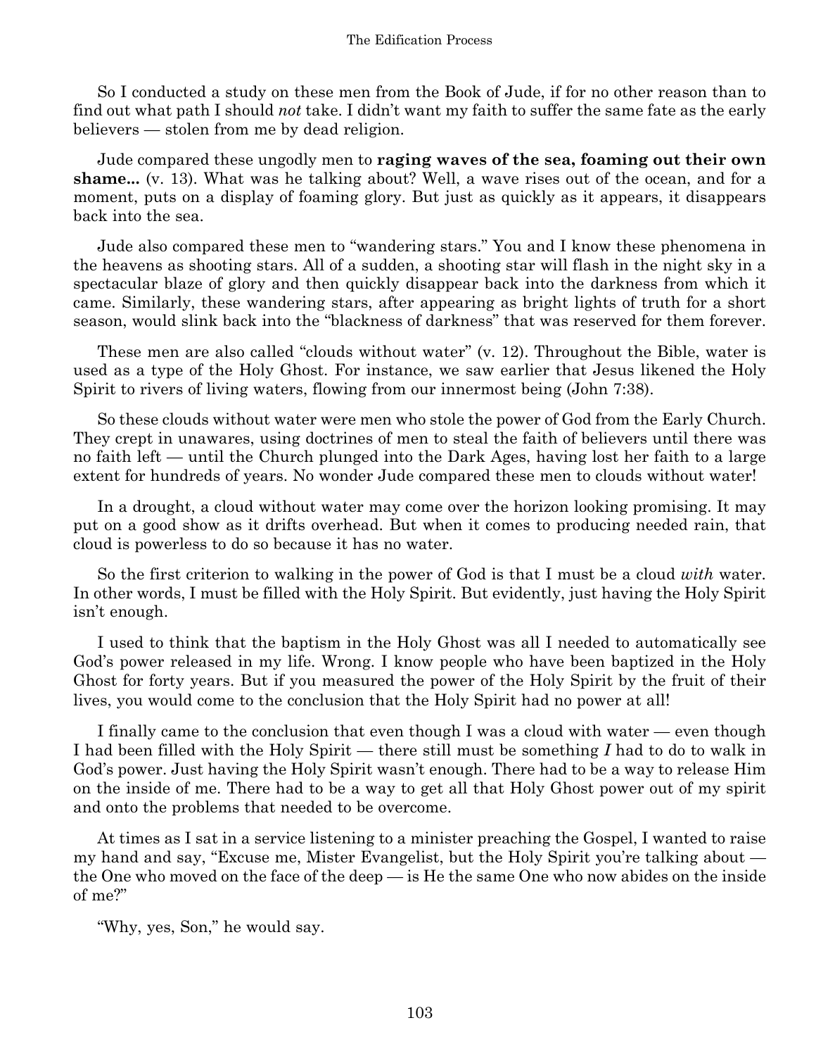So I conducted a study on these men from the Book of Jude, if for no other reason than to find out what path I should *not* take. I didn't want my faith to suffer the same fate as the early believers — stolen from me by dead religion.

Jude compared these ungodly men to **raging waves of the sea, foaming out their own shame...** (v. 13). What was he talking about? Well, a wave rises out of the ocean, and for a moment, puts on a display of foaming glory. But just as quickly as it appears, it disappears back into the sea.

Jude also compared these men to "wandering stars." You and I know these phenomena in the heavens as shooting stars. All of a sudden, a shooting star will flash in the night sky in a spectacular blaze of glory and then quickly disappear back into the darkness from which it came. Similarly, these wandering stars, after appearing as bright lights of truth for a short season, would slink back into the "blackness of darkness" that was reserved for them forever.

These men are also called "clouds without water" (v. 12). Throughout the Bible, water is used as a type of the Holy Ghost. For instance, we saw earlier that Jesus likened the Holy Spirit to rivers of living waters, flowing from our innermost being (John 7:38).

So these clouds without water were men who stole the power of God from the Early Church. They crept in unawares, using doctrines of men to steal the faith of believers until there was no faith left — until the Church plunged into the Dark Ages, having lost her faith to a large extent for hundreds of years. No wonder Jude compared these men to clouds without water!

In a drought, a cloud without water may come over the horizon looking promising. It may put on a good show as it drifts overhead. But when it comes to producing needed rain, that cloud is powerless to do so because it has no water.

So the first criterion to walking in the power of God is that I must be a cloud *with* water. In other words, I must be filled with the Holy Spirit. But evidently, just having the Holy Spirit isn't enough.

I used to think that the baptism in the Holy Ghost was all I needed to automatically see God's power released in my life. Wrong. I know people who have been baptized in the Holy Ghost for forty years. But if you measured the power of the Holy Spirit by the fruit of their lives, you would come to the conclusion that the Holy Spirit had no power at all!

I finally came to the conclusion that even though I was a cloud with water — even though I had been filled with the Holy Spirit — there still must be something *I* had to do to walk in God's power. Just having the Holy Spirit wasn't enough. There had to be a way to release Him on the inside of me. There had to be a way to get all that Holy Ghost power out of my spirit and onto the problems that needed to be overcome.

At times as I sat in a service listening to a minister preaching the Gospel, I wanted to raise my hand and say, "Excuse me, Mister Evangelist, but the Holy Spirit you're talking about — the One who moved on the face of the deep — is He the same One who now abides on the inside of me?"

"Why, yes, Son," he would say.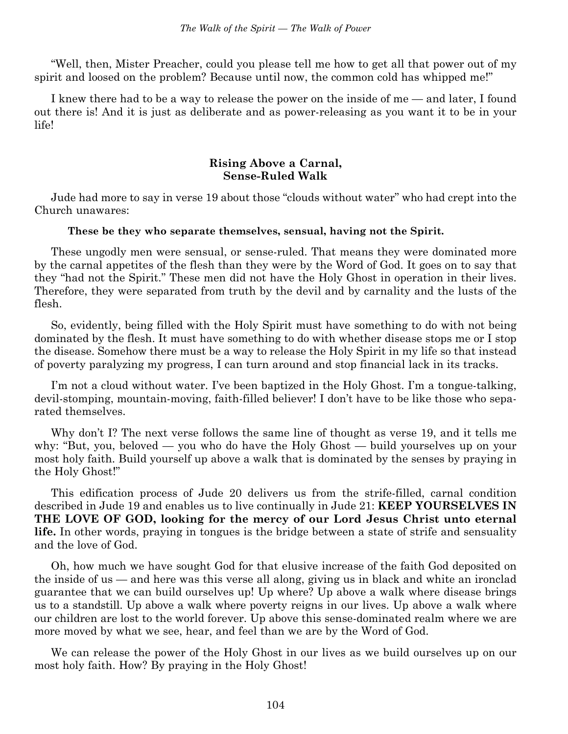"Well, then, Mister Preacher, could you please tell me how to get all that power out of my spirit and loosed on the problem? Because until now, the common cold has whipped me!"

I knew there had to be a way to release the power on the inside of me — and later, I found out there is! And it is just as deliberate and as power-releasing as you want it to be in your life!

### Rising Above a Carnal, Sense-Ruled Walk

Jude had more to say in verse 19 about those "clouds without water" who had crept into the Church unawares:

> **These be they who separate themselves, sensual, having not the Spirit.**

These ungodly men were sensual, or sense-ruled. That means they were dominated more by the carnal appetites of the flesh than they were by the Word of God. It goes on to say that they "had not the Spirit." These men did not have the Holy Ghost in operation in their lives. Therefore, they were separated from truth by the devil and by carnality and the lusts of the flesh.

So, evidently, being filled with the Holy Spirit must have something to do with not being dominated by the flesh. It must have something to do with whether disease stops me or I stop the disease. Somehow there must be a way to release the Holy Spirit in my life so that instead of poverty paralyzing my progress, I can turn around and stop financial lack in its tracks.

I'm not a cloud without water. I've been baptized in the Holy Ghost. I'm a tongue-talking, devil-stomping, mountain-moving, faith-filled believer! I don't have to be like those who separated themselves.

Why don't I? The next verse follows the same line of thought as verse 19, and it tells me why: "But, you, beloved — you who do have the Holy Ghost — build yourselves up on your most holy faith. Build yourself up above a walk that is dominated by the senses by praying in the Holy Ghost!"

This edification process of Jude 20 delivers us from the strife-filled, carnal condition described in Jude 19 and enables us to live continually in Jude 21: **KEEP YOURSELVES IN THE LOVE OF GOD, looking for the mercy of our Lord Jesus Christ unto eternal life.** In other words, praying in tongues is the bridge between a state of strife and sensuality and the love of God.

Oh, how much we have sought God for that elusive increase of the faith God deposited on the inside of us — and here was this verse all along, giving us in black and white an ironclad guarantee that we can build ourselves up! Up where? Up above a walk where disease brings us to a standstill. Up above a walk where poverty reigns in our lives. Up above a walk where our children are lost to the world forever. Up above this sense-dominated realm where we are more moved by what we see, hear, and feel than we are by the Word of God.

We can release the power of the Holy Ghost in our lives as we build ourselves up on our most holy faith. How? By praying in the Holy Ghost!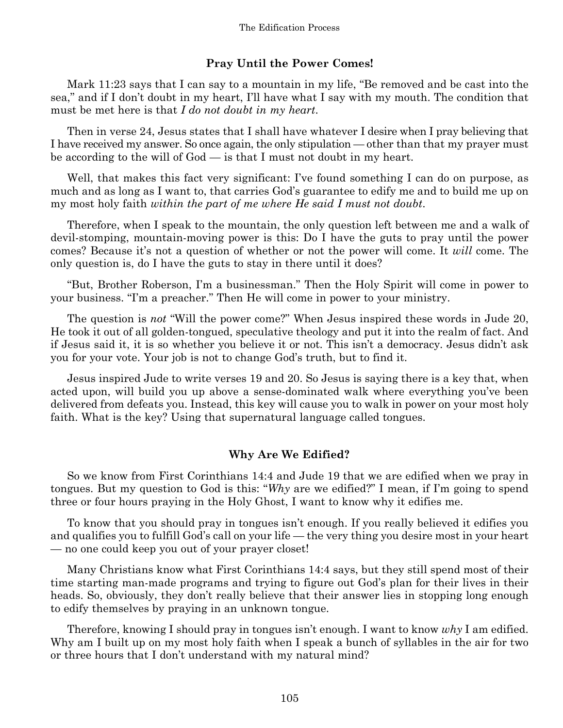### Pray Until the Power Comes!

Mark 11:23 says that I can say to a mountain in my life, “Be removed and be cast into the sea,” and if I don’t doubt in my heart, I’ll have what I say with my mouth. The condition that must be met here is that *I do not doubt in my heart*.

Then in verse 24, Jesus states that I shall have whatever I desire when I pray believing that I have received my answer. So once again, the only stipulation — other than that my prayer must be according to the will of God — is that I must not doubt in my heart.

Well, that makes this fact very significant: I’ve found something I can do on purpose, as much and as long as I want to, that carries God’s guarantee to edify me and to build me up on my most holy faith *within the part of me where He said I must not doubt*.

Therefore, when I speak to the mountain, the only question left between me and a walk of devil-stomping, mountain-moving power is this: Do I have the guts to pray until the power comes? Because it’s not a question of whether or not the power will come. It *will* come. The only question is, do I have the guts to stay in there until it does?

“But, Brother Roberson, I’m a businessman.” Then the Holy Spirit will come in power to your business. “I’m a preacher.” Then He will come in power to your ministry.

The question is *not* “Will the power come?” When Jesus inspired these words in Jude 20, He took it out of all golden-tongued, speculative theology and put it into the realm of fact. And if Jesus said it, it is so whether you believe it or not. This isn’t a democracy. Jesus didn’t ask you for your vote. Your job is not to change God’s truth, but to find it.

Jesus inspired Jude to write verses 19 and 20. So Jesus is saying there is a key that, when acted upon, will build you up above a sense-dominated walk where everything you’ve been delivered from defeats you. Instead, this key will cause you to walk in power on your most holy faith. What is the key? Using that supernatural language called tongues.

### Why Are We Edified?

So we know from First Corinthians 14:4 and Jude 19 that we are edified when we pray in tongues. But my question to God is this: “*Why* are we edified?” I mean, if I’m going to spend three or four hours praying in the Holy Ghost, I want to know why it edifies me.

To know that you should pray in tongues isn’t enough. If you really believed it edifies you and qualifies you to fulfill God’s call on your life — the very thing you desire most in your heart — no one could keep you out of your prayer closet!

Many Christians know what First Corinthians 14:4 says, but they still spend most of their time starting man-made programs and trying to figure out God’s plan for their lives in their heads. So, obviously, they don’t really believe that their answer lies in stopping long enough to edify themselves by praying in an unknown tongue.

Therefore, knowing I should pray in tongues isn’t enough. I want to know *why* I am edified. Why am I built up on my most holy faith when I speak a bunch of syllables in the air for two or three hours that I don’t understand with my natural mind?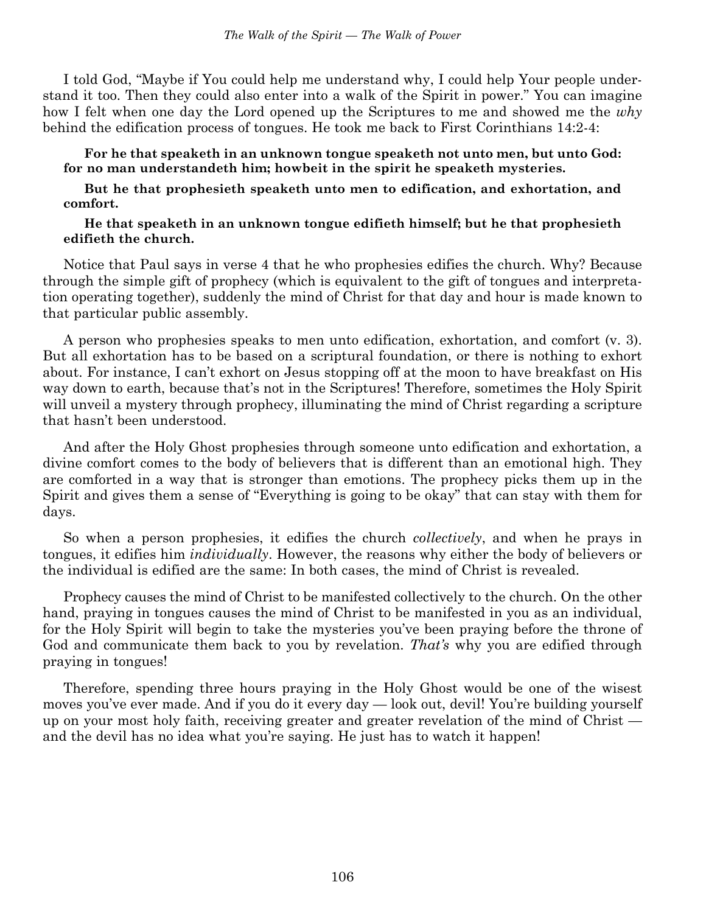I told God, "Maybe if You could help me understand why, I could help Your people understand it too. Then they could also enter into a walk of the Spirit in power." You can imagine how I felt when one day the Lord opened up the Scriptures to me and showed me the *why* behind the edification process of tongues. He took me back to First Corinthians 14:2-4:

> **For he that speaketh in an unknown tongue speaketh not unto men, but unto God: for no man understandeth him; howbeit in the spirit he speaketh mysteries.**
>
> **But he that prophesieth speaketh unto men to edification, and exhortation, and comfort.**
>
> **He that speaketh in an unknown tongue edifieth himself; but he that prophesieth edifieth the church.**

Notice that Paul says in verse 4 that he who prophesies edifies the church. Why? Because through the simple gift of prophecy (which is equivalent to the gift of tongues and interpretation operating together), suddenly the mind of Christ for that day and hour is made known to that particular public assembly.

A person who prophesies speaks to men unto edification, exhortation, and comfort (v. 3). But all exhortation has to be based on a scriptural foundation, or there is nothing to exhort about. For instance, I can't exhort on Jesus stopping off at the moon to have breakfast on His way down to earth, because that's not in the Scriptures! Therefore, sometimes the Holy Spirit will unveil a mystery through prophecy, illuminating the mind of Christ regarding a scripture that hasn't been understood.

And after the Holy Ghost prophesies through someone unto edification and exhortation, a divine comfort comes to the body of believers that is different than an emotional high. They are comforted in a way that is stronger than emotions. The prophecy picks them up in the Spirit and gives them a sense of "Everything is going to be okay" that can stay with them for days.

So when a person prophesies, it edifies the church *collectively*, and when he prays in tongues, it edifies him *individually*. However, the reasons why either the body of believers or the individual is edified are the same: In both cases, the mind of Christ is revealed.

Prophecy causes the mind of Christ to be manifested collectively to the church. On the other hand, praying in tongues causes the mind of Christ to be manifested in you as an individual, for the Holy Spirit will begin to take the mysteries you've been praying before the throne of God and communicate them back to you by revelation. *That's* why you are edified through praying in tongues!

Therefore, spending three hours praying in the Holy Ghost would be one of the wisest moves you've ever made. And if you do it every day — look out, devil! You're building yourself up on your most holy faith, receiving greater and greater revelation of the mind of Christ — and the devil has no idea what you're saying. He just has to watch it happen!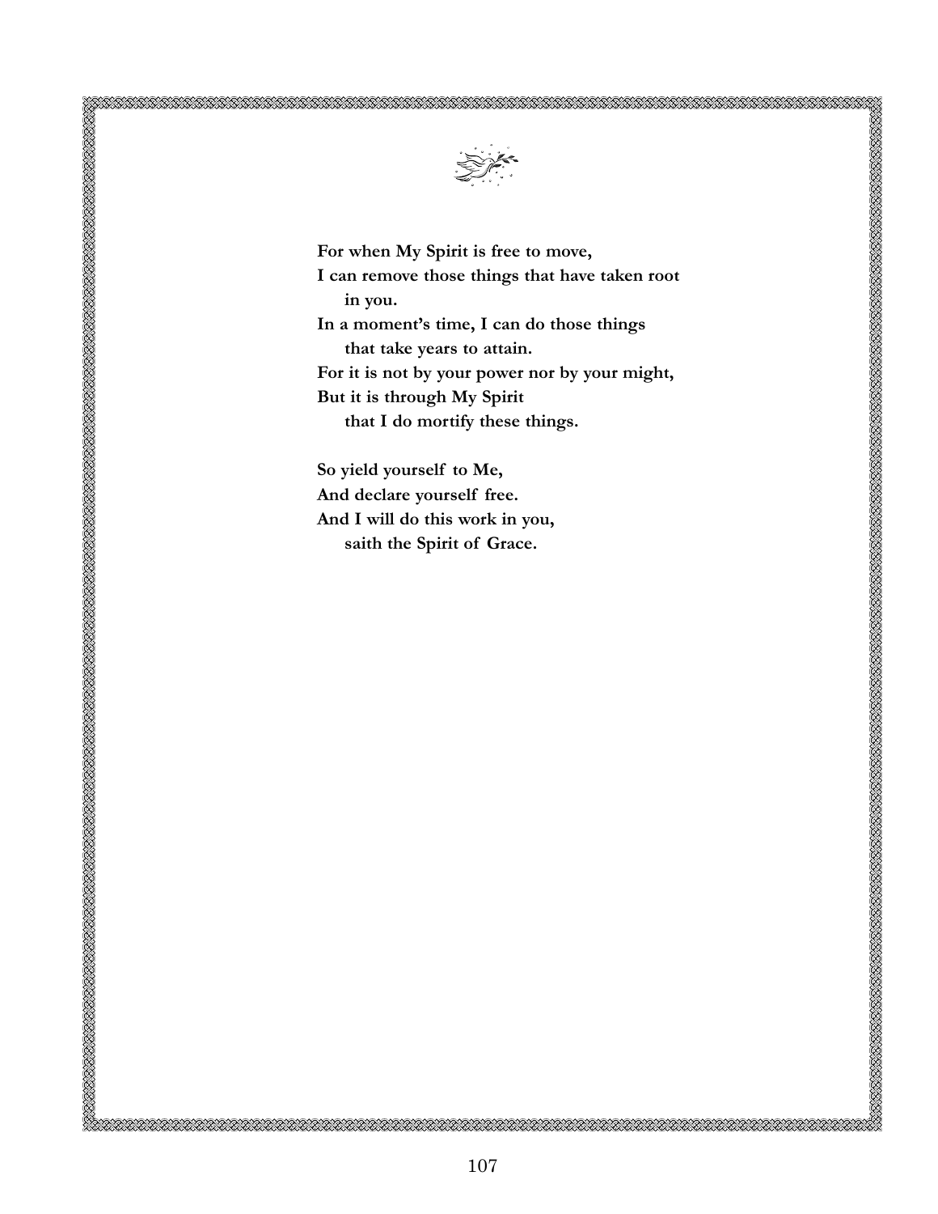**For when My Spirit is free to move,**
**I can remove those things that have taken root**
**in you.**
**In a moment's time, I can do those things**
**that take years to attain.**
**For it is not by your power nor by your might,**
**But it is through My Spirit**
**that I do mortify these things.**

**So yield yourself to Me,**
**And declare yourself free.**
**And I will do this work in you,**
**saith the Spirit of Grace.**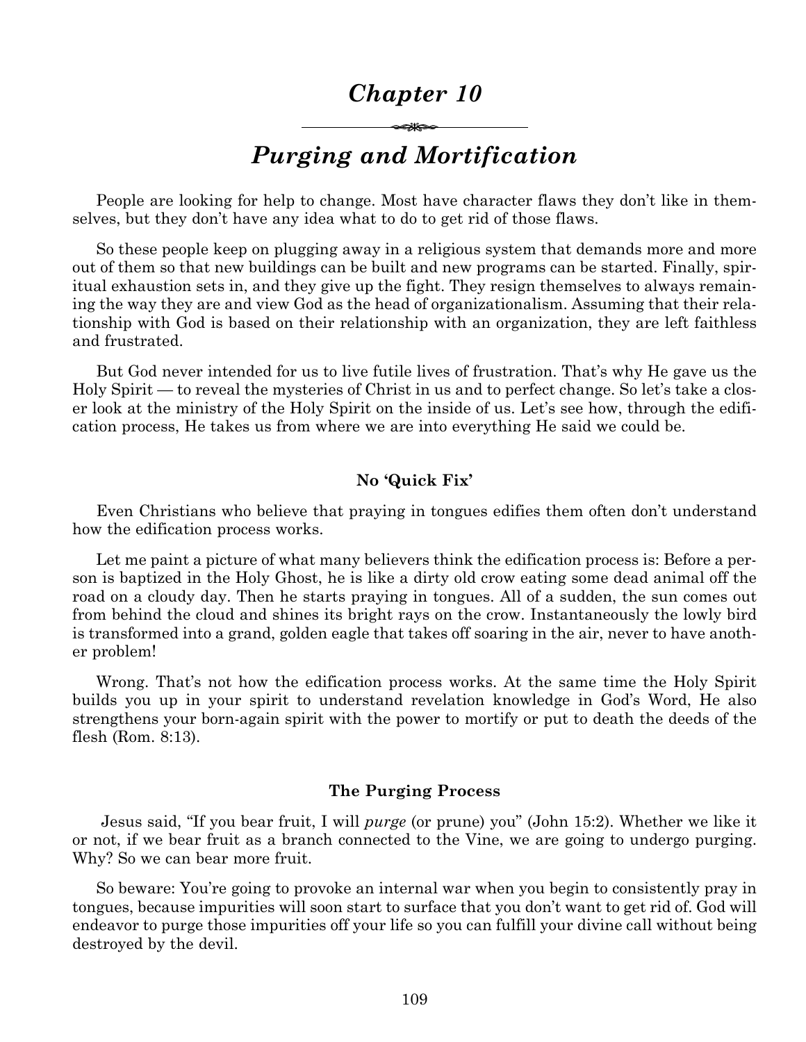# Chapter 10

## Purging and Mortification

People are looking for help to change. Most have character flaws they don't like in themselves, but they don't have any idea what to do to get rid of those flaws.

So these people keep on plugging away in a religious system that demands more and more out of them so that new buildings can be built and new programs can be started. Finally, spiritual exhaustion sets in, and they give up the fight. They resign themselves to always remaining the way they are and view God as the head of organizationalism. Assuming that their relationship with God is based on their relationship with an organization, they are left faithless and frustrated.

But God never intended for us to live futile lives of frustration. That's why He gave us the Holy Spirit — to reveal the mysteries of Christ in us and to perfect change. So let's take a closer look at the ministry of the Holy Spirit on the inside of us. Let's see how, through the edification process, He takes us from where we are into everything He said we could be.

### No 'Quick Fix'

Even Christians who believe that praying in tongues edifies them often don't understand how the edification process works.

Let me paint a picture of what many believers think the edification process is: Before a person is baptized in the Holy Ghost, he is like a dirty old crow eating some dead animal off the road on a cloudy day. Then he starts praying in tongues. All of a sudden, the sun comes out from behind the cloud and shines its bright rays on the crow. Instantaneously the lowly bird is transformed into a grand, golden eagle that takes off soaring in the air, never to have another problem!

Wrong. That's not how the edification process works. At the same time the Holy Spirit builds you up in your spirit to understand revelation knowledge in God's Word, He also strengthens your born-again spirit with the power to mortify or put to death the deeds of the flesh (Rom. 8:13).

### The Purging Process

Jesus said, "If you bear fruit, I will *purge* (or prune) you" (John 15:2). Whether we like it or not, if we bear fruit as a branch connected to the Vine, we are going to undergo purging. Why? So we can bear more fruit.

So beware: You're going to provoke an internal war when you begin to consistently pray in tongues, because impurities will soon start to surface that you don't want to get rid of. God will endeavor to purge those impurities off your life so you can fulfill your divine call without being destroyed by the devil.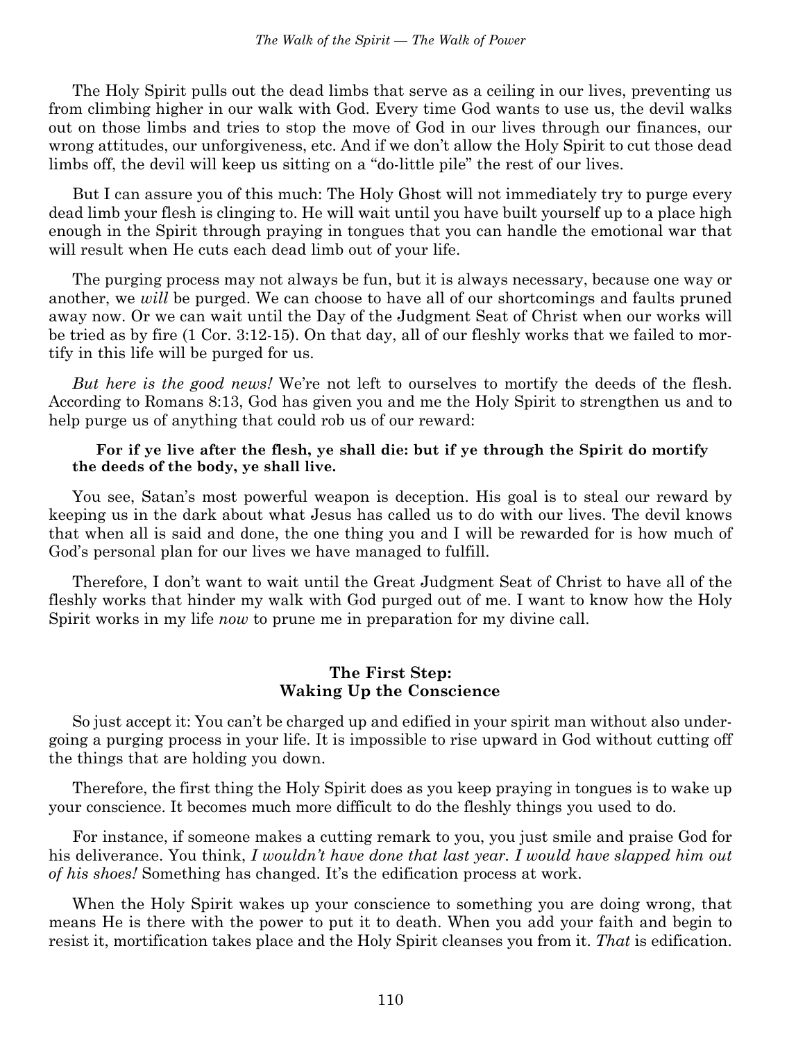The Holy Spirit pulls out the dead limbs that serve as a ceiling in our lives, preventing us from climbing higher in our walk with God. Every time God wants to use us, the devil walks out on those limbs and tries to stop the move of God in our lives through our finances, our wrong attitudes, our unforgiveness, etc. And if we don't allow the Holy Spirit to cut those dead limbs off, the devil will keep us sitting on a "do-little pile" the rest of our lives.

But I can assure you of this much: The Holy Ghost will not immediately try to purge every dead limb your flesh is clinging to. He will wait until you have built yourself up to a place high enough in the Spirit through praying in tongues that you can handle the emotional war that will result when He cuts each dead limb out of your life.

The purging process may not always be fun, but it is always necessary, because one way or another, we *will* be purged. We can choose to have all of our shortcomings and faults pruned away now. Or we can wait until the Day of the Judgment Seat of Christ when our works will be tried as by fire (1 Cor. 3:12-15). On that day, all of our fleshly works that we failed to mortify in this life will be purged for us.

*But here is the good news!* We're not left to ourselves to mortify the deeds of the flesh. According to Romans 8:13, God has given you and me the Holy Spirit to strengthen us and to help purge us of anything that could rob us of our reward:

> **For if ye live after the flesh, ye shall die: but if ye through the Spirit do mortify the deeds of the body, ye shall live.**

You see, Satan's most powerful weapon is deception. His goal is to steal our reward by keeping us in the dark about what Jesus has called us to do with our lives. The devil knows that when all is said and done, the one thing you and I will be rewarded for is how much of God's personal plan for our lives we have managed to fulfill.

Therefore, I don't want to wait until the Great Judgment Seat of Christ to have all of the fleshly works that hinder my walk with God purged out of me. I want to know how the Holy Spirit works in my life *now* to prune me in preparation for my divine call.

### The First Step: Waking Up the Conscience

So just accept it: You can't be charged up and edified in your spirit man without also undergoing a purging process in your life. It is impossible to rise upward in God without cutting off the things that are holding you down.

Therefore, the first thing the Holy Spirit does as you keep praying in tongues is to wake up your conscience. It becomes much more difficult to do the fleshly things you used to do.

For instance, if someone makes a cutting remark to you, you just smile and praise God for his deliverance. You think, *I wouldn't have done that last year. I would have slapped him out of his shoes!* Something has changed. It's the edification process at work.

When the Holy Spirit wakes up your conscience to something you are doing wrong, that means He is there with the power to put it to death. When you add your faith and begin to resist it, mortification takes place and the Holy Spirit cleanses you from it. *That* is edification.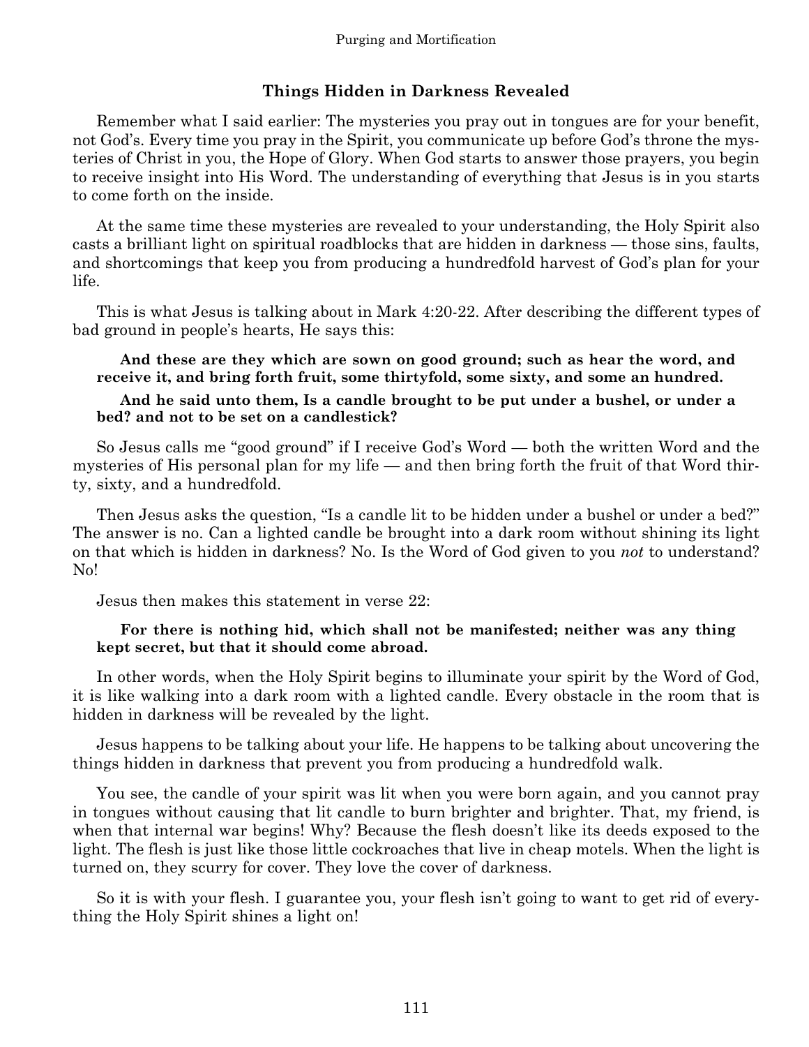### Things Hidden in Darkness Revealed

Remember what I said earlier: The mysteries you pray out in tongues are for your benefit, not God's. Every time you pray in the Spirit, you communicate up before God's throne the mysteries of Christ in you, the Hope of Glory. When God starts to answer those prayers, you begin to receive insight into His Word. The understanding of everything that Jesus is in you starts to come forth on the inside.

At the same time these mysteries are revealed to your understanding, the Holy Spirit also casts a brilliant light on spiritual roadblocks that are hidden in darkness — those sins, faults, and shortcomings that keep you from producing a hundredfold harvest of God's plan for your life.

This is what Jesus is talking about in Mark 4:20-22. After describing the different types of bad ground in people's hearts, He says this:

> **And these are they which are sown on good ground; such as hear the word, and receive it, and bring forth fruit, some thirtyfold, some sixty, and some an hundred.**
>
> **And he said unto them, Is a candle brought to be put under a bushel, or under a bed? and not to be set on a candlestick?**

So Jesus calls me "good ground" if I receive God's Word — both the written Word and the mysteries of His personal plan for my life — and then bring forth the fruit of that Word thirty, sixty, and a hundredfold.

Then Jesus asks the question, "Is a candle lit to be hidden under a bushel or under a bed?" The answer is no. Can a lighted candle be brought into a dark room without shining its light on that which is hidden in darkness? No. Is the Word of God given to you *not* to understand? No!

Jesus then makes this statement in verse 22:

> **For there is nothing hid, which shall not be manifested; neither was any thing kept secret, but that it should come abroad.**

In other words, when the Holy Spirit begins to illuminate your spirit by the Word of God, it is like walking into a dark room with a lighted candle. Every obstacle in the room that is hidden in darkness will be revealed by the light.

Jesus happens to be talking about your life. He happens to be talking about uncovering the things hidden in darkness that prevent you from producing a hundredfold walk.

You see, the candle of your spirit was lit when you were born again, and you cannot pray in tongues without causing that lit candle to burn brighter and brighter. That, my friend, is when that internal war begins! Why? Because the flesh doesn't like its deeds exposed to the light. The flesh is just like those little cockroaches that live in cheap motels. When the light is turned on, they scurry for cover. They love the cover of darkness.

So it is with your flesh. I guarantee you, your flesh isn't going to want to get rid of everything the Holy Spirit shines a light on!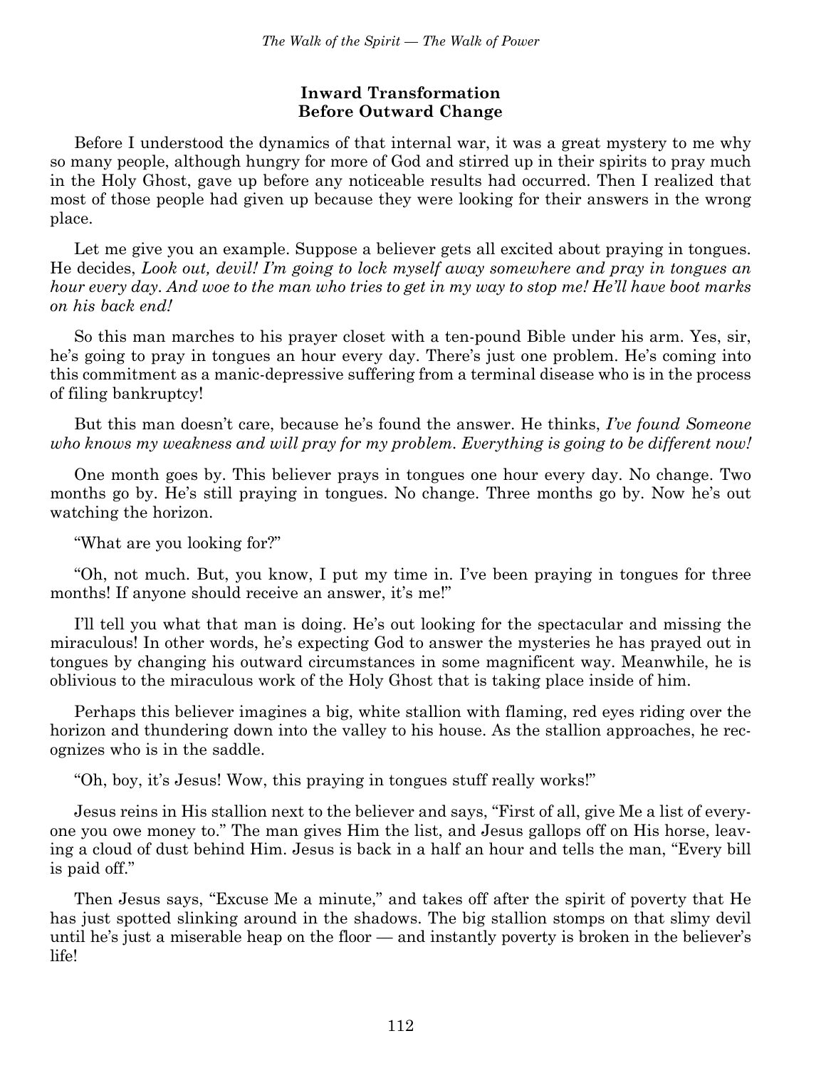## Inward Transformation Before Outward Change

Before I understood the dynamics of that internal war, it was a great mystery to me why so many people, although hungry for more of God and stirred up in their spirits to pray much in the Holy Ghost, gave up before any noticeable results had occurred. Then I realized that most of those people had given up because they were looking for their answers in the wrong place.

Let me give you an example. Suppose a believer gets all excited about praying in tongues. He decides, *Look out, devil! I'm going to lock myself away somewhere and pray in tongues an hour every day. And woe to the man who tries to get in my way to stop me! He'll have boot marks on his back end!*

So this man marches to his prayer closet with a ten-pound Bible under his arm. Yes, sir, he's going to pray in tongues an hour every day. There's just one problem. He's coming into this commitment as a manic-depressive suffering from a terminal disease who is in the process of filing bankruptcy!

But this man doesn't care, because he's found the answer. He thinks, *I've found Someone who knows my weakness and will pray for my problem. Everything is going to be different now!*

One month goes by. This believer prays in tongues one hour every day. No change. Two months go by. He's still praying in tongues. No change. Three months go by. Now he's out watching the horizon.

"What are you looking for?"

"Oh, not much. But, you know, I put my time in. I've been praying in tongues for three months! If anyone should receive an answer, it's me!"

I'll tell you what that man is doing. He's out looking for the spectacular and missing the miraculous! In other words, he's expecting God to answer the mysteries he has prayed out in tongues by changing his outward circumstances in some magnificent way. Meanwhile, he is oblivious to the miraculous work of the Holy Ghost that is taking place inside of him.

Perhaps this believer imagines a big, white stallion with flaming, red eyes riding over the horizon and thundering down into the valley to his house. As the stallion approaches, he recognizes who is in the saddle.

"Oh, boy, it's Jesus! Wow, this praying in tongues stuff really works!"

Jesus reins in His stallion next to the believer and says, "First of all, give Me a list of everyone you owe money to." The man gives Him the list, and Jesus gallops off on His horse, leaving a cloud of dust behind Him. Jesus is back in a half an hour and tells the man, "Every bill is paid off."

Then Jesus says, "Excuse Me a minute," and takes off after the spirit of poverty that He has just spotted slinking around in the shadows. The big stallion stomps on that slimy devil until he's just a miserable heap on the floor — and instantly poverty is broken in the believer's life!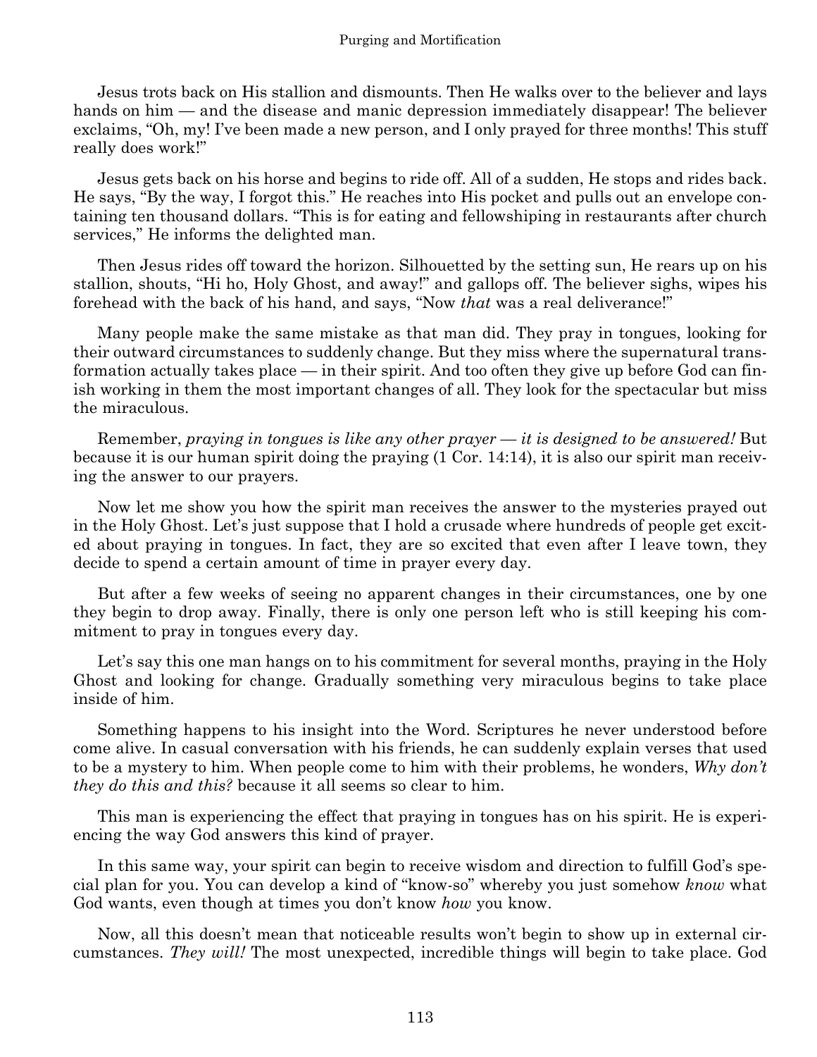Jesus trots back on His stallion and dismounts. Then He walks over to the believer and lays hands on him — and the disease and manic depression immediately disappear! The believer exclaims, "Oh, my! I've been made a new person, and I only prayed for three months! This stuff really does work!"

Jesus gets back on his horse and begins to ride off. All of a sudden, He stops and rides back. He says, "By the way, I forgot this." He reaches into His pocket and pulls out an envelope containing ten thousand dollars. "This is for eating and fellowshiping in restaurants after church services," He informs the delighted man.

Then Jesus rides off toward the horizon. Silhouetted by the setting sun, He rears up on his stallion, shouts, "Hi ho, Holy Ghost, and away!" and gallops off. The believer sighs, wipes his forehead with the back of his hand, and says, "Now *that* was a real deliverance!"

Many people make the same mistake as that man did. They pray in tongues, looking for their outward circumstances to suddenly change. But they miss where the supernatural transformation actually takes place — in their spirit. And too often they give up before God can finish working in them the most important changes of all. They look for the spectacular but miss the miraculous.

Remember, *praying in tongues is like any other prayer — it is designed to be answered!* But because it is our human spirit doing the praying (1 Cor. 14:14), it is also our spirit man receiving the answer to our prayers.

Now let me show you how the spirit man receives the answer to the mysteries prayed out in the Holy Ghost. Let's just suppose that I hold a crusade where hundreds of people get excited about praying in tongues. In fact, they are so excited that even after I leave town, they decide to spend a certain amount of time in prayer every day.

But after a few weeks of seeing no apparent changes in their circumstances, one by one they begin to drop away. Finally, there is only one person left who is still keeping his commitment to pray in tongues every day.

Let's say this one man hangs on to his commitment for several months, praying in the Holy Ghost and looking for change. Gradually something very miraculous begins to take place inside of him.

Something happens to his insight into the Word. Scriptures he never understood before come alive. In casual conversation with his friends, he can suddenly explain verses that used to be a mystery to him. When people come to him with their problems, he wonders, *Why don't they do this and this?* because it all seems so clear to him.

This man is experiencing the effect that praying in tongues has on his spirit. He is experiencing the way God answers this kind of prayer.

In this same way, your spirit can begin to receive wisdom and direction to fulfill God's special plan for you. You can develop a kind of "know-so" whereby you just somehow *know* what God wants, even though at times you don't know *how* you know.

Now, all this doesn't mean that noticeable results won't begin to show up in external circumstances. *They will!* The most unexpected, incredible things will begin to take place. God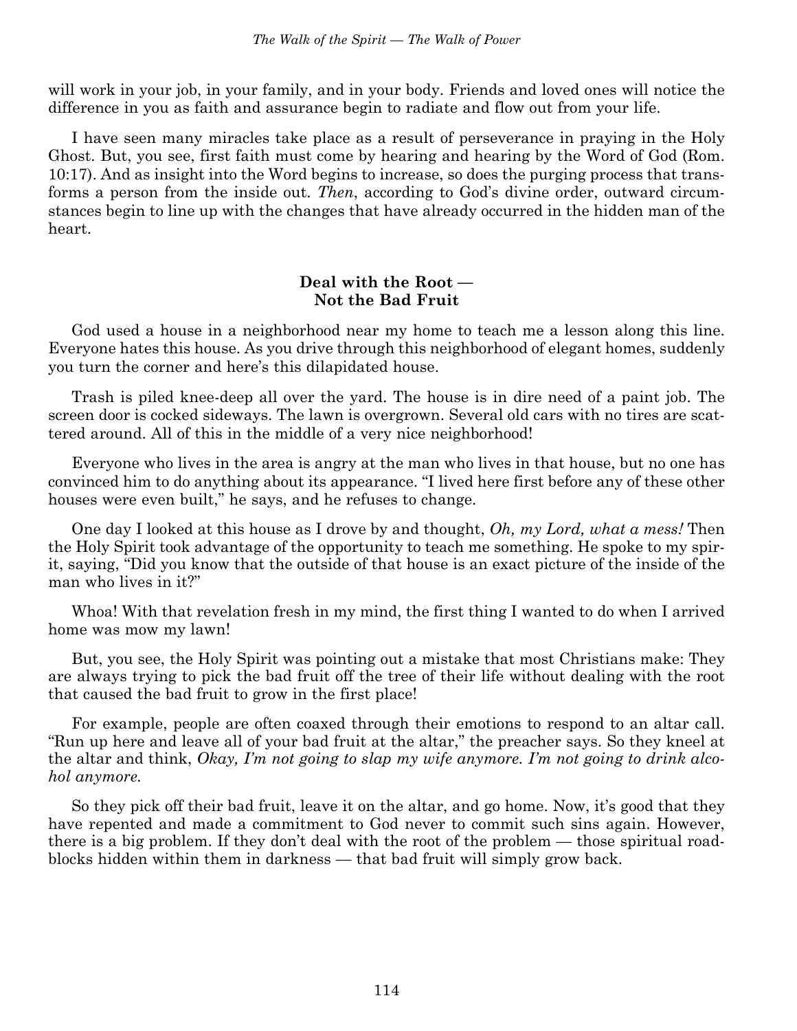will work in your job, in your family, and in your body. Friends and loved ones will notice the difference in you as faith and assurance begin to radiate and flow out from your life.

I have seen many miracles take place as a result of perseverance in praying in the Holy Ghost. But, you see, first faith must come by hearing and hearing by the Word of God (Rom. 10:17). And as insight into the Word begins to increase, so does the purging process that transforms a person from the inside out. *Then*, according to God's divine order, outward circumstances begin to line up with the changes that have already occurred in the hidden man of the heart.

### Deal with the Root — Not the Bad Fruit

God used a house in a neighborhood near my home to teach me a lesson along this line. Everyone hates this house. As you drive through this neighborhood of elegant homes, suddenly you turn the corner and here's this dilapidated house.

Trash is piled knee-deep all over the yard. The house is in dire need of a paint job. The screen door is cocked sideways. The lawn is overgrown. Several old cars with no tires are scattered around. All of this in the middle of a very nice neighborhood!

Everyone who lives in the area is angry at the man who lives in that house, but no one has convinced him to do anything about its appearance. "I lived here first before any of these other houses were even built," he says, and he refuses to change.

One day I looked at this house as I drove by and thought, *Oh, my Lord, what a mess!* Then the Holy Spirit took advantage of the opportunity to teach me something. He spoke to my spirit, saying, "Did you know that the outside of that house is an exact picture of the inside of the man who lives in it?"

Whoa! With that revelation fresh in my mind, the first thing I wanted to do when I arrived home was mow my lawn!

But, you see, the Holy Spirit was pointing out a mistake that most Christians make: They are always trying to pick the bad fruit off the tree of their life without dealing with the root that caused the bad fruit to grow in the first place!

For example, people are often coaxed through their emotions to respond to an altar call. "Run up here and leave all of your bad fruit at the altar," the preacher says. So they kneel at the altar and think, *Okay, I'm not going to slap my wife anymore. I'm not going to drink alcohol anymore.*

So they pick off their bad fruit, leave it on the altar, and go home. Now, it's good that they have repented and made a commitment to God never to commit such sins again. However, there is a big problem. If they don't deal with the root of the problem — those spiritual roadblocks hidden within them in darkness — that bad fruit will simply grow back.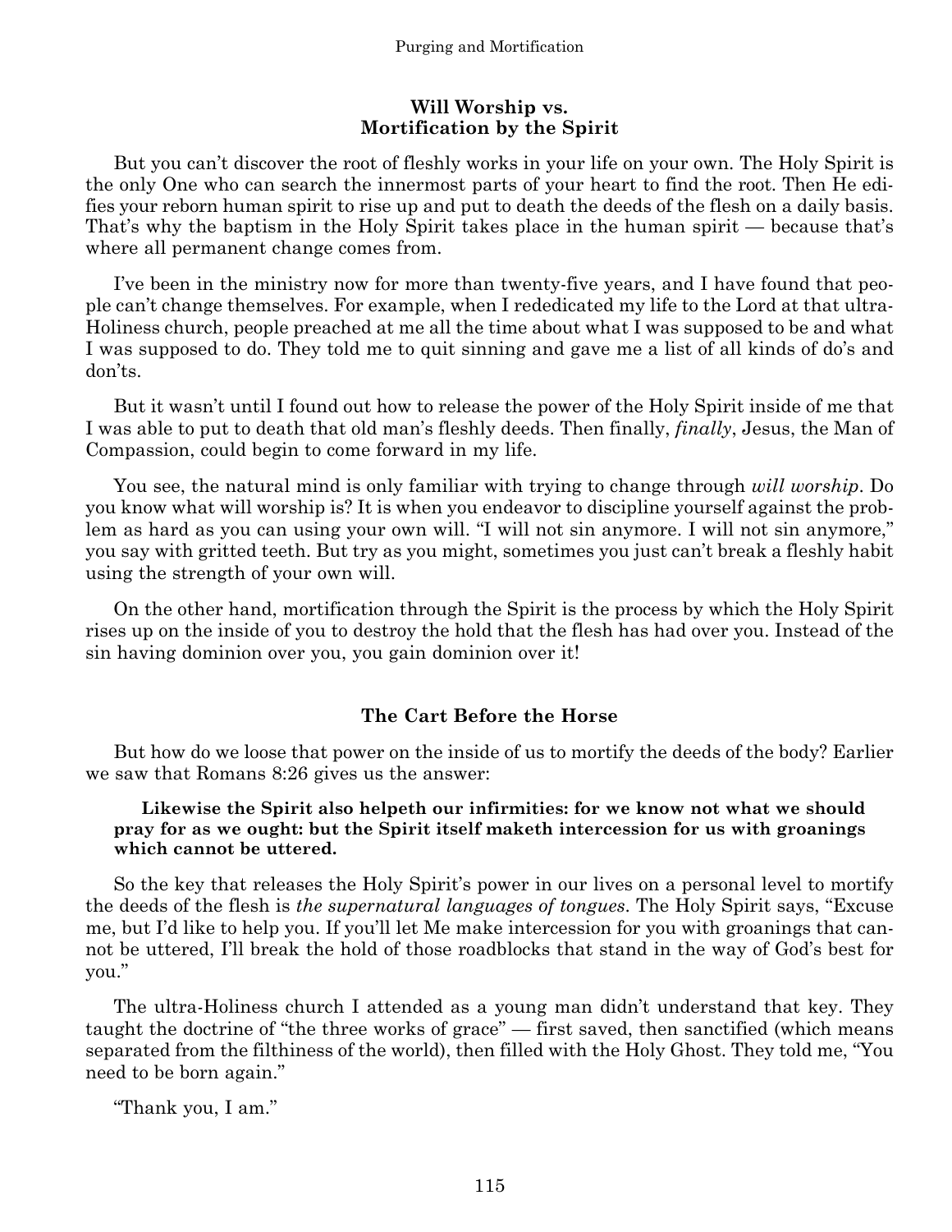### Will Worship vs. Mortification by the Spirit

But you can't discover the root of fleshly works in your life on your own. The Holy Spirit is the only One who can search the innermost parts of your heart to find the root. Then He edifies your reborn human spirit to rise up and put to death the deeds of the flesh on a daily basis. That's why the baptism in the Holy Spirit takes place in the human spirit — because that's where all permanent change comes from.

I've been in the ministry now for more than twenty-five years, and I have found that people can't change themselves. For example, when I rededicated my life to the Lord at that ultra-Holiness church, people preached at me all the time about what I was supposed to be and what I was supposed to do. They told me to quit sinning and gave me a list of all kinds of do's and don'ts.

But it wasn't until I found out how to release the power of the Holy Spirit inside of me that I was able to put to death that old man's fleshly deeds. Then finally, *finally*, Jesus, the Man of Compassion, could begin to come forward in my life.

You see, the natural mind is only familiar with trying to change through *will worship*. Do you know what will worship is? It is when you endeavor to discipline yourself against the problem as hard as you can using your own will. "I will not sin anymore. I will not sin anymore," you say with gritted teeth. But try as you might, sometimes you just can't break a fleshly habit using the strength of your own will.

On the other hand, mortification through the Spirit is the process by which the Holy Spirit rises up on the inside of you to destroy the hold that the flesh has had over you. Instead of the sin having dominion over you, you gain dominion over it!

### The Cart Before the Horse

But how do we loose that power on the inside of us to mortify the deeds of the body? Earlier we saw that Romans 8:26 gives us the answer:

> **Likewise the Spirit also helpeth our infirmities: for we know not what we should pray for as we ought: but the Spirit itself maketh intercession for us with groanings which cannot be uttered.**

So the key that releases the Holy Spirit's power in our lives on a personal level to mortify the deeds of the flesh is *the supernatural languages of tongues*. The Holy Spirit says, "Excuse me, but I'd like to help you. If you'll let Me make intercession for you with groanings that cannot be uttered, I'll break the hold of those roadblocks that stand in the way of God's best for you."

The ultra-Holiness church I attended as a young man didn't understand that key. They taught the doctrine of "the three works of grace" — first saved, then sanctified (which means separated from the filthiness of the world), then filled with the Holy Ghost. They told me, "You need to be born again."

"Thank you, I am."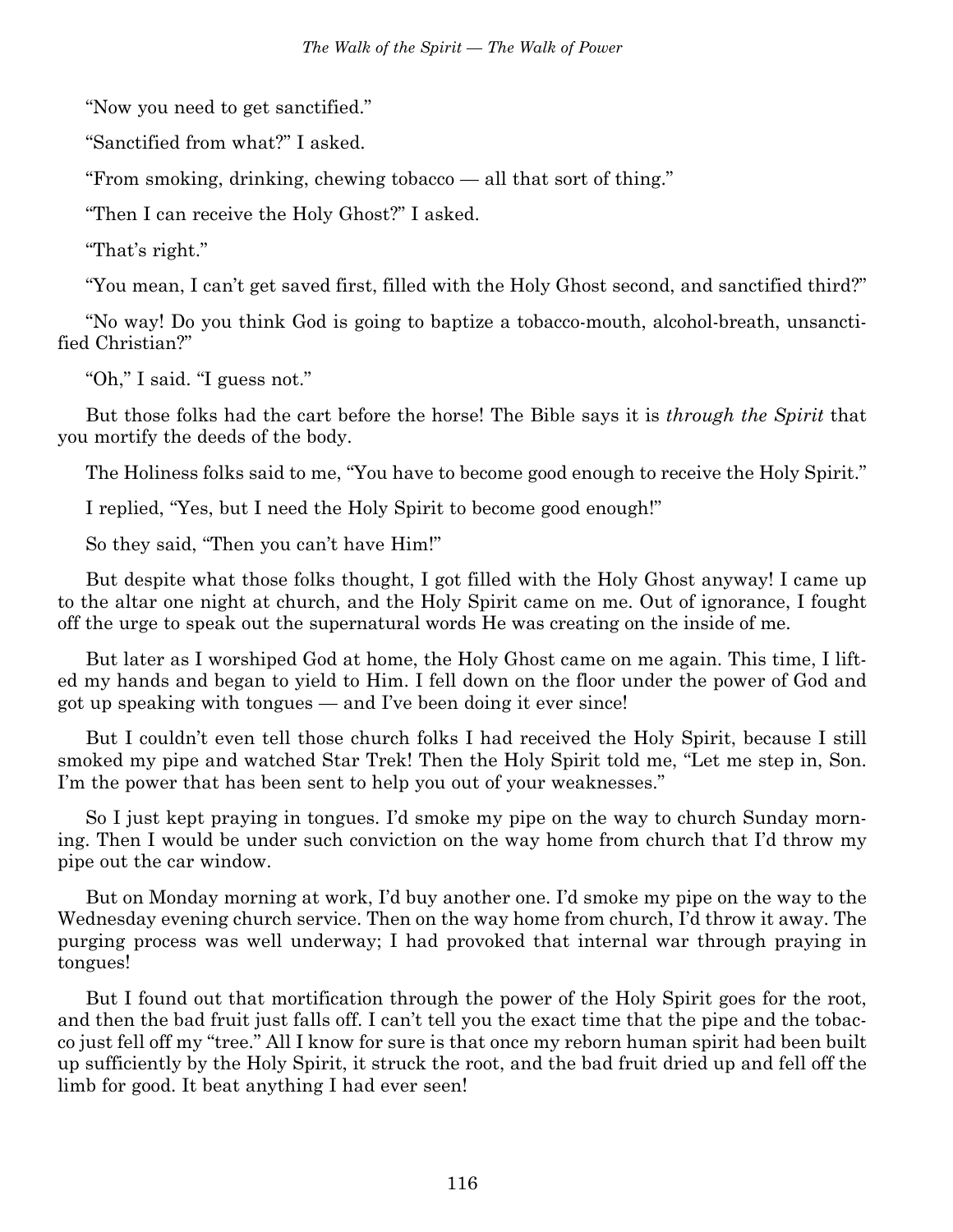"Now you need to get sanctified."

"Sanctified from what?" I asked.

"From smoking, drinking, chewing tobacco — all that sort of thing."

"Then I can receive the Holy Ghost?" I asked.

"That's right."

"You mean, I can't get saved first, filled with the Holy Ghost second, and sanctified third?"

"No way! Do you think God is going to baptize a tobacco-mouth, alcohol-breath, unsanctified Christian?"

"Oh," I said. "I guess not."

But those folks had the cart before the horse! The Bible says it is *through the Spirit* that you mortify the deeds of the body.

The Holiness folks said to me, "You have to become good enough to receive the Holy Spirit."

I replied, "Yes, but I need the Holy Spirit to become good enough!"

So they said, "Then you can't have Him!"

But despite what those folks thought, I got filled with the Holy Ghost anyway! I came up to the altar one night at church, and the Holy Spirit came on me. Out of ignorance, I fought off the urge to speak out the supernatural words He was creating on the inside of me.

But later as I worshiped God at home, the Holy Ghost came on me again. This time, I lifted my hands and began to yield to Him. I fell down on the floor under the power of God and got up speaking with tongues — and I've been doing it ever since!

But I couldn't even tell those church folks I had received the Holy Spirit, because I still smoked my pipe and watched Star Trek! Then the Holy Spirit told me, "Let me step in, Son. I'm the power that has been sent to help you out of your weaknesses."

So I just kept praying in tongues. I'd smoke my pipe on the way to church Sunday morning. Then I would be under such conviction on the way home from church that I'd throw my pipe out the car window.

But on Monday morning at work, I'd buy another one. I'd smoke my pipe on the way to the Wednesday evening church service. Then on the way home from church, I'd throw it away. The purging process was well underway; I had provoked that internal war through praying in tongues!

But I found out that mortification through the power of the Holy Spirit goes for the root, and then the bad fruit just falls off. I can't tell you the exact time that the pipe and the tobacco just fell off my "tree." All I know for sure is that once my reborn human spirit had been built up sufficiently by the Holy Spirit, it struck the root, and the bad fruit dried up and fell off the limb for good. It beat anything I had ever seen!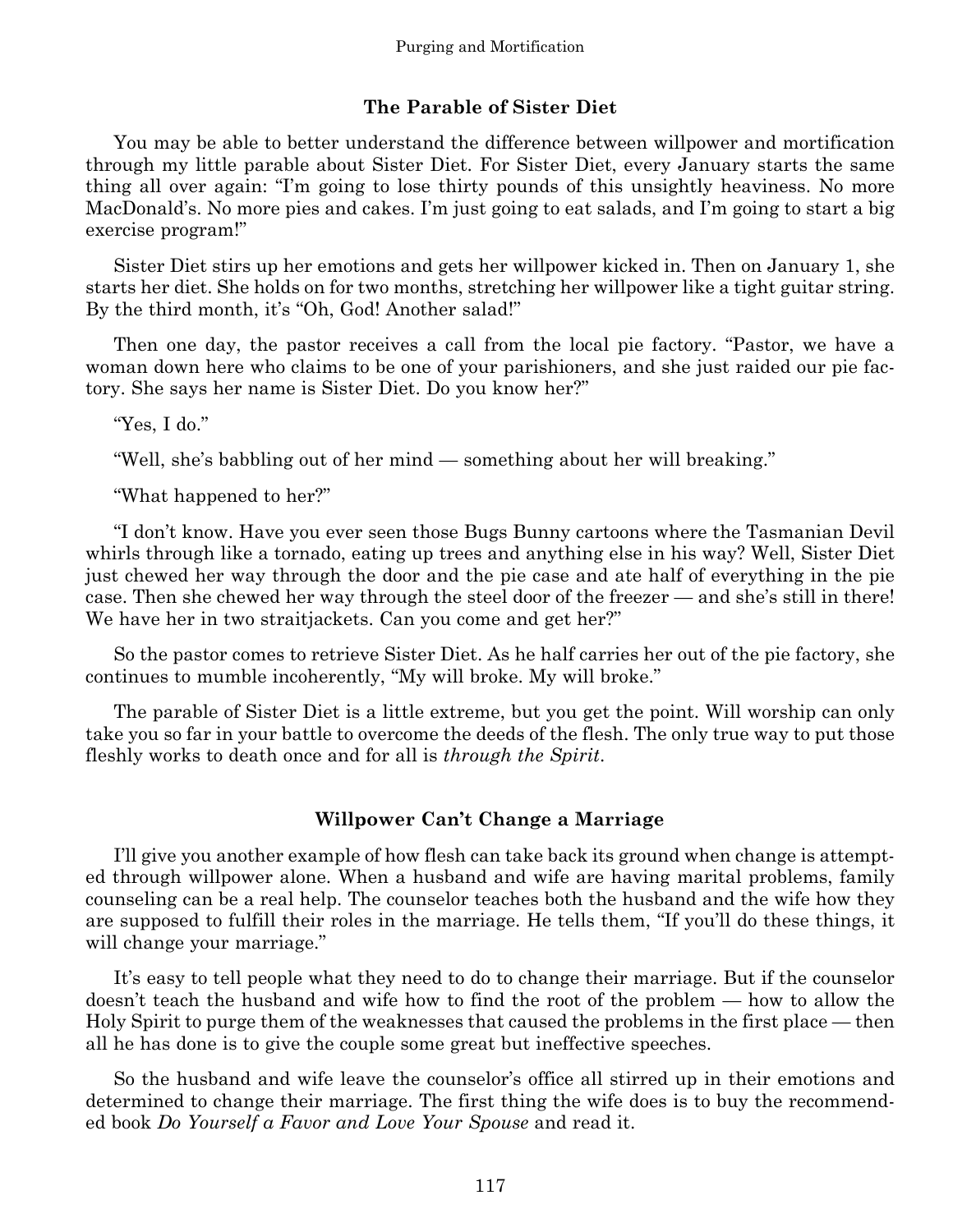### The Parable of Sister Diet

You may be able to better understand the difference between willpower and mortification through my little parable about Sister Diet. For Sister Diet, every January starts the same thing all over again: "I'm going to lose thirty pounds of this unsightly heaviness. No more MacDonald's. No more pies and cakes. I'm just going to eat salads, and I'm going to start a big exercise program!"

Sister Diet stirs up her emotions and gets her willpower kicked in. Then on January 1, she starts her diet. She holds on for two months, stretching her willpower like a tight guitar string. By the third month, it's "Oh, God! Another salad!"

Then one day, the pastor receives a call from the local pie factory. "Pastor, we have a woman down here who claims to be one of your parishioners, and she just raided our pie factory. She says her name is Sister Diet. Do you know her?"

"Yes, I do."

"Well, she's babbling out of her mind — something about her will breaking."

"What happened to her?"

"I don't know. Have you ever seen those Bugs Bunny cartoons where the Tasmanian Devil whirls through like a tornado, eating up trees and anything else in his way? Well, Sister Diet just chewed her way through the door and the pie case and ate half of everything in the pie case. Then she chewed her way through the steel door of the freezer — and she's still in there! We have her in two straitjackets. Can you come and get her?"

So the pastor comes to retrieve Sister Diet. As he half carries her out of the pie factory, she continues to mumble incoherently, "My will broke. My will broke."

The parable of Sister Diet is a little extreme, but you get the point. Will worship can only take you so far in your battle to overcome the deeds of the flesh. The only true way to put those fleshly works to death once and for all is *through the Spirit*.

### Willpower Can't Change a Marriage

I'll give you another example of how flesh can take back its ground when change is attempted through willpower alone. When a husband and wife are having marital problems, family counseling can be a real help. The counselor teaches both the husband and the wife how they are supposed to fulfill their roles in the marriage. He tells them, "If you'll do these things, it will change your marriage."

It's easy to tell people what they need to do to change their marriage. But if the counselor doesn't teach the husband and wife how to find the root of the problem — how to allow the Holy Spirit to purge them of the weaknesses that caused the problems in the first place — then all he has done is to give the couple some great but ineffective speeches.

So the husband and wife leave the counselor's office all stirred up in their emotions and determined to change their marriage. The first thing the wife does is to buy the recommended book *Do Yourself a Favor and Love Your Spouse* and read it.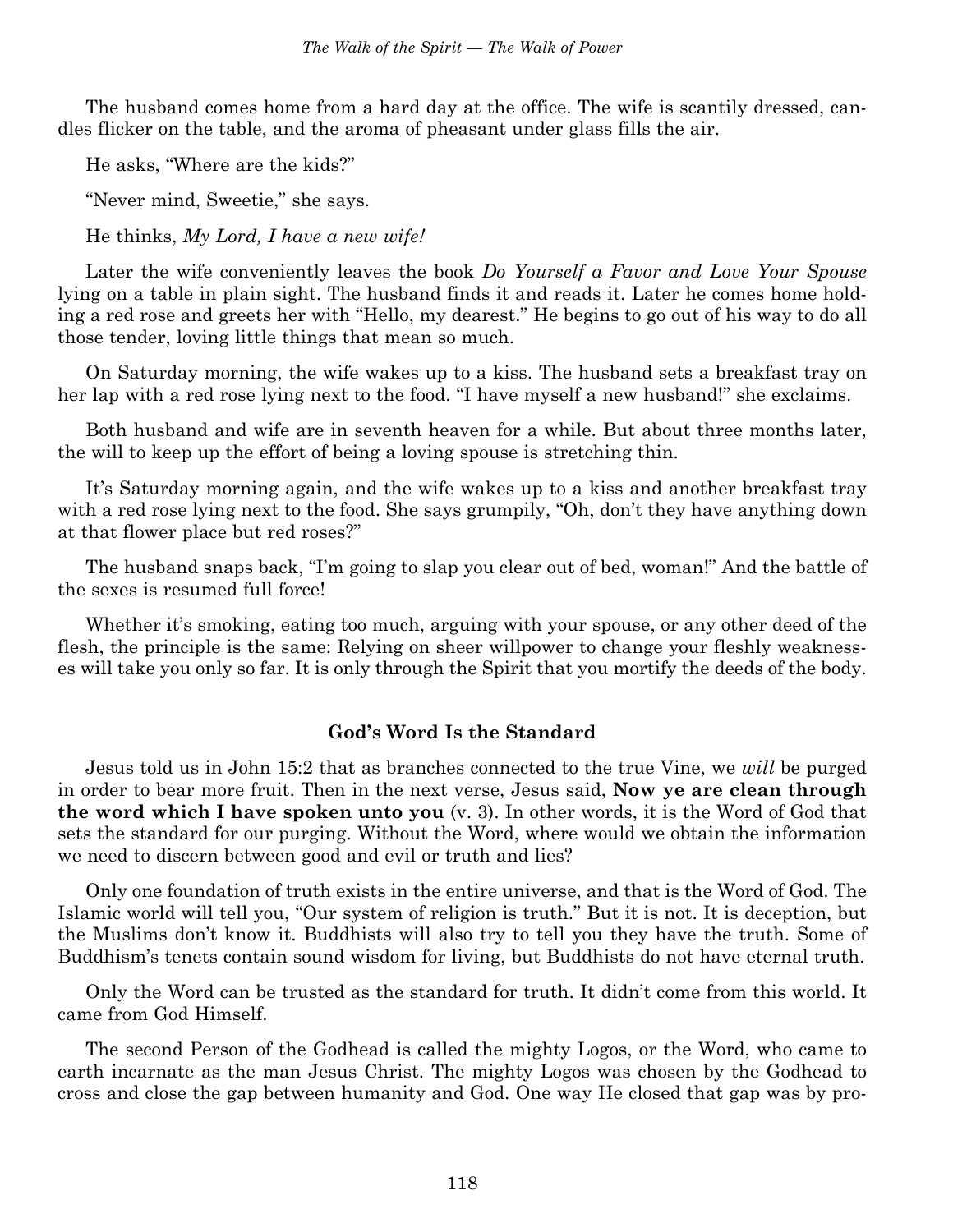The husband comes home from a hard day at the office. The wife is scantily dressed, candles flicker on the table, and the aroma of pheasant under glass fills the air.

He asks, "Where are the kids?"

"Never mind, Sweetie," she says.

He thinks, *My Lord, I have a new wife!*

Later the wife conveniently leaves the book *Do Yourself a Favor and Love Your Spouse* lying on a table in plain sight. The husband finds it and reads it. Later he comes home holding a red rose and greets her with "Hello, my dearest." He begins to go out of his way to do all those tender, loving little things that mean so much.

On Saturday morning, the wife wakes up to a kiss. The husband sets a breakfast tray on her lap with a red rose lying next to the food. "I have myself a new husband!" she exclaims.

Both husband and wife are in seventh heaven for a while. But about three months later, the will to keep up the effort of being a loving spouse is stretching thin.

It's Saturday morning again, and the wife wakes up to a kiss and another breakfast tray with a red rose lying next to the food. She says grumpily, "Oh, don't they have anything down at that flower place but red roses?"

The husband snaps back, "I'm going to slap you clear out of bed, woman!" And the battle of the sexes is resumed full force!

Whether it's smoking, eating too much, arguing with your spouse, or any other deed of the flesh, the principle is the same: Relying on sheer willpower to change your fleshly weaknesses will take you only so far. It is only through the Spirit that you mortify the deeds of the body.

### God's Word Is the Standard

Jesus told us in John 15:2 that as branches connected to the true Vine, we *will* be purged in order to bear more fruit. Then in the next verse, Jesus said, **Now ye are clean through the word which I have spoken unto you** (v. 3). In other words, it is the Word of God that sets the standard for our purging. Without the Word, where would we obtain the information we need to discern between good and evil or truth and lies?

Only one foundation of truth exists in the entire universe, and that is the Word of God. The Islamic world will tell you, "Our system of religion is truth." But it is not. It is deception, but the Muslims don't know it. Buddhists will also try to tell you they have the truth. Some of Buddhism's tenets contain sound wisdom for living, but Buddhists do not have eternal truth.

Only the Word can be trusted as the standard for truth. It didn't come from this world. It came from God Himself.

The second Person of the Godhead is called the mighty Logos, or the Word, who came to earth incarnate as the man Jesus Christ. The mighty Logos was chosen by the Godhead to cross and close the gap between humanity and God. One way He closed that gap was by pro-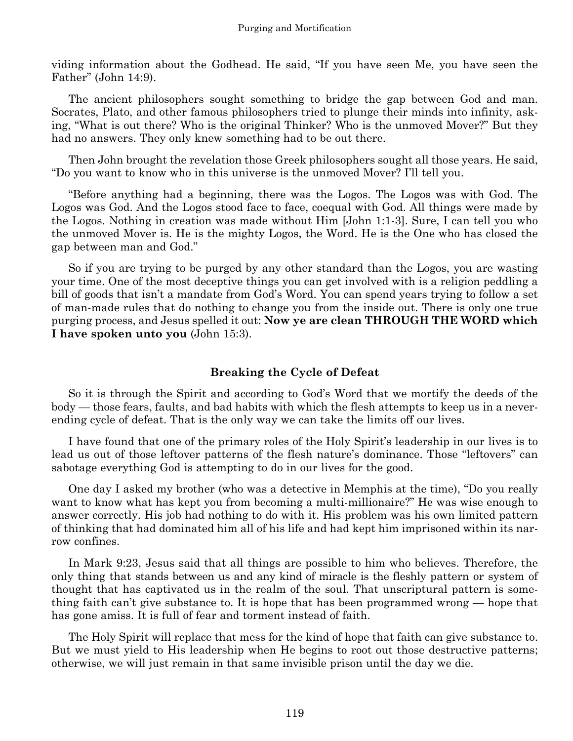viding information about the Godhead. He said, "If you have seen Me, you have seen the Father" (John 14:9).

The ancient philosophers sought something to bridge the gap between God and man. Socrates, Plato, and other famous philosophers tried to plunge their minds into infinity, asking, "What is out there? Who is the original Thinker? Who is the unmoved Mover?" But they had no answers. They only knew something had to be out there.

Then John brought the revelation those Greek philosophers sought all those years. He said, "Do you want to know who in this universe is the unmoved Mover? I'll tell you.

"Before anything had a beginning, there was the Logos. The Logos was with God. The Logos was God. And the Logos stood face to face, coequal with God. All things were made by the Logos. Nothing in creation was made without Him [John 1:1-3]. Sure, I can tell you who the unmoved Mover is. He is the mighty Logos, the Word. He is the One who has closed the gap between man and God."

So if you are trying to be purged by any other standard than the Logos, you are wasting your time. One of the most deceptive things you can get involved with is a religion peddling a bill of goods that isn't a mandate from God's Word. You can spend years trying to follow a set of man-made rules that do nothing to change you from the inside out. There is only one true purging process, and Jesus spelled it out: **Now ye are clean THROUGH THE WORD which I have spoken unto you** (John 15:3).

### Breaking the Cycle of Defeat

So it is through the Spirit and according to God's Word that we mortify the deeds of the body — those fears, faults, and bad habits with which the flesh attempts to keep us in a never-ending cycle of defeat. That is the only way we can take the limits off our lives.

I have found that one of the primary roles of the Holy Spirit's leadership in our lives is to lead us out of those leftover patterns of the flesh nature's dominance. Those "leftovers" can sabotage everything God is attempting to do in our lives for the good.

One day I asked my brother (who was a detective in Memphis at the time), "Do you really want to know what has kept you from becoming a multi-millionaire?" He was wise enough to answer correctly. His job had nothing to do with it. His problem was his own limited pattern of thinking that had dominated him all of his life and had kept him imprisoned within its narrow confines.

In Mark 9:23, Jesus said that all things are possible to him who believes. Therefore, the only thing that stands between us and any kind of miracle is the fleshly pattern or system of thought that has captivated us in the realm of the soul. That unscriptural pattern is something faith can't give substance to. It is hope that has been programmed wrong — hope that has gone amiss. It is full of fear and torment instead of faith.

The Holy Spirit will replace that mess for the kind of hope that faith can give substance to. But we must yield to His leadership when He begins to root out those destructive patterns; otherwise, we will just remain in that same invisible prison until the day we die.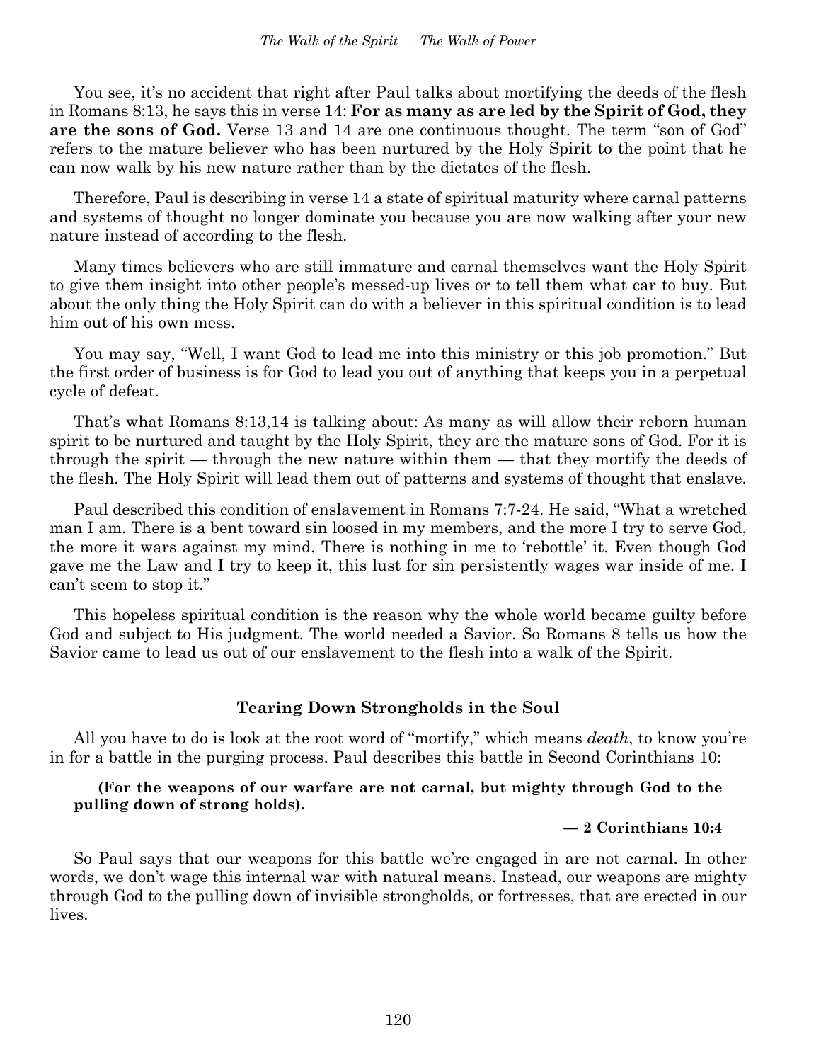You see, it's no accident that right after Paul talks about mortifying the deeds of the flesh in Romans 8:13, he says this in verse 14: **For as many as are led by the Spirit of God, they are the sons of God.** Verse 13 and 14 are one continuous thought. The term "son of God" refers to the mature believer who has been nurtured by the Holy Spirit to the point that he can now walk by his new nature rather than by the dictates of the flesh.

Therefore, Paul is describing in verse 14 a state of spiritual maturity where carnal patterns and systems of thought no longer dominate you because you are now walking after your new nature instead of according to the flesh.

Many times believers who are still immature and carnal themselves want the Holy Spirit to give them insight into other people's messed-up lives or to tell them what car to buy. But about the only thing the Holy Spirit can do with a believer in this spiritual condition is to lead him out of his own mess.

You may say, "Well, I want God to lead me into this ministry or this job promotion." But the first order of business is for God to lead you out of anything that keeps you in a perpetual cycle of defeat.

That's what Romans 8:13,14 is talking about: As many as will allow their reborn human spirit to be nurtured and taught by the Holy Spirit, they are the mature sons of God. For it is through the spirit — through the new nature within them — that they mortify the deeds of the flesh. The Holy Spirit will lead them out of patterns and systems of thought that enslave.

Paul described this condition of enslavement in Romans 7:7-24. He said, "What a wretched man I am. There is a bent toward sin loosed in my members, and the more I try to serve God, the more it wars against my mind. There is nothing in me to 'rebottle' it. Even though God gave me the Law and I try to keep it, this lust for sin persistently wages war inside of me. I can't seem to stop it."

This hopeless spiritual condition is the reason why the whole world became guilty before God and subject to His judgment. The world needed a Savior. So Romans 8 tells us how the Savior came to lead us out of our enslavement to the flesh into a walk of the Spirit.

### Tearing Down Strongholds in the Soul

All you have to do is look at the root word of "mortify," which means *death*, to know you're in for a battle in the purging process. Paul describes this battle in Second Corinthians 10:

> **(For the weapons of our warfare are not carnal, but mighty through God to the pulling down of strong holds).**
>
> **— 2 Corinthians 10:4**

So Paul says that our weapons for this battle we're engaged in are not carnal. In other words, we don't wage this internal war with natural means. Instead, our weapons are mighty through God to the pulling down of invisible strongholds, or fortresses, that are erected in our lives.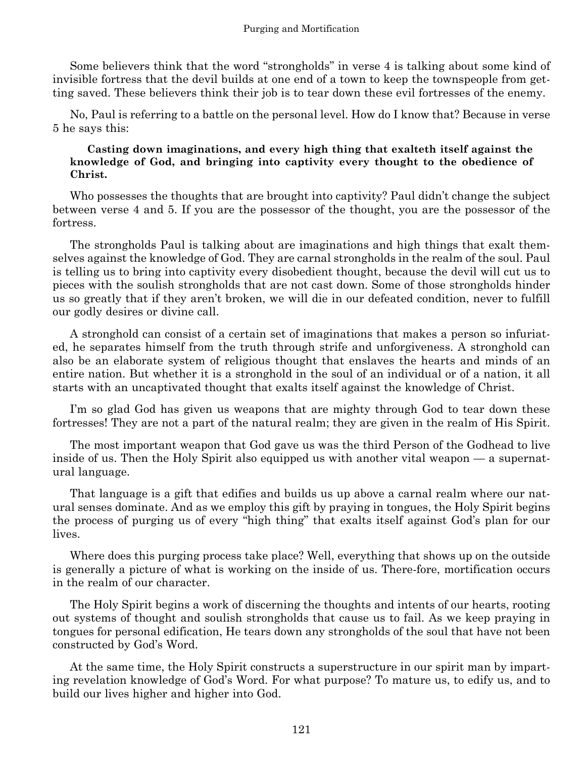Some believers think that the word "strongholds" in verse 4 is talking about some kind of invisible fortress that the devil builds at one end of a town to keep the townspeople from getting saved. These believers think their job is to tear down these evil fortresses of the enemy.

No, Paul is referring to a battle on the personal level. How do I know that? Because in verse 5 he says this:

> **Casting down imaginations, and every high thing that exalteth itself against the knowledge of God, and bringing into captivity every thought to the obedience of Christ.**

Who possesses the thoughts that are brought into captivity? Paul didn't change the subject between verse 4 and 5. If you are the possessor of the thought, you are the possessor of the fortress.

The strongholds Paul is talking about are imaginations and high things that exalt themselves against the knowledge of God. They are carnal strongholds in the realm of the soul. Paul is telling us to bring into captivity every disobedient thought, because the devil will cut us to pieces with the soulish strongholds that are not cast down. Some of those strongholds hinder us so greatly that if they aren't broken, we will die in our defeated condition, never to fulfill our godly desires or divine call.

A stronghold can consist of a certain set of imaginations that makes a person so infuriated, he separates himself from the truth through strife and unforgiveness. A stronghold can also be an elaborate system of religious thought that enslaves the hearts and minds of an entire nation. But whether it is a stronghold in the soul of an individual or of a nation, it all starts with an uncaptivated thought that exalts itself against the knowledge of Christ.

I'm so glad God has given us weapons that are mighty through God to tear down these fortresses! They are not a part of the natural realm; they are given in the realm of His Spirit.

The most important weapon that God gave us was the third Person of the Godhead to live inside of us. Then the Holy Spirit also equipped us with another vital weapon — a supernatural language.

That language is a gift that edifies and builds us up above a carnal realm where our natural senses dominate. And as we employ this gift by praying in tongues, the Holy Spirit begins the process of purging us of every "high thing" that exalts itself against God's plan for our lives.

Where does this purging process take place? Well, everything that shows up on the outside is generally a picture of what is working on the inside of us. There-fore, mortification occurs in the realm of our character.

The Holy Spirit begins a work of discerning the thoughts and intents of our hearts, rooting out systems of thought and soulish strongholds that cause us to fail. As we keep praying in tongues for personal edification, He tears down any strongholds of the soul that have not been constructed by God's Word.

At the same time, the Holy Spirit constructs a superstructure in our spirit man by imparting revelation knowledge of God's Word. For what purpose? To mature us, to edify us, and to build our lives higher and higher into God.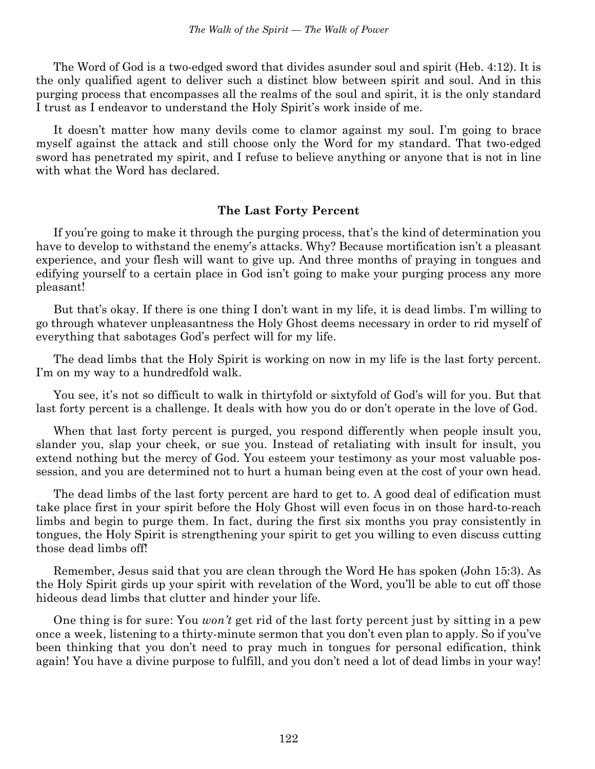The Word of God is a two-edged sword that divides asunder soul and spirit (Heb. 4:12). It is the only qualified agent to deliver such a distinct blow between spirit and soul. And in this purging process that encompasses all the realms of the soul and spirit, it is the only standard I trust as I endeavor to understand the Holy Spirit's work inside of me.

It doesn't matter how many devils come to clamor against my soul. I'm going to brace myself against the attack and still choose only the Word for my standard. That two-edged sword has penetrated my spirit, and I refuse to believe anything or anyone that is not in line with what the Word has declared.

### The Last Forty Percent

If you're going to make it through the purging process, that's the kind of determination you have to develop to withstand the enemy's attacks. Why? Because mortification isn't a pleasant experience, and your flesh will want to give up. And three months of praying in tongues and edifying yourself to a certain place in God isn't going to make your purging process any more pleasant!

But that's okay. If there is one thing I don't want in my life, it is dead limbs. I'm willing to go through whatever unpleasantness the Holy Ghost deems necessary in order to rid myself of everything that sabotages God's perfect will for my life.

The dead limbs that the Holy Spirit is working on now in my life is the last forty percent. I'm on my way to a hundredfold walk.

You see, it's not so difficult to walk in thirtyfold or sixtyfold of God's will for you. But that last forty percent is a challenge. It deals with how you do or don't operate in the love of God.

When that last forty percent is purged, you respond differently when people insult you, slander you, slap your cheek, or sue you. Instead of retaliating with insult for insult, you extend nothing but the mercy of God. You esteem your testimony as your most valuable possession, and you are determined not to hurt a human being even at the cost of your own head.

The dead limbs of the last forty percent are hard to get to. A good deal of edification must take place first in your spirit before the Holy Ghost will even focus in on those hard-to-reach limbs and begin to purge them. In fact, during the first six months you pray consistently in tongues, the Holy Spirit is strengthening your spirit to get you willing to even discuss cutting those dead limbs off!

Remember, Jesus said that you are clean through the Word He has spoken (John 15:3). As the Holy Spirit girds up your spirit with revelation of the Word, you'll be able to cut off those hideous dead limbs that clutter and hinder your life.

One thing is for sure: You *won't* get rid of the last forty percent just by sitting in a pew once a week, listening to a thirty-minute sermon that you don't even plan to apply. So if you've been thinking that you don't need to pray much in tongues for personal edification, think again! You have a divine purpose to fulfill, and you don't need a lot of dead limbs in your way!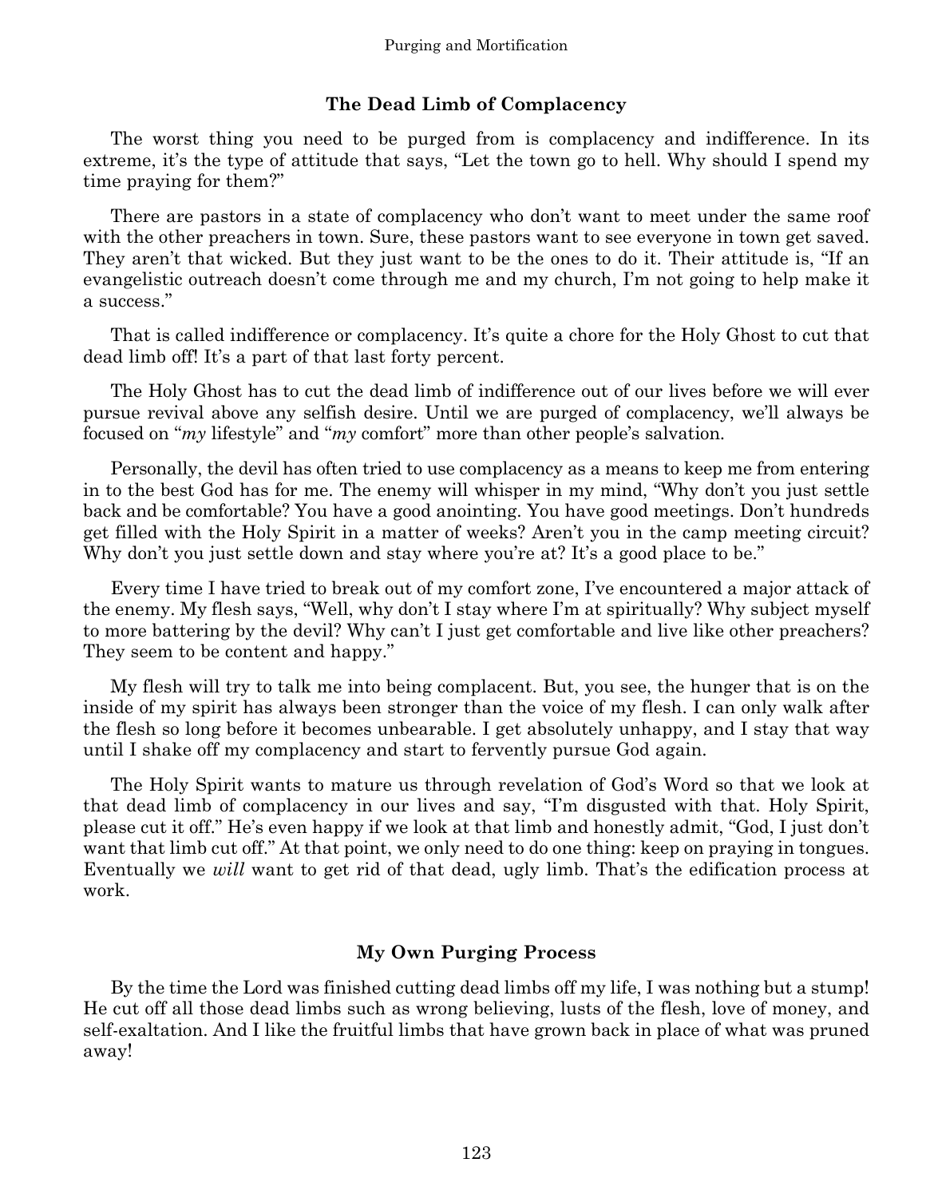## The Dead Limb of Complacency

The worst thing you need to be purged from is complacency and indifference. In its extreme, it's the type of attitude that says, "Let the town go to hell. Why should I spend my time praying for them?"

There are pastors in a state of complacency who don't want to meet under the same roof with the other preachers in town. Sure, these pastors want to see everyone in town get saved. They aren't that wicked. But they just want to be the ones to do it. Their attitude is, "If an evangelistic outreach doesn't come through me and my church, I'm not going to help make it a success."

That is called indifference or complacency. It's quite a chore for the Holy Ghost to cut that dead limb off! It's a part of that last forty percent.

The Holy Ghost has to cut the dead limb of indifference out of our lives before we will ever pursue revival above any selfish desire. Until we are purged of complacency, we'll always be focused on "*my* lifestyle" and "*my* comfort" more than other people's salvation.

Personally, the devil has often tried to use complacency as a means to keep me from entering in to the best God has for me. The enemy will whisper in my mind, "Why don't you just settle back and be comfortable? You have a good anointing. You have good meetings. Don't hundreds get filled with the Holy Spirit in a matter of weeks? Aren't you in the camp meeting circuit? Why don't you just settle down and stay where you're at? It's a good place to be."

Every time I have tried to break out of my comfort zone, I've encountered a major attack of the enemy. My flesh says, "Well, why don't I stay where I'm at spiritually? Why subject myself to more battering by the devil? Why can't I just get comfortable and live like other preachers? They seem to be content and happy."

My flesh will try to talk me into being complacent. But, you see, the hunger that is on the inside of my spirit has always been stronger than the voice of my flesh. I can only walk after the flesh so long before it becomes unbearable. I get absolutely unhappy, and I stay that way until I shake off my complacency and start to fervently pursue God again.

The Holy Spirit wants to mature us through revelation of God's Word so that we look at that dead limb of complacency in our lives and say, "I'm disgusted with that. Holy Spirit, please cut it off." He's even happy if we look at that limb and honestly admit, "God, I just don't want that limb cut off." At that point, we only need to do one thing: keep on praying in tongues. Eventually we *will* want to get rid of that dead, ugly limb. That's the edification process at work.

## My Own Purging Process

By the time the Lord was finished cutting dead limbs off my life, I was nothing but a stump! He cut off all those dead limbs such as wrong believing, lusts of the flesh, love of money, and self-exaltation. And I like the fruitful limbs that have grown back in place of what was pruned away!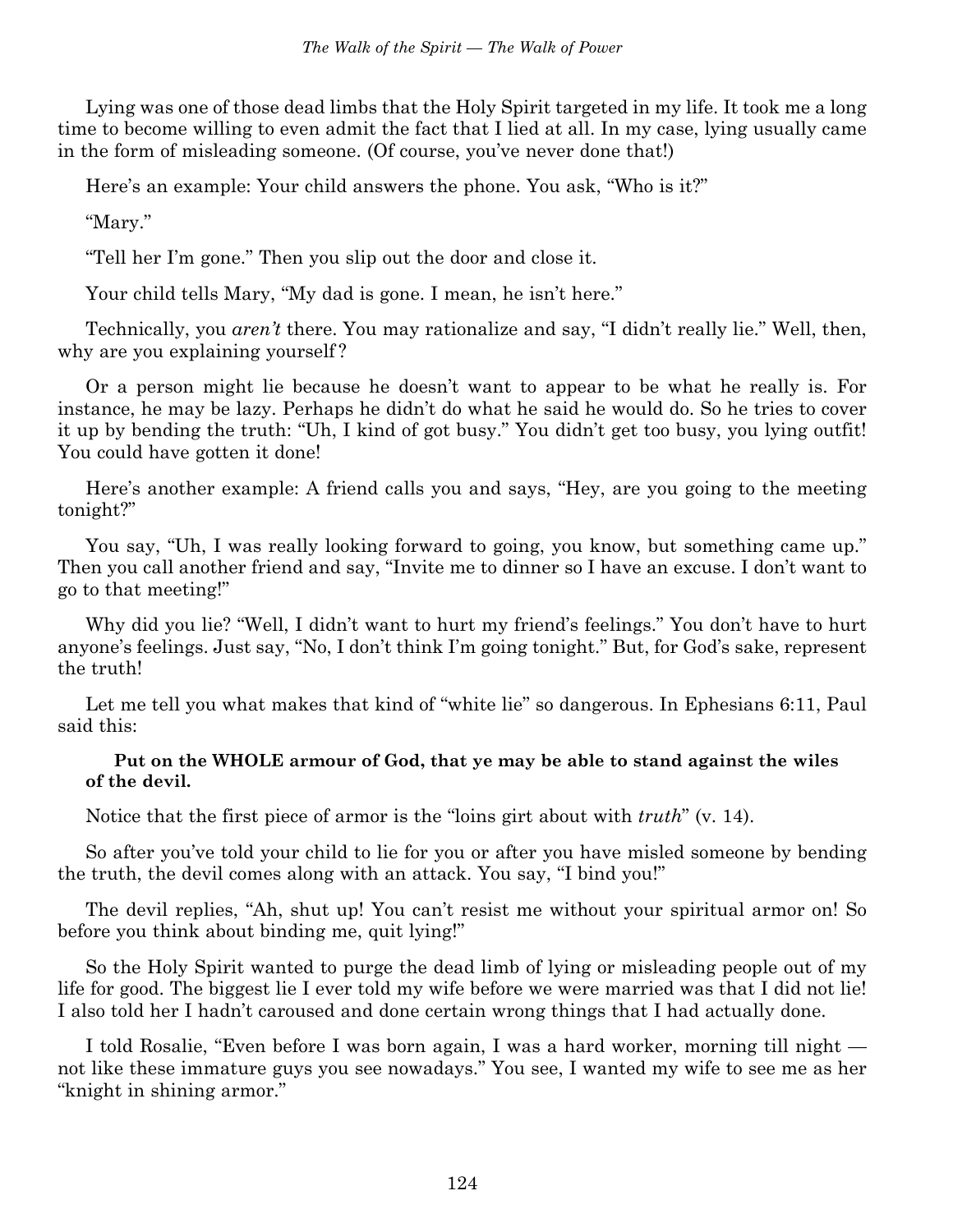Lying was one of those dead limbs that the Holy Spirit targeted in my life. It took me a long time to become willing to even admit the fact that I lied at all. In my case, lying usually came in the form of misleading someone. (Of course, you've never done that!)

Here's an example: Your child answers the phone. You ask, "Who is it?"

"Mary."

"Tell her I'm gone." Then you slip out the door and close it.

Your child tells Mary, "My dad is gone. I mean, he isn't here."

Technically, you *aren't* there. You may rationalize and say, "I didn't really lie." Well, then, why are you explaining yourself?

Or a person might lie because he doesn't want to appear to be what he really is. For instance, he may be lazy. Perhaps he didn't do what he said he would do. So he tries to cover it up by bending the truth: "Uh, I kind of got busy." You didn't get too busy, you lying outfit! You could have gotten it done!

Here's another example: A friend calls you and says, "Hey, are you going to the meeting tonight?"

You say, "Uh, I was really looking forward to going, you know, but something came up." Then you call another friend and say, "Invite me to dinner so I have an excuse. I don't want to go to that meeting!"

Why did you lie? "Well, I didn't want to hurt my friend's feelings." You don't have to hurt anyone's feelings. Just say, "No, I don't think I'm going tonight." But, for God's sake, represent the truth!

Let me tell you what makes that kind of "white lie" so dangerous. In Ephesians 6:11, Paul said this:

> **Put on the WHOLE armour of God, that ye may be able to stand against the wiles of the devil.**

Notice that the first piece of armor is the "loins girt about with *truth*" (v. 14).

So after you've told your child to lie for you or after you have misled someone by bending the truth, the devil comes along with an attack. You say, "I bind you!"

The devil replies, "Ah, shut up! You can't resist me without your spiritual armor on! So before you think about binding me, quit lying!"

So the Holy Spirit wanted to purge the dead limb of lying or misleading people out of my life for good. The biggest lie I ever told my wife before we were married was that I did not lie! I also told her I hadn't caroused and done certain wrong things that I had actually done.

I told Rosalie, "Even before I was born again, I was a hard worker, morning till night — not like these immature guys you see nowadays." You see, I wanted my wife to see me as her "knight in shining armor."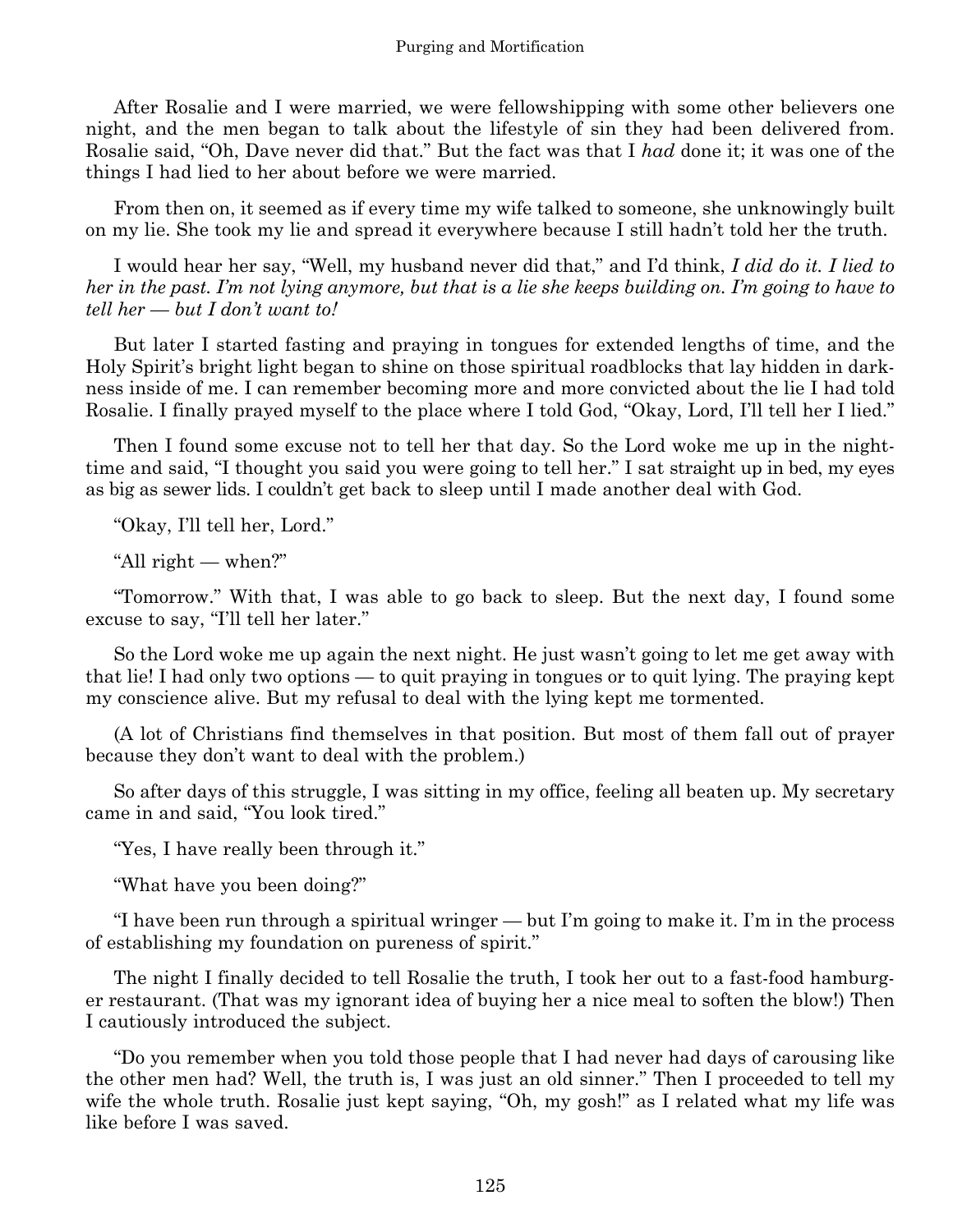After Rosalie and I were married, we were fellowshipping with some other believers one night, and the men began to talk about the lifestyle of sin they had been delivered from. Rosalie said, "Oh, Dave never did that." But the fact was that I *had* done it; it was one of the things I had lied to her about before we were married.

From then on, it seemed as if every time my wife talked to someone, she unknowingly built on my lie. She took my lie and spread it everywhere because I still hadn't told her the truth.

I would hear her say, "Well, my husband never did that," and I'd think, *I did do it. I lied to her in the past. I'm not lying anymore, but that is a lie she keeps building on. I'm going to have to tell her — but I don't want to!*

But later I started fasting and praying in tongues for extended lengths of time, and the Holy Spirit's bright light began to shine on those spiritual roadblocks that lay hidden in darkness inside of me. I can remember becoming more and more convicted about the lie I had told Rosalie. I finally prayed myself to the place where I told God, "Okay, Lord, I'll tell her I lied."

Then I found some excuse not to tell her that day. So the Lord woke me up in the nighttime and said, "I thought you said you were going to tell her." I sat straight up in bed, my eyes as big as sewer lids. I couldn't get back to sleep until I made another deal with God.

"Okay, I'll tell her, Lord."

"All right — when?"

"Tomorrow." With that, I was able to go back to sleep. But the next day, I found some excuse to say, "I'll tell her later."

So the Lord woke me up again the next night. He just wasn't going to let me get away with that lie! I had only two options — to quit praying in tongues or to quit lying. The praying kept my conscience alive. But my refusal to deal with the lying kept me tormented.

(A lot of Christians find themselves in that position. But most of them fall out of prayer because they don't want to deal with the problem.)

So after days of this struggle, I was sitting in my office, feeling all beaten up. My secretary came in and said, "You look tired."

"Yes, I have really been through it."

"What have you been doing?"

"I have been run through a spiritual wringer — but I'm going to make it. I'm in the process of establishing my foundation on pureness of spirit."

The night I finally decided to tell Rosalie the truth, I took her out to a fast-food hamburger restaurant. (That was my ignorant idea of buying her a nice meal to soften the blow!) Then I cautiously introduced the subject.

"Do you remember when you told those people that I had never had days of carousing like the other men had? Well, the truth is, I was just an old sinner." Then I proceeded to tell my wife the whole truth. Rosalie just kept saying, "Oh, my gosh!" as I related what my life was like before I was saved.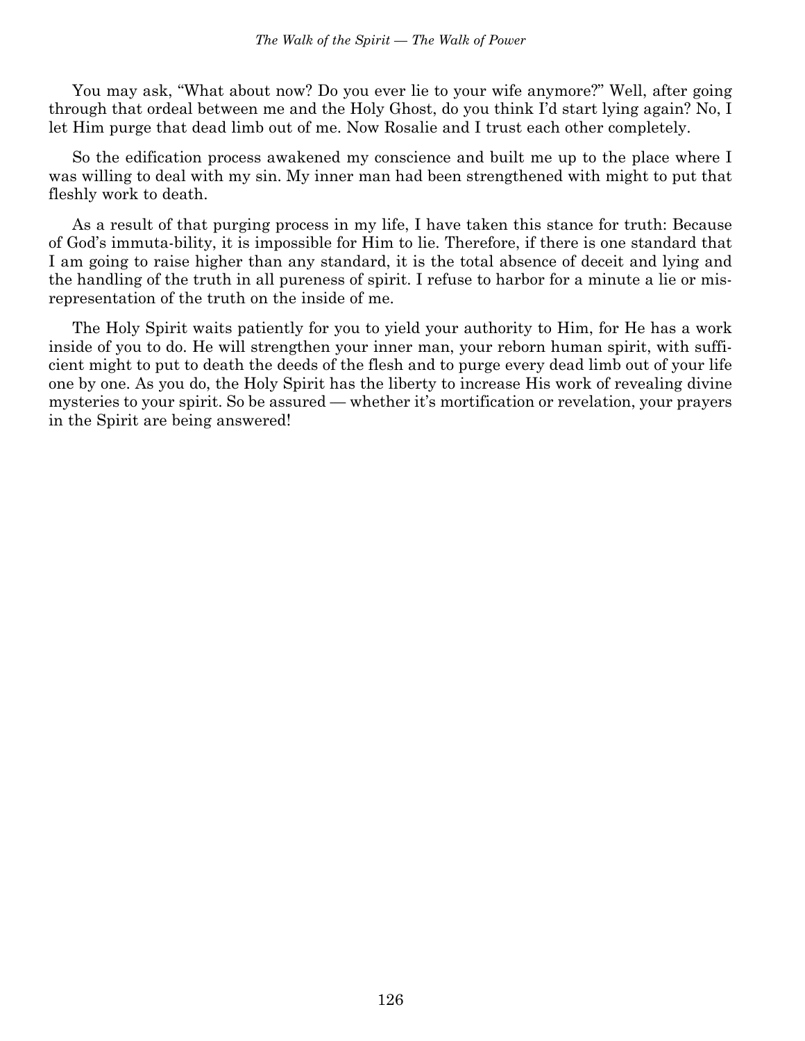You may ask, "What about now? Do you ever lie to your wife anymore?" Well, after going through that ordeal between me and the Holy Ghost, do you think I'd start lying again? No, I let Him purge that dead limb out of me. Now Rosalie and I trust each other completely.

So the edification process awakened my conscience and built me up to the place where I was willing to deal with my sin. My inner man had been strengthened with might to put that fleshly work to death.

As a result of that purging process in my life, I have taken this stance for truth: Because of God's immutability, it is impossible for Him to lie. Therefore, if there is one standard that I am going to raise higher than any standard, it is the total absence of deceit and lying and the handling of the truth in all pureness of spirit. I refuse to harbor for a minute a lie or misrepresentation of the truth on the inside of me.

The Holy Spirit waits patiently for you to yield your authority to Him, for He has a work inside of you to do. He will strengthen your inner man, your reborn human spirit, with sufficient might to put to death the deeds of the flesh and to purge every dead limb out of your life one by one. As you do, the Holy Spirit has the liberty to increase His work of revealing divine mysteries to your spirit. So be assured — whether it's mortification or revelation, your prayers in the Spirit are being answered!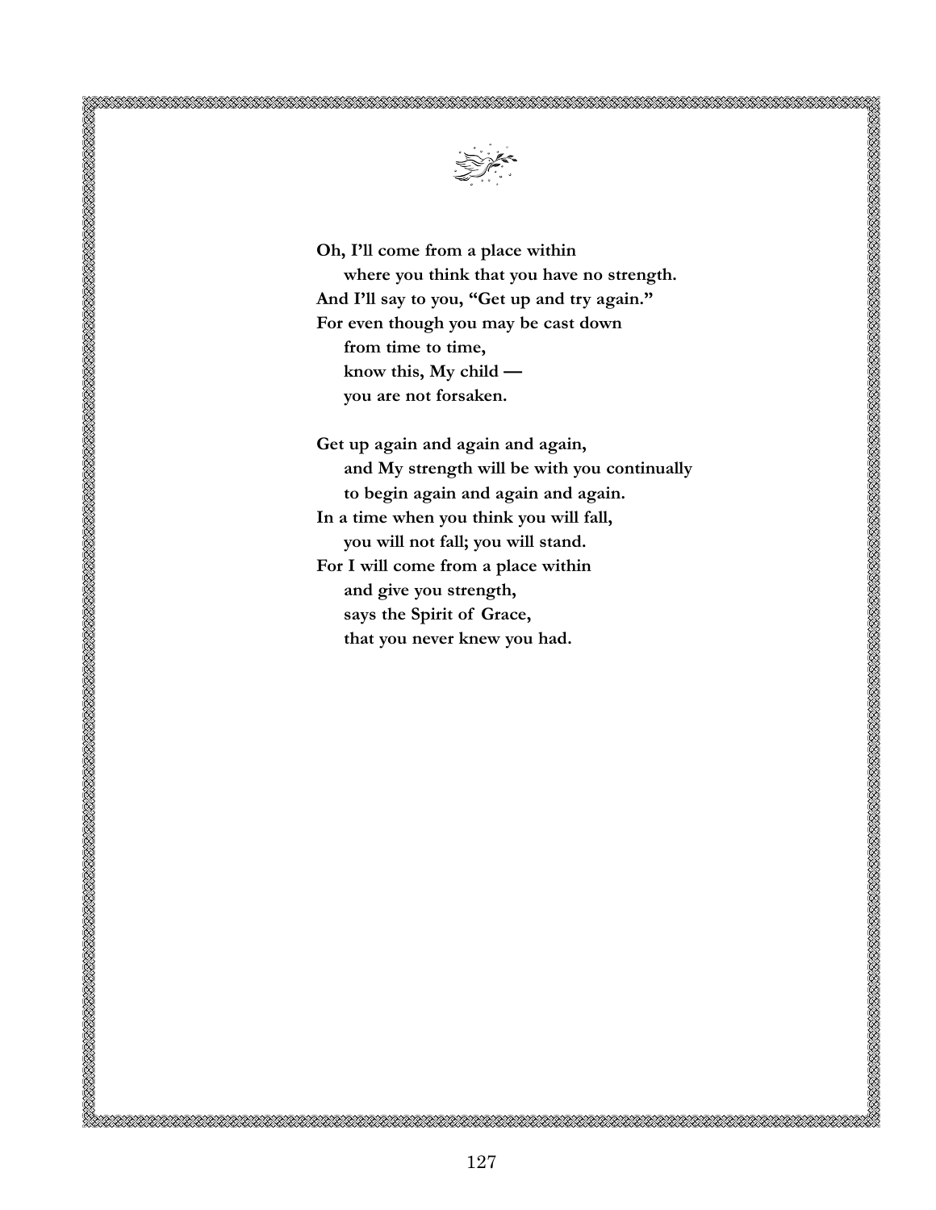**Oh, I'll come from a place within**
**where you think that you have no strength.**
**And I'll say to you, "Get up and try again."**
**For even though you may be cast down**
**from time to time,**
**know this, My child —**
**you are not forsaken.**

**Get up again and again and again,**
**and My strength will be with you continually**
**to begin again and again and again.**
**In a time when you think you will fall,**
**you will not fall; you will stand.**
**For I will come from a place within**
**and give you strength,**
**says the Spirit of Grace,**
**that you never knew you had.**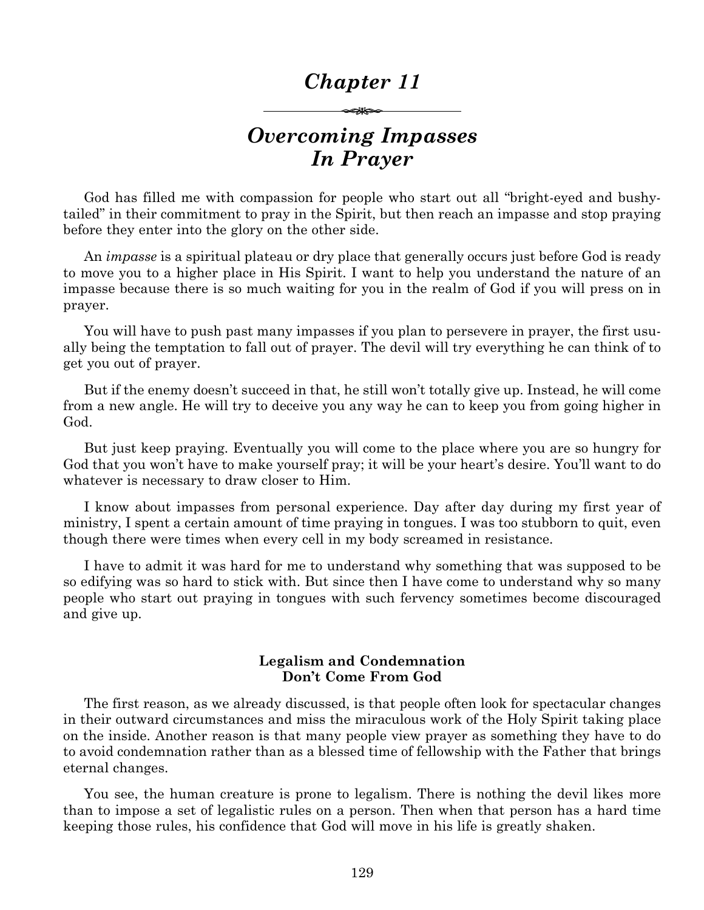# *Chapter 11*

## *Overcoming Impasses In Prayer*

God has filled me with compassion for people who start out all "bright-eyed and bushy-tailed" in their commitment to pray in the Spirit, but then reach an impasse and stop praying before they enter into the glory on the other side.

An *impasse* is a spiritual plateau or dry place that generally occurs just before God is ready to move you to a higher place in His Spirit. I want to help you understand the nature of an impasse because there is so much waiting for you in the realm of God if you will press on in prayer.

You will have to push past many impasses if you plan to persevere in prayer, the first usually being the temptation to fall out of prayer. The devil will try everything he can think of to get you out of prayer.

But if the enemy doesn't succeed in that, he still won't totally give up. Instead, he will come from a new angle. He will try to deceive you any way he can to keep you from going higher in God.

But just keep praying. Eventually you will come to the place where you are so hungry for God that you won't have to make yourself pray; it will be your heart's desire. You'll want to do whatever is necessary to draw closer to Him.

I know about impasses from personal experience. Day after day during my first year of ministry, I spent a certain amount of time praying in tongues. I was too stubborn to quit, even though there were times when every cell in my body screamed in resistance.

I have to admit it was hard for me to understand why something that was supposed to be so edifying was so hard to stick with. But since then I have come to understand why so many people who start out praying in tongues with such fervency sometimes become discouraged and give up.

### Legalism and Condemnation Don't Come From God

The first reason, as we already discussed, is that people often look for spectacular changes in their outward circumstances and miss the miraculous work of the Holy Spirit taking place on the inside. Another reason is that many people view prayer as something they have to do to avoid condemnation rather than as a blessed time of fellowship with the Father that brings eternal changes.

You see, the human creature is prone to legalism. There is nothing the devil likes more than to impose a set of legalistic rules on a person. Then when that person has a hard time keeping those rules, his confidence that God will move in his life is greatly shaken.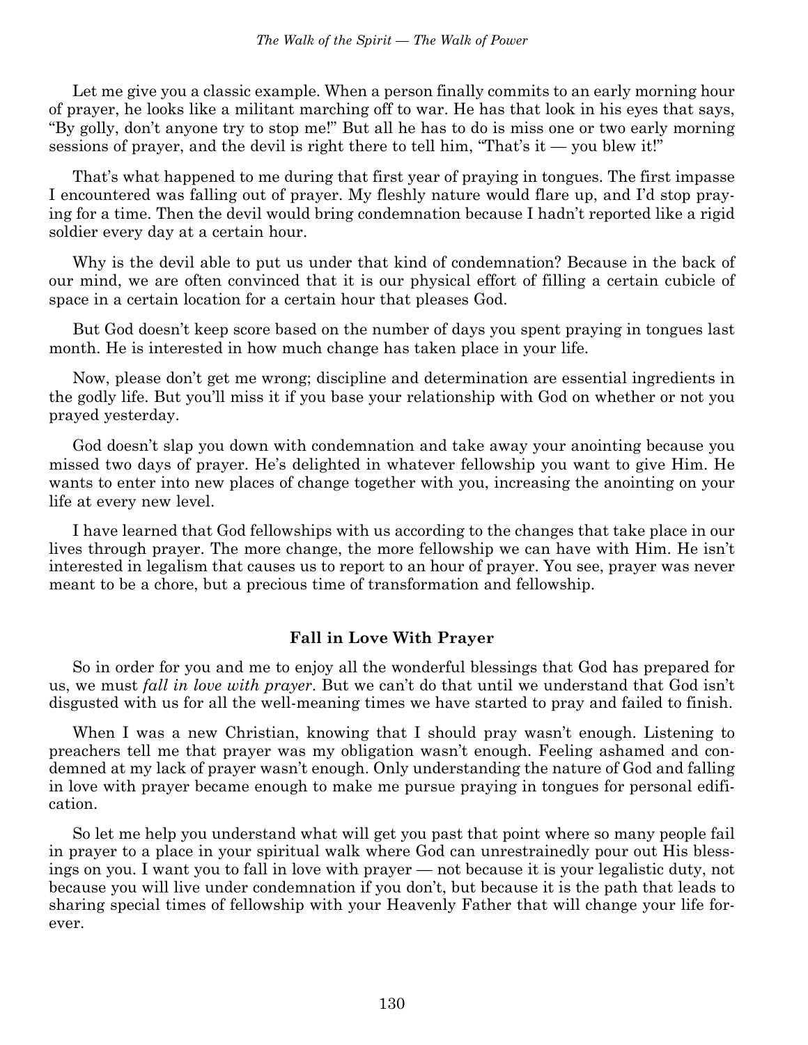Let me give you a classic example. When a person finally commits to an early morning hour of prayer, he looks like a militant marching off to war. He has that look in his eyes that says, "By golly, don't anyone try to stop me!" But all he has to do is miss one or two early morning sessions of prayer, and the devil is right there to tell him, "That's it — you blew it!"

That's what happened to me during that first year of praying in tongues. The first impasse I encountered was falling out of prayer. My fleshly nature would flare up, and I'd stop praying for a time. Then the devil would bring condemnation because I hadn't reported like a rigid soldier every day at a certain hour.

Why is the devil able to put us under that kind of condemnation? Because in the back of our mind, we are often convinced that it is our physical effort of filling a certain cubicle of space in a certain location for a certain hour that pleases God.

But God doesn't keep score based on the number of days you spent praying in tongues last month. He is interested in how much change has taken place in your life.

Now, please don't get me wrong; discipline and determination are essential ingredients in the godly life. But you'll miss it if you base your relationship with God on whether or not you prayed yesterday.

God doesn't slap you down with condemnation and take away your anointing because you missed two days of prayer. He's delighted in whatever fellowship you want to give Him. He wants to enter into new places of change together with you, increasing the anointing on your life at every new level.

I have learned that God fellowships with us according to the changes that take place in our lives through prayer. The more change, the more fellowship we can have with Him. He isn't interested in legalism that causes us to report to an hour of prayer. You see, prayer was never meant to be a chore, but a precious time of transformation and fellowship.

### Fall in Love With Prayer

So in order for you and me to enjoy all the wonderful blessings that God has prepared for us, we must *fall in love with prayer*. But we can't do that until we understand that God isn't disgusted with us for all the well-meaning times we have started to pray and failed to finish.

When I was a new Christian, knowing that I should pray wasn't enough. Listening to preachers tell me that prayer was my obligation wasn't enough. Feeling ashamed and condemned at my lack of prayer wasn't enough. Only understanding the nature of God and falling in love with prayer became enough to make me pursue praying in tongues for personal edification.

So let me help you understand what will get you past that point where so many people fail in prayer to a place in your spiritual walk where God can unrestrainedly pour out His blessings on you. I want you to fall in love with prayer — not because it is your legalistic duty, not because you will live under condemnation if you don't, but because it is the path that leads to sharing special times of fellowship with your Heavenly Father that will change your life forever.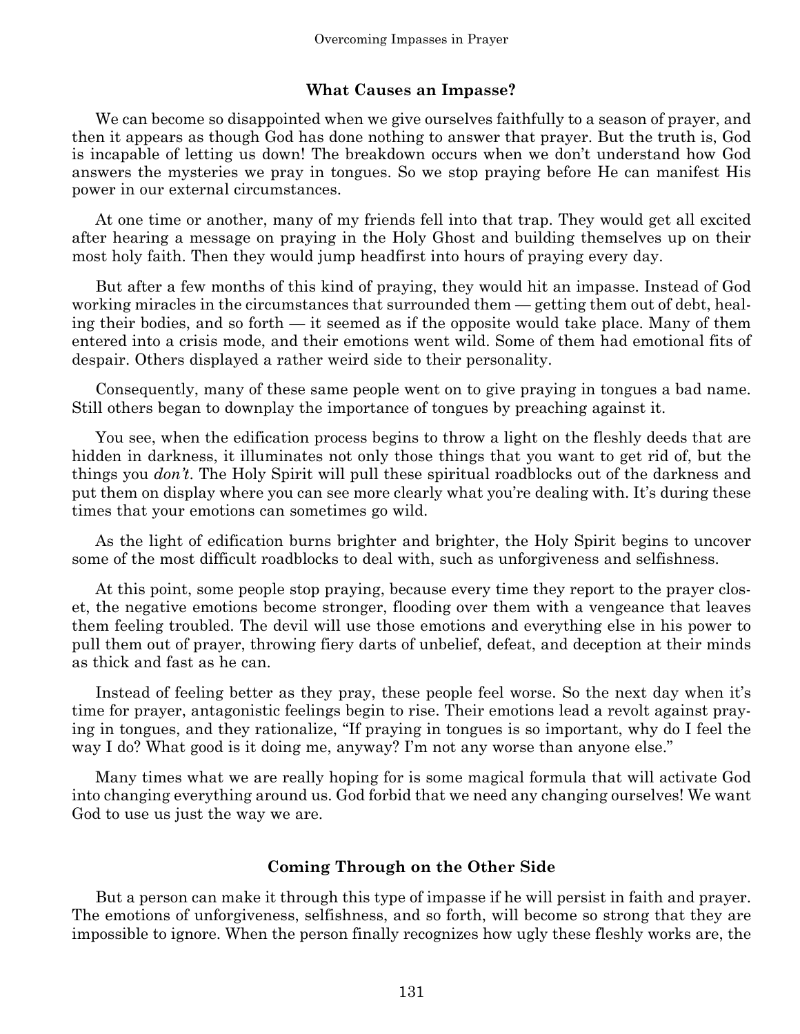### What Causes an Impasse?

We can become so disappointed when we give ourselves faithfully to a season of prayer, and then it appears as though God has done nothing to answer that prayer. But the truth is, God is incapable of letting us down! The breakdown occurs when we don't understand how God answers the mysteries we pray in tongues. So we stop praying before He can manifest His power in our external circumstances.

At one time or another, many of my friends fell into that trap. They would get all excited after hearing a message on praying in the Holy Ghost and building themselves up on their most holy faith. Then they would jump headfirst into hours of praying every day.

But after a few months of this kind of praying, they would hit an impasse. Instead of God working miracles in the circumstances that surrounded them — getting them out of debt, healing their bodies, and so forth — it seemed as if the opposite would take place. Many of them entered into a crisis mode, and their emotions went wild. Some of them had emotional fits of despair. Others displayed a rather weird side to their personality.

Consequently, many of these same people went on to give praying in tongues a bad name. Still others began to downplay the importance of tongues by preaching against it.

You see, when the edification process begins to throw a light on the fleshly deeds that are hidden in darkness, it illuminates not only those things that you want to get rid of, but the things you *don't*. The Holy Spirit will pull these spiritual roadblocks out of the darkness and put them on display where you can see more clearly what you're dealing with. It's during these times that your emotions can sometimes go wild.

As the light of edification burns brighter and brighter, the Holy Spirit begins to uncover some of the most difficult roadblocks to deal with, such as unforgiveness and selfishness.

At this point, some people stop praying, because every time they report to the prayer closet, the negative emotions become stronger, flooding over them with a vengeance that leaves them feeling troubled. The devil will use those emotions and everything else in his power to pull them out of prayer, throwing fiery darts of unbelief, defeat, and deception at their minds as thick and fast as he can.

Instead of feeling better as they pray, these people feel worse. So the next day when it's time for prayer, antagonistic feelings begin to rise. Their emotions lead a revolt against praying in tongues, and they rationalize, "If praying in tongues is so important, why do I feel the way I do? What good is it doing me, anyway? I'm not any worse than anyone else."

Many times what we are really hoping for is some magical formula that will activate God into changing everything around us. God forbid that we need any changing ourselves! We want God to use us just the way we are.

### Coming Through on the Other Side

But a person can make it through this type of impasse if he will persist in faith and prayer. The emotions of unforgiveness, selfishness, and so forth, will become so strong that they are impossible to ignore. When the person finally recognizes how ugly these fleshly works are, the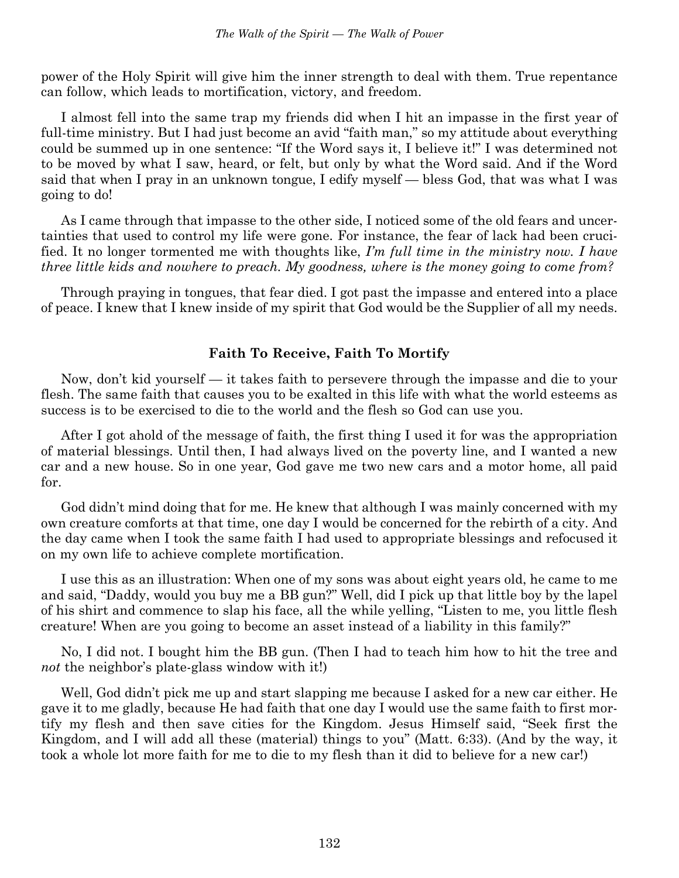power of the Holy Spirit will give him the inner strength to deal with them. True repentance can follow, which leads to mortification, victory, and freedom.

I almost fell into the same trap my friends did when I hit an impasse in the first year of full-time ministry. But I had just become an avid "faith man," so my attitude about everything could be summed up in one sentence: "If the Word says it, I believe it!" I was determined not to be moved by what I saw, heard, or felt, but only by what the Word said. And if the Word said that when I pray in an unknown tongue, I edify myself — bless God, that was what I was going to do!

As I came through that impasse to the other side, I noticed some of the old fears and uncertainties that used to control my life were gone. For instance, the fear of lack had been crucified. It no longer tormented me with thoughts like, *I'm full time in the ministry now. I have three little kids and nowhere to preach. My goodness, where is the money going to come from?*

Through praying in tongues, that fear died. I got past the impasse and entered into a place of peace. I knew that I knew inside of my spirit that God would be the Supplier of all my needs.

### Faith To Receive, Faith To Mortify

Now, don't kid yourself — it takes faith to persevere through the impasse and die to your flesh. The same faith that causes you to be exalted in this life with what the world esteems as success is to be exercised to die to the world and the flesh so God can use you.

After I got ahold of the message of faith, the first thing I used it for was the appropriation of material blessings. Until then, I had always lived on the poverty line, and I wanted a new car and a new house. So in one year, God gave me two new cars and a motor home, all paid for.

God didn't mind doing that for me. He knew that although I was mainly concerned with my own creature comforts at that time, one day I would be concerned for the rebirth of a city. And the day came when I took the same faith I had used to appropriate blessings and refocused it on my own life to achieve complete mortification.

I use this as an illustration: When one of my sons was about eight years old, he came to me and said, "Daddy, would you buy me a BB gun?" Well, did I pick up that little boy by the lapel of his shirt and commence to slap his face, all the while yelling, "Listen to me, you little flesh creature! When are you going to become an asset instead of a liability in this family?"

No, I did not. I bought him the BB gun. (Then I had to teach him how to hit the tree and *not* the neighbor's plate-glass window with it!)

Well, God didn't pick me up and start slapping me because I asked for a new car either. He gave it to me gladly, because He had faith that one day I would use the same faith to first mortify my flesh and then save cities for the Kingdom. Jesus Himself said, "Seek first the Kingdom, and I will add all these (material) things to you" (Matt. 6:33). (And by the way, it took a whole lot more faith for me to die to my flesh than it did to believe for a new car!)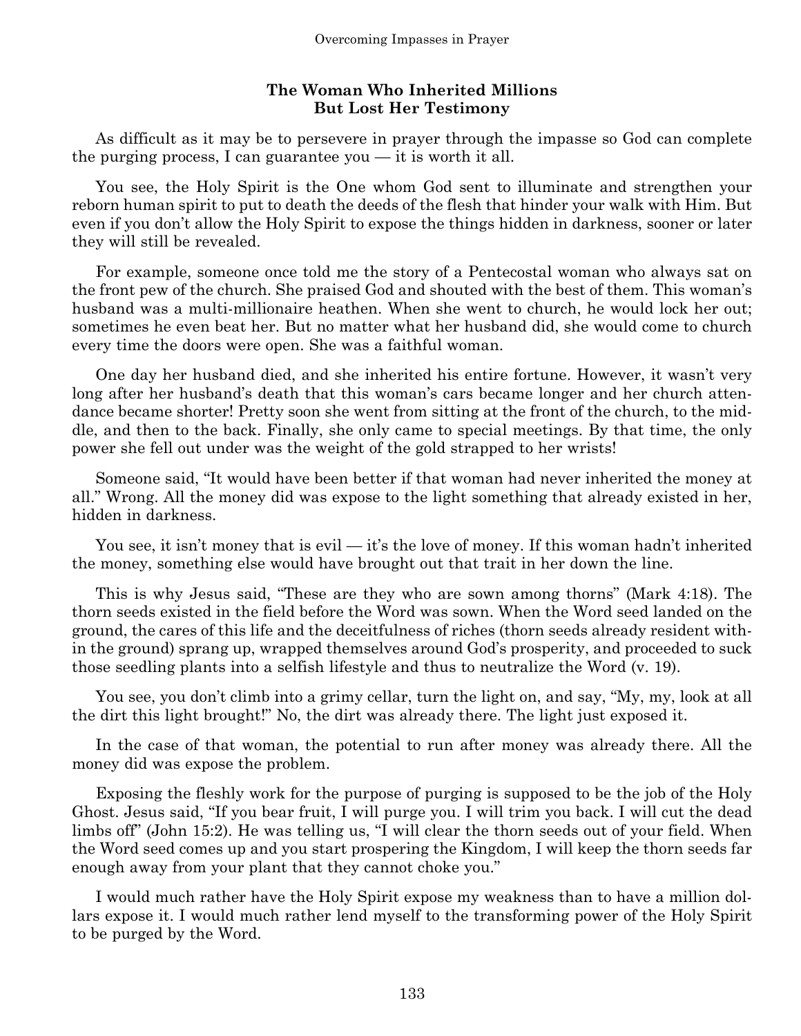### The Woman Who Inherited Millions But Lost Her Testimony

As difficult as it may be to persevere in prayer through the impasse so God can complete the purging process, I can guarantee you — it is worth it all.

You see, the Holy Spirit is the One whom God sent to illuminate and strengthen your reborn human spirit to put to death the deeds of the flesh that hinder your walk with Him. But even if you don't allow the Holy Spirit to expose the things hidden in darkness, sooner or later they will still be revealed.

For example, someone once told me the story of a Pentecostal woman who always sat on the front pew of the church. She praised God and shouted with the best of them. This woman's husband was a multi-millionaire heathen. When she went to church, he would lock her out; sometimes he even beat her. But no matter what her husband did, she would come to church every time the doors were open. She was a faithful woman.

One day her husband died, and she inherited his entire fortune. However, it wasn't very long after her husband's death that this woman's cars became longer and her church attendance became shorter! Pretty soon she went from sitting at the front of the church, to the middle, and then to the back. Finally, she only came to special meetings. By that time, the only power she fell out under was the weight of the gold strapped to her wrists!

Someone said, "It would have been better if that woman had never inherited the money at all." Wrong. All the money did was expose to the light something that already existed in her, hidden in darkness.

You see, it isn't money that is evil — it's the love of money. If this woman hadn't inherited the money, something else would have brought out that trait in her down the line.

This is why Jesus said, "These are they who are sown among thorns" (Mark 4:18). The thorn seeds existed in the field before the Word was sown. When the Word seed landed on the ground, the cares of this life and the deceitfulness of riches (thorn seeds already resident within the ground) sprang up, wrapped themselves around God's prosperity, and proceeded to suck those seedling plants into a selfish lifestyle and thus to neutralize the Word (v. 19).

You see, you don't climb into a grimy cellar, turn the light on, and say, "My, my, look at all the dirt this light brought!" No, the dirt was already there. The light just exposed it.

In the case of that woman, the potential to run after money was already there. All the money did was expose the problem.

Exposing the fleshly work for the purpose of purging is supposed to be the job of the Holy Ghost. Jesus said, "If you bear fruit, I will purge you. I will trim you back. I will cut the dead limbs off" (John 15:2). He was telling us, "I will clear the thorn seeds out of your field. When the Word seed comes up and you start prospering the Kingdom, I will keep the thorn seeds far enough away from your plant that they cannot choke you."

I would much rather have the Holy Spirit expose my weakness than to have a million dollars expose it. I would much rather lend myself to the transforming power of the Holy Spirit to be purged by the Word.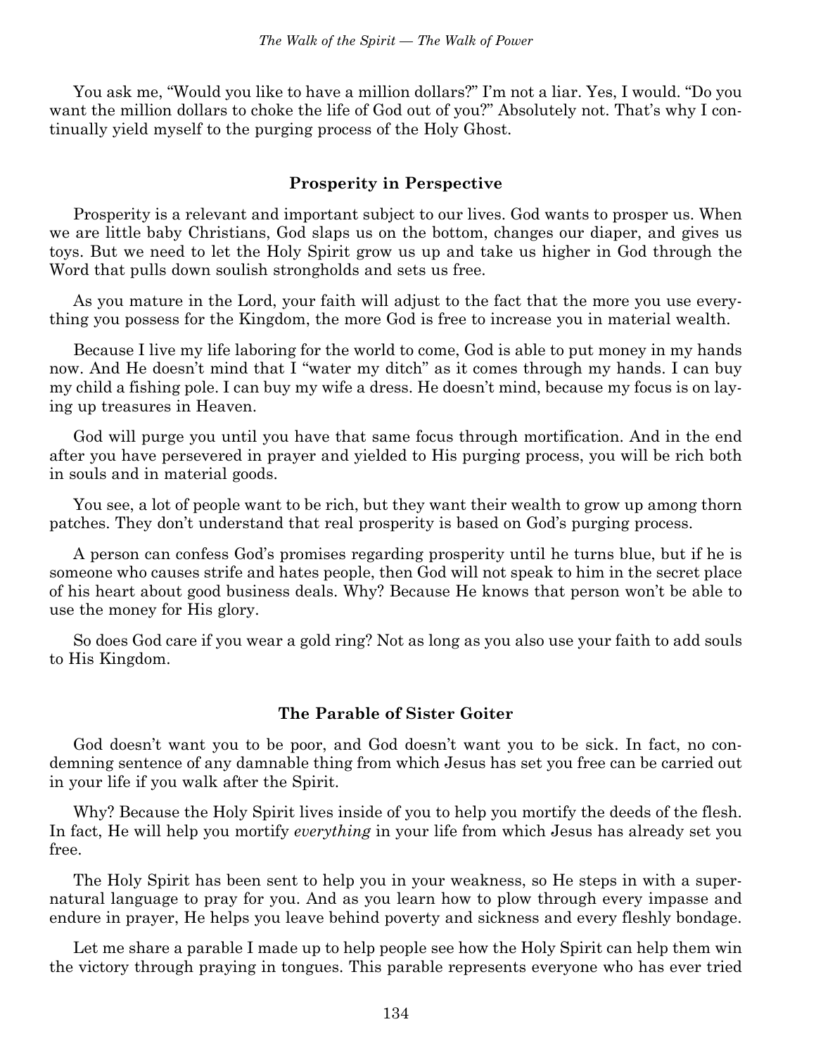You ask me, "Would you like to have a million dollars?" I'm not a liar. Yes, I would. "Do you want the million dollars to choke the life of God out of you?" Absolutely not. That's why I continually yield myself to the purging process of the Holy Ghost.

### Prosperity in Perspective

Prosperity is a relevant and important subject to our lives. God wants to prosper us. When we are little baby Christians, God slaps us on the bottom, changes our diaper, and gives us toys. But we need to let the Holy Spirit grow us up and take us higher in God through the Word that pulls down soulish strongholds and sets us free.

As you mature in the Lord, your faith will adjust to the fact that the more you use everything you possess for the Kingdom, the more God is free to increase you in material wealth.

Because I live my life laboring for the world to come, God is able to put money in my hands now. And He doesn't mind that I "water my ditch" as it comes through my hands. I can buy my child a fishing pole. I can buy my wife a dress. He doesn't mind, because my focus is on laying up treasures in Heaven.

God will purge you until you have that same focus through mortification. And in the end after you have persevered in prayer and yielded to His purging process, you will be rich both in souls and in material goods.

You see, a lot of people want to be rich, but they want their wealth to grow up among thorn patches. They don't understand that real prosperity is based on God's purging process.

A person can confess God's promises regarding prosperity until he turns blue, but if he is someone who causes strife and hates people, then God will not speak to him in the secret place of his heart about good business deals. Why? Because He knows that person won't be able to use the money for His glory.

So does God care if you wear a gold ring? Not as long as you also use your faith to add souls to His Kingdom.

### The Parable of Sister Goiter

God doesn't want you to be poor, and God doesn't want you to be sick. In fact, no condemning sentence of any damnable thing from which Jesus has set you free can be carried out in your life if you walk after the Spirit.

Why? Because the Holy Spirit lives inside of you to help you mortify the deeds of the flesh. In fact, He will help you mortify *everything* in your life from which Jesus has already set you free.

The Holy Spirit has been sent to help you in your weakness, so He steps in with a supernatural language to pray for you. And as you learn how to plow through every impasse and endure in prayer, He helps you leave behind poverty and sickness and every fleshly bondage.

Let me share a parable I made up to help people see how the Holy Spirit can help them win the victory through praying in tongues. This parable represents everyone who has ever tried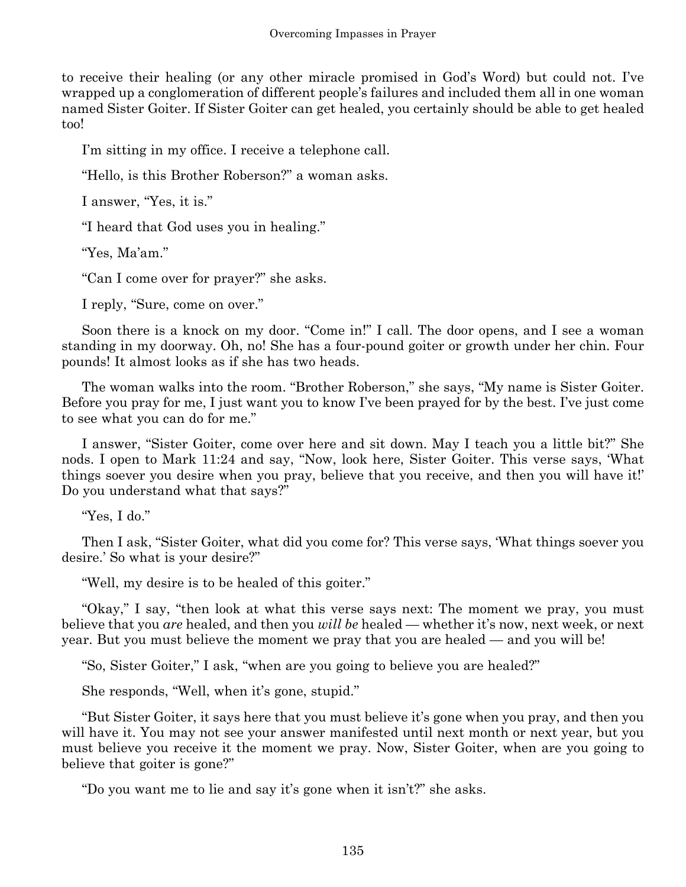to receive their healing (or any other miracle promised in God's Word) but could not. I've wrapped up a conglomeration of different people's failures and included them all in one woman named Sister Goiter. If Sister Goiter can get healed, you certainly should be able to get healed too!

I'm sitting in my office. I receive a telephone call.

"Hello, is this Brother Roberson?" a woman asks.

I answer, "Yes, it is."

"I heard that God uses you in healing."

"Yes, Ma'am."

"Can I come over for prayer?" she asks.

I reply, "Sure, come on over."

Soon there is a knock on my door. "Come in!" I call. The door opens, and I see a woman standing in my doorway. Oh, no! She has a four-pound goiter or growth under her chin. Four pounds! It almost looks as if she has two heads.

The woman walks into the room. "Brother Roberson," she says, "My name is Sister Goiter. Before you pray for me, I just want you to know I've been prayed for by the best. I've just come to see what you can do for me."

I answer, "Sister Goiter, come over here and sit down. May I teach you a little bit?" She nods. I open to Mark 11:24 and say, "Now, look here, Sister Goiter. This verse says, 'What things soever you desire when you pray, believe that you receive, and then you will have it!' Do you understand what that says?"

"Yes, I do."

Then I ask, "Sister Goiter, what did you come for? This verse says, 'What things soever you desire.' So what is your desire?"

"Well, my desire is to be healed of this goiter."

"Okay," I say, "then look at what this verse says next: The moment we pray, you must believe that you *are* healed, and then you *will be* healed — whether it's now, next week, or next year. But you must believe the moment we pray that you are healed — and you will be!

"So, Sister Goiter," I ask, "when are you going to believe you are healed?"

She responds, "Well, when it's gone, stupid."

"But Sister Goiter, it says here that you must believe it's gone when you pray, and then you will have it. You may not see your answer manifested until next month or next year, but you must believe you receive it the moment we pray. Now, Sister Goiter, when are you going to believe that goiter is gone?"

"Do you want me to lie and say it's gone when it isn't?" she asks.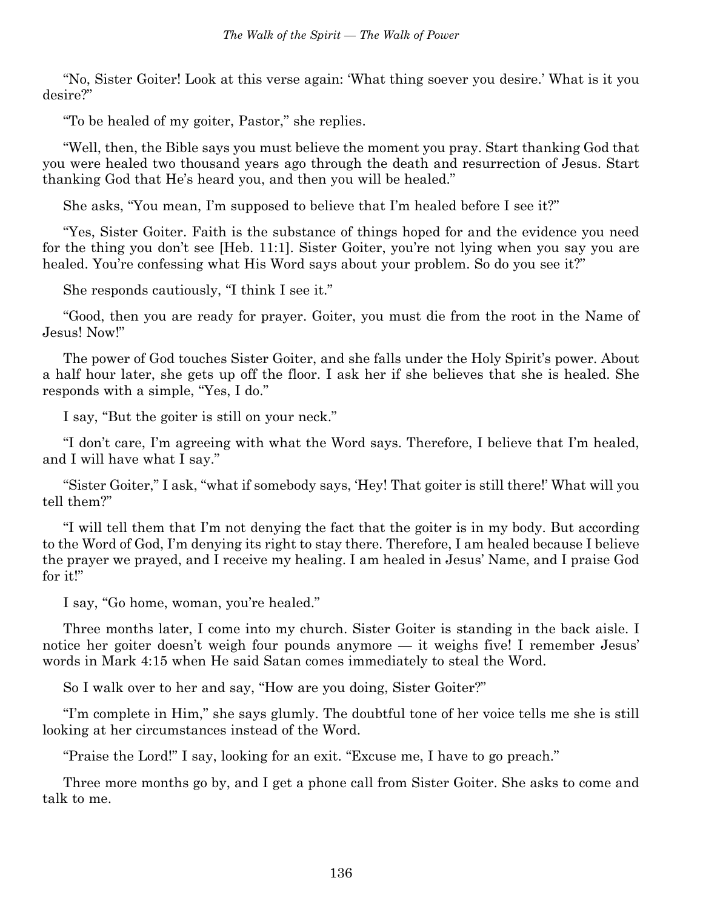"No, Sister Goiter! Look at this verse again: 'What thing soever you desire.' What is it you desire?"

"To be healed of my goiter, Pastor," she replies.

"Well, then, the Bible says you must believe the moment you pray. Start thanking God that you were healed two thousand years ago through the death and resurrection of Jesus. Start thanking God that He's heard you, and then you will be healed."

She asks, "You mean, I'm supposed to believe that I'm healed before I see it?"

"Yes, Sister Goiter. Faith is the substance of things hoped for and the evidence you need for the thing you don't see [Heb. 11:1]. Sister Goiter, you're not lying when you say you are healed. You're confessing what His Word says about your problem. So do you see it?"

She responds cautiously, "I think I see it."

"Good, then you are ready for prayer. Goiter, you must die from the root in the Name of Jesus! Now!"

The power of God touches Sister Goiter, and she falls under the Holy Spirit's power. About a half hour later, she gets up off the floor. I ask her if she believes that she is healed. She responds with a simple, "Yes, I do."

I say, "But the goiter is still on your neck."

"I don't care, I'm agreeing with what the Word says. Therefore, I believe that I'm healed, and I will have what I say."

"Sister Goiter," I ask, "what if somebody says, 'Hey! That goiter is still there!' What will you tell them?"

"I will tell them that I'm not denying the fact that the goiter is in my body. But according to the Word of God, I'm denying its right to stay there. Therefore, I am healed because I believe the prayer we prayed, and I receive my healing. I am healed in Jesus' Name, and I praise God for it!"

I say, "Go home, woman, you're healed."

Three months later, I come into my church. Sister Goiter is standing in the back aisle. I notice her goiter doesn't weigh four pounds anymore — it weighs five! I remember Jesus' words in Mark 4:15 when He said Satan comes immediately to steal the Word.

So I walk over to her and say, "How are you doing, Sister Goiter?"

"I'm complete in Him," she says glumly. The doubtful tone of her voice tells me she is still looking at her circumstances instead of the Word.

"Praise the Lord!" I say, looking for an exit. "Excuse me, I have to go preach."

Three more months go by, and I get a phone call from Sister Goiter. She asks to come and talk to me.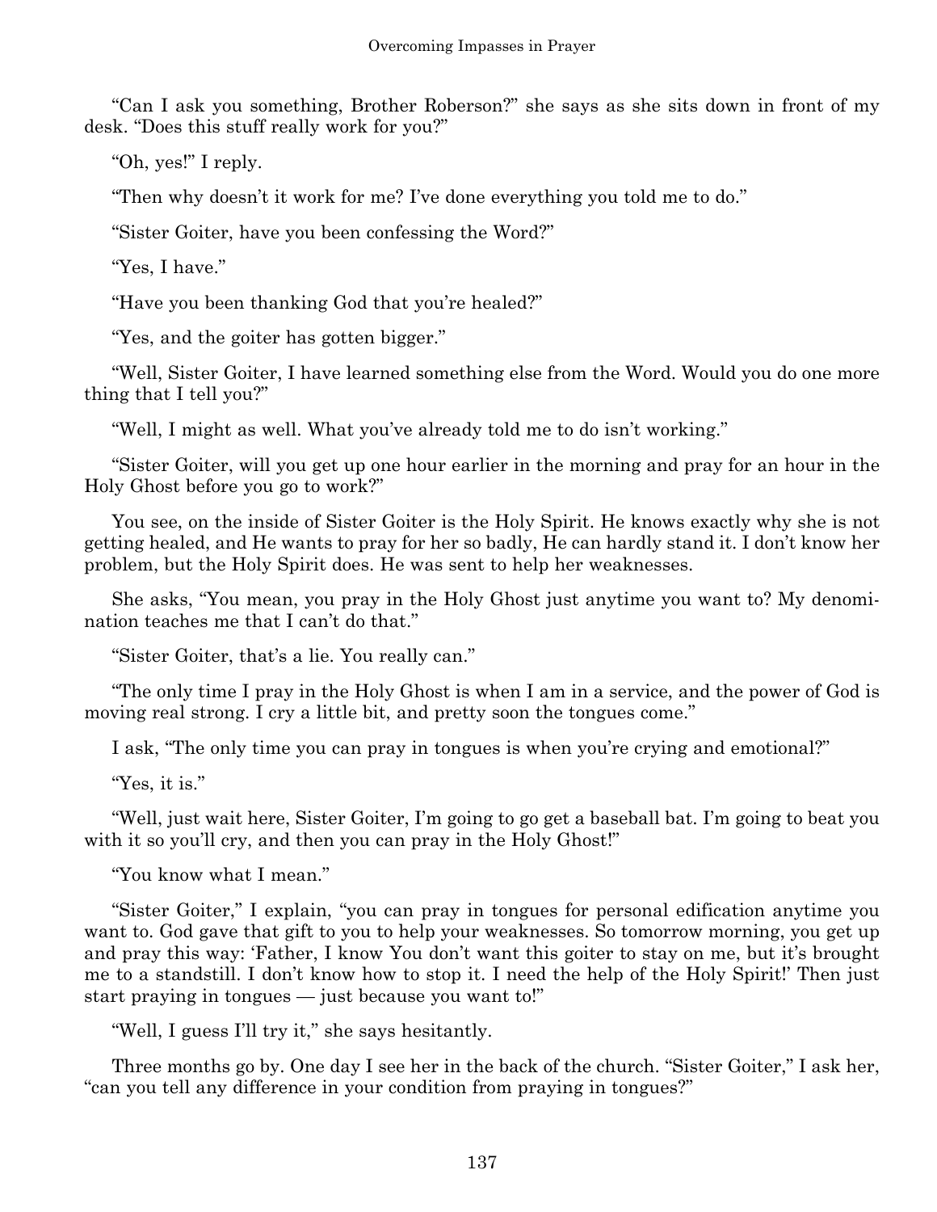"Can I ask you something, Brother Roberson?" she says as she sits down in front of my desk. "Does this stuff really work for you?"

"Oh, yes!" I reply.

"Then why doesn't it work for me? I've done everything you told me to do."

"Sister Goiter, have you been confessing the Word?"

"Yes, I have."

"Have you been thanking God that you're healed?"

"Yes, and the goiter has gotten bigger."

"Well, Sister Goiter, I have learned something else from the Word. Would you do one more thing that I tell you?"

"Well, I might as well. What you've already told me to do isn't working."

"Sister Goiter, will you get up one hour earlier in the morning and pray for an hour in the Holy Ghost before you go to work?"

You see, on the inside of Sister Goiter is the Holy Spirit. He knows exactly why she is not getting healed, and He wants to pray for her so badly, He can hardly stand it. I don't know her problem, but the Holy Spirit does. He was sent to help her weaknesses.

She asks, "You mean, you pray in the Holy Ghost just anytime you want to? My denomination teaches me that I can't do that."

"Sister Goiter, that's a lie. You really can."

"The only time I pray in the Holy Ghost is when I am in a service, and the power of God is moving real strong. I cry a little bit, and pretty soon the tongues come."

I ask, "The only time you can pray in tongues is when you're crying and emotional?"

"Yes, it is."

"Well, just wait here, Sister Goiter, I'm going to go get a baseball bat. I'm going to beat you with it so you'll cry, and then you can pray in the Holy Ghost!"

"You know what I mean."

"Sister Goiter," I explain, "you can pray in tongues for personal edification anytime you want to. God gave that gift to you to help your weaknesses. So tomorrow morning, you get up and pray this way: 'Father, I know You don't want this goiter to stay on me, but it's brought me to a standstill. I don't know how to stop it. I need the help of the Holy Spirit!' Then just start praying in tongues — just because you want to!"

"Well, I guess I'll try it," she says hesitantly.

Three months go by. One day I see her in the back of the church. "Sister Goiter," I ask her, "can you tell any difference in your condition from praying in tongues?"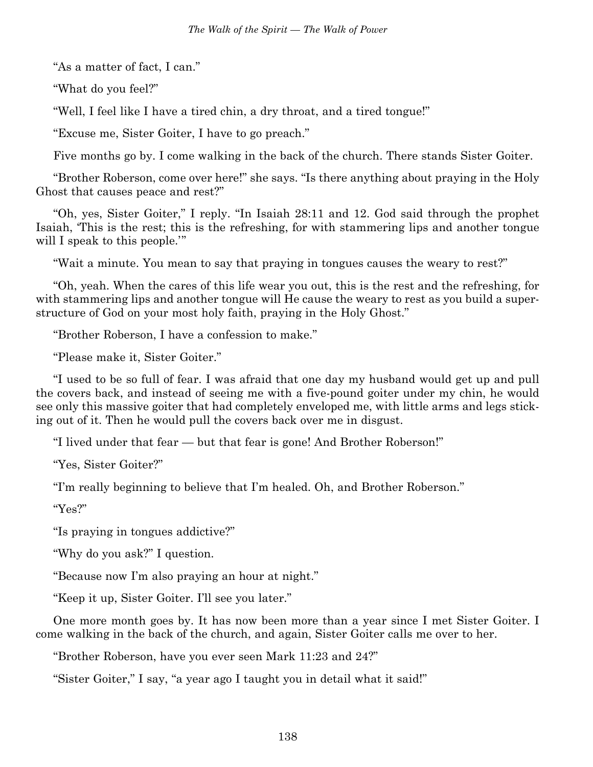"As a matter of fact, I can."

"What do you feel?"

"Well, I feel like I have a tired chin, a dry throat, and a tired tongue!"

"Excuse me, Sister Goiter, I have to go preach."

Five months go by. I come walking in the back of the church. There stands Sister Goiter.

"Brother Roberson, come over here!" she says. "Is there anything about praying in the Holy Ghost that causes peace and rest?"

"Oh, yes, Sister Goiter," I reply. "In Isaiah 28:11 and 12. God said through the prophet Isaiah, 'This is the rest; this is the refreshing, for with stammering lips and another tongue will I speak to this people.'"

"Wait a minute. You mean to say that praying in tongues causes the weary to rest?"

"Oh, yeah. When the cares of this life wear you out, this is the rest and the refreshing, for with stammering lips and another tongue will He cause the weary to rest as you build a superstructure of God on your most holy faith, praying in the Holy Ghost."

"Brother Roberson, I have a confession to make."

"Please make it, Sister Goiter."

"I used to be so full of fear. I was afraid that one day my husband would get up and pull the covers back, and instead of seeing me with a five-pound goiter under my chin, he would see only this massive goiter that had completely enveloped me, with little arms and legs sticking out of it. Then he would pull the covers back over me in disgust.

"I lived under that fear — but that fear is gone! And Brother Roberson!"

"Yes, Sister Goiter?"

"I'm really beginning to believe that I'm healed. Oh, and Brother Roberson."

"Yes?"

"Is praying in tongues addictive?"

"Why do you ask?" I question.

"Because now I'm also praying an hour at night."

"Keep it up, Sister Goiter. I'll see you later."

One more month goes by. It has now been more than a year since I met Sister Goiter. I come walking in the back of the church, and again, Sister Goiter calls me over to her.

"Brother Roberson, have you ever seen Mark 11:23 and 24?"

"Sister Goiter," I say, "a year ago I taught you in detail what it said!"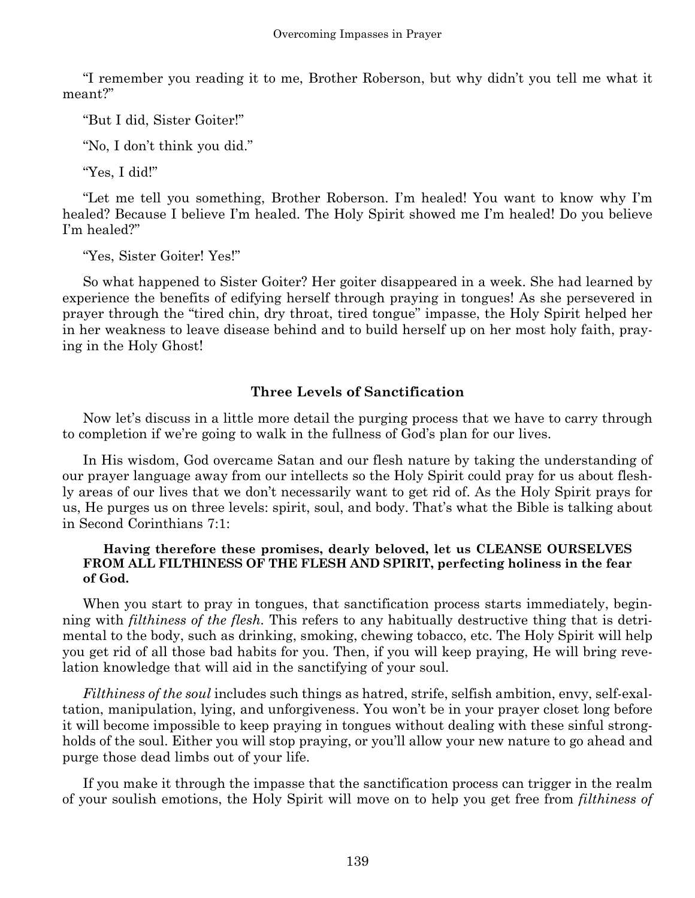"I remember you reading it to me, Brother Roberson, but why didn't you tell me what it meant?"

"But I did, Sister Goiter!"

"No, I don't think you did."

"Yes, I did!"

"Let me tell you something, Brother Roberson. I'm healed! You want to know why I'm healed? Because I believe I'm healed. The Holy Spirit showed me I'm healed! Do you believe I'm healed?"

"Yes, Sister Goiter! Yes!"

So what happened to Sister Goiter? Her goiter disappeared in a week. She had learned by experience the benefits of edifying herself through praying in tongues! As she persevered in prayer through the "tired chin, dry throat, tired tongue" impasse, the Holy Spirit helped her in her weakness to leave disease behind and to build herself up on her most holy faith, praying in the Holy Ghost!

### Three Levels of Sanctification

Now let's discuss in a little more detail the purging process that we have to carry through to completion if we're going to walk in the fullness of God's plan for our lives.

In His wisdom, God overcame Satan and our flesh nature by taking the understanding of our prayer language away from our intellects so the Holy Spirit could pray for us about fleshly areas of our lives that we don't necessarily want to get rid of. As the Holy Spirit prays for us, He purges us on three levels: spirit, soul, and body. That's what the Bible is talking about in Second Corinthians 7:1:

> **Having therefore these promises, dearly beloved, let us CLEANSE OURSELVES FROM ALL FILTHINESS OF THE FLESH AND SPIRIT, perfecting holiness in the fear of God.**

When you start to pray in tongues, that sanctification process starts immediately, beginning with *filthiness of the flesh.* This refers to any habitually destructive thing that is detrimental to the body, such as drinking, smoking, chewing tobacco, etc. The Holy Spirit will help you get rid of all those bad habits for you. Then, if you will keep praying, He will bring revelation knowledge that will aid in the sanctifying of your soul.

*Filthiness of the soul* includes such things as hatred, strife, selfish ambition, envy, self-exaltation, manipulation, lying, and unforgiveness. You won't be in your prayer closet long before it will become impossible to keep praying in tongues without dealing with these sinful strongholds of the soul. Either you will stop praying, or you'll allow your new nature to go ahead and purge those dead limbs out of your life.

If you make it through the impasse that the sanctification process can trigger in the realm of your soulish emotions, the Holy Spirit will move on to help you get free from *filthiness of*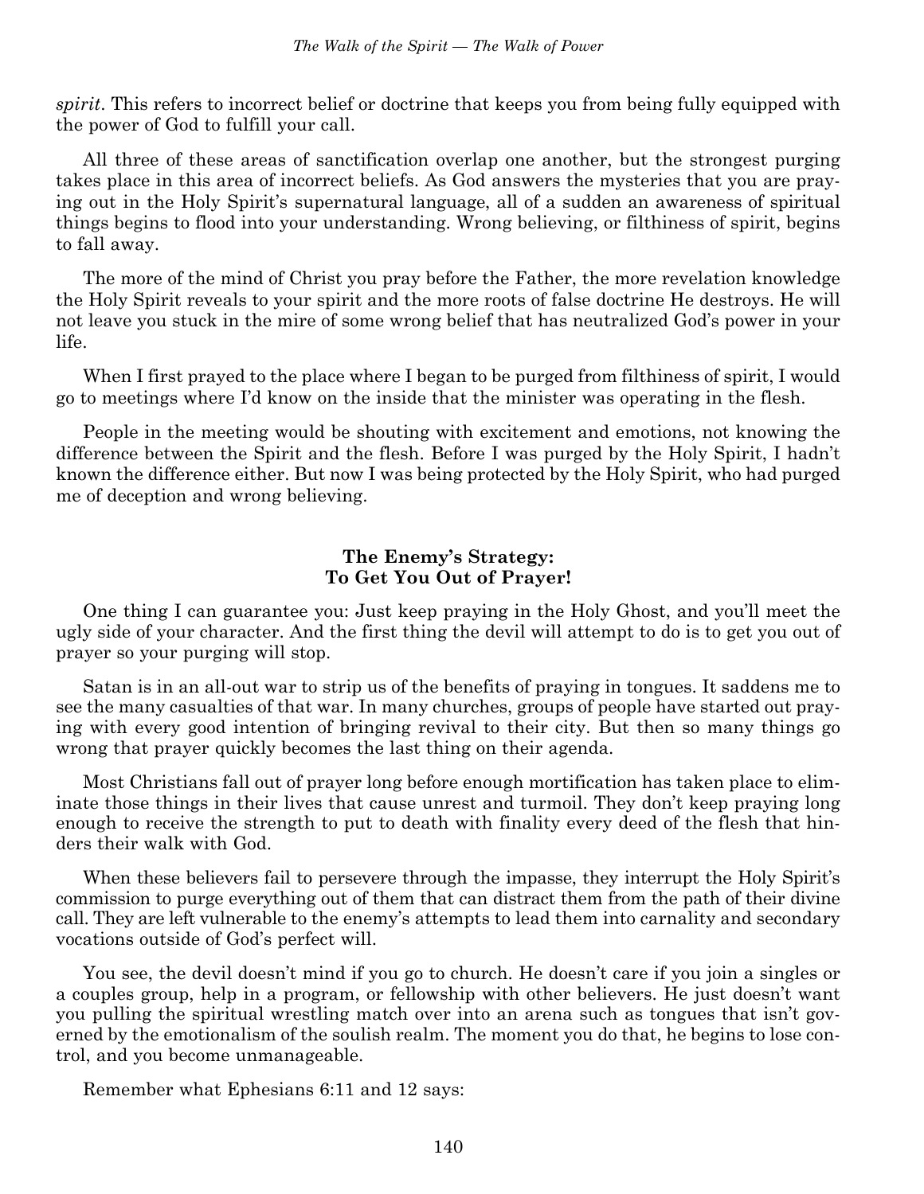*spirit*. This refers to incorrect belief or doctrine that keeps you from being fully equipped with the power of God to fulfill your call.

All three of these areas of sanctification overlap one another, but the strongest purging takes place in this area of incorrect beliefs. As God answers the mysteries that you are praying out in the Holy Spirit's supernatural language, all of a sudden an awareness of spiritual things begins to flood into your understanding. Wrong believing, or filthiness of spirit, begins to fall away.

The more of the mind of Christ you pray before the Father, the more revelation knowledge the Holy Spirit reveals to your spirit and the more roots of false doctrine He destroys. He will not leave you stuck in the mire of some wrong belief that has neutralized God's power in your life.

When I first prayed to the place where I began to be purged from filthiness of spirit, I would go to meetings where I'd know on the inside that the minister was operating in the flesh.

People in the meeting would be shouting with excitement and emotions, not knowing the difference between the Spirit and the flesh. Before I was purged by the Holy Spirit, I hadn't known the difference either. But now I was being protected by the Holy Spirit, who had purged me of deception and wrong believing.

### The Enemy's Strategy: To Get You Out of Prayer!

One thing I can guarantee you: Just keep praying in the Holy Ghost, and you'll meet the ugly side of your character. And the first thing the devil will attempt to do is to get you out of prayer so your purging will stop.

Satan is in an all-out war to strip us of the benefits of praying in tongues. It saddens me to see the many casualties of that war. In many churches, groups of people have started out praying with every good intention of bringing revival to their city. But then so many things go wrong that prayer quickly becomes the last thing on their agenda.

Most Christians fall out of prayer long before enough mortification has taken place to eliminate those things in their lives that cause unrest and turmoil. They don't keep praying long enough to receive the strength to put to death with finality every deed of the flesh that hinders their walk with God.

When these believers fail to persevere through the impasse, they interrupt the Holy Spirit's commission to purge everything out of them that can distract them from the path of their divine call. They are left vulnerable to the enemy's attempts to lead them into carnality and secondary vocations outside of God's perfect will.

You see, the devil doesn't mind if you go to church. He doesn't care if you join a singles or a couples group, help in a program, or fellowship with other believers. He just doesn't want you pulling the spiritual wrestling match over into an arena such as tongues that isn't governed by the emotionalism of the soulish realm. The moment you do that, he begins to lose control, and you become unmanageable.

Remember what Ephesians 6:11 and 12 says: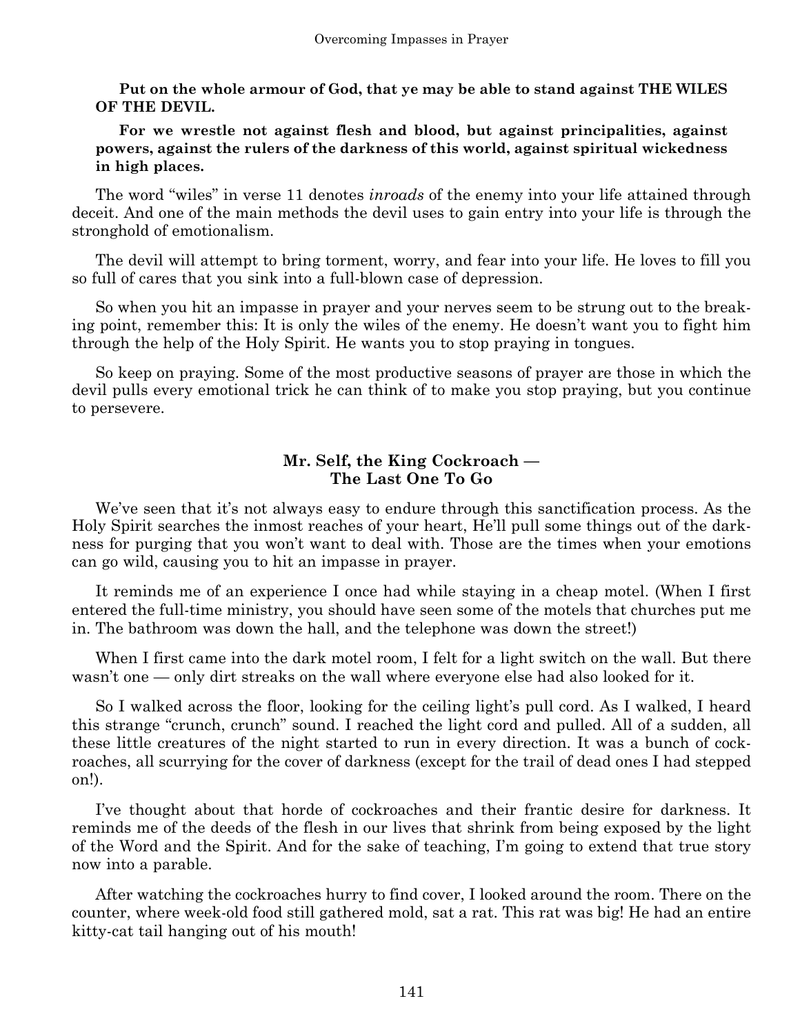**Put on the whole armour of God, that ye may be able to stand against THE WILES OF THE DEVIL.**

**For we wrestle not against flesh and blood, but against principalities, against powers, against the rulers of the darkness of this world, against spiritual wickedness in high places.**

The word "wiles" in verse 11 denotes *inroads* of the enemy into your life attained through deceit. And one of the main methods the devil uses to gain entry into your life is through the stronghold of emotionalism.

The devil will attempt to bring torment, worry, and fear into your life. He loves to fill you so full of cares that you sink into a full-blown case of depression.

So when you hit an impasse in prayer and your nerves seem to be strung out to the breaking point, remember this: It is only the wiles of the enemy. He doesn't want you to fight him through the help of the Holy Spirit. He wants you to stop praying in tongues.

So keep on praying. Some of the most productive seasons of prayer are those in which the devil pulls every emotional trick he can think of to make you stop praying, but you continue to persevere.

### Mr. Self, the King Cockroach — The Last One To Go

We've seen that it's not always easy to endure through this sanctification process. As the Holy Spirit searches the inmost reaches of your heart, He'll pull some things out of the darkness for purging that you won't want to deal with. Those are the times when your emotions can go wild, causing you to hit an impasse in prayer.

It reminds me of an experience I once had while staying in a cheap motel. (When I first entered the full-time ministry, you should have seen some of the motels that churches put me in. The bathroom was down the hall, and the telephone was down the street!)

When I first came into the dark motel room, I felt for a light switch on the wall. But there wasn't one — only dirt streaks on the wall where everyone else had also looked for it.

So I walked across the floor, looking for the ceiling light's pull cord. As I walked, I heard this strange "crunch, crunch" sound. I reached the light cord and pulled. All of a sudden, all these little creatures of the night started to run in every direction. It was a bunch of cockroaches, all scurrying for the cover of darkness (except for the trail of dead ones I had stepped on!).

I've thought about that horde of cockroaches and their frantic desire for darkness. It reminds me of the deeds of the flesh in our lives that shrink from being exposed by the light of the Word and the Spirit. And for the sake of teaching, I'm going to extend that true story now into a parable.

After watching the cockroaches hurry to find cover, I looked around the room. There on the counter, where week-old food still gathered mold, sat a rat. This rat was big! He had an entire kitty-cat tail hanging out of his mouth!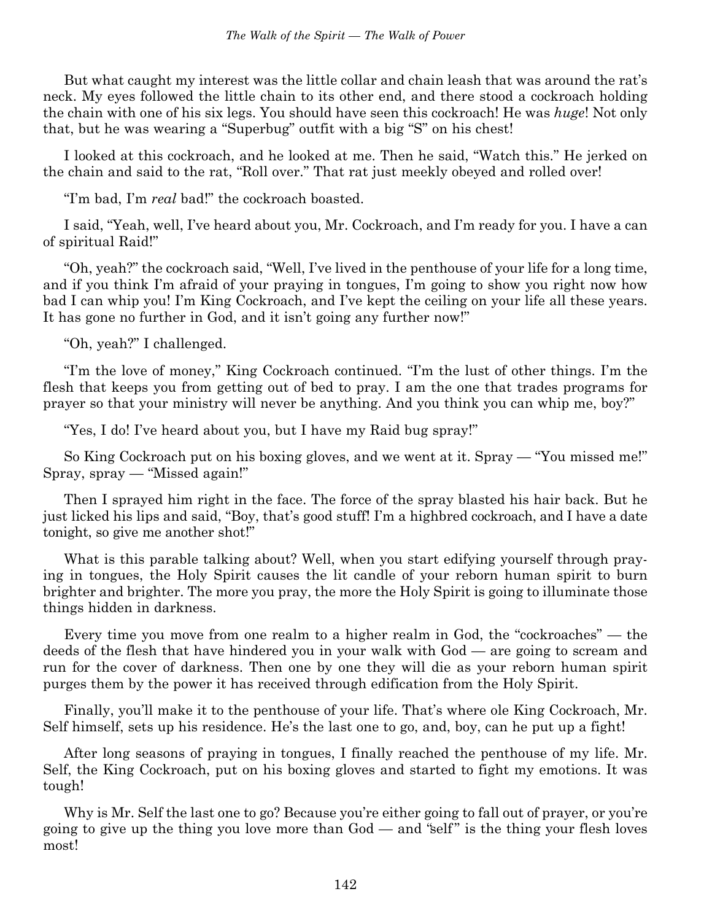But what caught my interest was the little collar and chain leash that was around the rat's neck. My eyes followed the little chain to its other end, and there stood a cockroach holding the chain with one of his six legs. You should have seen this cockroach! He was *huge*! Not only that, but he was wearing a "Superbug" outfit with a big "S" on his chest!

I looked at this cockroach, and he looked at me. Then he said, "Watch this." He jerked on the chain and said to the rat, "Roll over." That rat just meekly obeyed and rolled over!

"I'm bad, I'm *real* bad!" the cockroach boasted.

I said, "Yeah, well, I've heard about you, Mr. Cockroach, and I'm ready for you. I have a can of spiritual Raid!"

"Oh, yeah?" the cockroach said, "Well, I've lived in the penthouse of your life for a long time, and if you think I'm afraid of your praying in tongues, I'm going to show you right now how bad I can whip you! I'm King Cockroach, and I've kept the ceiling on your life all these years. It has gone no further in God, and it isn't going any further now!"

"Oh, yeah?" I challenged.

"I'm the love of money," King Cockroach continued. "I'm the lust of other things. I'm the flesh that keeps you from getting out of bed to pray. I am the one that trades programs for prayer so that your ministry will never be anything. And you think you can whip me, boy?"

"Yes, I do! I've heard about you, but I have my Raid bug spray!"

So King Cockroach put on his boxing gloves, and we went at it. Spray — "You missed me!" Spray, spray — "Missed again!"

Then I sprayed him right in the face. The force of the spray blasted his hair back. But he just licked his lips and said, "Boy, that's good stuff! I'm a highbred cockroach, and I have a date tonight, so give me another shot!"

What is this parable talking about? Well, when you start edifying yourself through praying in tongues, the Holy Spirit causes the lit candle of your reborn human spirit to burn brighter and brighter. The more you pray, the more the Holy Spirit is going to illuminate those things hidden in darkness.

Every time you move from one realm to a higher realm in God, the "cockroaches" — the deeds of the flesh that have hindered you in your walk with God — are going to scream and run for the cover of darkness. Then one by one they will die as your reborn human spirit purges them by the power it has received through edification from the Holy Spirit.

Finally, you'll make it to the penthouse of your life. That's where ole King Cockroach, Mr. Self himself, sets up his residence. He's the last one to go, and, boy, can he put up a fight!

After long seasons of praying in tongues, I finally reached the penthouse of my life. Mr. Self, the King Cockroach, put on his boxing gloves and started to fight my emotions. It was tough!

Why is Mr. Self the last one to go? Because you're either going to fall out of prayer, or you're going to give up the thing you love more than God — and "self" is the thing your flesh loves most!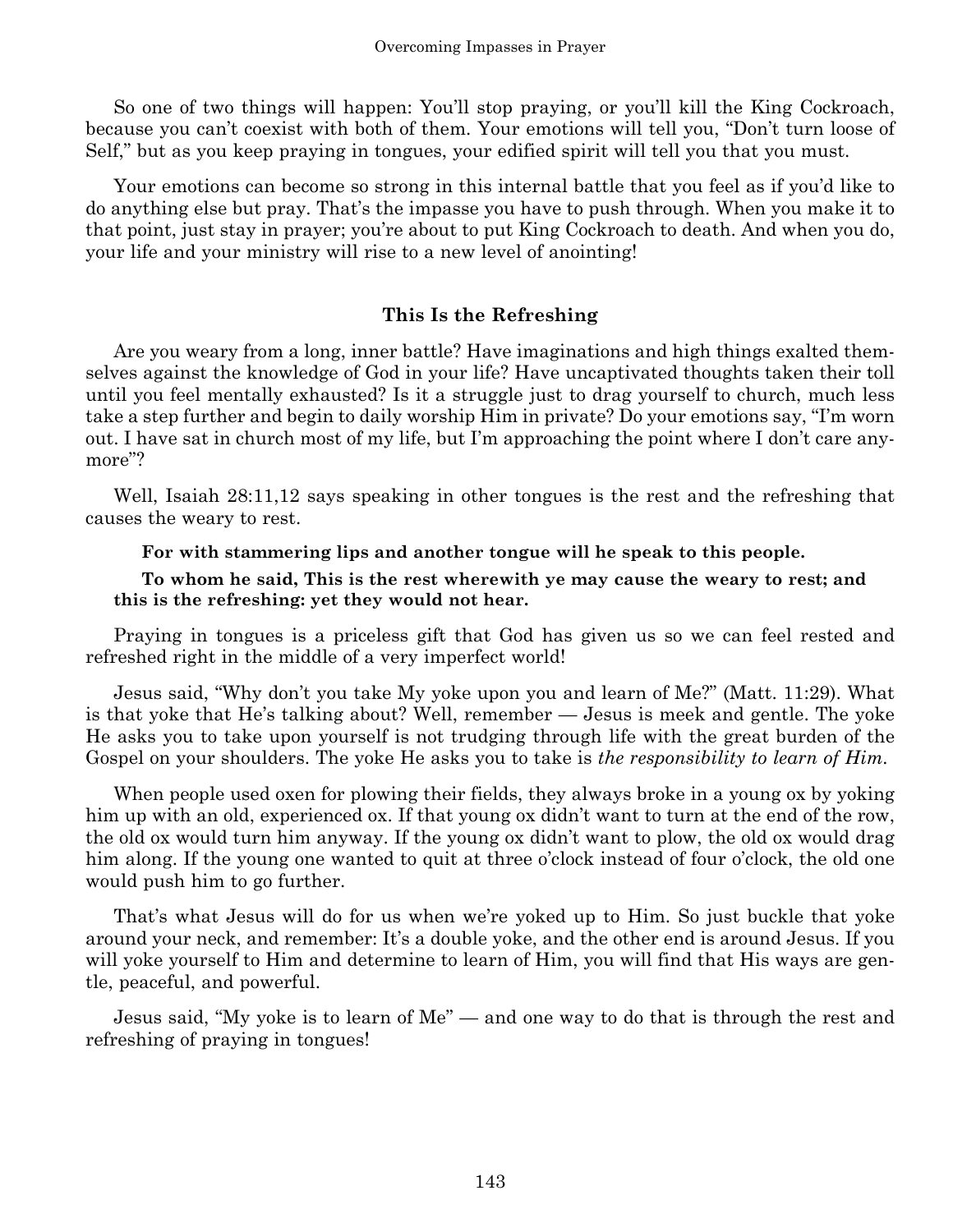So one of two things will happen: You'll stop praying, or you'll kill the King Cockroach, because you can't coexist with both of them. Your emotions will tell you, "Don't turn loose of Self," but as you keep praying in tongues, your edified spirit will tell you that you must.

Your emotions can become so strong in this internal battle that you feel as if you'd like to do anything else but pray. That's the impasse you have to push through. When you make it to that point, just stay in prayer; you're about to put King Cockroach to death. And when you do, your life and your ministry will rise to a new level of anointing!

### This Is the Refreshing

Are you weary from a long, inner battle? Have imaginations and high things exalted themselves against the knowledge of God in your life? Have uncaptivated thoughts taken their toll until you feel mentally exhausted? Is it a struggle just to drag yourself to church, much less take a step further and begin to daily worship Him in private? Do your emotions say, "I'm worn out. I have sat in church most of my life, but I'm approaching the point where I don't care anymore"?

Well, Isaiah 28:11,12 says speaking in other tongues is the rest and the refreshing that causes the weary to rest.

> **For with stammering lips and another tongue will he speak to this people.**
>
> **To whom he said, This is the rest wherewith ye may cause the weary to rest; and this is the refreshing: yet they would not hear.**

Praying in tongues is a priceless gift that God has given us so we can feel rested and refreshed right in the middle of a very imperfect world!

Jesus said, "Why don't you take My yoke upon you and learn of Me?" (Matt. 11:29). What is that yoke that He's talking about? Well, remember — Jesus is meek and gentle. The yoke He asks you to take upon yourself is not trudging through life with the great burden of the Gospel on your shoulders. The yoke He asks you to take is *the responsibility to learn of Him.*

When people used oxen for plowing their fields, they always broke in a young ox by yoking him up with an old, experienced ox. If that young ox didn't want to turn at the end of the row, the old ox would turn him anyway. If the young ox didn't want to plow, the old ox would drag him along. If the young one wanted to quit at three o'clock instead of four o'clock, the old one would push him to go further.

That's what Jesus will do for us when we're yoked up to Him. So just buckle that yoke around your neck, and remember: It's a double yoke, and the other end is around Jesus. If you will yoke yourself to Him and determine to learn of Him, you will find that His ways are gentle, peaceful, and powerful.

Jesus said, "My yoke is to learn of Me" — and one way to do that is through the rest and refreshing of praying in tongues!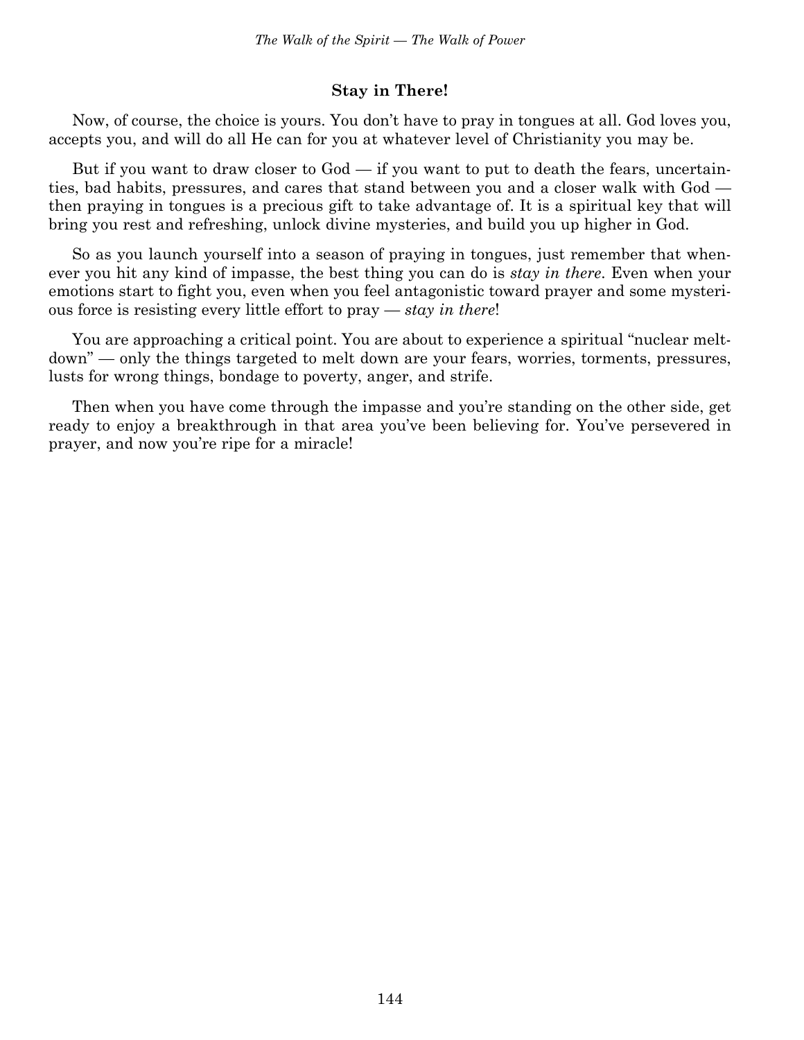## Stay in There!

Now, of course, the choice is yours. You don't have to pray in tongues at all. God loves you, accepts you, and will do all He can for you at whatever level of Christianity you may be.

But if you want to draw closer to God — if you want to put to death the fears, uncertainties, bad habits, pressures, and cares that stand between you and a closer walk with God — then praying in tongues is a precious gift to take advantage of. It is a spiritual key that will bring you rest and refreshing, unlock divine mysteries, and build you up higher in God.

So as you launch yourself into a season of praying in tongues, just remember that whenever you hit any kind of impasse, the best thing you can do is *stay in there*. Even when your emotions start to fight you, even when you feel antagonistic toward prayer and some mysterious force is resisting every little effort to pray — *stay in there*!

You are approaching a critical point. You are about to experience a spiritual "nuclear meltdown" — only the things targeted to melt down are your fears, worries, torments, pressures, lusts for wrong things, bondage to poverty, anger, and strife.

Then when you have come through the impasse and you're standing on the other side, get ready to enjoy a breakthrough in that area you've been believing for. You've persevered in prayer, and now you're ripe for a miracle!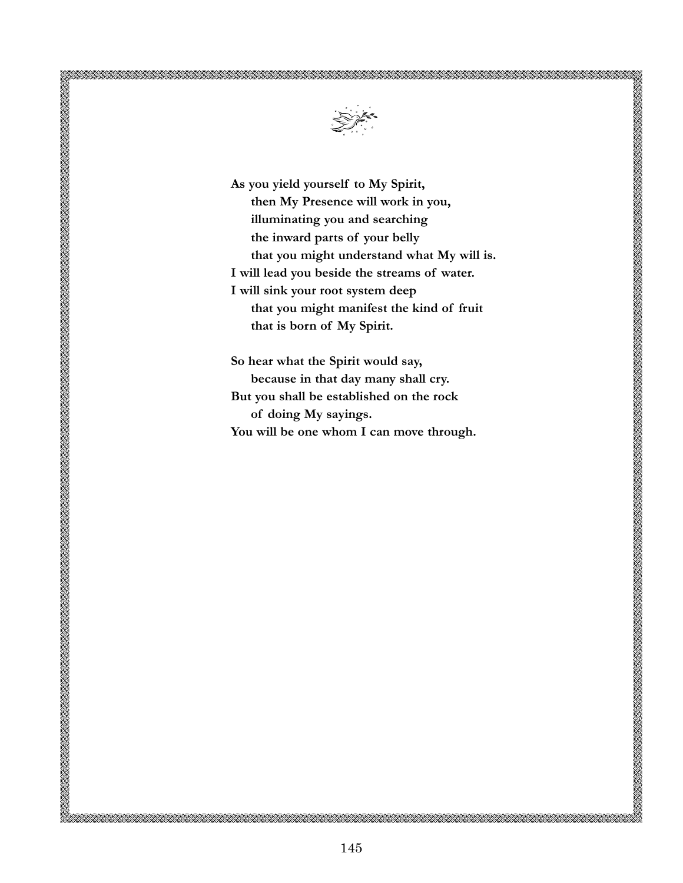**As you yield yourself to My Spirit,**
**then My Presence will work in you,**
**illuminating you and searching**
**the inward parts of your belly**
**that you might understand what My will is.**
**I will lead you beside the streams of water.**
**I will sink your root system deep**
**that you might manifest the kind of fruit**
**that is born of My Spirit.**

**So hear what the Spirit would say,**
**because in that day many shall cry.**
**But you shall be established on the rock**
**of doing My sayings.**
**You will be one whom I can move through.**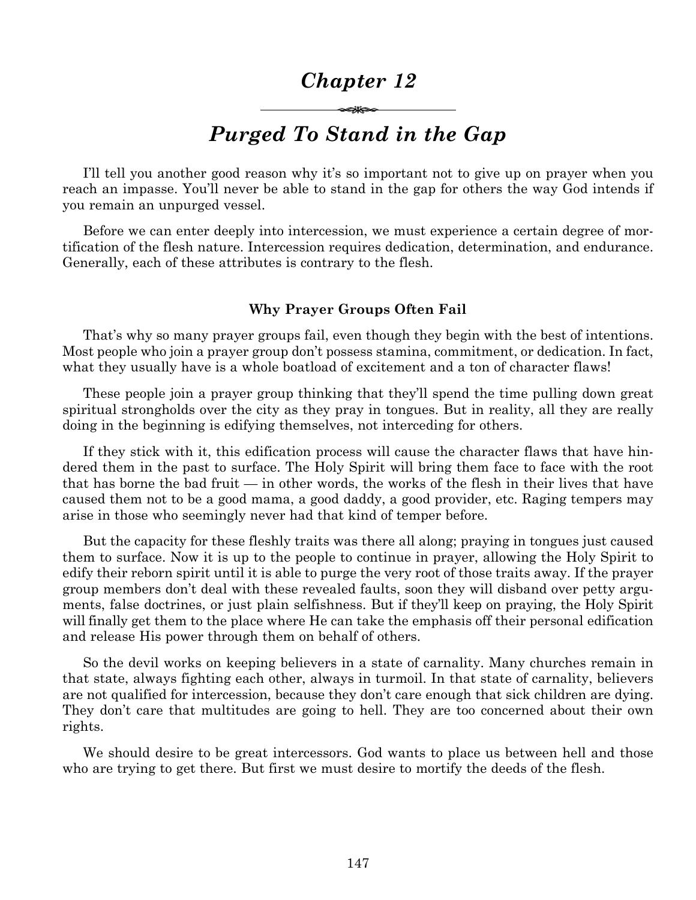# *Chapter 12*

## *Purged To Stand in the Gap*

I'll tell you another good reason why it's so important not to give up on prayer when you reach an impasse. You'll never be able to stand in the gap for others the way God intends if you remain an unpurged vessel.

Before we can enter deeply into intercession, we must experience a certain degree of mortification of the flesh nature. Intercession requires dedication, determination, and endurance. Generally, each of these attributes is contrary to the flesh.

### Why Prayer Groups Often Fail

That's why so many prayer groups fail, even though they begin with the best of intentions. Most people who join a prayer group don't possess stamina, commitment, or dedication. In fact, what they usually have is a whole boatload of excitement and a ton of character flaws!

These people join a prayer group thinking that they'll spend the time pulling down great spiritual strongholds over the city as they pray in tongues. But in reality, all they are really doing in the beginning is edifying themselves, not interceding for others.

If they stick with it, this edification process will cause the character flaws that have hindered them in the past to surface. The Holy Spirit will bring them face to face with the root that has borne the bad fruit — in other words, the works of the flesh in their lives that have caused them not to be a good mama, a good daddy, a good provider, etc. Raging tempers may arise in those who seemingly never had that kind of temper before.

But the capacity for these fleshly traits was there all along; praying in tongues just caused them to surface. Now it is up to the people to continue in prayer, allowing the Holy Spirit to edify their reborn spirit until it is able to purge the very root of those traits away. If the prayer group members don't deal with these revealed faults, soon they will disband over petty arguments, false doctrines, or just plain selfishness. But if they'll keep on praying, the Holy Spirit will finally get them to the place where He can take the emphasis off their personal edification and release His power through them on behalf of others.

So the devil works on keeping believers in a state of carnality. Many churches remain in that state, always fighting each other, always in turmoil. In that state of carnality, believers are not qualified for intercession, because they don't care enough that sick children are dying. They don't care that multitudes are going to hell. They are too concerned about their own rights.

We should desire to be great intercessors. God wants to place us between hell and those who are trying to get there. But first we must desire to mortify the deeds of the flesh.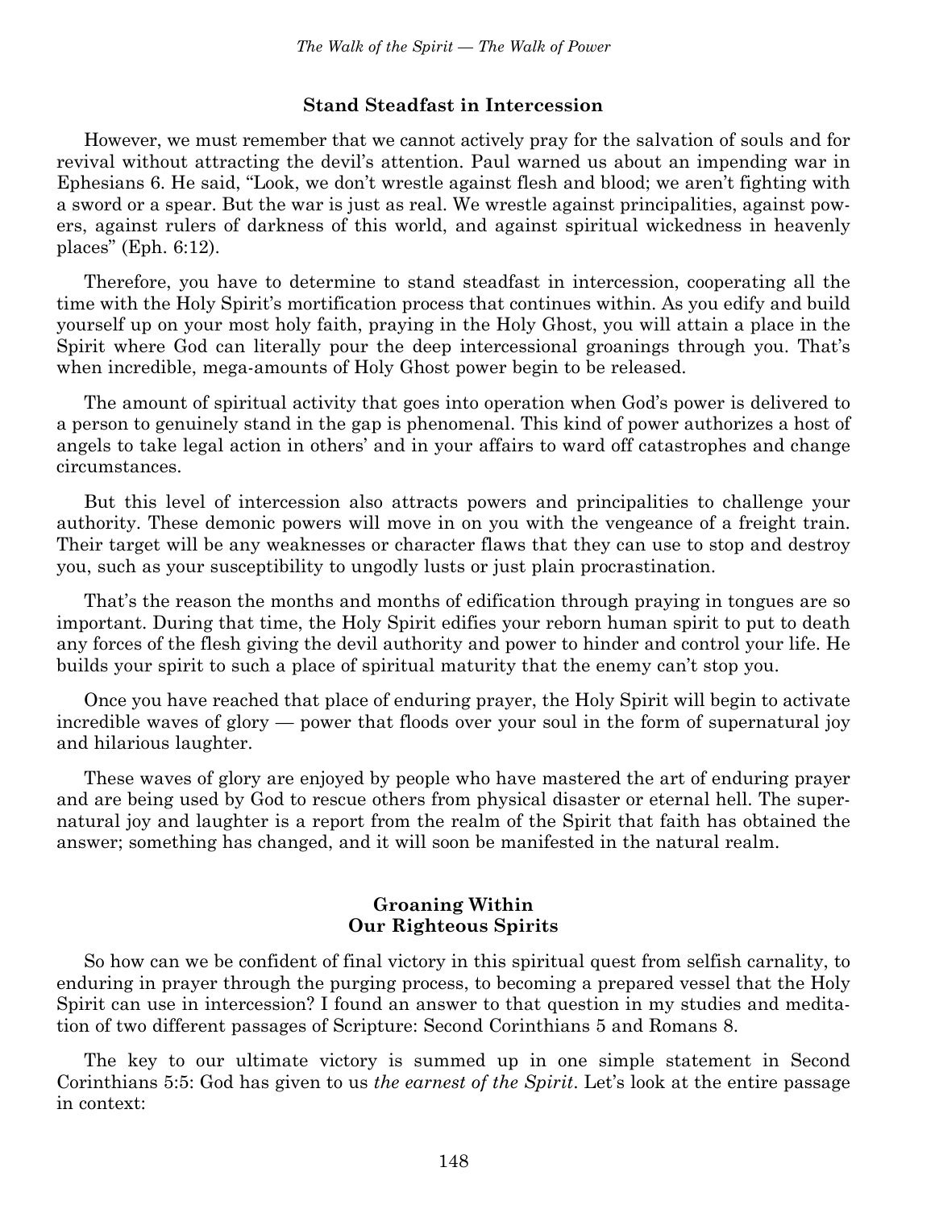### Stand Steadfast in Intercession

However, we must remember that we cannot actively pray for the salvation of souls and for revival without attracting the devil's attention. Paul warned us about an impending war in Ephesians 6. He said, "Look, we don't wrestle against flesh and blood; we aren't fighting with a sword or a spear. But the war is just as real. We wrestle against principalities, against powers, against rulers of darkness of this world, and against spiritual wickedness in heavenly places" (Eph. 6:12).

Therefore, you have to determine to stand steadfast in intercession, cooperating all the time with the Holy Spirit's mortification process that continues within. As you edify and build yourself up on your most holy faith, praying in the Holy Ghost, you will attain a place in the Spirit where God can literally pour the deep intercessional groanings through you. That's when incredible, mega-amounts of Holy Ghost power begin to be released.

The amount of spiritual activity that goes into operation when God's power is delivered to a person to genuinely stand in the gap is phenomenal. This kind of power authorizes a host of angels to take legal action in others' and in your affairs to ward off catastrophes and change circumstances.

But this level of intercession also attracts powers and principalities to challenge your authority. These demonic powers will move in on you with the vengeance of a freight train. Their target will be any weaknesses or character flaws that they can use to stop and destroy you, such as your susceptibility to ungodly lusts or just plain procrastination.

That's the reason the months and months of edification through praying in tongues are so important. During that time, the Holy Spirit edifies your reborn human spirit to put to death any forces of the flesh giving the devil authority and power to hinder and control your life. He builds your spirit to such a place of spiritual maturity that the enemy can't stop you.

Once you have reached that place of enduring prayer, the Holy Spirit will begin to activate incredible waves of glory — power that floods over your soul in the form of supernatural joy and hilarious laughter.

These waves of glory are enjoyed by people who have mastered the art of enduring prayer and are being used by God to rescue others from physical disaster or eternal hell. The supernatural joy and laughter is a report from the realm of the Spirit that faith has obtained the answer; something has changed, and it will soon be manifested in the natural realm.

### Groaning Within Our Righteous Spirits

So how can we be confident of final victory in this spiritual quest from selfish carnality, to enduring in prayer through the purging process, to becoming a prepared vessel that the Holy Spirit can use in intercession? I found an answer to that question in my studies and meditation of two different passages of Scripture: Second Corinthians 5 and Romans 8.

The key to our ultimate victory is summed up in one simple statement in Second Corinthians 5:5: God has given to us *the earnest of the Spirit*. Let's look at the entire passage in context: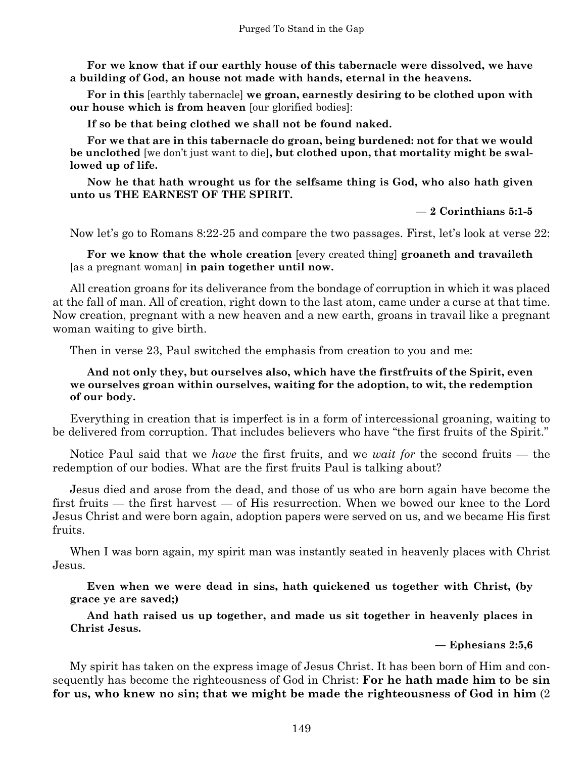**For we know that if our earthly house of this tabernacle were dissolved, we have a building of God, an house not made with hands, eternal in the heavens.**

**For in this** [earthly tabernacle] **we groan, earnestly desiring to be clothed upon with our house which is from heaven** [our glorified bodies]:

**If so be that being clothed we shall not be found naked.**

**For we that are in this tabernacle do groan, being burdened: not for that we would be unclothed** [we don't just want to die]**, but clothed upon, that mortality might be swallowed up of life.**

**Now he that hath wrought us for the selfsame thing is God, who also hath given unto us THE EARNEST OF THE SPIRIT.**

**— 2 Corinthians 5:1-5**

Now let's go to Romans 8:22-25 and compare the two passages. First, let's look at verse 22:

**For we know that the whole creation** [every created thing] **groaneth and travaileth** [as a pregnant woman] **in pain together until now.**

All creation groans for its deliverance from the bondage of corruption in which it was placed at the fall of man. All of creation, right down to the last atom, came under a curse at that time. Now creation, pregnant with a new heaven and a new earth, groans in travail like a pregnant woman waiting to give birth.

Then in verse 23, Paul switched the emphasis from creation to you and me:

**And not only they, but ourselves also, which have the firstfruits of the Spirit, even we ourselves groan within ourselves, waiting for the adoption, to wit, the redemption of our body.**

Everything in creation that is imperfect is in a form of intercessional groaning, waiting to be delivered from corruption. That includes believers who have "the first fruits of the Spirit."

Notice Paul said that we *have* the first fruits, and we *wait for* the second fruits — the redemption of our bodies. What are the first fruits Paul is talking about?

Jesus died and arose from the dead, and those of us who are born again have become the first fruits — the first harvest — of His resurrection. When we bowed our knee to the Lord Jesus Christ and were born again, adoption papers were served on us, and we became His first fruits.

When I was born again, my spirit man was instantly seated in heavenly places with Christ Jesus.

**Even when we were dead in sins, hath quickened us together with Christ, (by grace ye are saved;)**

**And hath raised us up together, and made us sit together in heavenly places in Christ Jesus.**

**— Ephesians 2:5,6**

My spirit has taken on the express image of Jesus Christ. It has been born of Him and consequently has become the righteousness of God in Christ: **For he hath made him to be sin for us, who knew no sin; that we might be made the righteousness of God in him** (2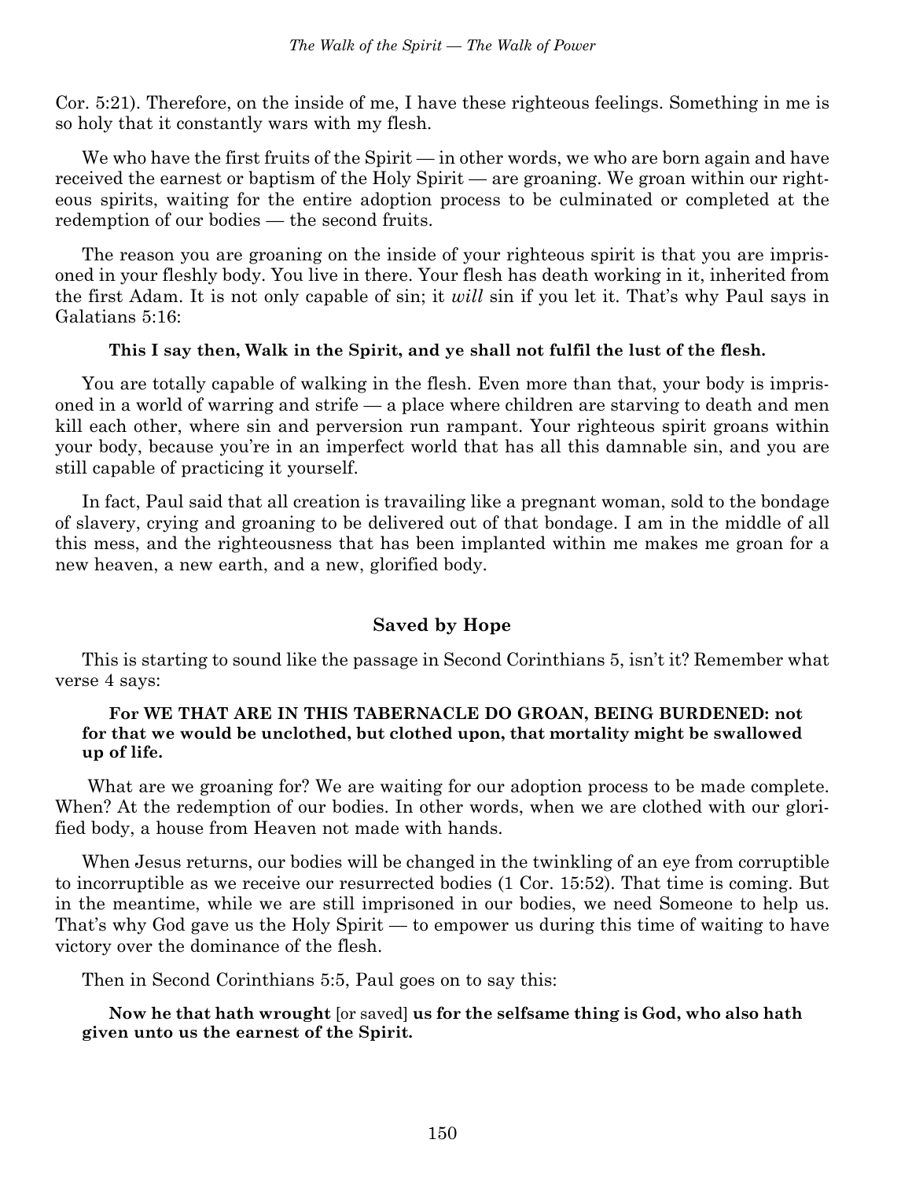Cor. 5:21). Therefore, on the inside of me, I have these righteous feelings. Something in me is so holy that it constantly wars with my flesh.

We who have the first fruits of the Spirit — in other words, we who are born again and have received the earnest or baptism of the Holy Spirit — are groaning. We groan within our righteous spirits, waiting for the entire adoption process to be culminated or completed at the redemption of our bodies — the second fruits.

The reason you are groaning on the inside of your righteous spirit is that you are imprisoned in your fleshly body. You live in there. Your flesh has death working in it, inherited from the first Adam. It is not only capable of sin; it *will* sin if you let it. That's why Paul says in Galatians 5:16:

> **This I say then, Walk in the Spirit, and ye shall not fulfil the lust of the flesh.**

You are totally capable of walking in the flesh. Even more than that, your body is imprisoned in a world of warring and strife — a place where children are starving to death and men kill each other, where sin and perversion run rampant. Your righteous spirit groans within your body, because you're in an imperfect world that has all this damnable sin, and you are still capable of practicing it yourself.

In fact, Paul said that all creation is travailing like a pregnant woman, sold to the bondage of slavery, crying and groaning to be delivered out of that bondage. I am in the middle of all this mess, and the righteousness that has been implanted within me makes me groan for a new heaven, a new earth, and a new, glorified body.

## Saved by Hope

This is starting to sound like the passage in Second Corinthians 5, isn't it? Remember what verse 4 says:

> **For WE THAT ARE IN THIS TABERNACLE DO GROAN, BEING BURDENED: not for that we would be unclothed, but clothed upon, that mortality might be swallowed up of life.**

What are we groaning for? We are waiting for our adoption process to be made complete. When? At the redemption of our bodies. In other words, when we are clothed with our glorified body, a house from Heaven not made with hands.

When Jesus returns, our bodies will be changed in the twinkling of an eye from corruptible to incorruptible as we receive our resurrected bodies (1 Cor. 15:52). That time is coming. But in the meantime, while we are still imprisoned in our bodies, we need Someone to help us. That's why God gave us the Holy Spirit — to empower us during this time of waiting to have victory over the dominance of the flesh.

Then in Second Corinthians 5:5, Paul goes on to say this:

> **Now he that hath wrought** [or saved] **us for the selfsame thing is God, who also hath given unto us the earnest of the Spirit.**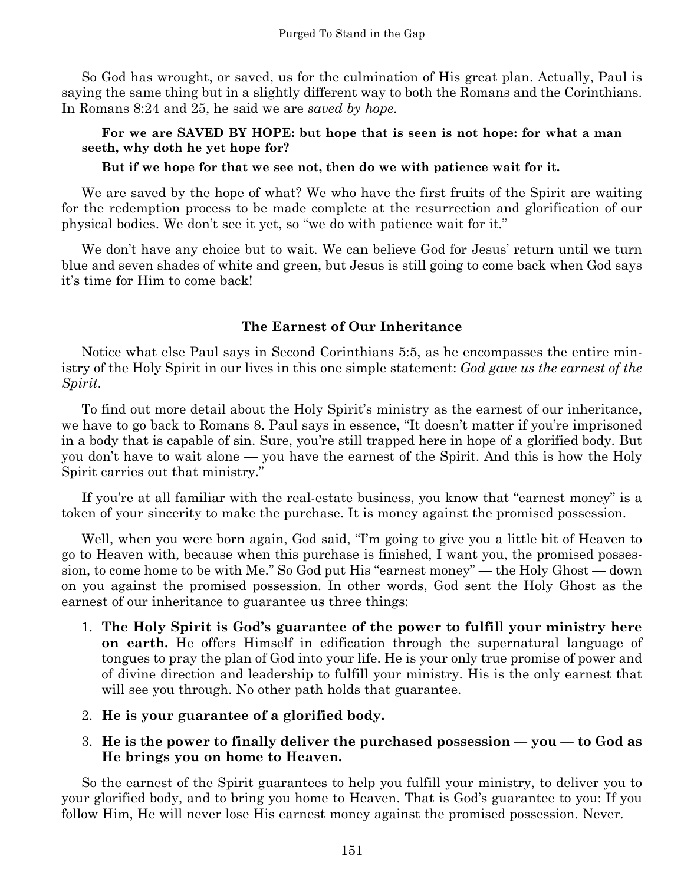So God has wrought, or saved, us for the culmination of His great plan. Actually, Paul is saying the same thing but in a slightly different way to both the Romans and the Corinthians. In Romans 8:24 and 25, he said we are *saved by hope*.

> **For we are SAVED BY HOPE: but hope that is seen is not hope: for what a man seeth, why doth he yet hope for?**
>
> **But if we hope for that we see not, then do we with patience wait for it.**

We are saved by the hope of what? We who have the first fruits of the Spirit are waiting for the redemption process to be made complete at the resurrection and glorification of our physical bodies. We don't see it yet, so "we do with patience wait for it."

We don't have any choice but to wait. We can believe God for Jesus' return until we turn blue and seven shades of white and green, but Jesus is still going to come back when God says it's time for Him to come back!

### The Earnest of Our Inheritance

Notice what else Paul says in Second Corinthians 5:5, as he encompasses the entire ministry of the Holy Spirit in our lives in this one simple statement: *God gave us the earnest of the Spirit*.

To find out more detail about the Holy Spirit's ministry as the earnest of our inheritance, we have to go back to Romans 8. Paul says in essence, "It doesn't matter if you're imprisoned in a body that is capable of sin. Sure, you're still trapped here in hope of a glorified body. But you don't have to wait alone — you have the earnest of the Spirit. And this is how the Holy Spirit carries out that ministry."

If you're at all familiar with the real-estate business, you know that "earnest money" is a token of your sincerity to make the purchase. It is money against the promised possession.

Well, when you were born again, God said, "I'm going to give you a little bit of Heaven to go to Heaven with, because when this purchase is finished, I want you, the promised possession, to come home to be with Me." So God put His "earnest money" — the Holy Ghost — down on you against the promised possession. In other words, God sent the Holy Ghost as the earnest of our inheritance to guarantee us three things:

1. **The Holy Spirit is God's guarantee of the power to fulfill your ministry here on earth.** He offers Himself in edification through the supernatural language of tongues to pray the plan of God into your life. He is your only true promise of power and of divine direction and leadership to fulfill your ministry. His is the only earnest that will see you through. No other path holds that guarantee.
2. **He is your guarantee of a glorified body.**
3. **He is the power to finally deliver the purchased possession — you — to God as He brings you on home to Heaven.**

So the earnest of the Spirit guarantees to help you fulfill your ministry, to deliver you to your glorified body, and to bring you home to Heaven. That is God's guarantee to you: If you follow Him, He will never lose His earnest money against the promised possession. Never.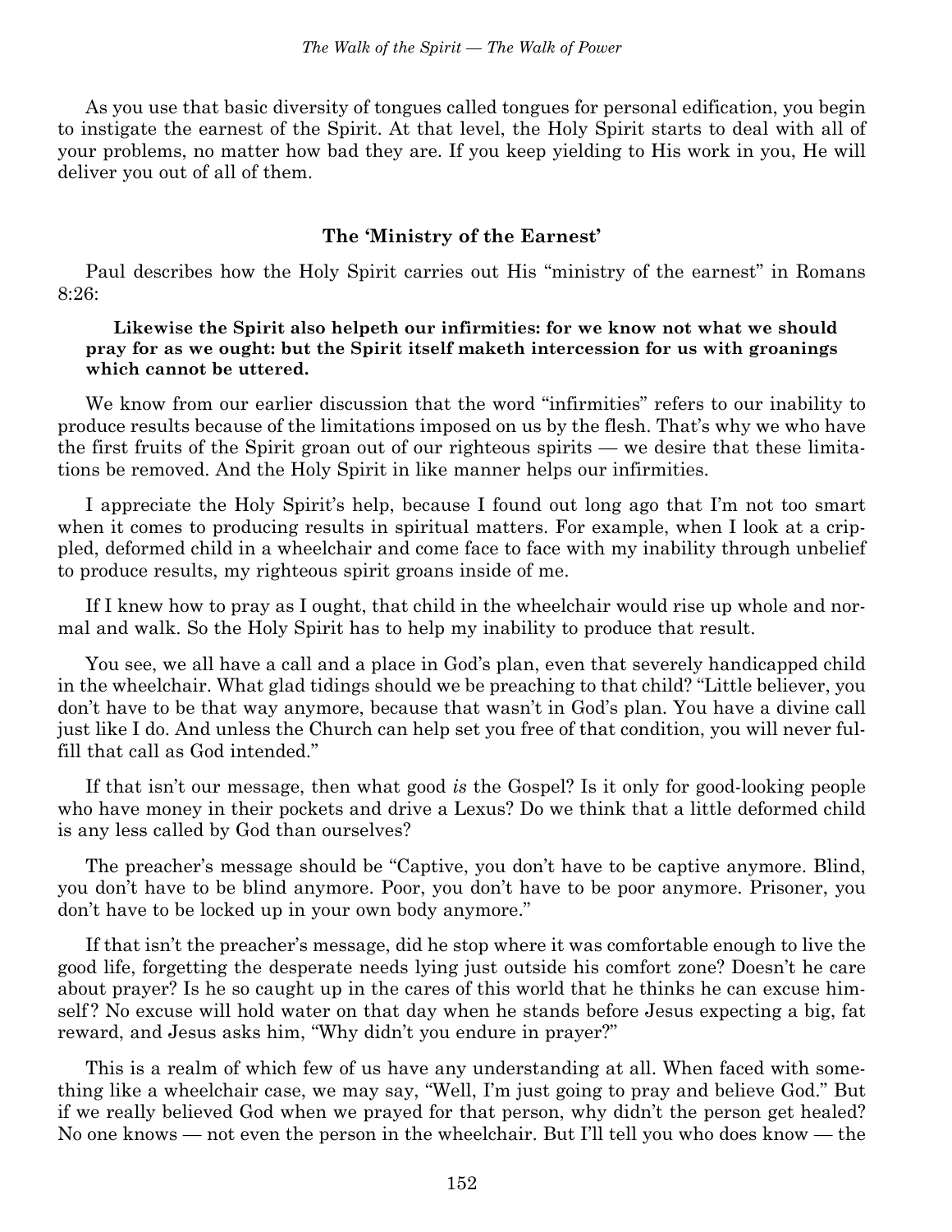As you use that basic diversity of tongues called tongues for personal edification, you begin to instigate the earnest of the Spirit. At that level, the Holy Spirit starts to deal with all of your problems, no matter how bad they are. If you keep yielding to His work in you, He will deliver you out of all of them.

### The 'Ministry of the Earnest'

Paul describes how the Holy Spirit carries out His "ministry of the earnest" in Romans 8:26:

> **Likewise the Spirit also helpeth our infirmities: for we know not what we should pray for as we ought: but the Spirit itself maketh intercession for us with groanings which cannot be uttered.**

We know from our earlier discussion that the word "infirmities" refers to our inability to produce results because of the limitations imposed on us by the flesh. That's why we who have the first fruits of the Spirit groan out of our righteous spirits — we desire that these limitations be removed. And the Holy Spirit in like manner helps our infirmities.

I appreciate the Holy Spirit's help, because I found out long ago that I'm not too smart when it comes to producing results in spiritual matters. For example, when I look at a crippled, deformed child in a wheelchair and come face to face with my inability through unbelief to produce results, my righteous spirit groans inside of me.

If I knew how to pray as I ought, that child in the wheelchair would rise up whole and normal and walk. So the Holy Spirit has to help my inability to produce that result.

You see, we all have a call and a place in God's plan, even that severely handicapped child in the wheelchair. What glad tidings should we be preaching to that child? "Little believer, you don't have to be that way anymore, because that wasn't in God's plan. You have a divine call just like I do. And unless the Church can help set you free of that condition, you will never fulfill that call as God intended."

If that isn't our message, then what good *is* the Gospel? Is it only for good-looking people who have money in their pockets and drive a Lexus? Do we think that a little deformed child is any less called by God than ourselves?

The preacher's message should be "Captive, you don't have to be captive anymore. Blind, you don't have to be blind anymore. Poor, you don't have to be poor anymore. Prisoner, you don't have to be locked up in your own body anymore."

If that isn't the preacher's message, did he stop where it was comfortable enough to live the good life, forgetting the desperate needs lying just outside his comfort zone? Doesn't he care about prayer? Is he so caught up in the cares of this world that he thinks he can excuse himself? No excuse will hold water on that day when he stands before Jesus expecting a big, fat reward, and Jesus asks him, "Why didn't you endure in prayer?"

This is a realm of which few of us have any understanding at all. When faced with something like a wheelchair case, we may say, "Well, I'm just going to pray and believe God." But if we really believed God when we prayed for that person, why didn't the person get healed? No one knows — not even the person in the wheelchair. But I'll tell you who does know — the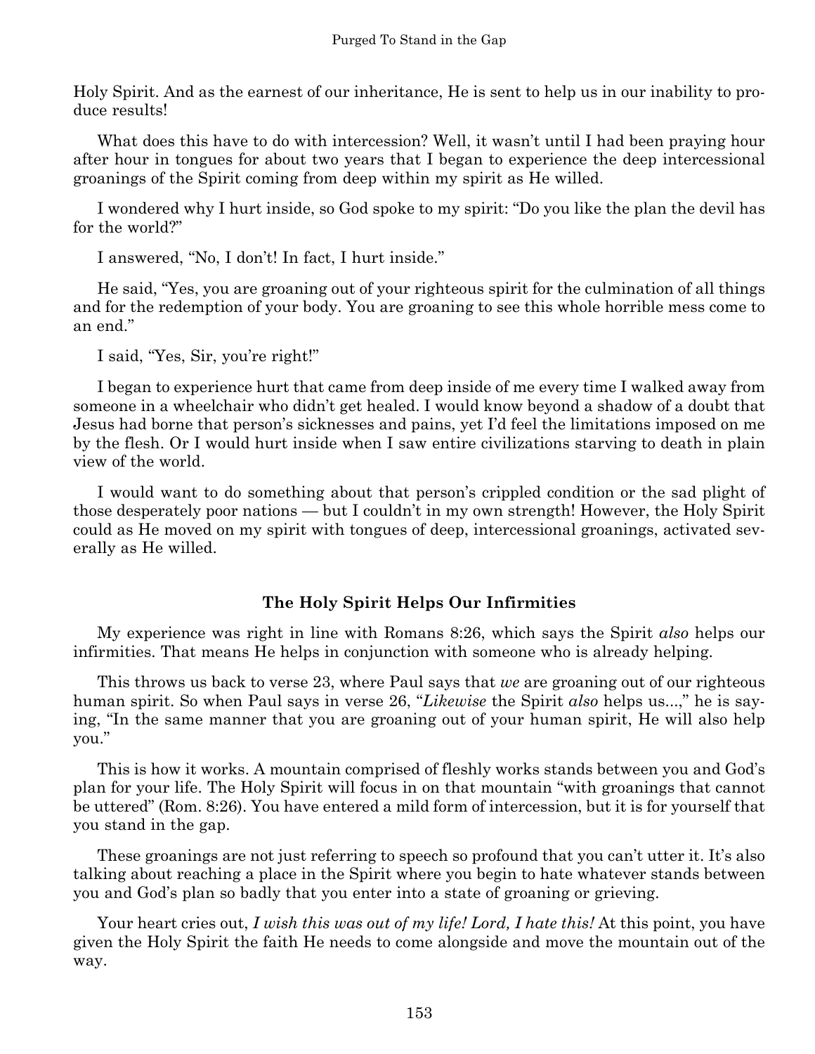Holy Spirit. And as the earnest of our inheritance, He is sent to help us in our inability to produce results!

What does this have to do with intercession? Well, it wasn't until I had been praying hour after hour in tongues for about two years that I began to experience the deep intercessional groanings of the Spirit coming from deep within my spirit as He willed.

I wondered why I hurt inside, so God spoke to my spirit: "Do you like the plan the devil has for the world?"

I answered, "No, I don't! In fact, I hurt inside."

He said, "Yes, you are groaning out of your righteous spirit for the culmination of all things and for the redemption of your body. You are groaning to see this whole horrible mess come to an end."

I said, "Yes, Sir, you're right!"

I began to experience hurt that came from deep inside of me every time I walked away from someone in a wheelchair who didn't get healed. I would know beyond a shadow of a doubt that Jesus had borne that person's sicknesses and pains, yet I'd feel the limitations imposed on me by the flesh. Or I would hurt inside when I saw entire civilizations starving to death in plain view of the world.

I would want to do something about that person's crippled condition or the sad plight of those desperately poor nations — but I couldn't in my own strength! However, the Holy Spirit could as He moved on my spirit with tongues of deep, intercessional groanings, activated severally as He willed.

### The Holy Spirit Helps Our Infirmities

My experience was right in line with Romans 8:26, which says the Spirit *also* helps our infirmities. That means He helps in conjunction with someone who is already helping.

This throws us back to verse 23, where Paul says that *we* are groaning out of our righteous human spirit. So when Paul says in verse 26, "*Likewise* the Spirit *also* helps us...," he is saying, "In the same manner that you are groaning out of your human spirit, He will also help you."

This is how it works. A mountain comprised of fleshly works stands between you and God's plan for your life. The Holy Spirit will focus in on that mountain "with groanings that cannot be uttered" (Rom. 8:26). You have entered a mild form of intercession, but it is for yourself that you stand in the gap.

These groanings are not just referring to speech so profound that you can't utter it. It's also talking about reaching a place in the Spirit where you begin to hate whatever stands between you and God's plan so badly that you enter into a state of groaning or grieving.

Your heart cries out, *I wish this was out of my life! Lord, I hate this!* At this point, you have given the Holy Spirit the faith He needs to come alongside and move the mountain out of the way.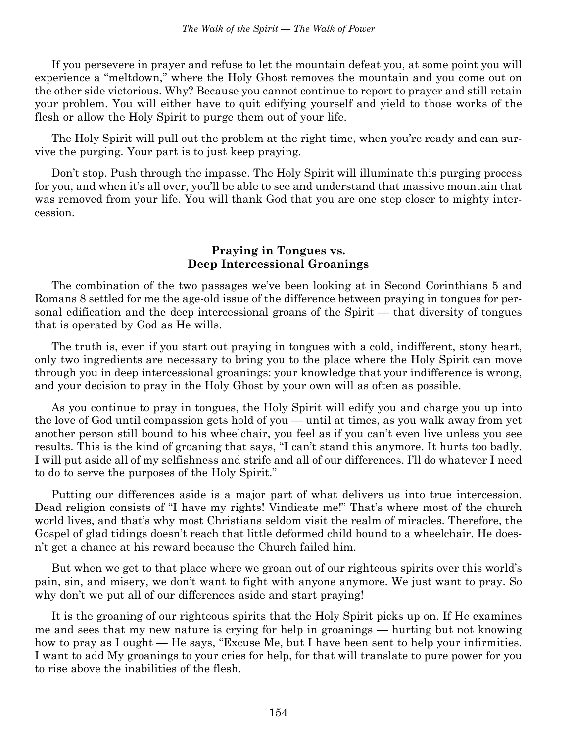If you persevere in prayer and refuse to let the mountain defeat you, at some point you will experience a "meltdown," where the Holy Ghost removes the mountain and you come out on the other side victorious. Why? Because you cannot continue to report to prayer and still retain your problem. You will either have to quit edifying yourself and yield to those works of the flesh or allow the Holy Spirit to purge them out of your life.

The Holy Spirit will pull out the problem at the right time, when you're ready and can survive the purging. Your part is to just keep praying.

Don't stop. Push through the impasse. The Holy Spirit will illuminate this purging process for you, and when it's all over, you'll be able to see and understand that massive mountain that was removed from your life. You will thank God that you are one step closer to mighty intercession.

### Praying in Tongues vs. Deep Intercessional Groanings

The combination of the two passages we've been looking at in Second Corinthians 5 and Romans 8 settled for me the age-old issue of the difference between praying in tongues for personal edification and the deep intercessional groans of the Spirit — that diversity of tongues that is operated by God as He wills.

The truth is, even if you start out praying in tongues with a cold, indifferent, stony heart, only two ingredients are necessary to bring you to the place where the Holy Spirit can move through you in deep intercessional groanings: your knowledge that your indifference is wrong, and your decision to pray in the Holy Ghost by your own will as often as possible.

As you continue to pray in tongues, the Holy Spirit will edify you and charge you up into the love of God until compassion gets hold of you — until at times, as you walk away from yet another person still bound to his wheelchair, you feel as if you can't even live unless you see results. This is the kind of groaning that says, "I can't stand this anymore. It hurts too badly. I will put aside all of my selfishness and strife and all of our differences. I'll do whatever I need to do to serve the purposes of the Holy Spirit."

Putting our differences aside is a major part of what delivers us into true intercession. Dead religion consists of "I have my rights! Vindicate me!" That's where most of the church world lives, and that's why most Christians seldom visit the realm of miracles. Therefore, the Gospel of glad tidings doesn't reach that little deformed child bound to a wheelchair. He doesn't get a chance at his reward because the Church failed him.

But when we get to that place where we groan out of our righteous spirits over this world's pain, sin, and misery, we don't want to fight with anyone anymore. We just want to pray. So why don't we put all of our differences aside and start praying!

It is the groaning of our righteous spirits that the Holy Spirit picks up on. If He examines me and sees that my new nature is crying for help in groanings — hurting but not knowing how to pray as I ought — He says, "Excuse Me, but I have been sent to help your infirmities. I want to add My groanings to your cries for help, for that will translate to pure power for you to rise above the inabilities of the flesh.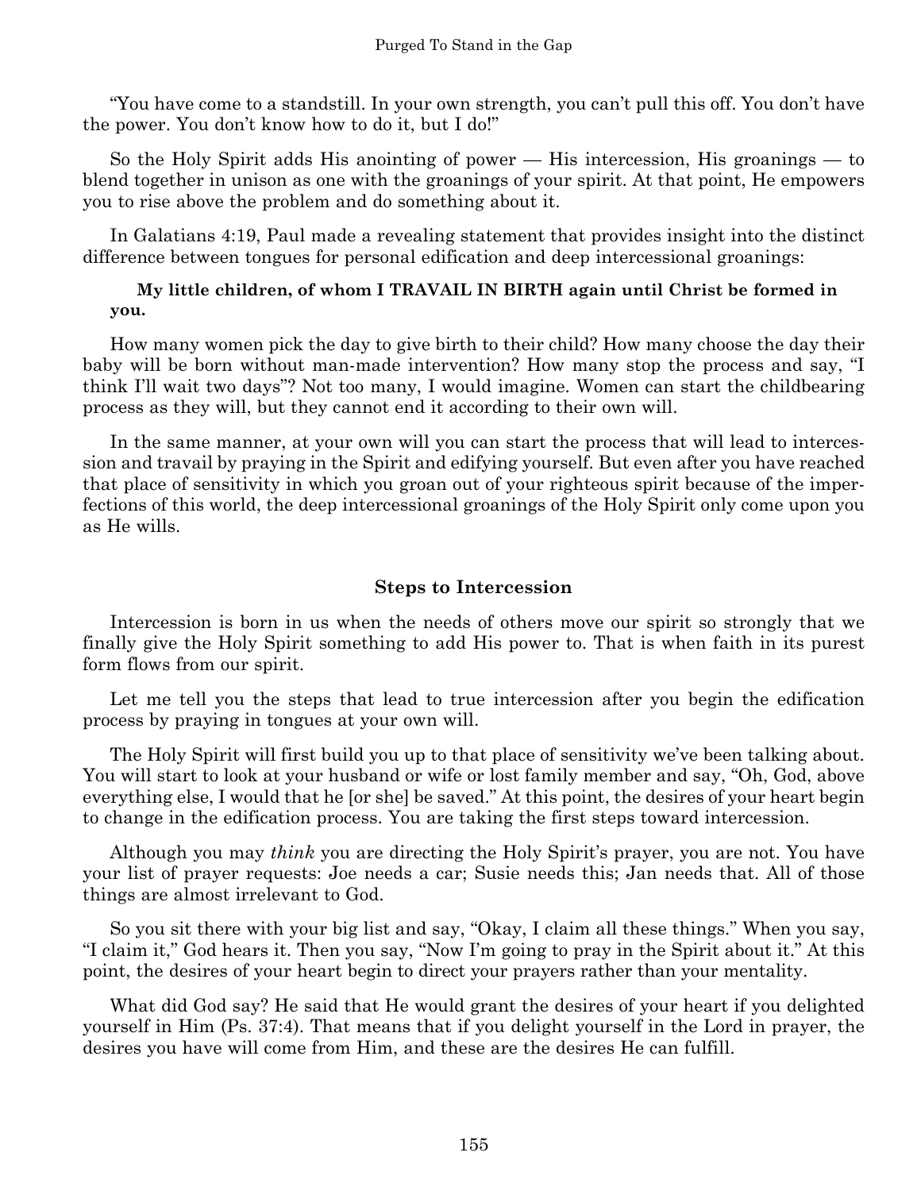"You have come to a standstill. In your own strength, you can't pull this off. You don't have the power. You don't know how to do it, but I do!"

So the Holy Spirit adds His anointing of power — His intercession, His groanings — to blend together in unison as one with the groanings of your spirit. At that point, He empowers you to rise above the problem and do something about it.

In Galatians 4:19, Paul made a revealing statement that provides insight into the distinct difference between tongues for personal edification and deep intercessional groanings:

> **My little children, of whom I TRAVAIL IN BIRTH again until Christ be formed in you.**

How many women pick the day to give birth to their child? How many choose the day their baby will be born without man-made intervention? How many stop the process and say, "I think I'll wait two days"? Not too many, I would imagine. Women can start the childbearing process as they will, but they cannot end it according to their own will.

In the same manner, at your own will you can start the process that will lead to intercession and travail by praying in the Spirit and edifying yourself. But even after you have reached that place of sensitivity in which you groan out of your righteous spirit because of the imperfections of this world, the deep intercessional groanings of the Holy Spirit only come upon you as He wills.

### Steps to Intercession

Intercession is born in us when the needs of others move our spirit so strongly that we finally give the Holy Spirit something to add His power to. That is when faith in its purest form flows from our spirit.

Let me tell you the steps that lead to true intercession after you begin the edification process by praying in tongues at your own will.

The Holy Spirit will first build you up to that place of sensitivity we've been talking about. You will start to look at your husband or wife or lost family member and say, "Oh, God, above everything else, I would that he [or she] be saved." At this point, the desires of your heart begin to change in the edification process. You are taking the first steps toward intercession.

Although you may *think* you are directing the Holy Spirit's prayer, you are not. You have your list of prayer requests: Joe needs a car; Susie needs this; Jan needs that. All of those things are almost irrelevant to God.

So you sit there with your big list and say, "Okay, I claim all these things." When you say, "I claim it," God hears it. Then you say, "Now I'm going to pray in the Spirit about it." At this point, the desires of your heart begin to direct your prayers rather than your mentality.

What did God say? He said that He would grant the desires of your heart if you delighted yourself in Him (Ps. 37:4). That means that if you delight yourself in the Lord in prayer, the desires you have will come from Him, and these are the desires He can fulfill.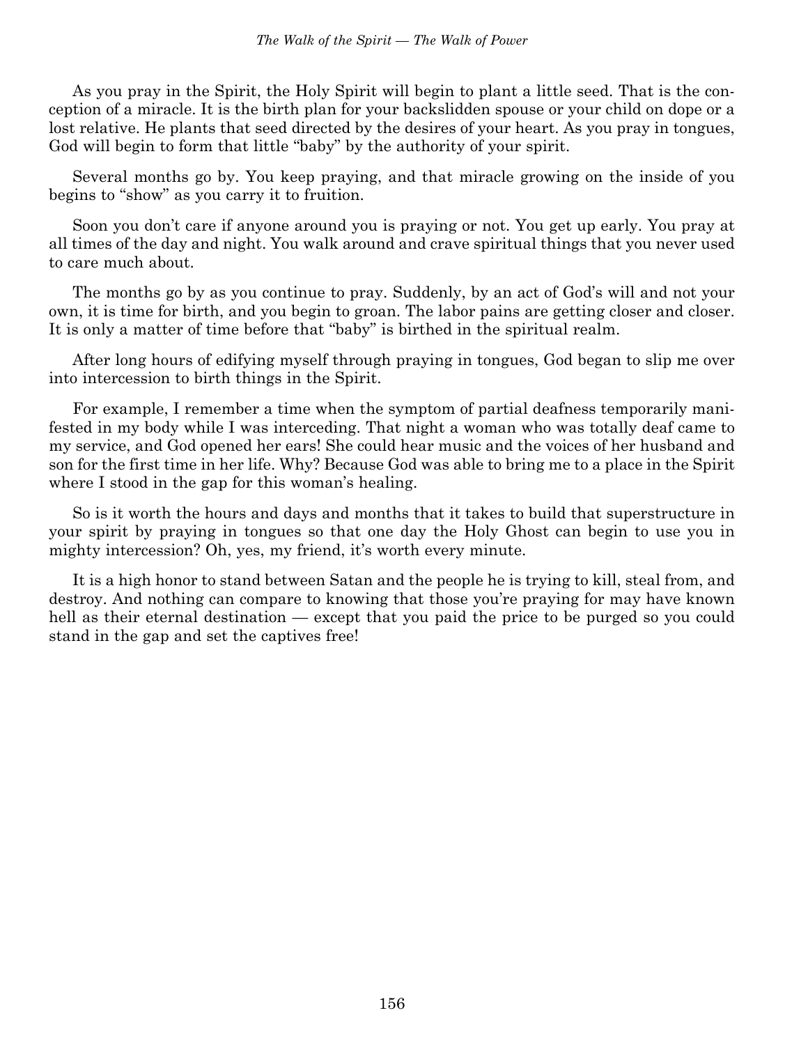As you pray in the Spirit, the Holy Spirit will begin to plant a little seed. That is the conception of a miracle. It is the birth plan for your backslidden spouse or your child on dope or a lost relative. He plants that seed directed by the desires of your heart. As you pray in tongues, God will begin to form that little "baby" by the authority of your spirit.

Several months go by. You keep praying, and that miracle growing on the inside of you begins to "show" as you carry it to fruition.

Soon you don't care if anyone around you is praying or not. You get up early. You pray at all times of the day and night. You walk around and crave spiritual things that you never used to care much about.

The months go by as you continue to pray. Suddenly, by an act of God's will and not your own, it is time for birth, and you begin to groan. The labor pains are getting closer and closer. It is only a matter of time before that "baby" is birthed in the spiritual realm.

After long hours of edifying myself through praying in tongues, God began to slip me over into intercession to birth things in the Spirit.

For example, I remember a time when the symptom of partial deafness temporarily manifested in my body while I was interceding. That night a woman who was totally deaf came to my service, and God opened her ears! She could hear music and the voices of her husband and son for the first time in her life. Why? Because God was able to bring me to a place in the Spirit where I stood in the gap for this woman's healing.

So is it worth the hours and days and months that it takes to build that superstructure in your spirit by praying in tongues so that one day the Holy Ghost can begin to use you in mighty intercession? Oh, yes, my friend, it's worth every minute.

It is a high honor to stand between Satan and the people he is trying to kill, steal from, and destroy. And nothing can compare to knowing that those you're praying for may have known hell as their eternal destination — except that you paid the price to be purged so you could stand in the gap and set the captives free!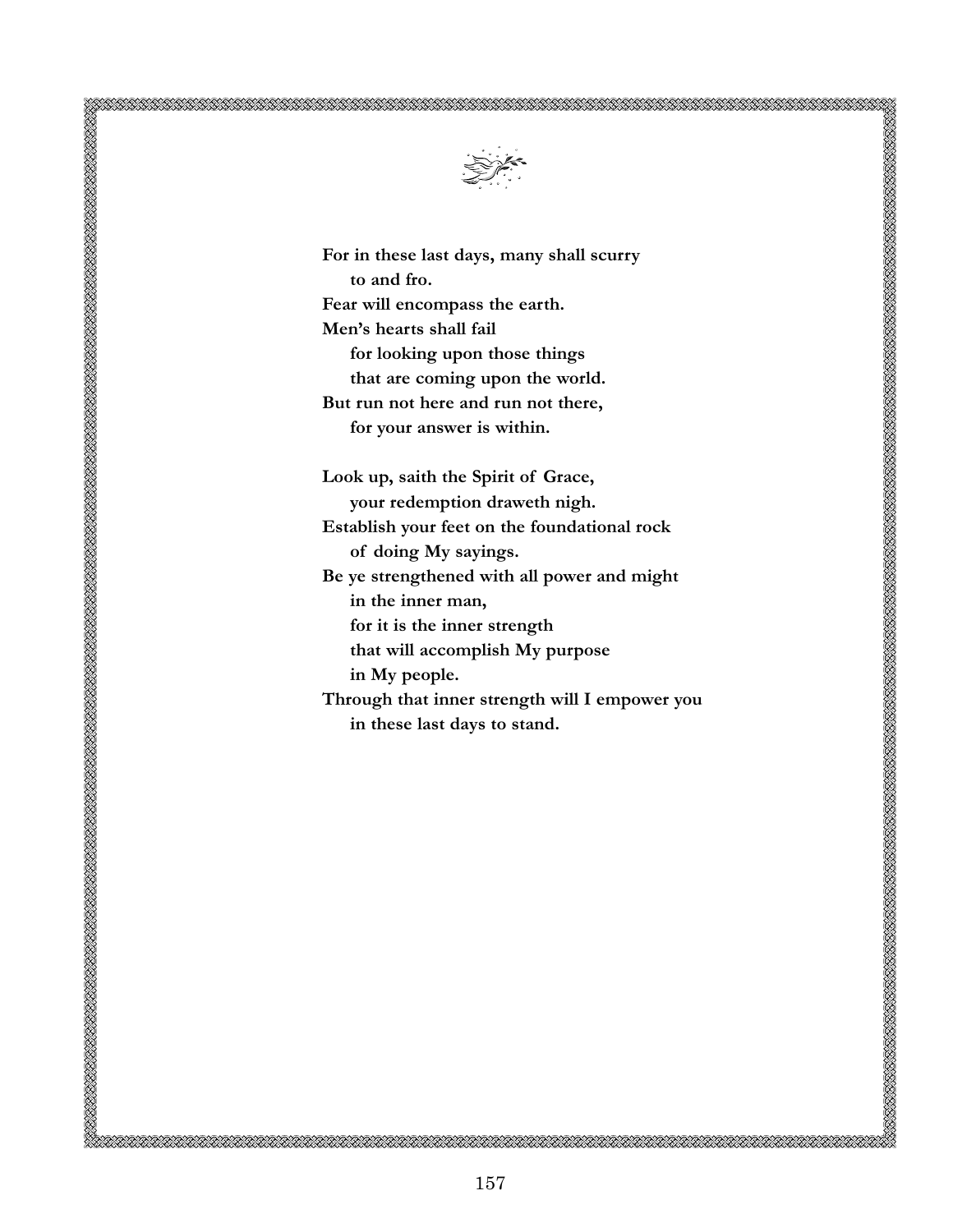**For in these last days, many shall scurry**
**to and fro.**
**Fear will encompass the earth.**
**Men's hearts shall fail**
**for looking upon those things**
**that are coming upon the world.**
**But run not here and run not there,**
**for your answer is within.**

**Look up, saith the Spirit of Grace,**
**your redemption draweth nigh.**
**Establish your feet on the foundational rock**
**of doing My sayings.**
**Be ye strengthened with all power and might**
**in the inner man,**
**for it is the inner strength**
**that will accomplish My purpose**
**in My people.**
**Through that inner strength will I empower you**
**in these last days to stand.**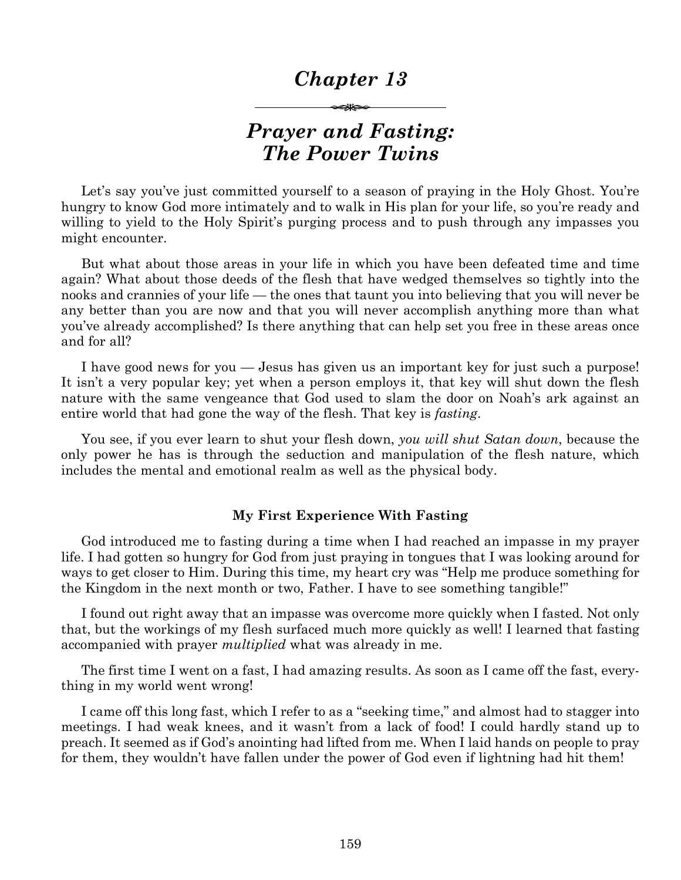# Chapter 13

## Prayer and Fasting: The Power Twins

Let's say you've just committed yourself to a season of praying in the Holy Ghost. You're hungry to know God more intimately and to walk in His plan for your life, so you're ready and willing to yield to the Holy Spirit's purging process and to push through any impasses you might encounter.

But what about those areas in your life in which you have been defeated time and time again? What about those deeds of the flesh that have wedged themselves so tightly into the nooks and crannies of your life — the ones that taunt you into believing that you will never be any better than you are now and that you will never accomplish anything more than what you've already accomplished? Is there anything that can help set you free in these areas once and for all?

I have good news for you — Jesus has given us an important key for just such a purpose! It isn't a very popular key; yet when a person employs it, that key will shut down the flesh nature with the same vengeance that God used to slam the door on Noah's ark against an entire world that had gone the way of the flesh. That key is *fasting*.

You see, if you ever learn to shut your flesh down, *you will shut Satan down*, because the only power he has is through the seduction and manipulation of the flesh nature, which includes the mental and emotional realm as well as the physical body.

### My First Experience With Fasting

God introduced me to fasting during a time when I had reached an impasse in my prayer life. I had gotten so hungry for God from just praying in tongues that I was looking around for ways to get closer to Him. During this time, my heart cry was "Help me produce something for the Kingdom in the next month or two, Father. I have to see something tangible!"

I found out right away that an impasse was overcome more quickly when I fasted. Not only that, but the workings of my flesh surfaced much more quickly as well! I learned that fasting accompanied with prayer *multiplied* what was already in me.

The first time I went on a fast, I had amazing results. As soon as I came off the fast, everything in my world went wrong!

I came off this long fast, which I refer to as a "seeking time," and almost had to stagger into meetings. I had weak knees, and it wasn't from a lack of food! I could hardly stand up to preach. It seemed as if God's anointing had lifted from me. When I laid hands on people to pray for them, they wouldn't have fallen under the power of God even if lightning had hit them!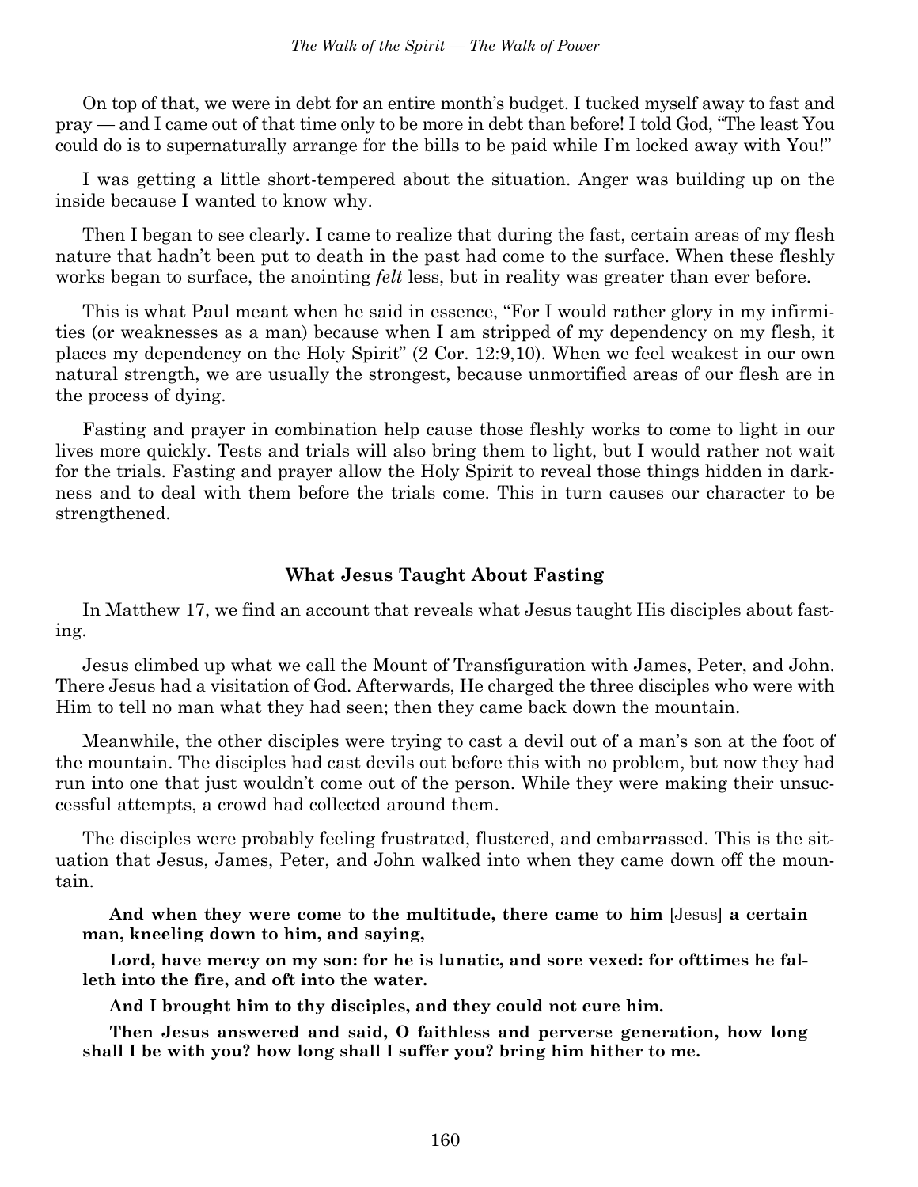On top of that, we were in debt for an entire month's budget. I tucked myself away to fast and pray — and I came out of that time only to be more in debt than before! I told God, "The least You could do is to supernaturally arrange for the bills to be paid while I'm locked away with You!"

I was getting a little short-tempered about the situation. Anger was building up on the inside because I wanted to know why.

Then I began to see clearly. I came to realize that during the fast, certain areas of my flesh nature that hadn't been put to death in the past had come to the surface. When these fleshly works began to surface, the anointing *felt* less, but in reality was greater than ever before.

This is what Paul meant when he said in essence, "For I would rather glory in my infirmities (or weaknesses as a man) because when I am stripped of my dependency on my flesh, it places my dependency on the Holy Spirit" (2 Cor. 12:9,10). When we feel weakest in our own natural strength, we are usually the strongest, because unmortified areas of our flesh are in the process of dying.

Fasting and prayer in combination help cause those fleshly works to come to light in our lives more quickly. Tests and trials will also bring them to light, but I would rather not wait for the trials. Fasting and prayer allow the Holy Spirit to reveal those things hidden in darkness and to deal with them before the trials come. This in turn causes our character to be strengthened.

### What Jesus Taught About Fasting

In Matthew 17, we find an account that reveals what Jesus taught His disciples about fasting.

Jesus climbed up what we call the Mount of Transfiguration with James, Peter, and John. There Jesus had a visitation of God. Afterwards, He charged the three disciples who were with Him to tell no man what they had seen; then they came back down the mountain.

Meanwhile, the other disciples were trying to cast a devil out of a man's son at the foot of the mountain. The disciples had cast devils out before this with no problem, but now they had run into one that just wouldn't come out of the person. While they were making their unsuccessful attempts, a crowd had collected around them.

The disciples were probably feeling frustrated, flustered, and embarrassed. This is the situation that Jesus, James, Peter, and John walked into when they came down off the mountain.

> **And when they were come to the multitude, there came to him** [Jesus] **a certain man, kneeling down to him, and saying,**
>
> **Lord, have mercy on my son: for he is lunatic, and sore vexed: for ofttimes he falleth into the fire, and oft into the water.**
>
> **And I brought him to thy disciples, and they could not cure him.**
>
> **Then Jesus answered and said, O faithless and perverse generation, how long shall I be with you? how long shall I suffer you? bring him hither to me.**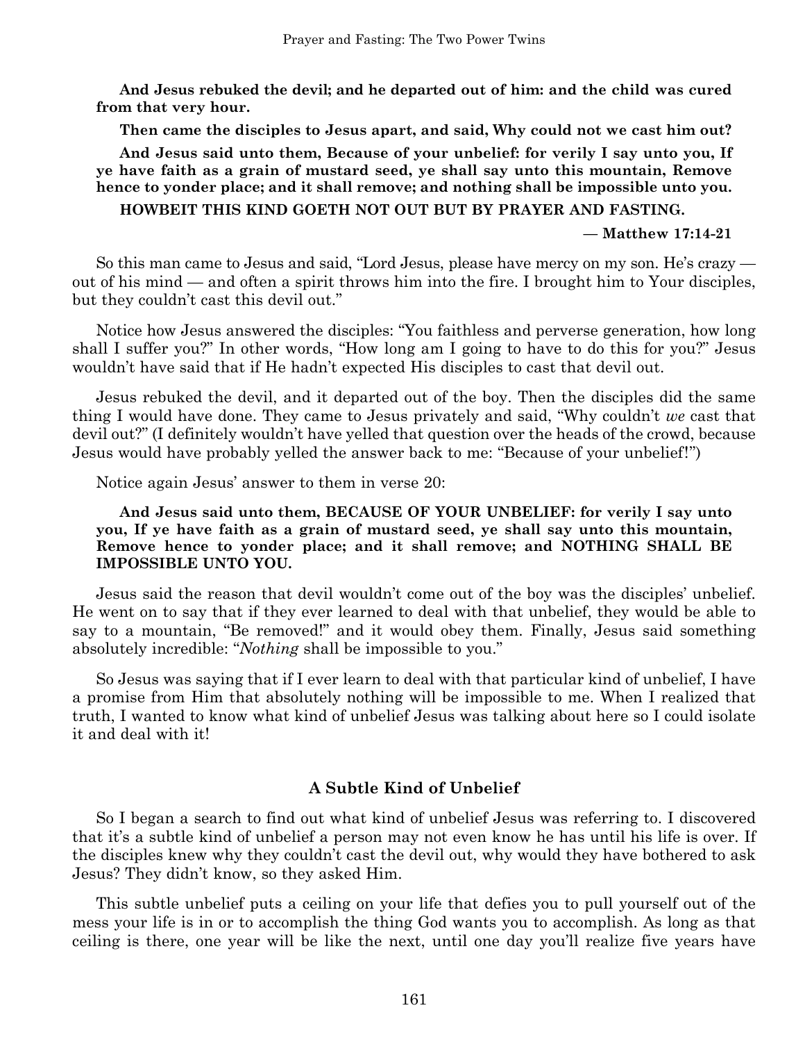**And Jesus rebuked the devil; and he departed out of him: and the child was cured from that very hour.**

**Then came the disciples to Jesus apart, and said, Why could not we cast him out?**

**And Jesus said unto them, Because of your unbelief: for verily I say unto you, If ye have faith as a grain of mustard seed, ye shall say unto this mountain, Remove hence to yonder place; and it shall remove; and nothing shall be impossible unto you.**

**HOWBEIT THIS KIND GOETH NOT OUT BUT BY PRAYER AND FASTING.**

**— Matthew 17:14-21**

So this man came to Jesus and said, "Lord Jesus, please have mercy on my son. He's crazy — out of his mind — and often a spirit throws him into the fire. I brought him to Your disciples, but they couldn't cast this devil out."

Notice how Jesus answered the disciples: "You faithless and perverse generation, how long shall I suffer you?" In other words, "How long am I going to have to do this for you?" Jesus wouldn't have said that if He hadn't expected His disciples to cast that devil out.

Jesus rebuked the devil, and it departed out of the boy. Then the disciples did the same thing I would have done. They came to Jesus privately and said, "Why couldn't *we* cast that devil out?" (I definitely wouldn't have yelled that question over the heads of the crowd, because Jesus would have probably yelled the answer back to me: "Because of your unbelief!")

Notice again Jesus' answer to them in verse 20:

**And Jesus said unto them, BECAUSE OF YOUR UNBELIEF: for verily I say unto you, If ye have faith as a grain of mustard seed, ye shall say unto this mountain, Remove hence to yonder place; and it shall remove; and NOTHING SHALL BE IMPOSSIBLE UNTO YOU.**

Jesus said the reason that devil wouldn't come out of the boy was the disciples' unbelief. He went on to say that if they ever learned to deal with that unbelief, they would be able to say to a mountain, "Be removed!" and it would obey them. Finally, Jesus said something absolutely incredible: "*Nothing* shall be impossible to you."

So Jesus was saying that if I ever learn to deal with that particular kind of unbelief, I have a promise from Him that absolutely nothing will be impossible to me. When I realized that truth, I wanted to know what kind of unbelief Jesus was talking about here so I could isolate it and deal with it!

### A Subtle Kind of Unbelief

So I began a search to find out what kind of unbelief Jesus was referring to. I discovered that it's a subtle kind of unbelief a person may not even know he has until his life is over. If the disciples knew why they couldn't cast the devil out, why would they have bothered to ask Jesus? They didn't know, so they asked Him.

This subtle unbelief puts a ceiling on your life that defies you to pull yourself out of the mess your life is in or to accomplish the thing God wants you to accomplish. As long as that ceiling is there, one year will be like the next, until one day you'll realize five years have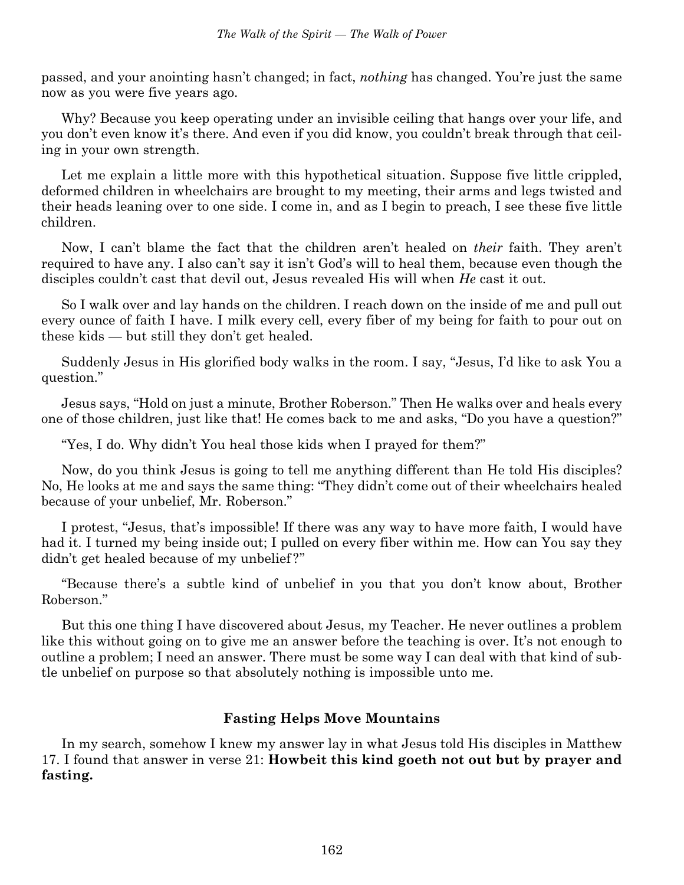passed, and your anointing hasn't changed; in fact, *nothing* has changed. You're just the same now as you were five years ago.

Why? Because you keep operating under an invisible ceiling that hangs over your life, and you don't even know it's there. And even if you did know, you couldn't break through that ceiling in your own strength.

Let me explain a little more with this hypothetical situation. Suppose five little crippled, deformed children in wheelchairs are brought to my meeting, their arms and legs twisted and their heads leaning over to one side. I come in, and as I begin to preach, I see these five little children.

Now, I can't blame the fact that the children aren't healed on *their* faith. They aren't required to have any. I also can't say it isn't God's will to heal them, because even though the disciples couldn't cast that devil out, Jesus revealed His will when *He* cast it out.

So I walk over and lay hands on the children. I reach down on the inside of me and pull out every ounce of faith I have. I milk every cell, every fiber of my being for faith to pour out on these kids — but still they don't get healed.

Suddenly Jesus in His glorified body walks in the room. I say, "Jesus, I'd like to ask You a question."

Jesus says, "Hold on just a minute, Brother Roberson." Then He walks over and heals every one of those children, just like that! He comes back to me and asks, "Do you have a question?"

"Yes, I do. Why didn't You heal those kids when I prayed for them?"

Now, do you think Jesus is going to tell me anything different than He told His disciples? No, He looks at me and says the same thing: "They didn't come out of their wheelchairs healed because of your unbelief, Mr. Roberson."

I protest, "Jesus, that's impossible! If there was any way to have more faith, I would have had it. I turned my being inside out; I pulled on every fiber within me. How can You say they didn't get healed because of my unbelief?"

"Because there's a subtle kind of unbelief in you that you don't know about, Brother Roberson."

But this one thing I have discovered about Jesus, my Teacher. He never outlines a problem like this without going on to give me an answer before the teaching is over. It's not enough to outline a problem; I need an answer. There must be some way I can deal with that kind of subtle unbelief on purpose so that absolutely nothing is impossible unto me.

### Fasting Helps Move Mountains

In my search, somehow I knew my answer lay in what Jesus told His disciples in Matthew 17. I found that answer in verse 21: **Howbeit this kind goeth not out but by prayer and fasting.**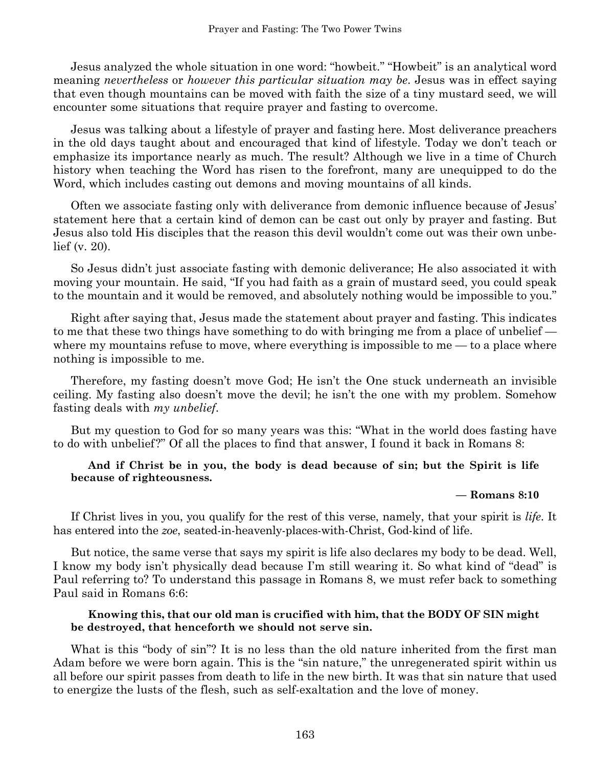Jesus analyzed the whole situation in one word: "howbeit." "Howbeit" is an analytical word meaning *nevertheless* or *however this particular situation may be*. Jesus was in effect saying that even though mountains can be moved with faith the size of a tiny mustard seed, we will encounter some situations that require prayer and fasting to overcome.

Jesus was talking about a lifestyle of prayer and fasting here. Most deliverance preachers in the old days taught about and encouraged that kind of lifestyle. Today we don't teach or emphasize its importance nearly as much. The result? Although we live in a time of Church history when teaching the Word has risen to the forefront, many are unequipped to do the Word, which includes casting out demons and moving mountains of all kinds.

Often we associate fasting only with deliverance from demonic influence because of Jesus' statement here that a certain kind of demon can be cast out only by prayer and fasting. But Jesus also told His disciples that the reason this devil wouldn't come out was their own unbelief (v. 20).

So Jesus didn't just associate fasting with demonic deliverance; He also associated it with moving your mountain. He said, "If you had faith as a grain of mustard seed, you could speak to the mountain and it would be removed, and absolutely nothing would be impossible to you."

Right after saying that, Jesus made the statement about prayer and fasting. This indicates to me that these two things have something to do with bringing me from a place of unbelief — where my mountains refuse to move, where everything is impossible to me — to a place where nothing is impossible to me.

Therefore, my fasting doesn't move God; He isn't the One stuck underneath an invisible ceiling. My fasting also doesn't move the devil; he isn't the one with my problem. Somehow fasting deals with *my unbelief*.

But my question to God for so many years was this: "What in the world does fasting have to do with unbelief?" Of all the places to find that answer, I found it back in Romans 8:

> **And if Christ be in you, the body is dead because of sin; but the Spirit is life because of righteousness.**
>
> **— Romans 8:10**

If Christ lives in you, you qualify for the rest of this verse, namely, that your spirit is *life*. It has entered into the *zoe*, seated-in-heavenly-places-with-Christ, God-kind of life.

But notice, the same verse that says my spirit is life also declares my body to be dead. Well, I know my body isn't physically dead because I'm still wearing it. So what kind of "dead" is Paul referring to? To understand this passage in Romans 8, we must refer back to something Paul said in Romans 6:6:

> **Knowing this, that our old man is crucified with him, that the BODY OF SIN might be destroyed, that henceforth we should not serve sin.**

What is this "body of sin"? It is no less than the old nature inherited from the first man Adam before we were born again. This is the "sin nature," the unregenerated spirit within us all before our spirit passes from death to life in the new birth. It was that sin nature that used to energize the lusts of the flesh, such as self-exaltation and the love of money.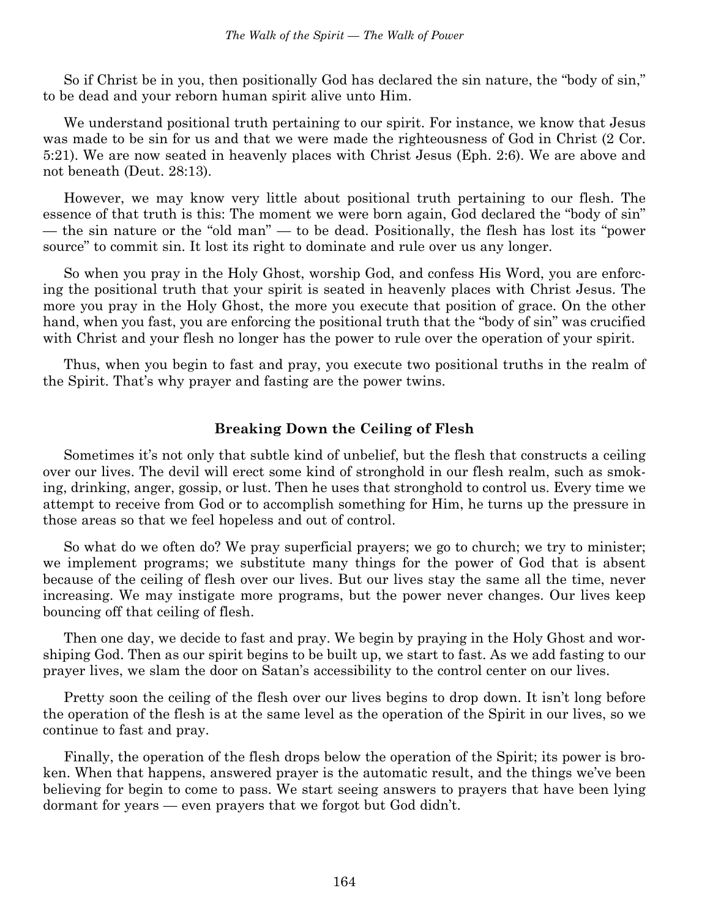So if Christ be in you, then positionally God has declared the sin nature, the "body of sin," to be dead and your reborn human spirit alive unto Him.

We understand positional truth pertaining to our spirit. For instance, we know that Jesus was made to be sin for us and that we were made the righteousness of God in Christ (2 Cor. 5:21). We are now seated in heavenly places with Christ Jesus (Eph. 2:6). We are above and not beneath (Deut. 28:13).

However, we may know very little about positional truth pertaining to our flesh. The essence of that truth is this: The moment we were born again, God declared the "body of sin" — the sin nature or the "old man" — to be dead. Positionally, the flesh has lost its "power source" to commit sin. It lost its right to dominate and rule over us any longer.

So when you pray in the Holy Ghost, worship God, and confess His Word, you are enforcing the positional truth that your spirit is seated in heavenly places with Christ Jesus. The more you pray in the Holy Ghost, the more you execute that position of grace. On the other hand, when you fast, you are enforcing the positional truth that the "body of sin" was crucified with Christ and your flesh no longer has the power to rule over the operation of your spirit.

Thus, when you begin to fast and pray, you execute two positional truths in the realm of the Spirit. That's why prayer and fasting are the power twins.

### Breaking Down the Ceiling of Flesh

Sometimes it's not only that subtle kind of unbelief, but the flesh that constructs a ceiling over our lives. The devil will erect some kind of stronghold in our flesh realm, such as smoking, drinking, anger, gossip, or lust. Then he uses that stronghold to control us. Every time we attempt to receive from God or to accomplish something for Him, he turns up the pressure in those areas so that we feel hopeless and out of control.

So what do we often do? We pray superficial prayers; we go to church; we try to minister; we implement programs; we substitute many things for the power of God that is absent because of the ceiling of flesh over our lives. But our lives stay the same all the time, never increasing. We may instigate more programs, but the power never changes. Our lives keep bouncing off that ceiling of flesh.

Then one day, we decide to fast and pray. We begin by praying in the Holy Ghost and worshiping God. Then as our spirit begins to be built up, we start to fast. As we add fasting to our prayer lives, we slam the door on Satan's accessibility to the control center on our lives.

Pretty soon the ceiling of the flesh over our lives begins to drop down. It isn't long before the operation of the flesh is at the same level as the operation of the Spirit in our lives, so we continue to fast and pray.

Finally, the operation of the flesh drops below the operation of the Spirit; its power is broken. When that happens, answered prayer is the automatic result, and the things we've been believing for begin to come to pass. We start seeing answers to prayers that have been lying dormant for years — even prayers that we forgot but God didn't.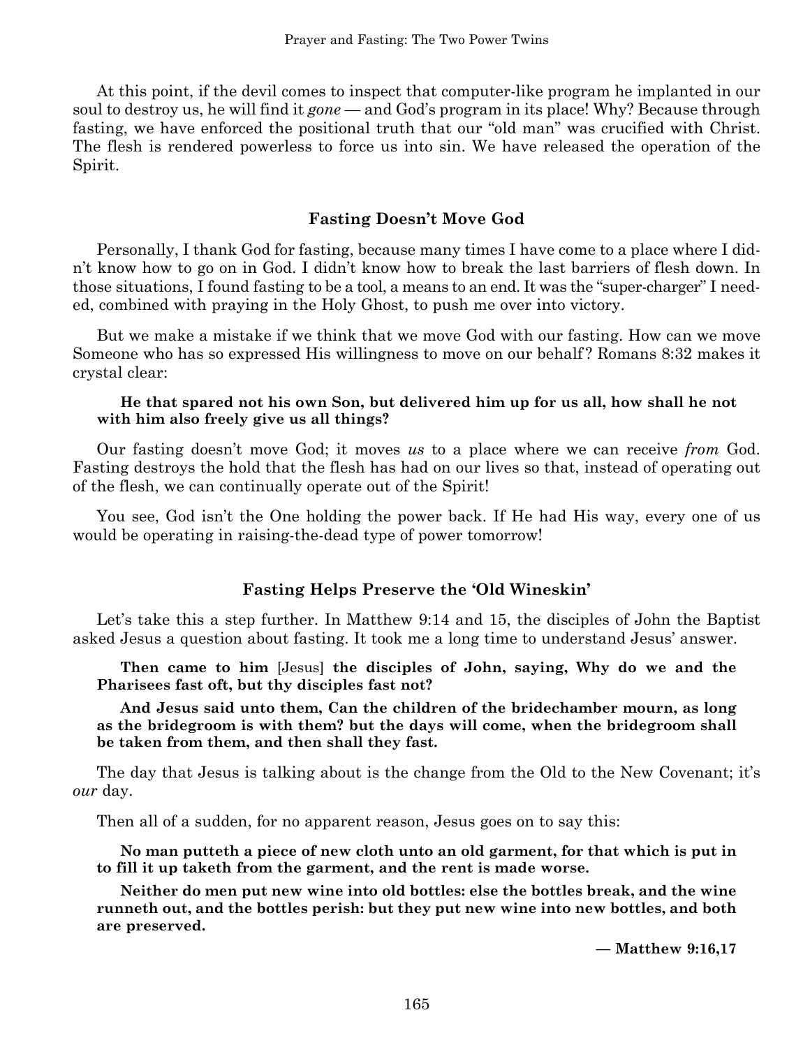At this point, if the devil comes to inspect that computer-like program he implanted in our soul to destroy us, he will find it *gone* — and God's program in its place! Why? Because through fasting, we have enforced the positional truth that our "old man" was crucified with Christ. The flesh is rendered powerless to force us into sin. We have released the operation of the Spirit.

### Fasting Doesn't Move God

Personally, I thank God for fasting, because many times I have come to a place where I didn't know how to go on in God. I didn't know how to break the last barriers of flesh down. In those situations, I found fasting to be a tool, a means to an end. It was the "super-charger" I needed, combined with praying in the Holy Ghost, to push me over into victory.

But we make a mistake if we think that we move God with our fasting. How can we move Someone who has so expressed His willingness to move on our behalf? Romans 8:32 makes it crystal clear:

> **He that spared not his own Son, but delivered him up for us all, how shall he not with him also freely give us all things?**

Our fasting doesn't move God; it moves *us* to a place where we can receive *from* God. Fasting destroys the hold that the flesh has had on our lives so that, instead of operating out of the flesh, we can continually operate out of the Spirit!

You see, God isn't the One holding the power back. If He had His way, every one of us would be operating in raising-the-dead type of power tomorrow!

### Fasting Helps Preserve the 'Old Wineskin'

Let's take this a step further. In Matthew 9:14 and 15, the disciples of John the Baptist asked Jesus a question about fasting. It took me a long time to understand Jesus' answer.

> **Then came to him** [Jesus] **the disciples of John, saying, Why do we and the Pharisees fast oft, but thy disciples fast not?**
>
> **And Jesus said unto them, Can the children of the bridechamber mourn, as long as the bridegroom is with them? but the days will come, when the bridegroom shall be taken from them, and then shall they fast.**

The day that Jesus is talking about is the change from the Old to the New Covenant; it's *our* day.

Then all of a sudden, for no apparent reason, Jesus goes on to say this:

> **No man putteth a piece of new cloth unto an old garment, for that which is put in to fill it up taketh from the garment, and the rent is made worse.**
>
> **Neither do men put new wine into old bottles: else the bottles break, and the wine runneth out, and the bottles perish: but they put new wine into new bottles, and both are preserved.**
>
> **— Matthew 9:16,17**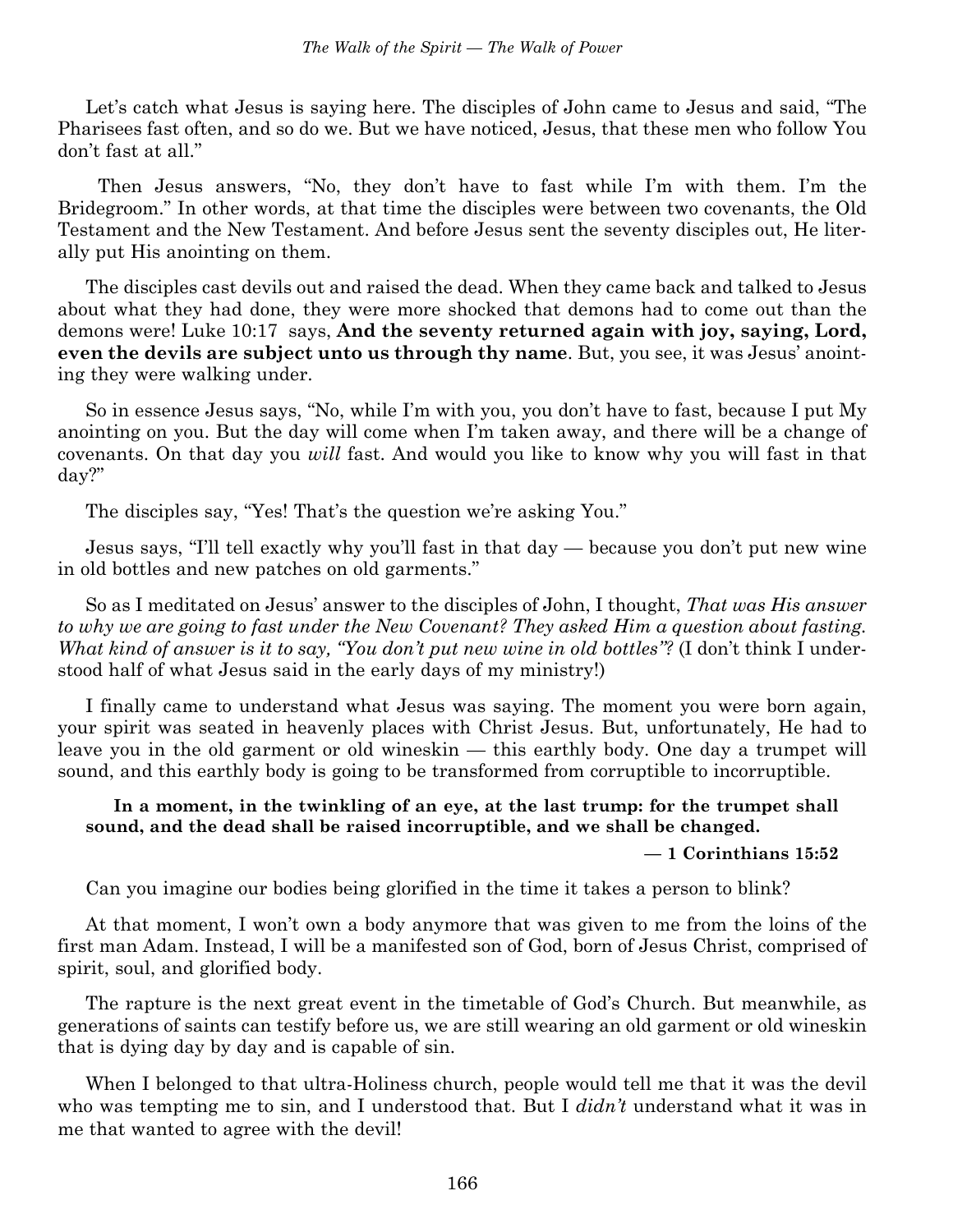Let's catch what Jesus is saying here. The disciples of John came to Jesus and said, "The Pharisees fast often, and so do we. But we have noticed, Jesus, that these men who follow You don't fast at all."

Then Jesus answers, "No, they don't have to fast while I'm with them. I'm the Bridegroom." In other words, at that time the disciples were between two covenants, the Old Testament and the New Testament. And before Jesus sent the seventy disciples out, He literally put His anointing on them.

The disciples cast devils out and raised the dead. When they came back and talked to Jesus about what they had done, they were more shocked that demons had to come out than the demons were! Luke 10:17 says, **And the seventy returned again with joy, saying, Lord, even the devils are subject unto us through thy name**. But, you see, it was Jesus' anointing they were walking under.

So in essence Jesus says, "No, while I'm with you, you don't have to fast, because I put My anointing on you. But the day will come when I'm taken away, and there will be a change of covenants. On that day you *will* fast. And would you like to know why you will fast in that day?"

The disciples say, "Yes! That's the question we're asking You."

Jesus says, "I'll tell exactly why you'll fast in that day — because you don't put new wine in old bottles and new patches on old garments."

So as I meditated on Jesus' answer to the disciples of John, I thought, *That was His answer to why we are going to fast under the New Covenant? They asked Him a question about fasting. What kind of answer is it to say, "You don't put new wine in old bottles"?* (I don't think I understood half of what Jesus said in the early days of my ministry!)

I finally came to understand what Jesus was saying. The moment you were born again, your spirit was seated in heavenly places with Christ Jesus. But, unfortunately, He had to leave you in the old garment or old wineskin — this earthly body. One day a trumpet will sound, and this earthly body is going to be transformed from corruptible to incorruptible.

> **In a moment, in the twinkling of an eye, at the last trump: for the trumpet shall sound, and the dead shall be raised incorruptible, and we shall be changed.**
>
> **— 1 Corinthians 15:52**

Can you imagine our bodies being glorified in the time it takes a person to blink?

At that moment, I won't own a body anymore that was given to me from the loins of the first man Adam. Instead, I will be a manifested son of God, born of Jesus Christ, comprised of spirit, soul, and glorified body.

The rapture is the next great event in the timetable of God's Church. But meanwhile, as generations of saints can testify before us, we are still wearing an old garment or old wineskin that is dying day by day and is capable of sin.

When I belonged to that ultra-Holiness church, people would tell me that it was the devil who was tempting me to sin, and I understood that. But I *didn't* understand what it was in me that wanted to agree with the devil!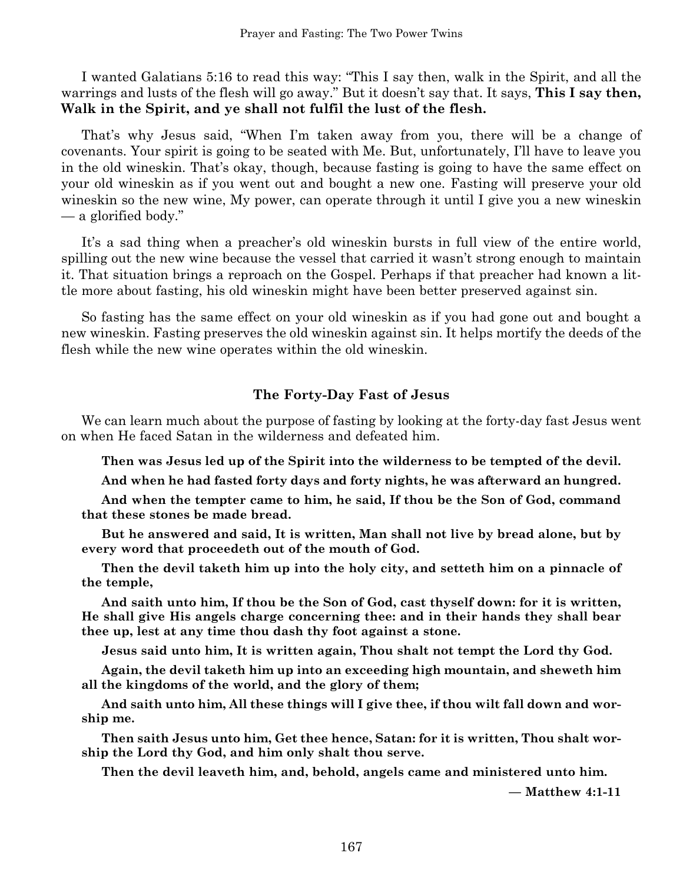I wanted Galatians 5:16 to read this way: "This I say then, walk in the Spirit, and all the warrings and lusts of the flesh will go away." But it doesn't say that. It says, **This I say then, Walk in the Spirit, and ye shall not fulfil the lust of the flesh.**

That's why Jesus said, "When I'm taken away from you, there will be a change of covenants. Your spirit is going to be seated with Me. But, unfortunately, I'll have to leave you in the old wineskin. That's okay, though, because fasting is going to have the same effect on your old wineskin as if you went out and bought a new one. Fasting will preserve your old wineskin so the new wine, My power, can operate through it until I give you a new wineskin — a glorified body."

It's a sad thing when a preacher's old wineskin bursts in full view of the entire world, spilling out the new wine because the vessel that carried it wasn't strong enough to maintain it. That situation brings a reproach on the Gospel. Perhaps if that preacher had known a little more about fasting, his old wineskin might have been better preserved against sin.

So fasting has the same effect on your old wineskin as if you had gone out and bought a new wineskin. Fasting preserves the old wineskin against sin. It helps mortify the deeds of the flesh while the new wine operates within the old wineskin.

### The Forty-Day Fast of Jesus

We can learn much about the purpose of fasting by looking at the forty-day fast Jesus went on when He faced Satan in the wilderness and defeated him.

> **Then was Jesus led up of the Spirit into the wilderness to be tempted of the devil.**
>
> **And when he had fasted forty days and forty nights, he was afterward an hungred.**
>
> **And when the tempter came to him, he said, If thou be the Son of God, command that these stones be made bread.**
>
> **But he answered and said, It is written, Man shall not live by bread alone, but by every word that proceedeth out of the mouth of God.**
>
> **Then the devil taketh him up into the holy city, and setteth him on a pinnacle of the temple,**
>
> **And saith unto him, If thou be the Son of God, cast thyself down: for it is written, He shall give His angels charge concerning thee: and in their hands they shall bear thee up, lest at any time thou dash thy foot against a stone.**
>
> **Jesus said unto him, It is written again, Thou shalt not tempt the Lord thy God.**
>
> **Again, the devil taketh him up into an exceeding high mountain, and sheweth him all the kingdoms of the world, and the glory of them;**
>
> **And saith unto him, All these things will I give thee, if thou wilt fall down and worship me.**
>
> **Then saith Jesus unto him, Get thee hence, Satan: for it is written, Thou shalt worship the Lord thy God, and him only shalt thou serve.**
>
> **Then the devil leaveth him, and, behold, angels came and ministered unto him.**
>
> **— Matthew 4:1-11**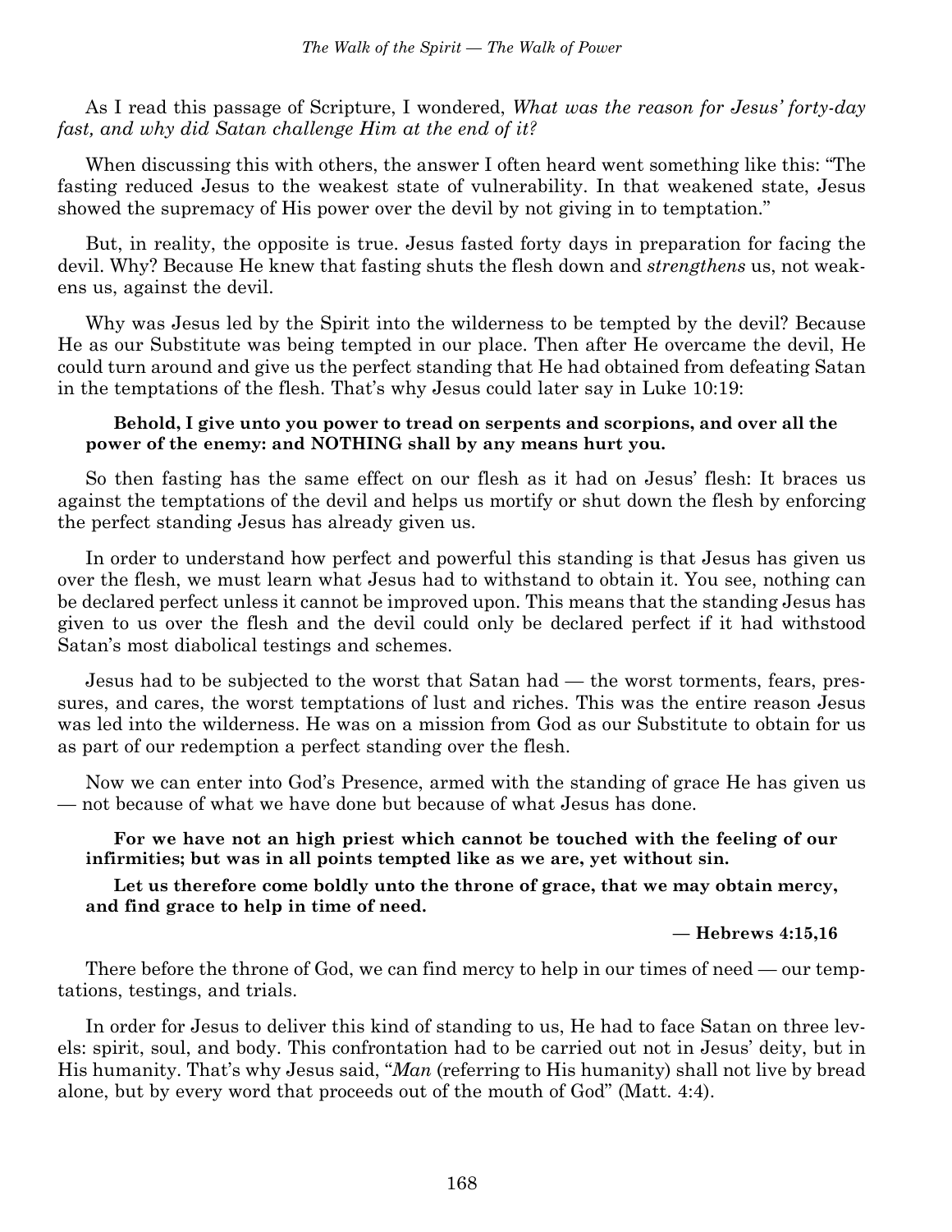As I read this passage of Scripture, I wondered, *What was the reason for Jesus' forty-day fast, and why did Satan challenge Him at the end of it?*

When discussing this with others, the answer I often heard went something like this: "The fasting reduced Jesus to the weakest state of vulnerability. In that weakened state, Jesus showed the supremacy of His power over the devil by not giving in to temptation."

But, in reality, the opposite is true. Jesus fasted forty days in preparation for facing the devil. Why? Because He knew that fasting shuts the flesh down and *strengthens* us, not weakens us, against the devil.

Why was Jesus led by the Spirit into the wilderness to be tempted by the devil? Because He as our Substitute was being tempted in our place. Then after He overcame the devil, He could turn around and give us the perfect standing that He had obtained from defeating Satan in the temptations of the flesh. That's why Jesus could later say in Luke 10:19:

> **Behold, I give unto you power to tread on serpents and scorpions, and over all the power of the enemy: and NOTHING shall by any means hurt you.**

So then fasting has the same effect on our flesh as it had on Jesus' flesh: It braces us against the temptations of the devil and helps us mortify or shut down the flesh by enforcing the perfect standing Jesus has already given us.

In order to understand how perfect and powerful this standing is that Jesus has given us over the flesh, we must learn what Jesus had to withstand to obtain it. You see, nothing can be declared perfect unless it cannot be improved upon. This means that the standing Jesus has given to us over the flesh and the devil could only be declared perfect if it had withstood Satan's most diabolical testings and schemes.

Jesus had to be subjected to the worst that Satan had — the worst torments, fears, pressures, and cares, the worst temptations of lust and riches. This was the entire reason Jesus was led into the wilderness. He was on a mission from God as our Substitute to obtain for us as part of our redemption a perfect standing over the flesh.

Now we can enter into God's Presence, armed with the standing of grace He has given us — not because of what we have done but because of what Jesus has done.

> **For we have not an high priest which cannot be touched with the feeling of our infirmities; but was in all points tempted like as we are, yet without sin.**
>
> **Let us therefore come boldly unto the throne of grace, that we may obtain mercy, and find grace to help in time of need.**
>
> **— Hebrews 4:15,16**

There before the throne of God, we can find mercy to help in our times of need — our temptations, testings, and trials.

In order for Jesus to deliver this kind of standing to us, He had to face Satan on three levels: spirit, soul, and body. This confrontation had to be carried out not in Jesus' deity, but in His humanity. That's why Jesus said, "*Man* (referring to His humanity) shall not live by bread alone, but by every word that proceeds out of the mouth of God" (Matt. 4:4).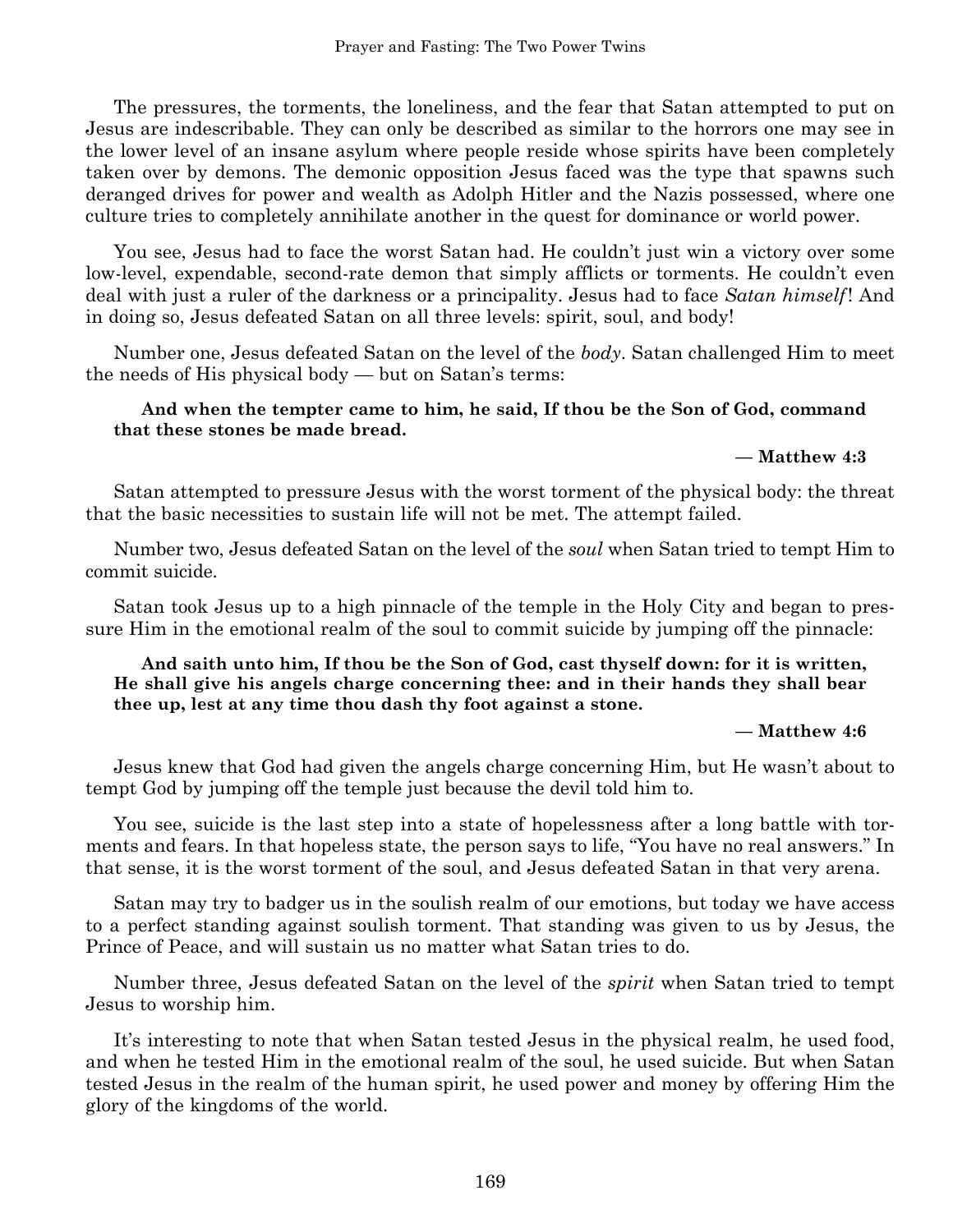The pressures, the torments, the loneliness, and the fear that Satan attempted to put on Jesus are indescribable. They can only be described as similar to the horrors one may see in the lower level of an insane asylum where people reside whose spirits have been completely taken over by demons. The demonic opposition Jesus faced was the type that spawns such deranged drives for power and wealth as Adolph Hitler and the Nazis possessed, where one culture tries to completely annihilate another in the quest for dominance or world power.

You see, Jesus had to face the worst Satan had. He couldn't just win a victory over some low-level, expendable, second-rate demon that simply afflicts or torments. He couldn't even deal with just a ruler of the darkness or a principality. Jesus had to face *Satan himself*! And in doing so, Jesus defeated Satan on all three levels: spirit, soul, and body!

Number one, Jesus defeated Satan on the level of the *body*. Satan challenged Him to meet the needs of His physical body — but on Satan's terms:

> **And when the tempter came to him, he said, If thou be the Son of God, command that these stones be made bread.**
>
> **— Matthew 4:3**

Satan attempted to pressure Jesus with the worst torment of the physical body: the threat that the basic necessities to sustain life will not be met. The attempt failed.

Number two, Jesus defeated Satan on the level of the *soul* when Satan tried to tempt Him to commit suicide.

Satan took Jesus up to a high pinnacle of the temple in the Holy City and began to pressure Him in the emotional realm of the soul to commit suicide by jumping off the pinnacle:

> **And saith unto him, If thou be the Son of God, cast thyself down: for it is written, He shall give his angels charge concerning thee: and in their hands they shall bear thee up, lest at any time thou dash thy foot against a stone.**
>
> **— Matthew 4:6**

Jesus knew that God had given the angels charge concerning Him, but He wasn't about to tempt God by jumping off the temple just because the devil told him to.

You see, suicide is the last step into a state of hopelessness after a long battle with torments and fears. In that hopeless state, the person says to life, "You have no real answers." In that sense, it is the worst torment of the soul, and Jesus defeated Satan in that very arena.

Satan may try to badger us in the soulish realm of our emotions, but today we have access to a perfect standing against soulish torment. That standing was given to us by Jesus, the Prince of Peace, and will sustain us no matter what Satan tries to do.

Number three, Jesus defeated Satan on the level of the *spirit* when Satan tried to tempt Jesus to worship him.

It's interesting to note that when Satan tested Jesus in the physical realm, he used food, and when he tested Him in the emotional realm of the soul, he used suicide. But when Satan tested Jesus in the realm of the human spirit, he used power and money by offering Him the glory of the kingdoms of the world.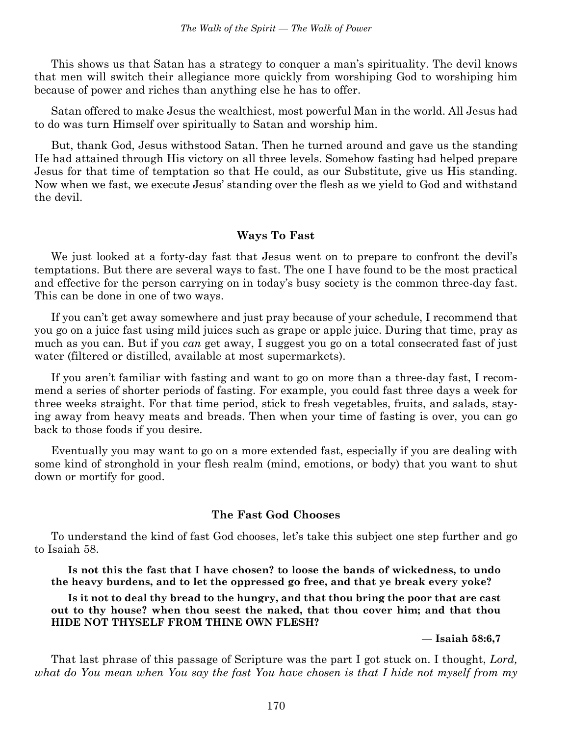This shows us that Satan has a strategy to conquer a man's spirituality. The devil knows that men will switch their allegiance more quickly from worshiping God to worshiping him because of power and riches than anything else he has to offer.

Satan offered to make Jesus the wealthiest, most powerful Man in the world. All Jesus had to do was turn Himself over spiritually to Satan and worship him.

But, thank God, Jesus withstood Satan. Then he turned around and gave us the standing He had attained through His victory on all three levels. Somehow fasting had helped prepare Jesus for that time of temptation so that He could, as our Substitute, give us His standing. Now when we fast, we execute Jesus' standing over the flesh as we yield to God and withstand the devil.

### Ways To Fast

We just looked at a forty-day fast that Jesus went on to prepare to confront the devil's temptations. But there are several ways to fast. The one I have found to be the most practical and effective for the person carrying on in today's busy society is the common three-day fast. This can be done in one of two ways.

If you can't get away somewhere and just pray because of your schedule, I recommend that you go on a juice fast using mild juices such as grape or apple juice. During that time, pray as much as you can. But if you *can* get away, I suggest you go on a total consecrated fast of just water (filtered or distilled, available at most supermarkets).

If you aren't familiar with fasting and want to go on more than a three-day fast, I recommend a series of shorter periods of fasting. For example, you could fast three days a week for three weeks straight. For that time period, stick to fresh vegetables, fruits, and salads, staying away from heavy meats and breads. Then when your time of fasting is over, you can go back to those foods if you desire.

Eventually you may want to go on a more extended fast, especially if you are dealing with some kind of stronghold in your flesh realm (mind, emotions, or body) that you want to shut down or mortify for good.

### The Fast God Chooses

To understand the kind of fast God chooses, let's take this subject one step further and go to Isaiah 58.

> **Is not this the fast that I have chosen? to loose the bands of wickedness, to undo the heavy burdens, and to let the oppressed go free, and that ye break every yoke?**
>
> **Is it not to deal thy bread to the hungry, and that thou bring the poor that are cast out to thy house? when thou seest the naked, that thou cover him; and that thou HIDE NOT THYSELF FROM THINE OWN FLESH?**
>
> **— Isaiah 58:6,7**

That last phrase of this passage of Scripture was the part I got stuck on. I thought, *Lord, what do You mean when You say the fast You have chosen is that I hide not myself from my*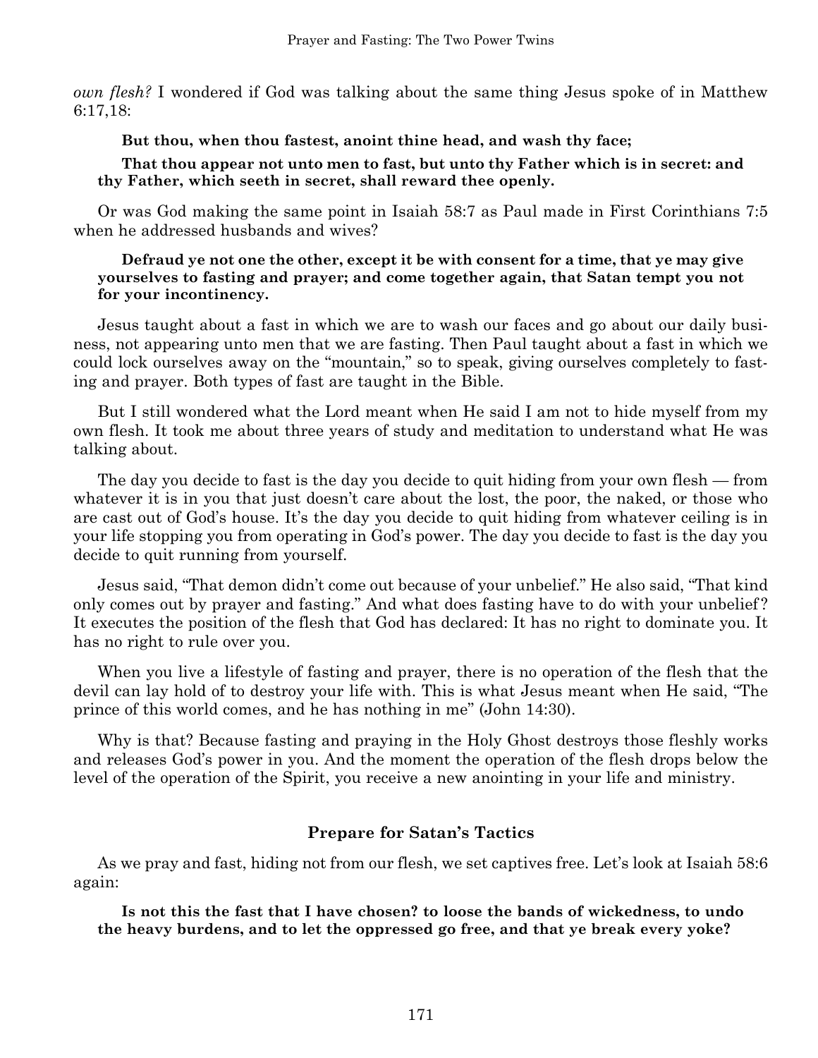*own flesh?* I wondered if God was talking about the same thing Jesus spoke of in Matthew 6:17,18:

> **But thou, when thou fastest, anoint thine head, and wash thy face;**
>
> **That thou appear not unto men to fast, but unto thy Father which is in secret: and thy Father, which seeth in secret, shall reward thee openly.**

Or was God making the same point in Isaiah 58:7 as Paul made in First Corinthians 7:5 when he addressed husbands and wives?

> **Defraud ye not one the other, except it be with consent for a time, that ye may give yourselves to fasting and prayer; and come together again, that Satan tempt you not for your incontinency.**

Jesus taught about a fast in which we are to wash our faces and go about our daily business, not appearing unto men that we are fasting. Then Paul taught about a fast in which we could lock ourselves away on the "mountain," so to speak, giving ourselves completely to fasting and prayer. Both types of fast are taught in the Bible.

But I still wondered what the Lord meant when He said I am not to hide myself from my own flesh. It took me about three years of study and meditation to understand what He was talking about.

The day you decide to fast is the day you decide to quit hiding from your own flesh — from whatever it is in you that just doesn't care about the lost, the poor, the naked, or those who are cast out of God's house. It's the day you decide to quit hiding from whatever ceiling is in your life stopping you from operating in God's power. The day you decide to fast is the day you decide to quit running from yourself.

Jesus said, "That demon didn't come out because of your unbelief." He also said, "That kind only comes out by prayer and fasting." And what does fasting have to do with your unbelief? It executes the position of the flesh that God has declared: It has no right to dominate you. It has no right to rule over you.

When you live a lifestyle of fasting and prayer, there is no operation of the flesh that the devil can lay hold of to destroy your life with. This is what Jesus meant when He said, "The prince of this world comes, and he has nothing in me" (John 14:30).

Why is that? Because fasting and praying in the Holy Ghost destroys those fleshly works and releases God's power in you. And the moment the operation of the flesh drops below the level of the operation of the Spirit, you receive a new anointing in your life and ministry.

## Prepare for Satan's Tactics

As we pray and fast, hiding not from our flesh, we set captives free. Let's look at Isaiah 58:6 again:

> **Is not this the fast that I have chosen? to loose the bands of wickedness, to undo the heavy burdens, and to let the oppressed go free, and that ye break every yoke?**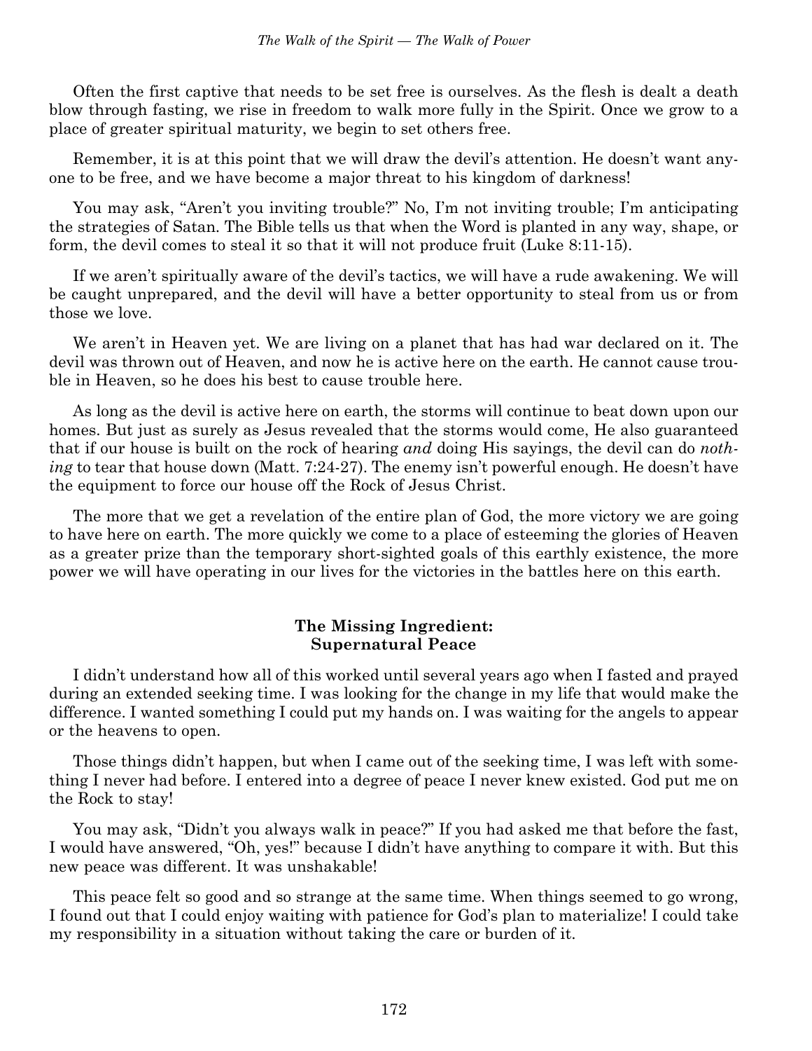Often the first captive that needs to be set free is ourselves. As the flesh is dealt a death blow through fasting, we rise in freedom to walk more fully in the Spirit. Once we grow to a place of greater spiritual maturity, we begin to set others free.

Remember, it is at this point that we will draw the devil's attention. He doesn't want anyone to be free, and we have become a major threat to his kingdom of darkness!

You may ask, "Aren't you inviting trouble?" No, I'm not inviting trouble; I'm anticipating the strategies of Satan. The Bible tells us that when the Word is planted in any way, shape, or form, the devil comes to steal it so that it will not produce fruit (Luke 8:11-15).

If we aren't spiritually aware of the devil's tactics, we will have a rude awakening. We will be caught unprepared, and the devil will have a better opportunity to steal from us or from those we love.

We aren't in Heaven yet. We are living on a planet that has had war declared on it. The devil was thrown out of Heaven, and now he is active here on the earth. He cannot cause trouble in Heaven, so he does his best to cause trouble here.

As long as the devil is active here on earth, the storms will continue to beat down upon our homes. But just as surely as Jesus revealed that the storms would come, He also guaranteed that if our house is built on the rock of hearing *and* doing His sayings, the devil can do *nothing* to tear that house down (Matt. 7:24-27). The enemy isn't powerful enough. He doesn't have the equipment to force our house off the Rock of Jesus Christ.

The more that we get a revelation of the entire plan of God, the more victory we are going to have here on earth. The more quickly we come to a place of esteeming the glories of Heaven as a greater prize than the temporary short-sighted goals of this earthly existence, the more power we will have operating in our lives for the victories in the battles here on this earth.

### The Missing Ingredient: Supernatural Peace

I didn't understand how all of this worked until several years ago when I fasted and prayed during an extended seeking time. I was looking for the change in my life that would make the difference. I wanted something I could put my hands on. I was waiting for the angels to appear or the heavens to open.

Those things didn't happen, but when I came out of the seeking time, I was left with something I never had before. I entered into a degree of peace I never knew existed. God put me on the Rock to stay!

You may ask, "Didn't you always walk in peace?" If you had asked me that before the fast, I would have answered, "Oh, yes!" because I didn't have anything to compare it with. But this new peace was different. It was unshakable!

This peace felt so good and so strange at the same time. When things seemed to go wrong, I found out that I could enjoy waiting with patience for God's plan to materialize! I could take my responsibility in a situation without taking the care or burden of it.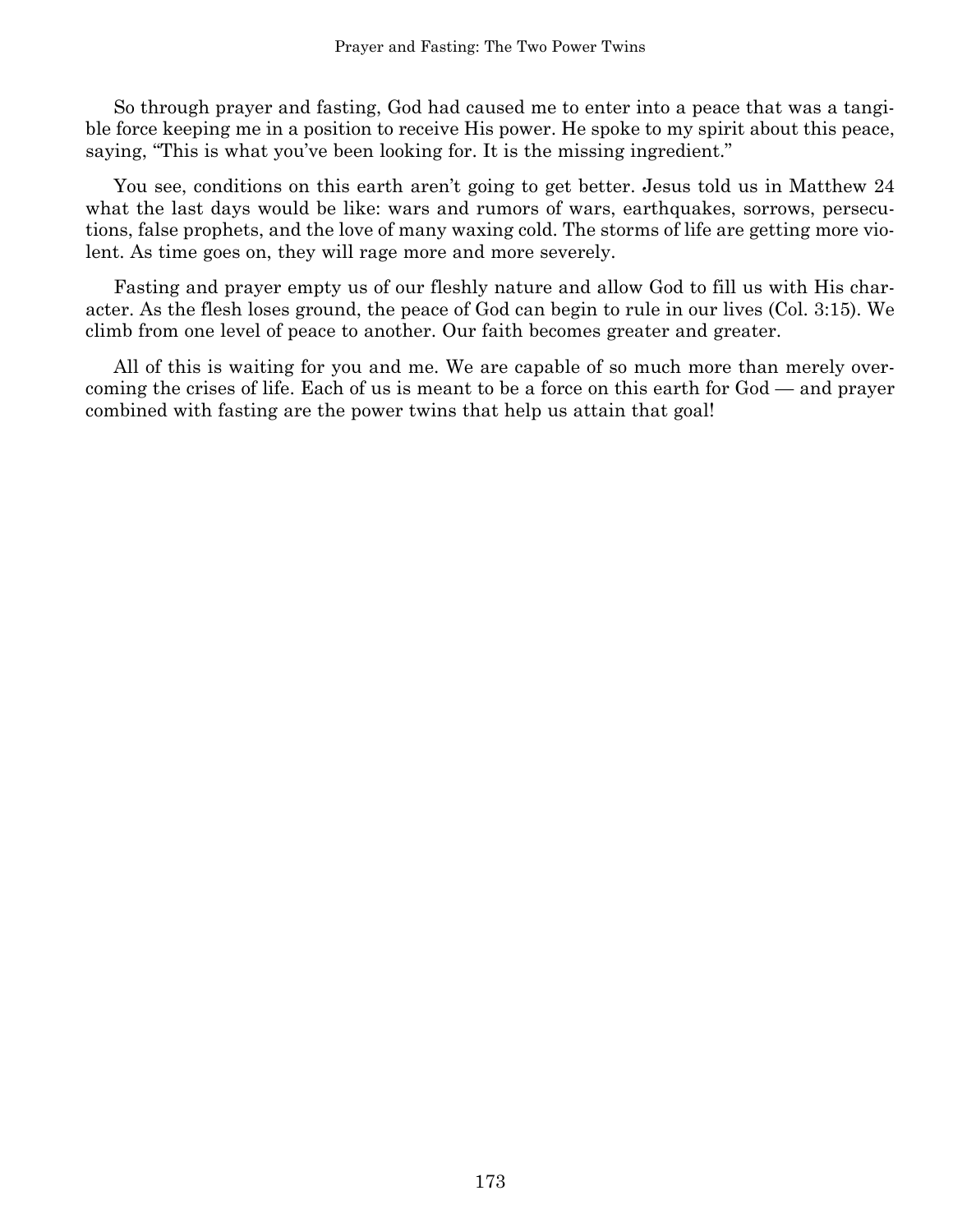So through prayer and fasting, God had caused me to enter into a peace that was a tangible force keeping me in a position to receive His power. He spoke to my spirit about this peace, saying, "This is what you've been looking for. It is the missing ingredient."

You see, conditions on this earth aren't going to get better. Jesus told us in Matthew 24 what the last days would be like: wars and rumors of wars, earthquakes, sorrows, persecutions, false prophets, and the love of many waxing cold. The storms of life are getting more violent. As time goes on, they will rage more and more severely.

Fasting and prayer empty us of our fleshly nature and allow God to fill us with His character. As the flesh loses ground, the peace of God can begin to rule in our lives (Col. 3:15). We climb from one level of peace to another. Our faith becomes greater and greater.

All of this is waiting for you and me. We are capable of so much more than merely overcoming the crises of life. Each of us is meant to be a force on this earth for God — and prayer combined with fasting are the power twins that help us attain that goal!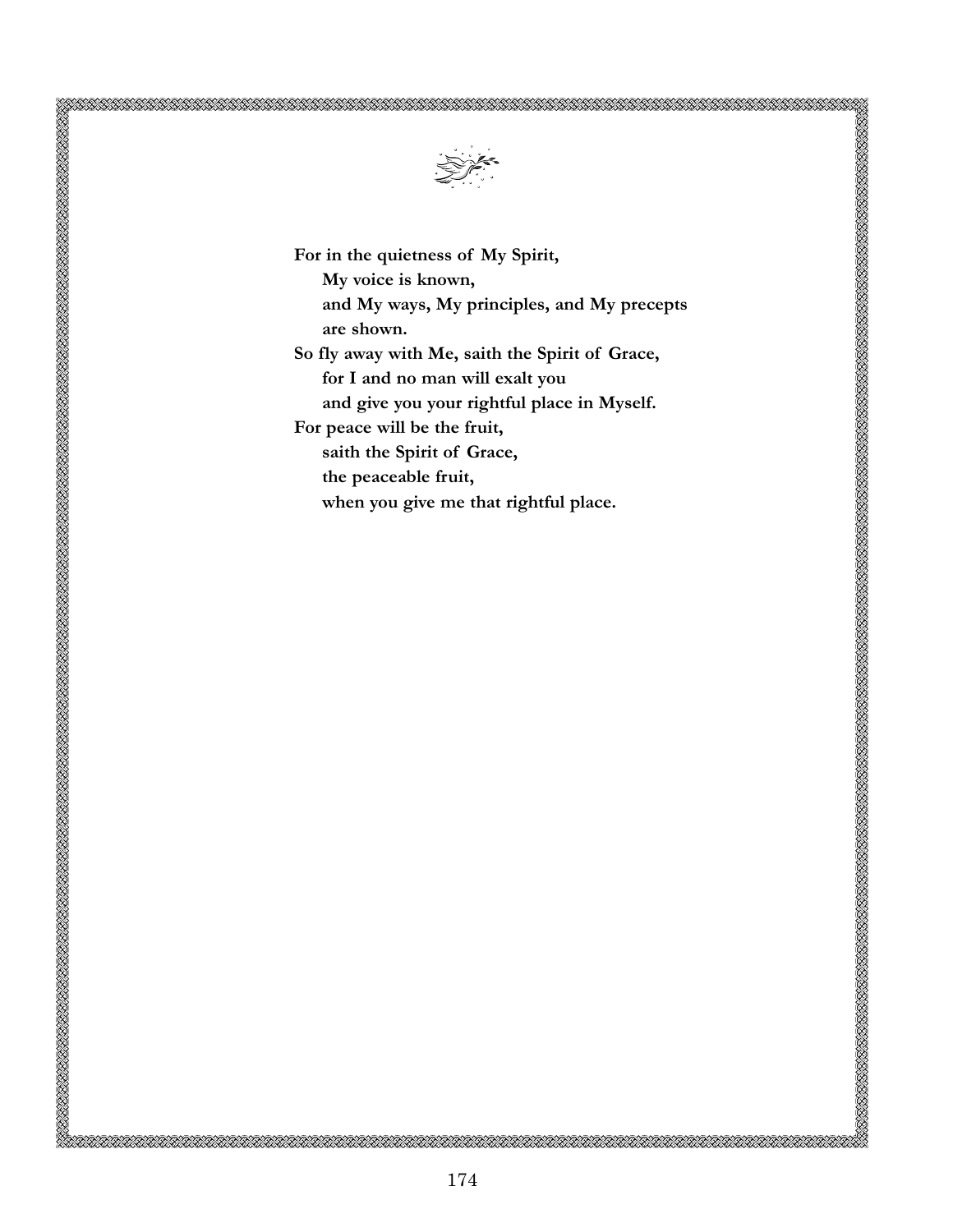**For in the quietness of My Spirit,**
**My voice is known,**
**and My ways, My principles, and My precepts**
**are shown.**
**So fly away with Me, saith the Spirit of Grace,**
**for I and no man will exalt you**
**and give you your rightful place in Myself.**
**For peace will be the fruit,**
**saith the Spirit of Grace,**
**the peaceable fruit,**
**when you give me that rightful place.**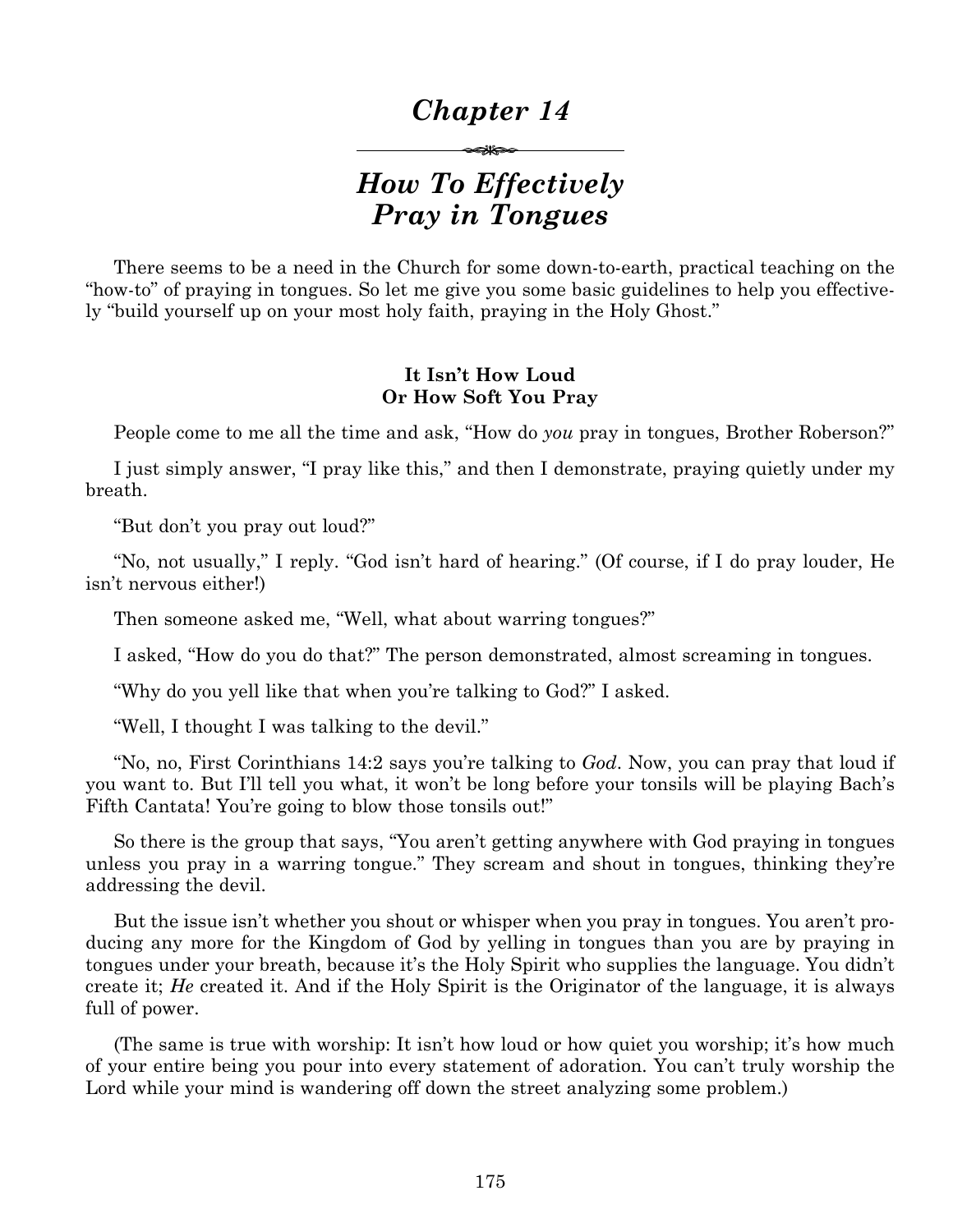# *Chapter 14*

## *How To Effectively Pray in Tongues*

There seems to be a need in the Church for some down-to-earth, practical teaching on the "how-to" of praying in tongues. So let me give you some basic guidelines to help you effectively "build yourself up on your most holy faith, praying in the Holy Ghost."

### It Isn't How Loud Or How Soft You Pray

People come to me all the time and ask, "How do *you* pray in tongues, Brother Roberson?"

I just simply answer, "I pray like this," and then I demonstrate, praying quietly under my breath.

"But don't you pray out loud?"

"No, not usually," I reply. "God isn't hard of hearing." (Of course, if I do pray louder, He isn't nervous either!)

Then someone asked me, "Well, what about warring tongues?"

I asked, "How do you do that?" The person demonstrated, almost screaming in tongues.

"Why do you yell like that when you're talking to God?" I asked.

"Well, I thought I was talking to the devil."

"No, no, First Corinthians 14:2 says you're talking to *God*. Now, you can pray that loud if you want to. But I'll tell you what, it won't be long before your tonsils will be playing Bach's Fifth Cantata! You're going to blow those tonsils out!"

So there is the group that says, "You aren't getting anywhere with God praying in tongues unless you pray in a warring tongue." They scream and shout in tongues, thinking they're addressing the devil.

But the issue isn't whether you shout or whisper when you pray in tongues. You aren't producing any more for the Kingdom of God by yelling in tongues than you are by praying in tongues under your breath, because it's the Holy Spirit who supplies the language. You didn't create it; *He* created it. And if the Holy Spirit is the Originator of the language, it is always full of power.

(The same is true with worship: It isn't how loud or how quiet you worship; it's how much of your entire being you pour into every statement of adoration. You can't truly worship the Lord while your mind is wandering off down the street analyzing some problem.)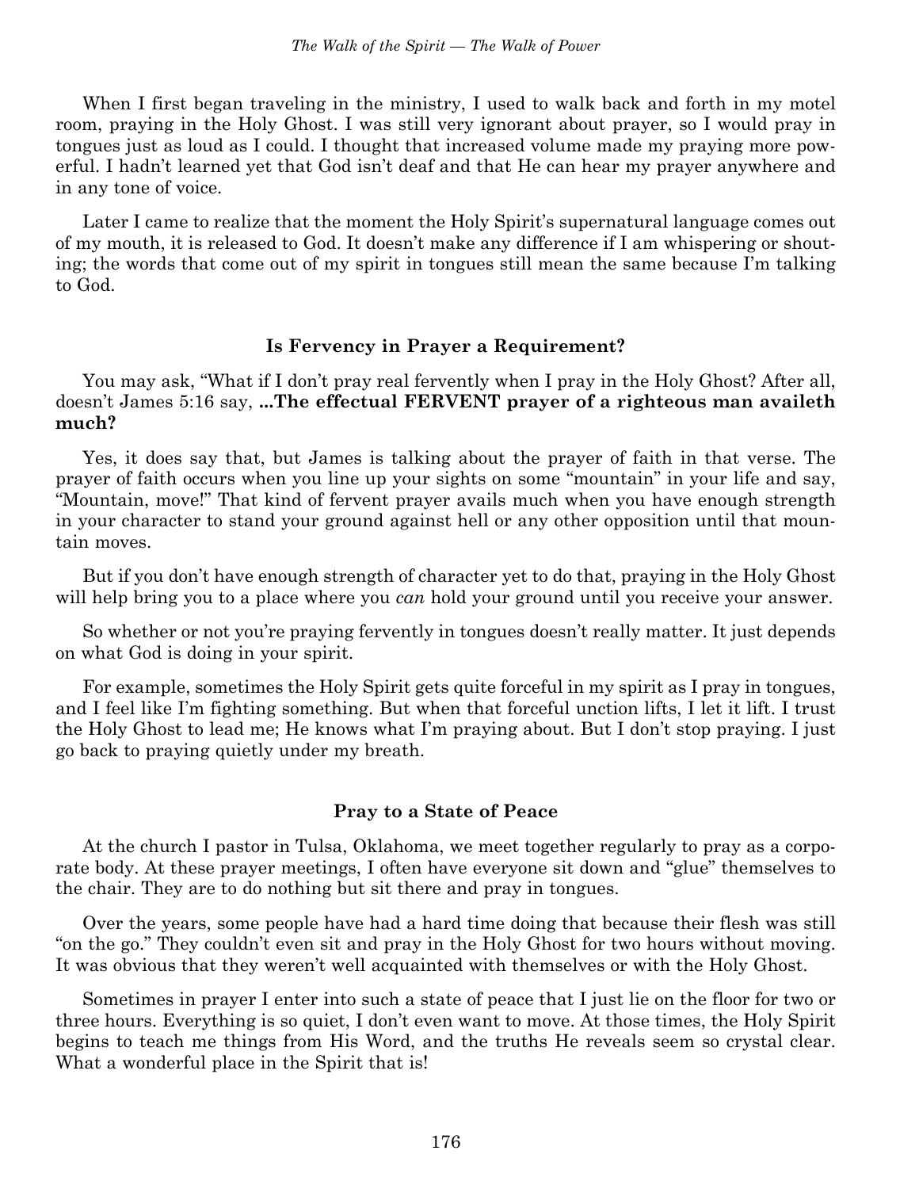When I first began traveling in the ministry, I used to walk back and forth in my motel room, praying in the Holy Ghost. I was still very ignorant about prayer, so I would pray in tongues just as loud as I could. I thought that increased volume made my praying more powerful. I hadn't learned yet that God isn't deaf and that He can hear my prayer anywhere and in any tone of voice.

Later I came to realize that the moment the Holy Spirit's supernatural language comes out of my mouth, it is released to God. It doesn't make any difference if I am whispering or shouting; the words that come out of my spirit in tongues still mean the same because I'm talking to God.

### Is Fervency in Prayer a Requirement?

You may ask, "What if I don't pray real fervently when I pray in the Holy Ghost? After all, doesn't James 5:16 say, **...The effectual FERVENT prayer of a righteous man availeth much?**

Yes, it does say that, but James is talking about the prayer of faith in that verse. The prayer of faith occurs when you line up your sights on some "mountain" in your life and say, "Mountain, move!" That kind of fervent prayer avails much when you have enough strength in your character to stand your ground against hell or any other opposition until that mountain moves.

But if you don't have enough strength of character yet to do that, praying in the Holy Ghost will help bring you to a place where you *can* hold your ground until you receive your answer.

So whether or not you're praying fervently in tongues doesn't really matter. It just depends on what God is doing in your spirit.

For example, sometimes the Holy Spirit gets quite forceful in my spirit as I pray in tongues, and I feel like I'm fighting something. But when that forceful unction lifts, I let it lift. I trust the Holy Ghost to lead me; He knows what I'm praying about. But I don't stop praying. I just go back to praying quietly under my breath.

### Pray to a State of Peace

At the church I pastor in Tulsa, Oklahoma, we meet together regularly to pray as a corporate body. At these prayer meetings, I often have everyone sit down and "glue" themselves to the chair. They are to do nothing but sit there and pray in tongues.

Over the years, some people have had a hard time doing that because their flesh was still "on the go." They couldn't even sit and pray in the Holy Ghost for two hours without moving. It was obvious that they weren't well acquainted with themselves or with the Holy Ghost.

Sometimes in prayer I enter into such a state of peace that I just lie on the floor for two or three hours. Everything is so quiet, I don't even want to move. At those times, the Holy Spirit begins to teach me things from His Word, and the truths He reveals seem so crystal clear. What a wonderful place in the Spirit that is!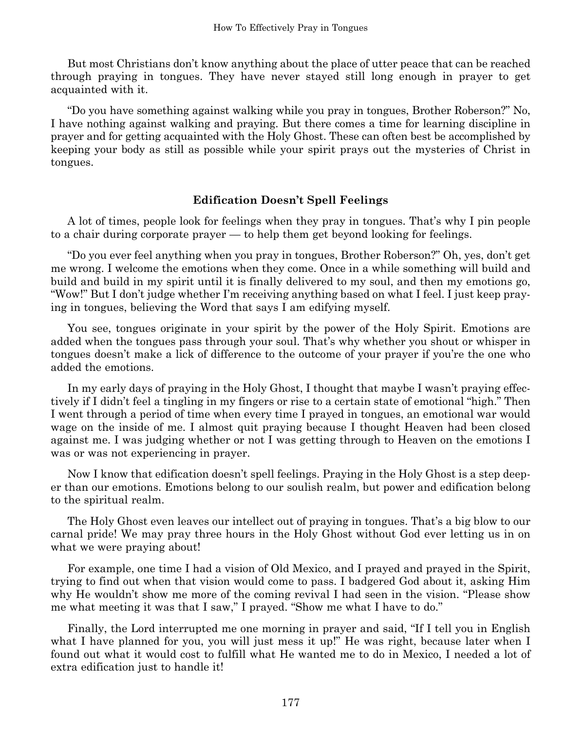But most Christians don't know anything about the place of utter peace that can be reached through praying in tongues. They have never stayed still long enough in prayer to get acquainted with it.

"Do you have something against walking while you pray in tongues, Brother Roberson?" No, I have nothing against walking and praying. But there comes a time for learning discipline in prayer and for getting acquainted with the Holy Ghost. These can often best be accomplished by keeping your body as still as possible while your spirit prays out the mysteries of Christ in tongues.

### Edification Doesn't Spell Feelings

A lot of times, people look for feelings when they pray in tongues. That's why I pin people to a chair during corporate prayer — to help them get beyond looking for feelings.

"Do you ever feel anything when you pray in tongues, Brother Roberson?" Oh, yes, don't get me wrong. I welcome the emotions when they come. Once in a while something will build and build and build in my spirit until it is finally delivered to my soul, and then my emotions go, "Wow!" But I don't judge whether I'm receiving anything based on what I feel. I just keep praying in tongues, believing the Word that says I am edifying myself.

You see, tongues originate in your spirit by the power of the Holy Spirit. Emotions are added when the tongues pass through your soul. That's why whether you shout or whisper in tongues doesn't make a lick of difference to the outcome of your prayer if you're the one who added the emotions.

In my early days of praying in the Holy Ghost, I thought that maybe I wasn't praying effectively if I didn't feel a tingling in my fingers or rise to a certain state of emotional "high." Then I went through a period of time when every time I prayed in tongues, an emotional war would wage on the inside of me. I almost quit praying because I thought Heaven had been closed against me. I was judging whether or not I was getting through to Heaven on the emotions I was or was not experiencing in prayer.

Now I know that edification doesn't spell feelings. Praying in the Holy Ghost is a step deeper than our emotions. Emotions belong to our soulish realm, but power and edification belong to the spiritual realm.

The Holy Ghost even leaves our intellect out of praying in tongues. That's a big blow to our carnal pride! We may pray three hours in the Holy Ghost without God ever letting us in on what we were praying about!

For example, one time I had a vision of Old Mexico, and I prayed and prayed in the Spirit, trying to find out when that vision would come to pass. I badgered God about it, asking Him why He wouldn't show me more of the coming revival I had seen in the vision. "Please show me what meeting it was that I saw," I prayed. "Show me what I have to do."

Finally, the Lord interrupted me one morning in prayer and said, "If I tell you in English what I have planned for you, you will just mess it up!" He was right, because later when I found out what it would cost to fulfill what He wanted me to do in Mexico, I needed a lot of extra edification just to handle it!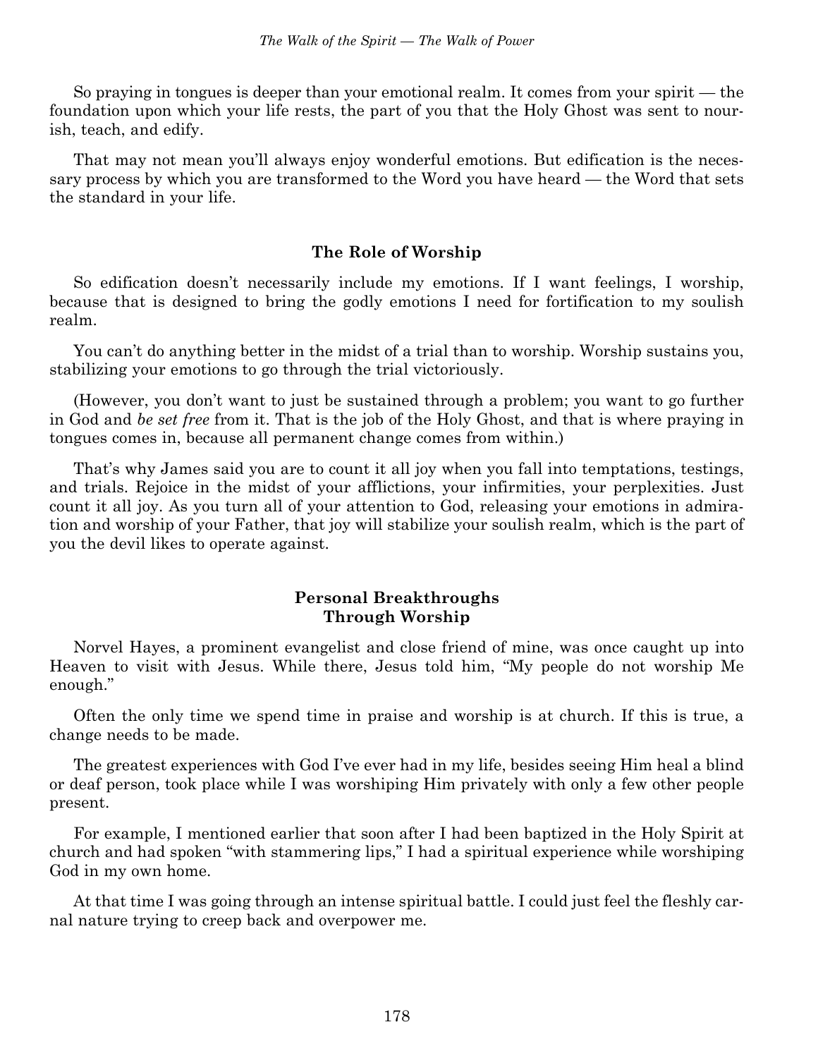So praying in tongues is deeper than your emotional realm. It comes from your spirit — the foundation upon which your life rests, the part of you that the Holy Ghost was sent to nourish, teach, and edify.

That may not mean you'll always enjoy wonderful emotions. But edification is the necessary process by which you are transformed to the Word you have heard — the Word that sets the standard in your life.

### The Role of Worship

So edification doesn't necessarily include my emotions. If I want feelings, I worship, because that is designed to bring the godly emotions I need for fortification to my soulish realm.

You can't do anything better in the midst of a trial than to worship. Worship sustains you, stabilizing your emotions to go through the trial victoriously.

(However, you don't want to just be sustained through a problem; you want to go further in God and *be set free* from it. That is the job of the Holy Ghost, and that is where praying in tongues comes in, because all permanent change comes from within.)

That's why James said you are to count it all joy when you fall into temptations, testings, and trials. Rejoice in the midst of your afflictions, your infirmities, your perplexities. Just count it all joy. As you turn all of your attention to God, releasing your emotions in admiration and worship of your Father, that joy will stabilize your soulish realm, which is the part of you the devil likes to operate against.

### Personal Breakthroughs Through Worship

Norvel Hayes, a prominent evangelist and close friend of mine, was once caught up into Heaven to visit with Jesus. While there, Jesus told him, "My people do not worship Me enough."

Often the only time we spend time in praise and worship is at church. If this is true, a change needs to be made.

The greatest experiences with God I've ever had in my life, besides seeing Him heal a blind or deaf person, took place while I was worshiping Him privately with only a few other people present.

For example, I mentioned earlier that soon after I had been baptized in the Holy Spirit at church and had spoken "with stammering lips," I had a spiritual experience while worshiping God in my own home.

At that time I was going through an intense spiritual battle. I could just feel the fleshly carnal nature trying to creep back and overpower me.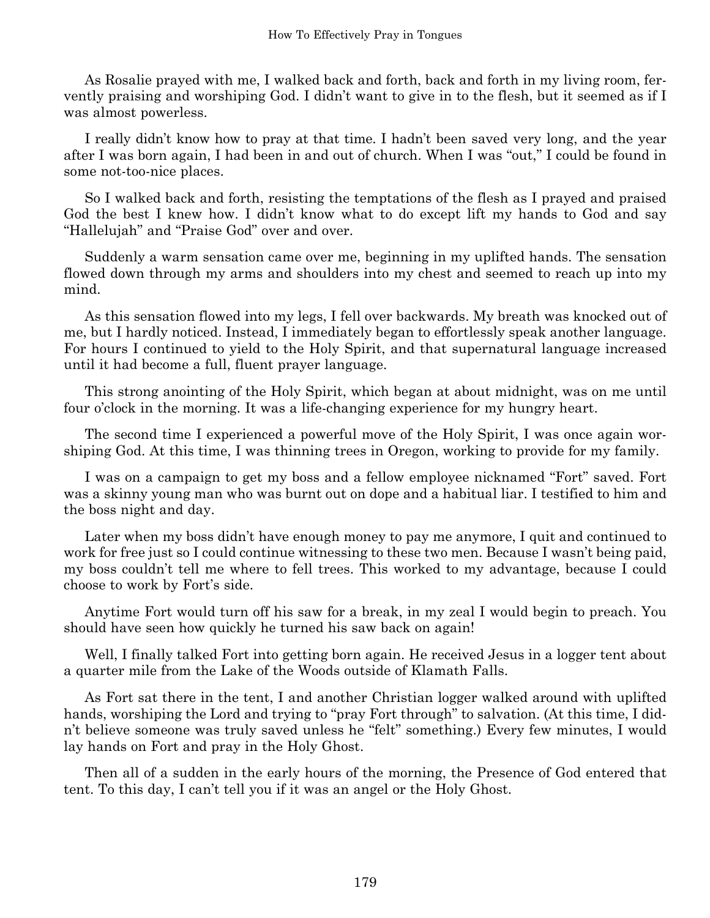As Rosalie prayed with me, I walked back and forth, back and forth in my living room, fervently praising and worshiping God. I didn't want to give in to the flesh, but it seemed as if I was almost powerless.

I really didn't know how to pray at that time. I hadn't been saved very long, and the year after I was born again, I had been in and out of church. When I was "out," I could be found in some not-too-nice places.

So I walked back and forth, resisting the temptations of the flesh as I prayed and praised God the best I knew how. I didn't know what to do except lift my hands to God and say "Hallelujah" and "Praise God" over and over.

Suddenly a warm sensation came over me, beginning in my uplifted hands. The sensation flowed down through my arms and shoulders into my chest and seemed to reach up into my mind.

As this sensation flowed into my legs, I fell over backwards. My breath was knocked out of me, but I hardly noticed. Instead, I immediately began to effortlessly speak another language. For hours I continued to yield to the Holy Spirit, and that supernatural language increased until it had become a full, fluent prayer language.

This strong anointing of the Holy Spirit, which began at about midnight, was on me until four o'clock in the morning. It was a life-changing experience for my hungry heart.

The second time I experienced a powerful move of the Holy Spirit, I was once again worshiping God. At this time, I was thinning trees in Oregon, working to provide for my family.

I was on a campaign to get my boss and a fellow employee nicknamed "Fort" saved. Fort was a skinny young man who was burnt out on dope and a habitual liar. I testified to him and the boss night and day.

Later when my boss didn't have enough money to pay me anymore, I quit and continued to work for free just so I could continue witnessing to these two men. Because I wasn't being paid, my boss couldn't tell me where to fell trees. This worked to my advantage, because I could choose to work by Fort's side.

Anytime Fort would turn off his saw for a break, in my zeal I would begin to preach. You should have seen how quickly he turned his saw back on again!

Well, I finally talked Fort into getting born again. He received Jesus in a logger tent about a quarter mile from the Lake of the Woods outside of Klamath Falls.

As Fort sat there in the tent, I and another Christian logger walked around with uplifted hands, worshiping the Lord and trying to "pray Fort through" to salvation. (At this time, I didn't believe someone was truly saved unless he "felt" something.) Every few minutes, I would lay hands on Fort and pray in the Holy Ghost.

Then all of a sudden in the early hours of the morning, the Presence of God entered that tent. To this day, I can't tell you if it was an angel or the Holy Ghost.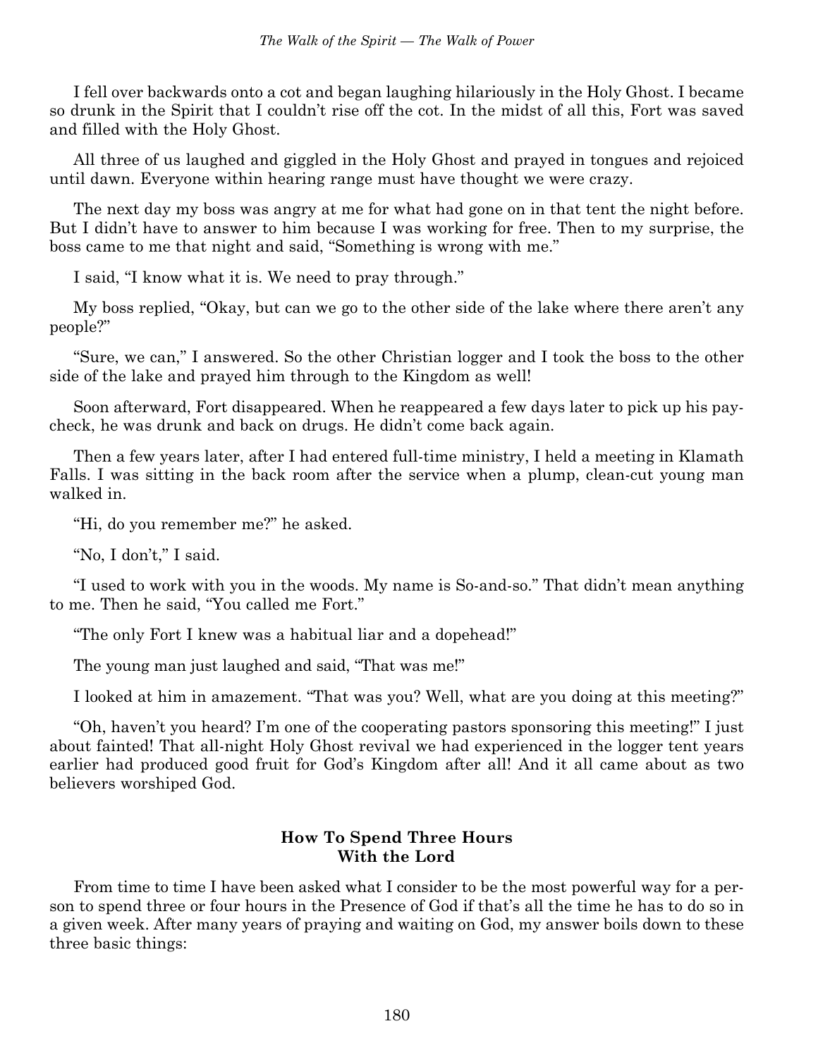I fell over backwards onto a cot and began laughing hilariously in the Holy Ghost. I became so drunk in the Spirit that I couldn't rise off the cot. In the midst of all this, Fort was saved and filled with the Holy Ghost.

All three of us laughed and giggled in the Holy Ghost and prayed in tongues and rejoiced until dawn. Everyone within hearing range must have thought we were crazy.

The next day my boss was angry at me for what had gone on in that tent the night before. But I didn't have to answer to him because I was working for free. Then to my surprise, the boss came to me that night and said, "Something is wrong with me."

I said, "I know what it is. We need to pray through."

My boss replied, "Okay, but can we go to the other side of the lake where there aren't any people?"

"Sure, we can," I answered. So the other Christian logger and I took the boss to the other side of the lake and prayed him through to the Kingdom as well!

Soon afterward, Fort disappeared. When he reappeared a few days later to pick up his paycheck, he was drunk and back on drugs. He didn't come back again.

Then a few years later, after I had entered full-time ministry, I held a meeting in Klamath Falls. I was sitting in the back room after the service when a plump, clean-cut young man walked in.

"Hi, do you remember me?" he asked.

"No, I don't," I said.

"I used to work with you in the woods. My name is So-and-so." That didn't mean anything to me. Then he said, "You called me Fort."

"The only Fort I knew was a habitual liar and a dopehead!"

The young man just laughed and said, "That was me!"

I looked at him in amazement. "That was you? Well, what are you doing at this meeting?"

"Oh, haven't you heard? I'm one of the cooperating pastors sponsoring this meeting!" I just about fainted! That all-night Holy Ghost revival we had experienced in the logger tent years earlier had produced good fruit for God's Kingdom after all! And it all came about as two believers worshiped God.

### How To Spend Three Hours With the Lord

From time to time I have been asked what I consider to be the most powerful way for a person to spend three or four hours in the Presence of God if that's all the time he has to do so in a given week. After many years of praying and waiting on God, my answer boils down to these three basic things: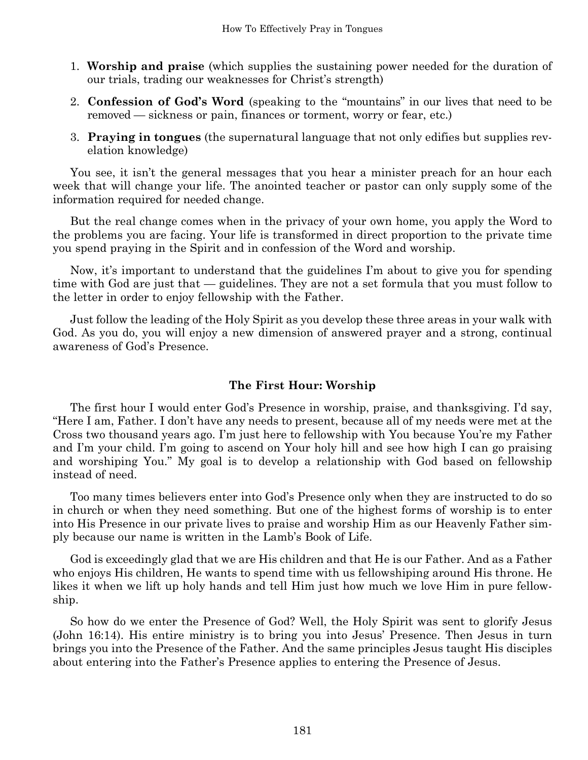1. **Worship and praise** (which supplies the sustaining power needed for the duration of our trials, trading our weaknesses for Christ's strength)
2. **Confession of God's Word** (speaking to the "mountains" in our lives that need to be removed — sickness or pain, finances or torment, worry or fear, etc.)
3. **Praying in tongues** (the supernatural language that not only edifies but supplies revelation knowledge)

You see, it isn't the general messages that you hear a minister preach for an hour each week that will change your life. The anointed teacher or pastor can only supply some of the information required for needed change.

But the real change comes when in the privacy of your own home, you apply the Word to the problems you are facing. Your life is transformed in direct proportion to the private time you spend praying in the Spirit and in confession of the Word and worship.

Now, it's important to understand that the guidelines I'm about to give you for spending time with God are just that — guidelines. They are not a set formula that you must follow to the letter in order to enjoy fellowship with the Father.

Just follow the leading of the Holy Spirit as you develop these three areas in your walk with God. As you do, you will enjoy a new dimension of answered prayer and a strong, continual awareness of God's Presence.

### The First Hour: Worship

The first hour I would enter God's Presence in worship, praise, and thanksgiving. I'd say, "Here I am, Father. I don't have any needs to present, because all of my needs were met at the Cross two thousand years ago. I'm just here to fellowship with You because You're my Father and I'm your child. I'm going to ascend on Your holy hill and see how high I can go praising and worshiping You." My goal is to develop a relationship with God based on fellowship instead of need.

Too many times believers enter into God's Presence only when they are instructed to do so in church or when they need something. But one of the highest forms of worship is to enter into His Presence in our private lives to praise and worship Him as our Heavenly Father simply because our name is written in the Lamb's Book of Life.

God is exceedingly glad that we are His children and that He is our Father. And as a Father who enjoys His children, He wants to spend time with us fellowshiping around His throne. He likes it when we lift up holy hands and tell Him just how much we love Him in pure fellowship.

So how do we enter the Presence of God? Well, the Holy Spirit was sent to glorify Jesus (John 16:14). His entire ministry is to bring you into Jesus' Presence. Then Jesus in turn brings you into the Presence of the Father. And the same principles Jesus taught His disciples about entering into the Father's Presence applies to entering the Presence of Jesus.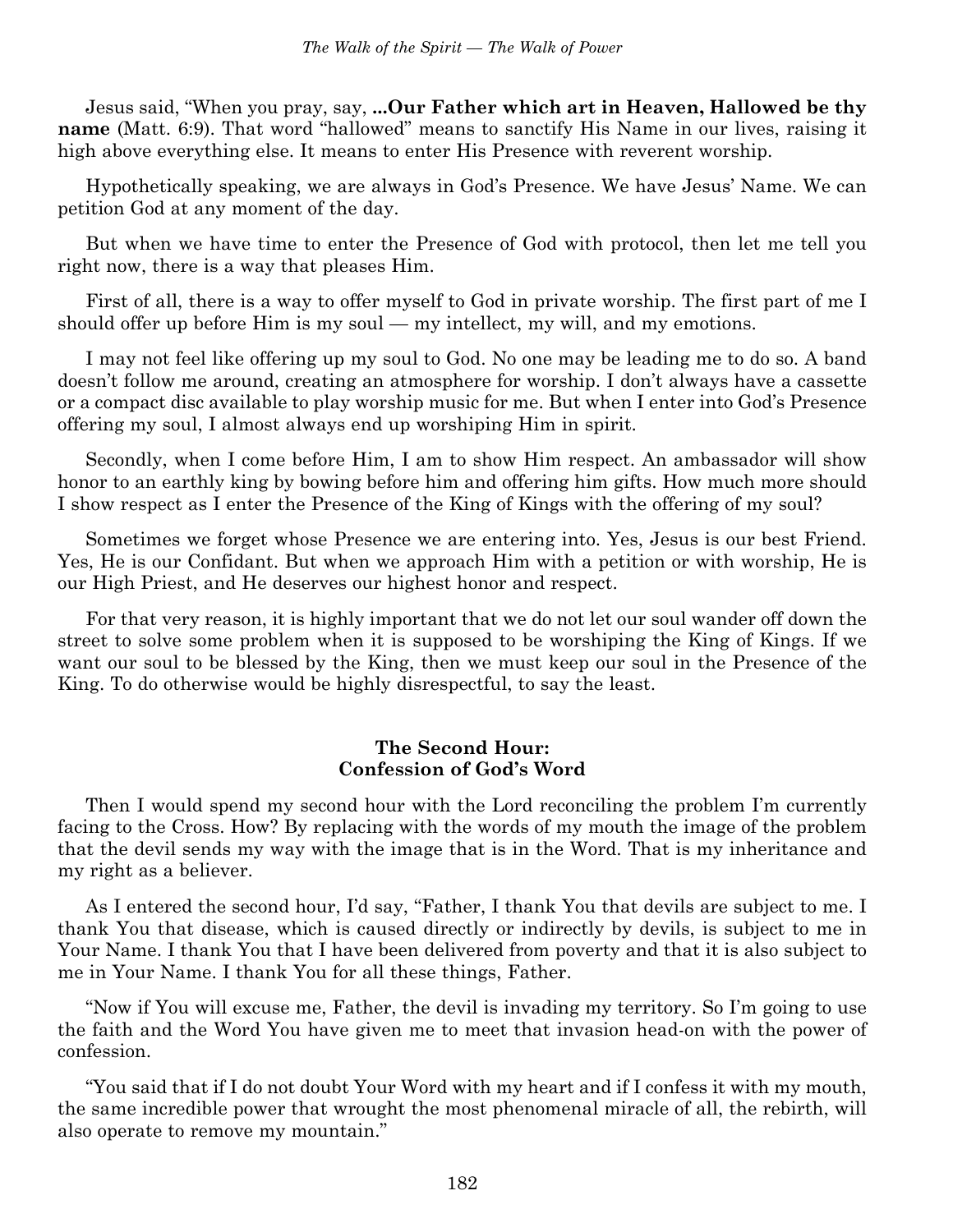Jesus said, "When you pray, say, **...Our Father which art in Heaven, Hallowed be thy name** (Matt. 6:9). That word "hallowed" means to sanctify His Name in our lives, raising it high above everything else. It means to enter His Presence with reverent worship.

Hypothetically speaking, we are always in God's Presence. We have Jesus' Name. We can petition God at any moment of the day.

But when we have time to enter the Presence of God with protocol, then let me tell you right now, there is a way that pleases Him.

First of all, there is a way to offer myself to God in private worship. The first part of me I should offer up before Him is my soul — my intellect, my will, and my emotions.

I may not feel like offering up my soul to God. No one may be leading me to do so. A band doesn't follow me around, creating an atmosphere for worship. I don't always have a cassette or a compact disc available to play worship music for me. But when I enter into God's Presence offering my soul, I almost always end up worshiping Him in spirit.

Secondly, when I come before Him, I am to show Him respect. An ambassador will show honor to an earthly king by bowing before him and offering him gifts. How much more should I show respect as I enter the Presence of the King of Kings with the offering of my soul?

Sometimes we forget whose Presence we are entering into. Yes, Jesus is our best Friend. Yes, He is our Confidant. But when we approach Him with a petition or with worship, He is our High Priest, and He deserves our highest honor and respect.

For that very reason, it is highly important that we do not let our soul wander off down the street to solve some problem when it is supposed to be worshiping the King of Kings. If we want our soul to be blessed by the King, then we must keep our soul in the Presence of the King. To do otherwise would be highly disrespectful, to say the least.

### The Second Hour: Confession of God's Word

Then I would spend my second hour with the Lord reconciling the problem I'm currently facing to the Cross. How? By replacing with the words of my mouth the image of the problem that the devil sends my way with the image that is in the Word. That is my inheritance and my right as a believer.

As I entered the second hour, I'd say, "Father, I thank You that devils are subject to me. I thank You that disease, which is caused directly or indirectly by devils, is subject to me in Your Name. I thank You that I have been delivered from poverty and that it is also subject to me in Your Name. I thank You for all these things, Father.

"Now if You will excuse me, Father, the devil is invading my territory. So I'm going to use the faith and the Word You have given me to meet that invasion head-on with the power of confession.

"You said that if I do not doubt Your Word with my heart and if I confess it with my mouth, the same incredible power that wrought the most phenomenal miracle of all, the rebirth, will also operate to remove my mountain."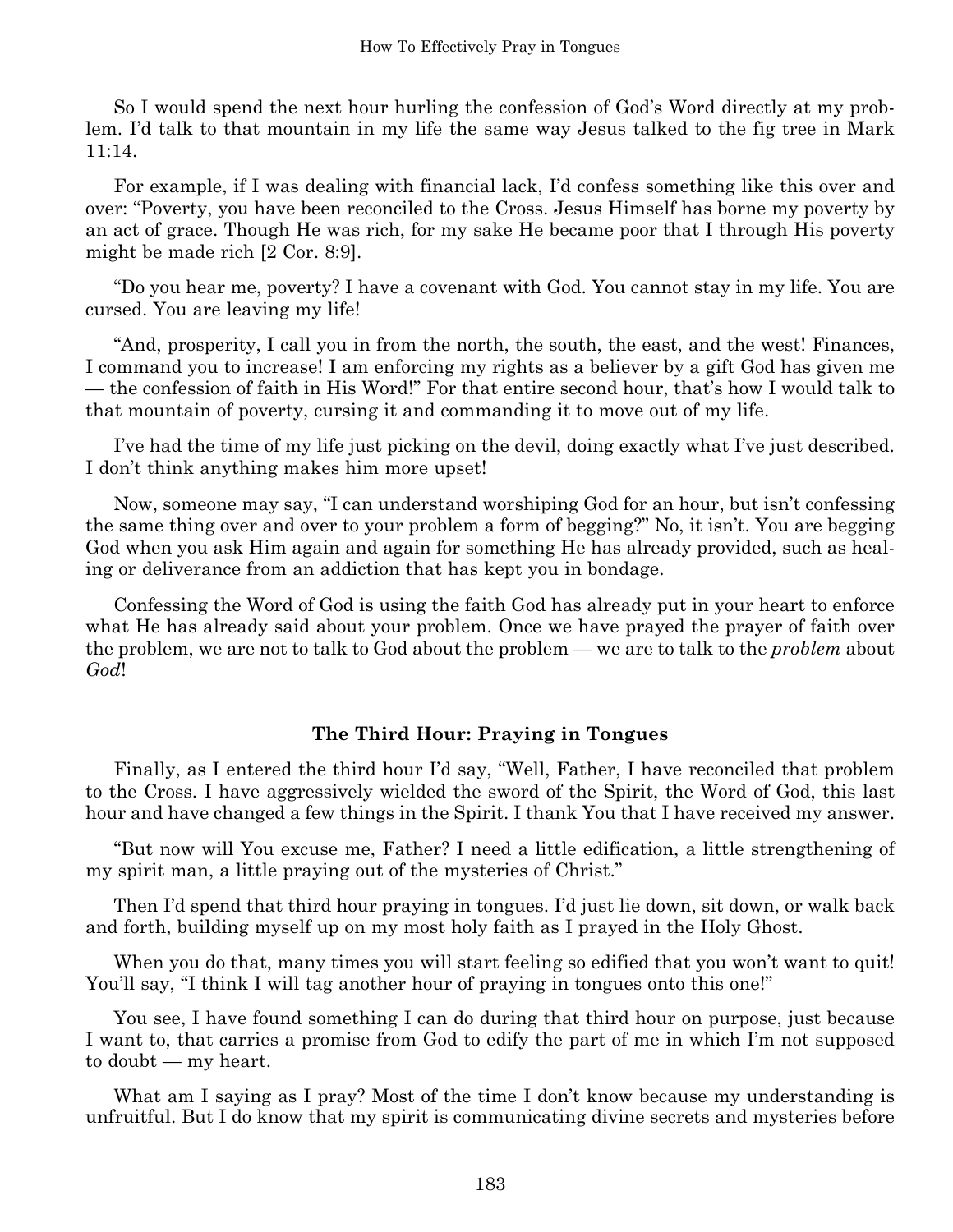So I would spend the next hour hurling the confession of God's Word directly at my problem. I'd talk to that mountain in my life the same way Jesus talked to the fig tree in Mark 11:14.

For example, if I was dealing with financial lack, I'd confess something like this over and over: "Poverty, you have been reconciled to the Cross. Jesus Himself has borne my poverty by an act of grace. Though He was rich, for my sake He became poor that I through His poverty might be made rich [2 Cor. 8:9].

"Do you hear me, poverty? I have a covenant with God. You cannot stay in my life. You are cursed. You are leaving my life!

"And, prosperity, I call you in from the north, the south, the east, and the west! Finances, I command you to increase! I am enforcing my rights as a believer by a gift God has given me — the confession of faith in His Word!" For that entire second hour, that's how I would talk to that mountain of poverty, cursing it and commanding it to move out of my life.

I've had the time of my life just picking on the devil, doing exactly what I've just described. I don't think anything makes him more upset!

Now, someone may say, "I can understand worshiping God for an hour, but isn't confessing the same thing over and over to your problem a form of begging?" No, it isn't. You are begging God when you ask Him again and again for something He has already provided, such as healing or deliverance from an addiction that has kept you in bondage.

Confessing the Word of God is using the faith God has already put in your heart to enforce what He has already said about your problem. Once we have prayed the prayer of faith over the problem, we are not to talk to God about the problem — we are to talk to the *problem* about *God*!

### The Third Hour: Praying in Tongues

Finally, as I entered the third hour I'd say, "Well, Father, I have reconciled that problem to the Cross. I have aggressively wielded the sword of the Spirit, the Word of God, this last hour and have changed a few things in the Spirit. I thank You that I have received my answer.

"But now will You excuse me, Father? I need a little edification, a little strengthening of my spirit man, a little praying out of the mysteries of Christ."

Then I'd spend that third hour praying in tongues. I'd just lie down, sit down, or walk back and forth, building myself up on my most holy faith as I prayed in the Holy Ghost.

When you do that, many times you will start feeling so edified that you won't want to quit! You'll say, "I think I will tag another hour of praying in tongues onto this one!"

You see, I have found something I can do during that third hour on purpose, just because I want to, that carries a promise from God to edify the part of me in which I'm not supposed to doubt — my heart.

What am I saying as I pray? Most of the time I don't know because my understanding is unfruitful. But I do know that my spirit is communicating divine secrets and mysteries before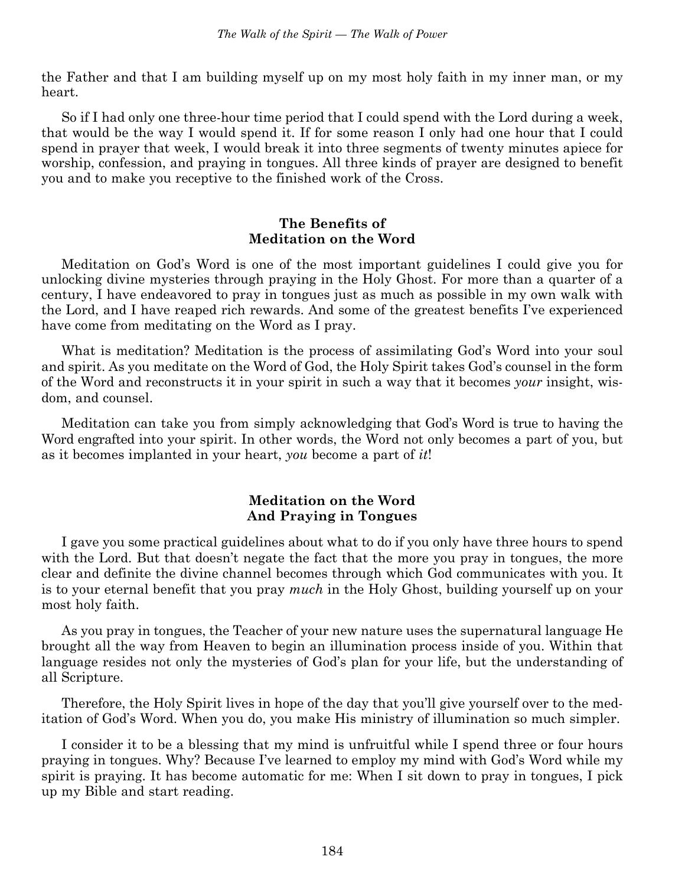the Father and that I am building myself up on my most holy faith in my inner man, or my heart.

So if I had only one three-hour time period that I could spend with the Lord during a week, that would be the way I would spend it. If for some reason I only had one hour that I could spend in prayer that week, I would break it into three segments of twenty minutes apiece for worship, confession, and praying in tongues. All three kinds of prayer are designed to benefit you and to make you receptive to the finished work of the Cross.

### The Benefits of Meditation on the Word

Meditation on God's Word is one of the most important guidelines I could give you for unlocking divine mysteries through praying in the Holy Ghost. For more than a quarter of a century, I have endeavored to pray in tongues just as much as possible in my own walk with the Lord, and I have reaped rich rewards. And some of the greatest benefits I've experienced have come from meditating on the Word as I pray.

What is meditation? Meditation is the process of assimilating God's Word into your soul and spirit. As you meditate on the Word of God, the Holy Spirit takes God's counsel in the form of the Word and reconstructs it in your spirit in such a way that it becomes *your* insight, wisdom, and counsel.

Meditation can take you from simply acknowledging that God's Word is true to having the Word engrafted into your spirit. In other words, the Word not only becomes a part of you, but as it becomes implanted in your heart, *you* become a part of *it*!

### Meditation on the Word And Praying in Tongues

I gave you some practical guidelines about what to do if you only have three hours to spend with the Lord. But that doesn't negate the fact that the more you pray in tongues, the more clear and definite the divine channel becomes through which God communicates with you. It is to your eternal benefit that you pray *much* in the Holy Ghost, building yourself up on your most holy faith.

As you pray in tongues, the Teacher of your new nature uses the supernatural language He brought all the way from Heaven to begin an illumination process inside of you. Within that language resides not only the mysteries of God's plan for your life, but the understanding of all Scripture.

Therefore, the Holy Spirit lives in hope of the day that you'll give yourself over to the meditation of God's Word. When you do, you make His ministry of illumination so much simpler.

I consider it to be a blessing that my mind is unfruitful while I spend three or four hours praying in tongues. Why? Because I've learned to employ my mind with God's Word while my spirit is praying. It has become automatic for me: When I sit down to pray in tongues, I pick up my Bible and start reading.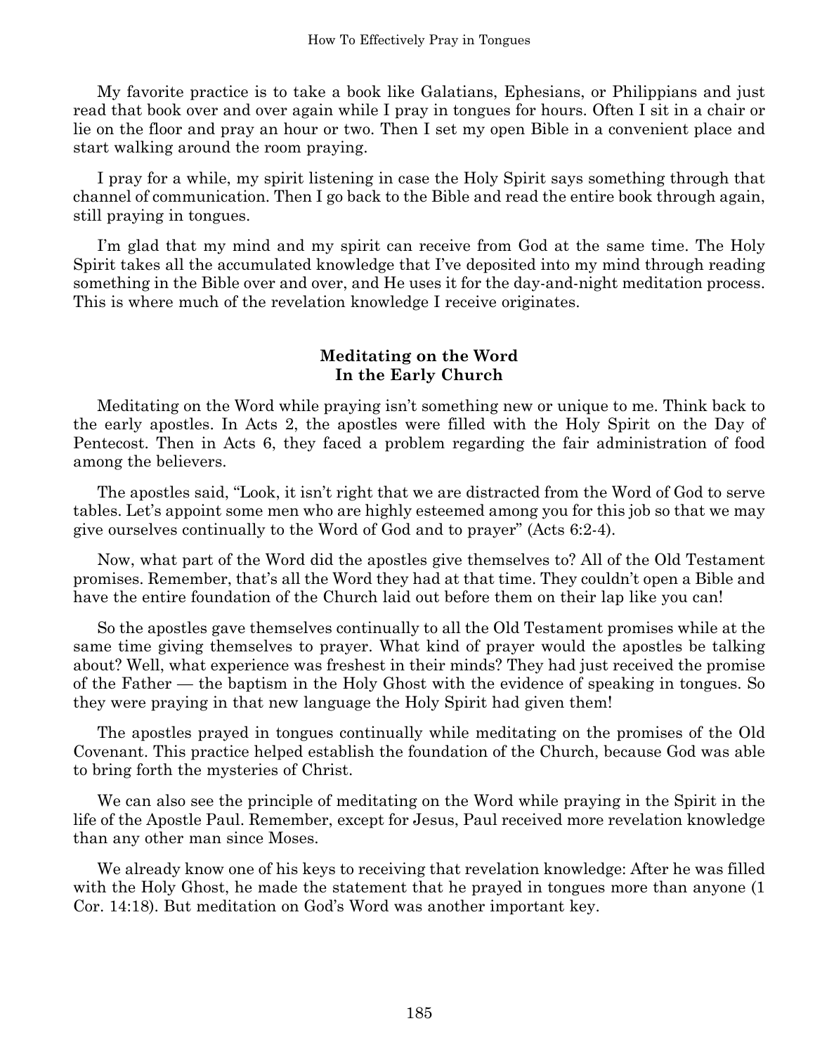My favorite practice is to take a book like Galatians, Ephesians, or Philippians and just read that book over and over again while I pray in tongues for hours. Often I sit in a chair or lie on the floor and pray an hour or two. Then I set my open Bible in a convenient place and start walking around the room praying.

I pray for a while, my spirit listening in case the Holy Spirit says something through that channel of communication. Then I go back to the Bible and read the entire book through again, still praying in tongues.

I'm glad that my mind and my spirit can receive from God at the same time. The Holy Spirit takes all the accumulated knowledge that I've deposited into my mind through reading something in the Bible over and over, and He uses it for the day-and-night meditation process. This is where much of the revelation knowledge I receive originates.

### Meditating on the Word In the Early Church

Meditating on the Word while praying isn't something new or unique to me. Think back to the early apostles. In Acts 2, the apostles were filled with the Holy Spirit on the Day of Pentecost. Then in Acts 6, they faced a problem regarding the fair administration of food among the believers.

The apostles said, "Look, it isn't right that we are distracted from the Word of God to serve tables. Let's appoint some men who are highly esteemed among you for this job so that we may give ourselves continually to the Word of God and to prayer" (Acts 6:2-4).

Now, what part of the Word did the apostles give themselves to? All of the Old Testament promises. Remember, that's all the Word they had at that time. They couldn't open a Bible and have the entire foundation of the Church laid out before them on their lap like you can!

So the apostles gave themselves continually to all the Old Testament promises while at the same time giving themselves to prayer. What kind of prayer would the apostles be talking about? Well, what experience was freshest in their minds? They had just received the promise of the Father — the baptism in the Holy Ghost with the evidence of speaking in tongues. So they were praying in that new language the Holy Spirit had given them!

The apostles prayed in tongues continually while meditating on the promises of the Old Covenant. This practice helped establish the foundation of the Church, because God was able to bring forth the mysteries of Christ.

We can also see the principle of meditating on the Word while praying in the Spirit in the life of the Apostle Paul. Remember, except for Jesus, Paul received more revelation knowledge than any other man since Moses.

We already know one of his keys to receiving that revelation knowledge: After he was filled with the Holy Ghost, he made the statement that he prayed in tongues more than anyone (1 Cor. 14:18). But meditation on God's Word was another important key.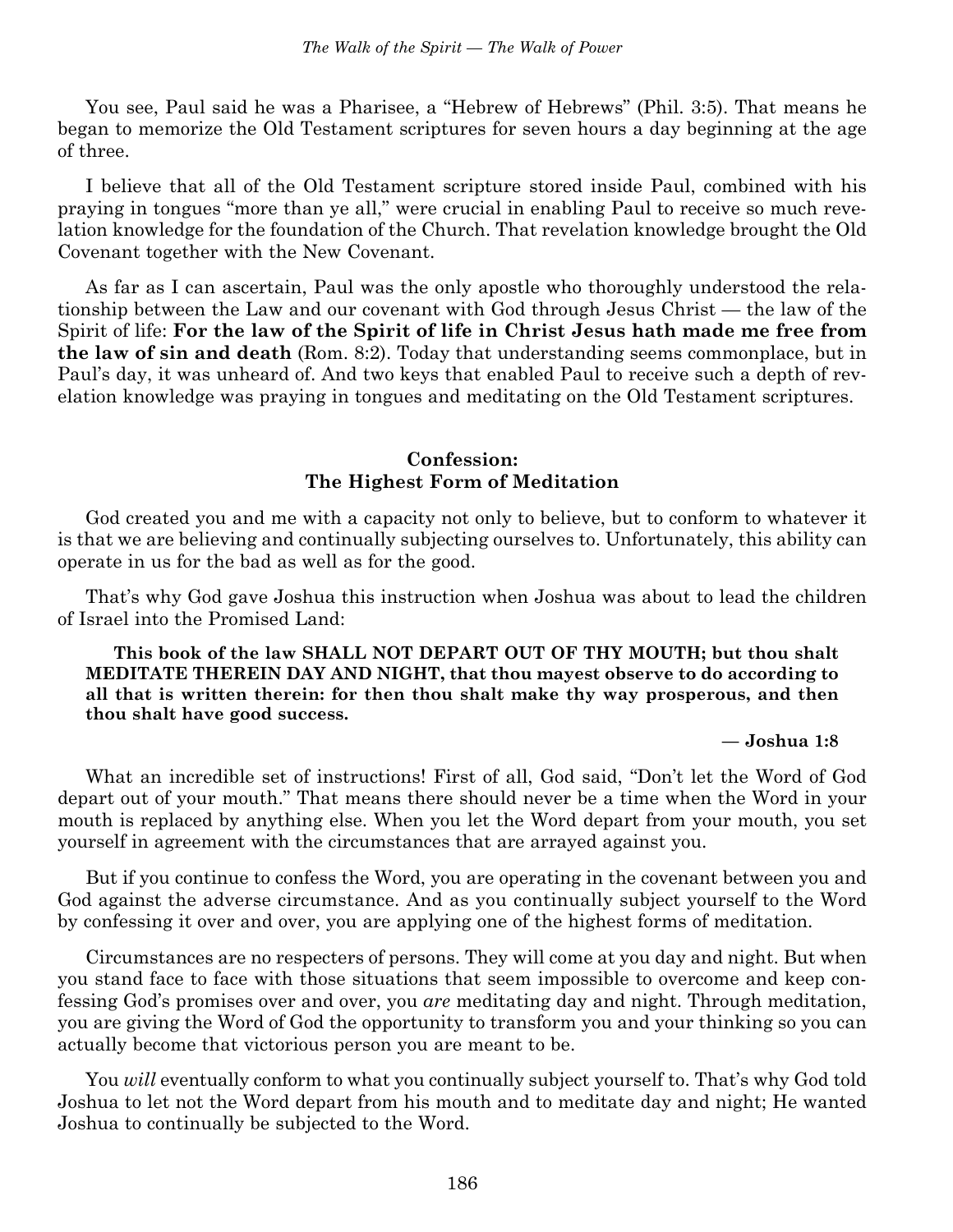You see, Paul said he was a Pharisee, a "Hebrew of Hebrews" (Phil. 3:5). That means he began to memorize the Old Testament scriptures for seven hours a day beginning at the age of three.

I believe that all of the Old Testament scripture stored inside Paul, combined with his praying in tongues "more than ye all," were crucial in enabling Paul to receive so much revelation knowledge for the foundation of the Church. That revelation knowledge brought the Old Covenant together with the New Covenant.

As far as I can ascertain, Paul was the only apostle who thoroughly understood the relationship between the Law and our covenant with God through Jesus Christ — the law of the Spirit of life: **For the law of the Spirit of life in Christ Jesus hath made me free from the law of sin and death** (Rom. 8:2). Today that understanding seems commonplace, but in Paul's day, it was unheard of. And two keys that enabled Paul to receive such a depth of revelation knowledge was praying in tongues and meditating on the Old Testament scriptures.

### Confession: The Highest Form of Meditation

God created you and me with a capacity not only to believe, but to conform to whatever it is that we are believing and continually subjecting ourselves to. Unfortunately, this ability can operate in us for the bad as well as for the good.

That's why God gave Joshua this instruction when Joshua was about to lead the children of Israel into the Promised Land:

> **This book of the law SHALL NOT DEPART OUT OF THY MOUTH; but thou shalt MEDITATE THEREIN DAY AND NIGHT, that thou mayest observe to do according to all that is written therein: for then thou shalt make thy way prosperous, and then thou shalt have good success.**
>
> **— Joshua 1:8**

What an incredible set of instructions! First of all, God said, "Don't let the Word of God depart out of your mouth." That means there should never be a time when the Word in your mouth is replaced by anything else. When you let the Word depart from your mouth, you set yourself in agreement with the circumstances that are arrayed against you.

But if you continue to confess the Word, you are operating in the covenant between you and God against the adverse circumstance. And as you continually subject yourself to the Word by confessing it over and over, you are applying one of the highest forms of meditation.

Circumstances are no respecters of persons. They will come at you day and night. But when you stand face to face with those situations that seem impossible to overcome and keep confessing God's promises over and over, you *are* meditating day and night. Through meditation, you are giving the Word of God the opportunity to transform you and your thinking so you can actually become that victorious person you are meant to be.

You *will* eventually conform to what you continually subject yourself to. That's why God told Joshua to let not the Word depart from his mouth and to meditate day and night; He wanted Joshua to continually be subjected to the Word.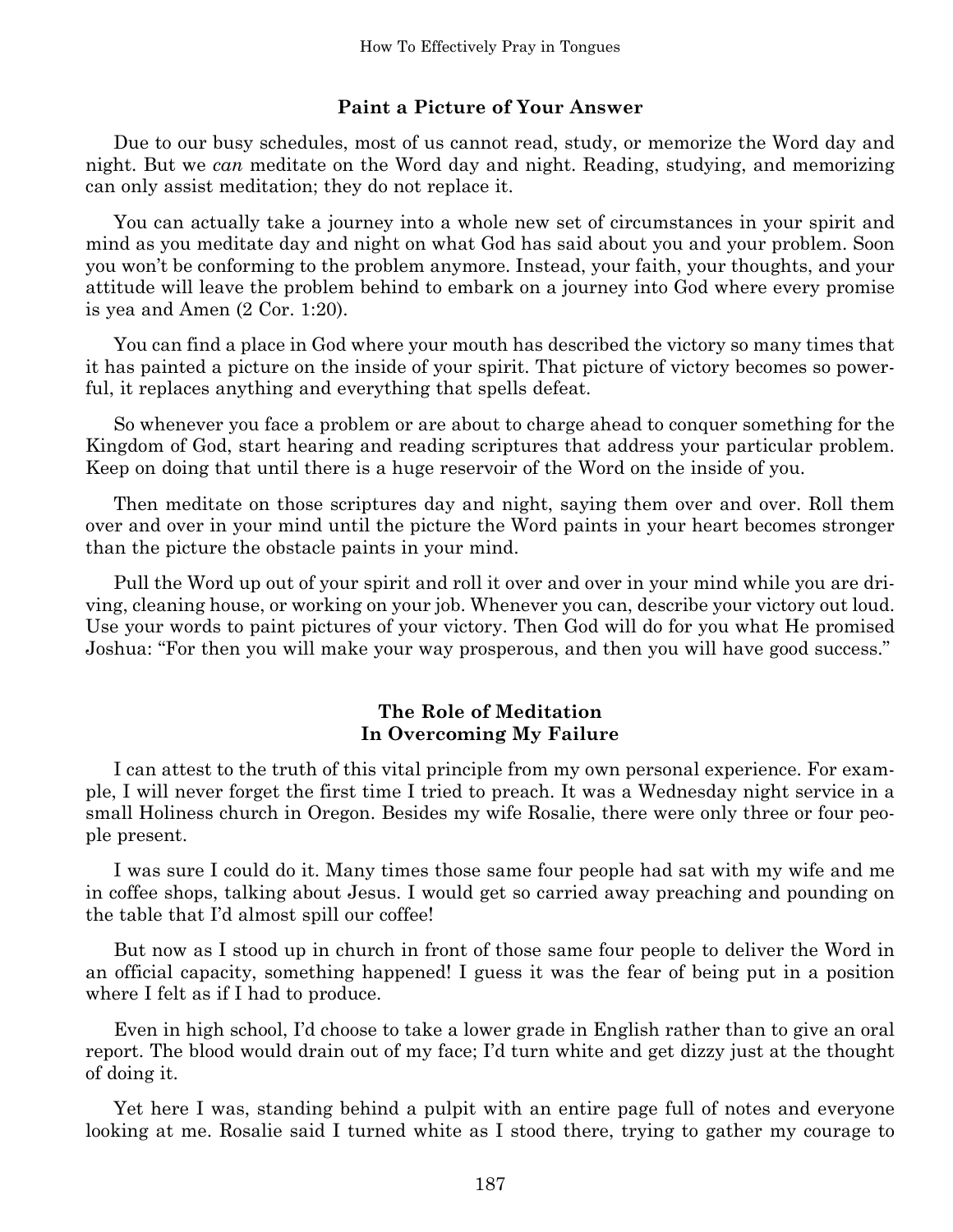## Paint a Picture of Your Answer

Due to our busy schedules, most of us cannot read, study, or memorize the Word day and night. But we *can* meditate on the Word day and night. Reading, studying, and memorizing can only assist meditation; they do not replace it.

You can actually take a journey into a whole new set of circumstances in your spirit and mind as you meditate day and night on what God has said about you and your problem. Soon you won't be conforming to the problem anymore. Instead, your faith, your thoughts, and your attitude will leave the problem behind to embark on a journey into God where every promise is yea and Amen (2 Cor. 1:20).

You can find a place in God where your mouth has described the victory so many times that it has painted a picture on the inside of your spirit. That picture of victory becomes so powerful, it replaces anything and everything that spells defeat.

So whenever you face a problem or are about to charge ahead to conquer something for the Kingdom of God, start hearing and reading scriptures that address your particular problem. Keep on doing that until there is a huge reservoir of the Word on the inside of you.

Then meditate on those scriptures day and night, saying them over and over. Roll them over and over in your mind until the picture the Word paints in your heart becomes stronger than the picture the obstacle paints in your mind.

Pull the Word up out of your spirit and roll it over and over in your mind while you are driving, cleaning house, or working on your job. Whenever you can, describe your victory out loud. Use your words to paint pictures of your victory. Then God will do for you what He promised Joshua: "For then you will make your way prosperous, and then you will have good success."

## The Role of Meditation In Overcoming My Failure

I can attest to the truth of this vital principle from my own personal experience. For example, I will never forget the first time I tried to preach. It was a Wednesday night service in a small Holiness church in Oregon. Besides my wife Rosalie, there were only three or four people present.

I was sure I could do it. Many times those same four people had sat with my wife and me in coffee shops, talking about Jesus. I would get so carried away preaching and pounding on the table that I'd almost spill our coffee!

But now as I stood up in church in front of those same four people to deliver the Word in an official capacity, something happened! I guess it was the fear of being put in a position where I felt as if I had to produce.

Even in high school, I'd choose to take a lower grade in English rather than to give an oral report. The blood would drain out of my face; I'd turn white and get dizzy just at the thought of doing it.

Yet here I was, standing behind a pulpit with an entire page full of notes and everyone looking at me. Rosalie said I turned white as I stood there, trying to gather my courage to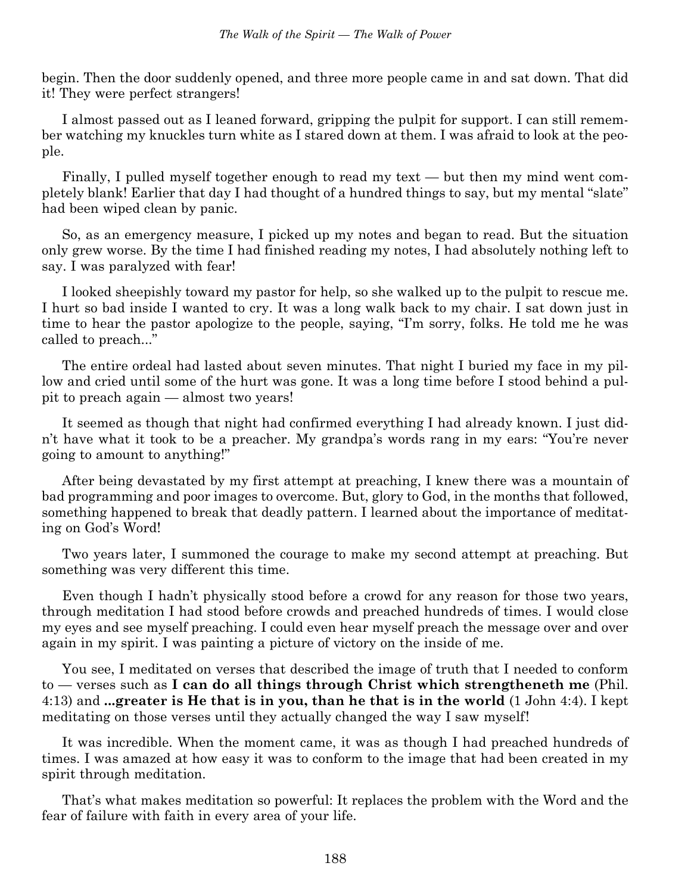begin. Then the door suddenly opened, and three more people came in and sat down. That did it! They were perfect strangers!

I almost passed out as I leaned forward, gripping the pulpit for support. I can still remember watching my knuckles turn white as I stared down at them. I was afraid to look at the people.

Finally, I pulled myself together enough to read my text — but then my mind went completely blank! Earlier that day I had thought of a hundred things to say, but my mental "slate" had been wiped clean by panic.

So, as an emergency measure, I picked up my notes and began to read. But the situation only grew worse. By the time I had finished reading my notes, I had absolutely nothing left to say. I was paralyzed with fear!

I looked sheepishly toward my pastor for help, so she walked up to the pulpit to rescue me. I hurt so bad inside I wanted to cry. It was a long walk back to my chair. I sat down just in time to hear the pastor apologize to the people, saying, "I'm sorry, folks. He told me he was called to preach..."

The entire ordeal had lasted about seven minutes. That night I buried my face in my pillow and cried until some of the hurt was gone. It was a long time before I stood behind a pulpit to preach again — almost two years!

It seemed as though that night had confirmed everything I had already known. I just didn't have what it took to be a preacher. My grandpa's words rang in my ears: "You're never going to amount to anything!"

After being devastated by my first attempt at preaching, I knew there was a mountain of bad programming and poor images to overcome. But, glory to God, in the months that followed, something happened to break that deadly pattern. I learned about the importance of meditating on God's Word!

Two years later, I summoned the courage to make my second attempt at preaching. But something was very different this time.

Even though I hadn't physically stood before a crowd for any reason for those two years, through meditation I had stood before crowds and preached hundreds of times. I would close my eyes and see myself preaching. I could even hear myself preach the message over and over again in my spirit. I was painting a picture of victory on the inside of me.

You see, I meditated on verses that described the image of truth that I needed to conform to — verses such as **I can do all things through Christ which strengtheneth me** (Phil. 4:13) and **...greater is He that is in you, than he that is in the world** (1 John 4:4). I kept meditating on those verses until they actually changed the way I saw myself!

It was incredible. When the moment came, it was as though I had preached hundreds of times. I was amazed at how easy it was to conform to the image that had been created in my spirit through meditation.

That's what makes meditation so powerful: It replaces the problem with the Word and the fear of failure with faith in every area of your life.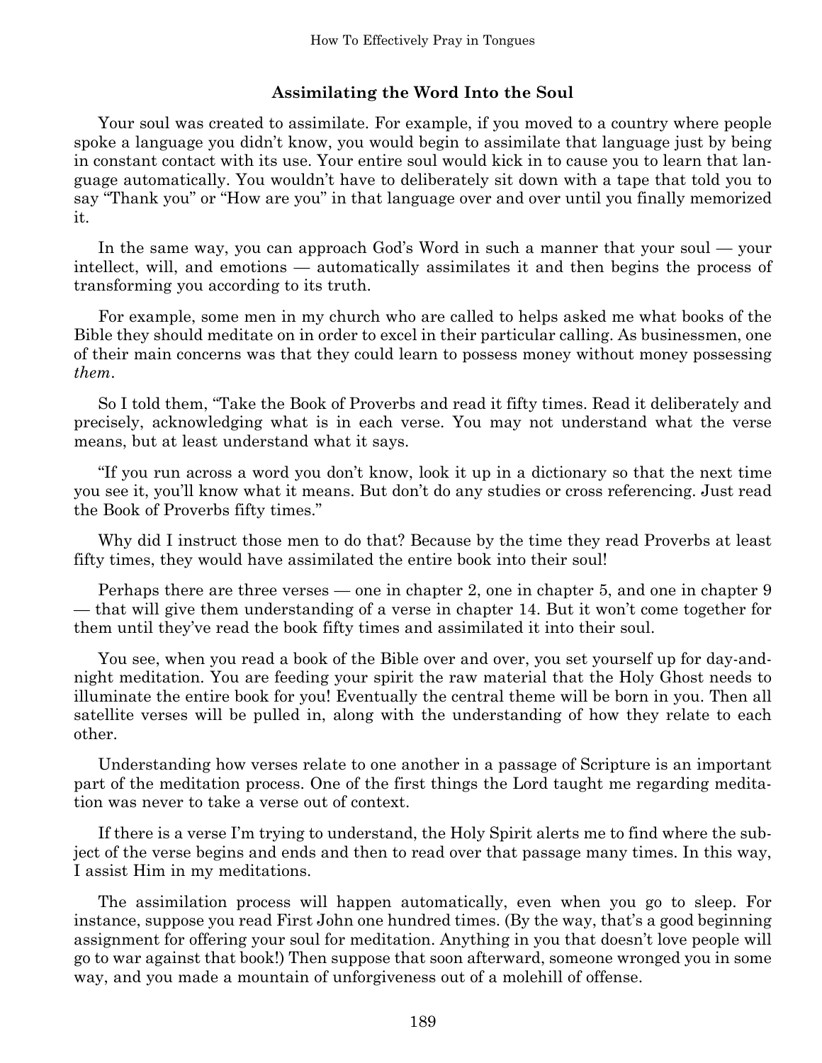### Assimilating the Word Into the Soul

Your soul was created to assimilate. For example, if you moved to a country where people spoke a language you didn't know, you would begin to assimilate that language just by being in constant contact with its use. Your entire soul would kick in to cause you to learn that language automatically. You wouldn't have to deliberately sit down with a tape that told you to say "Thank you" or "How are you" in that language over and over until you finally memorized it.

In the same way, you can approach God's Word in such a manner that your soul — your intellect, will, and emotions — automatically assimilates it and then begins the process of transforming you according to its truth.

For example, some men in my church who are called to helps asked me what books of the Bible they should meditate on in order to excel in their particular calling. As businessmen, one of their main concerns was that they could learn to possess money without money possessing *them*.

So I told them, "Take the Book of Proverbs and read it fifty times. Read it deliberately and precisely, acknowledging what is in each verse. You may not understand what the verse means, but at least understand what it says.

"If you run across a word you don't know, look it up in a dictionary so that the next time you see it, you'll know what it means. But don't do any studies or cross referencing. Just read the Book of Proverbs fifty times."

Why did I instruct those men to do that? Because by the time they read Proverbs at least fifty times, they would have assimilated the entire book into their soul!

Perhaps there are three verses — one in chapter 2, one in chapter 5, and one in chapter 9 — that will give them understanding of a verse in chapter 14. But it won't come together for them until they've read the book fifty times and assimilated it into their soul.

You see, when you read a book of the Bible over and over, you set yourself up for day-and-night meditation. You are feeding your spirit the raw material that the Holy Ghost needs to illuminate the entire book for you! Eventually the central theme will be born in you. Then all satellite verses will be pulled in, along with the understanding of how they relate to each other.

Understanding how verses relate to one another in a passage of Scripture is an important part of the meditation process. One of the first things the Lord taught me regarding meditation was never to take a verse out of context.

If there is a verse I'm trying to understand, the Holy Spirit alerts me to find where the subject of the verse begins and ends and then to read over that passage many times. In this way, I assist Him in my meditations.

The assimilation process will happen automatically, even when you go to sleep. For instance, suppose you read First John one hundred times. (By the way, that's a good beginning assignment for offering your soul for meditation. Anything in you that doesn't love people will go to war against that book!) Then suppose that soon afterward, someone wronged you in some way, and you made a mountain of unforgiveness out of a molehill of offense.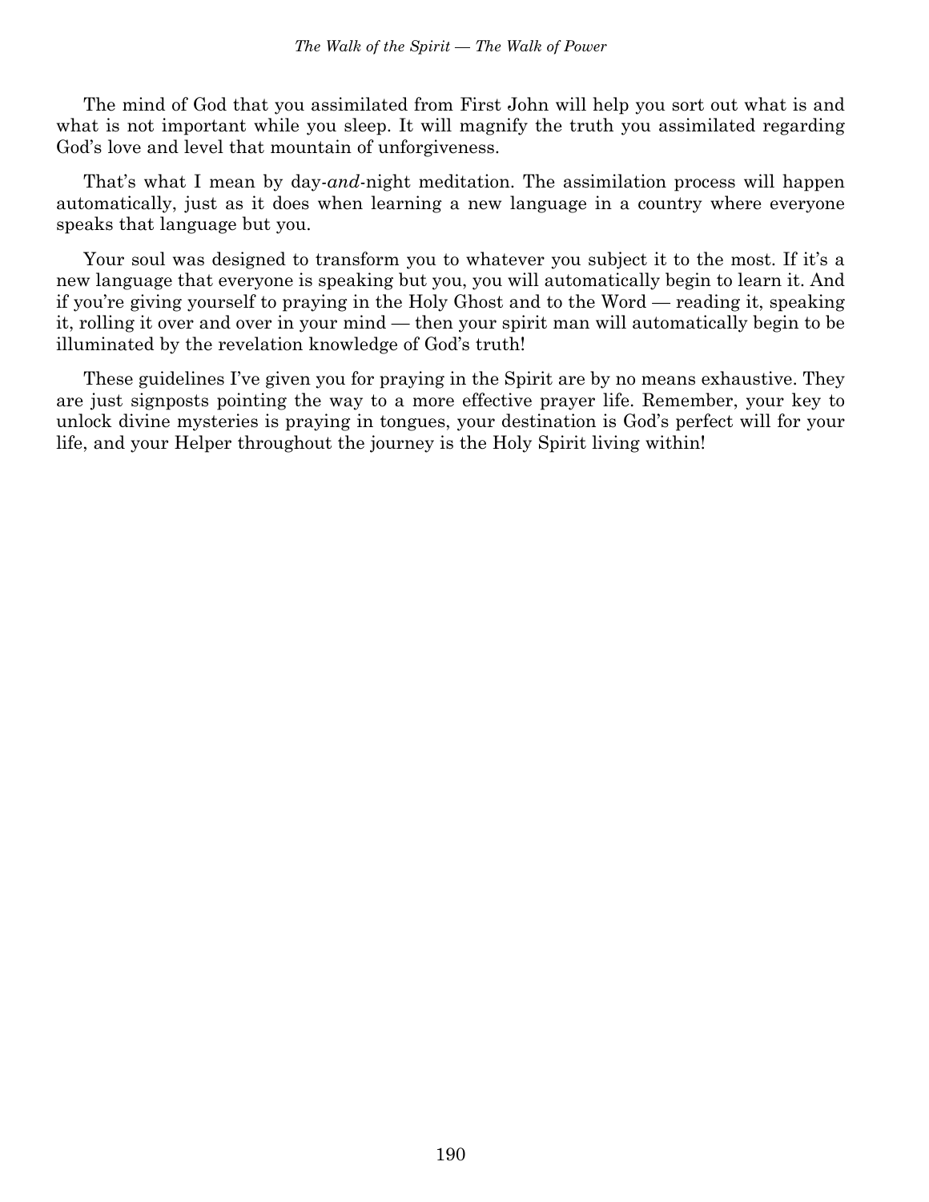The mind of God that you assimilated from First John will help you sort out what is and what is not important while you sleep. It will magnify the truth you assimilated regarding God's love and level that mountain of unforgiveness.

That's what I mean by day-*and*-night meditation. The assimilation process will happen automatically, just as it does when learning a new language in a country where everyone speaks that language but you.

Your soul was designed to transform you to whatever you subject it to the most. If it's a new language that everyone is speaking but you, you will automatically begin to learn it. And if you're giving yourself to praying in the Holy Ghost and to the Word — reading it, speaking it, rolling it over and over in your mind — then your spirit man will automatically begin to be illuminated by the revelation knowledge of God's truth!

These guidelines I've given you for praying in the Spirit are by no means exhaustive. They are just signposts pointing the way to a more effective prayer life. Remember, your key to unlock divine mysteries is praying in tongues, your destination is God's perfect will for your life, and your Helper throughout the journey is the Holy Spirit living within!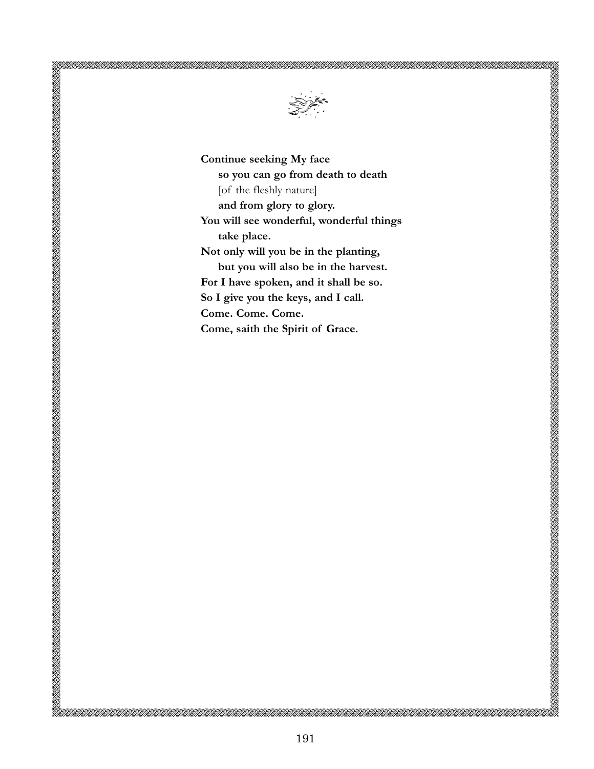**Continue seeking My face**  
**so you can go from death to death**  
[of the fleshly nature]  
**and from glory to glory.**  
**You will see wonderful, wonderful things**  
**take place.**  
**Not only will you be in the planting,**  
**but you will also be in the harvest.**  
**For I have spoken, and it shall be so.**  
**So I give you the keys, and I call.**  
**Come. Come. Come.**  
**Come, saith the Spirit of Grace.**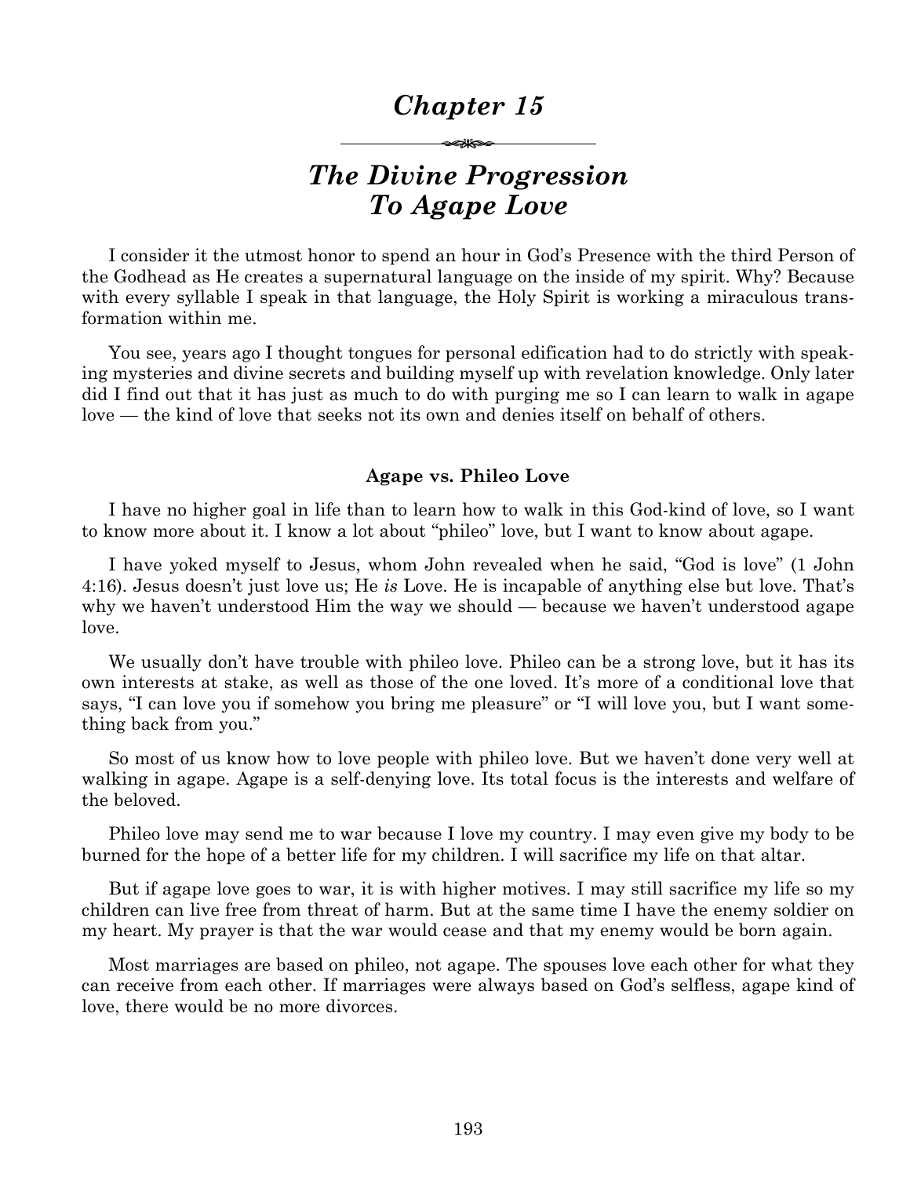# Chapter 15

## The Divine Progression To Agape Love

I consider it the utmost honor to spend an hour in God's Presence with the third Person of the Godhead as He creates a supernatural language on the inside of my spirit. Why? Because with every syllable I speak in that language, the Holy Spirit is working a miraculous transformation within me.

You see, years ago I thought tongues for personal edification had to do strictly with speaking mysteries and divine secrets and building myself up with revelation knowledge. Only later did I find out that it has just as much to do with purging me so I can learn to walk in agape love — the kind of love that seeks not its own and denies itself on behalf of others.

### Agape vs. Phileo Love

I have no higher goal in life than to learn how to walk in this God-kind of love, so I want to know more about it. I know a lot about "phileo" love, but I want to know about agape.

I have yoked myself to Jesus, whom John revealed when he said, "God is love" (1 John 4:16). Jesus doesn't just love us; He *is* Love. He is incapable of anything else but love. That's why we haven't understood Him the way we should — because we haven't understood agape love.

We usually don't have trouble with phileo love. Phileo can be a strong love, but it has its own interests at stake, as well as those of the one loved. It's more of a conditional love that says, "I can love you if somehow you bring me pleasure" or "I will love you, but I want something back from you."

So most of us know how to love people with phileo love. But we haven't done very well at walking in agape. Agape is a self-denying love. Its total focus is the interests and welfare of the beloved.

Phileo love may send me to war because I love my country. I may even give my body to be burned for the hope of a better life for my children. I will sacrifice my life on that altar.

But if agape love goes to war, it is with higher motives. I may still sacrifice my life so my children can live free from threat of harm. But at the same time I have the enemy soldier on my heart. My prayer is that the war would cease and that my enemy would be born again.

Most marriages are based on phileo, not agape. The spouses love each other for what they can receive from each other. If marriages were always based on God's selfless, agape kind of love, there would be no more divorces.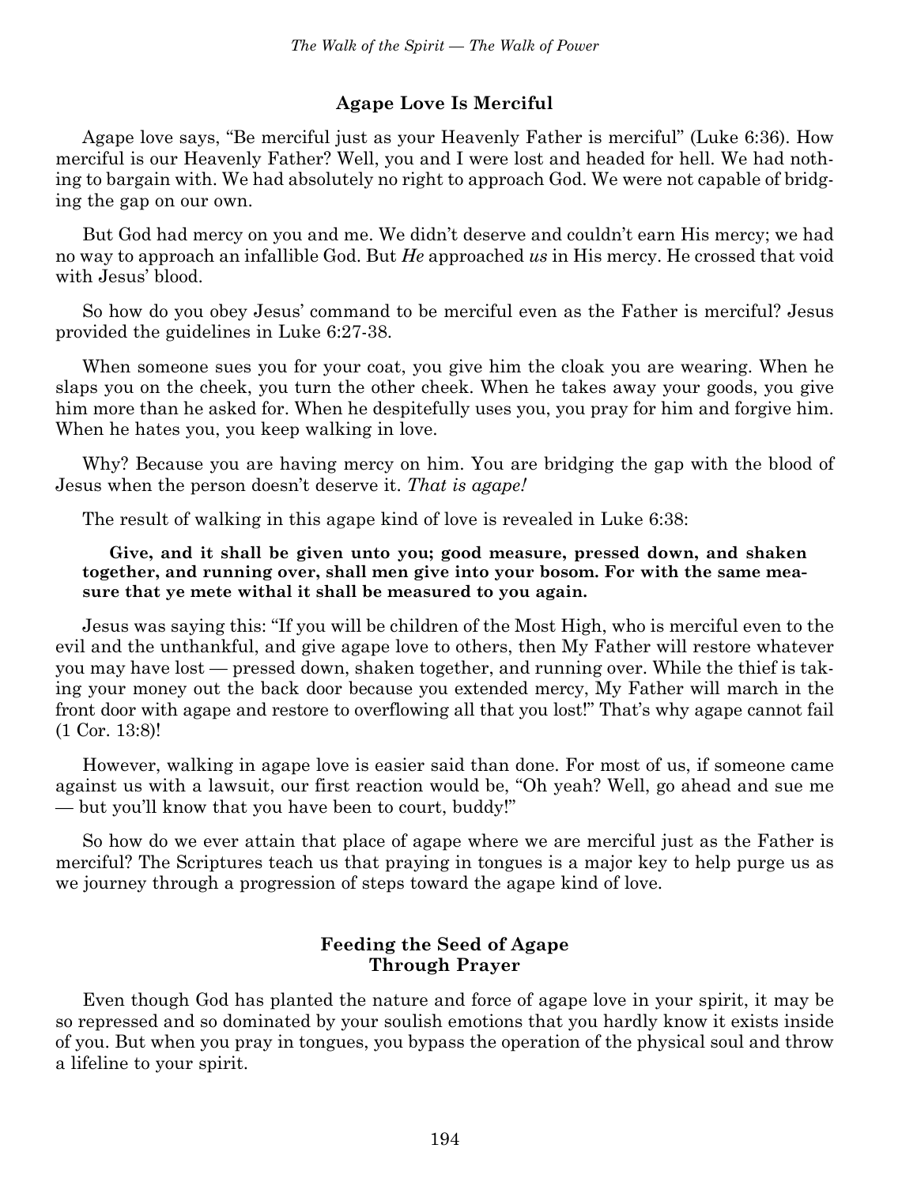## Agape Love Is Merciful

Agape love says, "Be merciful just as your Heavenly Father is merciful" (Luke 6:36). How merciful is our Heavenly Father? Well, you and I were lost and headed for hell. We had nothing to bargain with. We had absolutely no right to approach God. We were not capable of bridging the gap on our own.

But God had mercy on you and me. We didn't deserve and couldn't earn His mercy; we had no way to approach an infallible God. But *He* approached *us* in His mercy. He crossed that void with Jesus' blood.

So how do you obey Jesus' command to be merciful even as the Father is merciful? Jesus provided the guidelines in Luke 6:27-38.

When someone sues you for your coat, you give him the cloak you are wearing. When he slaps you on the cheek, you turn the other cheek. When he takes away your goods, you give him more than he asked for. When he despitefully uses you, you pray for him and forgive him. When he hates you, you keep walking in love.

Why? Because you are having mercy on him. You are bridging the gap with the blood of Jesus when the person doesn't deserve it. *That is agape!*

The result of walking in this agape kind of love is revealed in Luke 6:38:

> **Give, and it shall be given unto you; good measure, pressed down, and shaken together, and running over, shall men give into your bosom. For with the same measure that ye mete withal it shall be measured to you again.**

Jesus was saying this: "If you will be children of the Most High, who is merciful even to the evil and the unthankful, and give agape love to others, then My Father will restore whatever you may have lost — pressed down, shaken together, and running over. While the thief is taking your money out the back door because you extended mercy, My Father will march in the front door with agape and restore to overflowing all that you lost!" That's why agape cannot fail (1 Cor. 13:8)!

However, walking in agape love is easier said than done. For most of us, if someone came against us with a lawsuit, our first reaction would be, "Oh yeah? Well, go ahead and sue me — but you'll know that you have been to court, buddy!"

So how do we ever attain that place of agape where we are merciful just as the Father is merciful? The Scriptures teach us that praying in tongues is a major key to help purge us as we journey through a progression of steps toward the agape kind of love.

## Feeding the Seed of Agape Through Prayer

Even though God has planted the nature and force of agape love in your spirit, it may be so repressed and so dominated by your soulish emotions that you hardly know it exists inside of you. But when you pray in tongues, you bypass the operation of the physical soul and throw a lifeline to your spirit.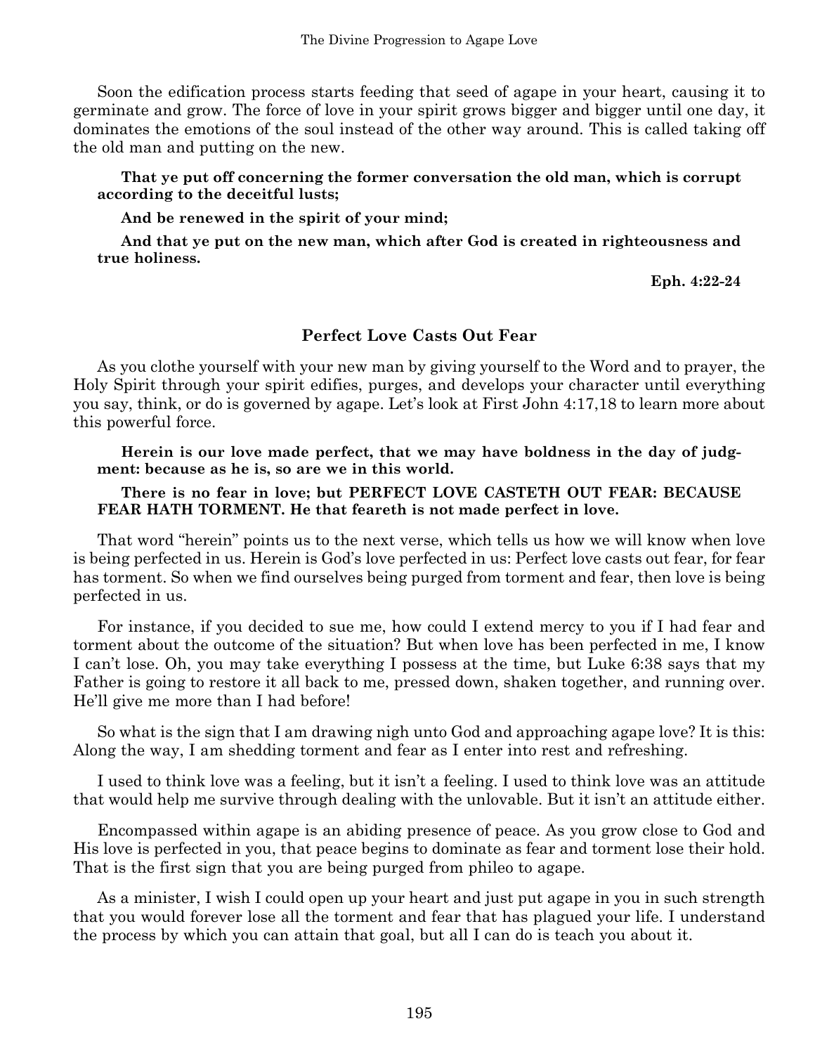Soon the edification process starts feeding that seed of agape in your heart, causing it to germinate and grow. The force of love in your spirit grows bigger and bigger until one day, it dominates the emotions of the soul instead of the other way around. This is called taking off the old man and putting on the new.

> **That ye put off concerning the former conversation the old man, which is corrupt according to the deceitful lusts;**
>
> **And be renewed in the spirit of your mind;**
>
> **And that ye put on the new man, which after God is created in righteousness and true holiness.**
>
> **Eph. 4:22-24**

## Perfect Love Casts Out Fear

As you clothe yourself with your new man by giving yourself to the Word and to prayer, the Holy Spirit through your spirit edifies, purges, and develops your character until everything you say, think, or do is governed by agape. Let's look at First John 4:17,18 to learn more about this powerful force.

> **Herein is our love made perfect, that we may have boldness in the day of judgment: because as he is, so are we in this world.**
>
> **There is no fear in love; but PERFECT LOVE CASTETH OUT FEAR: BECAUSE FEAR HATH TORMENT. He that feareth is not made perfect in love.**

That word "herein" points us to the next verse, which tells us how we will know when love is being perfected in us. Herein is God's love perfected in us: Perfect love casts out fear, for fear has torment. So when we find ourselves being purged from torment and fear, then love is being perfected in us.

For instance, if you decided to sue me, how could I extend mercy to you if I had fear and torment about the outcome of the situation? But when love has been perfected in me, I know I can't lose. Oh, you may take everything I possess at the time, but Luke 6:38 says that my Father is going to restore it all back to me, pressed down, shaken together, and running over. He'll give me more than I had before!

So what is the sign that I am drawing nigh unto God and approaching agape love? It is this: Along the way, I am shedding torment and fear as I enter into rest and refreshing.

I used to think love was a feeling, but it isn't a feeling. I used to think love was an attitude that would help me survive through dealing with the unlovable. But it isn't an attitude either.

Encompassed within agape is an abiding presence of peace. As you grow close to God and His love is perfected in you, that peace begins to dominate as fear and torment lose their hold. That is the first sign that you are being purged from phileo to agape.

As a minister, I wish I could open up your heart and just put agape in you in such strength that you would forever lose all the torment and fear that has plagued your life. I understand the process by which you can attain that goal, but all I can do is teach you about it.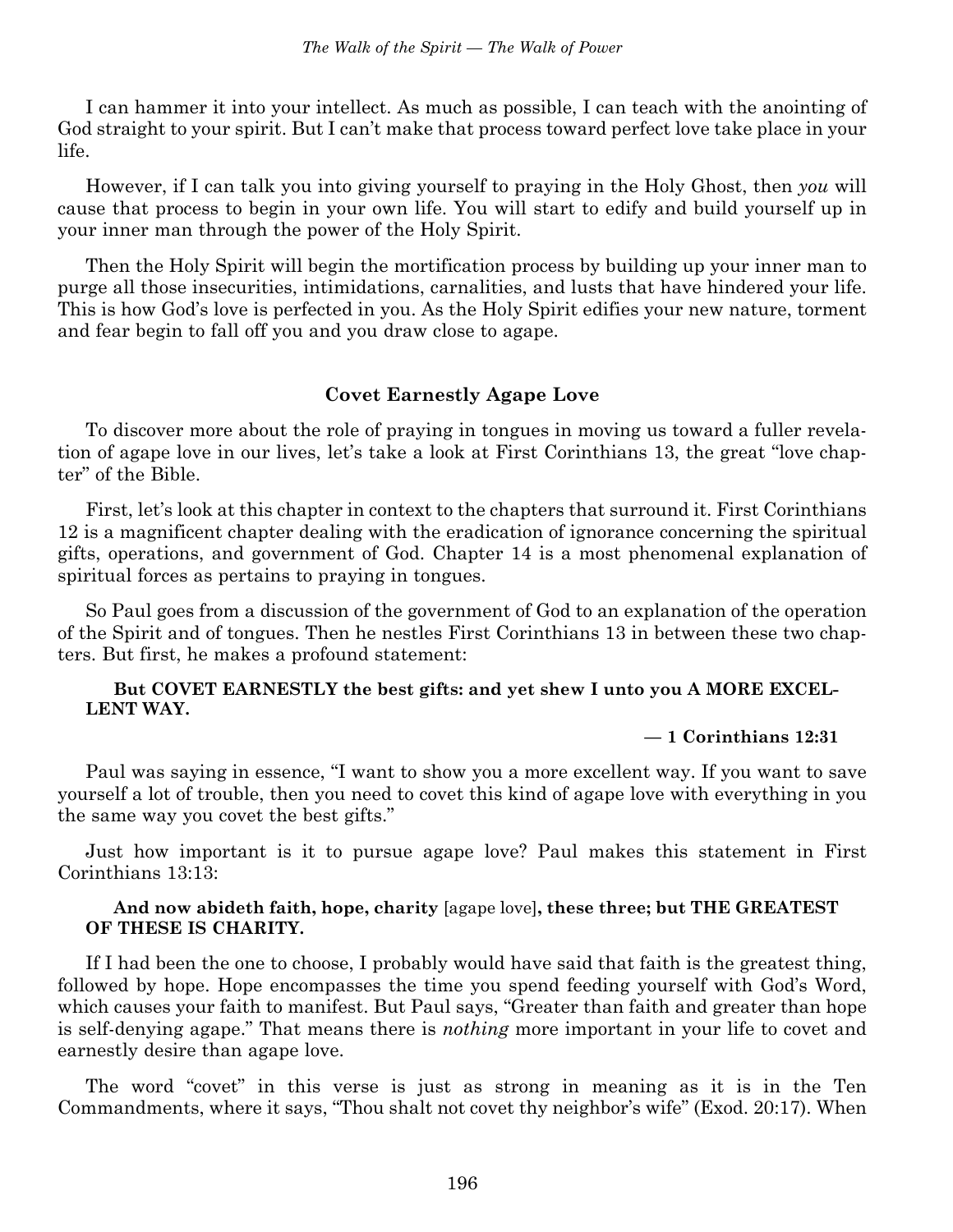I can hammer it into your intellect. As much as possible, I can teach with the anointing of God straight to your spirit. But I can't make that process toward perfect love take place in your life.

However, if I can talk you into giving yourself to praying in the Holy Ghost, then *you* will cause that process to begin in your own life. You will start to edify and build yourself up in your inner man through the power of the Holy Spirit.

Then the Holy Spirit will begin the mortification process by building up your inner man to purge all those insecurities, intimidations, carnalities, and lusts that have hindered your life. This is how God's love is perfected in you. As the Holy Spirit edifies your new nature, torment and fear begin to fall off you and you draw close to agape.

### Covet Earnestly Agape Love

To discover more about the role of praying in tongues in moving us toward a fuller revelation of agape love in our lives, let's take a look at First Corinthians 13, the great "love chapter" of the Bible.

First, let's look at this chapter in context to the chapters that surround it. First Corinthians 12 is a magnificent chapter dealing with the eradication of ignorance concerning the spiritual gifts, operations, and government of God. Chapter 14 is a most phenomenal explanation of spiritual forces as pertains to praying in tongues.

So Paul goes from a discussion of the government of God to an explanation of the operation of the Spirit and of tongues. Then he nestles First Corinthians 13 in between these two chapters. But first, he makes a profound statement:

> **But COVET EARNESTLY the best gifts: and yet shew I unto you A MORE EXCELLENT WAY.**
>
> **— 1 Corinthians 12:31**

Paul was saying in essence, "I want to show you a more excellent way. If you want to save yourself a lot of trouble, then you need to covet this kind of agape love with everything in you the same way you covet the best gifts."

Just how important is it to pursue agape love? Paul makes this statement in First Corinthians 13:13:

> **And now abideth faith, hope, charity** [agape love]**, these three; but THE GREATEST OF THESE IS CHARITY.**

If I had been the one to choose, I probably would have said that faith is the greatest thing, followed by hope. Hope encompasses the time you spend feeding yourself with God's Word, which causes your faith to manifest. But Paul says, "Greater than faith and greater than hope is self-denying agape." That means there is *nothing* more important in your life to covet and earnestly desire than agape love.

The word "covet" in this verse is just as strong in meaning as it is in the Ten Commandments, where it says, "Thou shalt not covet thy neighbor's wife" (Exod. 20:17). When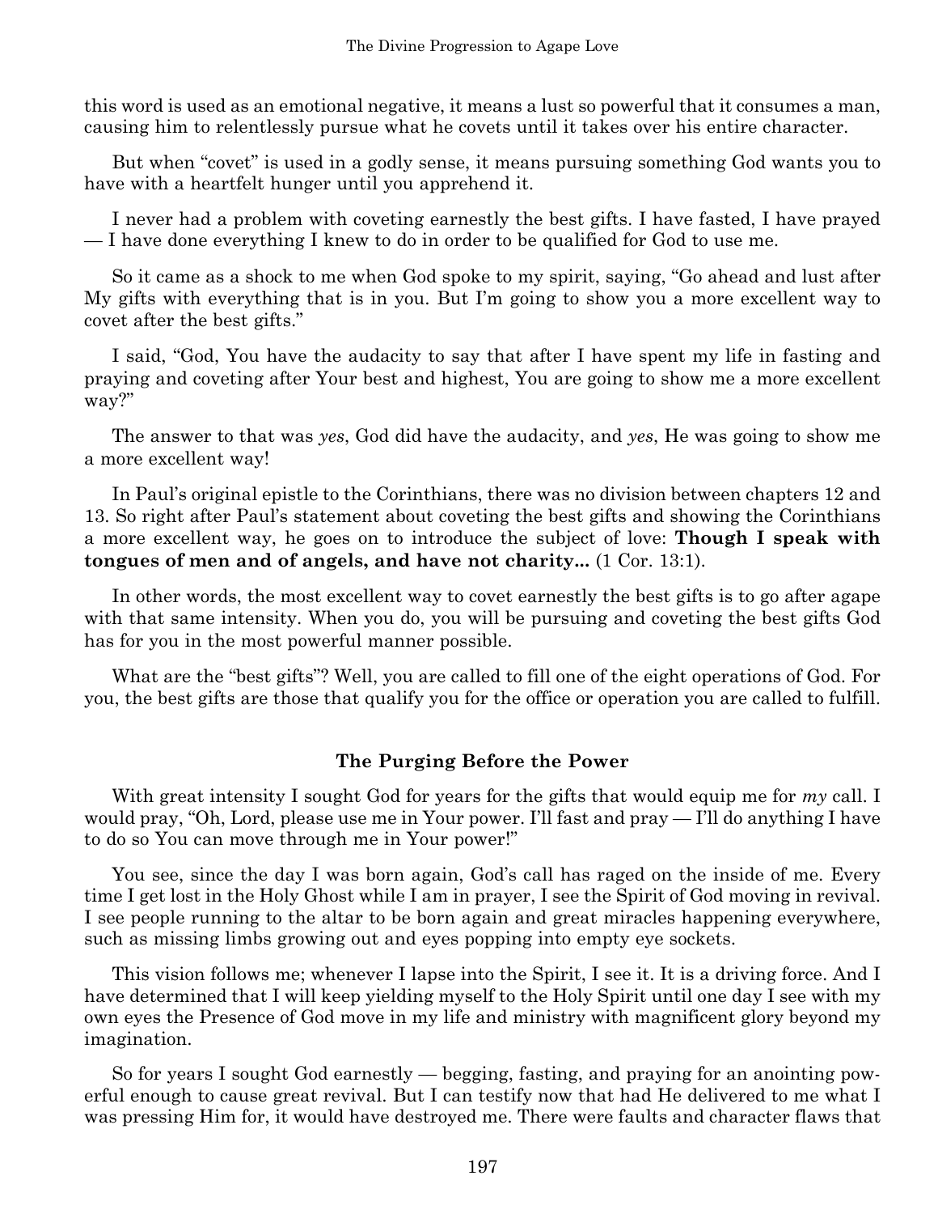this word is used as an emotional negative, it means a lust so powerful that it consumes a man, causing him to relentlessly pursue what he covets until it takes over his entire character.

But when "covet" is used in a godly sense, it means pursuing something God wants you to have with a heartfelt hunger until you apprehend it.

I never had a problem with coveting earnestly the best gifts. I have fasted, I have prayed — I have done everything I knew to do in order to be qualified for God to use me.

So it came as a shock to me when God spoke to my spirit, saying, "Go ahead and lust after My gifts with everything that is in you. But I'm going to show you a more excellent way to covet after the best gifts."

I said, "God, You have the audacity to say that after I have spent my life in fasting and praying and coveting after Your best and highest, You are going to show me a more excellent way?"

The answer to that was *yes*, God did have the audacity, and *yes*, He was going to show me a more excellent way!

In Paul's original epistle to the Corinthians, there was no division between chapters 12 and 13. So right after Paul's statement about coveting the best gifts and showing the Corinthians a more excellent way, he goes on to introduce the subject of love: **Though I speak with tongues of men and of angels, and have not charity...** (1 Cor. 13:1).

In other words, the most excellent way to covet earnestly the best gifts is to go after agape with that same intensity. When you do, you will be pursuing and coveting the best gifts God has for you in the most powerful manner possible.

What are the "best gifts"? Well, you are called to fill one of the eight operations of God. For you, the best gifts are those that qualify you for the office or operation you are called to fulfill.

### The Purging Before the Power

With great intensity I sought God for years for the gifts that would equip me for *my* call. I would pray, "Oh, Lord, please use me in Your power. I'll fast and pray — I'll do anything I have to do so You can move through me in Your power!"

You see, since the day I was born again, God's call has raged on the inside of me. Every time I get lost in the Holy Ghost while I am in prayer, I see the Spirit of God moving in revival. I see people running to the altar to be born again and great miracles happening everywhere, such as missing limbs growing out and eyes popping into empty eye sockets.

This vision follows me; whenever I lapse into the Spirit, I see it. It is a driving force. And I have determined that I will keep yielding myself to the Holy Spirit until one day I see with my own eyes the Presence of God move in my life and ministry with magnificent glory beyond my imagination.

So for years I sought God earnestly — begging, fasting, and praying for an anointing powerful enough to cause great revival. But I can testify now that had He delivered to me what I was pressing Him for, it would have destroyed me. There were faults and character flaws that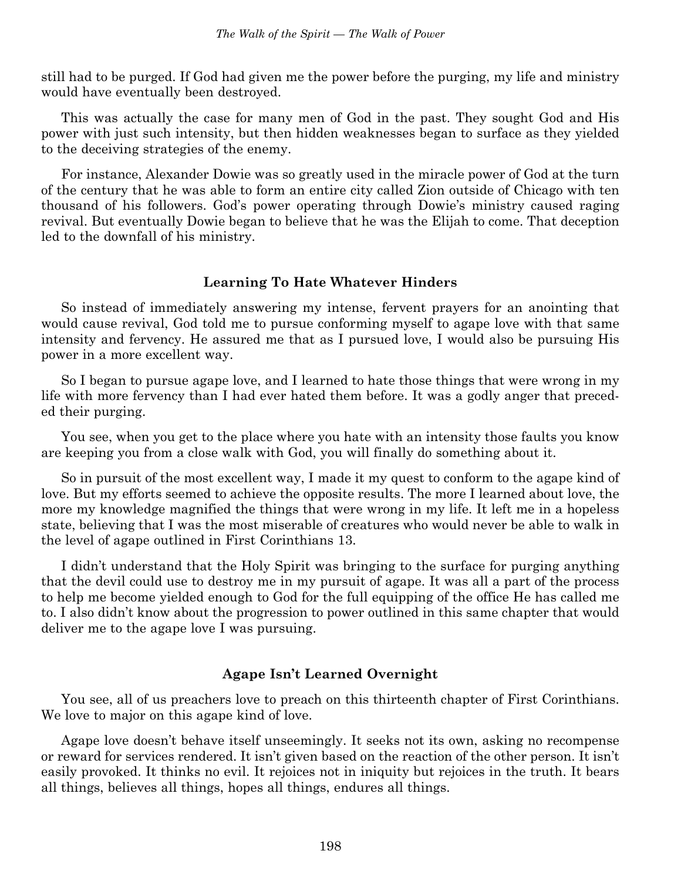still had to be purged. If God had given me the power before the purging, my life and ministry would have eventually been destroyed.

This was actually the case for many men of God in the past. They sought God and His power with just such intensity, but then hidden weaknesses began to surface as they yielded to the deceiving strategies of the enemy.

For instance, Alexander Dowie was so greatly used in the miracle power of God at the turn of the century that he was able to form an entire city called Zion outside of Chicago with ten thousand of his followers. God's power operating through Dowie's ministry caused raging revival. But eventually Dowie began to believe that he was the Elijah to come. That deception led to the downfall of his ministry.

### Learning To Hate Whatever Hinders

So instead of immediately answering my intense, fervent prayers for an anointing that would cause revival, God told me to pursue conforming myself to agape love with that same intensity and fervency. He assured me that as I pursued love, I would also be pursuing His power in a more excellent way.

So I began to pursue agape love, and I learned to hate those things that were wrong in my life with more fervency than I had ever hated them before. It was a godly anger that preceded their purging.

You see, when you get to the place where you hate with an intensity those faults you know are keeping you from a close walk with God, you will finally do something about it.

So in pursuit of the most excellent way, I made it my quest to conform to the agape kind of love. But my efforts seemed to achieve the opposite results. The more I learned about love, the more my knowledge magnified the things that were wrong in my life. It left me in a hopeless state, believing that I was the most miserable of creatures who would never be able to walk in the level of agape outlined in First Corinthians 13.

I didn't understand that the Holy Spirit was bringing to the surface for purging anything that the devil could use to destroy me in my pursuit of agape. It was all a part of the process to help me become yielded enough to God for the full equipping of the office He has called me to. I also didn't know about the progression to power outlined in this same chapter that would deliver me to the agape love I was pursuing.

### Agape Isn't Learned Overnight

You see, all of us preachers love to preach on this thirteenth chapter of First Corinthians. We love to major on this agape kind of love.

Agape love doesn't behave itself unseemingly. It seeks not its own, asking no recompense or reward for services rendered. It isn't given based on the reaction of the other person. It isn't easily provoked. It thinks no evil. It rejoices not in iniquity but rejoices in the truth. It bears all things, believes all things, hopes all things, endures all things.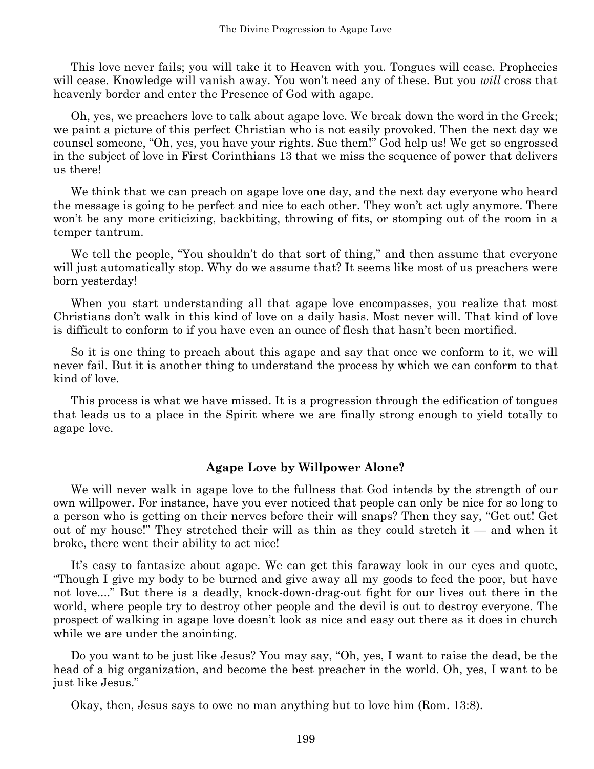This love never fails; you will take it to Heaven with you. Tongues will cease. Prophecies will cease. Knowledge will vanish away. You won't need any of these. But you *will* cross that heavenly border and enter the Presence of God with agape.

Oh, yes, we preachers love to talk about agape love. We break down the word in the Greek; we paint a picture of this perfect Christian who is not easily provoked. Then the next day we counsel someone, "Oh, yes, you have your rights. Sue them!" God help us! We get so engrossed in the subject of love in First Corinthians 13 that we miss the sequence of power that delivers us there!

We think that we can preach on agape love one day, and the next day everyone who heard the message is going to be perfect and nice to each other. They won't act ugly anymore. There won't be any more criticizing, backbiting, throwing of fits, or stomping out of the room in a temper tantrum.

We tell the people, "You shouldn't do that sort of thing," and then assume that everyone will just automatically stop. Why do we assume that? It seems like most of us preachers were born yesterday!

When you start understanding all that agape love encompasses, you realize that most Christians don't walk in this kind of love on a daily basis. Most never will. That kind of love is difficult to conform to if you have even an ounce of flesh that hasn't been mortified.

So it is one thing to preach about this agape and say that once we conform to it, we will never fail. But it is another thing to understand the process by which we can conform to that kind of love.

This process is what we have missed. It is a progression through the edification of tongues that leads us to a place in the Spirit where we are finally strong enough to yield totally to agape love.

### Agape Love by Willpower Alone?

We will never walk in agape love to the fullness that God intends by the strength of our own willpower. For instance, have you ever noticed that people can only be nice for so long to a person who is getting on their nerves before their will snaps? Then they say, "Get out! Get out of my house!" They stretched their will as thin as they could stretch it — and when it broke, there went their ability to act nice!

It's easy to fantasize about agape. We can get this faraway look in our eyes and quote, "Though I give my body to be burned and give away all my goods to feed the poor, but have not love...." But there is a deadly, knock-down-drag-out fight for our lives out there in the world, where people try to destroy other people and the devil is out to destroy everyone. The prospect of walking in agape love doesn't look as nice and easy out there as it does in church while we are under the anointing.

Do you want to be just like Jesus? You may say, "Oh, yes, I want to raise the dead, be the head of a big organization, and become the best preacher in the world. Oh, yes, I want to be just like Jesus."

Okay, then, Jesus says to owe no man anything but to love him (Rom. 13:8).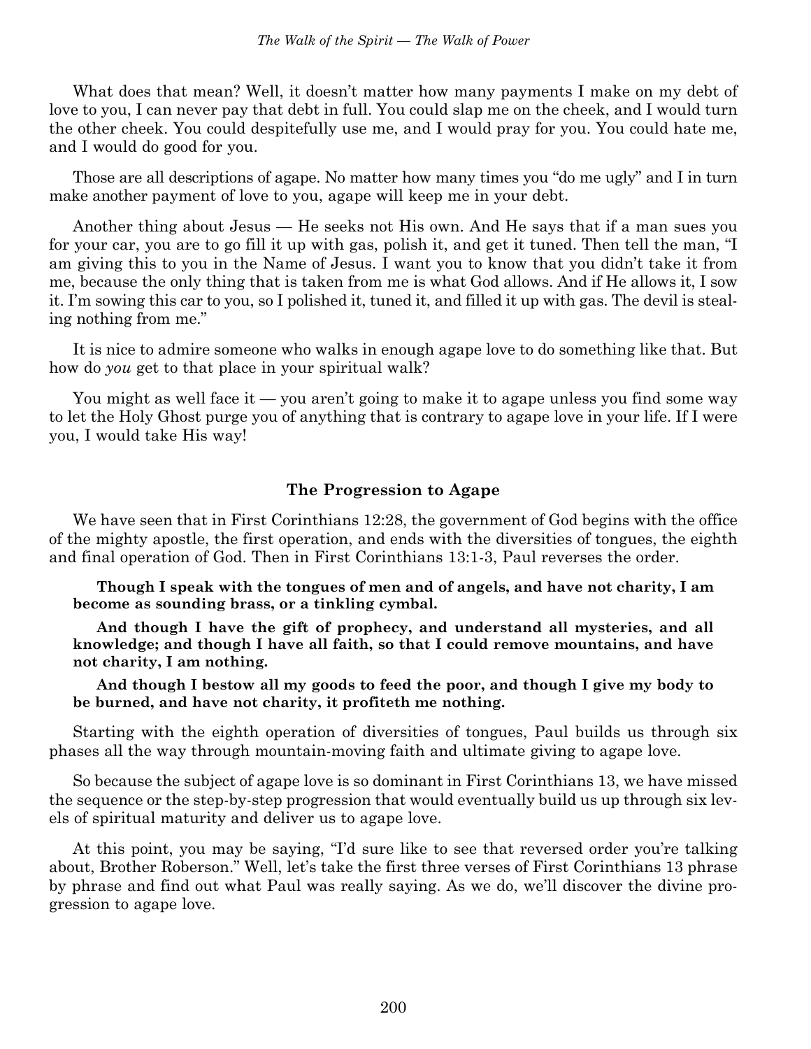What does that mean? Well, it doesn't matter how many payments I make on my debt of love to you, I can never pay that debt in full. You could slap me on the cheek, and I would turn the other cheek. You could despitefully use me, and I would pray for you. You could hate me, and I would do good for you.

Those are all descriptions of agape. No matter how many times you "do me ugly" and I in turn make another payment of love to you, agape will keep me in your debt.

Another thing about Jesus — He seeks not His own. And He says that if a man sues you for your car, you are to go fill it up with gas, polish it, and get it tuned. Then tell the man, "I am giving this to you in the Name of Jesus. I want you to know that you didn't take it from me, because the only thing that is taken from me is what God allows. And if He allows it, I sow it. I'm sowing this car to you, so I polished it, tuned it, and filled it up with gas. The devil is stealing nothing from me."

It is nice to admire someone who walks in enough agape love to do something like that. But how do *you* get to that place in your spiritual walk?

You might as well face it — you aren't going to make it to agape unless you find some way to let the Holy Ghost purge you of anything that is contrary to agape love in your life. If I were you, I would take His way!

### The Progression to Agape

We have seen that in First Corinthians 12:28, the government of God begins with the office of the mighty apostle, the first operation, and ends with the diversities of tongues, the eighth and final operation of God. Then in First Corinthians 13:1-3, Paul reverses the order.

> **Though I speak with the tongues of men and of angels, and have not charity, I am become as sounding brass, or a tinkling cymbal.**
>
> **And though I have the gift of prophecy, and understand all mysteries, and all knowledge; and though I have all faith, so that I could remove mountains, and have not charity, I am nothing.**
>
> **And though I bestow all my goods to feed the poor, and though I give my body to be burned, and have not charity, it profiteth me nothing.**

Starting with the eighth operation of diversities of tongues, Paul builds us through six phases all the way through mountain-moving faith and ultimate giving to agape love.

So because the subject of agape love is so dominant in First Corinthians 13, we have missed the sequence or the step-by-step progression that would eventually build us up through six levels of spiritual maturity and deliver us to agape love.

At this point, you may be saying, "I'd sure like to see that reversed order you're talking about, Brother Roberson." Well, let's take the first three verses of First Corinthians 13 phrase by phrase and find out what Paul was really saying. As we do, we'll discover the divine progression to agape love.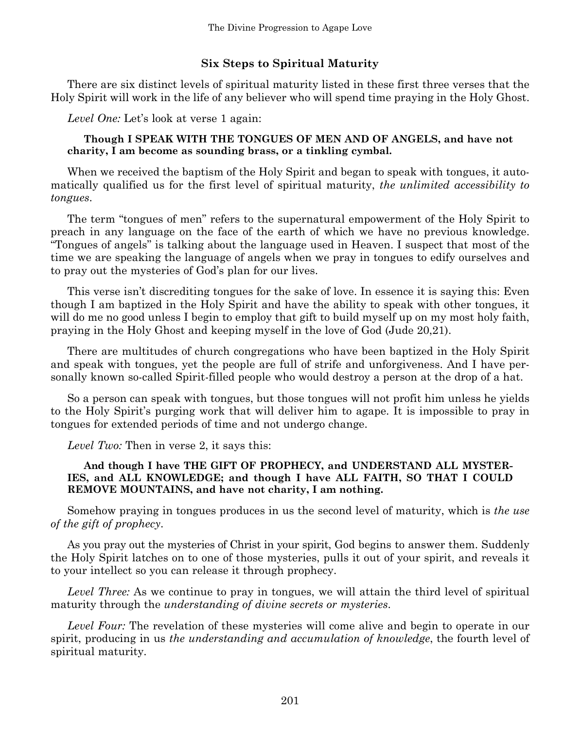### Six Steps to Spiritual Maturity

There are six distinct levels of spiritual maturity listed in these first three verses that the Holy Spirit will work in the life of any believer who will spend time praying in the Holy Ghost.

*Level One:* Let's look at verse 1 again:

> **Though I SPEAK WITH THE TONGUES OF MEN AND OF ANGELS, and have not charity, I am become as sounding brass, or a tinkling cymbal.**

When we received the baptism of the Holy Spirit and began to speak with tongues, it automatically qualified us for the first level of spiritual maturity, *the unlimited accessibility to tongues*.

The term "tongues of men" refers to the supernatural empowerment of the Holy Spirit to preach in any language on the face of the earth of which we have no previous knowledge. "Tongues of angels" is talking about the language used in Heaven. I suspect that most of the time we are speaking the language of angels when we pray in tongues to edify ourselves and to pray out the mysteries of God's plan for our lives.

This verse isn't discrediting tongues for the sake of love. In essence it is saying this: Even though I am baptized in the Holy Spirit and have the ability to speak with other tongues, it will do me no good unless I begin to employ that gift to build myself up on my most holy faith, praying in the Holy Ghost and keeping myself in the love of God (Jude 20,21).

There are multitudes of church congregations who have been baptized in the Holy Spirit and speak with tongues, yet the people are full of strife and unforgiveness. And I have personally known so-called Spirit-filled people who would destroy a person at the drop of a hat.

So a person can speak with tongues, but those tongues will not profit him unless he yields to the Holy Spirit's purging work that will deliver him to agape. It is impossible to pray in tongues for extended periods of time and not undergo change.

*Level Two:* Then in verse 2, it says this:

> **And though I have THE GIFT OF PROPHECY, and UNDERSTAND ALL MYSTERIES, and ALL KNOWLEDGE; and though I have ALL FAITH, SO THAT I COULD REMOVE MOUNTAINS, and have not charity, I am nothing.**

Somehow praying in tongues produces in us the second level of maturity, which is *the use of the gift of prophecy*.

As you pray out the mysteries of Christ in your spirit, God begins to answer them. Suddenly the Holy Spirit latches on to one of those mysteries, pulls it out of your spirit, and reveals it to your intellect so you can release it through prophecy.

*Level Three:* As we continue to pray in tongues, we will attain the third level of spiritual maturity through the *understanding of divine secrets or mysteries*.

*Level Four:* The revelation of these mysteries will come alive and begin to operate in our spirit, producing in us *the understanding and accumulation of knowledge*, the fourth level of spiritual maturity.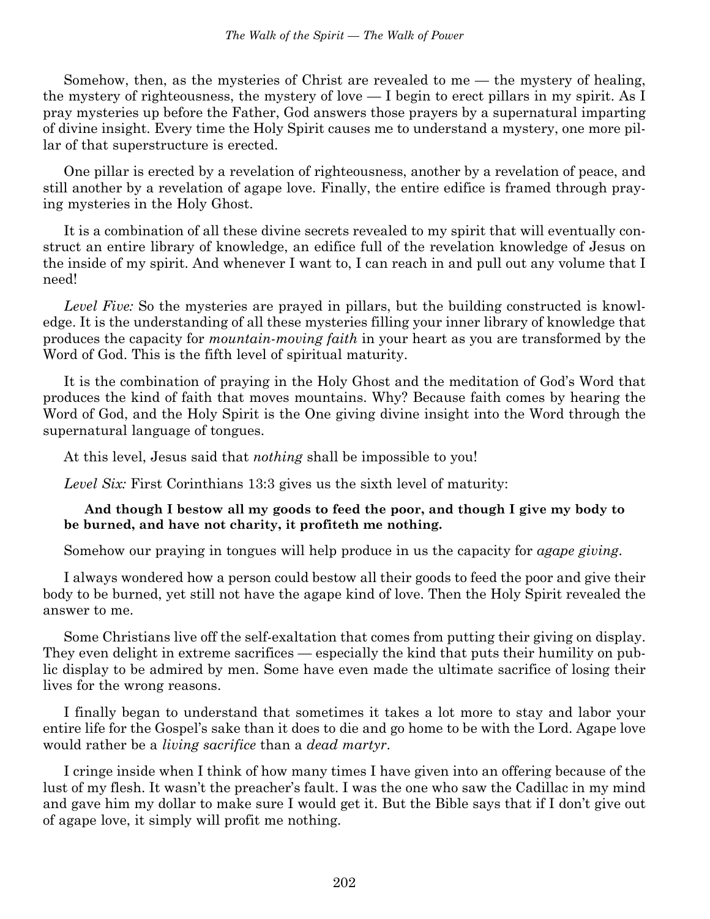Somehow, then, as the mysteries of Christ are revealed to me — the mystery of healing, the mystery of righteousness, the mystery of love — I begin to erect pillars in my spirit. As I pray mysteries up before the Father, God answers those prayers by a supernatural imparting of divine insight. Every time the Holy Spirit causes me to understand a mystery, one more pillar of that superstructure is erected.

One pillar is erected by a revelation of righteousness, another by a revelation of peace, and still another by a revelation of agape love. Finally, the entire edifice is framed through praying mysteries in the Holy Ghost.

It is a combination of all these divine secrets revealed to my spirit that will eventually construct an entire library of knowledge, an edifice full of the revelation knowledge of Jesus on the inside of my spirit. And whenever I want to, I can reach in and pull out any volume that I need!

*Level Five:* So the mysteries are prayed in pillars, but the building constructed is knowledge. It is the understanding of all these mysteries filling your inner library of knowledge that produces the capacity for *mountain-moving faith* in your heart as you are transformed by the Word of God. This is the fifth level of spiritual maturity.

It is the combination of praying in the Holy Ghost and the meditation of God's Word that produces the kind of faith that moves mountains. Why? Because faith comes by hearing the Word of God, and the Holy Spirit is the One giving divine insight into the Word through the supernatural language of tongues.

At this level, Jesus said that *nothing* shall be impossible to you!

*Level Six:* First Corinthians 13:3 gives us the sixth level of maturity:

> **And though I bestow all my goods to feed the poor, and though I give my body to be burned, and have not charity, it profiteth me nothing.**

Somehow our praying in tongues will help produce in us the capacity for *agape giving*.

I always wondered how a person could bestow all their goods to feed the poor and give their body to be burned, yet still not have the agape kind of love. Then the Holy Spirit revealed the answer to me.

Some Christians live off the self-exaltation that comes from putting their giving on display. They even delight in extreme sacrifices — especially the kind that puts their humility on public display to be admired by men. Some have even made the ultimate sacrifice of losing their lives for the wrong reasons.

I finally began to understand that sometimes it takes a lot more to stay and labor your entire life for the Gospel's sake than it does to die and go home to be with the Lord. Agape love would rather be a *living sacrifice* than a *dead martyr*.

I cringe inside when I think of how many times I have given into an offering because of the lust of my flesh. It wasn't the preacher's fault. I was the one who saw the Cadillac in my mind and gave him my dollar to make sure I would get it. But the Bible says that if I don't give out of agape love, it simply will profit me nothing.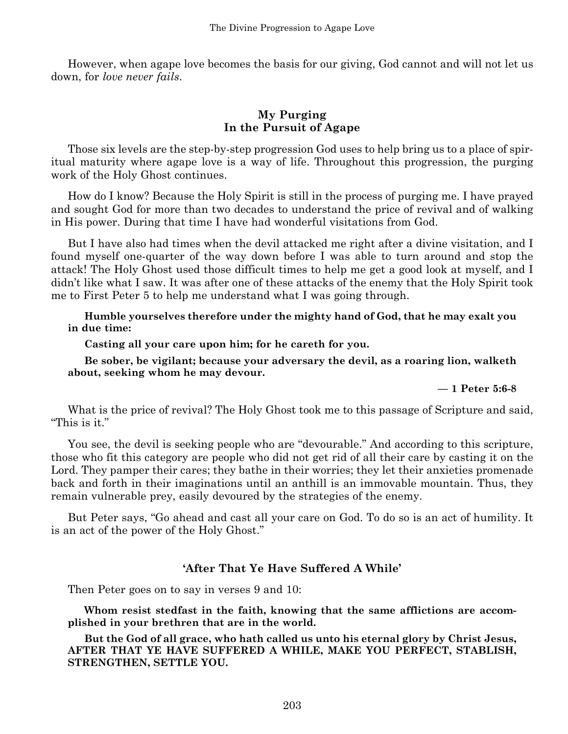However, when agape love becomes the basis for our giving, God cannot and will not let us down, for *love never fails*.

### My Purging In the Pursuit of Agape

Those six levels are the step-by-step progression God uses to help bring us to a place of spiritual maturity where agape love is a way of life. Throughout this progression, the purging work of the Holy Ghost continues.

How do I know? Because the Holy Spirit is still in the process of purging me. I have prayed and sought God for more than two decades to understand the price of revival and of walking in His power. During that time I have had wonderful visitations from God.

But I have also had times when the devil attacked me right after a divine visitation, and I found myself one-quarter of the way down before I was able to turn around and stop the attack! The Holy Ghost used those difficult times to help me get a good look at myself, and I didn't like what I saw. It was after one of these attacks of the enemy that the Holy Spirit took me to First Peter 5 to help me understand what I was going through.

> **Humble yourselves therefore under the mighty hand of God, that he may exalt you in due time:**
>
> **Casting all your care upon him; for he careth for you.**
>
> **Be sober, be vigilant; because your adversary the devil, as a roaring lion, walketh about, seeking whom he may devour.**
>
> **— 1 Peter 5:6-8**

What is the price of revival? The Holy Ghost took me to this passage of Scripture and said, "This is it."

You see, the devil is seeking people who are "devourable." And according to this scripture, those who fit this category are people who did not get rid of all their care by casting it on the Lord. They pamper their cares; they bathe in their worries; they let their anxieties promenade back and forth in their imaginations until an anthill is an immovable mountain. Thus, they remain vulnerable prey, easily devoured by the strategies of the enemy.

But Peter says, "Go ahead and cast all your care on God. To do so is an act of humility. It is an act of the power of the Holy Ghost."

### 'After That Ye Have Suffered A While'

Then Peter goes on to say in verses 9 and 10:

> **Whom resist stedfast in the faith, knowing that the same afflictions are accomplished in your brethren that are in the world.**
>
> **But the God of all grace, who hath called us unto his eternal glory by Christ Jesus, AFTER THAT YE HAVE SUFFERED A WHILE, MAKE YOU PERFECT, STABLISH, STRENGTHEN, SETTLE YOU.**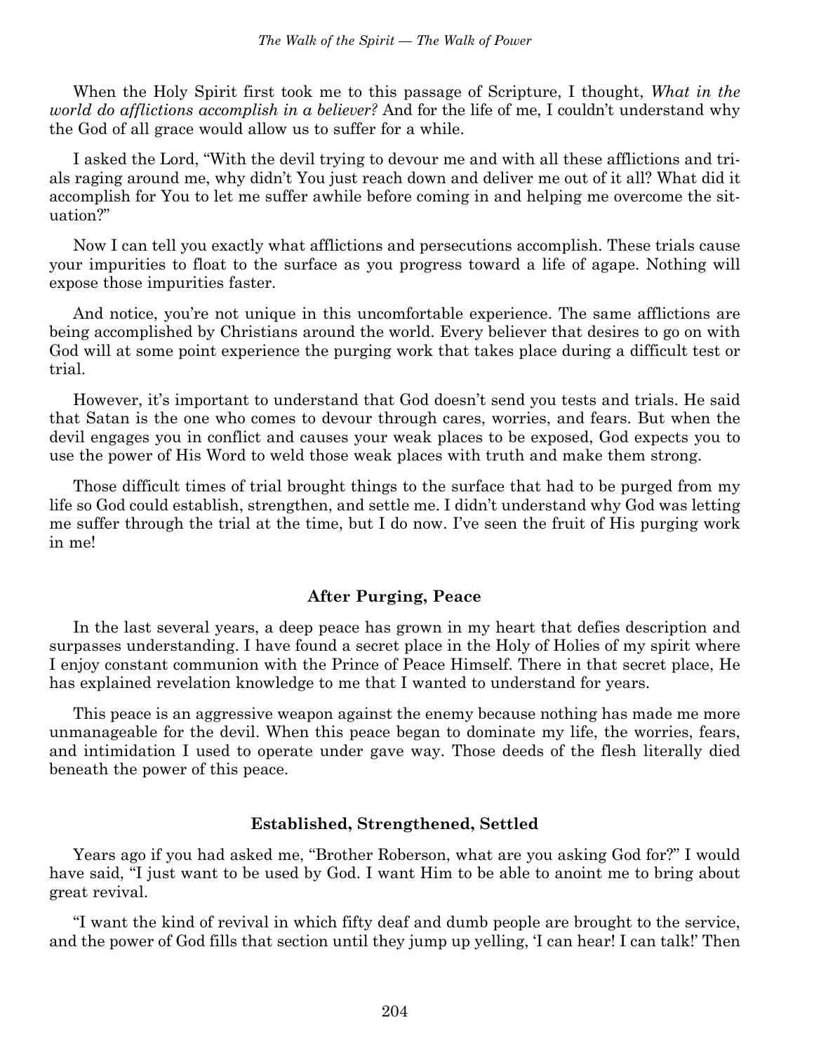When the Holy Spirit first took me to this passage of Scripture, I thought, *What in the world do afflictions accomplish in a believer?* And for the life of me, I couldn't understand why the God of all grace would allow us to suffer for a while.

I asked the Lord, "With the devil trying to devour me and with all these afflictions and trials raging around me, why didn't You just reach down and deliver me out of it all? What did it accomplish for You to let me suffer awhile before coming in and helping me overcome the situation?"

Now I can tell you exactly what afflictions and persecutions accomplish. These trials cause your impurities to float to the surface as you progress toward a life of agape. Nothing will expose those impurities faster.

And notice, you're not unique in this uncomfortable experience. The same afflictions are being accomplished by Christians around the world. Every believer that desires to go on with God will at some point experience the purging work that takes place during a difficult test or trial.

However, it's important to understand that God doesn't send you tests and trials. He said that Satan is the one who comes to devour through cares, worries, and fears. But when the devil engages you in conflict and causes your weak places to be exposed, God expects you to use the power of His Word to weld those weak places with truth and make them strong.

Those difficult times of trial brought things to the surface that had to be purged from my life so God could establish, strengthen, and settle me. I didn't understand why God was letting me suffer through the trial at the time, but I do now. I've seen the fruit of His purging work in me!

### After Purging, Peace

In the last several years, a deep peace has grown in my heart that defies description and surpasses understanding. I have found a secret place in the Holy of Holies of my spirit where I enjoy constant communion with the Prince of Peace Himself. There in that secret place, He has explained revelation knowledge to me that I wanted to understand for years.

This peace is an aggressive weapon against the enemy because nothing has made me more unmanageable for the devil. When this peace began to dominate my life, the worries, fears, and intimidation I used to operate under gave way. Those deeds of the flesh literally died beneath the power of this peace.

### Established, Strengthened, Settled

Years ago if you had asked me, "Brother Roberson, what are you asking God for?" I would have said, "I just want to be used by God. I want Him to be able to anoint me to bring about great revival.

"I want the kind of revival in which fifty deaf and dumb people are brought to the service, and the power of God fills that section until they jump up yelling, 'I can hear! I can talk!' Then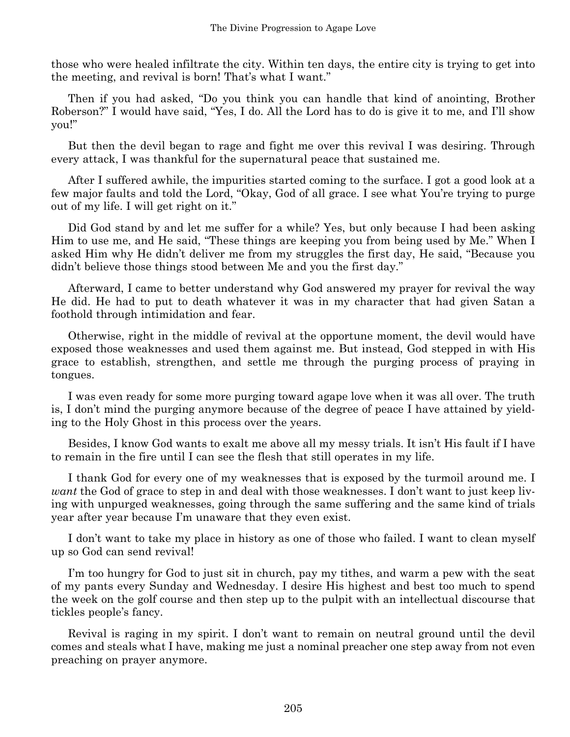those who were healed infiltrate the city. Within ten days, the entire city is trying to get into the meeting, and revival is born! That's what I want."

Then if you had asked, "Do you think you can handle that kind of anointing, Brother Roberson?" I would have said, "Yes, I do. All the Lord has to do is give it to me, and I'll show you!"

But then the devil began to rage and fight me over this revival I was desiring. Through every attack, I was thankful for the supernatural peace that sustained me.

After I suffered awhile, the impurities started coming to the surface. I got a good look at a few major faults and told the Lord, "Okay, God of all grace. I see what You're trying to purge out of my life. I will get right on it."

Did God stand by and let me suffer for a while? Yes, but only because I had been asking Him to use me, and He said, "These things are keeping you from being used by Me." When I asked Him why He didn't deliver me from my struggles the first day, He said, "Because you didn't believe those things stood between Me and you the first day."

Afterward, I came to better understand why God answered my prayer for revival the way He did. He had to put to death whatever it was in my character that had given Satan a foothold through intimidation and fear.

Otherwise, right in the middle of revival at the opportune moment, the devil would have exposed those weaknesses and used them against me. But instead, God stepped in with His grace to establish, strengthen, and settle me through the purging process of praying in tongues.

I was even ready for some more purging toward agape love when it was all over. The truth is, I don't mind the purging anymore because of the degree of peace I have attained by yielding to the Holy Ghost in this process over the years.

Besides, I know God wants to exalt me above all my messy trials. It isn't His fault if I have to remain in the fire until I can see the flesh that still operates in my life.

I thank God for every one of my weaknesses that is exposed by the turmoil around me. I *want* the God of grace to step in and deal with those weaknesses. I don't want to just keep living with unpurged weaknesses, going through the same suffering and the same kind of trials year after year because I'm unaware that they even exist.

I don't want to take my place in history as one of those who failed. I want to clean myself up so God can send revival!

I'm too hungry for God to just sit in church, pay my tithes, and warm a pew with the seat of my pants every Sunday and Wednesday. I desire His highest and best too much to spend the week on the golf course and then step up to the pulpit with an intellectual discourse that tickles people's fancy.

Revival is raging in my spirit. I don't want to remain on neutral ground until the devil comes and steals what I have, making me just a nominal preacher one step away from not even preaching on prayer anymore.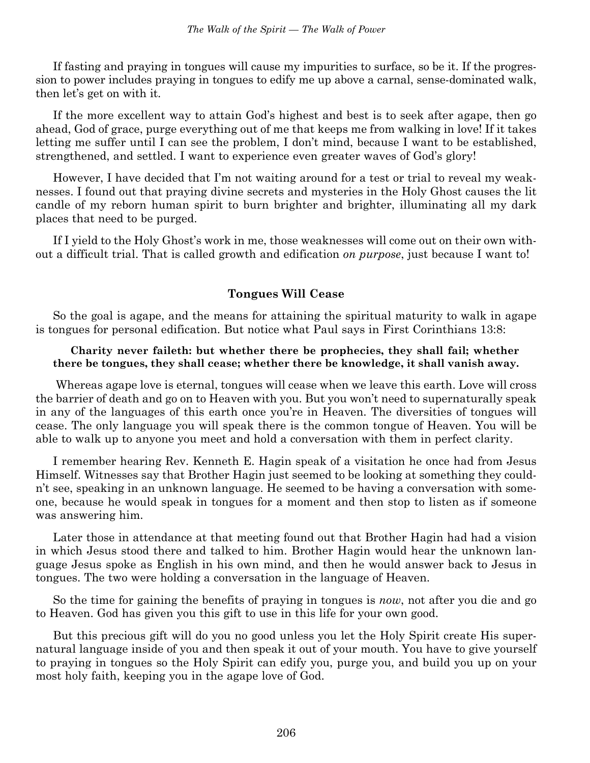If fasting and praying in tongues will cause my impurities to surface, so be it. If the progression to power includes praying in tongues to edify me up above a carnal, sense-dominated walk, then let's get on with it.

If the more excellent way to attain God's highest and best is to seek after agape, then go ahead, God of grace, purge everything out of me that keeps me from walking in love! If it takes letting me suffer until I can see the problem, I don't mind, because I want to be established, strengthened, and settled. I want to experience even greater waves of God's glory!

However, I have decided that I'm not waiting around for a test or trial to reveal my weaknesses. I found out that praying divine secrets and mysteries in the Holy Ghost causes the lit candle of my reborn human spirit to burn brighter and brighter, illuminating all my dark places that need to be purged.

If I yield to the Holy Ghost's work in me, those weaknesses will come out on their own without a difficult trial. That is called growth and edification *on purpose*, just because I want to!

### Tongues Will Cease

So the goal is agape, and the means for attaining the spiritual maturity to walk in agape is tongues for personal edification. But notice what Paul says in First Corinthians 13:8:

> **Charity never faileth: but whether there be prophecies, they shall fail; whether there be tongues, they shall cease; whether there be knowledge, it shall vanish away.**

Whereas agape love is eternal, tongues will cease when we leave this earth. Love will cross the barrier of death and go on to Heaven with you. But you won't need to supernaturally speak in any of the languages of this earth once you're in Heaven. The diversities of tongues will cease. The only language you will speak there is the common tongue of Heaven. You will be able to walk up to anyone you meet and hold a conversation with them in perfect clarity.

I remember hearing Rev. Kenneth E. Hagin speak of a visitation he once had from Jesus Himself. Witnesses say that Brother Hagin just seemed to be looking at something they couldn't see, speaking in an unknown language. He seemed to be having a conversation with someone, because he would speak in tongues for a moment and then stop to listen as if someone was answering him.

Later those in attendance at that meeting found out that Brother Hagin had had a vision in which Jesus stood there and talked to him. Brother Hagin would hear the unknown language Jesus spoke as English in his own mind, and then he would answer back to Jesus in tongues. The two were holding a conversation in the language of Heaven.

So the time for gaining the benefits of praying in tongues is *now*, not after you die and go to Heaven. God has given you this gift to use in this life for your own good.

But this precious gift will do you no good unless you let the Holy Spirit create His supernatural language inside of you and then speak it out of your mouth. You have to give yourself to praying in tongues so the Holy Spirit can edify you, purge you, and build you up on your most holy faith, keeping you in the agape love of God.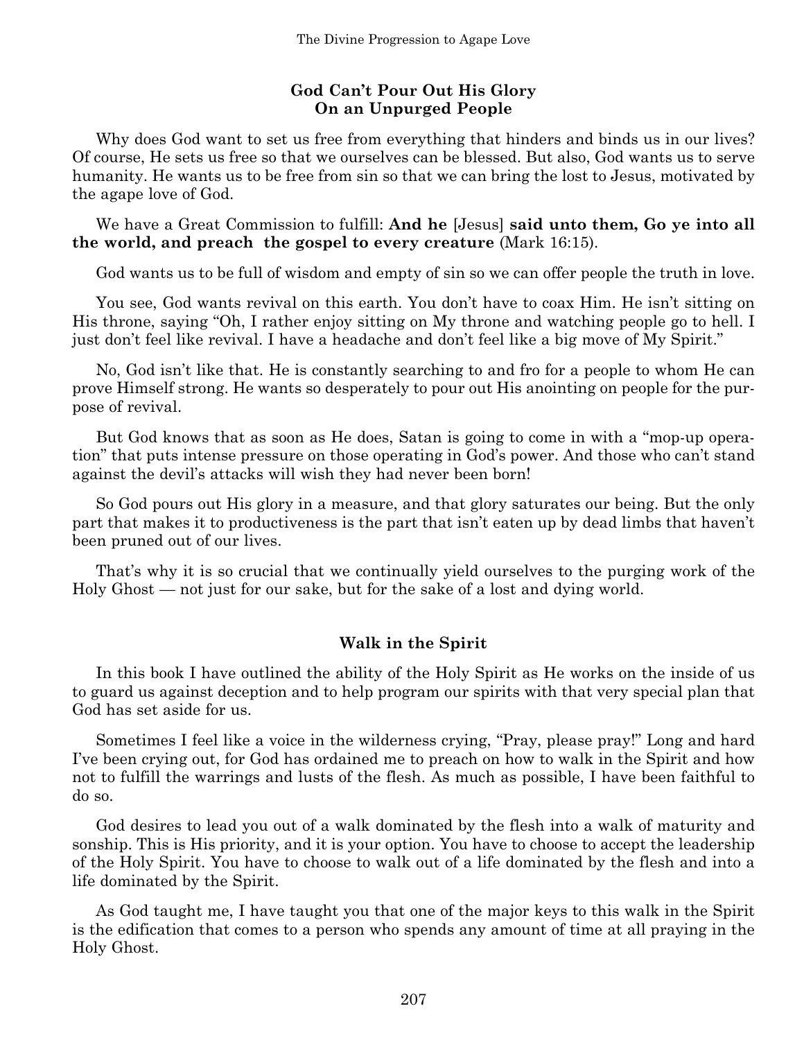## God Can't Pour Out His Glory On an Unpurged People

Why does God want to set us free from everything that hinders and binds us in our lives? Of course, He sets us free so that we ourselves can be blessed. But also, God wants us to serve humanity. He wants us to be free from sin so that we can bring the lost to Jesus, motivated by the agape love of God.

We have a Great Commission to fulfill: **And he** [Jesus] **said unto them, Go ye into all the world, and preach the gospel to every creature** (Mark 16:15).

God wants us to be full of wisdom and empty of sin so we can offer people the truth in love.

You see, God wants revival on this earth. You don't have to coax Him. He isn't sitting on His throne, saying "Oh, I rather enjoy sitting on My throne and watching people go to hell. I just don't feel like revival. I have a headache and don't feel like a big move of My Spirit."

No, God isn't like that. He is constantly searching to and fro for a people to whom He can prove Himself strong. He wants so desperately to pour out His anointing on people for the purpose of revival.

But God knows that as soon as He does, Satan is going to come in with a "mop-up operation" that puts intense pressure on those operating in God's power. And those who can't stand against the devil's attacks will wish they had never been born!

So God pours out His glory in a measure, and that glory saturates our being. But the only part that makes it to productiveness is the part that isn't eaten up by dead limbs that haven't been pruned out of our lives.

That's why it is so crucial that we continually yield ourselves to the purging work of the Holy Ghost — not just for our sake, but for the sake of a lost and dying world.

## Walk in the Spirit

In this book I have outlined the ability of the Holy Spirit as He works on the inside of us to guard us against deception and to help program our spirits with that very special plan that God has set aside for us.

Sometimes I feel like a voice in the wilderness crying, "Pray, please pray!" Long and hard I've been crying out, for God has ordained me to preach on how to walk in the Spirit and how not to fulfill the warrings and lusts of the flesh. As much as possible, I have been faithful to do so.

God desires to lead you out of a walk dominated by the flesh into a walk of maturity and sonship. This is His priority, and it is your option. You have to choose to accept the leadership of the Holy Spirit. You have to choose to walk out of a life dominated by the flesh and into a life dominated by the Spirit.

As God taught me, I have taught you that one of the major keys to this walk in the Spirit is the edification that comes to a person who spends any amount of time at all praying in the Holy Ghost.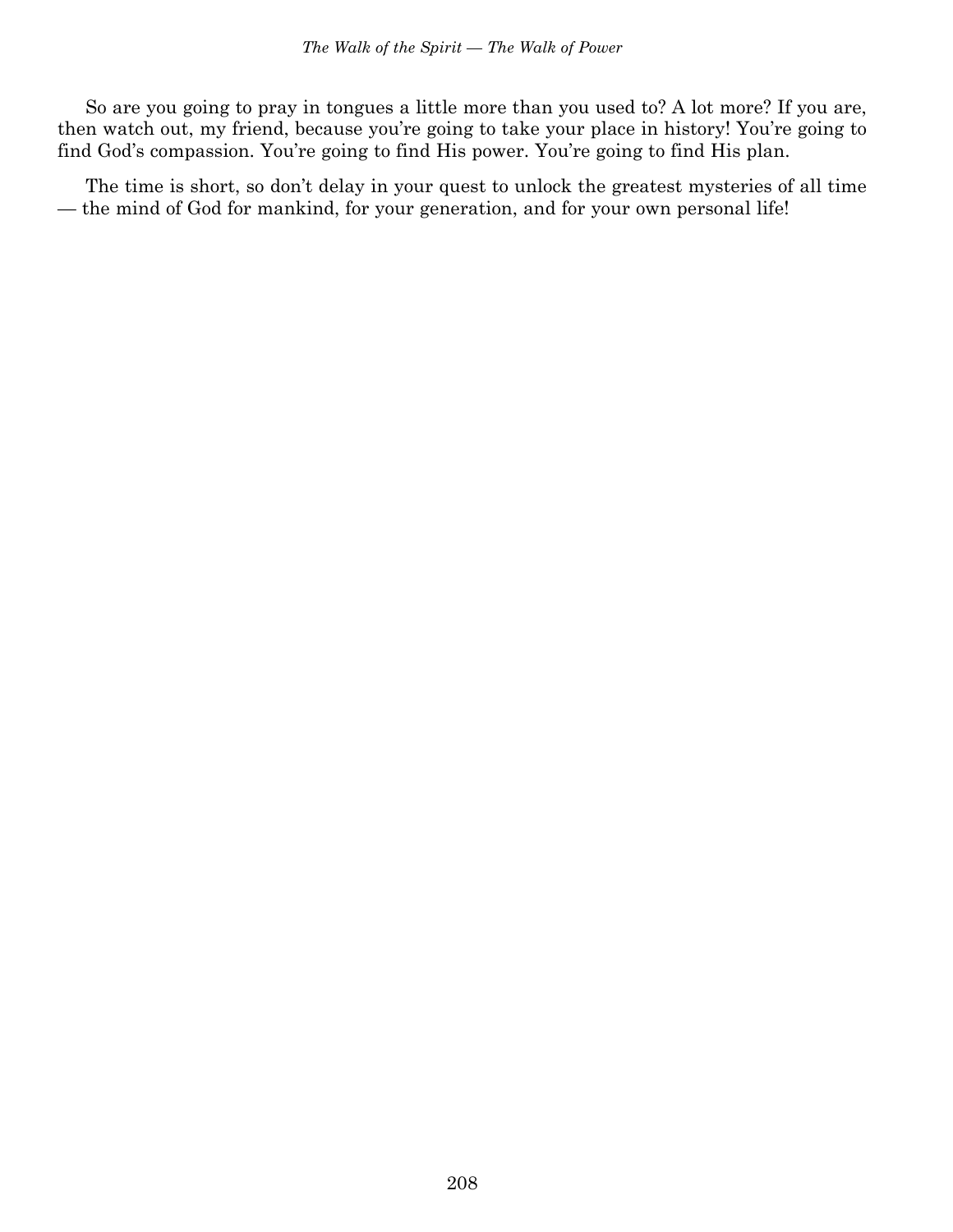So are you going to pray in tongues a little more than you used to? A lot more? If you are, then watch out, my friend, because you're going to take your place in history! You're going to find God's compassion. You're going to find His power. You're going to find His plan.

The time is short, so don't delay in your quest to unlock the greatest mysteries of all time — the mind of God for mankind, for your generation, and for your own personal life!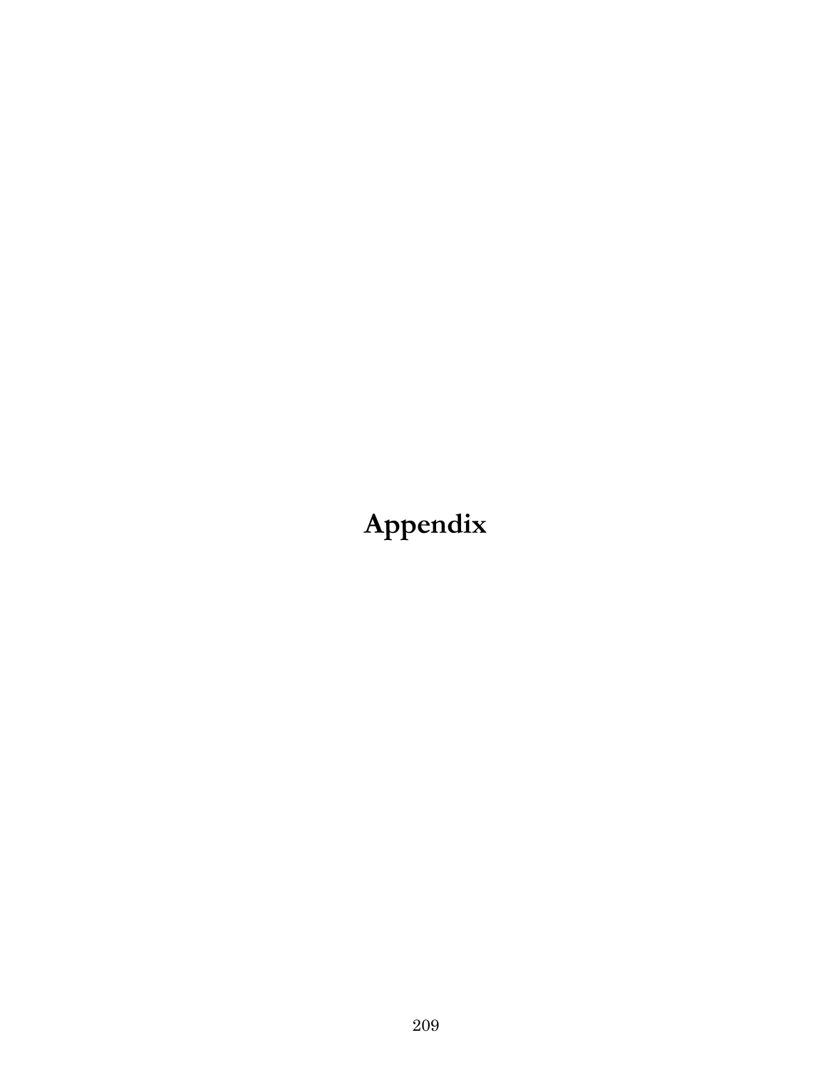# Appendix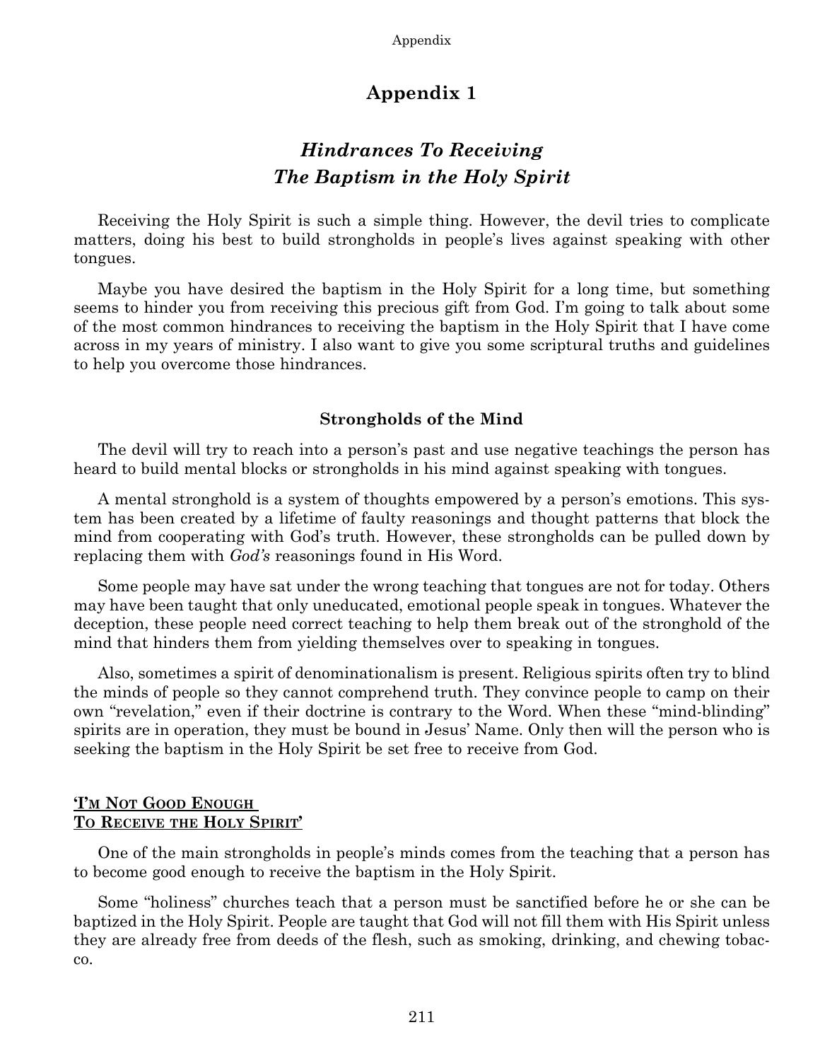# Appendix 1

## *Hindrances To Receiving The Baptism in the Holy Spirit*

Receiving the Holy Spirit is such a simple thing. However, the devil tries to complicate matters, doing his best to build strongholds in people's lives against speaking with other tongues.

Maybe you have desired the baptism in the Holy Spirit for a long time, but something seems to hinder you from receiving this precious gift from God. I'm going to talk about some of the most common hindrances to receiving the baptism in the Holy Spirit that I have come across in my years of ministry. I also want to give you some scriptural truths and guidelines to help you overcome those hindrances.

### Strongholds of the Mind

The devil will try to reach into a person's past and use negative teachings the person has heard to build mental blocks or strongholds in his mind against speaking with tongues.

A mental stronghold is a system of thoughts empowered by a person's emotions. This system has been created by a lifetime of faulty reasonings and thought patterns that block the mind from cooperating with God's truth. However, these strongholds can be pulled down by replacing them with *God's* reasonings found in His Word.

Some people may have sat under the wrong teaching that tongues are not for today. Others may have been taught that only uneducated, emotional people speak in tongues. Whatever the deception, these people need correct teaching to help them break out of the stronghold of the mind that hinders them from yielding themselves over to speaking in tongues.

Also, sometimes a spirit of denominationalism is present. Religious spirits often try to blind the minds of people so they cannot comprehend truth. They convince people to camp on their own "revelation," even if their doctrine is contrary to the Word. When these "mind-blinding" spirits are in operation, they must be bound in Jesus' Name. Only then will the person who is seeking the baptism in the Holy Spirit be set free to receive from God.

#### 'I'M NOT GOOD ENOUGH TO RECEIVE THE HOLY SPIRIT'

One of the main strongholds in people's minds comes from the teaching that a person has to become good enough to receive the baptism in the Holy Spirit.

Some "holiness" churches teach that a person must be sanctified before he or she can be baptized in the Holy Spirit. People are taught that God will not fill them with His Spirit unless they are already free from deeds of the flesh, such as smoking, drinking, and chewing tobacco.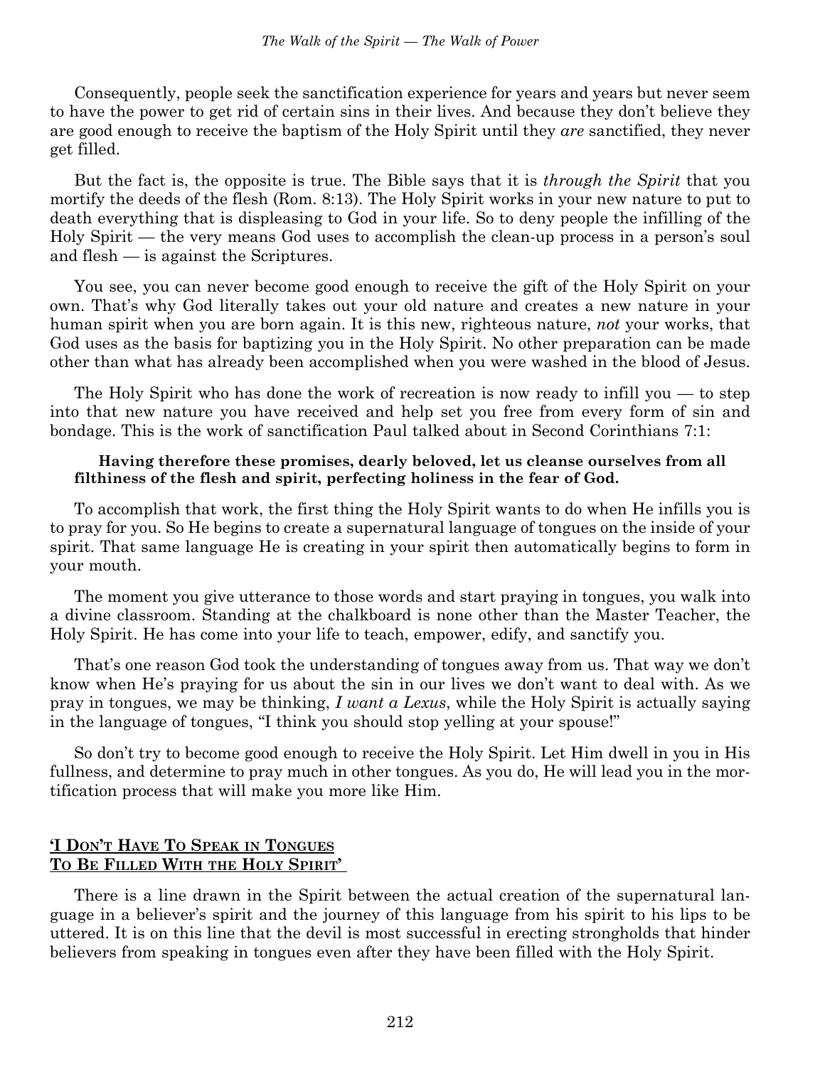Consequently, people seek the sanctification experience for years and years but never seem to have the power to get rid of certain sins in their lives. And because they don't believe they are good enough to receive the baptism of the Holy Spirit until they *are* sanctified, they never get filled.

But the fact is, the opposite is true. The Bible says that it is *through the Spirit* that you mortify the deeds of the flesh (Rom. 8:13). The Holy Spirit works in your new nature to put to death everything that is displeasing to God in your life. So to deny people the infilling of the Holy Spirit — the very means God uses to accomplish the clean-up process in a person's soul and flesh — is against the Scriptures.

You see, you can never become good enough to receive the gift of the Holy Spirit on your own. That's why God literally takes out your old nature and creates a new nature in your human spirit when you are born again. It is this new, righteous nature, *not* your works, that God uses as the basis for baptizing you in the Holy Spirit. No other preparation can be made other than what has already been accomplished when you were washed in the blood of Jesus.

The Holy Spirit who has done the work of recreation is now ready to infill you — to step into that new nature you have received and help set you free from every form of sin and bondage. This is the work of sanctification Paul talked about in Second Corinthians 7:1:

> **Having therefore these promises, dearly beloved, let us cleanse ourselves from all filthiness of the flesh and spirit, perfecting holiness in the fear of God.**

To accomplish that work, the first thing the Holy Spirit wants to do when He infills you is to pray for you. So He begins to create a supernatural language of tongues on the inside of your spirit. That same language He is creating in your spirit then automatically begins to form in your mouth.

The moment you give utterance to those words and start praying in tongues, you walk into a divine classroom. Standing at the chalkboard is none other than the Master Teacher, the Holy Spirit. He has come into your life to teach, empower, edify, and sanctify you.

That's one reason God took the understanding of tongues away from us. That way we don't know when He's praying for us about the sin in our lives we don't want to deal with. As we pray in tongues, we may be thinking, *I want a Lexus*, while the Holy Spirit is actually saying in the language of tongues, "I think you should stop yelling at your spouse!"

So don't try to become good enough to receive the Holy Spirit. Let Him dwell in you in His fullness, and determine to pray much in other tongues. As you do, He will lead you in the mortification process that will make you more like Him.

## 'I Don't Have To Speak in Tongues To Be Filled With the Holy Spirit'

There is a line drawn in the Spirit between the actual creation of the supernatural language in a believer's spirit and the journey of this language from his spirit to his lips to be uttered. It is on this line that the devil is most successful in erecting strongholds that hinder believers from speaking in tongues even after they have been filled with the Holy Spirit.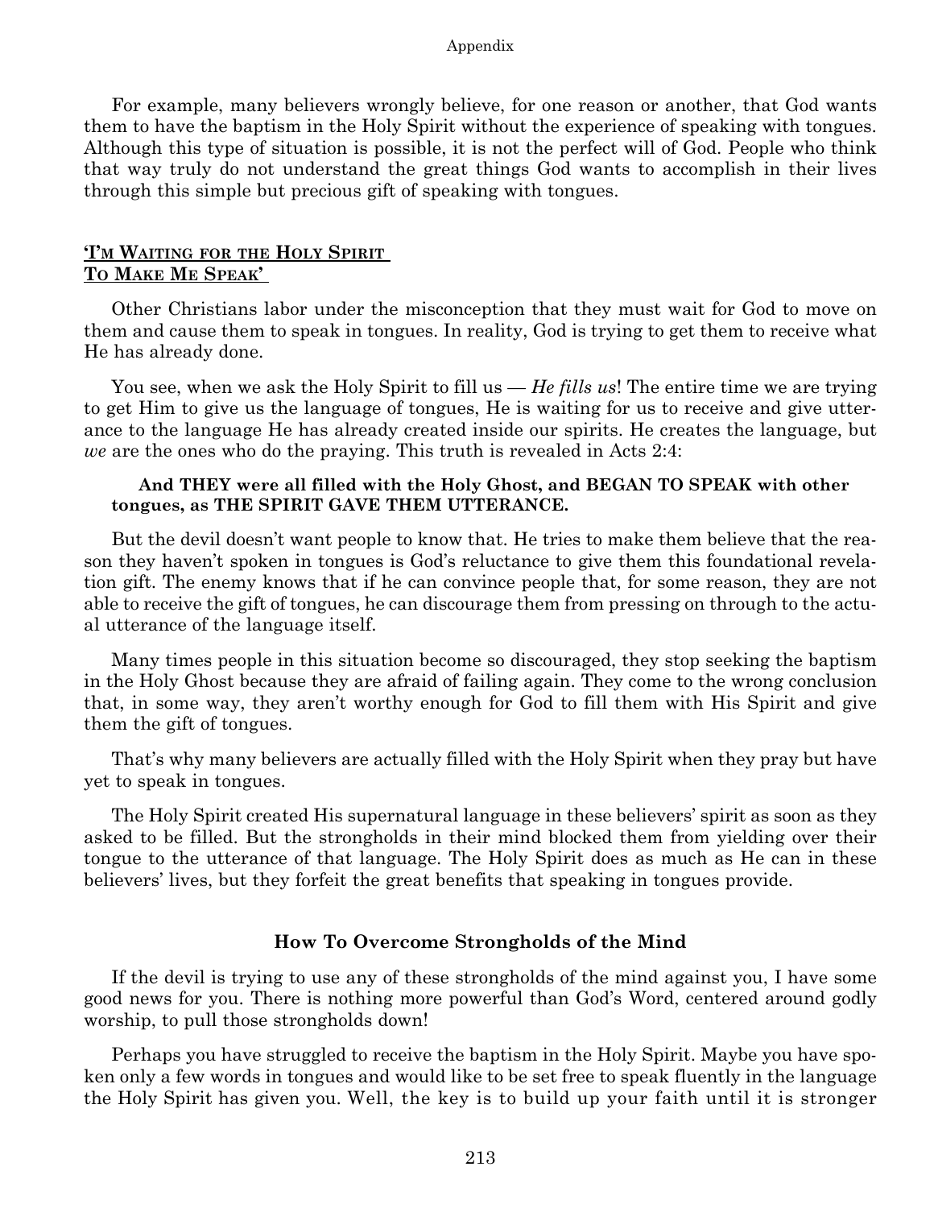For example, many believers wrongly believe, for one reason or another, that God wants them to have the baptism in the Holy Spirit without the experience of speaking with tongues. Although this type of situation is possible, it is not the perfect will of God. People who think that way truly do not understand the great things God wants to accomplish in their lives through this simple but precious gift of speaking with tongues.

### 'I'M WAITING FOR THE HOLY SPIRIT TO MAKE ME SPEAK'

Other Christians labor under the misconception that they must wait for God to move on them and cause them to speak in tongues. In reality, God is trying to get them to receive what He has already done.

You see, when we ask the Holy Spirit to fill us — *He fills us*! The entire time we are trying to get Him to give us the language of tongues, He is waiting for us to receive and give utterance to the language He has already created inside our spirits. He creates the language, but *we* are the ones who do the praying. This truth is revealed in Acts 2:4:

> **And THEY were all filled with the Holy Ghost, and BEGAN TO SPEAK with other tongues, as THE SPIRIT GAVE THEM UTTERANCE.**

But the devil doesn't want people to know that. He tries to make them believe that the reason they haven't spoken in tongues is God's reluctance to give them this foundational revelation gift. The enemy knows that if he can convince people that, for some reason, they are not able to receive the gift of tongues, he can discourage them from pressing on through to the actual utterance of the language itself.

Many times people in this situation become so discouraged, they stop seeking the baptism in the Holy Ghost because they are afraid of failing again. They come to the wrong conclusion that, in some way, they aren't worthy enough for God to fill them with His Spirit and give them the gift of tongues.

That's why many believers are actually filled with the Holy Spirit when they pray but have yet to speak in tongues.

The Holy Spirit created His supernatural language in these believers' spirit as soon as they asked to be filled. But the strongholds in their mind blocked them from yielding over their tongue to the utterance of that language. The Holy Spirit does as much as He can in these believers' lives, but they forfeit the great benefits that speaking in tongues provide.

## How To Overcome Strongholds of the Mind

If the devil is trying to use any of these strongholds of the mind against you, I have some good news for you. There is nothing more powerful than God's Word, centered around godly worship, to pull those strongholds down!

Perhaps you have struggled to receive the baptism in the Holy Spirit. Maybe you have spoken only a few words in tongues and would like to be set free to speak fluently in the language the Holy Spirit has given you. Well, the key is to build up your faith until it is stronger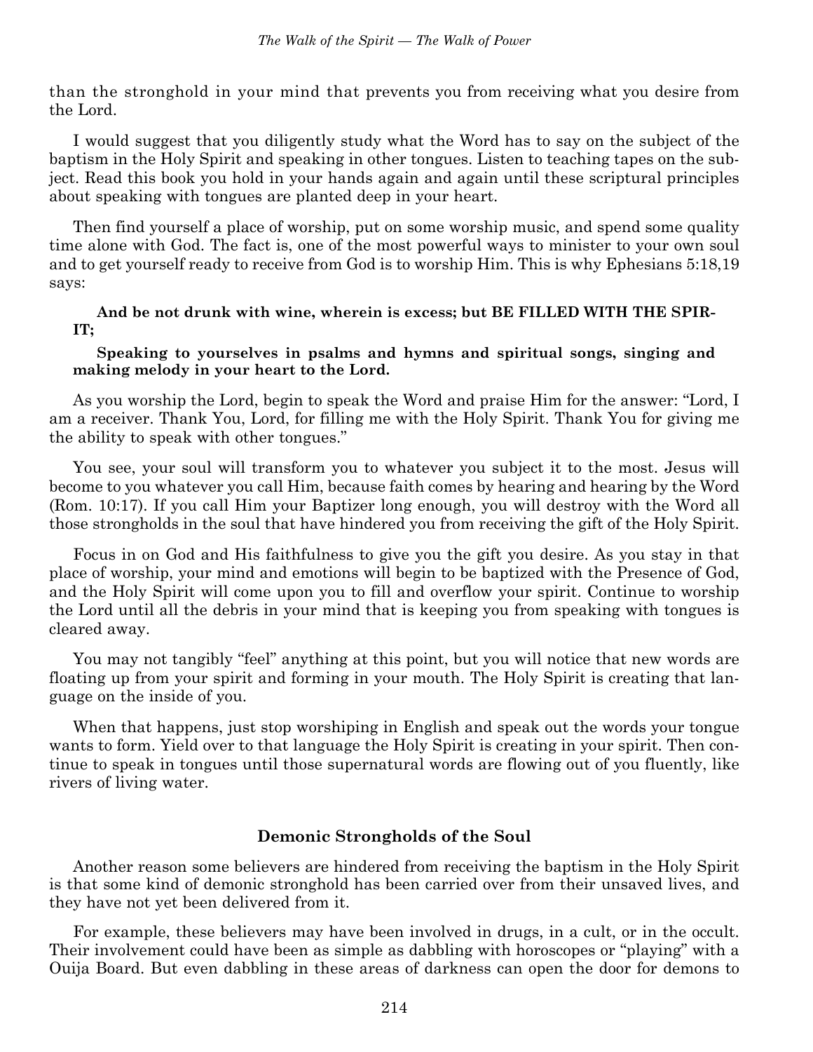than the stronghold in your mind that prevents you from receiving what you desire from the Lord.

I would suggest that you diligently study what the Word has to say on the subject of the baptism in the Holy Spirit and speaking in other tongues. Listen to teaching tapes on the subject. Read this book you hold in your hands again and again until these scriptural principles about speaking with tongues are planted deep in your heart.

Then find yourself a place of worship, put on some worship music, and spend some quality time alone with God. The fact is, one of the most powerful ways to minister to your own soul and to get yourself ready to receive from God is to worship Him. This is why Ephesians 5:18,19 says:

> **And be not drunk with wine, wherein is excess; but BE FILLED WITH THE SPIRIT;**
>
> **Speaking to yourselves in psalms and hymns and spiritual songs, singing and making melody in your heart to the Lord.**

As you worship the Lord, begin to speak the Word and praise Him for the answer: "Lord, I am a receiver. Thank You, Lord, for filling me with the Holy Spirit. Thank You for giving me the ability to speak with other tongues."

You see, your soul will transform you to whatever you subject it to the most. Jesus will become to you whatever you call Him, because faith comes by hearing and hearing by the Word (Rom. 10:17). If you call Him your Baptizer long enough, you will destroy with the Word all those strongholds in the soul that have hindered you from receiving the gift of the Holy Spirit.

Focus in on God and His faithfulness to give you the gift you desire. As you stay in that place of worship, your mind and emotions will begin to be baptized with the Presence of God, and the Holy Spirit will come upon you to fill and overflow your spirit. Continue to worship the Lord until all the debris in your mind that is keeping you from speaking with tongues is cleared away.

You may not tangibly "feel" anything at this point, but you will notice that new words are floating up from your spirit and forming in your mouth. The Holy Spirit is creating that language on the inside of you.

When that happens, just stop worshiping in English and speak out the words your tongue wants to form. Yield over to that language the Holy Spirit is creating in your spirit. Then continue to speak in tongues until those supernatural words are flowing out of you fluently, like rivers of living water.

### Demonic Strongholds of the Soul

Another reason some believers are hindered from receiving the baptism in the Holy Spirit is that some kind of demonic stronghold has been carried over from their unsaved lives, and they have not yet been delivered from it.

For example, these believers may have been involved in drugs, in a cult, or in the occult. Their involvement could have been as simple as dabbling with horoscopes or "playing" with a Ouija Board. But even dabbling in these areas of darkness can open the door for demons to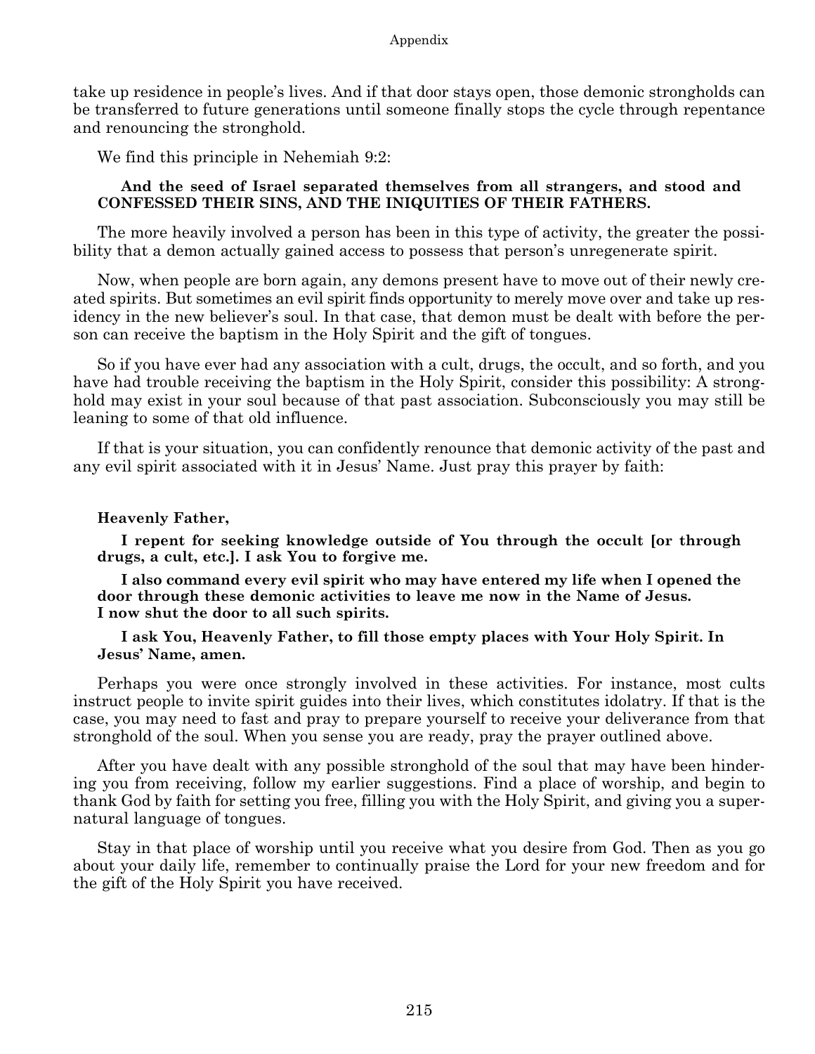take up residence in people's lives. And if that door stays open, those demonic strongholds can be transferred to future generations until someone finally stops the cycle through repentance and renouncing the stronghold.

We find this principle in Nehemiah 9:2:

> **And the seed of Israel separated themselves from all strangers, and stood and CONFESSED THEIR SINS, AND THE INIQUITIES OF THEIR FATHERS.**

The more heavily involved a person has been in this type of activity, the greater the possibility that a demon actually gained access to possess that person's unregenerate spirit.

Now, when people are born again, any demons present have to move out of their newly created spirits. But sometimes an evil spirit finds opportunity to merely move over and take up residency in the new believer's soul. In that case, that demon must be dealt with before the person can receive the baptism in the Holy Spirit and the gift of tongues.

So if you have ever had any association with a cult, drugs, the occult, and so forth, and you have had trouble receiving the baptism in the Holy Spirit, consider this possibility: A stronghold may exist in your soul because of that past association. Subconsciously you may still be leaning to some of that old influence.

If that is your situation, you can confidently renounce that demonic activity of the past and any evil spirit associated with it in Jesus' Name. Just pray this prayer by faith:

**Heavenly Father,**

**I repent for seeking knowledge outside of You through the occult [or through drugs, a cult, etc.]. I ask You to forgive me.**

**I also command every evil spirit who may have entered my life when I opened the door through these demonic activities to leave me now in the Name of Jesus. I now shut the door to all such spirits.**

**I ask You, Heavenly Father, to fill those empty places with Your Holy Spirit. In Jesus' Name, amen.**

Perhaps you were once strongly involved in these activities. For instance, most cults instruct people to invite spirit guides into their lives, which constitutes idolatry. If that is the case, you may need to fast and pray to prepare yourself to receive your deliverance from that stronghold of the soul. When you sense you are ready, pray the prayer outlined above.

After you have dealt with any possible stronghold of the soul that may have been hindering you from receiving, follow my earlier suggestions. Find a place of worship, and begin to thank God by faith for setting you free, filling you with the Holy Spirit, and giving you a supernatural language of tongues.

Stay in that place of worship until you receive what you desire from God. Then as you go about your daily life, remember to continually praise the Lord for your new freedom and for the gift of the Holy Spirit you have received.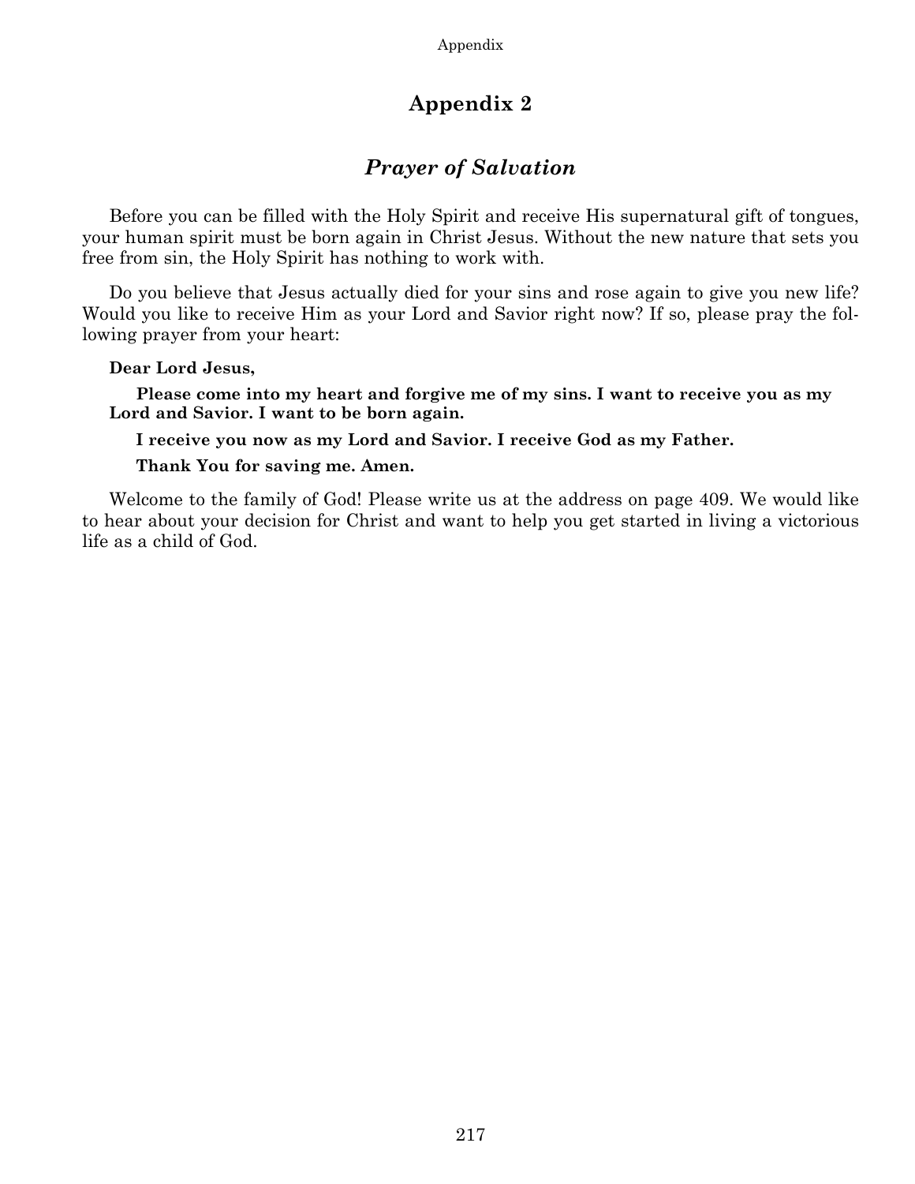# Appendix 2

## *Prayer of Salvation*

Before you can be filled with the Holy Spirit and receive His supernatural gift of tongues, your human spirit must be born again in Christ Jesus. Without the new nature that sets you free from sin, the Holy Spirit has nothing to work with.

Do you believe that Jesus actually died for your sins and rose again to give you new life? Would you like to receive Him as your Lord and Savior right now? If so, please pray the following prayer from your heart:

**Dear Lord Jesus,**

**Please come into my heart and forgive me of my sins. I want to receive you as my Lord and Savior. I want to be born again.**

**I receive you now as my Lord and Savior. I receive God as my Father.**

**Thank You for saving me. Amen.**

Welcome to the family of God! Please write us at the address on page 409. We would like to hear about your decision for Christ and want to help you get started in living a victorious life as a child of God.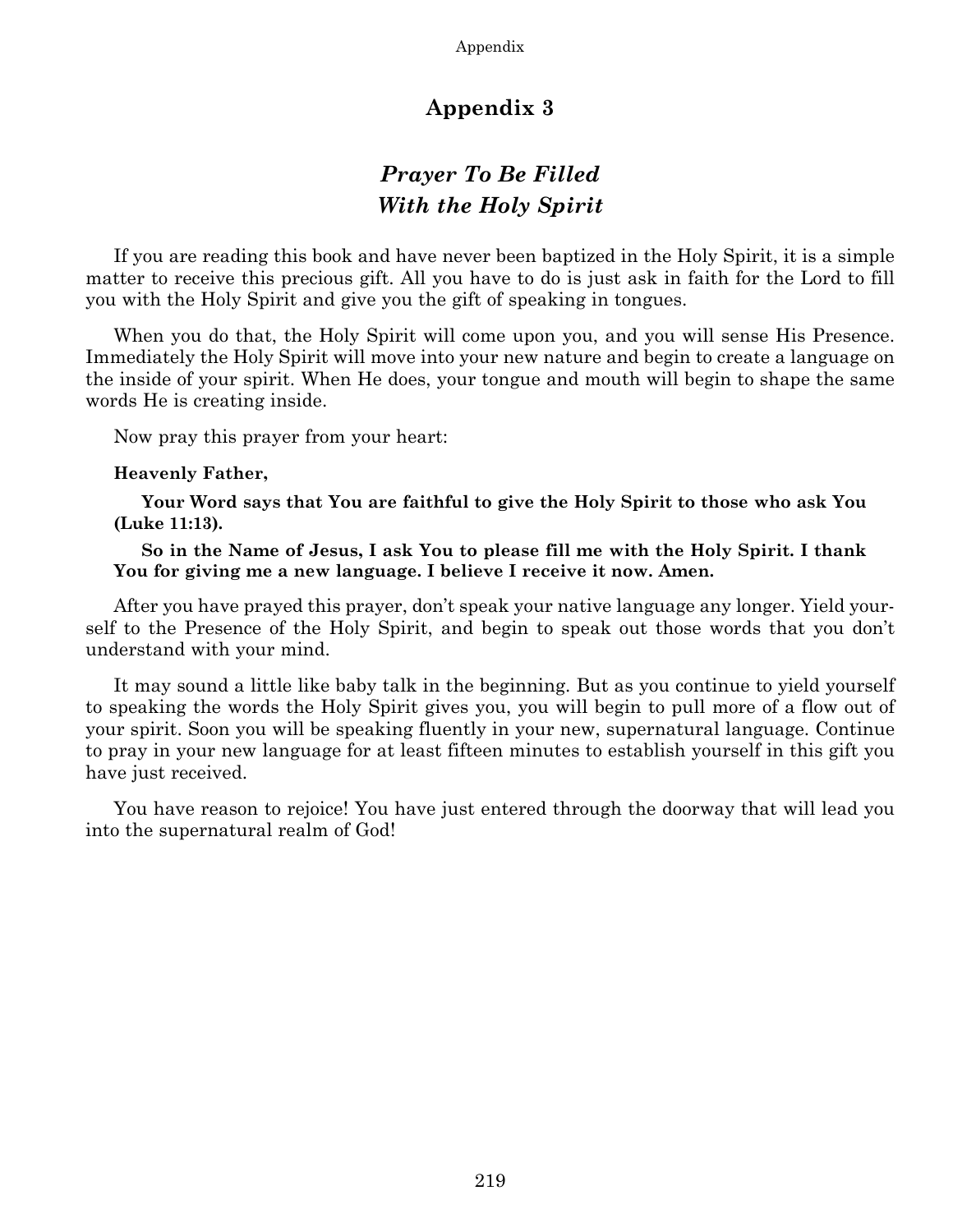# Appendix 3

## *Prayer To Be Filled With the Holy Spirit*

If you are reading this book and have never been baptized in the Holy Spirit, it is a simple matter to receive this precious gift. All you have to do is just ask in faith for the Lord to fill you with the Holy Spirit and give you the gift of speaking in tongues.

When you do that, the Holy Spirit will come upon you, and you will sense His Presence. Immediately the Holy Spirit will move into your new nature and begin to create a language on the inside of your spirit. When He does, your tongue and mouth will begin to shape the same words He is creating inside.

Now pray this prayer from your heart:

**Heavenly Father,**

**Your Word says that You are faithful to give the Holy Spirit to those who ask You (Luke 11:13).**

**So in the Name of Jesus, I ask You to please fill me with the Holy Spirit. I thank You for giving me a new language. I believe I receive it now. Amen.**

After you have prayed this prayer, don't speak your native language any longer. Yield yourself to the Presence of the Holy Spirit, and begin to speak out those words that you don't understand with your mind.

It may sound a little like baby talk in the beginning. But as you continue to yield yourself to speaking the words the Holy Spirit gives you, you will begin to pull more of a flow out of your spirit. Soon you will be speaking fluently in your new, supernatural language. Continue to pray in your new language for at least fifteen minutes to establish yourself in this gift you have just received.

You have reason to rejoice! You have just entered through the doorway that will lead you into the supernatural realm of God!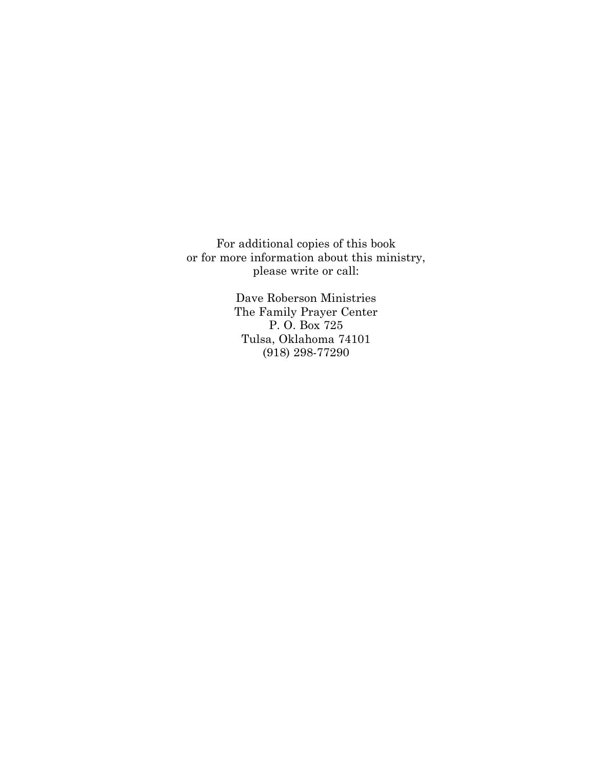For additional copies of this book
or for more information about this ministry,
please write or call:

Dave Roberson Ministries
The Family Prayer Center
P. O. Box 725
Tulsa, Oklahoma 74101
(918) 298-77290